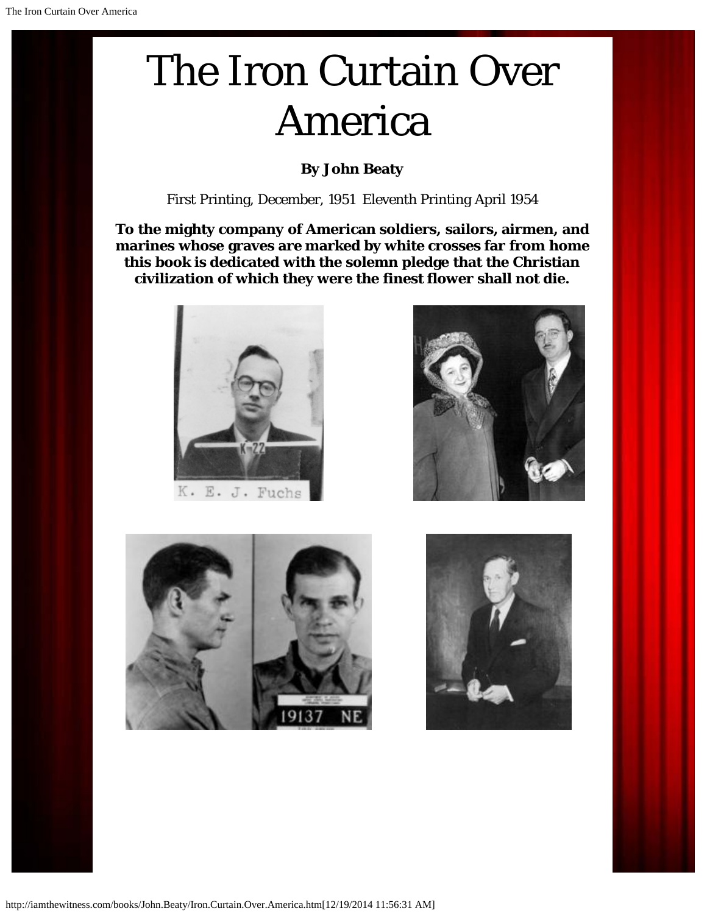# The Iron Curtain Over America

**By John Beaty**

First Printing, December, 1951 Eleventh Printing April 1954

**To the mighty company of American soldiers, sailors, airmen, and marines whose graves are marked by white crosses far from home this book is dedicated with the solemn pledge that the Christian civilization of which they were the finest flower shall not die.**

K. E. J. Fuchs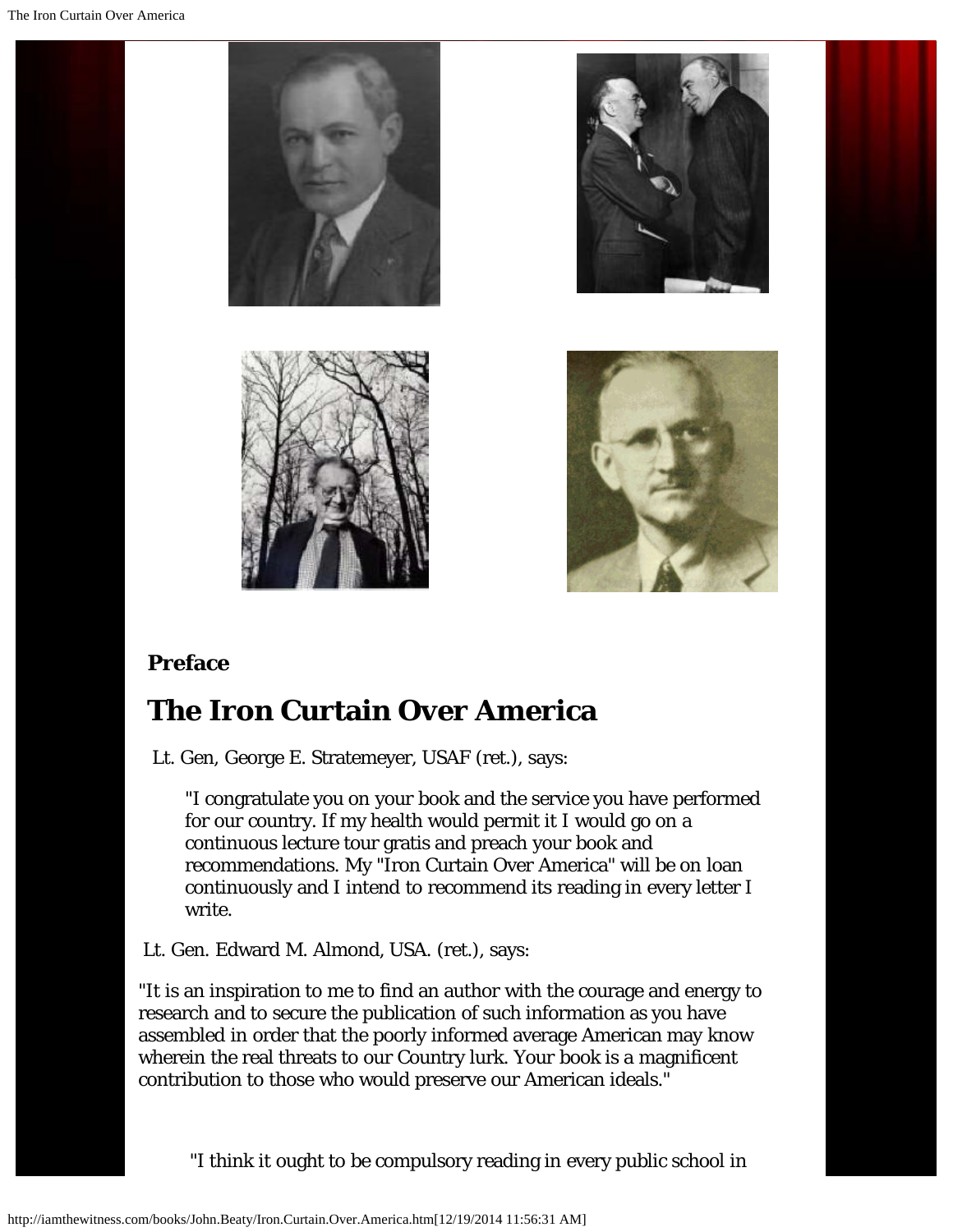**Preface**

# The Iron Curtain Over America

Lt. Gen, George E. Stratemeyer, USAF (ret.), says:

> "I congratulate you on your book and the service you have performed for our country. If my health would permit it I would go on a continuous lecture tour gratis and preach your book and recommendations. My "Iron Curtain Over America" will be on loan continuously and I intend to recommend its reading in every letter I write.

Lt. Gen. Edward M. Almond, USA. (ret.), says:

"It is an inspiration to me to find an author with the courage and energy to research and to secure the publication of such information as you have assembled in order that the poorly informed average American may know wherein the real threats to our Country lurk. Your book is a magnificent contribution to those who would preserve our American ideals."

"I think it ought to be compulsory reading in every public school in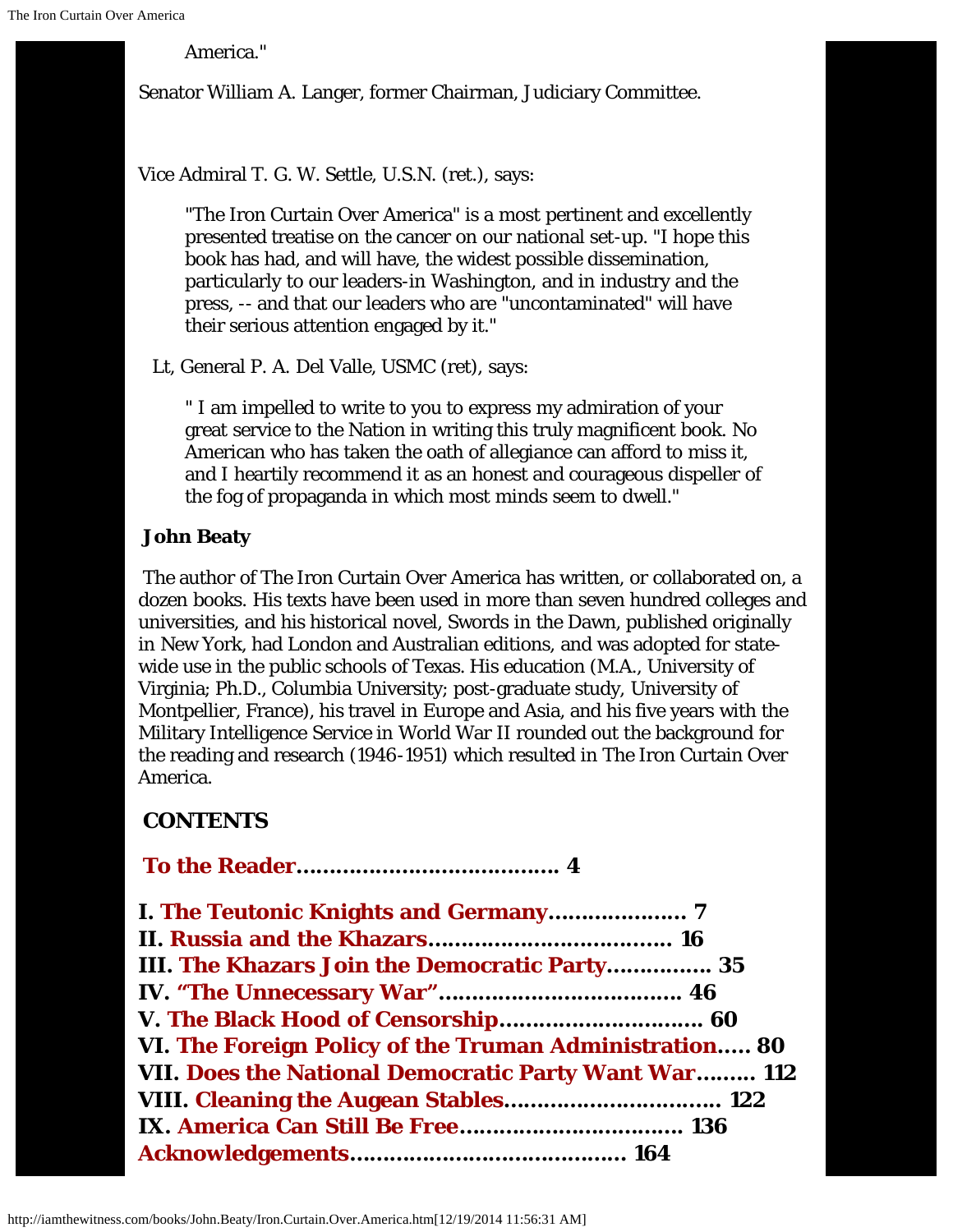America."

Senator William A. Langer, former Chairman, Judiciary Committee.

Vice Admiral T. G. W. Settle, U.S.N. (ret.), says:

> "The Iron Curtain Over America" is a most pertinent and excellently presented treatise on the cancer on our national set-up. "I hope this book has had, and will have, the widest possible dissemination, particularly to our leaders-in Washington, and in industry and the press, -- and that our leaders who are "uncontaminated" will have their serious attention engaged by it."

Lt, General P. A. Del Valle, USMC (ret), says:

> " I am impelled to write to you to express my admiration of your great service to the Nation in writing this truly magnificent book. No American who has taken the oath of allegiance can afford to miss it, and I heartily recommend it as an honest and courageous dispeller of the fog of propaganda in which most minds seem to dwell."

**John Beaty**

The author of The Iron Curtain Over America has written, or collaborated on, a dozen books. His texts have been used in more than seven hundred colleges and universities, and his historical novel, Swords in the Dawn, published originally in New York, had London and Australian editions, and was adopted for state-wide use in the public schools of Texas. His education (M.A., University of Virginia; Ph.D., Columbia University; post-graduate study, University of Montpellier, France), his travel in Europe and Asia, and his five years with the Military Intelligence Service in World War II rounded out the background for the reading and research (1946-1951) which resulted in The Iron Curtain Over America.

## CONTENTS

**To the Reader....................................... 4**

**I. The Teutonic Knights and Germany.................... 7**
**II. Russia and the Khazars.................................... 16**
**III. The Khazars Join the Democratic Party................ 35**
**IV. "The Unnecessary War".................................... 46**
**V. The Black Hood of Censorship.............................. 60**
**VI. The Foreign Policy of the Truman Administration..... 80**
**VII. Does the National Democratic Party Want War......... 112**
**VIII. Cleaning the Augean Stables................................ 122**
**IX. America Can Still Be Free................................. 136**
**Acknowledgements......................................... 164**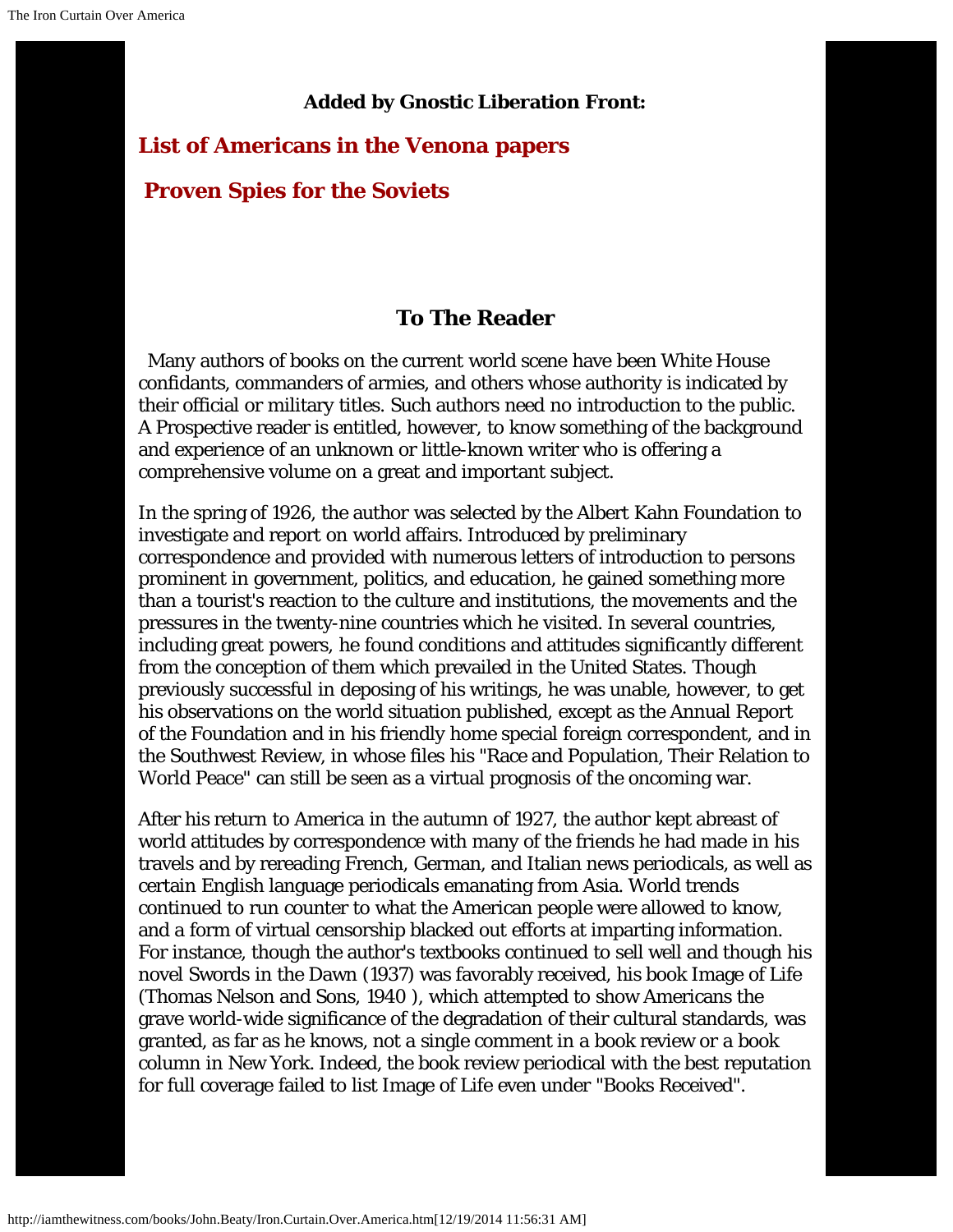**Added by Gnostic Liberation Front:**

**List of Americans in the Venona papers**

**Proven Spies for the Soviets**

## To The Reader

Many authors of books on the current world scene have been White House confidants, commanders of armies, and others whose authority is indicated by their official or military titles. Such authors need no introduction to the public. A Prospective reader is entitled, however, to know something of the background and experience of an unknown or little-known writer who is offering a comprehensive volume on a great and important subject.

In the spring of 1926, the author was selected by the Albert Kahn Foundation to investigate and report on world affairs. Introduced by preliminary correspondence and provided with numerous letters of introduction to persons prominent in government, politics, and education, he gained something more than a tourist's reaction to the culture and institutions, the movements and the pressures in the twenty-nine countries which he visited. In several countries, including great powers, he found conditions and attitudes significantly different from the conception of them which prevailed in the United States. Though previously successful in deposing of his writings, he was unable, however, to get his observations on the world situation published, except as the Annual Report of the Foundation and in his friendly home special foreign correspondent, and in the Southwest Review, in whose files his "Race and Population, Their Relation to World Peace" can still be seen as a virtual prognosis of the oncoming war.

After his return to America in the autumn of 1927, the author kept abreast of world attitudes by correspondence with many of the friends he had made in his travels and by rereading French, German, and Italian news periodicals, as well as certain English language periodicals emanating from Asia. World trends continued to run counter to what the American people were allowed to know, and a form of virtual censorship blacked out efforts at imparting information. For instance, though the author's textbooks continued to sell well and though his novel Swords in the Dawn (1937) was favorably received, his book Image of Life (Thomas Nelson and Sons, 1940 ), which attempted to show Americans the grave world-wide significance of the degradation of their cultural standards, was granted, as far as he knows, not a single comment in a book review or a book column in New York. Indeed, the book review periodical with the best reputation for full coverage failed to list Image of Life even under "Books Received".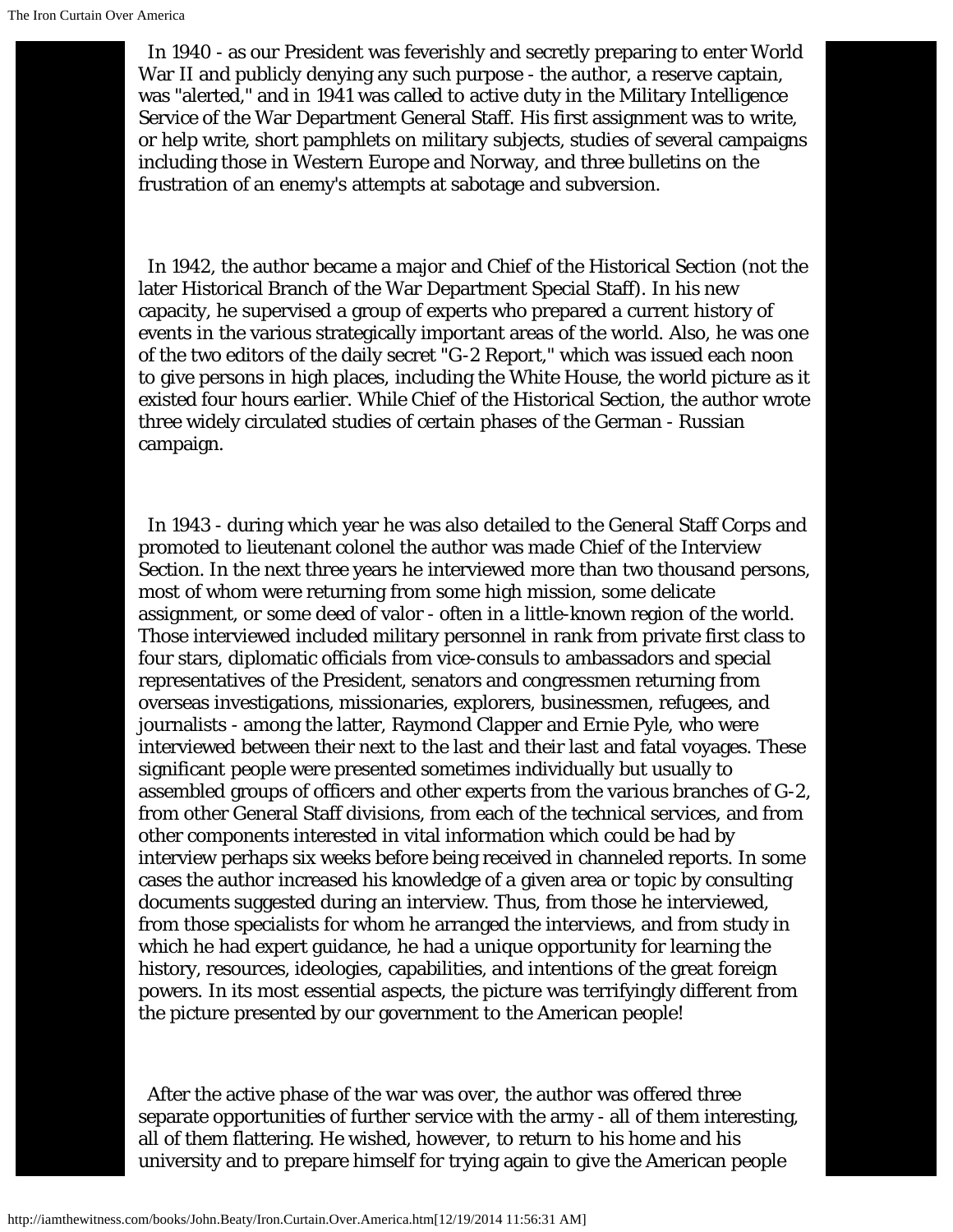In 1940 - as our President was feverishly and secretly preparing to enter World War II and publicly denying any such purpose - the author, a reserve captain, was "alerted," and in 1941 was called to active duty in the Military Intelligence Service of the War Department General Staff. His first assignment was to write, or help write, short pamphlets on military subjects, studies of several campaigns including those in Western Europe and Norway, and three bulletins on the frustration of an enemy's attempts at sabotage and subversion.

In 1942, the author became a major and Chief of the Historical Section (not the later Historical Branch of the War Department Special Staff). In his new capacity, he supervised a group of experts who prepared a current history of events in the various strategically important areas of the world. Also, he was one of the two editors of the daily secret "G-2 Report," which was issued each noon to give persons in high places, including the White House, the world picture as it existed four hours earlier. While Chief of the Historical Section, the author wrote three widely circulated studies of certain phases of the German - Russian campaign.

In 1943 - during which year he was also detailed to the General Staff Corps and promoted to lieutenant colonel the author was made Chief of the Interview Section. In the next three years he interviewed more than two thousand persons, most of whom were returning from some high mission, some delicate assignment, or some deed of valor - often in a little-known region of the world. Those interviewed included military personnel in rank from private first class to four stars, diplomatic officials from vice-consuls to ambassadors and special representatives of the President, senators and congressmen returning from overseas investigations, missionaries, explorers, businessmen, refugees, and journalists - among the latter, Raymond Clapper and Ernie Pyle, who were interviewed between their next to the last and their last and fatal voyages. These significant people were presented sometimes individually but usually to assembled groups of officers and other experts from the various branches of G-2, from other General Staff divisions, from each of the technical services, and from other components interested in vital information which could be had by interview perhaps six weeks before being received in channeled reports. In some cases the author increased his knowledge of a given area or topic by consulting documents suggested during an interview. Thus, from those he interviewed, from those specialists for whom he arranged the interviews, and from study in which he had expert guidance, he had a unique opportunity for learning the history, resources, ideologies, capabilities, and intentions of the great foreign powers. In its most essential aspects, the picture was terrifyingly different from the picture presented by our government to the American people!

After the active phase of the war was over, the author was offered three separate opportunities of further service with the army - all of them interesting, all of them flattering. He wished, however, to return to his home and his university and to prepare himself for trying again to give the American people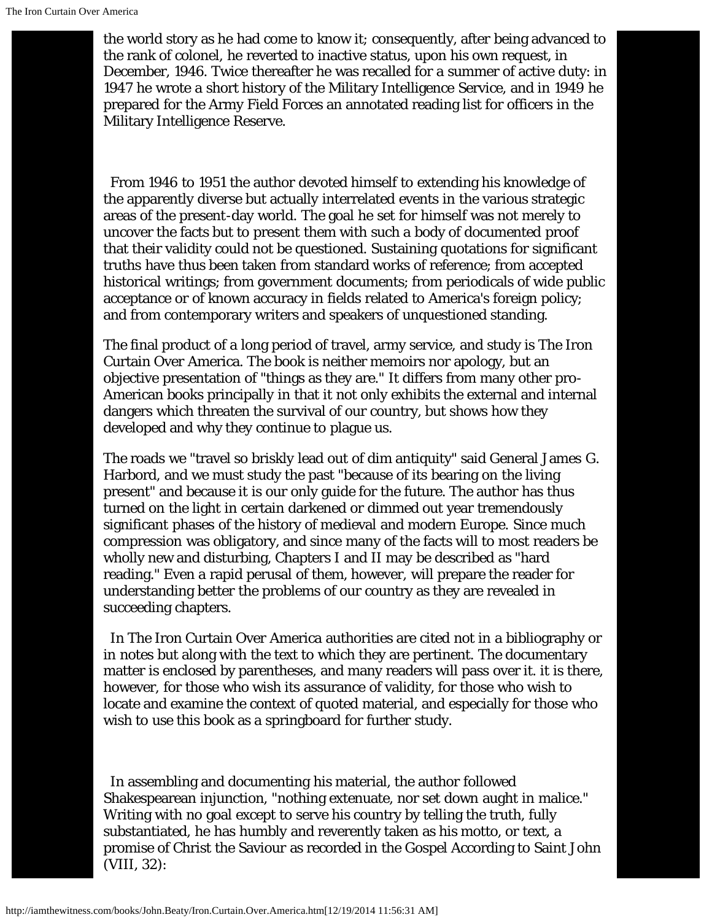the world story as he had come to know it; consequently, after being advanced to the rank of colonel, he reverted to inactive status, upon his own request, in December, 1946. Twice thereafter he was recalled for a summer of active duty: in 1947 he wrote a short history of the Military Intelligence Service, and in 1949 he prepared for the Army Field Forces an annotated reading list for officers in the Military Intelligence Reserve.

From 1946 to 1951 the author devoted himself to extending his knowledge of the apparently diverse but actually interrelated events in the various strategic areas of the present-day world. The goal he set for himself was not merely to uncover the facts but to present them with such a body of documented proof that their validity could not be questioned. Sustaining quotations for significant truths have thus been taken from standard works of reference; from accepted historical writings; from government documents; from periodicals of wide public acceptance or of known accuracy in fields related to America's foreign policy; and from contemporary writers and speakers of unquestioned standing.

The final product of a long period of travel, army service, and study is The Iron Curtain Over America. The book is neither memoirs nor apology, but an objective presentation of "things as they are." It differs from many other pro-American books principally in that it not only exhibits the external and internal dangers which threaten the survival of our country, but shows how they developed and why they continue to plague us.

The roads we "travel so briskly lead out of dim antiquity" said General James G. Harbord, and we must study the past "because of its bearing on the living present" and because it is our only guide for the future. The author has thus turned on the light in certain darkened or dimmed out year tremendously significant phases of the history of medieval and modern Europe. Since much compression was obligatory, and since many of the facts will to most readers be wholly new and disturbing, Chapters I and II may be described as "hard reading." Even a rapid perusal of them, however, will prepare the reader for understanding better the problems of our country as they are revealed in succeeding chapters.

In The Iron Curtain Over America authorities are cited not in a bibliography or in notes but along with the text to which they are pertinent. The documentary matter is enclosed by parentheses, and many readers will pass over it. it is there, however, for those who wish its assurance of validity, for those who wish to locate and examine the context of quoted material, and especially for those who wish to use this book as a springboard for further study.

In assembling and documenting his material, the author followed Shakespearean injunction, "nothing extenuate, nor set down aught in malice." Writing with no goal except to serve his country by telling the truth, fully substantiated, he has humbly and reverently taken as his motto, or text, a promise of Christ the Saviour as recorded in the Gospel According to Saint John (VIII, 32):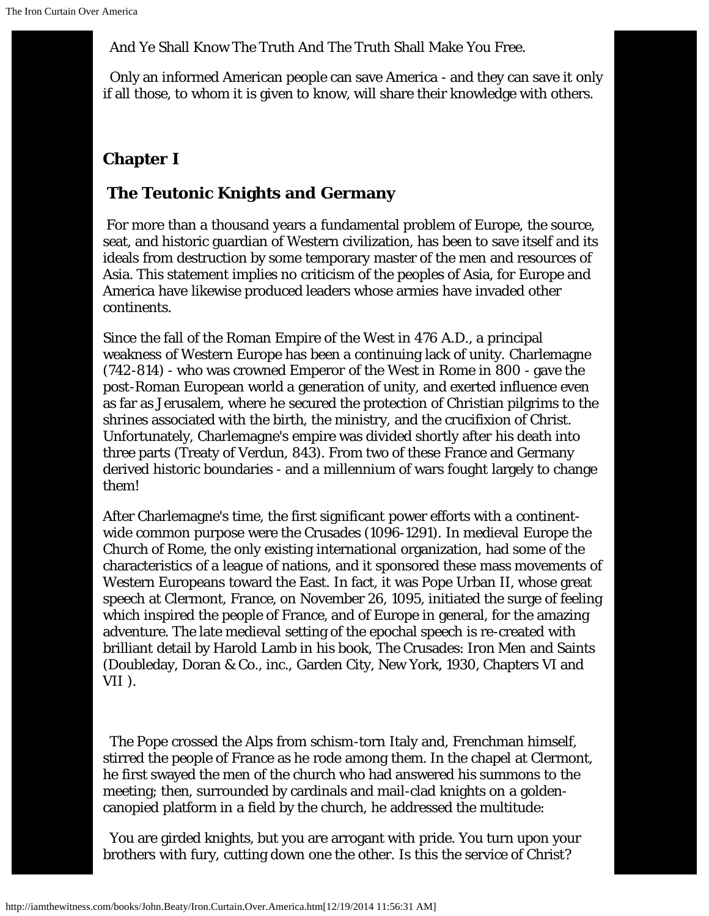And Ye Shall Know The Truth And The Truth Shall Make You Free.

Only an informed American people can save America - and they can save it only if all those, to whom it is given to know, will share their knowledge with others.

## Chapter I

## The Teutonic Knights and Germany

For more than a thousand years a fundamental problem of Europe, the source, seat, and historic guardian of Western civilization, has been to save itself and its ideals from destruction by some temporary master of the men and resources of Asia. This statement implies no criticism of the peoples of Asia, for Europe and America have likewise produced leaders whose armies have invaded other continents.

Since the fall of the Roman Empire of the West in 476 A.D., a principal weakness of Western Europe has been a continuing lack of unity. Charlemagne (742-814) - who was crowned Emperor of the West in Rome in 800 - gave the post-Roman European world a generation of unity, and exerted influence even as far as Jerusalem, where he secured the protection of Christian pilgrims to the shrines associated with the birth, the ministry, and the crucifixion of Christ. Unfortunately, Charlemagne's empire was divided shortly after his death into three parts (Treaty of Verdun, 843). From two of these France and Germany derived historic boundaries - and a millennium of wars fought largely to change them!

After Charlemagne's time, the first significant power efforts with a continent-wide common purpose were the Crusades (1096-1291). In medieval Europe the Church of Rome, the only existing international organization, had some of the characteristics of a league of nations, and it sponsored these mass movements of Western Europeans toward the East. In fact, it was Pope Urban II, whose great speech at Clermont, France, on November 26, 1095, initiated the surge of feeling which inspired the people of France, and of Europe in general, for the amazing adventure. The late medieval setting of the epochal speech is re-created with brilliant detail by Harold Lamb in his book, The Crusades: Iron Men and Saints (Doubleday, Doran & Co., inc., Garden City, New York, 1930, Chapters VI and VII ).

The Pope crossed the Alps from schism-torn Italy and, Frenchman himself, stirred the people of France as he rode among them. In the chapel at Clermont, he first swayed the men of the church who had answered his summons to the meeting; then, surrounded by cardinals and mail-clad knights on a golden-canopied platform in a field by the church, he addressed the multitude:

You are girded knights, but you are arrogant with pride. You turn upon your brothers with fury, cutting down one the other. Is this the service of Christ?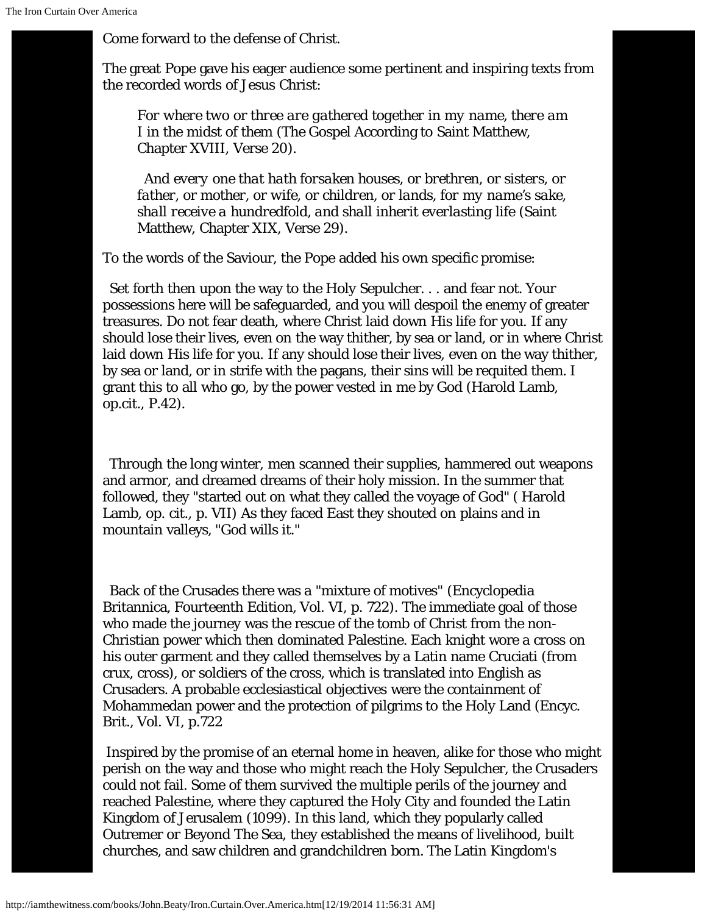Come forward to the defense of Christ.

The great Pope gave his eager audience some pertinent and inspiring texts from the recorded words of Jesus Christ:

> *For where two or three are gathered together in my name, there am I in the midst of them* (The Gospel According to Saint Matthew, Chapter XVIII, Verse 20).
>
> *And every one that hath forsaken houses, or brethren, or sisters, or father, or mother, or wife, or children, or lands, for my name's sake, shall receive a hundredfold, and shall inherit everlasting life* (Saint Matthew, Chapter XIX, Verse 29).

To the words of the Saviour, the Pope added his own specific promise:

Set forth then upon the way to the Holy Sepulcher. . . and fear not. Your possessions here will be safeguarded, and you will despoil the enemy of greater treasures. Do not fear death, where Christ laid down His life for you. If any should lose their lives, even on the way thither, by sea or land, or in where Christ laid down His life for you. If any should lose their lives, even on the way thither, by sea or land, or in strife with the pagans, their sins will be requited them. I grant this to all who go, by the power vested in me by God (Harold Lamb, op.cit., P.42).

Through the long winter, men scanned their supplies, hammered out weapons and armor, and dreamed dreams of their holy mission. In the summer that followed, they "started out on what they called the voyage of God" ( Harold Lamb, op. cit., p. VII) As they faced East they shouted on plains and in mountain valleys, "God wills it."

Back of the Crusades there was a "mixture of motives" (Encyclopedia Britannica, Fourteenth Edition, Vol. VI, p. 722). The immediate goal of those who made the journey was the rescue of the tomb of Christ from the non-Christian power which then dominated Palestine. Each knight wore a cross on his outer garment and they called themselves by a Latin name Cruciati (from crux, cross), or soldiers of the cross, which is translated into English as Crusaders. A probable ecclesiastical objectives were the containment of Mohammedan power and the protection of pilgrims to the Holy Land (Encyc. Brit., Vol. VI, p.722

Inspired by the promise of an eternal home in heaven, alike for those who might perish on the way and those who might reach the Holy Sepulcher, the Crusaders could not fail. Some of them survived the multiple perils of the journey and reached Palestine, where they captured the Holy City and founded the Latin Kingdom of Jerusalem (1099). In this land, which they popularly called Outremer or Beyond The Sea, they established the means of livelihood, built churches, and saw children and grandchildren born. The Latin Kingdom's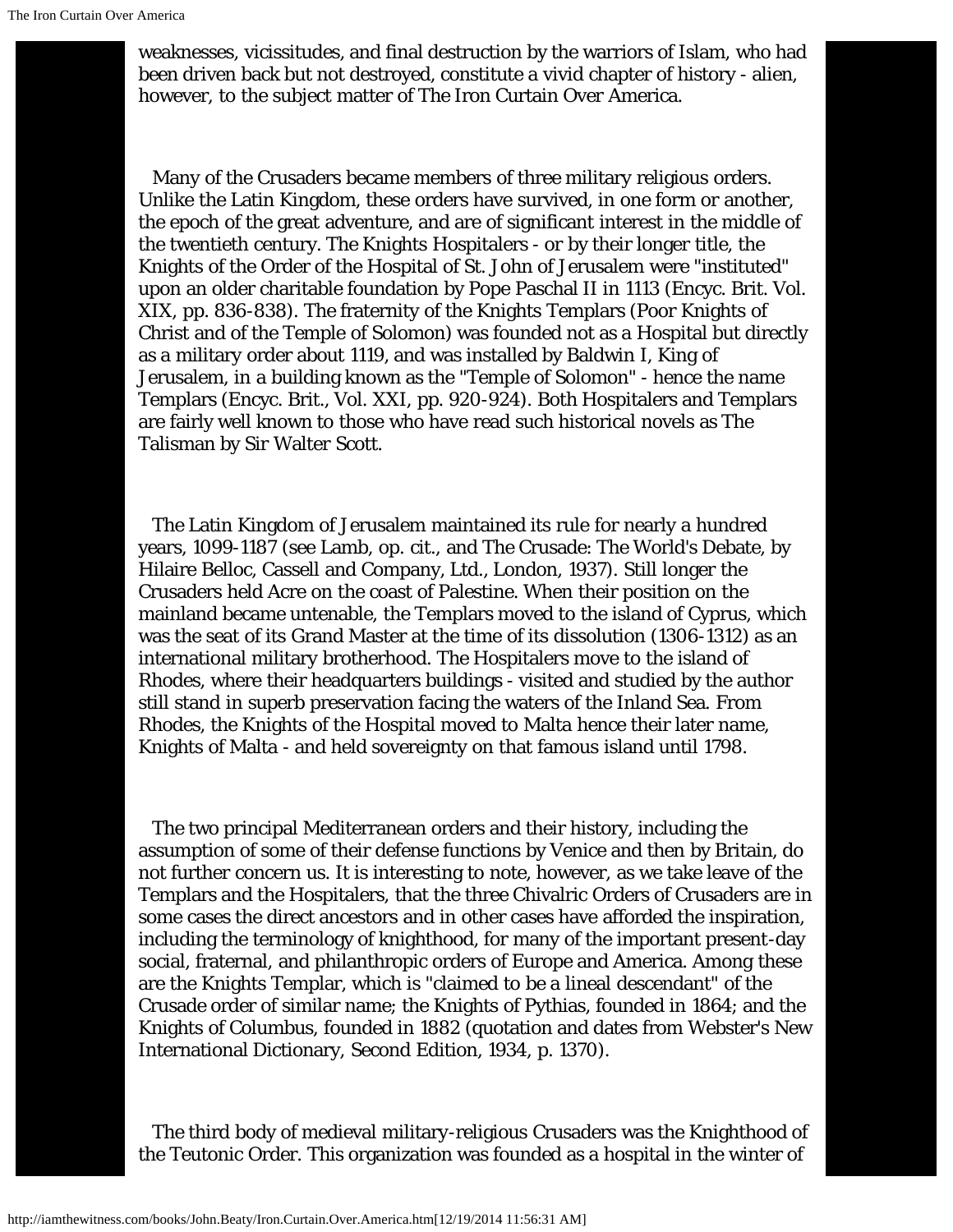weaknesses, vicissitudes, and final destruction by the warriors of Islam, who had been driven back but not destroyed, constitute a vivid chapter of history - alien, however, to the subject matter of The Iron Curtain Over America.

Many of the Crusaders became members of three military religious orders. Unlike the Latin Kingdom, these orders have survived, in one form or another, the epoch of the great adventure, and are of significant interest in the middle of the twentieth century. The Knights Hospitalers - or by their longer title, the Knights of the Order of the Hospital of St. John of Jerusalem were "instituted" upon an older charitable foundation by Pope Paschal II in 1113 (Encyc. Brit. Vol. XIX, pp. 836-838). The fraternity of the Knights Templars (Poor Knights of Christ and of the Temple of Solomon) was founded not as a Hospital but directly as a military order about 1119, and was installed by Baldwin I, King of Jerusalem, in a building known as the "Temple of Solomon" - hence the name Templars (Encyc. Brit., Vol. XXI, pp. 920-924). Both Hospitalers and Templars are fairly well known to those who have read such historical novels as The Talisman by Sir Walter Scott.

The Latin Kingdom of Jerusalem maintained its rule for nearly a hundred years, 1099-1187 (see Lamb, op. cit., and The Crusade: The World's Debate, by Hilaire Belloc, Cassell and Company, Ltd., London, 1937). Still longer the Crusaders held Acre on the coast of Palestine. When their position on the mainland became untenable, the Templars moved to the island of Cyprus, which was the seat of its Grand Master at the time of its dissolution (1306-1312) as an international military brotherhood. The Hospitalers move to the island of Rhodes, where their headquarters buildings - visited and studied by the author still stand in superb preservation facing the waters of the Inland Sea. From Rhodes, the Knights of the Hospital moved to Malta hence their later name, Knights of Malta - and held sovereignty on that famous island until 1798.

The two principal Mediterranean orders and their history, including the assumption of some of their defense functions by Venice and then by Britain, do not further concern us. It is interesting to note, however, as we take leave of the Templars and the Hospitalers, that the three Chivalric Orders of Crusaders are in some cases the direct ancestors and in other cases have afforded the inspiration, including the terminology of knighthood, for many of the important present-day social, fraternal, and philanthropic orders of Europe and America. Among these are the Knights Templar, which is "claimed to be a lineal descendant" of the Crusade order of similar name; the Knights of Pythias, founded in 1864; and the Knights of Columbus, founded in 1882 (quotation and dates from Webster's New International Dictionary, Second Edition, 1934, p. 1370).

The third body of medieval military-religious Crusaders was the Knighthood of the Teutonic Order. This organization was founded as a hospital in the winter of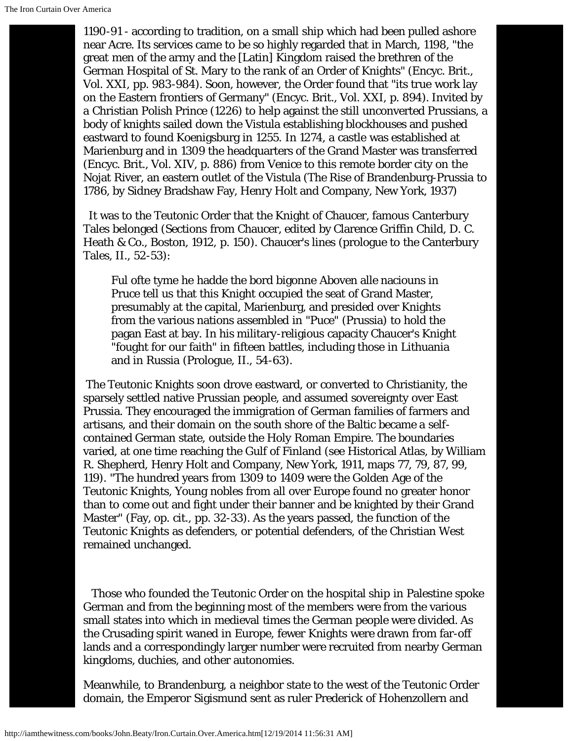1190-91 - according to tradition, on a small ship which had been pulled ashore near Acre. Its services came to be so highly regarded that in March, 1198, "the great men of the army and the [Latin] Kingdom raised the brethren of the German Hospital of St. Mary to the rank of an Order of Knights" (Encyc. Brit., Vol. XXI, pp. 983-984). Soon, however, the Order found that "its true work lay on the Eastern frontiers of Germany" (Encyc. Brit., Vol. XXI, p. 894). Invited by a Christian Polish Prince (1226) to help against the still unconverted Prussians, a body of knights sailed down the Vistula establishing blockhouses and pushed eastward to found Koenigsburg in 1255. In 1274, a castle was established at Marienburg and in 1309 the headquarters of the Grand Master was transferred (Encyc. Brit., Vol. XIV, p. 886) from Venice to this remote border city on the Nojat River, an eastern outlet of the Vistula (The Rise of Brandenburg-Prussia to 1786, by Sidney Bradshaw Fay, Henry Holt and Company, New York, 1937)

It was to the Teutonic Order that the Knight of Chaucer, famous Canterbury Tales belonged (Sections from Chaucer, edited by Clarence Griffin Child, D. C. Heath & Co., Boston, 1912, p. 150). Chaucer's lines (prologue to the Canterbury Tales, II., 52-53):

> Ful ofte tyme he hadde the bord bigonne Aboven alle naciouns in Pruce tell us that this Knight occupied the seat of Grand Master, presumably at the capital, Marienburg, and presided over Knights from the various nations assembled in "Puce" (Prussia) to hold the pagan East at bay. In his military-religious capacity Chaucer's Knight "fought for our faith" in fifteen battles, including those in Lithuania and in Russia (Prologue, II., 54-63).

The Teutonic Knights soon drove eastward, or converted to Christianity, the sparsely settled native Prussian people, and assumed sovereignty over East Prussia. They encouraged the immigration of German families of farmers and artisans, and their domain on the south shore of the Baltic became a self-contained German state, outside the Holy Roman Empire. The boundaries varied, at one time reaching the Gulf of Finland (see Historical Atlas, by William R. Shepherd, Henry Holt and Company, New York, 1911, maps 77, 79, 87, 99, 119). "The hundred years from 1309 to 1409 were the Golden Age of the Teutonic Knights, Young nobles from all over Europe found no greater honor than to come out and fight under their banner and be knighted by their Grand Master" (Fay, op. cit., pp. 32-33). As the years passed, the function of the Teutonic Knights as defenders, or potential defenders, of the Christian West remained unchanged.

Those who founded the Teutonic Order on the hospital ship in Palestine spoke German and from the beginning most of the members were from the various small states into which in medieval times the German people were divided. As the Crusading spirit waned in Europe, fewer Knights were drawn from far-off lands and a correspondingly larger number were recruited from nearby German kingdoms, duchies, and other autonomies.

Meanwhile, to Brandenburg, a neighbor state to the west of the Teutonic Order domain, the Emperor Sigismund sent as ruler Prederick of Hohenzollern and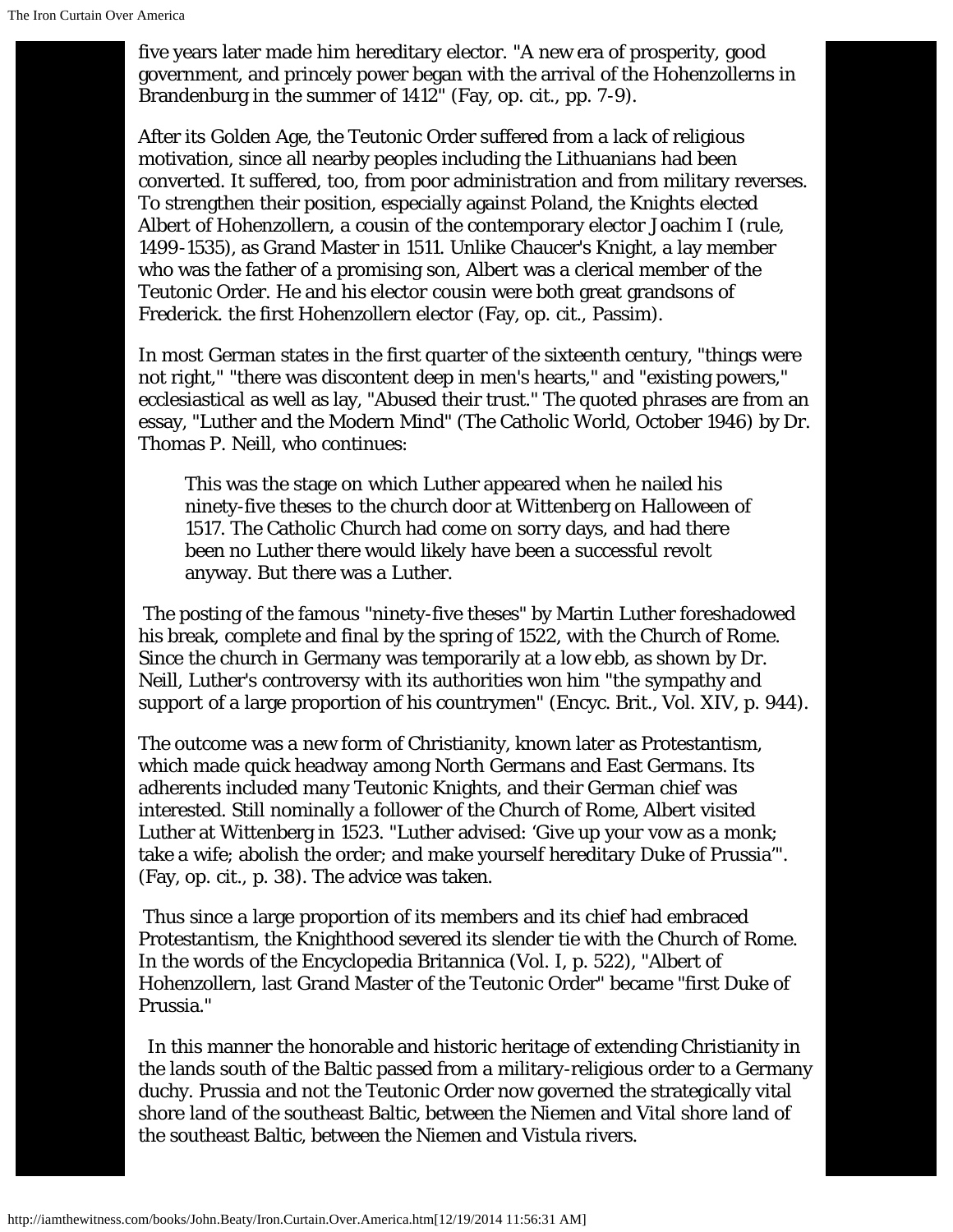five years later made him hereditary elector. "A new era of prosperity, good government, and princely power began with the arrival of the Hohenzollerns in Brandenburg in the summer of 1412" (Fay, op. cit., pp. 7-9).

After its Golden Age, the Teutonic Order suffered from a lack of religious motivation, since all nearby peoples including the Lithuanians had been converted. It suffered, too, from poor administration and from military reverses. To strengthen their position, especially against Poland, the Knights elected Albert of Hohenzollern, a cousin of the contemporary elector Joachim I (rule, 1499-1535), as Grand Master in 1511. Unlike Chaucer's Knight, a lay member who was the father of a promising son, Albert was a clerical member of the Teutonic Order. He and his elector cousin were both great grandsons of Frederick. the first Hohenzollern elector (Fay, op. cit., Passim).

In most German states in the first quarter of the sixteenth century, "things were not right," "there was discontent deep in men's hearts," and "existing powers," ecclesiastical as well as lay, "Abused their trust." The quoted phrases are from an essay, "Luther and the Modern Mind" (The Catholic World, October 1946) by Dr. Thomas P. Neill, who continues:

> This was the stage on which Luther appeared when he nailed his ninety-five theses to the church door at Wittenberg on Halloween of 1517. The Catholic Church had come on sorry days, and had there been no Luther there would likely have been a successful revolt anyway. But there was a Luther.

The posting of the famous "ninety-five theses" by Martin Luther foreshadowed his break, complete and final by the spring of 1522, with the Church of Rome. Since the church in Germany was temporarily at a low ebb, as shown by Dr. Neill, Luther's controversy with its authorities won him "the sympathy and support of a large proportion of his countrymen" (Encyc. Brit., Vol. XIV, p. 944).

The outcome was a new form of Christianity, known later as Protestantism, which made quick headway among North Germans and East Germans. Its adherents included many Teutonic Knights, and their German chief was interested. Still nominally a follower of the Church of Rome, Albert visited Luther at Wittenberg in 1523. "Luther advised: 'Give up your vow as a monk; take a wife; abolish the order; and make yourself hereditary Duke of Prussia'". (Fay, op. cit., p. 38). The advice was taken.

Thus since a large proportion of its members and its chief had embraced Protestantism, the Knighthood severed its slender tie with the Church of Rome. In the words of the Encyclopedia Britannica (Vol. I, p. 522), "Albert of Hohenzollern, last Grand Master of the Teutonic Order" became "first Duke of Prussia."

In this manner the honorable and historic heritage of extending Christianity in the lands south of the Baltic passed from a military-religious order to a Germany duchy. Prussia and not the Teutonic Order now governed the strategically vital shore land of the southeast Baltic, between the Niemen and Vital shore land of the southeast Baltic, between the Niemen and Vistula rivers.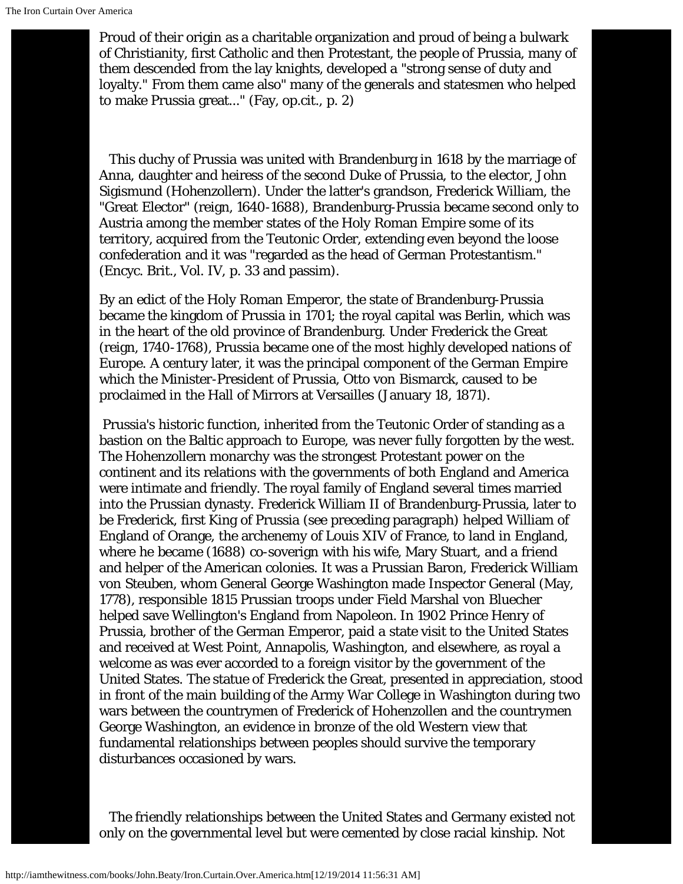Proud of their origin as a charitable organization and proud of being a bulwark of Christianity, first Catholic and then Protestant, the people of Prussia, many of them descended from the lay knights, developed a "strong sense of duty and loyalty." From them came also" many of the generals and statesmen who helped to make Prussia great..." (Fay, op.cit., p. 2)

This duchy of Prussia was united with Brandenburg in 1618 by the marriage of Anna, daughter and heiress of the second Duke of Prussia, to the elector, John Sigismund (Hohenzollern). Under the latter's grandson, Frederick William, the "Great Elector" (reign, 1640-1688), Brandenburg-Prussia became second only to Austria among the member states of the Holy Roman Empire some of its territory, acquired from the Teutonic Order, extending even beyond the loose confederation and it was "regarded as the head of German Protestantism." (Encyc. Brit., Vol. IV, p. 33 and passim).

By an edict of the Holy Roman Emperor, the state of Brandenburg-Prussia became the kingdom of Prussia in 1701; the royal capital was Berlin, which was in the heart of the old province of Brandenburg. Under Frederick the Great (reign, 1740-1768), Prussia became one of the most highly developed nations of Europe. A century later, it was the principal component of the German Empire which the Minister-President of Prussia, Otto von Bismarck, caused to be proclaimed in the Hall of Mirrors at Versailles (January 18, 1871).

Prussia's historic function, inherited from the Teutonic Order of standing as a bastion on the Baltic approach to Europe, was never fully forgotten by the west. The Hohenzollern monarchy was the strongest Protestant power on the continent and its relations with the governments of both England and America were intimate and friendly. The royal family of England several times married into the Prussian dynasty. Frederick William II of Brandenburg-Prussia, later to be Frederick, first King of Prussia (see preceding paragraph) helped William of England of Orange, the archenemy of Louis XIV of France, to land in England, where he became (1688) co-soverign with his wife, Mary Stuart, and a friend and helper of the American colonies. It was a Prussian Baron, Frederick William von Steuben, whom General George Washington made Inspector General (May, 1778), responsible 1815 Prussian troops under Field Marshal von Bluecher helped save Wellington's England from Napoleon. In 1902 Prince Henry of Prussia, brother of the German Emperor, paid a state visit to the United States and received at West Point, Annapolis, Washington, and elsewhere, as royal a welcome as was ever accorded to a foreign visitor by the government of the United States. The statue of Frederick the Great, presented in appreciation, stood in front of the main building of the Army War College in Washington during two wars between the countrymen of Frederick of Hohenzollen and the countrymen George Washington, an evidence in bronze of the old Western view that fundamental relationships between peoples should survive the temporary disturbances occasioned by wars.

The friendly relationships between the United States and Germany existed not only on the governmental level but were cemented by close racial kinship. Not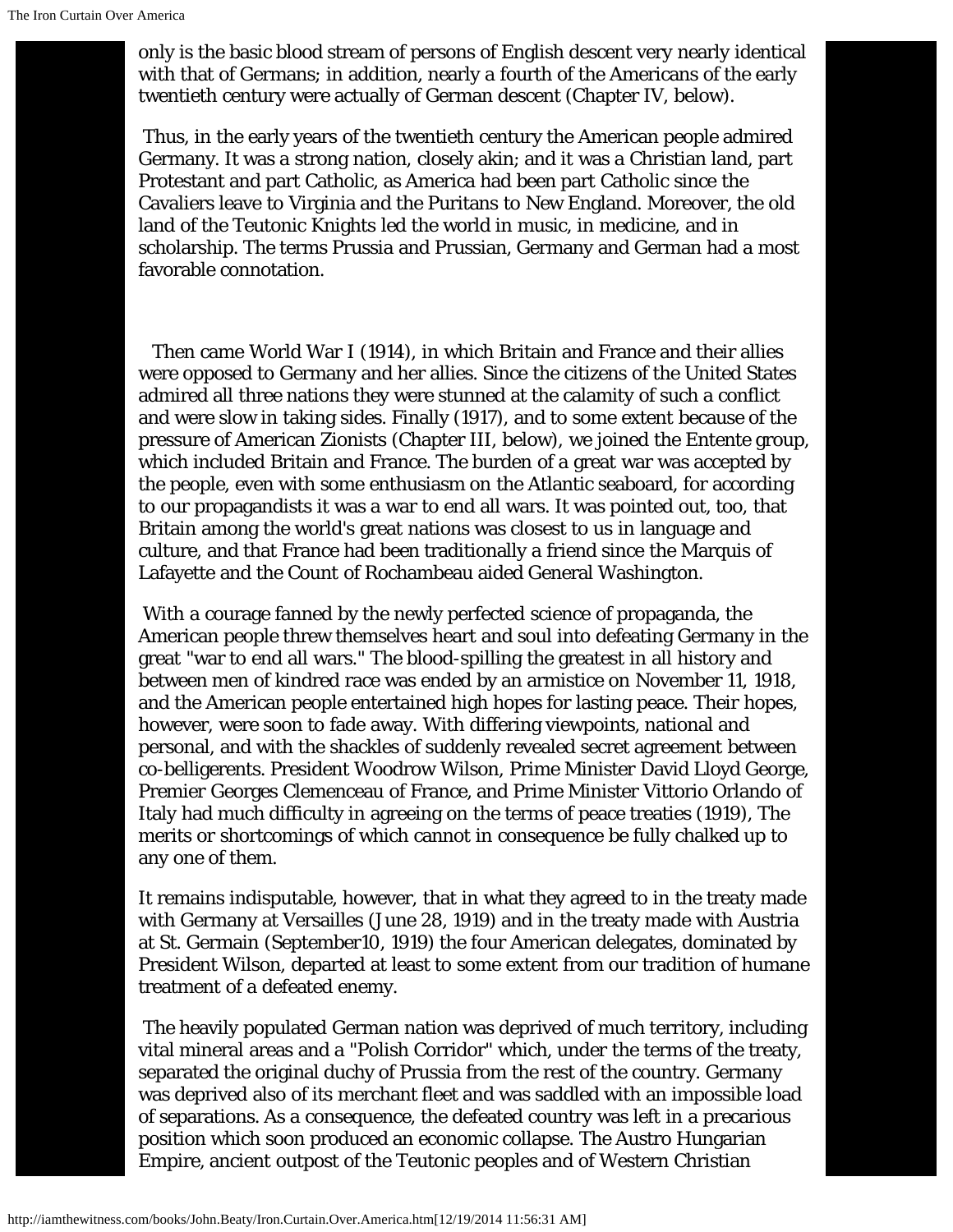only is the basic blood stream of persons of English descent very nearly identical with that of Germans; in addition, nearly a fourth of the Americans of the early twentieth century were actually of German descent (Chapter IV, below).

Thus, in the early years of the twentieth century the American people admired Germany. It was a strong nation, closely akin; and it was a Christian land, part Protestant and part Catholic, as America had been part Catholic since the Cavaliers leave to Virginia and the Puritans to New England. Moreover, the old land of the Teutonic Knights led the world in music, in medicine, and in scholarship. The terms Prussia and Prussian, Germany and German had a most favorable connotation.

Then came World War I (1914), in which Britain and France and their allies were opposed to Germany and her allies. Since the citizens of the United States admired all three nations they were stunned at the calamity of such a conflict and were slow in taking sides. Finally (1917), and to some extent because of the pressure of American Zionists (Chapter III, below), we joined the Entente group, which included Britain and France. The burden of a great war was accepted by the people, even with some enthusiasm on the Atlantic seaboard, for according to our propagandists it was a war to end all wars. It was pointed out, too, that Britain among the world's great nations was closest to us in language and culture, and that France had been traditionally a friend since the Marquis of Lafayette and the Count of Rochambeau aided General Washington.

With a courage fanned by the newly perfected science of propaganda, the American people threw themselves heart and soul into defeating Germany in the great "war to end all wars." The blood-spilling the greatest in all history and between men of kindred race was ended by an armistice on November 11, 1918, and the American people entertained high hopes for lasting peace. Their hopes, however, were soon to fade away. With differing viewpoints, national and personal, and with the shackles of suddenly revealed secret agreement between co-belligerents. President Woodrow Wilson, Prime Minister David Lloyd George, Premier Georges Clemenceau of France, and Prime Minister Vittorio Orlando of Italy had much difficulty in agreeing on the terms of peace treaties (1919), The merits or shortcomings of which cannot in consequence be fully chalked up to any one of them.

It remains indisputable, however, that in what they agreed to in the treaty made with Germany at Versailles (June 28, 1919) and in the treaty made with Austria at St. Germain (September10, 1919) the four American delegates, dominated by President Wilson, departed at least to some extent from our tradition of humane treatment of a defeated enemy.

The heavily populated German nation was deprived of much territory, including vital mineral areas and a "Polish Corridor" which, under the terms of the treaty, separated the original duchy of Prussia from the rest of the country. Germany was deprived also of its merchant fleet and was saddled with an impossible load of separations. As a consequence, the defeated country was left in a precarious position which soon produced an economic collapse. The Austro Hungarian Empire, ancient outpost of the Teutonic peoples and of Western Christian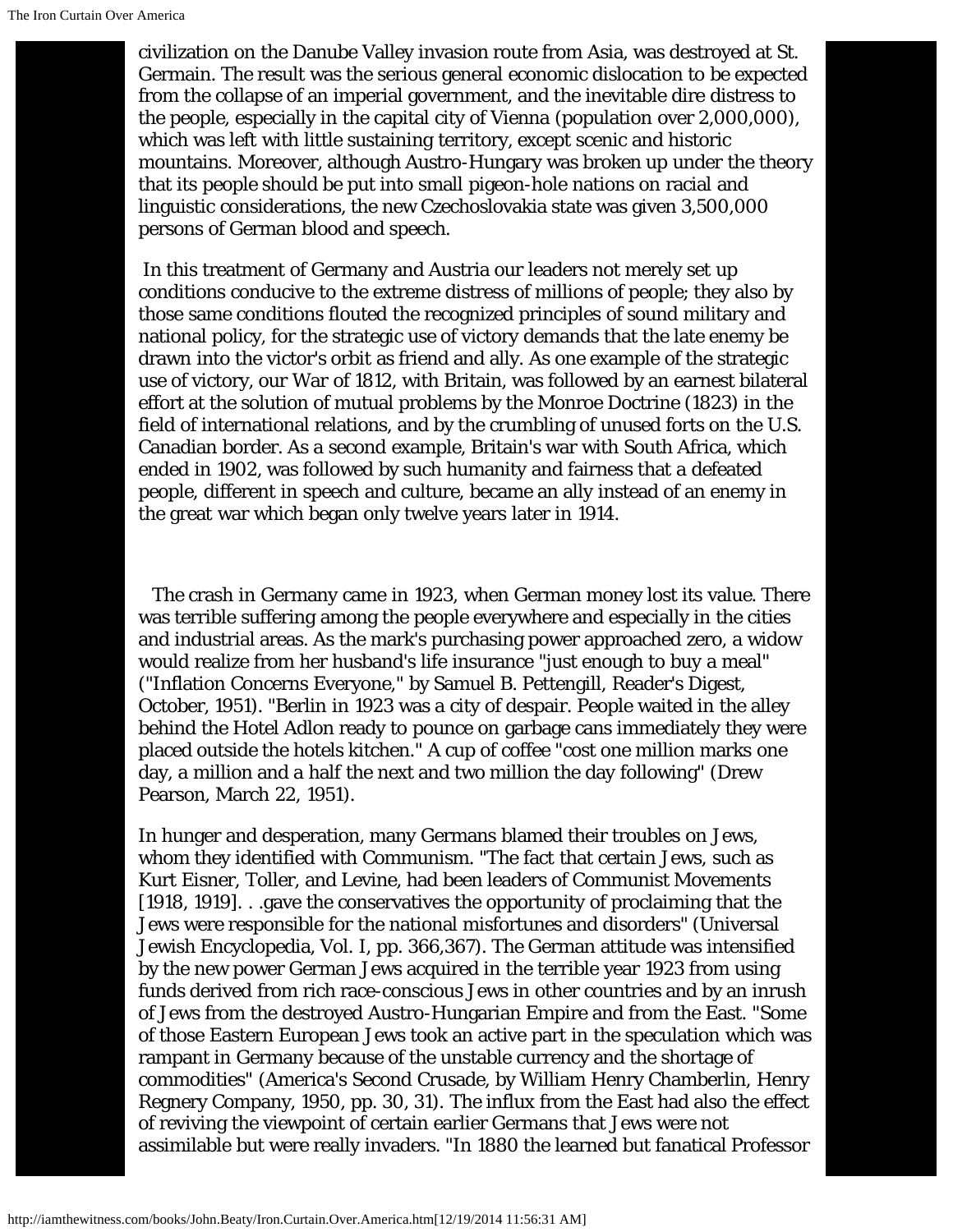civilization on the Danube Valley invasion route from Asia, was destroyed at St. Germain. The result was the serious general economic dislocation to be expected from the collapse of an imperial government, and the inevitable dire distress to the people, especially in the capital city of Vienna (population over 2,000,000), which was left with little sustaining territory, except scenic and historic mountains. Moreover, although Austro-Hungary was broken up under the theory that its people should be put into small pigeon-hole nations on racial and linguistic considerations, the new Czechoslovakia state was given 3,500,000 persons of German blood and speech.

In this treatment of Germany and Austria our leaders not merely set up conditions conducive to the extreme distress of millions of people; they also by those same conditions flouted the recognized principles of sound military and national policy, for the strategic use of victory demands that the late enemy be drawn into the victor's orbit as friend and ally. As one example of the strategic use of victory, our War of 1812, with Britain, was followed by an earnest bilateral effort at the solution of mutual problems by the Monroe Doctrine (1823) in the field of international relations, and by the crumbling of unused forts on the U.S. Canadian border. As a second example, Britain's war with South Africa, which ended in 1902, was followed by such humanity and fairness that a defeated people, different in speech and culture, became an ally instead of an enemy in the great war which began only twelve years later in 1914.

The crash in Germany came in 1923, when German money lost its value. There was terrible suffering among the people everywhere and especially in the cities and industrial areas. As the mark's purchasing power approached zero, a widow would realize from her husband's life insurance "just enough to buy a meal" ("Inflation Concerns Everyone," by Samuel B. Pettengill, Reader's Digest, October, 1951). "Berlin in 1923 was a city of despair. People waited in the alley behind the Hotel Adlon ready to pounce on garbage cans immediately they were placed outside the hotels kitchen." A cup of coffee "cost one million marks one day, a million and a half the next and two million the day following" (Drew Pearson, March 22, 1951).

In hunger and desperation, many Germans blamed their troubles on Jews, whom they identified with Communism. "The fact that certain Jews, such as Kurt Eisner, Toller, and Levine, had been leaders of Communist Movements [1918, 1919]. . .gave the conservatives the opportunity of proclaiming that the Jews were responsible for the national misfortunes and disorders" (Universal Jewish Encyclopedia, Vol. I, pp. 366,367). The German attitude was intensified by the new power German Jews acquired in the terrible year 1923 from using funds derived from rich race-conscious Jews in other countries and by an inrush of Jews from the destroyed Austro-Hungarian Empire and from the East. "Some of those Eastern European Jews took an active part in the speculation which was rampant in Germany because of the unstable currency and the shortage of commodities" (America's Second Crusade, by William Henry Chamberlin, Henry Regnery Company, 1950, pp. 30, 31). The influx from the East had also the effect of reviving the viewpoint of certain earlier Germans that Jews were not assimilable but were really invaders. "In 1880 the learned but fanatical Professor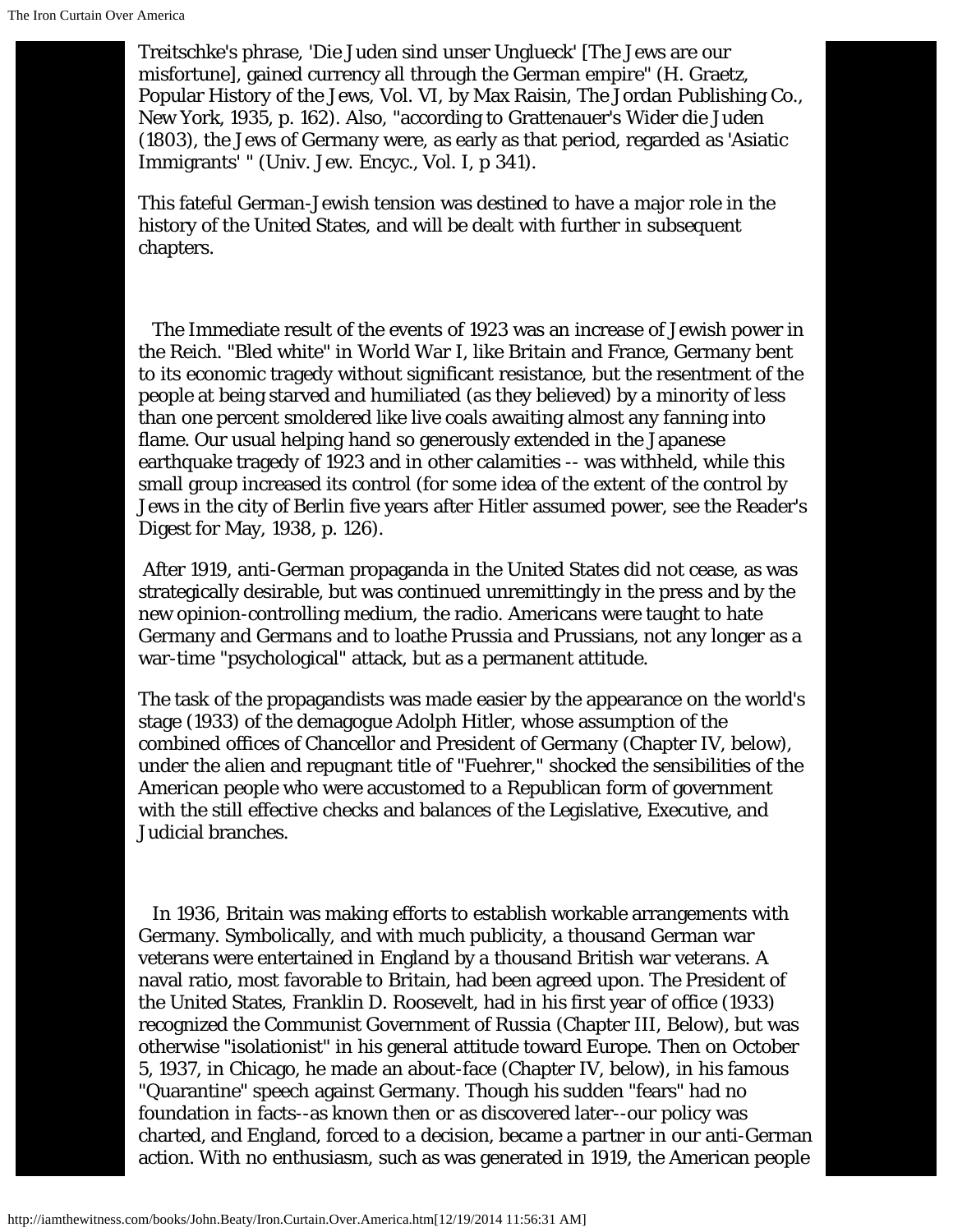Treitschke's phrase, 'Die Juden sind unser Unglueck' [The Jews are our misfortune], gained currency all through the German empire" (H. Graetz, Popular History of the Jews, Vol. VI, by Max Raisin, The Jordan Publishing Co., New York, 1935, p. 162). Also, "according to Grattenauer's Wider die Juden (1803), the Jews of Germany were, as early as that period, regarded as 'Asiatic Immigrants' " (Univ. Jew. Encyc., Vol. I, p 341).

This fateful German-Jewish tension was destined to have a major role in the history of the United States, and will be dealt with further in subsequent chapters.

The Immediate result of the events of 1923 was an increase of Jewish power in the Reich. "Bled white" in World War I, like Britain and France, Germany bent to its economic tragedy without significant resistance, but the resentment of the people at being starved and humiliated (as they believed) by a minority of less than one percent smoldered like live coals awaiting almost any fanning into flame. Our usual helping hand so generously extended in the Japanese earthquake tragedy of 1923 and in other calamities -- was withheld, while this small group increased its control (for some idea of the extent of the control by Jews in the city of Berlin five years after Hitler assumed power, see the Reader's Digest for May, 1938, p. 126).

After 1919, anti-German propaganda in the United States did not cease, as was strategically desirable, but was continued unremittingly in the press and by the new opinion-controlling medium, the radio. Americans were taught to hate Germany and Germans and to loathe Prussia and Prussians, not any longer as a war-time "psychological" attack, but as a permanent attitude.

The task of the propagandists was made easier by the appearance on the world's stage (1933) of the demagogue Adolph Hitler, whose assumption of the combined offices of Chancellor and President of Germany (Chapter IV, below), under the alien and repugnant title of "Fuehrer," shocked the sensibilities of the American people who were accustomed to a Republican form of government with the still effective checks and balances of the Legislative, Executive, and Judicial branches.

In 1936, Britain was making efforts to establish workable arrangements with Germany. Symbolically, and with much publicity, a thousand German war veterans were entertained in England by a thousand British war veterans. A naval ratio, most favorable to Britain, had been agreed upon. The President of the United States, Franklin D. Roosevelt, had in his first year of office (1933) recognized the Communist Government of Russia (Chapter III, Below), but was otherwise "isolationist" in his general attitude toward Europe. Then on October 5, 1937, in Chicago, he made an about-face (Chapter IV, below), in his famous "Quarantine" speech against Germany. Though his sudden "fears" had no foundation in facts--as known then or as discovered later--our policy was charted, and England, forced to a decision, became a partner in our anti-German action. With no enthusiasm, such as was generated in 1919, the American people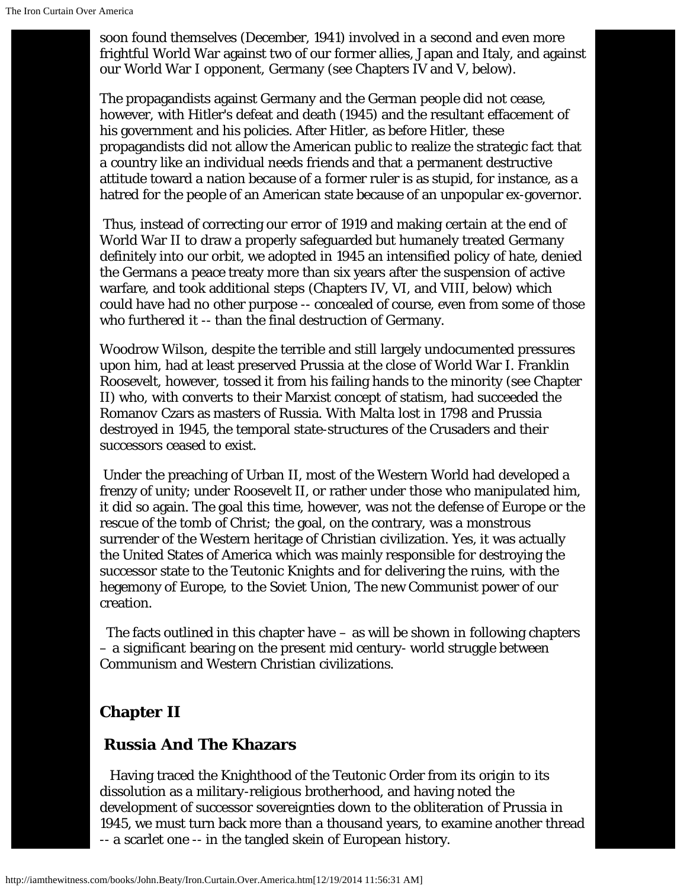soon found themselves (December, 1941) involved in a second and even more frightful World War against two of our former allies, Japan and Italy, and against our World War I opponent, Germany (see Chapters IV and V, below).

The propagandists against Germany and the German people did not cease, however, with Hitler's defeat and death (1945) and the resultant effacement of his government and his policies. After Hitler, as before Hitler, these propagandists did not allow the American public to realize the strategic fact that a country like an individual needs friends and that a permanent destructive attitude toward a nation because of a former ruler is as stupid, for instance, as a hatred for the people of an American state because of an unpopular ex-governor.

Thus, instead of correcting our error of 1919 and making certain at the end of World War II to draw a properly safeguarded but humanely treated Germany definitely into our orbit, we adopted in 1945 an intensified policy of hate, denied the Germans a peace treaty more than six years after the suspension of active warfare, and took additional steps (Chapters IV, VI, and VIII, below) which could have had no other purpose -- concealed of course, even from some of those who furthered it -- than the final destruction of Germany.

Woodrow Wilson, despite the terrible and still largely undocumented pressures upon him, had at least preserved Prussia at the close of World War I. Franklin Roosevelt, however, tossed it from his failing hands to the minority (see Chapter II) who, with converts to their Marxist concept of statism, had succeeded the Romanov Czars as masters of Russia. With Malta lost in 1798 and Prussia destroyed in 1945, the temporal state-structures of the Crusaders and their successors ceased to exist.

Under the preaching of Urban II, most of the Western World had developed a frenzy of unity; under Roosevelt II, or rather under those who manipulated him, it did so again. The goal this time, however, was not the defense of Europe or the rescue of the tomb of Christ; the goal, on the contrary, was a monstrous surrender of the Western heritage of Christian civilization. Yes, it was actually the United States of America which was mainly responsible for destroying the successor state to the Teutonic Knights and for delivering the ruins, with the hegemony of Europe, to the Soviet Union, The new Communist power of our creation.

The facts outlined in this chapter have – as will be shown in following chapters – a significant bearing on the present mid century- world struggle between Communism and Western Christian civilizations.

## Chapter II

## Russia And The Khazars

Having traced the Knighthood of the Teutonic Order from its origin to its dissolution as a military-religious brotherhood, and having noted the development of successor sovereignties down to the obliteration of Prussia in 1945, we must turn back more than a thousand years, to examine another thread -- a scarlet one -- in the tangled skein of European history.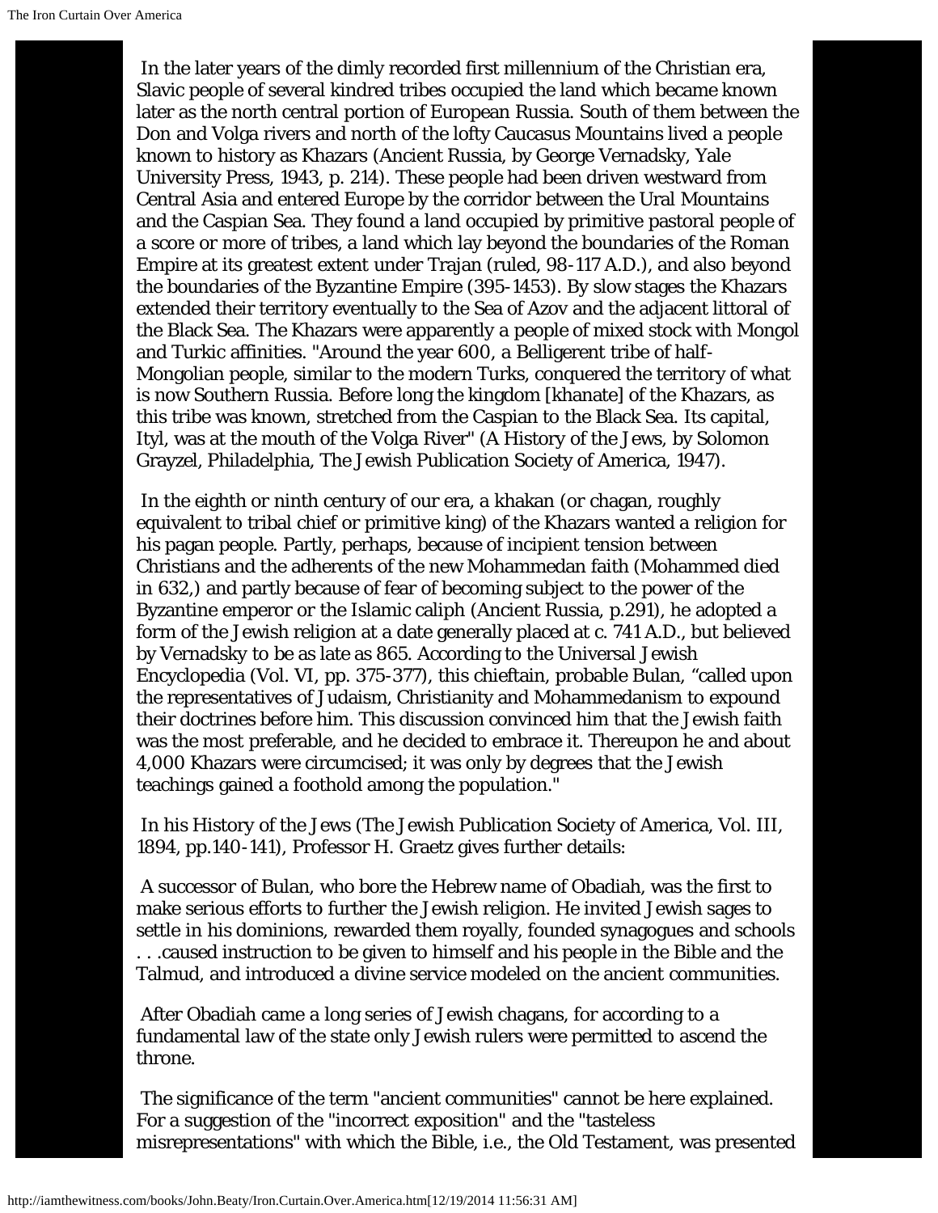In the later years of the dimly recorded first millennium of the Christian era, Slavic people of several kindred tribes occupied the land which became known later as the north central portion of European Russia. South of them between the Don and Volga rivers and north of the lofty Caucasus Mountains lived a people known to history as Khazars (Ancient Russia, by George Vernadsky, Yale University Press, 1943, p. 214). These people had been driven westward from Central Asia and entered Europe by the corridor between the Ural Mountains and the Caspian Sea. They found a land occupied by primitive pastoral people of a score or more of tribes, a land which lay beyond the boundaries of the Roman Empire at its greatest extent under Trajan (ruled, 98-117 A.D.), and also beyond the boundaries of the Byzantine Empire (395-1453). By slow stages the Khazars extended their territory eventually to the Sea of Azov and the adjacent littoral of the Black Sea. The Khazars were apparently a people of mixed stock with Mongol and Turkic affinities. "Around the year 600, a Belligerent tribe of half-Mongolian people, similar to the modern Turks, conquered the territory of what is now Southern Russia. Before long the kingdom [khanate] of the Khazars, as this tribe was known, stretched from the Caspian to the Black Sea. Its capital, Ityl, was at the mouth of the Volga River" (A History of the Jews, by Solomon Grayzel, Philadelphia, The Jewish Publication Society of America, 1947).

In the eighth or ninth century of our era, a khakan (or chagan, roughly equivalent to tribal chief or primitive king) of the Khazars wanted a religion for his pagan people. Partly, perhaps, because of incipient tension between Christians and the adherents of the new Mohammedan faith (Mohammed died in 632,) and partly because of fear of becoming subject to the power of the Byzantine emperor or the Islamic caliph (Ancient Russia, p.291), he adopted a form of the Jewish religion at a date generally placed at c. 741 A.D., but believed by Vernadsky to be as late as 865. According to the Universal Jewish Encyclopedia (Vol. VI, pp. 375-377), this chieftain, probable Bulan, "called upon the representatives of Judaism, Christianity and Mohammedanism to expound their doctrines before him. This discussion convinced him that the Jewish faith was the most preferable, and he decided to embrace it. Thereupon he and about 4,000 Khazars were circumcised; it was only by degrees that the Jewish teachings gained a foothold among the population."

In his History of the Jews (The Jewish Publication Society of America, Vol. III, 1894, pp.140-141), Professor H. Graetz gives further details:

A successor of Bulan, who bore the Hebrew name of Obadiah, was the first to make serious efforts to further the Jewish religion. He invited Jewish sages to settle in his dominions, rewarded them royally, founded synagogues and schools . . .caused instruction to be given to himself and his people in the Bible and the Talmud, and introduced a divine service modeled on the ancient communities.

After Obadiah came a long series of Jewish chagans, for according to a fundamental law of the state only Jewish rulers were permitted to ascend the throne.

The significance of the term "ancient communities" cannot be here explained. For a suggestion of the "incorrect exposition" and the "tasteless misrepresentations" with which the Bible, i.e., the Old Testament, was presented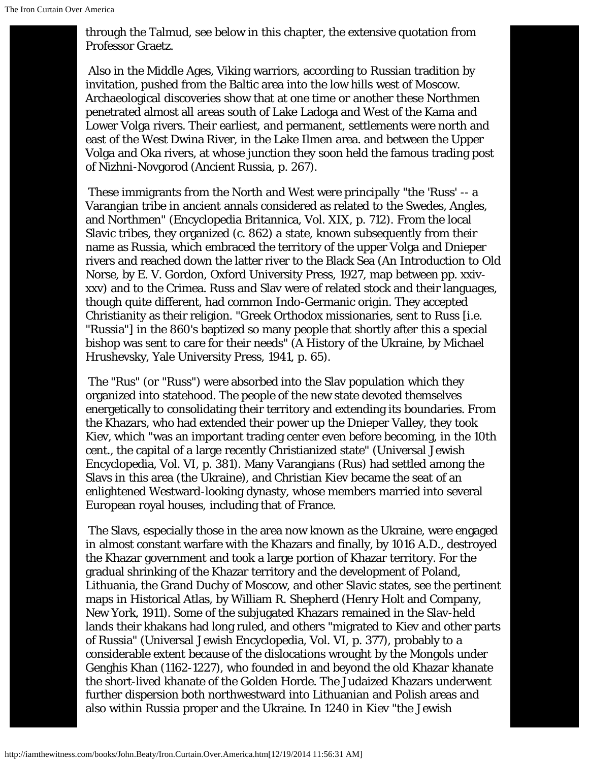through the Talmud, see below in this chapter, the extensive quotation from Professor Graetz.

Also in the Middle Ages, Viking warriors, according to Russian tradition by invitation, pushed from the Baltic area into the low hills west of Moscow. Archaeological discoveries show that at one time or another these Northmen penetrated almost all areas south of Lake Ladoga and West of the Kama and Lower Volga rivers. Their earliest, and permanent, settlements were north and east of the West Dwina River, in the Lake Ilmen area. and between the Upper Volga and Oka rivers, at whose junction they soon held the famous trading post of Nizhni-Novgorod (Ancient Russia, p. 267).

These immigrants from the North and West were principally "the 'Russ' -- a Varangian tribe in ancient annals considered as related to the Swedes, Angles, and Northmen" (Encyclopedia Britannica, Vol. XIX, p. 712). From the local Slavic tribes, they organized (c. 862) a state, known subsequently from their name as Russia, which embraced the territory of the upper Volga and Dnieper rivers and reached down the latter river to the Black Sea (An Introduction to Old Norse, by E. V. Gordon, Oxford University Press, 1927, map between pp. xxiv-xxv) and to the Crimea. Russ and Slav were of related stock and their languages, though quite different, had common Indo-Germanic origin. They accepted Christianity as their religion. "Greek Orthodox missionaries, sent to Russ [i.e. "Russia"] in the 860's baptized so many people that shortly after this a special bishop was sent to care for their needs" (A History of the Ukraine, by Michael Hrushevsky, Yale University Press, 1941, p. 65).

The "Rus" (or "Russ") were absorbed into the Slav population which they organized into statehood. The people of the new state devoted themselves energetically to consolidating their territory and extending its boundaries. From the Khazars, who had extended their power up the Dnieper Valley, they took Kiev, which "was an important trading center even before becoming, in the 10th cent., the capital of a large recently Christianized state" (Universal Jewish Encyclopedia, Vol. VI, p. 381). Many Varangians (Rus) had settled among the Slavs in this area (the Ukraine), and Christian Kiev became the seat of an enlightened Westward-looking dynasty, whose members married into several European royal houses, including that of France.

The Slavs, especially those in the area now known as the Ukraine, were engaged in almost constant warfare with the Khazars and finally, by 1016 A.D., destroyed the Khazar government and took a large portion of Khazar territory. For the gradual shrinking of the Khazar territory and the development of Poland, Lithuania, the Grand Duchy of Moscow, and other Slavic states, see the pertinent maps in Historical Atlas, by William R. Shepherd (Henry Holt and Company, New York, 1911). Some of the subjugated Khazars remained in the Slav-held lands their khakans had long ruled, and others "migrated to Kiev and other parts of Russia" (Universal Jewish Encyclopedia, Vol. VI, p. 377), probably to a considerable extent because of the dislocations wrought by the Mongols under Genghis Khan (1162-1227), who founded in and beyond the old Khazar khanate the short-lived khanate of the Golden Horde. The Judaized Khazars underwent further dispersion both northwestward into Lithuanian and Polish areas and also within Russia proper and the Ukraine. In 1240 in Kiev "the Jewish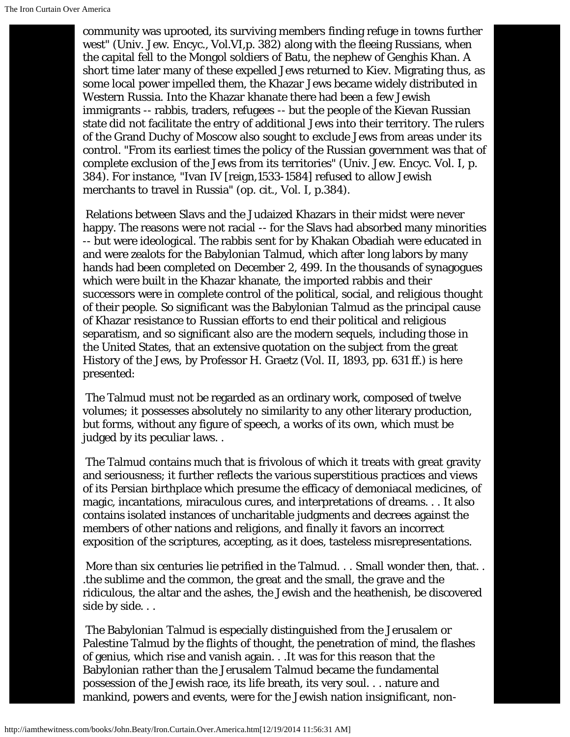community was uprooted, its surviving members finding refuge in towns further west" (Univ. Jew. Encyc., Vol.VI,p. 382) along with the fleeing Russians, when the capital fell to the Mongol soldiers of Batu, the nephew of Genghis Khan. A short time later many of these expelled Jews returned to Kiev. Migrating thus, as some local power impelled them, the Khazar Jews became widely distributed in Western Russia. Into the Khazar khanate there had been a few Jewish immigrants -- rabbis, traders, refugees -- but the people of the Kievan Russian state did not facilitate the entry of additional Jews into their territory. The rulers of the Grand Duchy of Moscow also sought to exclude Jews from areas under its control. "From its earliest times the policy of the Russian government was that of complete exclusion of the Jews from its territories" (Univ. Jew. Encyc. Vol. I, p. 384). For instance, "Ivan IV [reign,1533-1584] refused to allow Jewish merchants to travel in Russia" (op. cit., Vol. I, p.384).

Relations between Slavs and the Judaized Khazars in their midst were never happy. The reasons were not racial -- for the Slavs had absorbed many minorities -- but were ideological. The rabbis sent for by Khakan Obadiah were educated in and were zealots for the Babylonian Talmud, which after long labors by many hands had been completed on December 2, 499. In the thousands of synagogues which were built in the Khazar khanate, the imported rabbis and their successors were in complete control of the political, social, and religious thought of their people. So significant was the Babylonian Talmud as the principal cause of Khazar resistance to Russian efforts to end their political and religious separatism, and so significant also are the modern sequels, including those in the United States, that an extensive quotation on the subject from the great History of the Jews, by Professor H. Graetz (Vol. II, 1893, pp. 631 ff.) is here presented:

The Talmud must not be regarded as an ordinary work, composed of twelve volumes; it possesses absolutely no similarity to any other literary production, but forms, without any figure of speech, a works of its own, which must be judged by its peculiar laws. .

The Talmud contains much that is frivolous of which it treats with great gravity and seriousness; it further reflects the various superstitious practices and views of its Persian birthplace which presume the efficacy of demoniacal medicines, of magic, incantations, miraculous cures, and interpretations of dreams. . . It also contains isolated instances of uncharitable judgments and decrees against the members of other nations and religions, and finally it favors an incorrect exposition of the scriptures, accepting, as it does, tasteless misrepresentations.

More than six centuries lie petrified in the Talmud. . . Small wonder then, that. . .the sublime and the common, the great and the small, the grave and the ridiculous, the altar and the ashes, the Jewish and the heathenish, be discovered side by side. . .

The Babylonian Talmud is especially distinguished from the Jerusalem or Palestine Talmud by the flights of thought, the penetration of mind, the flashes of genius, which rise and vanish again. . .It was for this reason that the Babylonian rather than the Jerusalem Talmud became the fundamental possession of the Jewish race, its life breath, its very soul. . . nature and mankind, powers and events, were for the Jewish nation insignificant, non-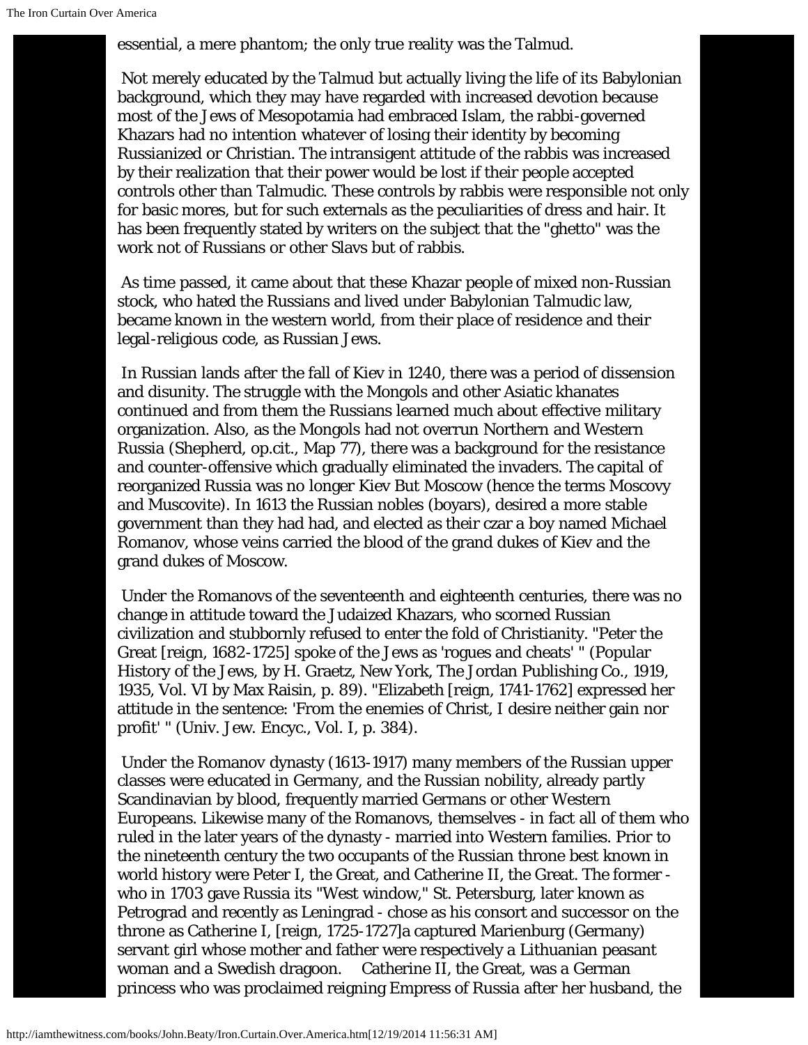essential, a mere phantom; the only true reality was the Talmud.

Not merely educated by the Talmud but actually living the life of its Babylonian background, which they may have regarded with increased devotion because most of the Jews of Mesopotamia had embraced Islam, the rabbi-governed Khazars had no intention whatever of losing their identity by becoming Russianized or Christian. The intransigent attitude of the rabbis was increased by their realization that their power would be lost if their people accepted controls other than Talmudic. These controls by rabbis were responsible not only for basic mores, but for such externals as the peculiarities of dress and hair. It has been frequently stated by writers on the subject that the "ghetto" was the work not of Russians or other Slavs but of rabbis.

As time passed, it came about that these Khazar people of mixed non-Russian stock, who hated the Russians and lived under Babylonian Talmudic law, became known in the western world, from their place of residence and their legal-religious code, as Russian Jews.

In Russian lands after the fall of Kiev in 1240, there was a period of dissension and disunity. The struggle with the Mongols and other Asiatic khanates continued and from them the Russians learned much about effective military organization. Also, as the Mongols had not overrun Northern and Western Russia (Shepherd, op.cit., Map 77), there was a background for the resistance and counter-offensive which gradually eliminated the invaders. The capital of reorganized Russia was no longer Kiev But Moscow (hence the terms Moscovy and Muscovite). In 1613 the Russian nobles (boyars), desired a more stable government than they had had, and elected as their czar a boy named Michael Romanov, whose veins carried the blood of the grand dukes of Kiev and the grand dukes of Moscow.

Under the Romanovs of the seventeenth and eighteenth centuries, there was no change in attitude toward the Judaized Khazars, who scorned Russian civilization and stubbornly refused to enter the fold of Christianity. "Peter the Great [reign, 1682-1725] spoke of the Jews as 'rogues and cheats' " (Popular History of the Jews, by H. Graetz, New York, The Jordan Publishing Co., 1919, 1935, Vol. VI by Max Raisin, p. 89). "Elizabeth [reign, 1741-1762] expressed her attitude in the sentence: 'From the enemies of Christ, I desire neither gain nor profit' " (Univ. Jew. Encyc., Vol. I, p. 384).

Under the Romanov dynasty (1613-1917) many members of the Russian upper classes were educated in Germany, and the Russian nobility, already partly Scandinavian by blood, frequently married Germans or other Western Europeans. Likewise many of the Romanovs, themselves - in fact all of them who ruled in the later years of the dynasty - married into Western families. Prior to the nineteenth century the two occupants of the Russian throne best known in world history were Peter I, the Great, and Catherine II, the Great. The former - who in 1703 gave Russia its "West window," St. Petersburg, later known as Petrograd and recently as Leningrad - chose as his consort and successor on the throne as Catherine I, [reign, 1725-1727]a captured Marienburg (Germany) servant girl whose mother and father were respectively a Lithuanian peasant woman and a Swedish dragoon. Catherine II, the Great, was a German princess who was proclaimed reigning Empress of Russia after her husband, the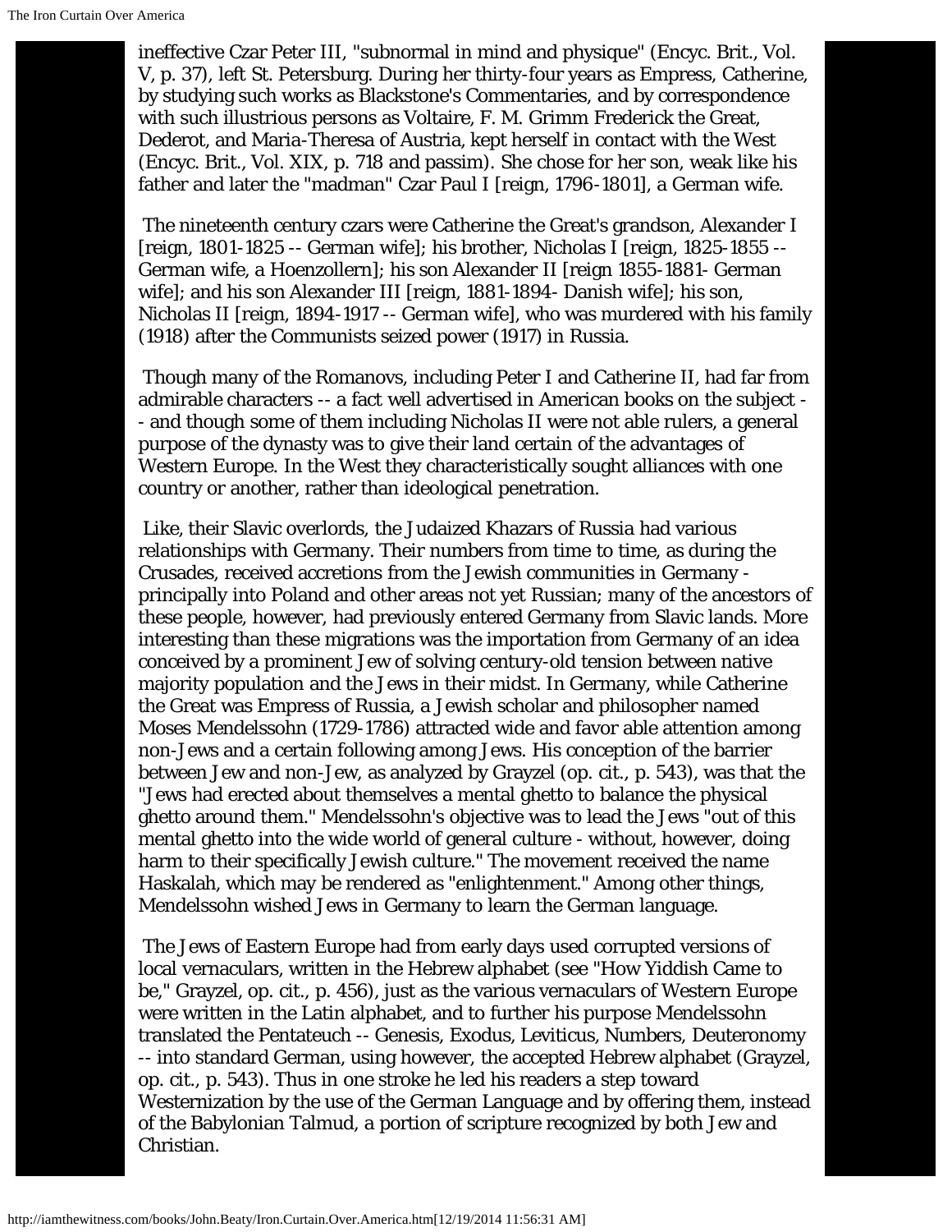ineffective Czar Peter III, "subnormal in mind and physique" (Encyc. Brit., Vol. V, p. 37), left St. Petersburg. During her thirty-four years as Empress, Catherine, by studying such works as Blackstone's Commentaries, and by correspondence with such illustrious persons as Voltaire, F. M. Grimm Frederick the Great, Dederot, and Maria-Theresa of Austria, kept herself in contact with the West (Encyc. Brit., Vol. XIX, p. 718 and passim). She chose for her son, weak like his father and later the "madman" Czar Paul I [reign, 1796-1801], a German wife.

The nineteenth century czars were Catherine the Great's grandson, Alexander I [reign, 1801-1825 -- German wife]; his brother, Nicholas I [reign, 1825-1855 -- German wife, a Hoenzollern]; his son Alexander II [reign 1855-1881- German wife]; and his son Alexander III [reign, 1881-1894- Danish wife]; his son, Nicholas II [reign, 1894-1917 -- German wife], who was murdered with his family (1918) after the Communists seized power (1917) in Russia.

Though many of the Romanovs, including Peter I and Catherine II, had far from admirable characters -- a fact well advertised in American books on the subject -- and though some of them including Nicholas II were not able rulers, a general purpose of the dynasty was to give their land certain of the advantages of Western Europe. In the West they characteristically sought alliances with one country or another, rather than ideological penetration.

Like, their Slavic overlords, the Judaized Khazars of Russia had various relationships with Germany. Their numbers from time to time, as during the Crusades, received accretions from the Jewish communities in Germany - principally into Poland and other areas not yet Russian; many of the ancestors of these people, however, had previously entered Germany from Slavic lands. More interesting than these migrations was the importation from Germany of an idea conceived by a prominent Jew of solving century-old tension between native majority population and the Jews in their midst. In Germany, while Catherine the Great was Empress of Russia, a Jewish scholar and philosopher named Moses Mendelssohn (1729-1786) attracted wide and favor able attention among non-Jews and a certain following among Jews. His conception of the barrier between Jew and non-Jew, as analyzed by Grayzel (op. cit., p. 543), was that the "Jews had erected about themselves a mental ghetto to balance the physical ghetto around them." Mendelssohn's objective was to lead the Jews "out of this mental ghetto into the wide world of general culture - without, however, doing harm to their specifically Jewish culture." The movement received the name Haskalah, which may be rendered as "enlightenment." Among other things, Mendelssohn wished Jews in Germany to learn the German language.

The Jews of Eastern Europe had from early days used corrupted versions of local vernaculars, written in the Hebrew alphabet (see "How Yiddish Came to be," Grayzel, op. cit., p. 456), just as the various vernaculars of Western Europe were written in the Latin alphabet, and to further his purpose Mendelssohn translated the Pentateuch -- Genesis, Exodus, Leviticus, Numbers, Deuteronomy -- into standard German, using however, the accepted Hebrew alphabet (Grayzel, op. cit., p. 543). Thus in one stroke he led his readers a step toward Westernization by the use of the German Language and by offering them, instead of the Babylonian Talmud, a portion of scripture recognized by both Jew and Christian.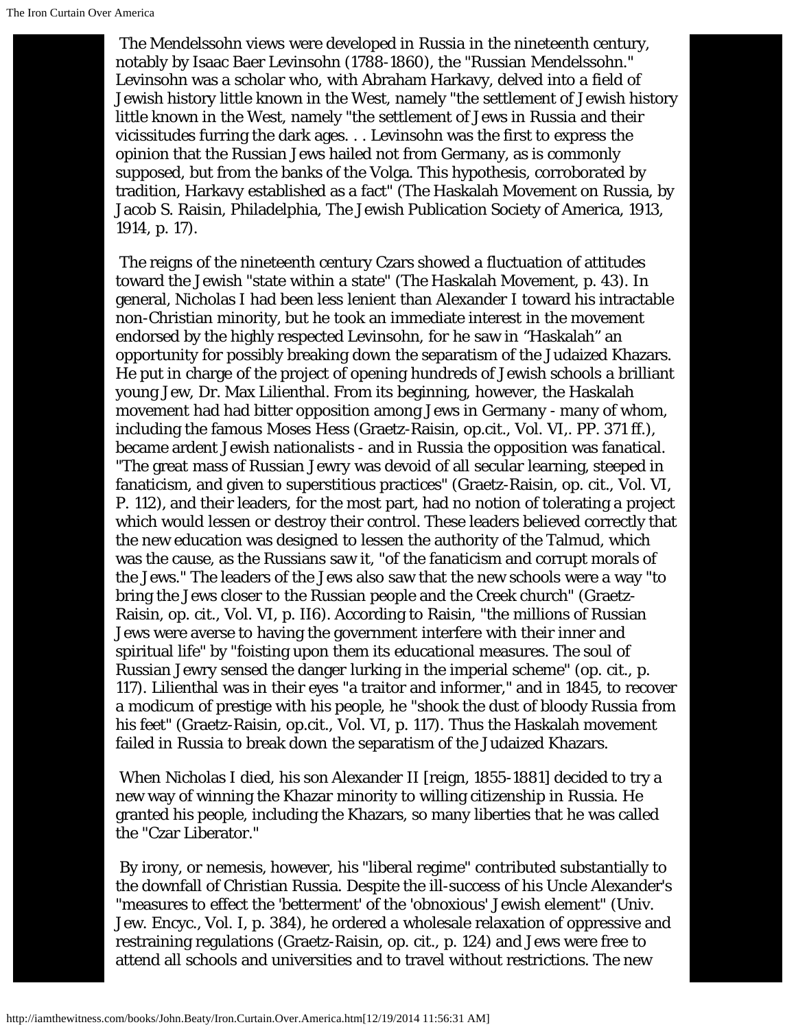The Mendelssohn views were developed in Russia in the nineteenth century, notably by Isaac Baer Levinsohn (1788-1860), the "Russian Mendelssohn." Levinsohn was a scholar who, with Abraham Harkavy, delved into a field of Jewish history little known in the West, namely "the settlement of Jewish history little known in the West, namely "the settlement of Jews in Russia and their vicissitudes furring the dark ages. . . Levinsohn was the first to express the opinion that the Russian Jews hailed not from Germany, as is commonly supposed, but from the banks of the Volga. This hypothesis, corroborated by tradition, Harkavy established as a fact" (The Haskalah Movement on Russia, by Jacob S. Raisin, Philadelphia, The Jewish Publication Society of America, 1913, 1914, p. 17).

The reigns of the nineteenth century Czars showed a fluctuation of attitudes toward the Jewish "state within a state" (The Haskalah Movement, p. 43). In general, Nicholas I had been less lenient than Alexander I toward his intractable non-Christian minority, but he took an immediate interest in the movement endorsed by the highly respected Levinsohn, for he saw in "Haskalah" an opportunity for possibly breaking down the separatism of the Judaized Khazars. He put in charge of the project of opening hundreds of Jewish schools a brilliant young Jew, Dr. Max Lilienthal. From its beginning, however, the Haskalah movement had had bitter opposition among Jews in Germany - many of whom, including the famous Moses Hess (Graetz-Raisin, op.cit., Vol. VI,. PP. 371 ff.), became ardent Jewish nationalists - and in Russia the opposition was fanatical. "The great mass of Russian Jewry was devoid of all secular learning, steeped in fanaticism, and given to superstitious practices" (Graetz-Raisin, op. cit., Vol. VI, P. 112), and their leaders, for the most part, had no notion of tolerating a project which would lessen or destroy their control. These leaders believed correctly that the new education was designed to lessen the authority of the Talmud, which was the cause, as the Russians saw it, "of the fanaticism and corrupt morals of the Jews." The leaders of the Jews also saw that the new schools were a way "to bring the Jews closer to the Russian people and the Creek church" (Graetz-Raisin, op. cit., Vol. VI, p. II6). According to Raisin, "the millions of Russian Jews were averse to having the government interfere with their inner and spiritual life" by "foisting upon them its educational measures. The soul of Russian Jewry sensed the danger lurking in the imperial scheme" (op. cit., p. 117). Lilienthal was in their eyes "a traitor and informer," and in 1845, to recover a modicum of prestige with his people, he "shook the dust of bloody Russia from his feet" (Graetz-Raisin, op.cit., Vol. VI, p. 117). Thus the Haskalah movement failed in Russia to break down the separatism of the Judaized Khazars.

When Nicholas I died, his son Alexander II [reign, 1855-1881] decided to try a new way of winning the Khazar minority to willing citizenship in Russia. He granted his people, including the Khazars, so many liberties that he was called the "Czar Liberator."

By irony, or nemesis, however, his "liberal regime" contributed substantially to the downfall of Christian Russia. Despite the ill-success of his Uncle Alexander's "measures to effect the 'betterment' of the 'obnoxious' Jewish element" (Univ. Jew. Encyc., Vol. I, p. 384), he ordered a wholesale relaxation of oppressive and restraining regulations (Graetz-Raisin, op. cit., p. 124) and Jews were free to attend all schools and universities and to travel without restrictions. The new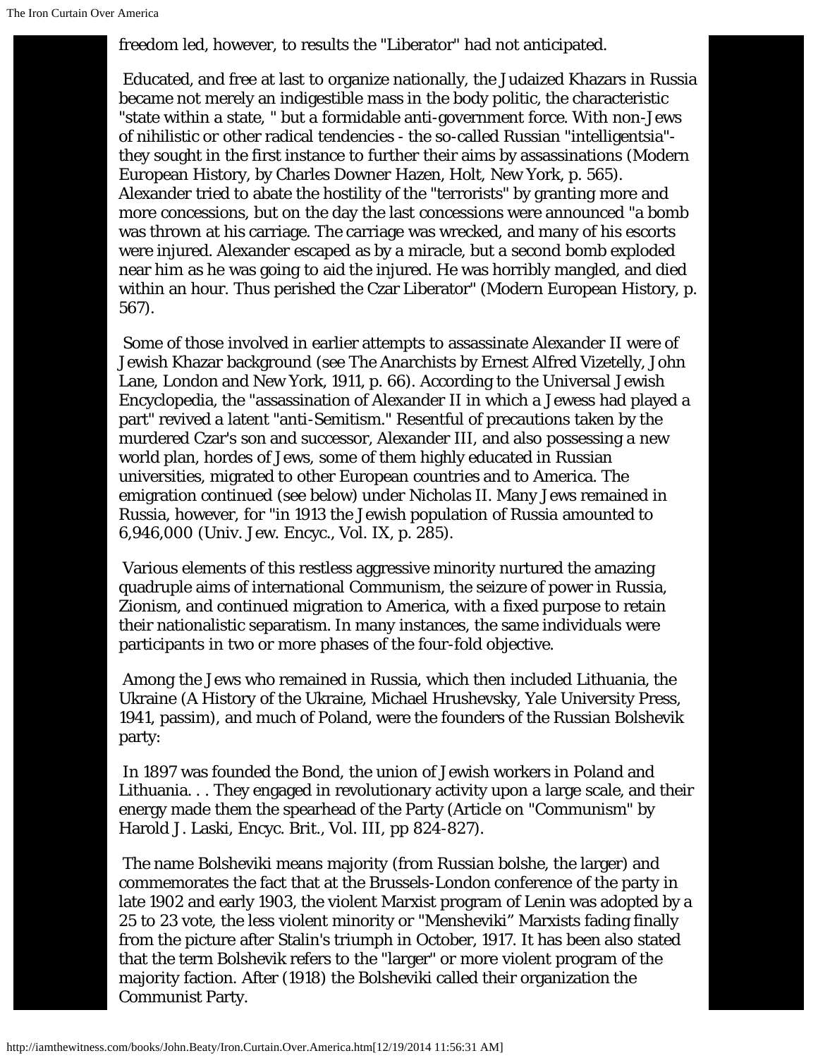freedom led, however, to results the "Liberator" had not anticipated.

Educated, and free at last to organize nationally, the Judaized Khazars in Russia became not merely an indigestible mass in the body politic, the characteristic "state within a state, " but a formidable anti-government force. With non-Jews of nihilistic or other radical tendencies - the so-called Russian "intelligentsia"- they sought in the first instance to further their aims by assassinations (Modern European History, by Charles Downer Hazen, Holt, New York, p. 565). Alexander tried to abate the hostility of the "terrorists" by granting more and more concessions, but on the day the last concessions were announced "a bomb was thrown at his carriage. The carriage was wrecked, and many of his escorts were injured. Alexander escaped as by a miracle, but a second bomb exploded near him as he was going to aid the injured. He was horribly mangled, and died within an hour. Thus perished the Czar Liberator" (Modern European History, p. 567).

Some of those involved in earlier attempts to assassinate Alexander II were of Jewish Khazar background (see The Anarchists by Ernest Alfred Vizetelly, John Lane, London and New York, 1911, p. 66). According to the Universal Jewish Encyclopedia, the "assassination of Alexander II in which a Jewess had played a part" revived a latent "anti-Semitism." Resentful of precautions taken by the murdered Czar's son and successor, Alexander III, and also possessing a new world plan, hordes of Jews, some of them highly educated in Russian universities, migrated to other European countries and to America. The emigration continued (see below) under Nicholas II. Many Jews remained in Russia, however, for "in 1913 the Jewish population of Russia amounted to 6,946,000 (Univ. Jew. Encyc., Vol. IX, p. 285).

Various elements of this restless aggressive minority nurtured the amazing quadruple aims of international Communism, the seizure of power in Russia, Zionism, and continued migration to America, with a fixed purpose to retain their nationalistic separatism. In many instances, the same individuals were participants in two or more phases of the four-fold objective.

Among the Jews who remained in Russia, which then included Lithuania, the Ukraine (A History of the Ukraine, Michael Hrushevsky, Yale University Press, 1941, passim), and much of Poland, were the founders of the Russian Bolshevik party:

In 1897 was founded the Bond, the union of Jewish workers in Poland and Lithuania. . . They engaged in revolutionary activity upon a large scale, and their energy made them the spearhead of the Party (Article on "Communism" by Harold J. Laski, Encyc. Brit., Vol. III, pp 824-827).

The name Bolsheviki means majority (from Russian bolshe, the larger) and commemorates the fact that at the Brussels-London conference of the party in late 1902 and early 1903, the violent Marxist program of Lenin was adopted by a 25 to 23 vote, the less violent minority or "Mensheviki" Marxists fading finally from the picture after Stalin's triumph in October, 1917. It has been also stated that the term Bolshevik refers to the "larger" or more violent program of the majority faction. After (1918) the Bolsheviki called their organization the Communist Party.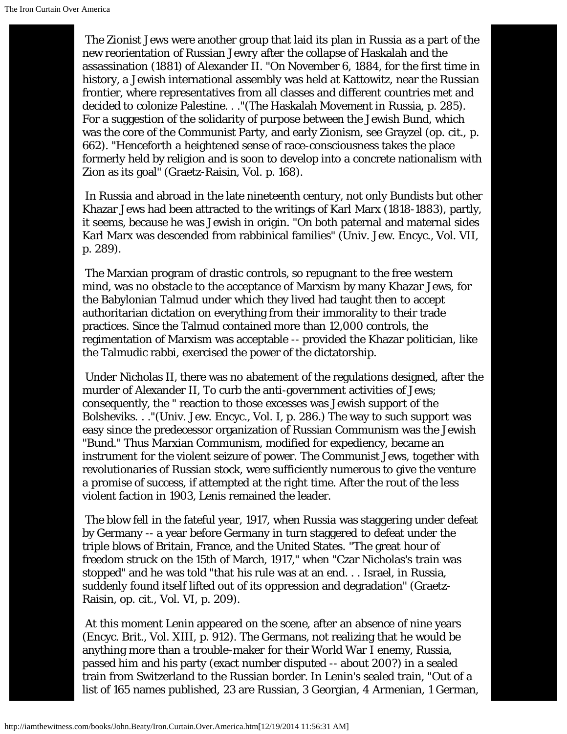The Zionist Jews were another group that laid its plan in Russia as a part of the new reorientation of Russian Jewry after the collapse of Haskalah and the assassination (1881) of Alexander II. "On November 6, 1884, for the first time in history, a Jewish international assembly was held at Kattowitz, near the Russian frontier, where representatives from all classes and different countries met and decided to colonize Palestine. . ."(The Haskalah Movement in Russia, p. 285). For a suggestion of the solidarity of purpose between the Jewish Bund, which was the core of the Communist Party, and early Zionism, see Grayzel (op. cit., p. 662). "Henceforth a heightened sense of race-consciousness takes the place formerly held by religion and is soon to develop into a concrete nationalism with Zion as its goal" (Graetz-Raisin, Vol. p. 168).

In Russia and abroad in the late nineteenth century, not only Bundists but other Khazar Jews had been attracted to the writings of Karl Marx (1818-1883), partly, it seems, because he was Jewish in origin. "On both paternal and maternal sides Karl Marx was descended from rabbinical families" (Univ. Jew. Encyc., Vol. VII, p. 289).

The Marxian program of drastic controls, so repugnant to the free western mind, was no obstacle to the acceptance of Marxism by many Khazar Jews, for the Babylonian Talmud under which they lived had taught then to accept authoritarian dictation on everything from their immorality to their trade practices. Since the Talmud contained more than 12,000 controls, the regimentation of Marxism was acceptable -- provided the Khazar politician, like the Talmudic rabbi, exercised the power of the dictatorship.

Under Nicholas II, there was no abatement of the regulations designed, after the murder of Alexander II, To curb the anti-government activities of Jews; consequently, the " reaction to those excesses was Jewish support of the Bolsheviks. . ."(Univ. Jew. Encyc., Vol. I, p. 286.) The way to such support was easy since the predecessor organization of Russian Communism was the Jewish "Bund." Thus Marxian Communism, modified for expediency, became an instrument for the violent seizure of power. The Communist Jews, together with revolutionaries of Russian stock, were sufficiently numerous to give the venture a promise of success, if attempted at the right time. After the rout of the less violent faction in 1903, Lenis remained the leader.

The blow fell in the fateful year, 1917, when Russia was staggering under defeat by Germany -- a year before Germany in turn staggered to defeat under the triple blows of Britain, France, and the United States. "The great hour of freedom struck on the 15th of March, 1917," when "Czar Nicholas's train was stopped" and he was told "that his rule was at an end. . . Israel, in Russia, suddenly found itself lifted out of its oppression and degradation" (Graetz-Raisin, op. cit., Vol. VI, p. 209).

At this moment Lenin appeared on the scene, after an absence of nine years (Encyc. Brit., Vol. XIII, p. 912). The Germans, not realizing that he would be anything more than a trouble-maker for their World War I enemy, Russia, passed him and his party (exact number disputed -- about 200?) in a sealed train from Switzerland to the Russian border. In Lenin's sealed train, "Out of a list of 165 names published, 23 are Russian, 3 Georgian, 4 Armenian, 1 German,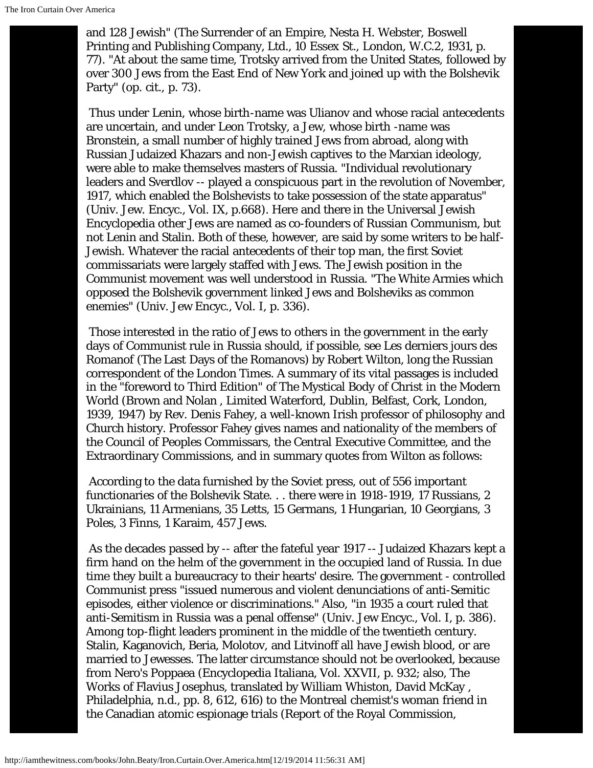and 128 Jewish" (The Surrender of an Empire, Nesta H. Webster, Boswell Printing and Publishing Company, Ltd., 10 Essex St., London, W.C.2, 1931, p. 77). "At about the same time, Trotsky arrived from the United States, followed by over 300 Jews from the East End of New York and joined up with the Bolshevik Party" (op. cit., p. 73).

Thus under Lenin, whose birth-name was Ulianov and whose racial antecedents are uncertain, and under Leon Trotsky, a Jew, whose birth -name was Bronstein, a small number of highly trained Jews from abroad, along with Russian Judaized Khazars and non-Jewish captives to the Marxian ideology, were able to make themselves masters of Russia. "Individual revolutionary leaders and Sverdlov -- played a conspicuous part in the revolution of November, 1917, which enabled the Bolshevists to take possession of the state apparatus" (Univ. Jew. Encyc., Vol. IX, p.668). Here and there in the Universal Jewish Encyclopedia other Jews are named as co-founders of Russian Communism, but not Lenin and Stalin. Both of these, however, are said by some writers to be half-Jewish. Whatever the racial antecedents of their top man, the first Soviet commissariats were largely staffed with Jews. The Jewish position in the Communist movement was well understood in Russia. "The White Armies which opposed the Bolshevik government linked Jews and Bolsheviks as common enemies" (Univ. Jew Encyc., Vol. I, p. 336).

Those interested in the ratio of Jews to others in the government in the early days of Communist rule in Russia should, if possible, see Les derniers jours des Romanof (The Last Days of the Romanovs) by Robert Wilton, long the Russian correspondent of the London Times. A summary of its vital passages is included in the "foreword to Third Edition" of The Mystical Body of Christ in the Modern World (Brown and Nolan , Limited Waterford, Dublin, Belfast, Cork, London, 1939, 1947) by Rev. Denis Fahey, a well-known Irish professor of philosophy and Church history. Professor Fahey gives names and nationality of the members of the Council of Peoples Commissars, the Central Executive Committee, and the Extraordinary Commissions, and in summary quotes from Wilton as follows:

According to the data furnished by the Soviet press, out of 556 important functionaries of the Bolshevik State. . . there were in 1918-1919, 17 Russians, 2 Ukrainians, 11 Armenians, 35 Letts, 15 Germans, 1 Hungarian, 10 Georgians, 3 Poles, 3 Finns, 1 Karaim, 457 Jews.

As the decades passed by -- after the fateful year 1917 -- Judaized Khazars kept a firm hand on the helm of the government in the occupied land of Russia. In due time they built a bureaucracy to their hearts' desire. The government - controlled Communist press "issued numerous and violent denunciations of anti-Semitic episodes, either violence or discriminations." Also, "in 1935 a court ruled that anti-Semitism in Russia was a penal offense" (Univ. Jew Encyc., Vol. I, p. 386). Among top-flight leaders prominent in the middle of the twentieth century. Stalin, Kaganovich, Beria, Molotov, and Litvinoff all have Jewish blood, or are married to Jewesses. The latter circumstance should not be overlooked, because from Nero's Poppaea (Encyclopedia Italiana, Vol. XXVII, p. 932; also, The Works of Flavius Josephus, translated by William Whiston, David McKay , Philadelphia, n.d., pp. 8, 612, 616) to the Montreal chemist's woman friend in the Canadian atomic espionage trials (Report of the Royal Commission,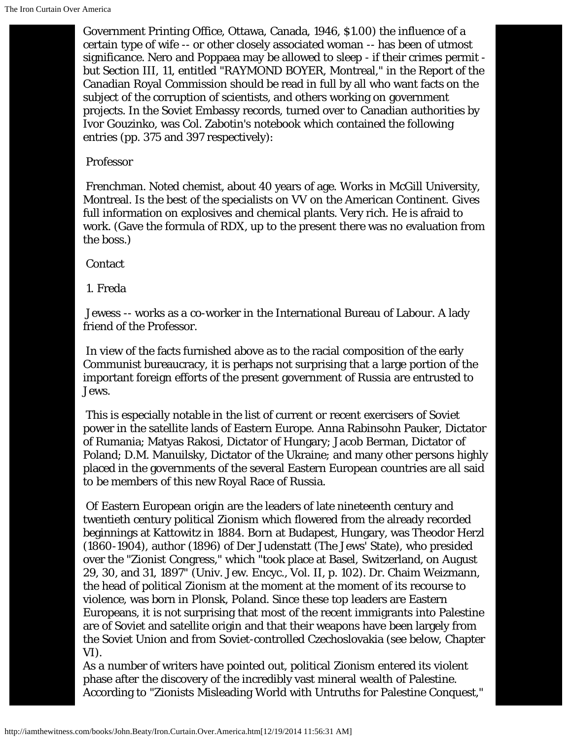Government Printing Office, Ottawa, Canada, 1946, $1.00) the influence of a certain type of wife -- or other closely associated woman -- has been of utmost significance. Nero and Poppaea may be allowed to sleep - if their crimes permit - but Section III, 11, entitled "RAYMOND BOYER, Montreal," in the Report of the Canadian Royal Commission should be read in full by all who want facts on the subject of the corruption of scientists, and others working on government projects. In the Soviet Embassy records, turned over to Canadian authorities by Ivor Gouzinko, was Col. Zabotin's notebook which contained the following entries (pp. 375 and 397 respectively):

Professor

Frenchman. Noted chemist, about 40 years of age. Works in McGill University, Montreal. Is the best of the specialists on VV on the American Continent. Gives full information on explosives and chemical plants. Very rich. He is afraid to work. (Gave the formula of RDX, up to the present there was no evaluation from the boss.)

Contact

1. Freda

Jewess -- works as a co-worker in the International Bureau of Labour. A lady friend of the Professor.

In view of the facts furnished above as to the racial composition of the early Communist bureaucracy, it is perhaps not surprising that a large portion of the important foreign efforts of the present government of Russia are entrusted to Jews.

This is especially notable in the list of current or recent exercisers of Soviet power in the satellite lands of Eastern Europe. Anna Rabinsohn Pauker, Dictator of Rumania; Matyas Rakosi, Dictator of Hungary; Jacob Berman, Dictator of Poland; D.M. Manuilsky, Dictator of the Ukraine; and many other persons highly placed in the governments of the several Eastern European countries are all said to be members of this new Royal Race of Russia.

Of Eastern European origin are the leaders of late nineteenth century and twentieth century political Zionism which flowered from the already recorded beginnings at Kattowitz in 1884. Born at Budapest, Hungary, was Theodor Herzl (1860-1904), author (1896) of Der Judenstatt (The Jews' State), who presided over the "Zionist Congress," which "took place at Basel, Switzerland, on August 29, 30, and 31, 1897" (Univ. Jew. Encyc., Vol. II, p. 102). Dr. Chaim Weizmann, the head of political Zionism at the moment at the moment of its recourse to violence, was born in Plonsk, Poland. Since these top leaders are Eastern Europeans, it is not surprising that most of the recent immigrants into Palestine are of Soviet and satellite origin and that their weapons have been largely from the Soviet Union and from Soviet-controlled Czechoslovakia (see below, Chapter VI).

As a number of writers have pointed out, political Zionism entered its violent phase after the discovery of the incredibly vast mineral wealth of Palestine. According to "Zionists Misleading World with Untruths for Palestine Conquest,"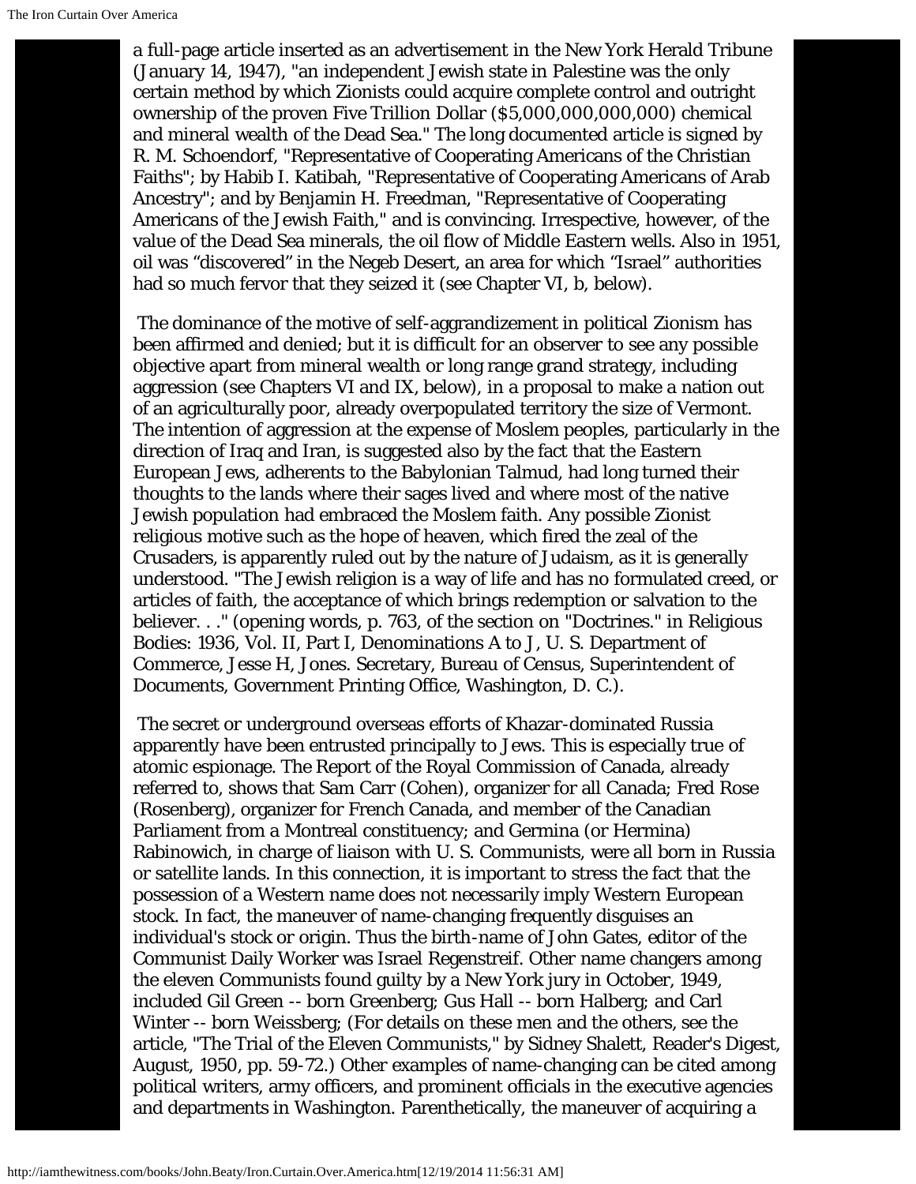a full-page article inserted as an advertisement in the New York Herald Tribune (January 14, 1947), "an independent Jewish state in Palestine was the only certain method by which Zionists could acquire complete control and outright ownership of the proven Five Trillion Dollar ($5,000,000,000,000) chemical and mineral wealth of the Dead Sea." The long documented article is signed by R. M. Schoendorf, "Representative of Cooperating Americans of the Christian Faiths"; by Habib I. Katibah, "Representative of Cooperating Americans of Arab Ancestry"; and by Benjamin H. Freedman, "Representative of Cooperating Americans of the Jewish Faith," and is convincing. Irrespective, however, of the value of the Dead Sea minerals, the oil flow of Middle Eastern wells. Also in 1951, oil was “discovered” in the Negeb Desert, an area for which “Israel” authorities had so much fervor that they seized it (see Chapter VI, b, below).

The dominance of the motive of self-aggrandizement in political Zionism has been affirmed and denied; but it is difficult for an observer to see any possible objective apart from mineral wealth or long range grand strategy, including aggression (see Chapters VI and IX, below), in a proposal to make a nation out of an agriculturally poor, already overpopulated territory the size of Vermont. The intention of aggression at the expense of Moslem peoples, particularly in the direction of Iraq and Iran, is suggested also by the fact that the Eastern European Jews, adherents to the Babylonian Talmud, had long turned their thoughts to the lands where their sages lived and where most of the native Jewish population had embraced the Moslem faith. Any possible Zionist religious motive such as the hope of heaven, which fired the zeal of the Crusaders, is apparently ruled out by the nature of Judaism, as it is generally understood. "The Jewish religion is a way of life and has no formulated creed, or articles of faith, the acceptance of which brings redemption or salvation to the believer. . ." (opening words, p. 763, of the section on "Doctrines." in Religious Bodies: 1936, Vol. II, Part I, Denominations A to J, U. S. Department of Commerce, Jesse H, Jones. Secretary, Bureau of Census, Superintendent of Documents, Government Printing Office, Washington, D. C.).

The secret or underground overseas efforts of Khazar-dominated Russia apparently have been entrusted principally to Jews. This is especially true of atomic espionage. The Report of the Royal Commission of Canada, already referred to, shows that Sam Carr (Cohen), organizer for all Canada; Fred Rose (Rosenberg), organizer for French Canada, and member of the Canadian Parliament from a Montreal constituency; and Germina (or Hermina) Rabinowich, in charge of liaison with U. S. Communists, were all born in Russia or satellite lands. In this connection, it is important to stress the fact that the possession of a Western name does not necessarily imply Western European stock. In fact, the maneuver of name-changing frequently disguises an individual's stock or origin. Thus the birth-name of John Gates, editor of the Communist Daily Worker was Israel Regenstreif. Other name changers among the eleven Communists found guilty by a New York jury in October, 1949, included Gil Green -- born Greenberg; Gus Hall -- born Halberg; and Carl Winter -- born Weissberg; (For details on these men and the others, see the article, "The Trial of the Eleven Communists," by Sidney Shalett, Reader's Digest, August, 1950, pp. 59-72.) Other examples of name-changing can be cited among political writers, army officers, and prominent officials in the executive agencies and departments in Washington. Parenthetically, the maneuver of acquiring a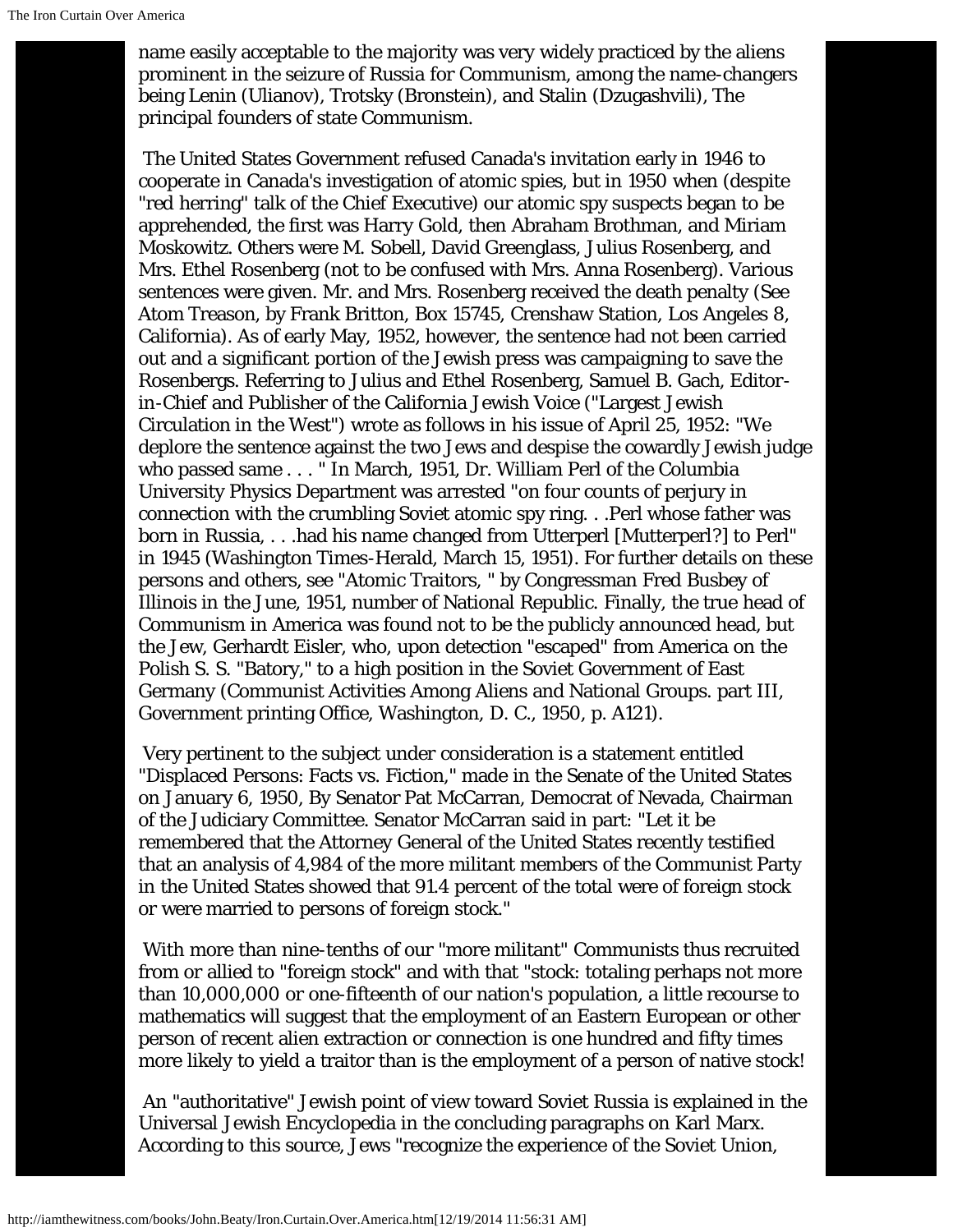name easily acceptable to the majority was very widely practiced by the aliens prominent in the seizure of Russia for Communism, among the name-changers being Lenin (Ulianov), Trotsky (Bronstein), and Stalin (Dzugashvili), The principal founders of state Communism.

The United States Government refused Canada's invitation early in 1946 to cooperate in Canada's investigation of atomic spies, but in 1950 when (despite "red herring" talk of the Chief Executive) our atomic spy suspects began to be apprehended, the first was Harry Gold, then Abraham Brothman, and Miriam Moskowitz. Others were M. Sobell, David Greenglass, Julius Rosenberg, and Mrs. Ethel Rosenberg (not to be confused with Mrs. Anna Rosenberg). Various sentences were given. Mr. and Mrs. Rosenberg received the death penalty (See Atom Treason, by Frank Britton, Box 15745, Crenshaw Station, Los Angeles 8, California). As of early May, 1952, however, the sentence had not been carried out and a significant portion of the Jewish press was campaigning to save the Rosenbergs. Referring to Julius and Ethel Rosenberg, Samuel B. Gach, Editor-in-Chief and Publisher of the California Jewish Voice ("Largest Jewish Circulation in the West") wrote as follows in his issue of April 25, 1952: "We deplore the sentence against the two Jews and despise the cowardly Jewish judge who passed same . . . " In March, 1951, Dr. William Perl of the Columbia University Physics Department was arrested "on four counts of perjury in connection with the crumbling Soviet atomic spy ring. . .Perl whose father was born in Russia, . . .had his name changed from Utterperl [Mutterperl?] to Perl" in 1945 (Washington Times-Herald, March 15, 1951). For further details on these persons and others, see "Atomic Traitors, " by Congressman Fred Busbey of Illinois in the June, 1951, number of National Republic. Finally, the true head of Communism in America was found not to be the publicly announced head, but the Jew, Gerhardt Eisler, who, upon detection "escaped" from America on the Polish S. S. "Batory," to a high position in the Soviet Government of East Germany (Communist Activities Among Aliens and National Groups. part III, Government printing Office, Washington, D. C., 1950, p. A121).

Very pertinent to the subject under consideration is a statement entitled "Displaced Persons: Facts vs. Fiction," made in the Senate of the United States on January 6, 1950, By Senator Pat McCarran, Democrat of Nevada, Chairman of the Judiciary Committee. Senator McCarran said in part: "Let it be remembered that the Attorney General of the United States recently testified that an analysis of 4,984 of the more militant members of the Communist Party in the United States showed that 91.4 percent of the total were of foreign stock or were married to persons of foreign stock."

With more than nine-tenths of our "more militant" Communists thus recruited from or allied to "foreign stock" and with that "stock: totaling perhaps not more than 10,000,000 or one-fifteenth of our nation's population, a little recourse to mathematics will suggest that the employment of an Eastern European or other person of recent alien extraction or connection is one hundred and fifty times more likely to yield a traitor than is the employment of a person of native stock!

An "authoritative" Jewish point of view toward Soviet Russia is explained in the Universal Jewish Encyclopedia in the concluding paragraphs on Karl Marx. According to this source, Jews "recognize the experience of the Soviet Union,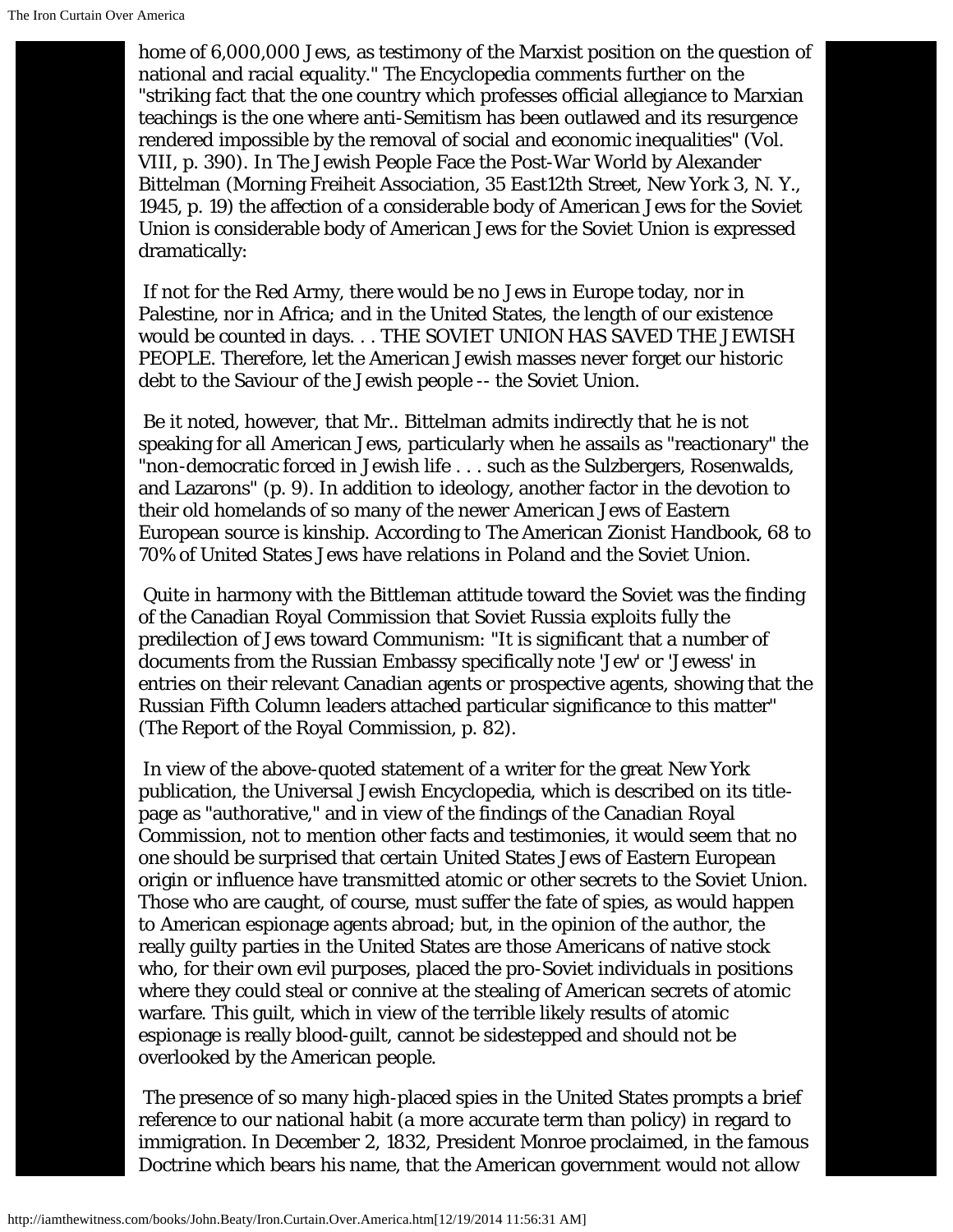home of 6,000,000 Jews, as testimony of the Marxist position on the question of national and racial equality." The Encyclopedia comments further on the "striking fact that the one country which professes official allegiance to Marxian teachings is the one where anti-Semitism has been outlawed and its resurgence rendered impossible by the removal of social and economic inequalities" (Vol. VIII, p. 390). In The Jewish People Face the Post-War World by Alexander Bittelman (Morning Freiheit Association, 35 East12th Street, New York 3, N. Y., 1945, p. 19) the affection of a considerable body of American Jews for the Soviet Union is considerable body of American Jews for the Soviet Union is expressed dramatically:

If not for the Red Army, there would be no Jews in Europe today, nor in Palestine, nor in Africa; and in the United States, the length of our existence would be counted in days. . . THE SOVIET UNION HAS SAVED THE JEWISH PEOPLE. Therefore, let the American Jewish masses never forget our historic debt to the Saviour of the Jewish people -- the Soviet Union.

Be it noted, however, that Mr.. Bittelman admits indirectly that he is not speaking for all American Jews, particularly when he assails as "reactionary" the "non-democratic forced in Jewish life . . . . such as the Sulzbergers, Rosenwalds, and Lazarons" (p. 9). In addition to ideology, another factor in the devotion to their old homelands of so many of the newer American Jews of Eastern European source is kinship. According to The American Zionist Handbook, 68 to 70% of United States Jews have relations in Poland and the Soviet Union.

Quite in harmony with the Bittleman attitude toward the Soviet was the finding of the Canadian Royal Commission that Soviet Russia exploits fully the predilection of Jews toward Communism: "It is significant that a number of documents from the Russian Embassy specifically note 'Jew' or 'Jewess' in entries on their relevant Canadian agents or prospective agents, showing that the Russian Fifth Column leaders attached particular significance to this matter" (The Report of the Royal Commission, p. 82).

In view of the above-quoted statement of a writer for the great New York publication, the Universal Jewish Encyclopedia, which is described on its title-page as "authorative," and in view of the findings of the Canadian Royal Commission, not to mention other facts and testimonies, it would seem that no one should be surprised that certain United States Jews of Eastern European origin or influence have transmitted atomic or other secrets to the Soviet Union. Those who are caught, of course, must suffer the fate of spies, as would happen to American espionage agents abroad; but, in the opinion of the author, the really guilty parties in the United States are those Americans of native stock who, for their own evil purposes, placed the pro-Soviet individuals in positions where they could steal or connive at the stealing of American secrets of atomic warfare. This guilt, which in view of the terrible likely results of atomic espionage is really blood-guilt, cannot be sidestepped and should not be overlooked by the American people.

The presence of so many high-placed spies in the United States prompts a brief reference to our national habit (a more accurate term than policy) in regard to immigration. In December 2, 1832, President Monroe proclaimed, in the famous Doctrine which bears his name, that the American government would not allow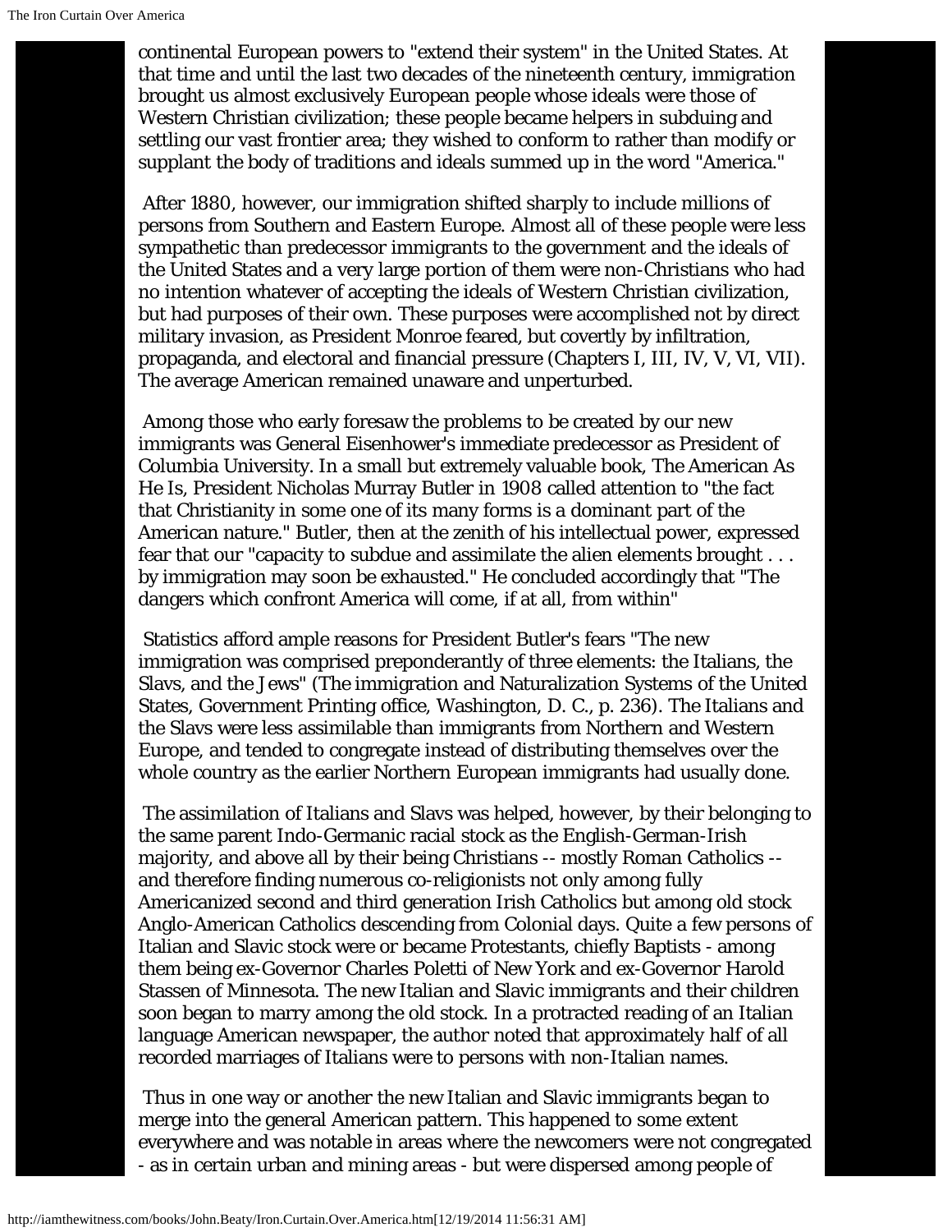continental European powers to "extend their system" in the United States. At that time and until the last two decades of the nineteenth century, immigration brought us almost exclusively European people whose ideals were those of Western Christian civilization; these people became helpers in subduing and settling our vast frontier area; they wished to conform to rather than modify or supplant the body of traditions and ideals summed up in the word "America."

After 1880, however, our immigration shifted sharply to include millions of persons from Southern and Eastern Europe. Almost all of these people were less sympathetic than predecessor immigrants to the government and the ideals of the United States and a very large portion of them were non-Christians who had no intention whatever of accepting the ideals of Western Christian civilization, but had purposes of their own. These purposes were accomplished not by direct military invasion, as President Monroe feared, but covertly by infiltration, propaganda, and electoral and financial pressure (Chapters I, III, IV, V, VI, VII). The average American remained unaware and unperturbed.

Among those who early foresaw the problems to be created by our new immigrants was General Eisenhower's immediate predecessor as President of Columbia University. In a small but extremely valuable book, The American As He Is, President Nicholas Murray Butler in 1908 called attention to "the fact that Christianity in some one of its many forms is a dominant part of the American nature." Butler, then at the zenith of his intellectual power, expressed fear that our "capacity to subdue and assimilate the alien elements brought . . . by immigration may soon be exhausted." He concluded accordingly that "The dangers which confront America will come, if at all, from within"

Statistics afford ample reasons for President Butler's fears "The new immigration was comprised preponderantly of three elements: the Italians, the Slavs, and the Jews" (The immigration and Naturalization Systems of the United States, Government Printing office, Washington, D. C., p. 236). The Italians and the Slavs were less assimilable than immigrants from Northern and Western Europe, and tended to congregate instead of distributing themselves over the whole country as the earlier Northern European immigrants had usually done.

The assimilation of Italians and Slavs was helped, however, by their belonging to the same parent Indo-Germanic racial stock as the English-German-Irish majority, and above all by their being Christians -- mostly Roman Catholics -- and therefore finding numerous co-religionists not only among fully Americanized second and third generation Irish Catholics but among old stock Anglo-American Catholics descending from Colonial days. Quite a few persons of Italian and Slavic stock were or became Protestants, chiefly Baptists - among them being ex-Governor Charles Poletti of New York and ex-Governor Harold Stassen of Minnesota. The new Italian and Slavic immigrants and their children soon began to marry among the old stock. In a protracted reading of an Italian language American newspaper, the author noted that approximately half of all recorded marriages of Italians were to persons with non-Italian names.

Thus in one way or another the new Italian and Slavic immigrants began to merge into the general American pattern. This happened to some extent everywhere and was notable in areas where the newcomers were not congregated - as in certain urban and mining areas - but were dispersed among people of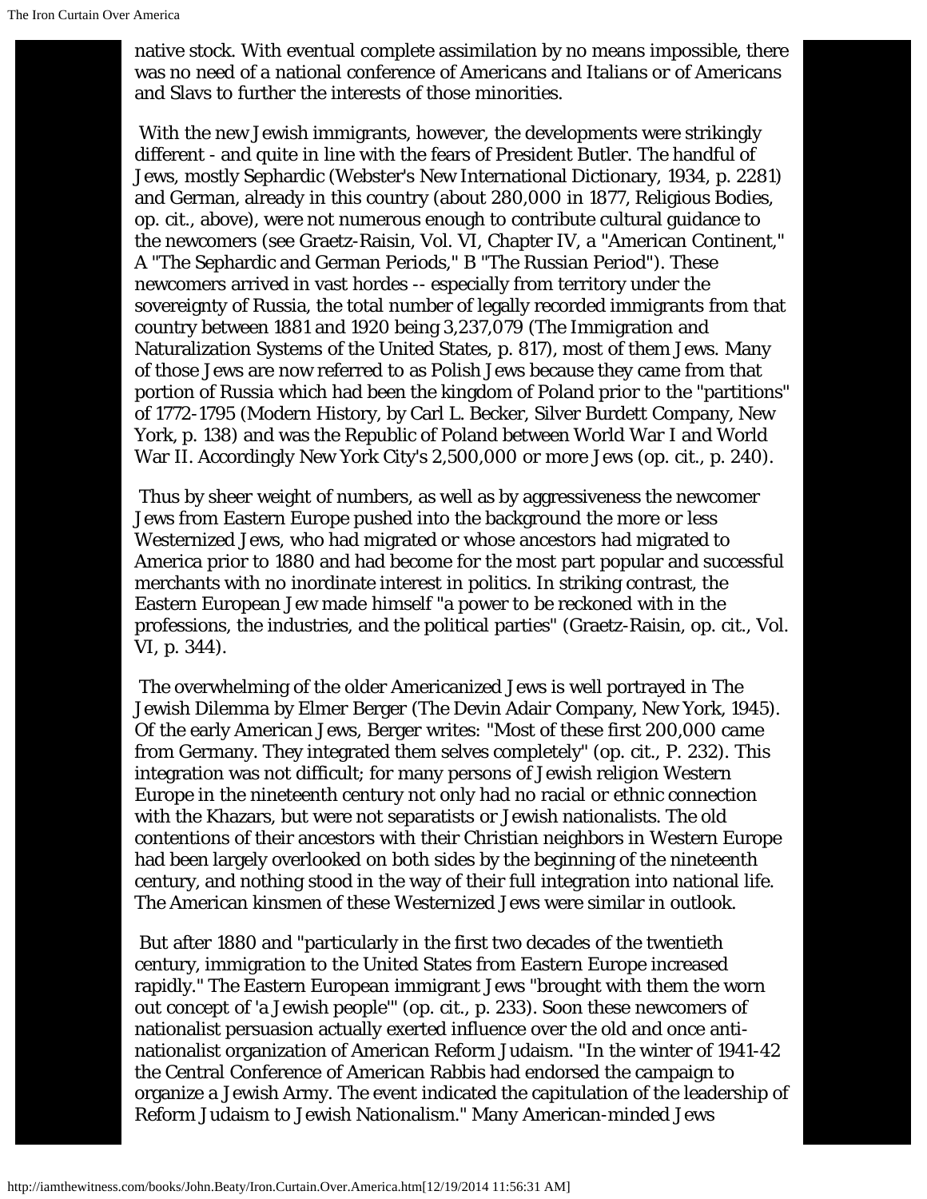native stock. With eventual complete assimilation by no means impossible, there was no need of a national conference of Americans and Italians or of Americans and Slavs to further the interests of those minorities.

With the new Jewish immigrants, however, the developments were strikingly different - and quite in line with the fears of President Butler. The handful of Jews, mostly Sephardic (Webster's New International Dictionary, 1934, p. 2281) and German, already in this country (about 280,000 in 1877, Religious Bodies, op. cit., above), were not numerous enough to contribute cultural guidance to the newcomers (see Graetz-Raisin, Vol. VI, Chapter IV, a "American Continent," A "The Sephardic and German Periods," B "The Russian Period"). These newcomers arrived in vast hordes -- especially from territory under the sovereignty of Russia, the total number of legally recorded immigrants from that country between 1881 and 1920 being 3,237,079 (The Immigration and Naturalization Systems of the United States, p. 817), most of them Jews. Many of those Jews are now referred to as Polish Jews because they came from that portion of Russia which had been the kingdom of Poland prior to the "partitions" of 1772-1795 (Modern History, by Carl L. Becker, Silver Burdett Company, New York, p. 138) and was the Republic of Poland between World War I and World War II. Accordingly New York City's 2,500,000 or more Jews (op. cit., p. 240).

Thus by sheer weight of numbers, as well as by aggressiveness the newcomer Jews from Eastern Europe pushed into the background the more or less Westernized Jews, who had migrated or whose ancestors had migrated to America prior to 1880 and had become for the most part popular and successful merchants with no inordinate interest in politics. In striking contrast, the Eastern European Jew made himself "a power to be reckoned with in the professions, the industries, and the political parties" (Graetz-Raisin, op. cit., Vol. VI, p. 344).

The overwhelming of the older Americanized Jews is well portrayed in The Jewish Dilemma by Elmer Berger (The Devin Adair Company, New York, 1945). Of the early American Jews, Berger writes: "Most of these first 200,000 came from Germany. They integrated them selves completely" (op. cit., P. 232). This integration was not difficult; for many persons of Jewish religion Western Europe in the nineteenth century not only had no racial or ethnic connection with the Khazars, but were not separatists or Jewish nationalists. The old contentions of their ancestors with their Christian neighbors in Western Europe had been largely overlooked on both sides by the beginning of the nineteenth century, and nothing stood in the way of their full integration into national life. The American kinsmen of these Westernized Jews were similar in outlook.

But after 1880 and "particularly in the first two decades of the twentieth century, immigration to the United States from Eastern Europe increased rapidly." The Eastern European immigrant Jews "brought with them the worn out concept of 'a Jewish people'" (op. cit., p. 233). Soon these newcomers of nationalist persuasion actually exerted influence over the old and once anti-nationalist organization of American Reform Judaism. "In the winter of 1941-42 the Central Conference of American Rabbis had endorsed the campaign to organize a Jewish Army. The event indicated the capitulation of the leadership of Reform Judaism to Jewish Nationalism." Many American-minded Jews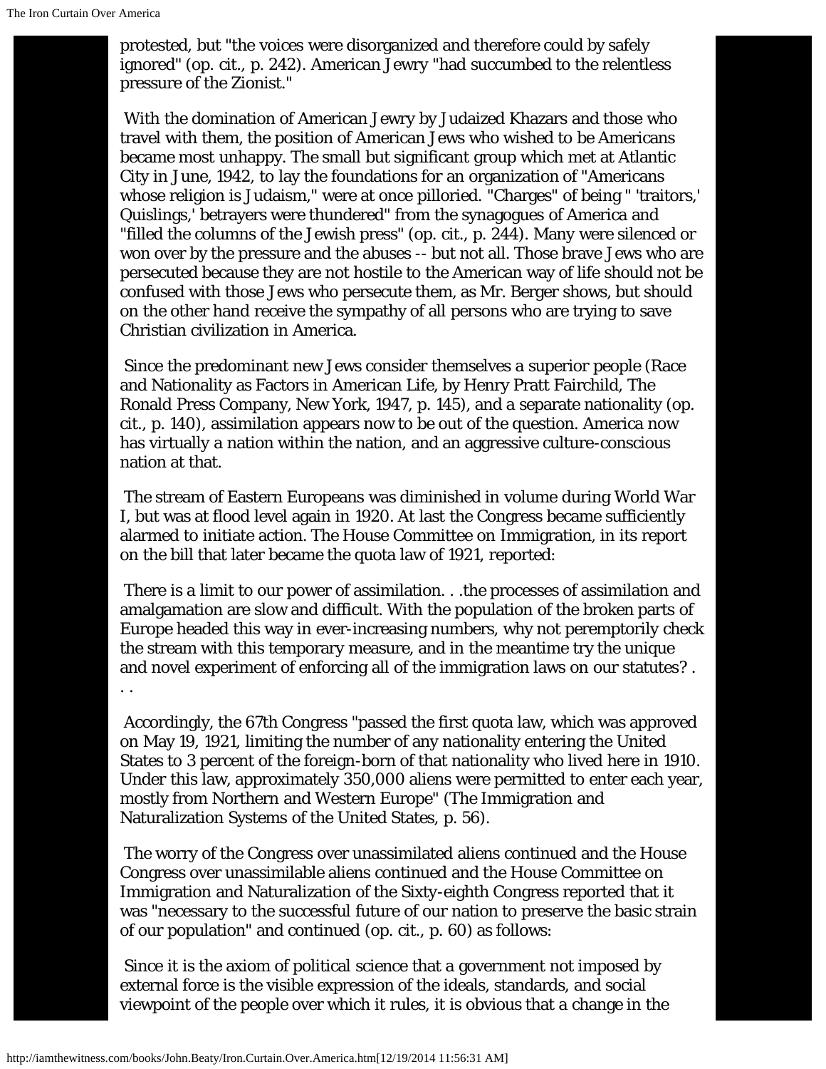protested, but "the voices were disorganized and therefore could by safely ignored" (op. cit., p. 242). American Jewry "had succumbed to the relentless pressure of the Zionist."

With the domination of American Jewry by Judaized Khazars and those who travel with them, the position of American Jews who wished to be Americans became most unhappy. The small but significant group which met at Atlantic City in June, 1942, to lay the foundations for an organization of "Americans whose religion is Judaism," were at once pilloried. "Charges" of being " 'traitors,' Quislings,' betrayers were thundered" from the synagogues of America and "filled the columns of the Jewish press" (op. cit., p. 244). Many were silenced or won over by the pressure and the abuses -- but not all. Those brave Jews who are persecuted because they are not hostile to the American way of life should not be confused with those Jews who persecute them, as Mr. Berger shows, but should on the other hand receive the sympathy of all persons who are trying to save Christian civilization in America.

Since the predominant new Jews consider themselves a superior people (Race and Nationality as Factors in American Life, by Henry Pratt Fairchild, The Ronald Press Company, New York, 1947, p. 145), and a separate nationality (op. cit., p. 140), assimilation appears now to be out of the question. America now has virtually a nation within the nation, and an aggressive culture-conscious nation at that.

The stream of Eastern Europeans was diminished in volume during World War I, but was at flood level again in 1920. At last the Congress became sufficiently alarmed to initiate action. The House Committee on Immigration, in its report on the bill that later became the quota law of 1921, reported:

There is a limit to our power of assimilation. . .the processes of assimilation and amalgamation are slow and difficult. With the population of the broken parts of Europe headed this way in ever-increasing numbers, why not peremptorily check the stream with this temporary measure, and in the meantime try the unique and novel experiment of enforcing all of the immigration laws on our statutes? . . .

Accordingly, the 67th Congress "passed the first quota law, which was approved on May 19, 1921, limiting the number of any nationality entering the United States to 3 percent of the foreign-born of that nationality who lived here in 1910. Under this law, approximately 350,000 aliens were permitted to enter each year, mostly from Northern and Western Europe" (The Immigration and Naturalization Systems of the United States, p. 56).

The worry of the Congress over unassimilated aliens continued and the House Congress over unassimilable aliens continued and the House Committee on Immigration and Naturalization of the Sixty-eighth Congress reported that it was "necessary to the successful future of our nation to preserve the basic strain of our population" and continued (op. cit., p. 60) as follows:

Since it is the axiom of political science that a government not imposed by external force is the visible expression of the ideals, standards, and social viewpoint of the people over which it rules, it is obvious that a change in the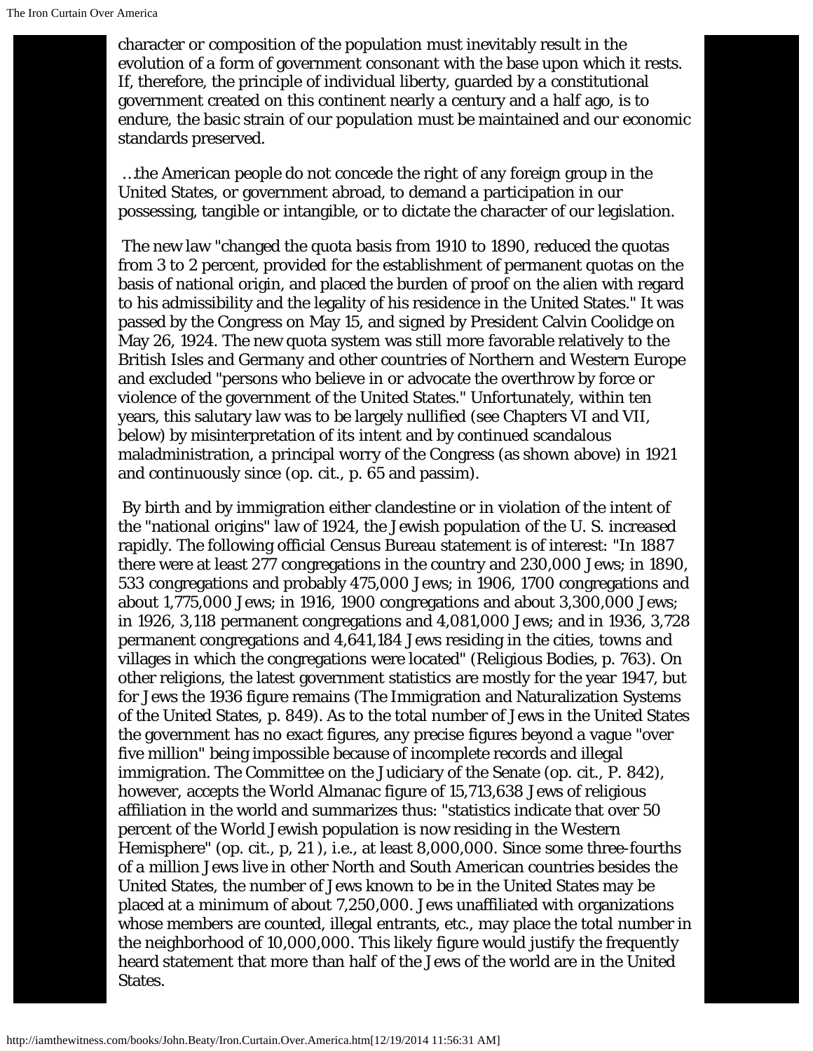character or composition of the population must inevitably result in the evolution of a form of government consonant with the base upon which it rests. If, therefore, the principle of individual liberty, guarded by a constitutional government created on this continent nearly a century and a half ago, is to endure, the basic strain of our population must be maintained and our economic standards preserved.

…the American people do not concede the right of any foreign group in the United States, or government abroad, to demand a participation in our possessing, tangible or intangible, or to dictate the character of our legislation.

The new law "changed the quota basis from 1910 to 1890, reduced the quotas from 3 to 2 percent, provided for the establishment of permanent quotas on the basis of national origin, and placed the burden of proof on the alien with regard to his admissibility and the legality of his residence in the United States." It was passed by the Congress on May 15, and signed by President Calvin Coolidge on May 26, 1924. The new quota system was still more favorable relatively to the British Isles and Germany and other countries of Northern and Western Europe and excluded "persons who believe in or advocate the overthrow by force or violence of the government of the United States." Unfortunately, within ten years, this salutary law was to be largely nullified (see Chapters VI and VII, below) by misinterpretation of its intent and by continued scandalous maladministration, a principal worry of the Congress (as shown above) in 1921 and continuously since (op. cit., p. 65 and passim).

By birth and by immigration either clandestine or in violation of the intent of the "national origins" law of 1924, the Jewish population of the U. S. increased rapidly. The following official Census Bureau statement is of interest: "In 1887 there were at least 277 congregations in the country and 230,000 Jews; in 1890, 533 congregations and probably 475,000 Jews; in 1906, 1700 congregations and about 1,775,000 Jews; in 1916, 1900 congregations and about 3,300,000 Jews; in 1926, 3,118 permanent congregations and 4,081,000 Jews; and in 1936, 3,728 permanent congregations and 4,641,184 Jews residing in the cities, towns and villages in which the congregations were located" (Religious Bodies, p. 763). On other religions, the latest government statistics are mostly for the year 1947, but for Jews the 1936 figure remains (The Immigration and Naturalization Systems of the United States, p. 849). As to the total number of Jews in the United States the government has no exact figures, any precise figures beyond a vague "over five million" being impossible because of incomplete records and illegal immigration. The Committee on the Judiciary of the Senate (op. cit., P. 842), however, accepts the World Almanac figure of 15,713,638 Jews of religious affiliation in the world and summarizes thus: "statistics indicate that over 50 percent of the World Jewish population is now residing in the Western Hemisphere" (op. cit., p, 21), i.e., at least 8,000,000. Since some three-fourths of a million Jews live in other North and South American countries besides the United States, the number of Jews known to be in the United States may be placed at a minimum of about 7,250,000. Jews unaffiliated with organizations whose members are counted, illegal entrants, etc., may place the total number in the neighborhood of 10,000,000. This likely figure would justify the frequently heard statement that more than half of the Jews of the world are in the United States.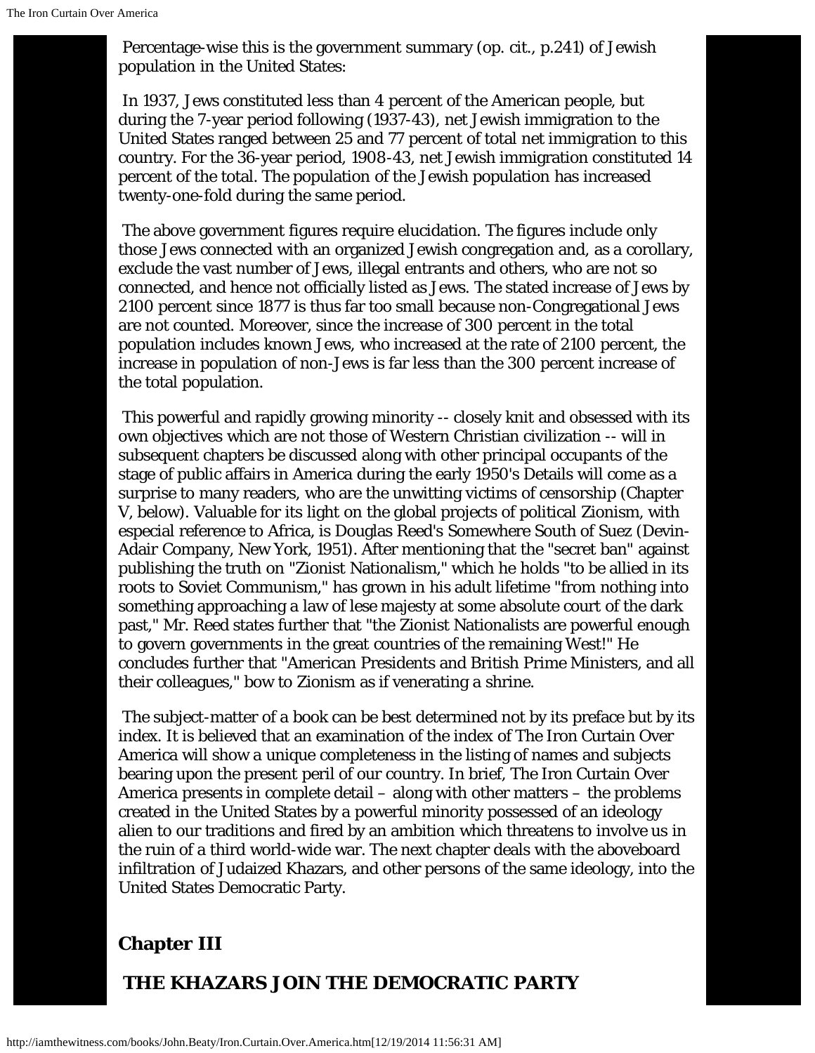Percentage-wise this is the government summary (op. cit., p.241) of Jewish population in the United States:

In 1937, Jews constituted less than 4 percent of the American people, but during the 7-year period following (1937-43), net Jewish immigration to the United States ranged between 25 and 77 percent of total net immigration to this country. For the 36-year period, 1908-43, net Jewish immigration constituted 14 percent of the total. The population of the Jewish population has increased twenty-one-fold during the same period.

The above government figures require elucidation. The figures include only those Jews connected with an organized Jewish congregation and, as a corollary, exclude the vast number of Jews, illegal entrants and others, who are not so connected, and hence not officially listed as Jews. The stated increase of Jews by 2100 percent since 1877 is thus far too small because non-Congregational Jews are not counted. Moreover, since the increase of 300 percent in the total population includes known Jews, who increased at the rate of 2100 percent, the increase in population of non-Jews is far less than the 300 percent increase of the total population.

This powerful and rapidly growing minority -- closely knit and obsessed with its own objectives which are not those of Western Christian civilization -- will in subsequent chapters be discussed along with other principal occupants of the stage of public affairs in America during the early 1950's Details will come as a surprise to many readers, who are the unwitting victims of censorship (Chapter V, below). Valuable for its light on the global projects of political Zionism, with especial reference to Africa, is Douglas Reed's Somewhere South of Suez (Devin-Adair Company, New York, 1951). After mentioning that the "secret ban" against publishing the truth on "Zionist Nationalism," which he holds "to be allied in its roots to Soviet Communism," has grown in his adult lifetime "from nothing into something approaching a law of lese majesty at some absolute court of the dark past," Mr. Reed states further that "the Zionist Nationalists are powerful enough to govern governments in the great countries of the remaining West!" He concludes further that "American Presidents and British Prime Ministers, and all their colleagues," bow to Zionism as if venerating a shrine.

The subject-matter of a book can be best determined not by its preface but by its index. It is believed that an examination of the index of The Iron Curtain Over America will show a unique completeness in the listing of names and subjects bearing upon the present peril of our country. In brief, The Iron Curtain Over America presents in complete detail – along with other matters – the problems created in the United States by a powerful minority possessed of an ideology alien to our traditions and fired by an ambition which threatens to involve us in the ruin of a third world-wide war. The next chapter deals with the aboveboard infiltration of Judaized Khazars, and other persons of the same ideology, into the United States Democratic Party.

## Chapter III

## THE KHAZARS JOIN THE DEMOCRATIC PARTY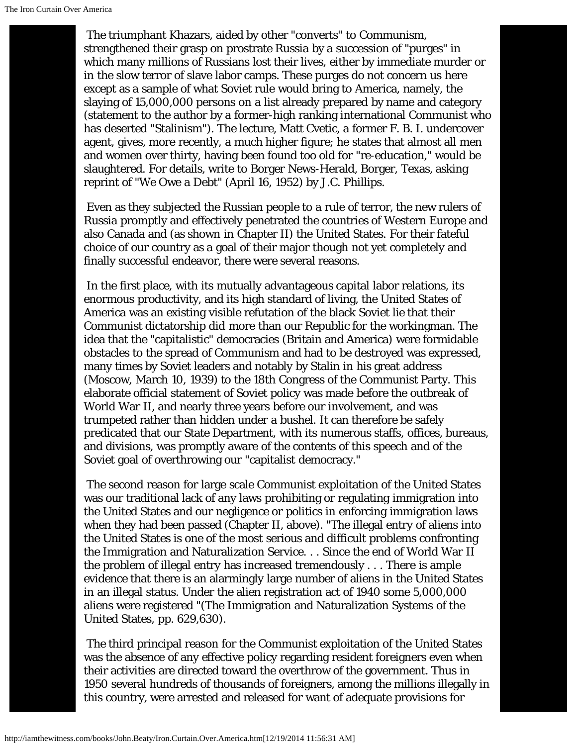The triumphant Khazars, aided by other "converts" to Communism, strengthened their grasp on prostrate Russia by a succession of "purges" in which many millions of Russians lost their lives, either by immediate murder or in the slow terror of slave labor camps. These purges do not concern us here except as a sample of what Soviet rule would bring to America, namely, the slaying of 15,000,000 persons on a list already prepared by name and category (statement to the author by a former-high ranking international Communist who has deserted "Stalinism"). The lecture, Matt Cvetic, a former F. B. I. undercover agent, gives, more recently, a much higher figure; he states that almost all men and women over thirty, having been found too old for "re-education," would be slaughtered. For details, write to Borger News-Herald, Borger, Texas, asking reprint of "We Owe a Debt" (April 16, 1952) by J.C. Phillips.

Even as they subjected the Russian people to a rule of terror, the new rulers of Russia promptly and effectively penetrated the countries of Western Europe and also Canada and (as shown in Chapter II) the United States. For their fateful choice of our country as a goal of their major though not yet completely and finally successful endeavor, there were several reasons.

In the first place, with its mutually advantageous capital labor relations, its enormous productivity, and its high standard of living, the United States of America was an existing visible refutation of the black Soviet lie that their Communist dictatorship did more than our Republic for the workingman. The idea that the "capitalistic" democracies (Britain and America) were formidable obstacles to the spread of Communism and had to be destroyed was expressed, many times by Soviet leaders and notably by Stalin in his great address (Moscow, March 10, 1939) to the 18th Congress of the Communist Party. This elaborate official statement of Soviet policy was made before the outbreak of World War II, and nearly three years before our involvement, and was trumpeted rather than hidden under a bushel. It can therefore be safely predicated that our State Department, with its numerous staffs, offices, bureaus, and divisions, was promptly aware of the contents of this speech and of the Soviet goal of overthrowing our "capitalist democracy."

The second reason for large scale Communist exploitation of the United States was our traditional lack of any laws prohibiting or regulating immigration into the United States and our negligence or politics in enforcing immigration laws when they had been passed (Chapter II, above). "The illegal entry of aliens into the United States is one of the most serious and difficult problems confronting the Immigration and Naturalization Service. . . Since the end of World War II the problem of illegal entry has increased tremendously . . . There is ample evidence that there is an alarmingly large number of aliens in the United States in an illegal status. Under the alien registration act of 1940 some 5,000,000 aliens were registered "(The Immigration and Naturalization Systems of the United States, pp. 629,630).

The third principal reason for the Communist exploitation of the United States was the absence of any effective policy regarding resident foreigners even when their activities are directed toward the overthrow of the government. Thus in 1950 several hundreds of thousands of foreigners, among the millions illegally in this country, were arrested and released for want of adequate provisions for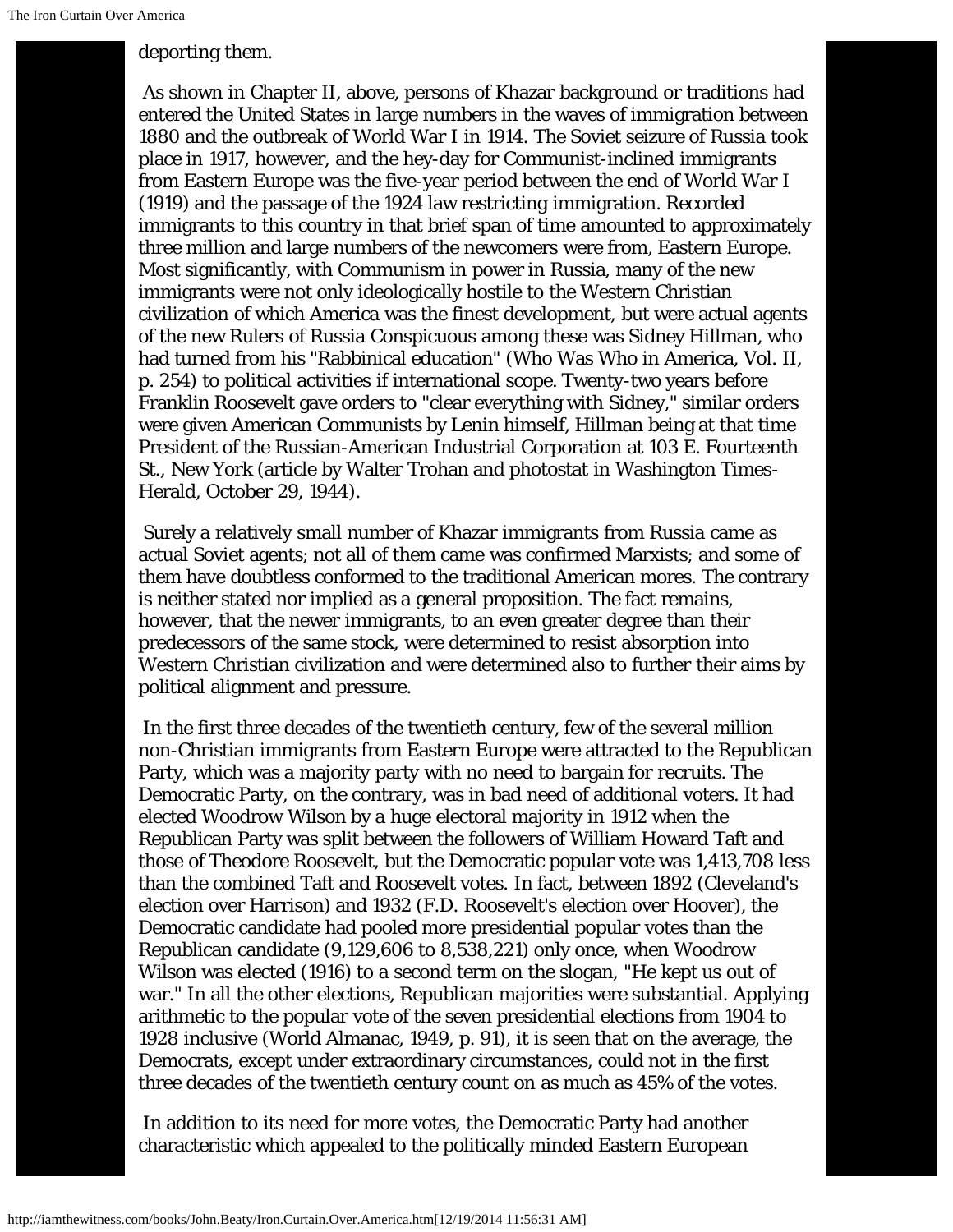deporting them.

As shown in Chapter II, above, persons of Khazar background or traditions had entered the United States in large numbers in the waves of immigration between 1880 and the outbreak of World War I in 1914. The Soviet seizure of Russia took place in 1917, however, and the hey-day for Communist-inclined immigrants from Eastern Europe was the five-year period between the end of World War I (1919) and the passage of the 1924 law restricting immigration. Recorded immigrants to this country in that brief span of time amounted to approximately three million and large numbers of the newcomers were from, Eastern Europe. Most significantly, with Communism in power in Russia, many of the new immigrants were not only ideologically hostile to the Western Christian civilization of which America was the finest development, but were actual agents of the new Rulers of Russia Conspicuous among these was Sidney Hillman, who had turned from his "Rabbinical education" (Who Was Who in America, Vol. II, p. 254) to political activities if international scope. Twenty-two years before Franklin Roosevelt gave orders to "clear everything with Sidney," similar orders were given American Communists by Lenin himself, Hillman being at that time President of the Russian-American Industrial Corporation at 103 E. Fourteenth St., New York (article by Walter Trohan and photostat in Washington Times-Herald, October 29, 1944).

Surely a relatively small number of Khazar immigrants from Russia came as actual Soviet agents; not all of them came was confirmed Marxists; and some of them have doubtless conformed to the traditional American mores. The contrary is neither stated nor implied as a general proposition. The fact remains, however, that the newer immigrants, to an even greater degree than their predecessors of the same stock, were determined to resist absorption into Western Christian civilization and were determined also to further their aims by political alignment and pressure.

In the first three decades of the twentieth century, few of the several million non-Christian immigrants from Eastern Europe were attracted to the Republican Party, which was a majority party with no need to bargain for recruits. The Democratic Party, on the contrary, was in bad need of additional voters. It had elected Woodrow Wilson by a huge electoral majority in 1912 when the Republican Party was split between the followers of William Howard Taft and those of Theodore Roosevelt, but the Democratic popular vote was 1,413,708 less than the combined Taft and Roosevelt votes. In fact, between 1892 (Cleveland's election over Harrison) and 1932 (F.D. Roosevelt's election over Hoover), the Democratic candidate had pooled more presidential popular votes than the Republican candidate (9,129,606 to 8,538,221) only once, when Woodrow Wilson was elected (1916) to a second term on the slogan, "He kept us out of war." In all the other elections, Republican majorities were substantial. Applying arithmetic to the popular vote of the seven presidential elections from 1904 to 1928 inclusive (World Almanac, 1949, p. 91), it is seen that on the average, the Democrats, except under extraordinary circumstances, could not in the first three decades of the twentieth century count on as much as 45% of the votes.

In addition to its need for more votes, the Democratic Party had another characteristic which appealed to the politically minded Eastern European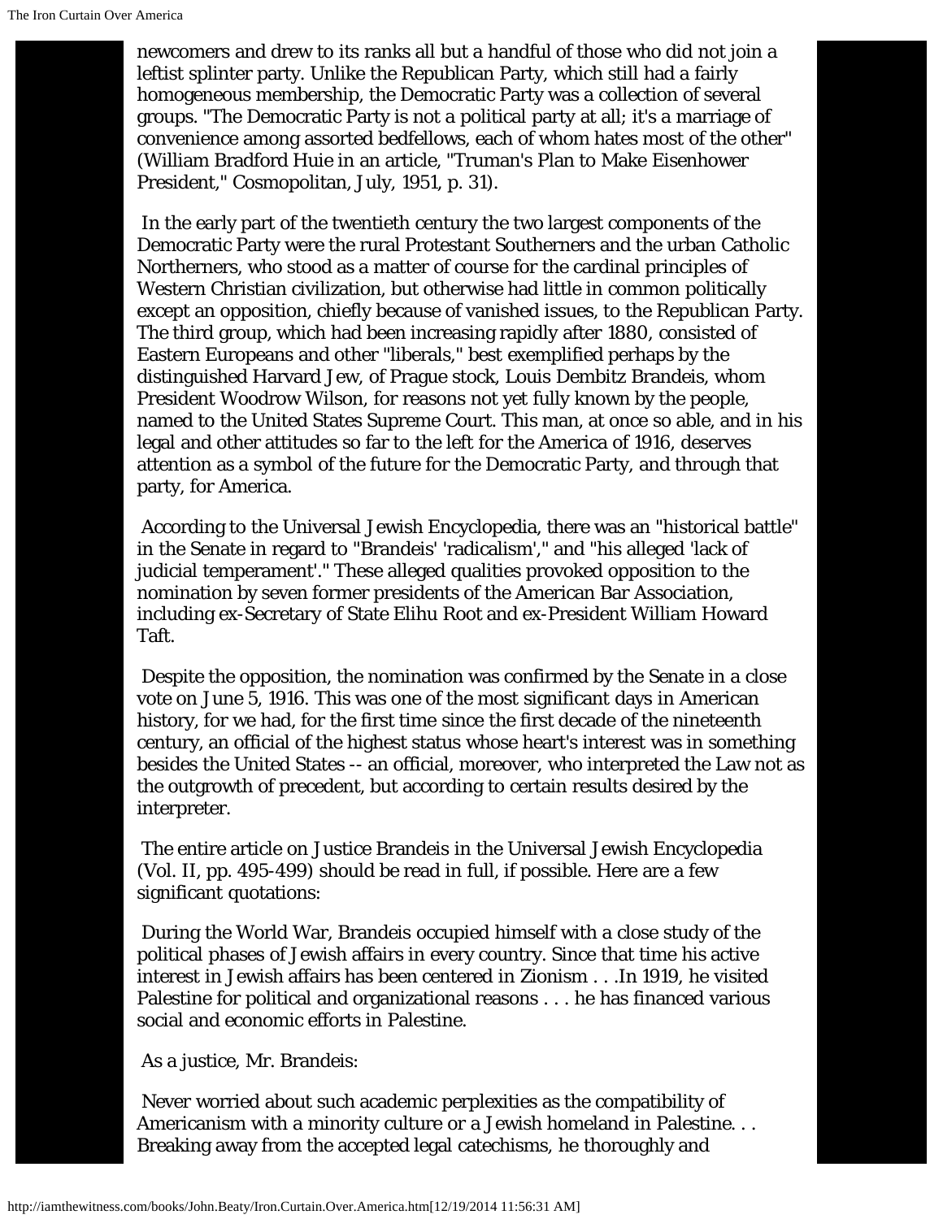newcomers and drew to its ranks all but a handful of those who did not join a leftist splinter party. Unlike the Republican Party, which still had a fairly homogeneous membership, the Democratic Party was a collection of several groups. "The Democratic Party is not a political party at all; it's a marriage of convenience among assorted bedfellows, each of whom hates most of the other" (William Bradford Huie in an article, "Truman's Plan to Make Eisenhower President," Cosmopolitan, July, 1951, p. 31).

In the early part of the twentieth century the two largest components of the Democratic Party were the rural Protestant Southerners and the urban Catholic Northerners, who stood as a matter of course for the cardinal principles of Western Christian civilization, but otherwise had little in common politically except an opposition, chiefly because of vanished issues, to the Republican Party. The third group, which had been increasing rapidly after 1880, consisted of Eastern Europeans and other "liberals," best exemplified perhaps by the distinguished Harvard Jew, of Prague stock, Louis Dembitz Brandeis, whom President Woodrow Wilson, for reasons not yet fully known by the people, named to the United States Supreme Court. This man, at once so able, and in his legal and other attitudes so far to the left for the America of 1916, deserves attention as a symbol of the future for the Democratic Party, and through that party, for America.

According to the Universal Jewish Encyclopedia, there was an "historical battle" in the Senate in regard to "Brandeis' 'radicalism'," and "his alleged 'lack of judicial temperament'." These alleged qualities provoked opposition to the nomination by seven former presidents of the American Bar Association, including ex-Secretary of State Elihu Root and ex-President William Howard Taft.

Despite the opposition, the nomination was confirmed by the Senate in a close vote on June 5, 1916. This was one of the most significant days in American history, for we had, for the first time since the first decade of the nineteenth century, an official of the highest status whose heart's interest was in something besides the United States -- an official, moreover, who interpreted the Law not as the outgrowth of precedent, but according to certain results desired by the interpreter.

The entire article on Justice Brandeis in the Universal Jewish Encyclopedia (Vol. II, pp. 495-499) should be read in full, if possible. Here are a few significant quotations:

During the World War, Brandeis occupied himself with a close study of the political phases of Jewish affairs in every country. Since that time his active interest in Jewish affairs has been centered in Zionism . . .In 1919, he visited Palestine for political and organizational reasons . . . he has financed various social and economic efforts in Palestine.

As a justice, Mr. Brandeis:

Never worried about such academic perplexities as the compatibility of Americanism with a minority culture or a Jewish homeland in Palestine. . . Breaking away from the accepted legal catechisms, he thoroughly and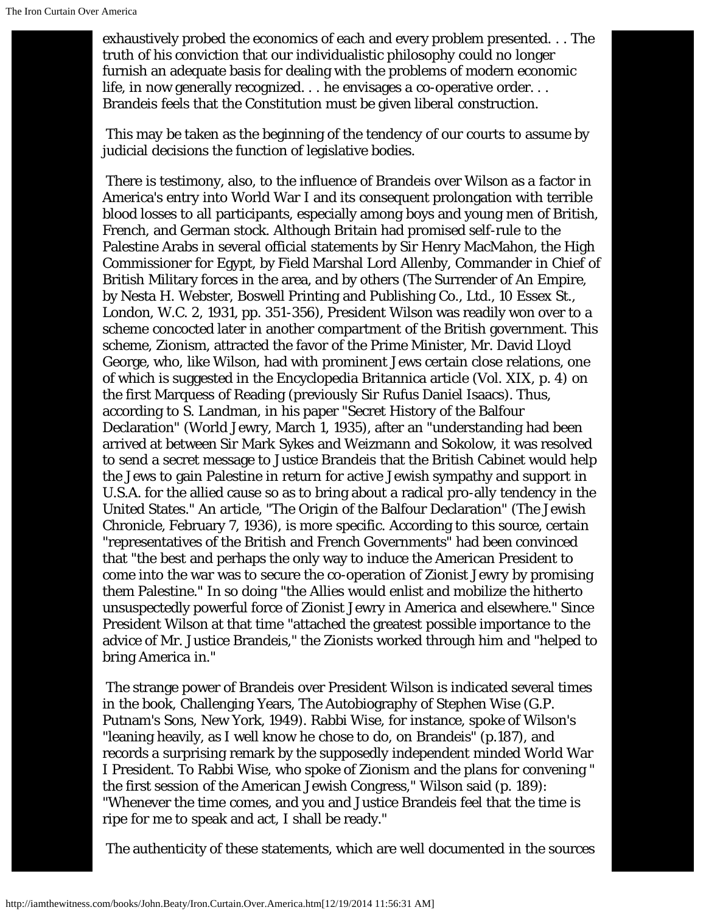exhaustively probed the economics of each and every problem presented. . . The truth of his conviction that our individualistic philosophy could no longer furnish an adequate basis for dealing with the problems of modern economic life, in now generally recognized. . . he envisages a co-operative order. . . Brandeis feels that the Constitution must be given liberal construction.

This may be taken as the beginning of the tendency of our courts to assume by judicial decisions the function of legislative bodies.

There is testimony, also, to the influence of Brandeis over Wilson as a factor in America's entry into World War I and its consequent prolongation with terrible blood losses to all participants, especially among boys and young men of British, French, and German stock. Although Britain had promised self-rule to the Palestine Arabs in several official statements by Sir Henry MacMahon, the High Commissioner for Egypt, by Field Marshal Lord Allenby, Commander in Chief of British Military forces in the area, and by others (The Surrender of An Empire, by Nesta H. Webster, Boswell Printing and Publishing Co., Ltd., 10 Essex St., London, W.C. 2, 1931, pp. 351-356), President Wilson was readily won over to a scheme concocted later in another compartment of the British government. This scheme, Zionism, attracted the favor of the Prime Minister, Mr. David Lloyd George, who, like Wilson, had with prominent Jews certain close relations, one of which is suggested in the Encyclopedia Britannica article (Vol. XIX, p. 4) on the first Marquess of Reading (previously Sir Rufus Daniel Isaacs). Thus, according to S. Landman, in his paper "Secret History of the Balfour Declaration" (World Jewry, March 1, 1935), after an "understanding had been arrived at between Sir Mark Sykes and Weizmann and Sokolow, it was resolved to send a secret message to Justice Brandeis that the British Cabinet would help the Jews to gain Palestine in return for active Jewish sympathy and support in U.S.A. for the allied cause so as to bring about a radical pro-ally tendency in the United States." An article, "The Origin of the Balfour Declaration" (The Jewish Chronicle, February 7, 1936), is more specific. According to this source, certain "representatives of the British and French Governments" had been convinced that "the best and perhaps the only way to induce the American President to come into the war was to secure the co-operation of Zionist Jewry by promising them Palestine." In so doing "the Allies would enlist and mobilize the hitherto unsuspectedly powerful force of Zionist Jewry in America and elsewhere." Since President Wilson at that time "attached the greatest possible importance to the advice of Mr. Justice Brandeis," the Zionists worked through him and "helped to bring America in."

The strange power of Brandeis over President Wilson is indicated several times in the book, Challenging Years, The Autobiography of Stephen Wise (G.P. Putnam's Sons, New York, 1949). Rabbi Wise, for instance, spoke of Wilson's "leaning heavily, as I well know he chose to do, on Brandeis" (p.187), and records a surprising remark by the supposedly independent minded World War I President. To Rabbi Wise, who spoke of Zionism and the plans for convening " the first session of the American Jewish Congress," Wilson said (p. 189): "Whenever the time comes, and you and Justice Brandeis feel that the time is ripe for me to speak and act, I shall be ready."

The authenticity of these statements, which are well documented in the sources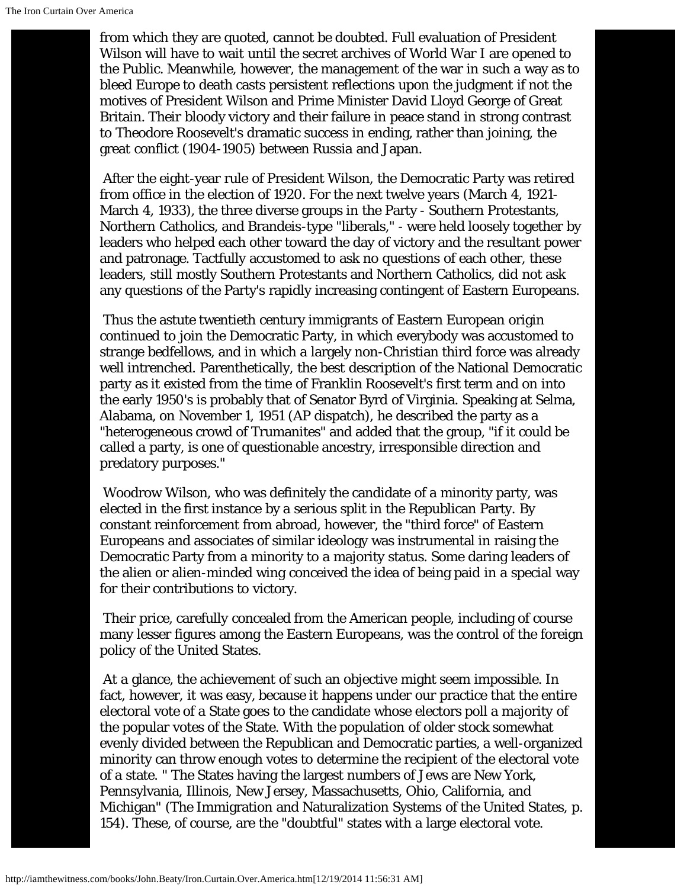from which they are quoted, cannot be doubted. Full evaluation of President Wilson will have to wait until the secret archives of World War I are opened to the Public. Meanwhile, however, the management of the war in such a way as to bleed Europe to death casts persistent reflections upon the judgment if not the motives of President Wilson and Prime Minister David Lloyd George of Great Britain. Their bloody victory and their failure in peace stand in strong contrast to Theodore Roosevelt's dramatic success in ending, rather than joining, the great conflict (1904-1905) between Russia and Japan.

After the eight-year rule of President Wilson, the Democratic Party was retired from office in the election of 1920. For the next twelve years (March 4, 1921-March 4, 1933), the three diverse groups in the Party - Southern Protestants, Northern Catholics, and Brandeis-type "liberals," - were held loosely together by leaders who helped each other toward the day of victory and the resultant power and patronage. Tactfully accustomed to ask no questions of each other, these leaders, still mostly Southern Protestants and Northern Catholics, did not ask any questions of the Party's rapidly increasing contingent of Eastern Europeans.

Thus the astute twentieth century immigrants of Eastern European origin continued to join the Democratic Party, in which everybody was accustomed to strange bedfellows, and in which a largely non-Christian third force was already well intrenched. Parenthetically, the best description of the National Democratic party as it existed from the time of Franklin Roosevelt's first term and on into the early 1950's is probably that of Senator Byrd of Virginia. Speaking at Selma, Alabama, on November 1, 1951 (AP dispatch), he described the party as a "heterogeneous crowd of Trumanites" and added that the group, "if it could be called a party, is one of questionable ancestry, irresponsible direction and predatory purposes."

Woodrow Wilson, who was definitely the candidate of a minority party, was elected in the first instance by a serious split in the Republican Party. By constant reinforcement from abroad, however, the "third force" of Eastern Europeans and associates of similar ideology was instrumental in raising the Democratic Party from a minority to a majority status. Some daring leaders of the alien or alien-minded wing conceived the idea of being paid in a special way for their contributions to victory.

Their price, carefully concealed from the American people, including of course many lesser figures among the Eastern Europeans, was the control of the foreign policy of the United States.

At a glance, the achievement of such an objective might seem impossible. In fact, however, it was easy, because it happens under our practice that the entire electoral vote of a State goes to the candidate whose electors poll a majority of the popular votes of the State. With the population of older stock somewhat evenly divided between the Republican and Democratic parties, a well-organized minority can throw enough votes to determine the recipient of the electoral vote of a state. " The States having the largest numbers of Jews are New York, Pennsylvania, Illinois, New Jersey, Massachusetts, Ohio, California, and Michigan" (The Immigration and Naturalization Systems of the United States, p. 154). These, of course, are the "doubtful" states with a large electoral vote.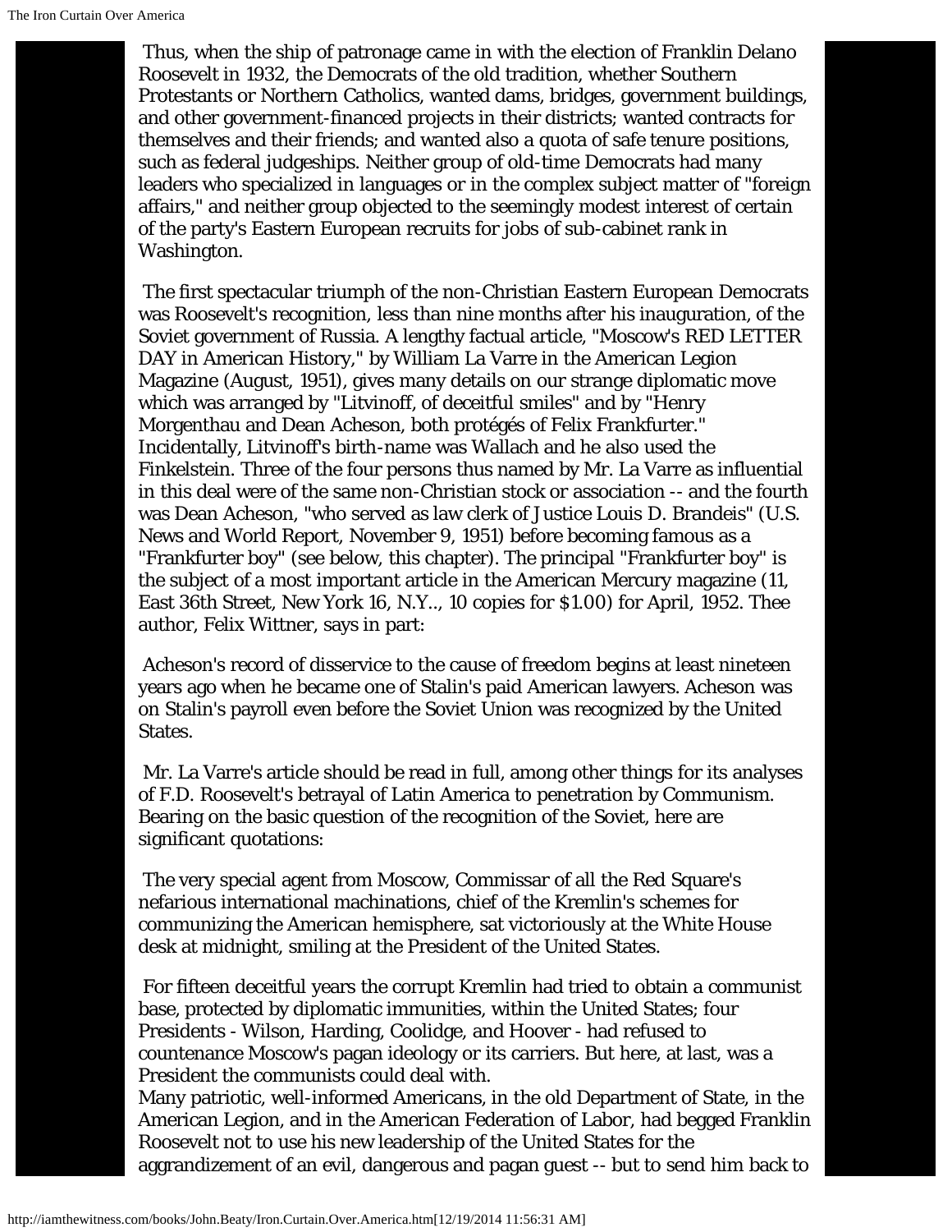Thus, when the ship of patronage came in with the election of Franklin Delano Roosevelt in 1932, the Democrats of the old tradition, whether Southern Protestants or Northern Catholics, wanted dams, bridges, government buildings, and other government-financed projects in their districts; wanted contracts for themselves and their friends; and wanted also a quota of safe tenure positions, such as federal judgeships. Neither group of old-time Democrats had many leaders who specialized in languages or in the complex subject matter of "foreign affairs," and neither group objected to the seemingly modest interest of certain of the party's Eastern European recruits for jobs of sub-cabinet rank in Washington.

The first spectacular triumph of the non-Christian Eastern European Democrats was Roosevelt's recognition, less than nine months after his inauguration, of the Soviet government of Russia. A lengthy factual article, "Moscow's RED LETTER DAY in American History," by William La Varre in the American Legion Magazine (August, 1951), gives many details on our strange diplomatic move which was arranged by "Litvinoff, of deceitful smiles" and by "Henry Morgenthau and Dean Acheson, both protégés of Felix Frankfurter." Incidentally, Litvinoff's birth-name was Wallach and he also used the Finkelstein. Three of the four persons thus named by Mr. La Varre as influential in this deal were of the same non-Christian stock or association -- and the fourth was Dean Acheson, "who served as law clerk of Justice Louis D. Brandeis" (U.S. News and World Report, November 9, 1951) before becoming famous as a "Frankfurter boy" (see below, this chapter). The principal "Frankfurter boy" is the subject of a most important article in the American Mercury magazine (11, East 36th Street, New York 16, N.Y.., 10 copies for $1.00) for April, 1952. Thee author, Felix Wittner, says in part:

Acheson's record of disservice to the cause of freedom begins at least nineteen years ago when he became one of Stalin's paid American lawyers. Acheson was on Stalin's payroll even before the Soviet Union was recognized by the United States.

Mr. La Varre's article should be read in full, among other things for its analyses of F.D. Roosevelt's betrayal of Latin America to penetration by Communism. Bearing on the basic question of the recognition of the Soviet, here are significant quotations:

The very special agent from Moscow, Commissar of all the Red Square's nefarious international machinations, chief of the Kremlin's schemes for communizing the American hemisphere, sat victoriously at the White House desk at midnight, smiling at the President of the United States.

For fifteen deceitful years the corrupt Kremlin had tried to obtain a communist base, protected by diplomatic immunities, within the United States; four Presidents - Wilson, Harding, Coolidge, and Hoover - had refused to countenance Moscow's pagan ideology or its carriers. But here, at last, was a President the communists could deal with.
Many patriotic, well-informed Americans, in the old Department of State, in the American Legion, and in the American Federation of Labor, had begged Franklin Roosevelt not to use his new leadership of the United States for the aggrandizement of an evil, dangerous and pagan guest -- but to send him back to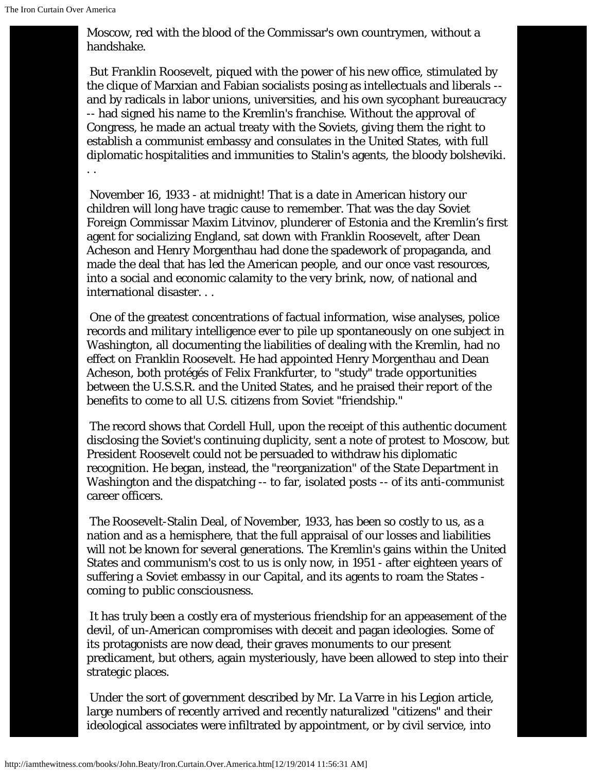Moscow, red with the blood of the Commissar's own countrymen, without a handshake.

But Franklin Roosevelt, piqued with the power of his new office, stimulated by the clique of Marxian and Fabian socialists posing as intellectuals and liberals -- and by radicals in labor unions, universities, and his own sycophant bureaucracy -- had signed his name to the Kremlin's franchise. Without the approval of Congress, he made an actual treaty with the Soviets, giving them the right to establish a communist embassy and consulates in the United States, with full diplomatic hospitalities and immunities to Stalin's agents, the bloody bolsheviki. . .

November 16, 1933 - at midnight! That is a date in American history our children will long have tragic cause to remember. That was the day Soviet Foreign Commissar Maxim Litvinov, plunderer of Estonia and the Kremlin's first agent for socializing England, sat down with Franklin Roosevelt, after Dean Acheson and Henry Morgenthau had done the spadework of propaganda, and made the deal that has led the American people, and our once vast resources, into a social and economic calamity to the very brink, now, of national and international disaster. . .

One of the greatest concentrations of factual information, wise analyses, police records and military intelligence ever to pile up spontaneously on one subject in Washington, all documenting the liabilities of dealing with the Kremlin, had no effect on Franklin Roosevelt. He had appointed Henry Morgenthau and Dean Acheson, both protégés of Felix Frankfurter, to "study" trade opportunities between the U.S.S.R. and the United States, and he praised their report of the benefits to come to all U.S. citizens from Soviet "friendship."

The record shows that Cordell Hull, upon the receipt of this authentic document disclosing the Soviet's continuing duplicity, sent a note of protest to Moscow, but President Roosevelt could not be persuaded to withdraw his diplomatic recognition. He began, instead, the "reorganization" of the State Department in Washington and the dispatching -- to far, isolated posts -- of its anti-communist career officers.

The Roosevelt-Stalin Deal, of November, 1933, has been so costly to us, as a nation and as a hemisphere, that the full appraisal of our losses and liabilities will not be known for several generations. The Kremlin's gains within the United States and communism's cost to us is only now, in 1951 - after eighteen years of suffering a Soviet embassy in our Capital, and its agents to roam the States - coming to public consciousness.

It has truly been a costly era of mysterious friendship for an appeasement of the devil, of un-American compromises with deceit and pagan ideologies. Some of its protagonists are now dead, their graves monuments to our present predicament, but others, again mysteriously, have been allowed to step into their strategic places.

Under the sort of government described by Mr. La Varre in his Legion article, large numbers of recently arrived and recently naturalized "citizens" and their ideological associates were infiltrated by appointment, or by civil service, into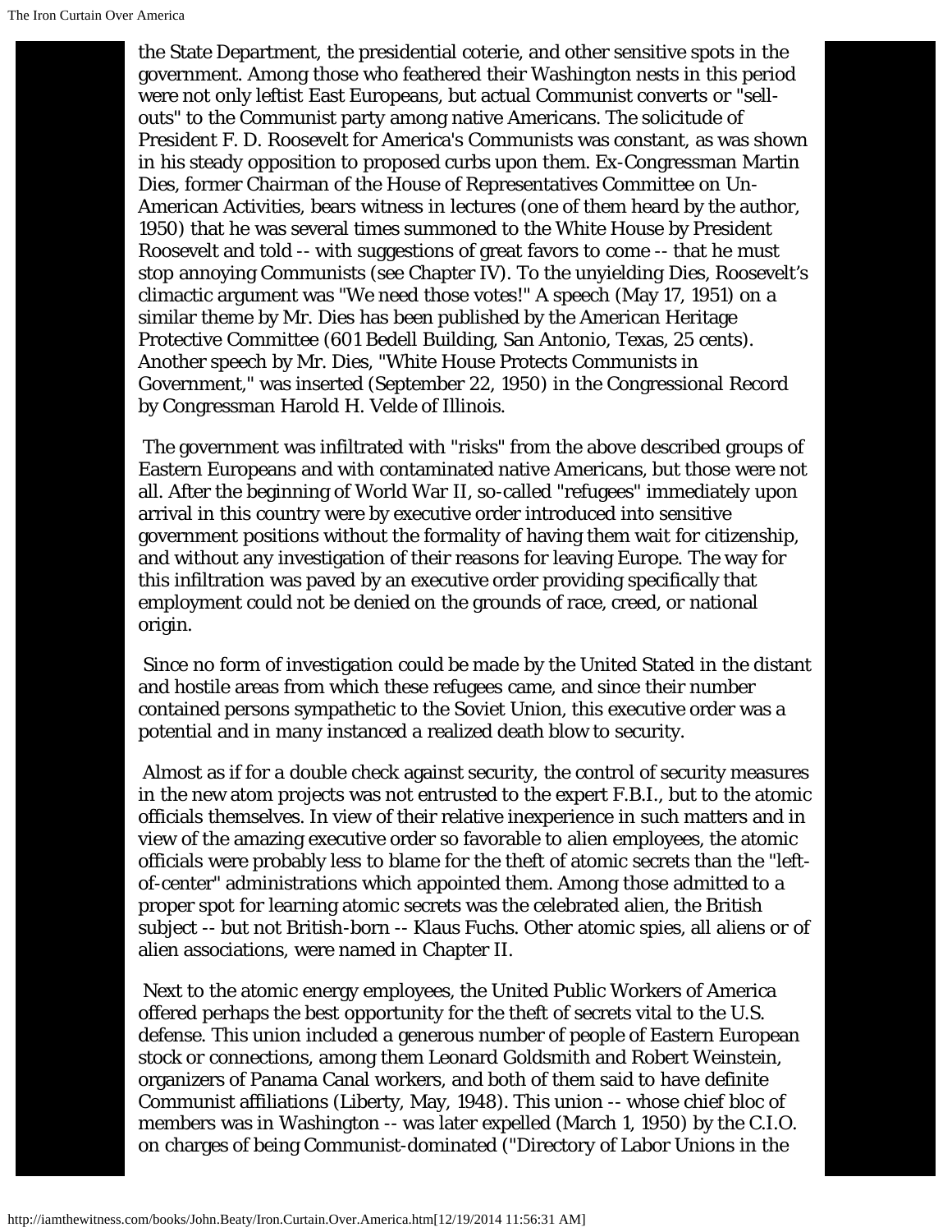the State Department, the presidential coterie, and other sensitive spots in the government. Among those who feathered their Washington nests in this period were not only leftist East Europeans, but actual Communist converts or "sell-outs" to the Communist party among native Americans. The solicitude of President F. D. Roosevelt for America's Communists was constant, as was shown in his steady opposition to proposed curbs upon them. Ex-Congressman Martin Dies, former Chairman of the House of Representatives Committee on Un-American Activities, bears witness in lectures (one of them heard by the author, 1950) that he was several times summoned to the White House by President Roosevelt and told -- with suggestions of great favors to come -- that he must stop annoying Communists (see Chapter IV). To the unyielding Dies, Roosevelt's climactic argument was "We need those votes!" A speech (May 17, 1951) on a similar theme by Mr. Dies has been published by the American Heritage Protective Committee (601 Bedell Building, San Antonio, Texas, 25 cents). Another speech by Mr. Dies, "White House Protects Communists in Government," was inserted (September 22, 1950) in the Congressional Record by Congressman Harold H. Velde of Illinois.

The government was infiltrated with "risks" from the above described groups of Eastern Europeans and with contaminated native Americans, but those were not all. After the beginning of World War II, so-called "refugees" immediately upon arrival in this country were by executive order introduced into sensitive government positions without the formality of having them wait for citizenship, and without any investigation of their reasons for leaving Europe. The way for this infiltration was paved by an executive order providing specifically that employment could not be denied on the grounds of race, creed, or national origin.

Since no form of investigation could be made by the United Stated in the distant and hostile areas from which these refugees came, and since their number contained persons sympathetic to the Soviet Union, this executive order was a potential and in many instanced a realized death blow to security.

Almost as if for a double check against security, the control of security measures in the new atom projects was not entrusted to the expert F.B.I., but to the atomic officials themselves. In view of their relative inexperience in such matters and in view of the amazing executive order so favorable to alien employees, the atomic officials were probably less to blame for the theft of atomic secrets than the "left-of-center" administrations which appointed them. Among those admitted to a proper spot for learning atomic secrets was the celebrated alien, the British subject -- but not British-born -- Klaus Fuchs. Other atomic spies, all aliens or of alien associations, were named in Chapter II.

Next to the atomic energy employees, the United Public Workers of America offered perhaps the best opportunity for the theft of secrets vital to the U.S. defense. This union included a generous number of people of Eastern European stock or connections, among them Leonard Goldsmith and Robert Weinstein, organizers of Panama Canal workers, and both of them said to have definite Communist affiliations (Liberty, May, 1948). This union -- whose chief bloc of members was in Washington -- was later expelled (March 1, 1950) by the C.I.O. on charges of being Communist-dominated ("Directory of Labor Unions in the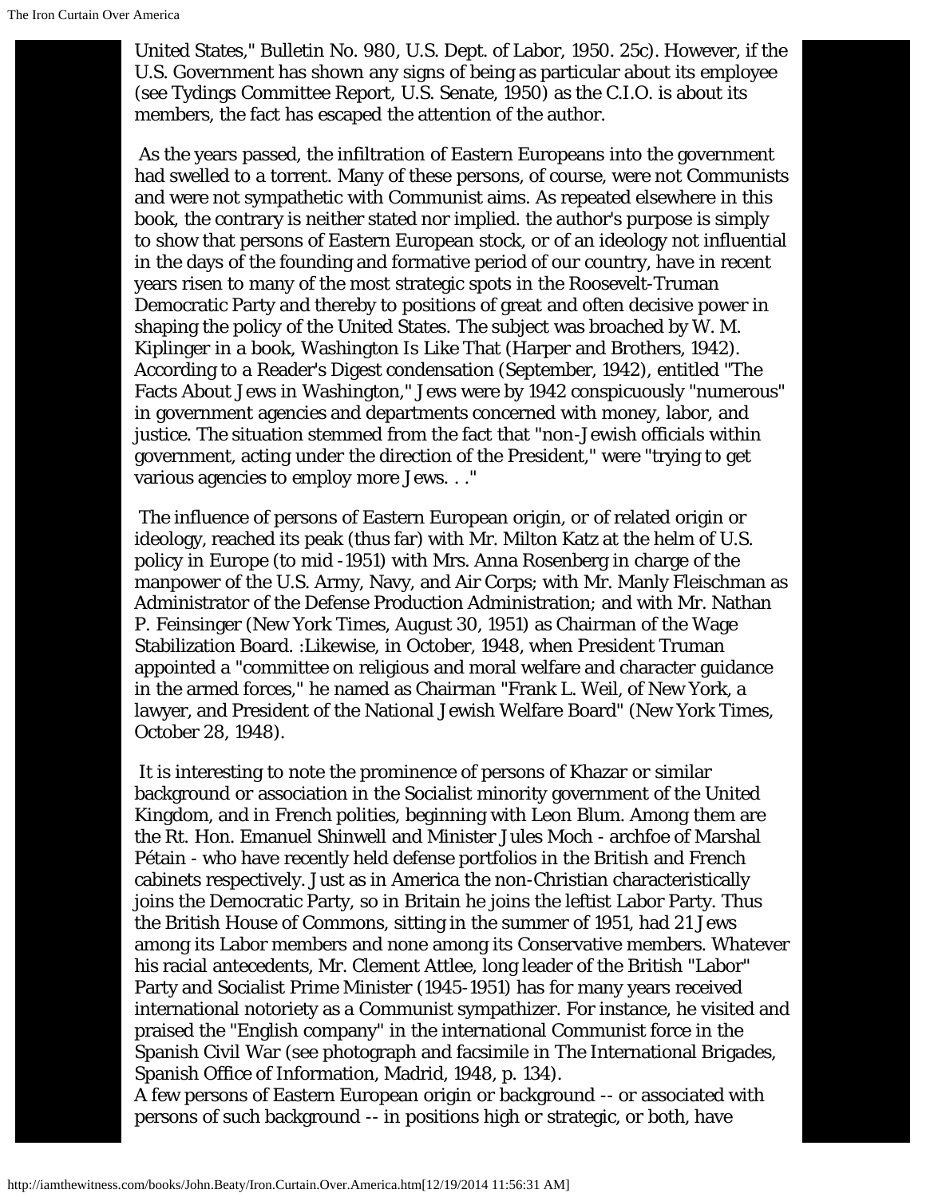United States," Bulletin No. 980, U.S. Dept. of Labor, 1950. 25c). However, if the U.S. Government has shown any signs of being as particular about its employee (see Tydings Committee Report, U.S. Senate, 1950) as the C.I.O. is about its members, the fact has escaped the attention of the author.

As the years passed, the infiltration of Eastern Europeans into the government had swelled to a torrent. Many of these persons, of course, were not Communists and were not sympathetic with Communist aims. As repeated elsewhere in this book, the contrary is neither stated nor implied. the author's purpose is simply to show that persons of Eastern European stock, or of an ideology not influential in the days of the founding and formative period of our country, have in recent years risen to many of the most strategic spots in the Roosevelt-Truman Democratic Party and thereby to positions of great and often decisive power in shaping the policy of the United States. The subject was broached by W. M. Kiplinger in a book, Washington Is Like That (Harper and Brothers, 1942). According to a Reader's Digest condensation (September, 1942), entitled "The Facts About Jews in Washington," Jews were by 1942 conspicuously "numerous" in government agencies and departments concerned with money, labor, and justice. The situation stemmed from the fact that "non-Jewish officials within government, acting under the direction of the President," were "trying to get various agencies to employ more Jews. . ."

The influence of persons of Eastern European origin, or of related origin or ideology, reached its peak (thus far) with Mr. Milton Katz at the helm of U.S. policy in Europe (to mid -1951) with Mrs. Anna Rosenberg in charge of the manpower of the U.S. Army, Navy, and Air Corps; with Mr. Manly Fleischman as Administrator of the Defense Production Administration; and with Mr. Nathan P. Feinsinger (New York Times, August 30, 1951) as Chairman of the Wage Stabilization Board. :Likewise, in October, 1948, when President Truman appointed a "committee on religious and moral welfare and character guidance in the armed forces," he named as Chairman "Frank L. Weil, of New York, a lawyer, and President of the National Jewish Welfare Board" (New York Times, October 28, 1948).

It is interesting to note the prominence of persons of Khazar or similar background or association in the Socialist minority government of the United Kingdom, and in French polities, beginning with Leon Blum. Among them are the Rt. Hon. Emanuel Shinwell and Minister Jules Moch - archfoe of Marshal Pétain - who have recently held defense portfolios in the British and French cabinets respectively. Just as in America the non-Christian characteristically joins the Democratic Party, so in Britain he joins the leftist Labor Party. Thus the British House of Commons, sitting in the summer of 1951, had 21 Jews among its Labor members and none among its Conservative members. Whatever his racial antecedents, Mr. Clement Attlee, long leader of the British "Labor" Party and Socialist Prime Minister (1945-1951) has for many years received international notoriety as a Communist sympathizer. For instance, he visited and praised the "English company" in the international Communist force in the Spanish Civil War (see photograph and facsimile in The International Brigades, Spanish Office of Information, Madrid, 1948, p. 134).
A few persons of Eastern European origin or background -- or associated with persons of such background -- in positions high or strategic, or both, have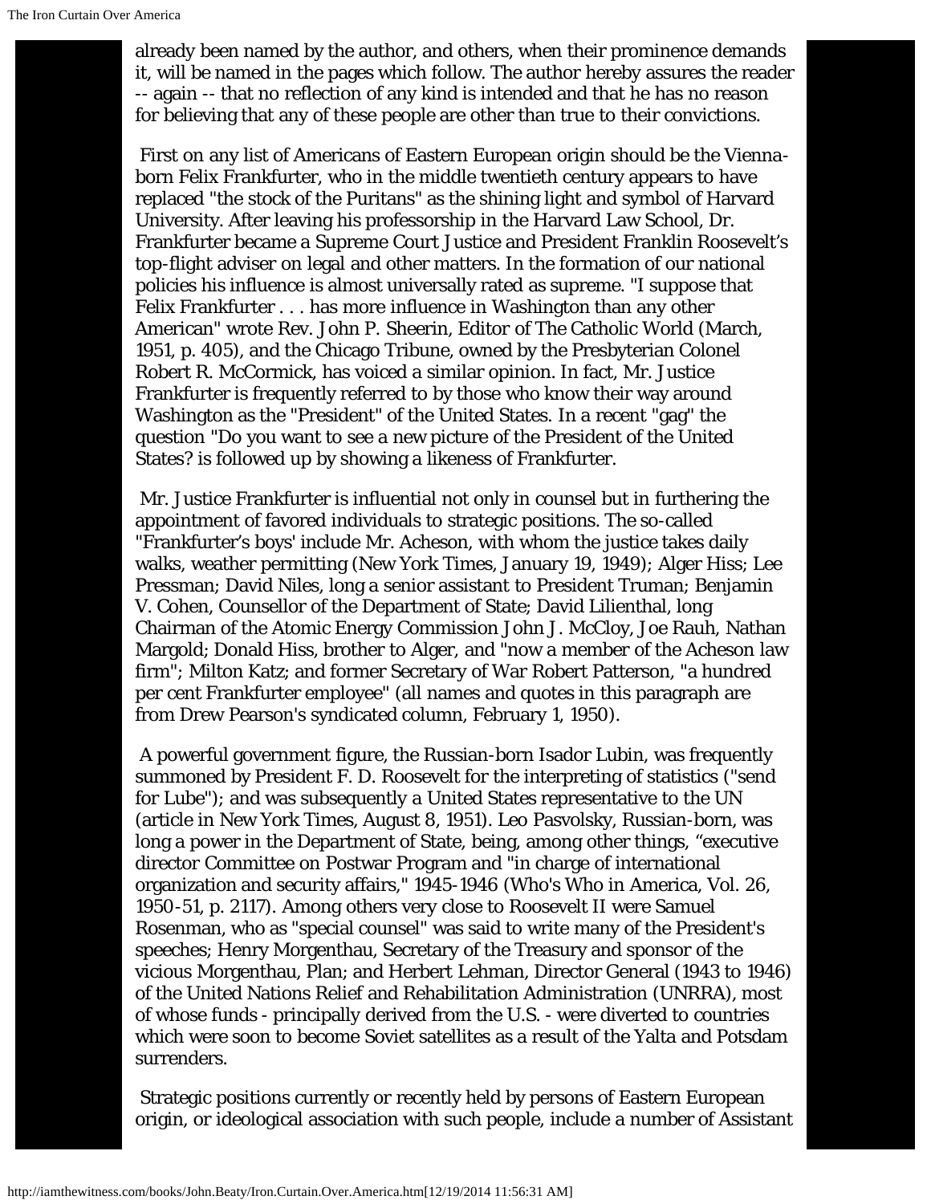already been named by the author, and others, when their prominence demands it, will be named in the pages which follow. The author hereby assures the reader -- again -- that no reflection of any kind is intended and that he has no reason for believing that any of these people are other than true to their convictions.

First on any list of Americans of Eastern European origin should be the Vienna-born Felix Frankfurter, who in the middle twentieth century appears to have replaced "the stock of the Puritans" as the shining light and symbol of Harvard University. After leaving his professorship in the Harvard Law School, Dr. Frankfurter became a Supreme Court Justice and President Franklin Roosevelt's top-flight adviser on legal and other matters. In the formation of our national policies his influence is almost universally rated as supreme. "I suppose that Felix Frankfurter . . . has more influence in Washington than any other American" wrote Rev. John P. Sheerin, Editor of The Catholic World (March, 1951, p. 405), and the Chicago Tribune, owned by the Presbyterian Colonel Robert R. McCormick, has voiced a similar opinion. In fact, Mr. Justice Frankfurter is frequently referred to by those who know their way around Washington as the "President" of the United States. In a recent "gag" the question "Do you want to see a new picture of the President of the United States? is followed up by showing a likeness of Frankfurter.

Mr. Justice Frankfurter is influential not only in counsel but in furthering the appointment of favored individuals to strategic positions. The so-called "Frankfurter's boys' include Mr. Acheson, with whom the justice takes daily walks, weather permitting (New York Times, January 19, 1949); Alger Hiss; Lee Pressman; David Niles, long a senior assistant to President Truman; Benjamin V. Cohen, Counsellor of the Department of State; David Lilienthal, long Chairman of the Atomic Energy Commission John J. McCloy, Joe Rauh, Nathan Margold; Donald Hiss, brother to Alger, and "now a member of the Acheson law firm"; Milton Katz; and former Secretary of War Robert Patterson, "a hundred per cent Frankfurter employee" (all names and quotes in this paragraph are from Drew Pearson's syndicated column, February 1, 1950).

A powerful government figure, the Russian-born Isador Lubin, was frequently summoned by President F. D. Roosevelt for the interpreting of statistics ("send for Lube"); and was subsequently a United States representative to the UN (article in New York Times, August 8, 1951). Leo Pasvolsky, Russian-born, was long a power in the Department of State, being, among other things, "executive director Committee on Postwar Program and "in charge of international organization and security affairs," 1945-1946 (Who's Who in America, Vol. 26, 1950-51, p. 2117). Among others very close to Roosevelt II were Samuel Rosenman, who as "special counsel" was said to write many of the President's speeches; Henry Morgenthau, Secretary of the Treasury and sponsor of the vicious Morgenthau, Plan; and Herbert Lehman, Director General (1943 to 1946) of the United Nations Relief and Rehabilitation Administration (UNRRA), most of whose funds - principally derived from the U.S. - were diverted to countries which were soon to become Soviet satellites as a result of the Yalta and Potsdam surrenders.

Strategic positions currently or recently held by persons of Eastern European origin, or ideological association with such people, include a number of Assistant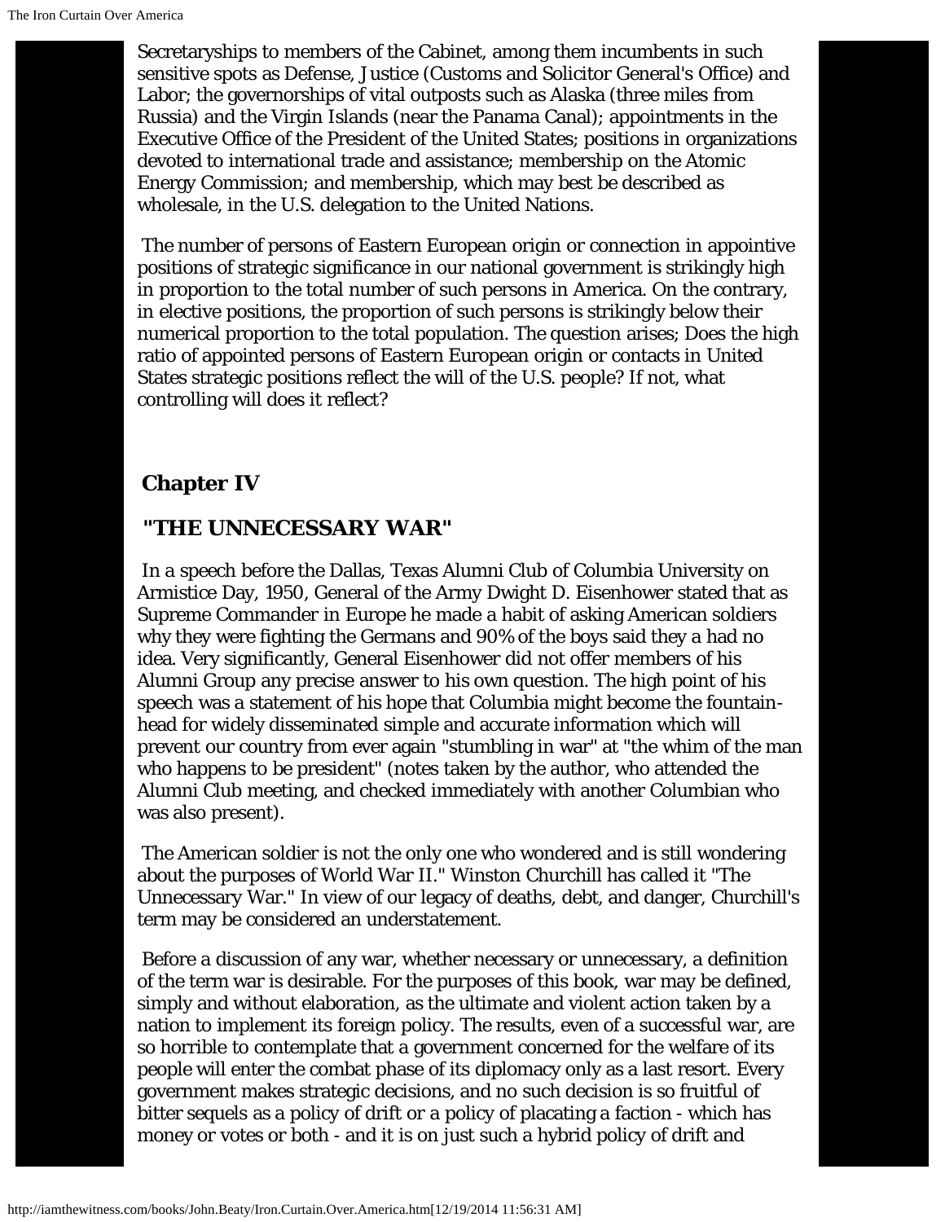Secretaryships to members of the Cabinet, among them incumbents in such sensitive spots as Defense, Justice (Customs and Solicitor General's Office) and Labor; the governorships of vital outposts such as Alaska (three miles from Russia) and the Virgin Islands (near the Panama Canal); appointments in the Executive Office of the President of the United States; positions in organizations devoted to international trade and assistance; membership on the Atomic Energy Commission; and membership, which may best be described as wholesale, in the U.S. delegation to the United Nations.

The number of persons of Eastern European origin or connection in appointive positions of strategic significance in our national government is strikingly high in proportion to the total number of such persons in America. On the contrary, in elective positions, the proportion of such persons is strikingly below their numerical proportion to the total population. The question arises; Does the high ratio of appointed persons of Eastern European origin or contacts in United States strategic positions reflect the will of the U.S. people? If not, what controlling will does it reflect?

## Chapter IV

## "THE UNNECESSARY WAR"

In a speech before the Dallas, Texas Alumni Club of Columbia University on Armistice Day, 1950, General of the Army Dwight D. Eisenhower stated that as Supreme Commander in Europe he made a habit of asking American soldiers why they were fighting the Germans and 90% of the boys said they a had no idea. Very significantly, General Eisenhower did not offer members of his Alumni Group any precise answer to his own question. The high point of his speech was a statement of his hope that Columbia might become the fountain-head for widely disseminated simple and accurate information which will prevent our country from ever again "stumbling in war" at "the whim of the man who happens to be president" (notes taken by the author, who attended the Alumni Club meeting, and checked immediately with another Columbian who was also present).

The American soldier is not the only one who wondered and is still wondering about the purposes of World War II." Winston Churchill has called it "The Unnecessary War." In view of our legacy of deaths, debt, and danger, Churchill's term may be considered an understatement.

Before a discussion of any war, whether necessary or unnecessary, a definition of the term war is desirable. For the purposes of this book, war may be defined, simply and without elaboration, as the ultimate and violent action taken by a nation to implement its foreign policy. The results, even of a successful war, are so horrible to contemplate that a government concerned for the welfare of its people will enter the combat phase of its diplomacy only as a last resort. Every government makes strategic decisions, and no such decision is so fruitful of bitter sequels as a policy of drift or a policy of placating a faction - which has money or votes or both - and it is on just such a hybrid policy of drift and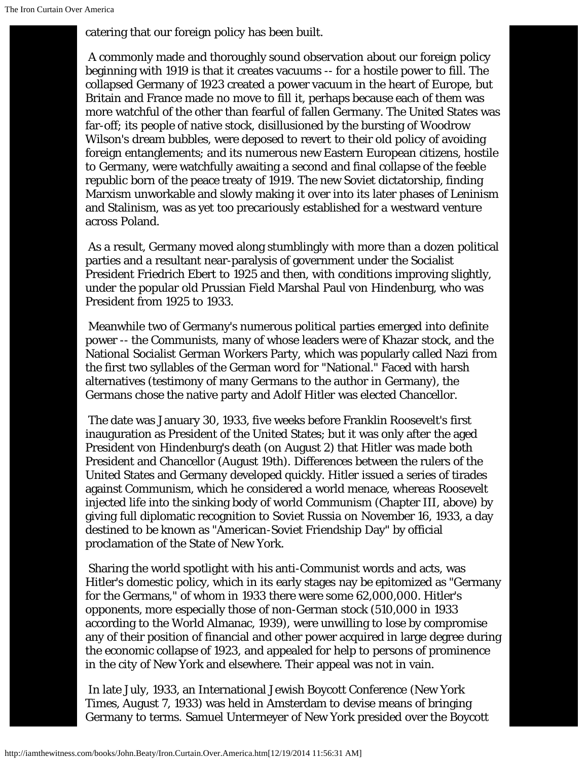catering that our foreign policy has been built.

A commonly made and thoroughly sound observation about our foreign policy beginning with 1919 is that it creates vacuums -- for a hostile power to fill. The collapsed Germany of 1923 created a power vacuum in the heart of Europe, but Britain and France made no move to fill it, perhaps because each of them was more watchful of the other than fearful of fallen Germany. The United States was far-off; its people of native stock, disillusioned by the bursting of Woodrow Wilson's dream bubbles, were deposed to revert to their old policy of avoiding foreign entanglements; and its numerous new Eastern European citizens, hostile to Germany, were watchfully awaiting a second and final collapse of the feeble republic born of the peace treaty of 1919. The new Soviet dictatorship, finding Marxism unworkable and slowly making it over into its later phases of Leninism and Stalinism, was as yet too precariously established for a westward venture across Poland.

As a result, Germany moved along stumblingly with more than a dozen political parties and a resultant near-paralysis of government under the Socialist President Friedrich Ebert to 1925 and then, with conditions improving slightly, under the popular old Prussian Field Marshal Paul von Hindenburg, who was President from 1925 to 1933.

Meanwhile two of Germany's numerous political parties emerged into definite power -- the Communists, many of whose leaders were of Khazar stock, and the National Socialist German Workers Party, which was popularly called Nazi from the first two syllables of the German word for "National." Faced with harsh alternatives (testimony of many Germans to the author in Germany), the Germans chose the native party and Adolf Hitler was elected Chancellor.

The date was January 30, 1933, five weeks before Franklin Roosevelt's first inauguration as President of the United States; but it was only after the aged President von Hindenburg's death (on August 2) that Hitler was made both President and Chancellor (August 19th). Differences between the rulers of the United States and Germany developed quickly. Hitler issued a series of tirades against Communism, which he considered a world menace, whereas Roosevelt injected life into the sinking body of world Communism (Chapter III, above) by giving full diplomatic recognition to Soviet Russia on November 16, 1933, a day destined to be known as "American-Soviet Friendship Day" by official proclamation of the State of New York.

Sharing the world spotlight with his anti-Communist words and acts, was Hitler's domestic policy, which in its early stages nay be epitomized as "Germany for the Germans," of whom in 1933 there were some 62,000,000. Hitler's opponents, more especially those of non-German stock (510,000 in 1933 according to the World Almanac, 1939), were unwilling to lose by compromise any of their position of financial and other power acquired in large degree during the economic collapse of 1923, and appealed for help to persons of prominence in the city of New York and elsewhere. Their appeal was not in vain.

In late July, 1933, an International Jewish Boycott Conference (New York Times, August 7, 1933) was held in Amsterdam to devise means of bringing Germany to terms. Samuel Untermeyer of New York presided over the Boycott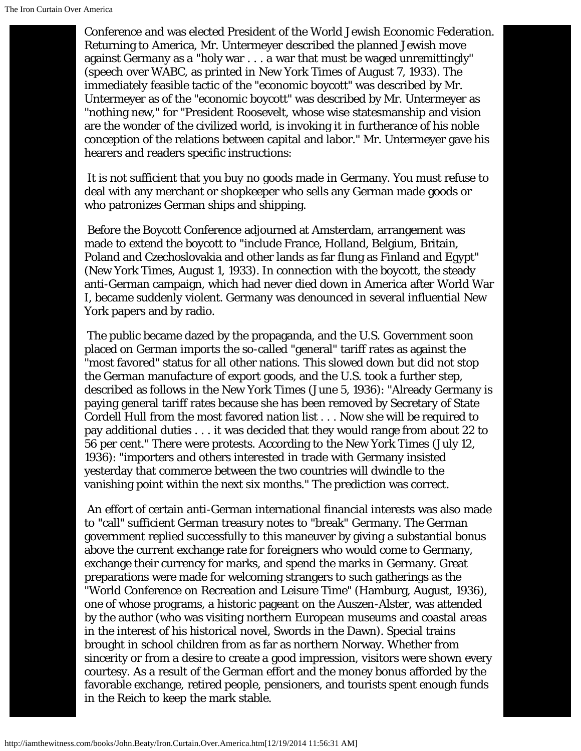Conference and was elected President of the World Jewish Economic Federation. Returning to America, Mr. Untermeyer described the planned Jewish move against Germany as a "holy war . . . a war that must be waged unremittingly" (speech over WABC, as printed in New York Times of August 7, 1933). The immediately feasible tactic of the "economic boycott" was described by Mr. Untermeyer as of the "economic boycott" was described by Mr. Untermeyer as "nothing new," for "President Roosevelt, whose wise statesmanship and vision are the wonder of the civilized world, is invoking it in furtherance of his noble conception of the relations between capital and labor." Mr. Untermeyer gave his hearers and readers specific instructions:

It is not sufficient that you buy no goods made in Germany. You must refuse to deal with any merchant or shopkeeper who sells any German made goods or who patronizes German ships and shipping.

Before the Boycott Conference adjourned at Amsterdam, arrangement was made to extend the boycott to "include France, Holland, Belgium, Britain, Poland and Czechoslovakia and other lands as far flung as Finland and Egypt" (New York Times, August 1, 1933). In connection with the boycott, the steady anti-German campaign, which had never died down in America after World War I, became suddenly violent. Germany was denounced in several influential New York papers and by radio.

The public became dazed by the propaganda, and the U.S. Government soon placed on German imports the so-called "general" tariff rates as against the "most favored" status for all other nations. This slowed down but did not stop the German manufacture of export goods, and the U.S. took a further step, described as follows in the New York Times (June 5, 1936): "Already Germany is paying general tariff rates because she has been removed by Secretary of State Cordell Hull from the most favored nation list . . . Now she will be required to pay additional duties . . . it was decided that they would range from about 22 to 56 per cent." There were protests. According to the New York Times (July 12, 1936): "importers and others interested in trade with Germany insisted yesterday that commerce between the two countries will dwindle to the vanishing point within the next six months." The prediction was correct.

An effort of certain anti-German international financial interests was also made to "call" sufficient German treasury notes to "break" Germany. The German government replied successfully to this maneuver by giving a substantial bonus above the current exchange rate for foreigners who would come to Germany, exchange their currency for marks, and spend the marks in Germany. Great preparations were made for welcoming strangers to such gatherings as the "World Conference on Recreation and Leisure Time" (Hamburg, August, 1936), one of whose programs, a historic pageant on the Auszen-Alster, was attended by the author (who was visiting northern European museums and coastal areas in the interest of his historical novel, Swords in the Dawn). Special trains brought in school children from as far as northern Norway. Whether from sincerity or from a desire to create a good impression, visitors were shown every courtesy. As a result of the German effort and the money bonus afforded by the favorable exchange, retired people, pensioners, and tourists spent enough funds in the Reich to keep the mark stable.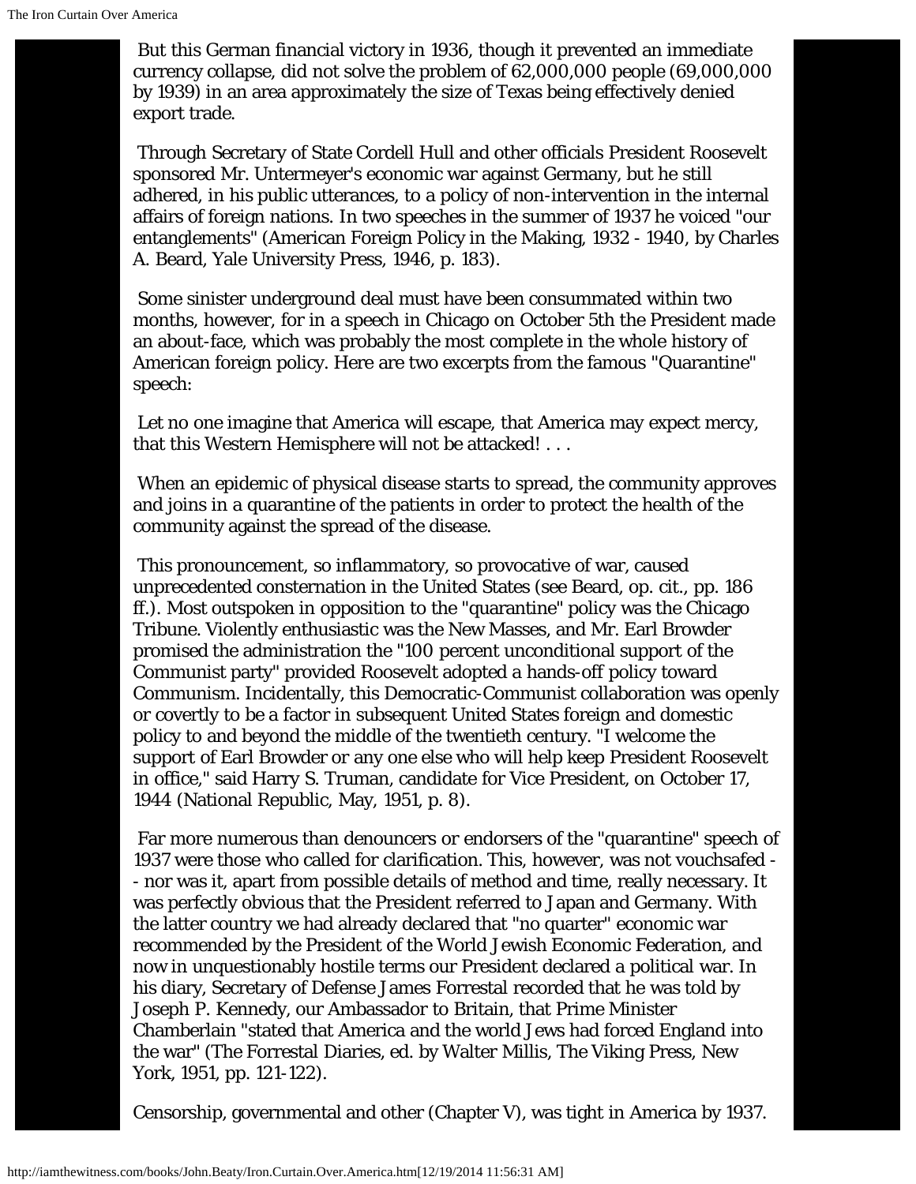But this German financial victory in 1936, though it prevented an immediate currency collapse, did not solve the problem of 62,000,000 people (69,000,000 by 1939) in an area approximately the size of Texas being effectively denied export trade.

Through Secretary of State Cordell Hull and other officials President Roosevelt sponsored Mr. Untermeyer's economic war against Germany, but he still adhered, in his public utterances, to a policy of non-intervention in the internal affairs of foreign nations. In two speeches in the summer of 1937 he voiced "our entanglements" (American Foreign Policy in the Making, 1932 - 1940, by Charles A. Beard, Yale University Press, 1946, p. 183).

Some sinister underground deal must have been consummated within two months, however, for in a speech in Chicago on October 5th the President made an about-face, which was probably the most complete in the whole history of American foreign policy. Here are two excerpts from the famous "Quarantine" speech:

Let no one imagine that America will escape, that America may expect mercy, that this Western Hemisphere will not be attacked! . . .

When an epidemic of physical disease starts to spread, the community approves and joins in a quarantine of the patients in order to protect the health of the community against the spread of the disease.

This pronouncement, so inflammatory, so provocative of war, caused unprecedented consternation in the United States (see Beard, op. cit., pp. 186 ff.). Most outspoken in opposition to the "quarantine" policy was the Chicago Tribune. Violently enthusiastic was the New Masses, and Mr. Earl Browder promised the administration the "100 percent unconditional support of the Communist party" provided Roosevelt adopted a hands-off policy toward Communism. Incidentally, this Democratic-Communist collaboration was openly or covertly to be a factor in subsequent United States foreign and domestic policy to and beyond the middle of the twentieth century. "I welcome the support of Earl Browder or any one else who will help keep President Roosevelt in office," said Harry S. Truman, candidate for Vice President, on October 17, 1944 (National Republic, May, 1951, p. 8).

Far more numerous than denouncers or endorsers of the "quarantine" speech of 1937 were those who called for clarification. This, however, was not vouchsafed -- nor was it, apart from possible details of method and time, really necessary. It was perfectly obvious that the President referred to Japan and Germany. With the latter country we had already declared that "no quarter" economic war recommended by the President of the World Jewish Economic Federation, and now in unquestionably hostile terms our President declared a political war. In his diary, Secretary of Defense James Forrestal recorded that he was told by Joseph P. Kennedy, our Ambassador to Britain, that Prime Minister Chamberlain "stated that America and the world Jews had forced England into the war" (The Forrestal Diaries, ed. by Walter Millis, The Viking Press, New York, 1951, pp. 121-122).

Censorship, governmental and other (Chapter V), was tight in America by 1937.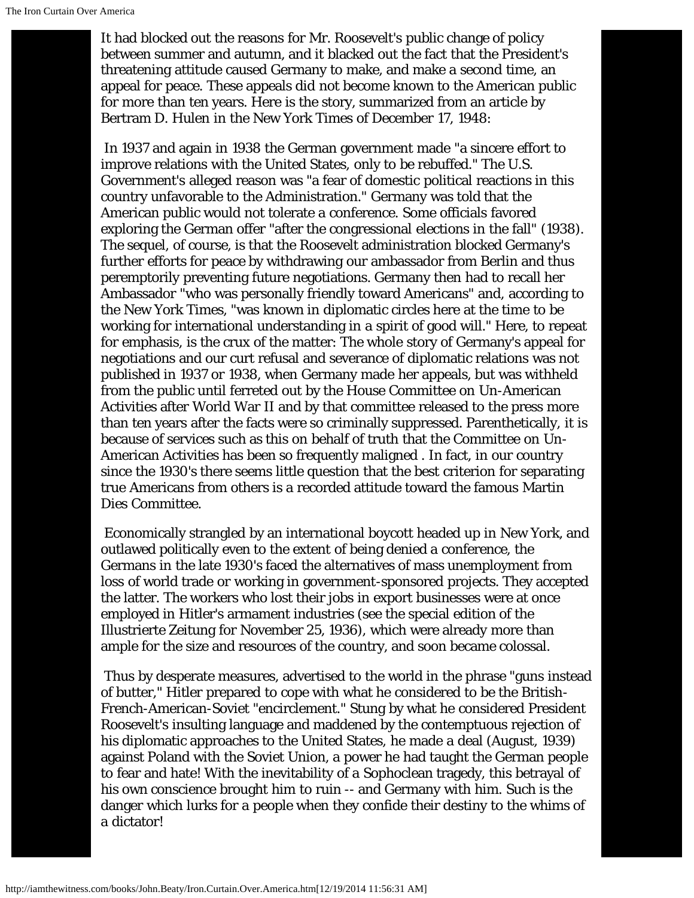It had blocked out the reasons for Mr. Roosevelt's public change of policy between summer and autumn, and it blacked out the fact that the President's threatening attitude caused Germany to make, and make a second time, an appeal for peace. These appeals did not become known to the American public for more than ten years. Here is the story, summarized from an article by Bertram D. Hulen in the New York Times of December 17, 1948:

In 1937 and again in 1938 the German government made "a sincere effort to improve relations with the United States, only to be rebuffed." The U.S. Government's alleged reason was "a fear of domestic political reactions in this country unfavorable to the Administration." Germany was told that the American public would not tolerate a conference. Some officials favored exploring the German offer "after the congressional elections in the fall" (1938). The sequel, of course, is that the Roosevelt administration blocked Germany's further efforts for peace by withdrawing our ambassador from Berlin and thus peremptorily preventing future negotiations. Germany then had to recall her Ambassador "who was personally friendly toward Americans" and, according to the New York Times, "was known in diplomatic circles here at the time to be working for international understanding in a spirit of good will." Here, to repeat for emphasis, is the crux of the matter: The whole story of Germany's appeal for negotiations and our curt refusal and severance of diplomatic relations was not published in 1937 or 1938, when Germany made her appeals, but was withheld from the public until ferreted out by the House Committee on Un-American Activities after World War II and by that committee released to the press more than ten years after the facts were so criminally suppressed. Parenthetically, it is because of services such as this on behalf of truth that the Committee on Un-American Activities has been so frequently maligned . In fact, in our country since the 1930's there seems little question that the best criterion for separating true Americans from others is a recorded attitude toward the famous Martin Dies Committee.

Economically strangled by an international boycott headed up in New York, and outlawed politically even to the extent of being denied a conference, the Germans in the late 1930's faced the alternatives of mass unemployment from loss of world trade or working in government-sponsored projects. They accepted the latter. The workers who lost their jobs in export businesses were at once employed in Hitler's armament industries (see the special edition of the Illustrierte Zeitung for November 25, 1936), which were already more than ample for the size and resources of the country, and soon became colossal.

Thus by desperate measures, advertised to the world in the phrase "guns instead of butter," Hitler prepared to cope with what he considered to be the British-French-American-Soviet "encirclement." Stung by what he considered President Roosevelt's insulting language and maddened by the contemptuous rejection of his diplomatic approaches to the United States, he made a deal (August, 1939) against Poland with the Soviet Union, a power he had taught the German people to fear and hate! With the inevitability of a Sophoclean tragedy, this betrayal of his own conscience brought him to ruin -- and Germany with him. Such is the danger which lurks for a people when they confide their destiny to the whims of a dictator!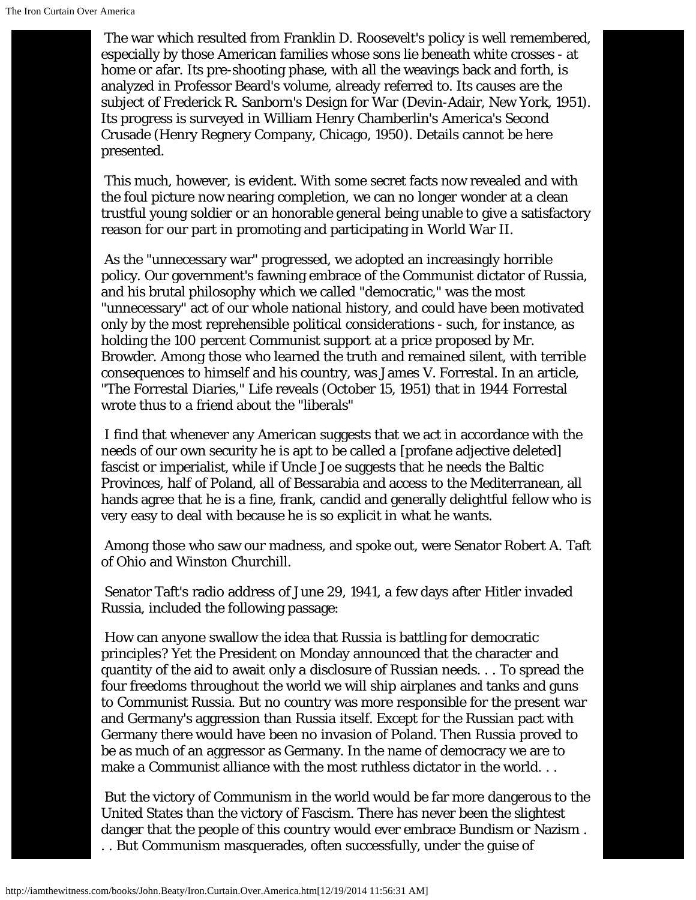The war which resulted from Franklin D. Roosevelt's policy is well remembered, especially by those American families whose sons lie beneath white crosses - at home or afar. Its pre-shooting phase, with all the weavings back and forth, is analyzed in Professor Beard's volume, already referred to. Its causes are the subject of Frederick R. Sanborn's Design for War (Devin-Adair, New York, 1951). Its progress is surveyed in William Henry Chamberlin's America's Second Crusade (Henry Regnery Company, Chicago, 1950). Details cannot be here presented.

This much, however, is evident. With some secret facts now revealed and with the foul picture now nearing completion, we can no longer wonder at a clean trustful young soldier or an honorable general being unable to give a satisfactory reason for our part in promoting and participating in World War II.

As the "unnecessary war" progressed, we adopted an increasingly horrible policy. Our government's fawning embrace of the Communist dictator of Russia, and his brutal philosophy which we called "democratic," was the most "unnecessary" act of our whole national history, and could have been motivated only by the most reprehensible political considerations - such, for instance, as holding the 100 percent Communist support at a price proposed by Mr. Browder. Among those who learned the truth and remained silent, with terrible consequences to himself and his country, was James V. Forrestal. In an article, "The Forrestal Diaries," Life reveals (October 15, 1951) that in 1944 Forrestal wrote thus to a friend about the "liberals"

I find that whenever any American suggests that we act in accordance with the needs of our own security he is apt to be called a [profane adjective deleted] fascist or imperialist, while if Uncle Joe suggests that he needs the Baltic Provinces, half of Poland, all of Bessarabia and access to the Mediterranean, all hands agree that he is a fine, frank, candid and generally delightful fellow who is very easy to deal with because he is so explicit in what he wants.

Among those who saw our madness, and spoke out, were Senator Robert A. Taft of Ohio and Winston Churchill.

Senator Taft's radio address of June 29, 1941, a few days after Hitler invaded Russia, included the following passage:

How can anyone swallow the idea that Russia is battling for democratic principles? Yet the President on Monday announced that the character and quantity of the aid to await only a disclosure of Russian needs. . . To spread the four freedoms throughout the world we will ship airplanes and tanks and guns to Communist Russia. But no country was more responsible for the present war and Germany's aggression than Russia itself. Except for the Russian pact with Germany there would have been no invasion of Poland. Then Russia proved to be as much of an aggressor as Germany. In the name of democracy we are to make a Communist alliance with the most ruthless dictator in the world. . .

But the victory of Communism in the world would be far more dangerous to the United States than the victory of Fascism. There has never been the slightest danger that the people of this country would ever embrace Bundism or Nazism . . . But Communism masquerades, often successfully, under the guise of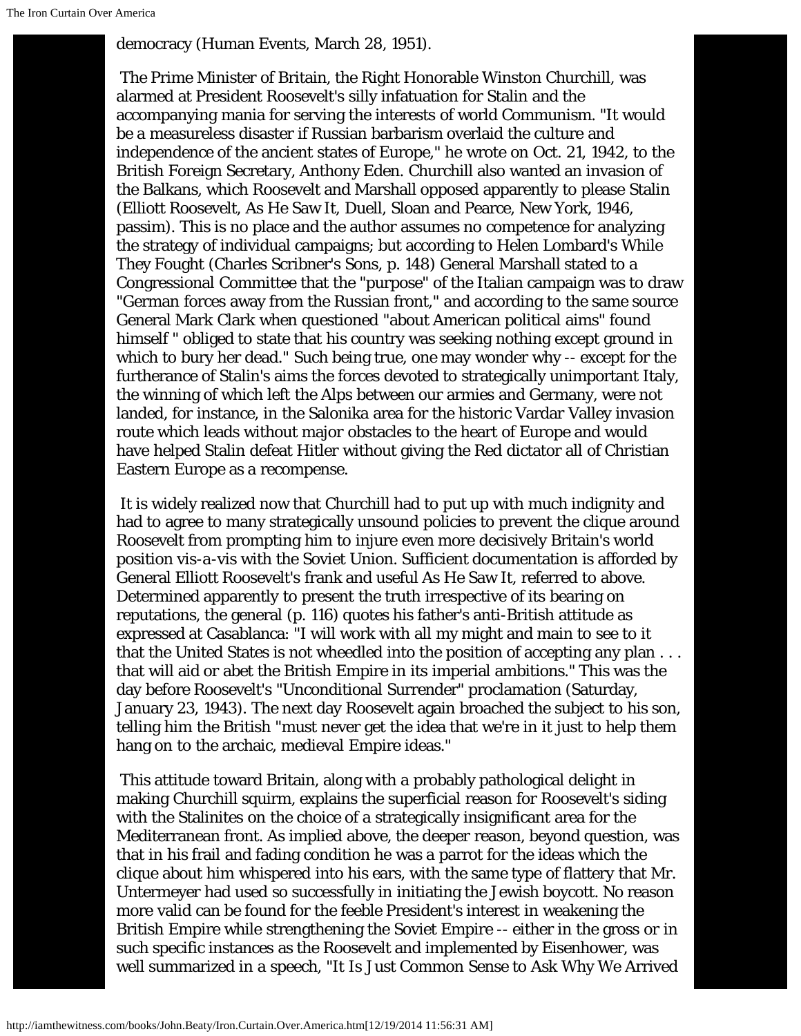democracy (Human Events, March 28, 1951).

The Prime Minister of Britain, the Right Honorable Winston Churchill, was alarmed at President Roosevelt's silly infatuation for Stalin and the accompanying mania for serving the interests of world Communism. "It would be a measureless disaster if Russian barbarism overlaid the culture and independence of the ancient states of Europe," he wrote on Oct. 21, 1942, to the British Foreign Secretary, Anthony Eden. Churchill also wanted an invasion of the Balkans, which Roosevelt and Marshall opposed apparently to please Stalin (Elliott Roosevelt, As He Saw It, Duell, Sloan and Pearce, New York, 1946, passim). This is no place and the author assumes no competence for analyzing the strategy of individual campaigns; but according to Helen Lombard's While They Fought (Charles Scribner's Sons, p. 148) General Marshall stated to a Congressional Committee that the "purpose" of the Italian campaign was to draw "German forces away from the Russian front," and according to the same source General Mark Clark when questioned "about American political aims" found himself " obliged to state that his country was seeking nothing except ground in which to bury her dead." Such being true, one may wonder why -- except for the furtherance of Stalin's aims the forces devoted to strategically unimportant Italy, the winning of which left the Alps between our armies and Germany, were not landed, for instance, in the Salonika area for the historic Vardar Valley invasion route which leads without major obstacles to the heart of Europe and would have helped Stalin defeat Hitler without giving the Red dictator all of Christian Eastern Europe as a recompense.

It is widely realized now that Churchill had to put up with much indignity and had to agree to many strategically unsound policies to prevent the clique around Roosevelt from prompting him to injure even more decisively Britain's world position vis-a-vis with the Soviet Union. Sufficient documentation is afforded by General Elliott Roosevelt's frank and useful As He Saw It, referred to above. Determined apparently to present the truth irrespective of its bearing on reputations, the general (p. 116) quotes his father's anti-British attitude as expressed at Casablanca: "I will work with all my might and main to see to it that the United States is not wheedled into the position of accepting any plan . . . that will aid or abet the British Empire in its imperial ambitions." This was the day before Roosevelt's "Unconditional Surrender" proclamation (Saturday, January 23, 1943). The next day Roosevelt again broached the subject to his son, telling him the British "must never get the idea that we're in it just to help them hang on to the archaic, medieval Empire ideas."

This attitude toward Britain, along with a probably pathological delight in making Churchill squirm, explains the superficial reason for Roosevelt's siding with the Stalinites on the choice of a strategically insignificant area for the Mediterranean front. As implied above, the deeper reason, beyond question, was that in his frail and fading condition he was a parrot for the ideas which the clique about him whispered into his ears, with the same type of flattery that Mr. Untermeyer had used so successfully in initiating the Jewish boycott. No reason more valid can be found for the feeble President's interest in weakening the British Empire while strengthening the Soviet Empire -- either in the gross or in such specific instances as the Roosevelt and implemented by Eisenhower, was well summarized in a speech, "It Is Just Common Sense to Ask Why We Arrived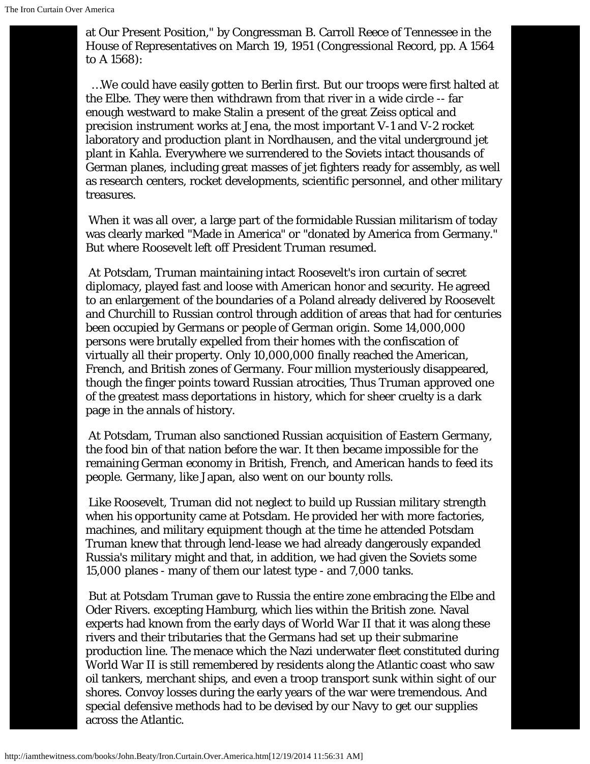at Our Present Position," by Congressman B. Carroll Reece of Tennessee in the House of Representatives on March 19, 1951 (Congressional Record, pp. A 1564 to A 1568):

…We could have easily gotten to Berlin first. But our troops were first halted at the Elbe. They were then withdrawn from that river in a wide circle -- far enough westward to make Stalin a present of the great Zeiss optical and precision instrument works at Jena, the most important V-1 and V-2 rocket laboratory and production plant in Nordhausen, and the vital underground jet plant in Kahla. Everywhere we surrendered to the Soviets intact thousands of German planes, including great masses of jet fighters ready for assembly, as well as research centers, rocket developments, scientific personnel, and other military treasures.

When it was all over, a large part of the formidable Russian militarism of today was clearly marked "Made in America" or "donated by America from Germany." But where Roosevelt left off President Truman resumed.

At Potsdam, Truman maintaining intact Roosevelt's iron curtain of secret diplomacy, played fast and loose with American honor and security. He agreed to an enlargement of the boundaries of a Poland already delivered by Roosevelt and Churchill to Russian control through addition of areas that had for centuries been occupied by Germans or people of German origin. Some 14,000,000 persons were brutally expelled from their homes with the confiscation of virtually all their property. Only 10,000,000 finally reached the American, French, and British zones of Germany. Four million mysteriously disappeared, though the finger points toward Russian atrocities, Thus Truman approved one of the greatest mass deportations in history, which for sheer cruelty is a dark page in the annals of history.

At Potsdam, Truman also sanctioned Russian acquisition of Eastern Germany, the food bin of that nation before the war. It then became impossible for the remaining German economy in British, French, and American hands to feed its people. Germany, like Japan, also went on our bounty rolls.

Like Roosevelt, Truman did not neglect to build up Russian military strength when his opportunity came at Potsdam. He provided her with more factories, machines, and military equipment though at the time he attended Potsdam Truman knew that through lend-lease we had already dangerously expanded Russia's military might and that, in addition, we had given the Soviets some 15,000 planes - many of them our latest type - and 7,000 tanks.

But at Potsdam Truman gave to Russia the entire zone embracing the Elbe and Oder Rivers. excepting Hamburg, which lies within the British zone. Naval experts had known from the early days of World War II that it was along these rivers and their tributaries that the Germans had set up their submarine production line. The menace which the Nazi underwater fleet constituted during World War II is still remembered by residents along the Atlantic coast who saw oil tankers, merchant ships, and even a troop transport sunk within sight of our shores. Convoy losses during the early years of the war were tremendous. And special defensive methods had to be devised by our Navy to get our supplies across the Atlantic.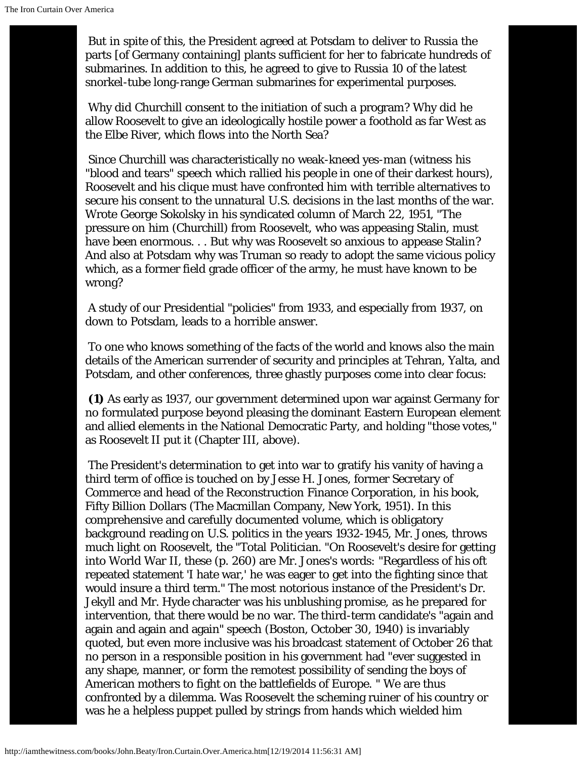But in spite of this, the President agreed at Potsdam to deliver to Russia the parts [of Germany containing] plants sufficient for her to fabricate hundreds of submarines. In addition to this, he agreed to give to Russia 10 of the latest snorkel-tube long-range German submarines for experimental purposes.

Why did Churchill consent to the initiation of such a program? Why did he allow Roosevelt to give an ideologically hostile power a foothold as far West as the Elbe River, which flows into the North Sea?

Since Churchill was characteristically no weak-kneed yes-man (witness his "blood and tears" speech which rallied his people in one of their darkest hours), Roosevelt and his clique must have confronted him with terrible alternatives to secure his consent to the unnatural U.S. decisions in the last months of the war. Wrote George Sokolsky in his syndicated column of March 22, 1951, "The pressure on him (Churchill) from Roosevelt, who was appeasing Stalin, must have been enormous. . . But why was Roosevelt so anxious to appease Stalin? And also at Potsdam why was Truman so ready to adopt the same vicious policy which, as a former field grade officer of the army, he must have known to be wrong?

A study of our Presidential "policies" from 1933, and especially from 1937, on down to Potsdam, leads to a horrible answer.

To one who knows something of the facts of the world and knows also the main details of the American surrender of security and principles at Tehran, Yalta, and Potsdam, and other conferences, three ghastly purposes come into clear focus:

**(1)** As early as 1937, our government determined upon war against Germany for no formulated purpose beyond pleasing the dominant Eastern European element and allied elements in the National Democratic Party, and holding "those votes," as Roosevelt II put it (Chapter III, above).

The President's determination to get into war to gratify his vanity of having a third term of office is touched on by Jesse H. Jones, former Secretary of Commerce and head of the Reconstruction Finance Corporation, in his book, Fifty Billion Dollars (The Macmillan Company, New York, 1951). In this comprehensive and carefully documented volume, which is obligatory background reading on U.S. politics in the years 1932-1945, Mr. Jones, throws much light on Roosevelt, the "Total Politician. "On Roosevelt's desire for getting into World War II, these (p. 260) are Mr. Jones's words: "Regardless of his oft repeated statement 'I hate war,' he was eager to get into the fighting since that would insure a third term." The most notorious instance of the President's Dr. Jekyll and Mr. Hyde character was his unblushing promise, as he prepared for intervention, that there would be no war. The third-term candidate's "again and again and again and again" speech (Boston, October 30, 1940) is invariably quoted, but even more inclusive was his broadcast statement of October 26 that no person in a responsible position in his government had "ever suggested in any shape, manner, or form the remotest possibility of sending the boys of American mothers to fight on the battlefields of Europe. " We are thus confronted by a dilemma. Was Roosevelt the scheming ruiner of his country or was he a helpless puppet pulled by strings from hands which wielded him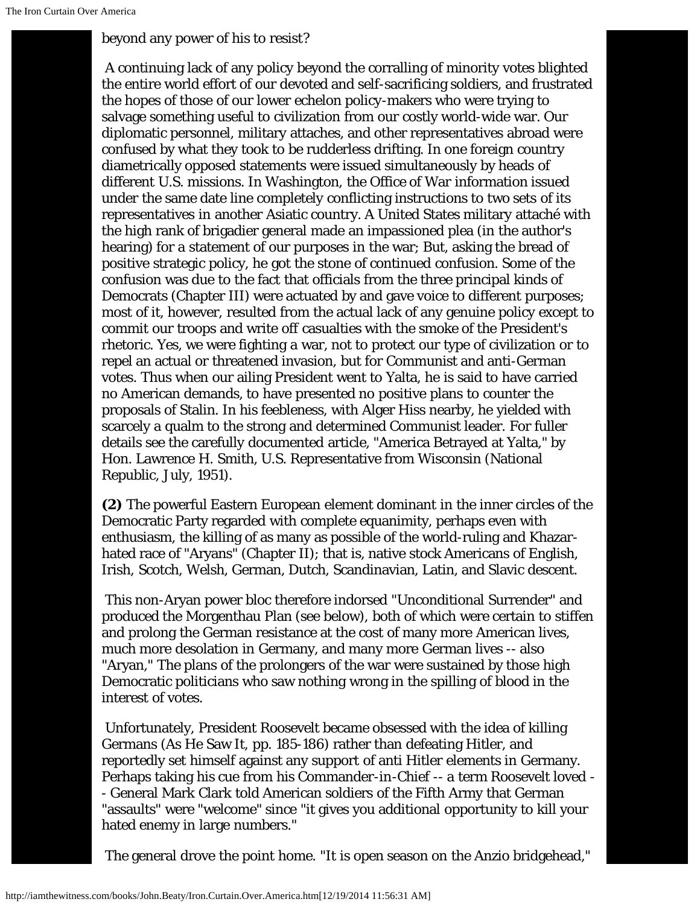beyond any power of his to resist?

A continuing lack of any policy beyond the corralling of minority votes blighted the entire world effort of our devoted and self-sacrificing soldiers, and frustrated the hopes of those of our lower echelon policy-makers who were trying to salvage something useful to civilization from our costly world-wide war. Our diplomatic personnel, military attaches, and other representatives abroad were confused by what they took to be rudderless drifting. In one foreign country diametrically opposed statements were issued simultaneously by heads of different U.S. missions. In Washington, the Office of War information issued under the same date line completely conflicting instructions to two sets of its representatives in another Asiatic country. A United States military attaché with the high rank of brigadier general made an impassioned plea (in the author's hearing) for a statement of our purposes in the war; But, asking the bread of positive strategic policy, he got the stone of continued confusion. Some of the confusion was due to the fact that officials from the three principal kinds of Democrats (Chapter III) were actuated by and gave voice to different purposes; most of it, however, resulted from the actual lack of any genuine policy except to commit our troops and write off casualties with the smoke of the President's rhetoric. Yes, we were fighting a war, not to protect our type of civilization or to repel an actual or threatened invasion, but for Communist and anti-German votes. Thus when our ailing President went to Yalta, he is said to have carried no American demands, to have presented no positive plans to counter the proposals of Stalin. In his feebleness, with Alger Hiss nearby, he yielded with scarcely a qualm to the strong and determined Communist leader. For fuller details see the carefully documented article, "America Betrayed at Yalta," by Hon. Lawrence H. Smith, U.S. Representative from Wisconsin (National Republic, July, 1951).

**(2)** The powerful Eastern European element dominant in the inner circles of the Democratic Party regarded with complete equanimity, perhaps even with enthusiasm, the killing of as many as possible of the world-ruling and Khazar-hated race of "Aryans" (Chapter II); that is, native stock Americans of English, Irish, Scotch, Welsh, German, Dutch, Scandinavian, Latin, and Slavic descent.

This non-Aryan power bloc therefore indorsed "Unconditional Surrender" and produced the Morgenthau Plan (see below), both of which were certain to stiffen and prolong the German resistance at the cost of many more American lives, much more desolation in Germany, and many more German lives -- also "Aryan," The plans of the prolongers of the war were sustained by those high Democratic politicians who saw nothing wrong in the spilling of blood in the interest of votes.

Unfortunately, President Roosevelt became obsessed with the idea of killing Germans (As He Saw It, pp. 185-186) rather than defeating Hitler, and reportedly set himself against any support of anti Hitler elements in Germany. Perhaps taking his cue from his Commander-in-Chief -- a term Roosevelt loved -- General Mark Clark told American soldiers of the Fifth Army that German "assaults" were "welcome" since "it gives you additional opportunity to kill your hated enemy in large numbers."

The general drove the point home. "It is open season on the Anzio bridgehead,"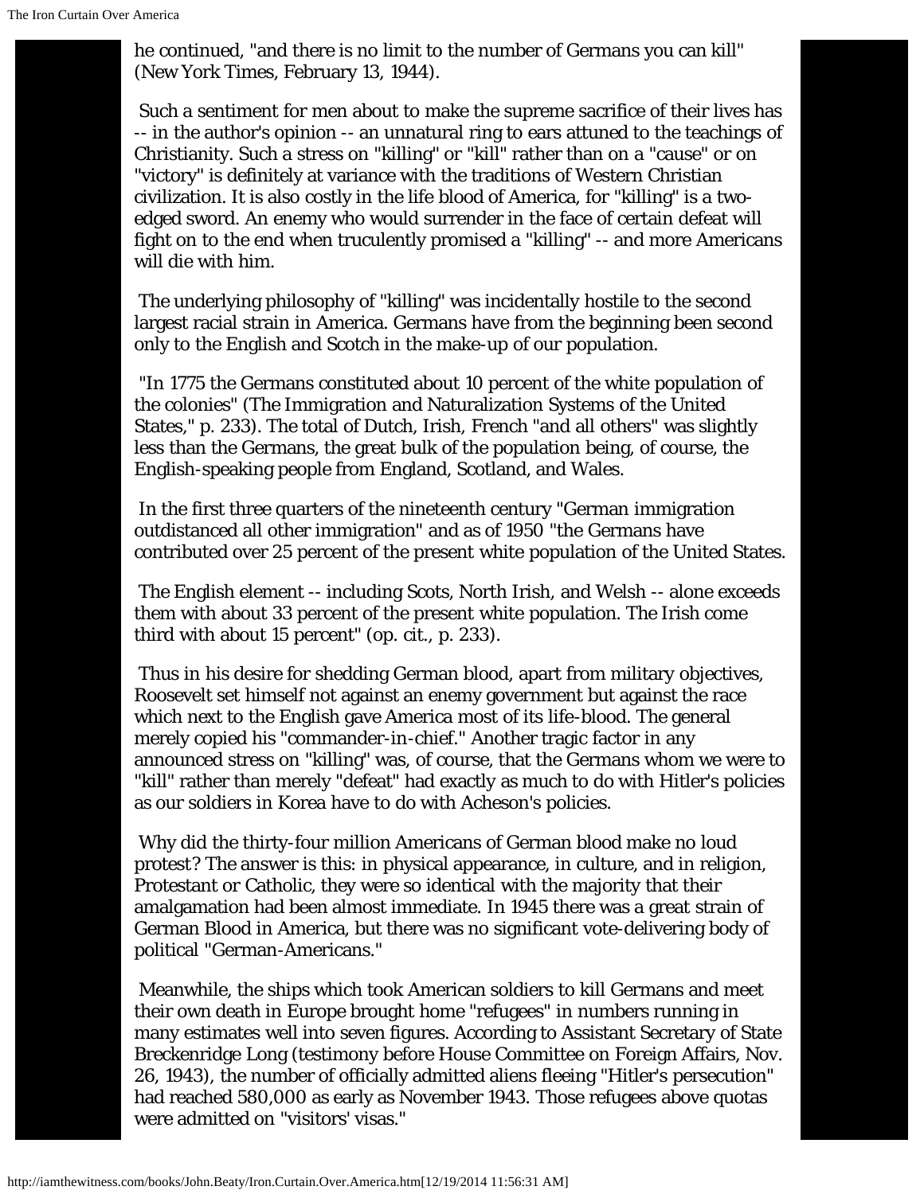he continued, "and there is no limit to the number of Germans you can kill" (New York Times, February 13, 1944).

Such a sentiment for men about to make the supreme sacrifice of their lives has -- in the author's opinion -- an unnatural ring to ears attuned to the teachings of Christianity. Such a stress on "killing" or "kill" rather than on a "cause" or on "victory" is definitely at variance with the traditions of Western Christian civilization. It is also costly in the life blood of America, for "killing" is a two-edged sword. An enemy who would surrender in the face of certain defeat will fight on to the end when truculently promised a "killing" -- and more Americans will die with him.

The underlying philosophy of "killing" was incidentally hostile to the second largest racial strain in America. Germans have from the beginning been second only to the English and Scotch in the make-up of our population.

"In 1775 the Germans constituted about 10 percent of the white population of the colonies" (The Immigration and Naturalization Systems of the United States," p. 233). The total of Dutch, Irish, French "and all others" was slightly less than the Germans, the great bulk of the population being, of course, the English-speaking people from England, Scotland, and Wales.

In the first three quarters of the nineteenth century "German immigration outdistanced all other immigration" and as of 1950 "the Germans have contributed over 25 percent of the present white population of the United States.

The English element -- including Scots, North Irish, and Welsh -- alone exceeds them with about 33 percent of the present white population. The Irish come third with about 15 percent" (op. cit., p. 233).

Thus in his desire for shedding German blood, apart from military objectives, Roosevelt set himself not against an enemy government but against the race which next to the English gave America most of its life-blood. The general merely copied his "commander-in-chief." Another tragic factor in any announced stress on "killing" was, of course, that the Germans whom we were to "kill" rather than merely "defeat" had exactly as much to do with Hitler's policies as our soldiers in Korea have to do with Acheson's policies.

Why did the thirty-four million Americans of German blood make no loud protest? The answer is this: in physical appearance, in culture, and in religion, Protestant or Catholic, they were so identical with the majority that their amalgamation had been almost immediate. In 1945 there was a great strain of German Blood in America, but there was no significant vote-delivering body of political "German-Americans."

Meanwhile, the ships which took American soldiers to kill Germans and meet their own death in Europe brought home "refugees" in numbers running in many estimates well into seven figures. According to Assistant Secretary of State Breckenridge Long (testimony before House Committee on Foreign Affairs, Nov. 26, 1943), the number of officially admitted aliens fleeing "Hitler's persecution" had reached 580,000 as early as November 1943. Those refugees above quotas were admitted on "visitors' visas."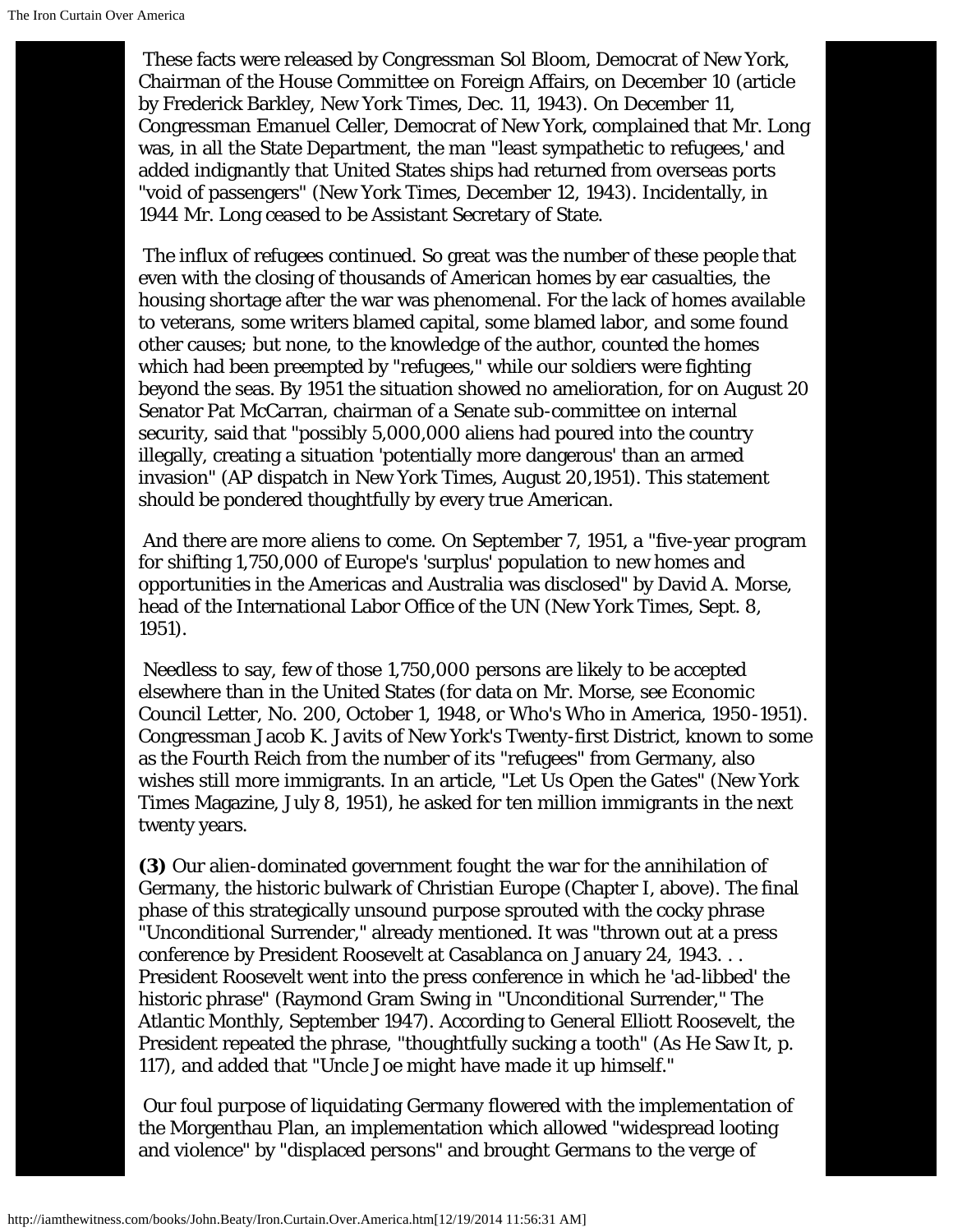These facts were released by Congressman Sol Bloom, Democrat of New York, Chairman of the House Committee on Foreign Affairs, on December 10 (article by Frederick Barkley, New York Times, Dec. 11, 1943). On December 11, Congressman Emanuel Celler, Democrat of New York, complained that Mr. Long was, in all the State Department, the man "least sympathetic to refugees,' and added indignantly that United States ships had returned from overseas ports "void of passengers" (New York Times, December 12, 1943). Incidentally, in 1944 Mr. Long ceased to be Assistant Secretary of State.

The influx of refugees continued. So great was the number of these people that even with the closing of thousands of American homes by ear casualties, the housing shortage after the war was phenomenal. For the lack of homes available to veterans, some writers blamed capital, some blamed labor, and some found other causes; but none, to the knowledge of the author, counted the homes which had been preempted by "refugees," while our soldiers were fighting beyond the seas. By 1951 the situation showed no amelioration, for on August 20 Senator Pat McCarran, chairman of a Senate sub-committee on internal security, said that "possibly 5,000,000 aliens had poured into the country illegally, creating a situation 'potentially more dangerous' than an armed invasion" (AP dispatch in New York Times, August 20,1951). This statement should be pondered thoughtfully by every true American.

And there are more aliens to come. On September 7, 1951, a "five-year program for shifting 1,750,000 of Europe's 'surplus' population to new homes and opportunities in the Americas and Australia was disclosed" by David A. Morse, head of the International Labor Office of the UN (New York Times, Sept. 8, 1951).

Needless to say, few of those 1,750,000 persons are likely to be accepted elsewhere than in the United States (for data on Mr. Morse, see Economic Council Letter, No. 200, October 1, 1948, or Who's Who in America, 1950-1951). Congressman Jacob K. Javits of New York's Twenty-first District, known to some as the Fourth Reich from the number of its "refugees" from Germany, also wishes still more immigrants. In an article, "Let Us Open the Gates" (New York Times Magazine, July 8, 1951), he asked for ten million immigrants in the next twenty years.

**(3)** Our alien-dominated government fought the war for the annihilation of Germany, the historic bulwark of Christian Europe (Chapter I, above). The final phase of this strategically unsound purpose sprouted with the cocky phrase "Unconditional Surrender," already mentioned. It was "thrown out at a press conference by President Roosevelt at Casablanca on January 24, 1943. . . President Roosevelt went into the press conference in which he 'ad-libbed' the historic phrase" (Raymond Gram Swing in "Unconditional Surrender," The Atlantic Monthly, September 1947). According to General Elliott Roosevelt, the President repeated the phrase, "thoughtfully sucking a tooth" (As He Saw It, p. 117), and added that "Uncle Joe might have made it up himself."

Our foul purpose of liquidating Germany flowered with the implementation of the Morgenthau Plan, an implementation which allowed "widespread looting and violence" by "displaced persons" and brought Germans to the verge of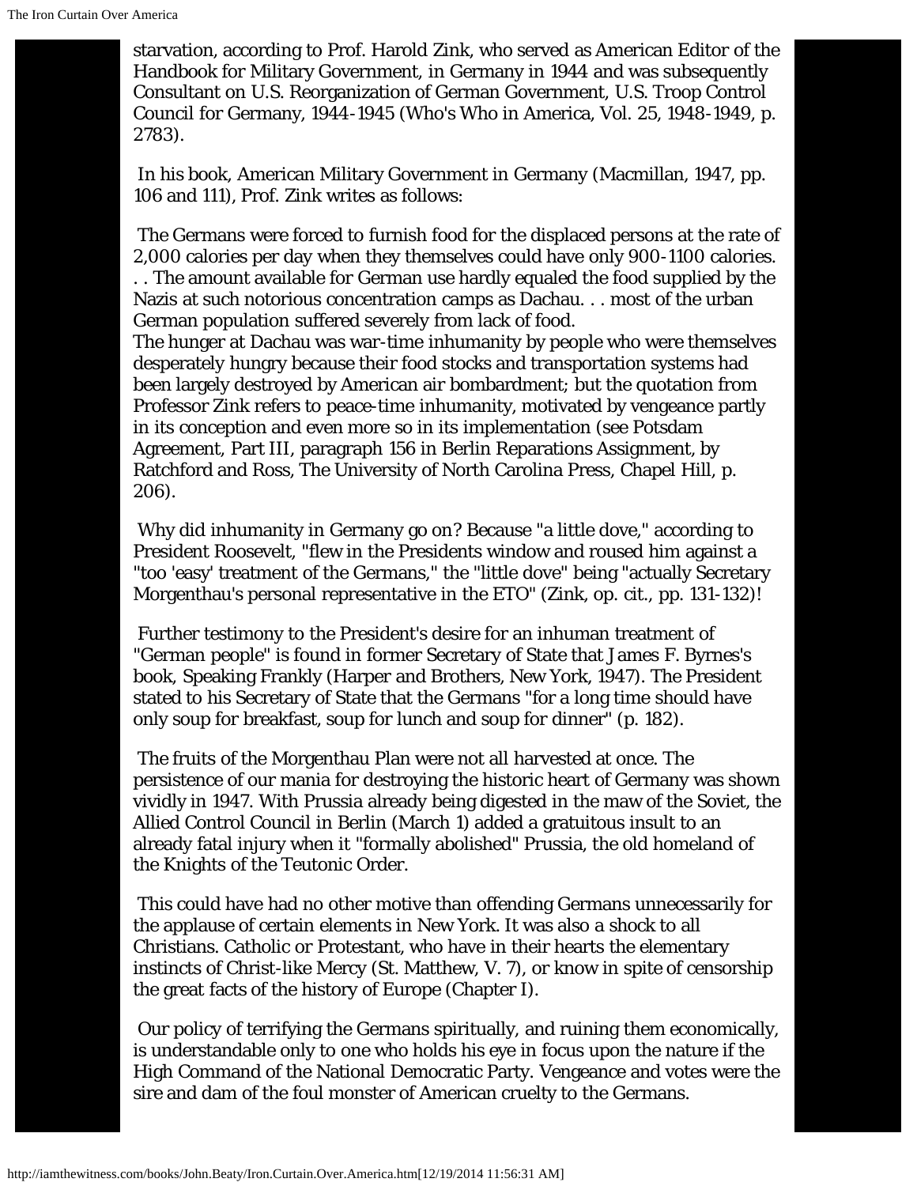starvation, according to Prof. Harold Zink, who served as American Editor of the Handbook for Military Government, in Germany in 1944 and was subsequently Consultant on U.S. Reorganization of German Government, U.S. Troop Control Council for Germany, 1944-1945 (Who's Who in America, Vol. 25, 1948-1949, p. 2783).

In his book, American Military Government in Germany (Macmillan, 1947, pp. 106 and 111), Prof. Zink writes as follows:

The Germans were forced to furnish food for the displaced persons at the rate of 2,000 calories per day when they themselves could have only 900-1100 calories. . . The amount available for German use hardly equaled the food supplied by the Nazis at such notorious concentration camps as Dachau. . . most of the urban German population suffered severely from lack of food.
The hunger at Dachau was war-time inhumanity by people who were themselves desperately hungry because their food stocks and transportation systems had been largely destroyed by American air bombardment; but the quotation from Professor Zink refers to peace-time inhumanity, motivated by vengeance partly in its conception and even more so in its implementation (see Potsdam Agreement, Part III, paragraph 156 in Berlin Reparations Assignment, by Ratchford and Ross, The University of North Carolina Press, Chapel Hill, p. 206).

Why did inhumanity in Germany go on? Because "a little dove," according to President Roosevelt, "flew in the Presidents window and roused him against a "too 'easy' treatment of the Germans," the "little dove" being "actually Secretary Morgenthau's personal representative in the ETO" (Zink, op. cit., pp. 131-132)!

Further testimony to the President's desire for an inhuman treatment of "German people" is found in former Secretary of State that James F. Byrnes's book, Speaking Frankly (Harper and Brothers, New York, 1947). The President stated to his Secretary of State that the Germans "for a long time should have only soup for breakfast, soup for lunch and soup for dinner" (p. 182).

The fruits of the Morgenthau Plan were not all harvested at once. The persistence of our mania for destroying the historic heart of Germany was shown vividly in 1947. With Prussia already being digested in the maw of the Soviet, the Allied Control Council in Berlin (March 1) added a gratuitous insult to an already fatal injury when it "formally abolished" Prussia, the old homeland of the Knights of the Teutonic Order.

This could have had no other motive than offending Germans unnecessarily for the applause of certain elements in New York. It was also a shock to all Christians. Catholic or Protestant, who have in their hearts the elementary instincts of Christ-like Mercy (St. Matthew, V. 7), or know in spite of censorship the great facts of the history of Europe (Chapter I).

Our policy of terrifying the Germans spiritually, and ruining them economically, is understandable only to one who holds his eye in focus upon the nature if the High Command of the National Democratic Party. Vengeance and votes were the sire and dam of the foul monster of American cruelty to the Germans.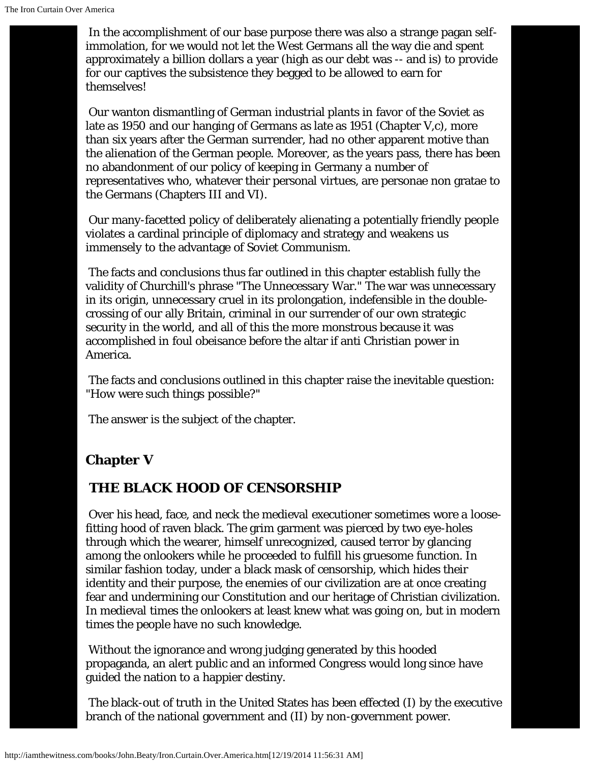In the accomplishment of our base purpose there was also a strange pagan self-immolation, for we would not let the West Germans all the way die and spent approximately a billion dollars a year (high as our debt was -- and is) to provide for our captives the subsistence they begged to be allowed to earn for themselves!

Our wanton dismantling of German industrial plants in favor of the Soviet as late as 1950 and our hanging of Germans as late as 1951 (Chapter V,c), more than six years after the German surrender, had no other apparent motive than the alienation of the German people. Moreover, as the years pass, there has been no abandonment of our policy of keeping in Germany a number of representatives who, whatever their personal virtues, are personae non gratae to the Germans (Chapters III and VI).

Our many-facetted policy of deliberately alienating a potentially friendly people violates a cardinal principle of diplomacy and strategy and weakens us immensely to the advantage of Soviet Communism.

The facts and conclusions thus far outlined in this chapter establish fully the validity of Churchill's phrase "The Unnecessary War." The war was unnecessary in its origin, unnecessary cruel in its prolongation, indefensible in the double-crossing of our ally Britain, criminal in our surrender of our own strategic security in the world, and all of this the more monstrous because it was accomplished in foul obeisance before the altar if anti Christian power in America.

The facts and conclusions outlined in this chapter raise the inevitable question: "How were such things possible?"

The answer is the subject of the chapter.

## Chapter V

## THE BLACK HOOD OF CENSORSHIP

Over his head, face, and neck the medieval executioner sometimes wore a loose-fitting hood of raven black. The grim garment was pierced by two eye-holes through which the wearer, himself unrecognized, caused terror by glancing among the onlookers while he proceeded to fulfill his gruesome function. In similar fashion today, under a black mask of censorship, which hides their identity and their purpose, the enemies of our civilization are at once creating fear and undermining our Constitution and our heritage of Christian civilization. In medieval times the onlookers at least knew what was going on, but in modern times the people have no such knowledge.

Without the ignorance and wrong judging generated by this hooded propaganda, an alert public and an informed Congress would long since have guided the nation to a happier destiny.

The black-out of truth in the United States has been effected (I) by the executive branch of the national government and (II) by non-government power.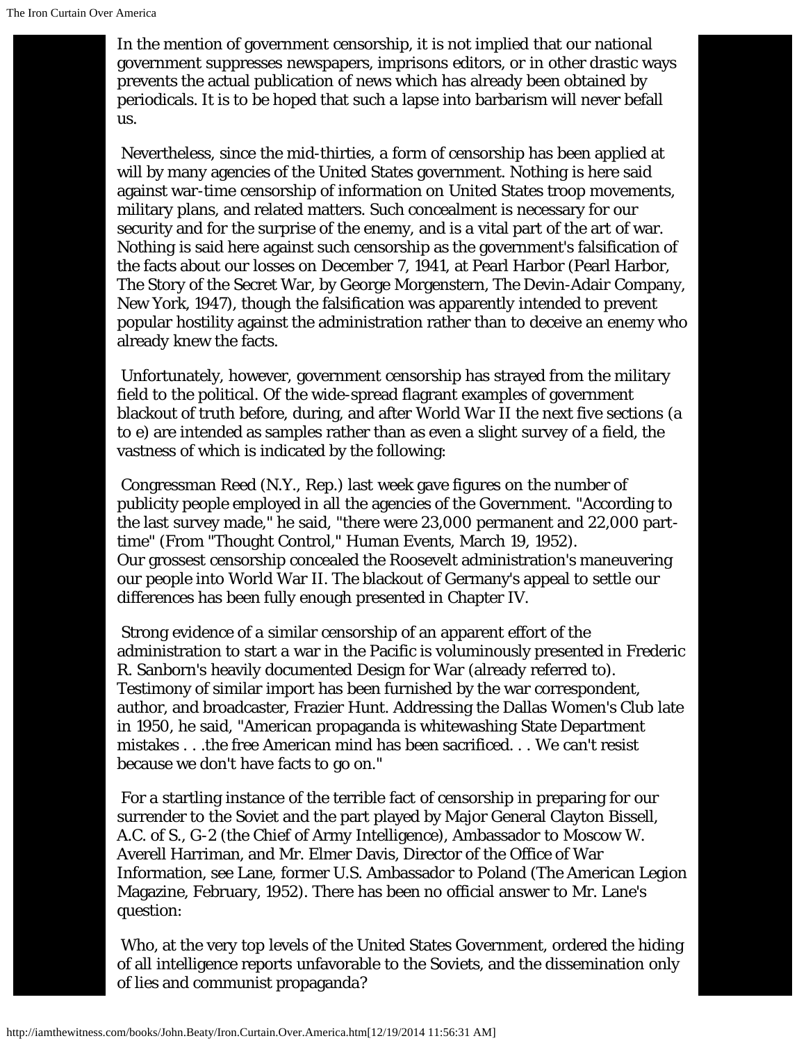In the mention of government censorship, it is not implied that our national government suppresses newspapers, imprisons editors, or in other drastic ways prevents the actual publication of news which has already been obtained by periodicals. It is to be hoped that such a lapse into barbarism will never befall us.

Nevertheless, since the mid-thirties, a form of censorship has been applied at will by many agencies of the United States government. Nothing is here said against war-time censorship of information on United States troop movements, military plans, and related matters. Such concealment is necessary for our security and for the surprise of the enemy, and is a vital part of the art of war. Nothing is said here against such censorship as the government's falsification of the facts about our losses on December 7, 1941, at Pearl Harbor (Pearl Harbor, The Story of the Secret War, by George Morgenstern, The Devin-Adair Company, New York, 1947), though the falsification was apparently intended to prevent popular hostility against the administration rather than to deceive an enemy who already knew the facts.

Unfortunately, however, government censorship has strayed from the military field to the political. Of the wide-spread flagrant examples of government blackout of truth before, during, and after World War II the next five sections (a to e) are intended as samples rather than as even a slight survey of a field, the vastness of which is indicated by the following:

Congressman Reed (N.Y., Rep.) last week gave figures on the number of publicity people employed in all the agencies of the Government. "According to the last survey made," he said, "there were 23,000 permanent and 22,000 part-time" (From "Thought Control," Human Events, March 19, 1952).
Our grossest censorship concealed the Roosevelt administration's maneuvering our people into World War II. The blackout of Germany's appeal to settle our differences has been fully enough presented in Chapter IV.

Strong evidence of a similar censorship of an apparent effort of the administration to start a war in the Pacific is voluminously presented in Frederic R. Sanborn's heavily documented Design for War (already referred to). Testimony of similar import has been furnished by the war correspondent, author, and broadcaster, Frazier Hunt. Addressing the Dallas Women's Club late in 1950, he said, "American propaganda is whitewashing State Department mistakes . . .the free American mind has been sacrificed. . . We can't resist because we don't have facts to go on."

For a startling instance of the terrible fact of censorship in preparing for our surrender to the Soviet and the part played by Major General Clayton Bissell, A.C. of S., G-2 (the Chief of Army Intelligence), Ambassador to Moscow W. Averell Harriman, and Mr. Elmer Davis, Director of the Office of War Information, see Lane, former U.S. Ambassador to Poland (The American Legion Magazine, February, 1952). There has been no official answer to Mr. Lane's question:

Who, at the very top levels of the United States Government, ordered the hiding of all intelligence reports unfavorable to the Soviets, and the dissemination only of lies and communist propaganda?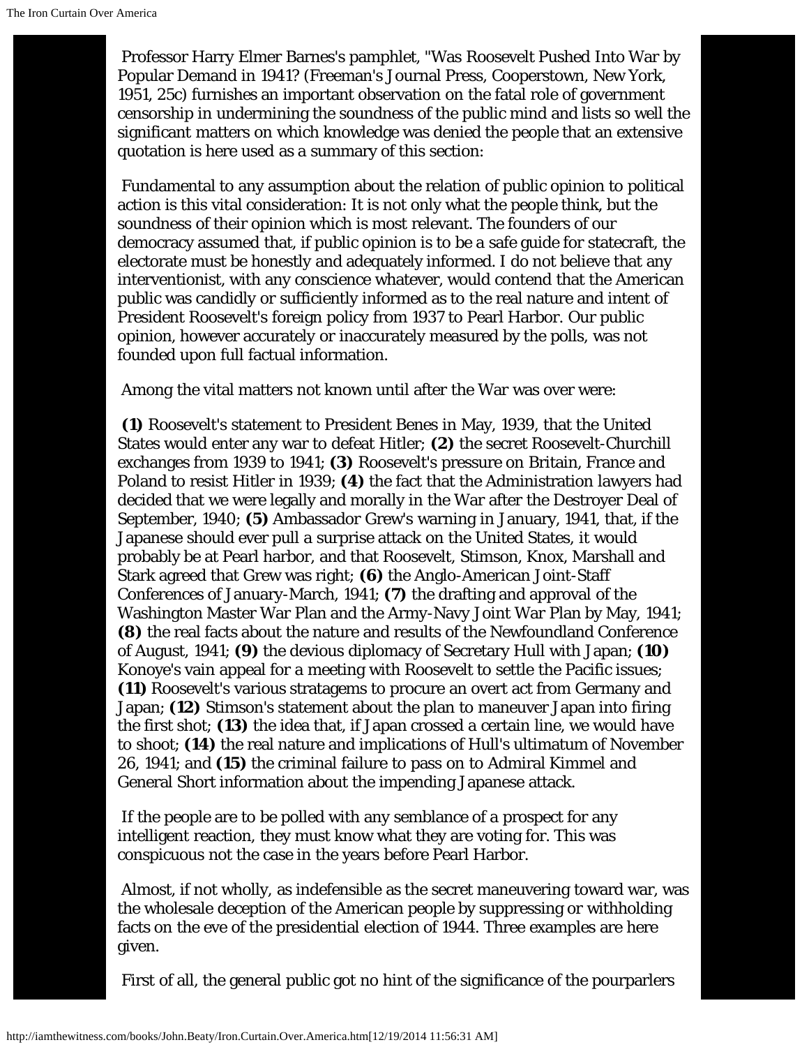Professor Harry Elmer Barnes's pamphlet, "Was Roosevelt Pushed Into War by Popular Demand in 1941? (Freeman's Journal Press, Cooperstown, New York, 1951, 25c) furnishes an important observation on the fatal role of government censorship in undermining the soundness of the public mind and lists so well the significant matters on which knowledge was denied the people that an extensive quotation is here used as a summary of this section:

Fundamental to any assumption about the relation of public opinion to political action is this vital consideration: It is not only what the people think, but the soundness of their opinion which is most relevant. The founders of our democracy assumed that, if public opinion is to be a safe guide for statecraft, the electorate must be honestly and adequately informed. I do not believe that any interventionist, with any conscience whatever, would contend that the American public was candidly or sufficiently informed as to the real nature and intent of President Roosevelt's foreign policy from 1937 to Pearl Harbor. Our public opinion, however accurately or inaccurately measured by the polls, was not founded upon full factual information.

Among the vital matters not known until after the War was over were:

**(1)** Roosevelt's statement to President Benes in May, 1939, that the United States would enter any war to defeat Hitler; **(2)** the secret Roosevelt-Churchill exchanges from 1939 to 1941; **(3)** Roosevelt's pressure on Britain, France and Poland to resist Hitler in 1939; **(4)** the fact that the Administration lawyers had decided that we were legally and morally in the War after the Destroyer Deal of September, 1940; **(5)** Ambassador Grew's warning in January, 1941, that, if the Japanese should ever pull a surprise attack on the United States, it would probably be at Pearl harbor, and that Roosevelt, Stimson, Knox, Marshall and Stark agreed that Grew was right; **(6)** the Anglo-American Joint-Staff Conferences of January-March, 1941; **(7)** the drafting and approval of the Washington Master War Plan and the Army-Navy Joint War Plan by May, 1941; **(8)** the real facts about the nature and results of the Newfoundland Conference of August, 1941; **(9)** the devious diplomacy of Secretary Hull with Japan; **(10)** Konoye's vain appeal for a meeting with Roosevelt to settle the Pacific issues; **(11)** Roosevelt's various stratagems to procure an overt act from Germany and Japan; **(12)** Stimson's statement about the plan to maneuver Japan into firing the first shot; **(13)** the idea that, if Japan crossed a certain line, we would have to shoot; **(14)** the real nature and implications of Hull's ultimatum of November 26, 1941; and **(15)** the criminal failure to pass on to Admiral Kimmel and General Short information about the impending Japanese attack.

If the people are to be polled with any semblance of a prospect for any intelligent reaction, they must know what they are voting for. This was conspicuous not the case in the years before Pearl Harbor.

Almost, if not wholly, as indefensible as the secret maneuvering toward war, was the wholesale deception of the American people by suppressing or withholding facts on the eve of the presidential election of 1944. Three examples are here given.

First of all, the general public got no hint of the significance of the pourparlers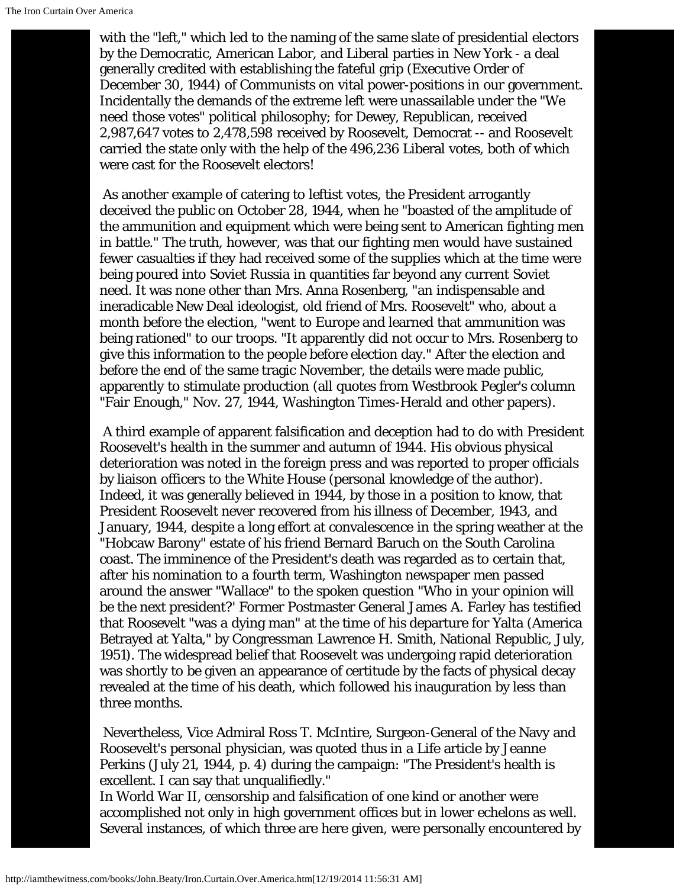with the "left," which led to the naming of the same slate of presidential electors by the Democratic, American Labor, and Liberal parties in New York - a deal generally credited with establishing the fateful grip (Executive Order of December 30, 1944) of Communists on vital power-positions in our government. Incidentally the demands of the extreme left were unassailable under the "We need those votes" political philosophy; for Dewey, Republican, received 2,987,647 votes to 2,478,598 received by Roosevelt, Democrat -- and Roosevelt carried the state only with the help of the 496,236 Liberal votes, both of which were cast for the Roosevelt electors!

As another example of catering to leftist votes, the President arrogantly deceived the public on October 28, 1944, when he "boasted of the amplitude of the ammunition and equipment which were being sent to American fighting men in battle." The truth, however, was that our fighting men would have sustained fewer casualties if they had received some of the supplies which at the time were being poured into Soviet Russia in quantities far beyond any current Soviet need. It was none other than Mrs. Anna Rosenberg, "an indispensable and ineradicable New Deal ideologist, old friend of Mrs. Roosevelt" who, about a month before the election, "went to Europe and learned that ammunition was being rationed" to our troops. "It apparently did not occur to Mrs. Rosenberg to give this information to the people before election day." After the election and before the end of the same tragic November, the details were made public, apparently to stimulate production (all quotes from Westbrook Pegler's column "Fair Enough," Nov. 27, 1944, Washington Times-Herald and other papers).

A third example of apparent falsification and deception had to do with President Roosevelt's health in the summer and autumn of 1944. His obvious physical deterioration was noted in the foreign press and was reported to proper officials by liaison officers to the White House (personal knowledge of the author). Indeed, it was generally believed in 1944, by those in a position to know, that President Roosevelt never recovered from his illness of December, 1943, and January, 1944, despite a long effort at convalescence in the spring weather at the "Hobcaw Barony" estate of his friend Bernard Baruch on the South Carolina coast. The imminence of the President's death was regarded as to certain that, after his nomination to a fourth term, Washington newspaper men passed around the answer "Wallace" to the spoken question "Who in your opinion will be the next president?' Former Postmaster General James A. Farley has testified that Roosevelt "was a dying man" at the time of his departure for Yalta (America Betrayed at Yalta," by Congressman Lawrence H. Smith, National Republic, July, 1951). The widespread belief that Roosevelt was undergoing rapid deterioration was shortly to be given an appearance of certitude by the facts of physical decay revealed at the time of his death, which followed his inauguration by less than three months.

Nevertheless, Vice Admiral Ross T. McIntire, Surgeon-General of the Navy and Roosevelt's personal physician, was quoted thus in a Life article by Jeanne Perkins (July 21, 1944, p. 4) during the campaign: "The President's health is excellent. I can say that unqualifiedly."

In World War II, censorship and falsification of one kind or another were accomplished not only in high government offices but in lower echelons as well. Several instances, of which three are here given, were personally encountered by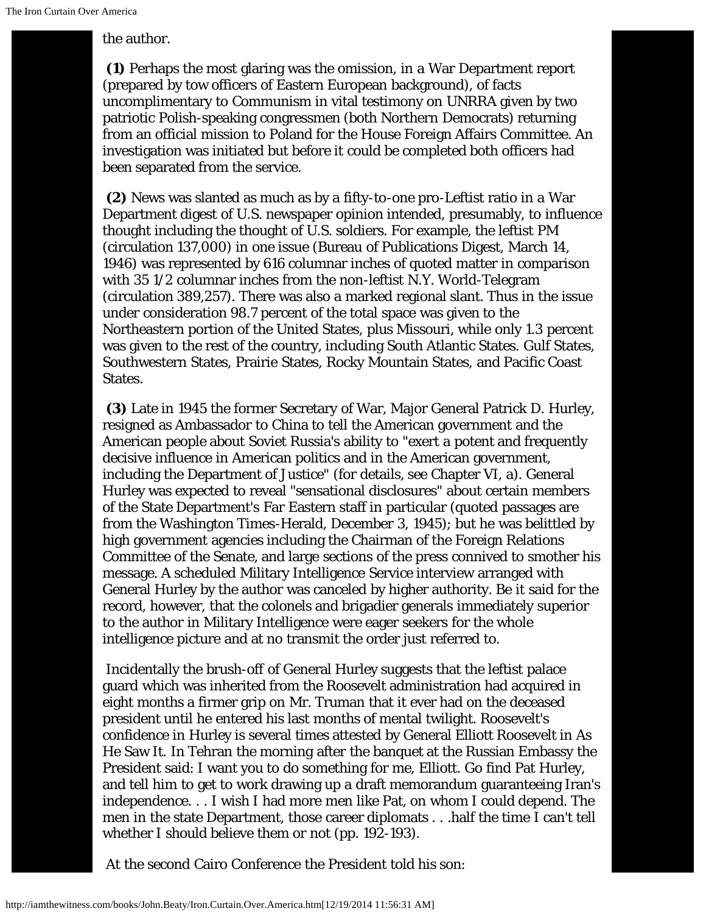the author.

**(1)** Perhaps the most glaring was the omission, in a War Department report (prepared by tow officers of Eastern European background), of facts uncomplimentary to Communism in vital testimony on UNRRA given by two patriotic Polish-speaking congressmen (both Northern Democrats) returning from an official mission to Poland for the House Foreign Affairs Committee. An investigation was initiated but before it could be completed both officers had been separated from the service.

**(2)** News was slanted as much as by a fifty-to-one pro-Leftist ratio in a War Department digest of U.S. newspaper opinion intended, presumably, to influence thought including the thought of U.S. soldiers. For example, the leftist PM (circulation 137,000) in one issue (Bureau of Publications Digest, March 14, 1946) was represented by 616 columnar inches of quoted matter in comparison with 35 1/2 columnar inches from the non-leftist N.Y. World-Telegram (circulation 389,257). There was also a marked regional slant. Thus in the issue under consideration 98.7 percent of the total space was given to the Northeastern portion of the United States, plus Missouri, while only 1.3 percent was given to the rest of the country, including South Atlantic States. Gulf States, Southwestern States, Prairie States, Rocky Mountain States, and Pacific Coast States.

**(3)** Late in 1945 the former Secretary of War, Major General Patrick D. Hurley, resigned as Ambassador to China to tell the American government and the American people about Soviet Russia's ability to "exert a potent and frequently decisive influence in American politics and in the American government, including the Department of Justice" (for details, see Chapter VI, a). General Hurley was expected to reveal "sensational disclosures" about certain members of the State Department's Far Eastern staff in particular (quoted passages are from the Washington Times-Herald, December 3, 1945); but he was belittled by high government agencies including the Chairman of the Foreign Relations Committee of the Senate, and large sections of the press connived to smother his message. A scheduled Military Intelligence Service interview arranged with General Hurley by the author was canceled by higher authority. Be it said for the record, however, that the colonels and brigadier generals immediately superior to the author in Military Intelligence were eager seekers for the whole intelligence picture and at no transmit the order just referred to.

Incidentally the brush-off of General Hurley suggests that the leftist palace guard which was inherited from the Roosevelt administration had acquired in eight months a firmer grip on Mr. Truman that it ever had on the deceased president until he entered his last months of mental twilight. Roosevelt's confidence in Hurley is several times attested by General Elliott Roosevelt in As He Saw It. In Tehran the morning after the banquet at the Russian Embassy the President said: I want you to do something for me, Elliott. Go find Pat Hurley, and tell him to get to work drawing up a draft memorandum guaranteeing Iran's independence. . . I wish I had more men like Pat, on whom I could depend. The men in the state Department, those career diplomats . . .half the time I can't tell whether I should believe them or not (pp. 192-193).

At the second Cairo Conference the President told his son: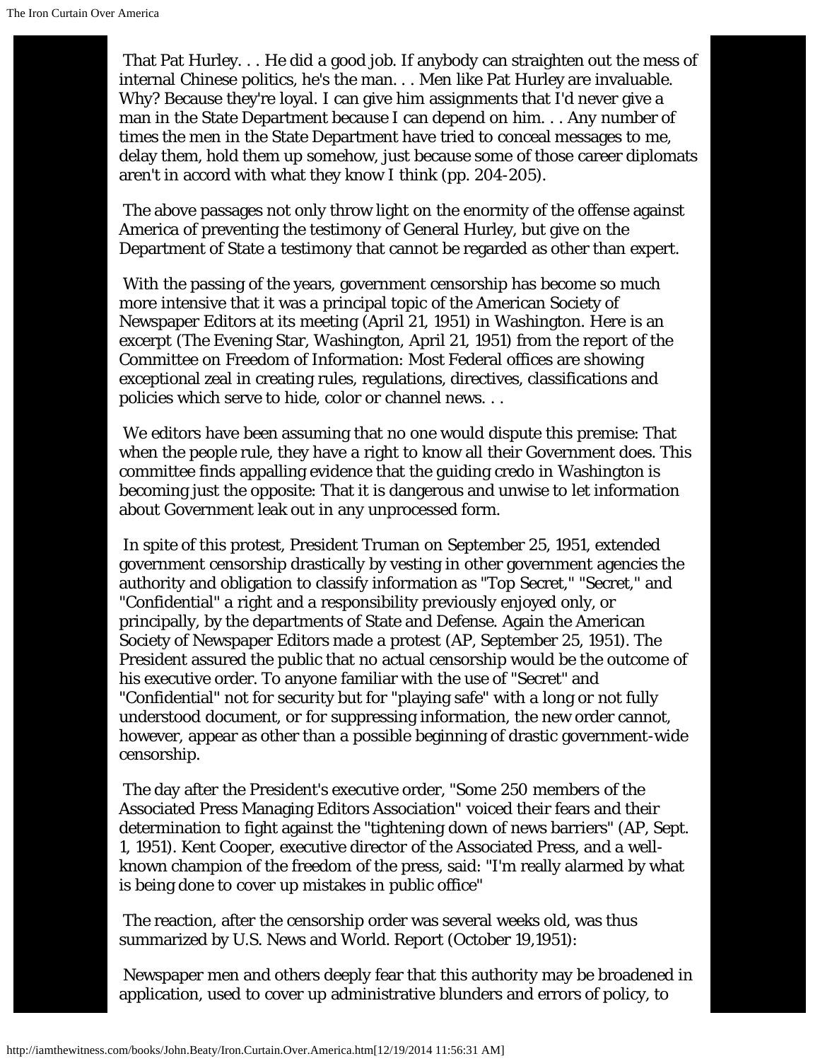That Pat Hurley. . . He did a good job. If anybody can straighten out the mess of internal Chinese politics, he's the man. . . Men like Pat Hurley are invaluable. Why? Because they're loyal. I can give him assignments that I'd never give a man in the State Department because I can depend on him. . . Any number of times the men in the State Department have tried to conceal messages to me, delay them, hold them up somehow, just because some of those career diplomats aren't in accord with what they know I think (pp. 204-205).

The above passages not only throw light on the enormity of the offense against America of preventing the testimony of General Hurley, but give on the Department of State a testimony that cannot be regarded as other than expert.

With the passing of the years, government censorship has become so much more intensive that it was a principal topic of the American Society of Newspaper Editors at its meeting (April 21, 1951) in Washington. Here is an excerpt (The Evening Star, Washington, April 21, 1951) from the report of the Committee on Freedom of Information: Most Federal offices are showing exceptional zeal in creating rules, regulations, directives, classifications and policies which serve to hide, color or channel news. . .

We editors have been assuming that no one would dispute this premise: That when the people rule, they have a right to know all their Government does. This committee finds appalling evidence that the guiding credo in Washington is becoming just the opposite: That it is dangerous and unwise to let information about Government leak out in any unprocessed form.

In spite of this protest, President Truman on September 25, 1951, extended government censorship drastically by vesting in other government agencies the authority and obligation to classify information as "Top Secret," "Secret," and "Confidential" a right and a responsibility previously enjoyed only, or principally, by the departments of State and Defense. Again the American Society of Newspaper Editors made a protest (AP, September 25, 1951). The President assured the public that no actual censorship would be the outcome of his executive order. To anyone familiar with the use of "Secret" and "Confidential" not for security but for "playing safe" with a long or not fully understood document, or for suppressing information, the new order cannot, however, appear as other than a possible beginning of drastic government-wide censorship.

The day after the President's executive order, "Some 250 members of the Associated Press Managing Editors Association" voiced their fears and their determination to fight against the "tightening down of news barriers" (AP, Sept. 1, 1951). Kent Cooper, executive director of the Associated Press, and a well-known champion of the freedom of the press, said: "I'm really alarmed by what is being done to cover up mistakes in public office"

The reaction, after the censorship order was several weeks old, was thus summarized by U.S. News and World. Report (October 19,1951):

Newspaper men and others deeply fear that this authority may be broadened in application, used to cover up administrative blunders and errors of policy, to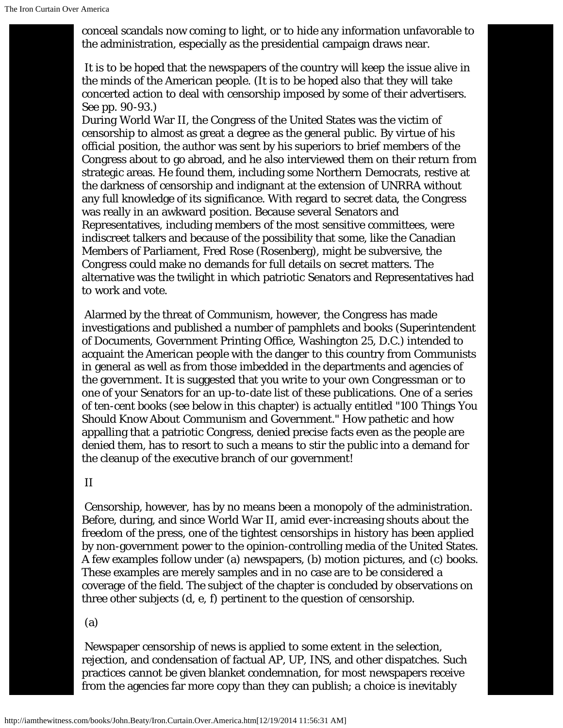conceal scandals now coming to light, or to hide any information unfavorable to the administration, especially as the presidential campaign draws near.

It is to be hoped that the newspapers of the country will keep the issue alive in the minds of the American people. (It is to be hoped also that they will take concerted action to deal with censorship imposed by some of their advertisers. See pp. 90-93.)

During World War II, the Congress of the United States was the victim of censorship to almost as great a degree as the general public. By virtue of his official position, the author was sent by his superiors to brief members of the Congress about to go abroad, and he also interviewed them on their return from strategic areas. He found them, including some Northern Democrats, restive at the darkness of censorship and indignant at the extension of UNRRA without any full knowledge of its significance. With regard to secret data, the Congress was really in an awkward position. Because several Senators and Representatives, including members of the most sensitive committees, were indiscreet talkers and because of the possibility that some, like the Canadian Members of Parliament, Fred Rose (Rosenberg), might be subversive, the Congress could make no demands for full details on secret matters. The alternative was the twilight in which patriotic Senators and Representatives had to work and vote.

Alarmed by the threat of Communism, however, the Congress has made investigations and published a number of pamphlets and books (Superintendent of Documents, Government Printing Office, Washington 25, D.C.) intended to acquaint the American people with the danger to this country from Communists in general as well as from those imbedded in the departments and agencies of the government. It is suggested that you write to your own Congressman or to one of your Senators for an up-to-date list of these publications. One of a series of ten-cent books (see below in this chapter) is actually entitled "100 Things You Should Know About Communism and Government." How pathetic and how appalling that a patriotic Congress, denied precise facts even as the people are denied them, has to resort to such a means to stir the public into a demand for the cleanup of the executive branch of our government!

II

Censorship, however, has by no means been a monopoly of the administration. Before, during, and since World War II, amid ever-increasing shouts about the freedom of the press, one of the tightest censorships in history has been applied by non-government power to the opinion-controlling media of the United States. A few examples follow under (a) newspapers, (b) motion pictures, and (c) books. These examples are merely samples and in no case are to be considered a coverage of the field. The subject of the chapter is concluded by observations on three other subjects (d, e, f) pertinent to the question of censorship.

(a)

Newspaper censorship of news is applied to some extent in the selection, rejection, and condensation of factual AP, UP, INS, and other dispatches. Such practices cannot be given blanket condemnation, for most newspapers receive from the agencies far more copy than they can publish; a choice is inevitably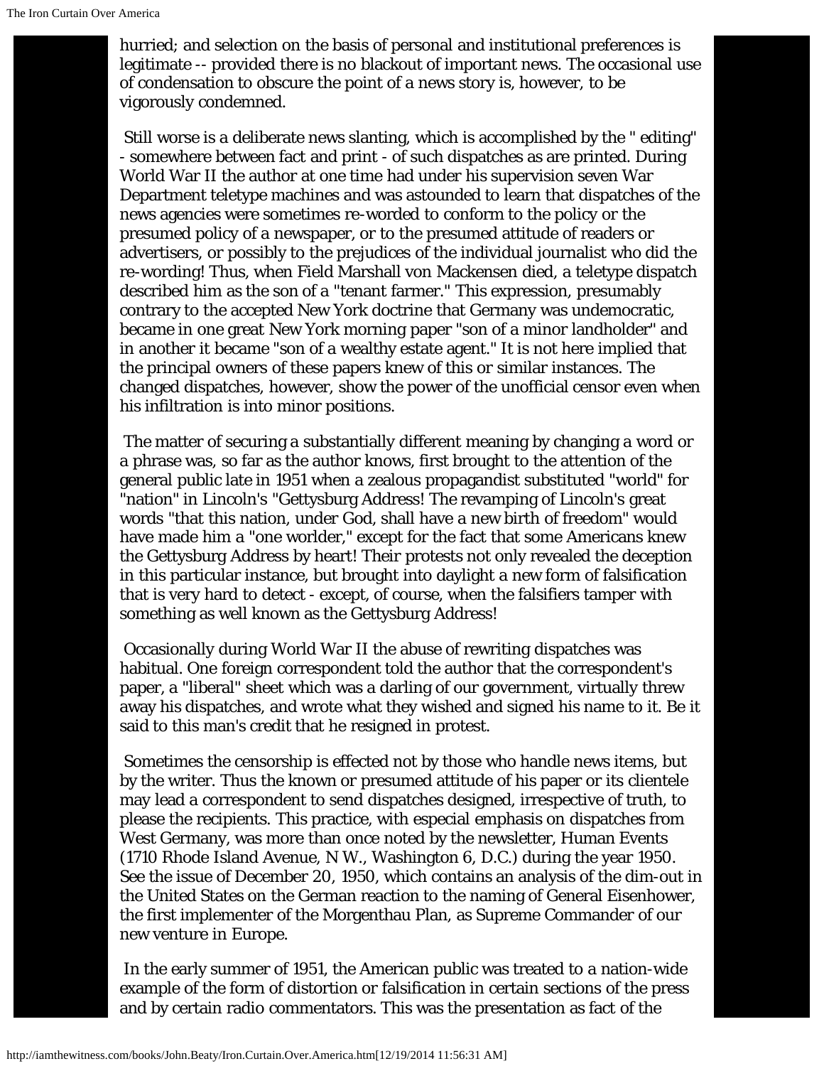hurried; and selection on the basis of personal and institutional preferences is legitimate -- provided there is no blackout of important news. The occasional use of condensation to obscure the point of a news story is, however, to be vigorously condemned.

Still worse is a deliberate news slanting, which is accomplished by the " editing" - somewhere between fact and print - of such dispatches as are printed. During World War II the author at one time had under his supervision seven War Department teletype machines and was astounded to learn that dispatches of the news agencies were sometimes re-worded to conform to the policy or the presumed policy of a newspaper, or to the presumed attitude of readers or advertisers, or possibly to the prejudices of the individual journalist who did the re-wording! Thus, when Field Marshall von Mackensen died, a teletype dispatch described him as the son of a "tenant farmer." This expression, presumably contrary to the accepted New York doctrine that Germany was undemocratic, became in one great New York morning paper "son of a minor landholder" and in another it became "son of a wealthy estate agent." It is not here implied that the principal owners of these papers knew of this or similar instances. The changed dispatches, however, show the power of the unofficial censor even when his infiltration is into minor positions.

The matter of securing a substantially different meaning by changing a word or a phrase was, so far as the author knows, first brought to the attention of the general public late in 1951 when a zealous propagandist substituted "world" for "nation" in Lincoln's "Gettysburg Address! The revamping of Lincoln's great words "that this nation, under God, shall have a new birth of freedom" would have made him a "one worlder," except for the fact that some Americans knew the Gettysburg Address by heart! Their protests not only revealed the deception in this particular instance, but brought into daylight a new form of falsification that is very hard to detect - except, of course, when the falsifiers tamper with something as well known as the Gettysburg Address!

Occasionally during World War II the abuse of rewriting dispatches was habitual. One foreign correspondent told the author that the correspondent's paper, a "liberal" sheet which was a darling of our government, virtually threw away his dispatches, and wrote what they wished and signed his name to it. Be it said to this man's credit that he resigned in protest.

Sometimes the censorship is effected not by those who handle news items, but by the writer. Thus the known or presumed attitude of his paper or its clientele may lead a correspondent to send dispatches designed, irrespective of truth, to please the recipients. This practice, with especial emphasis on dispatches from West Germany, was more than once noted by the newsletter, Human Events (1710 Rhode Island Avenue, N W., Washington 6, D.C.) during the year 1950. See the issue of December 20, 1950, which contains an analysis of the dim-out in the United States on the German reaction to the naming of General Eisenhower, the first implementer of the Morgenthau Plan, as Supreme Commander of our new venture in Europe.

In the early summer of 1951, the American public was treated to a nation-wide example of the form of distortion or falsification in certain sections of the press and by certain radio commentators. This was the presentation as fact of the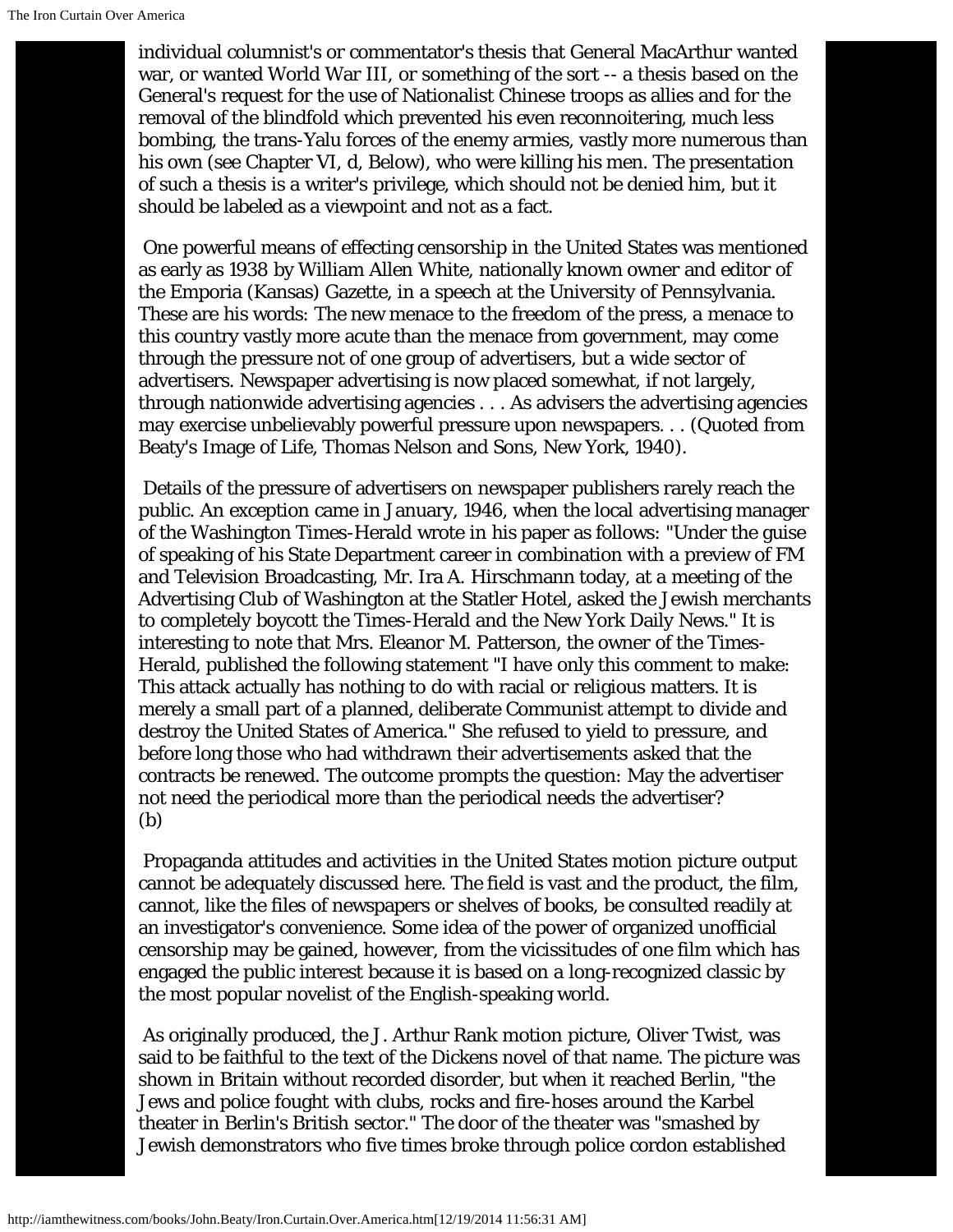individual columnist's or commentator's thesis that General MacArthur wanted war, or wanted World War III, or something of the sort -- a thesis based on the General's request for the use of Nationalist Chinese troops as allies and for the removal of the blindfold which prevented his even reconnoitering, much less bombing, the trans-Yalu forces of the enemy armies, vastly more numerous than his own (see Chapter VI, d, Below), who were killing his men. The presentation of such a thesis is a writer's privilege, which should not be denied him, but it should be labeled as a viewpoint and not as a fact.

One powerful means of effecting censorship in the United States was mentioned as early as 1938 by William Allen White, nationally known owner and editor of the Emporia (Kansas) Gazette, in a speech at the University of Pennsylvania. These are his words: The new menace to the freedom of the press, a menace to this country vastly more acute than the menace from government, may come through the pressure not of one group of advertisers, but a wide sector of advertisers. Newspaper advertising is now placed somewhat, if not largely, through nationwide advertising agencies . . . As advisers the advertising agencies may exercise unbelievably powerful pressure upon newspapers. . . (Quoted from Beaty's Image of Life, Thomas Nelson and Sons, New York, 1940).

Details of the pressure of advertisers on newspaper publishers rarely reach the public. An exception came in January, 1946, when the local advertising manager of the Washington Times-Herald wrote in his paper as follows: "Under the guise of speaking of his State Department career in combination with a preview of FM and Television Broadcasting, Mr. Ira A. Hirschmann today, at a meeting of the Advertising Club of Washington at the Statler Hotel, asked the Jewish merchants to completely boycott the Times-Herald and the New York Daily News." It is interesting to note that Mrs. Eleanor M. Patterson, the owner of the Times-Herald, published the following statement "I have only this comment to make: This attack actually has nothing to do with racial or religious matters. It is merely a small part of a planned, deliberate Communist attempt to divide and destroy the United States of America." She refused to yield to pressure, and before long those who had withdrawn their advertisements asked that the contracts be renewed. The outcome prompts the question: May the advertiser not need the periodical more than the periodical needs the advertiser?
(b)

Propaganda attitudes and activities in the United States motion picture output cannot be adequately discussed here. The field is vast and the product, the film, cannot, like the files of newspapers or shelves of books, be consulted readily at an investigator's convenience. Some idea of the power of organized unofficial censorship may be gained, however, from the vicissitudes of one film which has engaged the public interest because it is based on a long-recognized classic by the most popular novelist of the English-speaking world.

As originally produced, the J. Arthur Rank motion picture, Oliver Twist, was said to be faithful to the text of the Dickens novel of that name. The picture was shown in Britain without recorded disorder, but when it reached Berlin, "the Jews and police fought with clubs, rocks and fire-hoses around the Karbel theater in Berlin's British sector." The door of the theater was "smashed by Jewish demonstrators who five times broke through police cordon established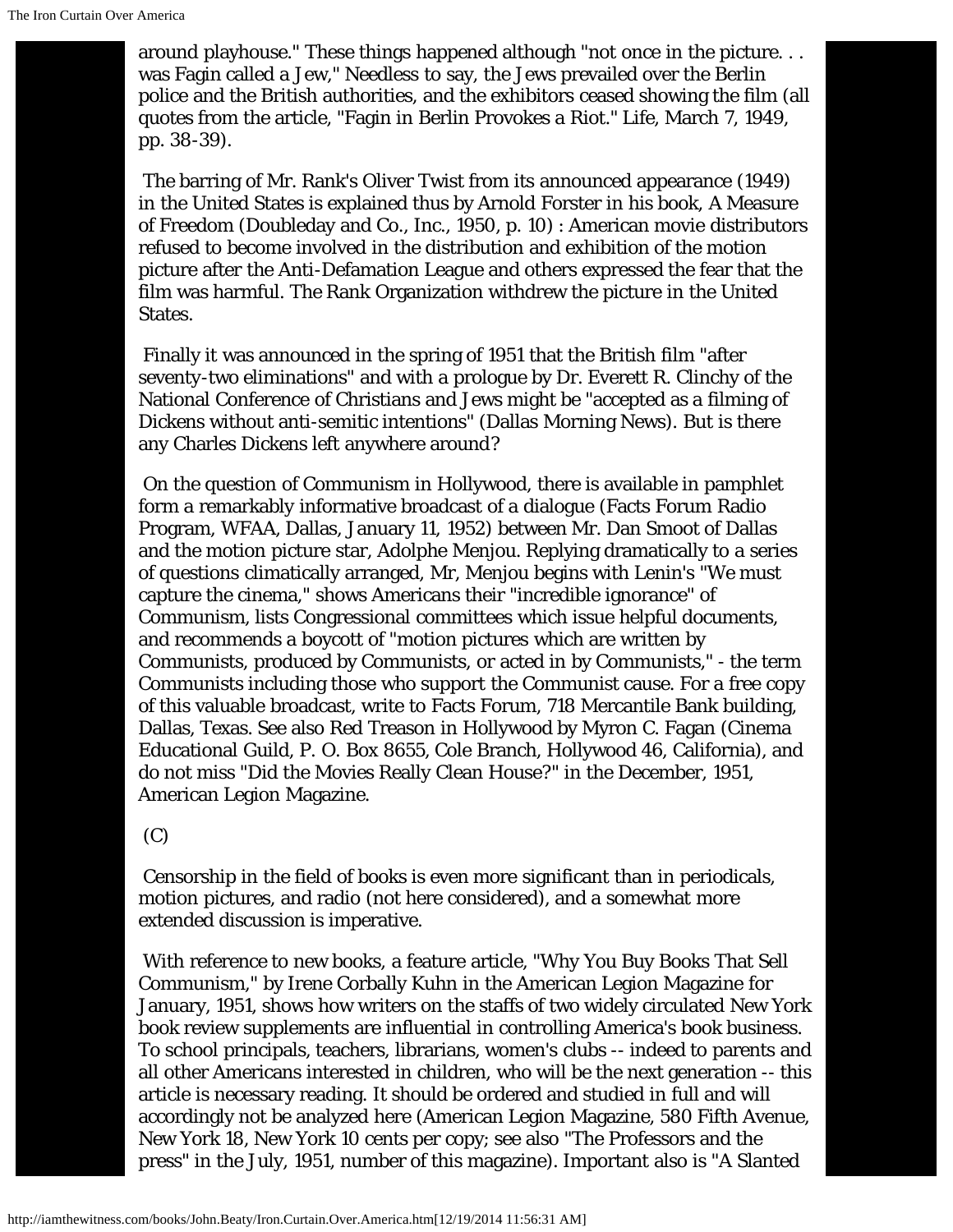around playhouse." These things happened although "not once in the picture. . . was Fagin called a Jew," Needless to say, the Jews prevailed over the Berlin police and the British authorities, and the exhibitors ceased showing the film (all quotes from the article, "Fagin in Berlin Provokes a Riot." Life, March 7, 1949, pp. 38-39).

The barring of Mr. Rank's Oliver Twist from its announced appearance (1949) in the United States is explained thus by Arnold Forster in his book, A Measure of Freedom (Doubleday and Co., Inc., 1950, p. 10) : American movie distributors refused to become involved in the distribution and exhibition of the motion picture after the Anti-Defamation League and others expressed the fear that the film was harmful. The Rank Organization withdrew the picture in the United States.

Finally it was announced in the spring of 1951 that the British film "after seventy-two eliminations" and with a prologue by Dr. Everett R. Clinchy of the National Conference of Christians and Jews might be "accepted as a filming of Dickens without anti-semitic intentions" (Dallas Morning News). But is there any Charles Dickens left anywhere around?

On the question of Communism in Hollywood, there is available in pamphlet form a remarkably informative broadcast of a dialogue (Facts Forum Radio Program, WFAA, Dallas, January 11, 1952) between Mr. Dan Smoot of Dallas and the motion picture star, Adolphe Menjou. Replying dramatically to a series of questions climatically arranged, Mr, Menjou begins with Lenin's "We must capture the cinema," shows Americans their "incredible ignorance" of Communism, lists Congressional committees which issue helpful documents, and recommends a boycott of "motion pictures which are written by Communists, produced by Communists, or acted in by Communists," - the term Communists including those who support the Communist cause. For a free copy of this valuable broadcast, write to Facts Forum, 718 Mercantile Bank building, Dallas, Texas. See also Red Treason in Hollywood by Myron C. Fagan (Cinema Educational Guild, P. O. Box 8655, Cole Branch, Hollywood 46, California), and do not miss "Did the Movies Really Clean House?" in the December, 1951, American Legion Magazine.

(C)

Censorship in the field of books is even more significant than in periodicals, motion pictures, and radio (not here considered), and a somewhat more extended discussion is imperative.

With reference to new books, a feature article, "Why You Buy Books That Sell Communism," by Irene Corbally Kuhn in the American Legion Magazine for January, 1951, shows how writers on the staffs of two widely circulated New York book review supplements are influential in controlling America's book business. To school principals, teachers, librarians, women's clubs -- indeed to parents and all other Americans interested in children, who will be the next generation -- this article is necessary reading. It should be ordered and studied in full and will accordingly not be analyzed here (American Legion Magazine, 580 Fifth Avenue, New York 18, New York 10 cents per copy; see also "The Professors and the press" in the July, 1951, number of this magazine). Important also is "A Slanted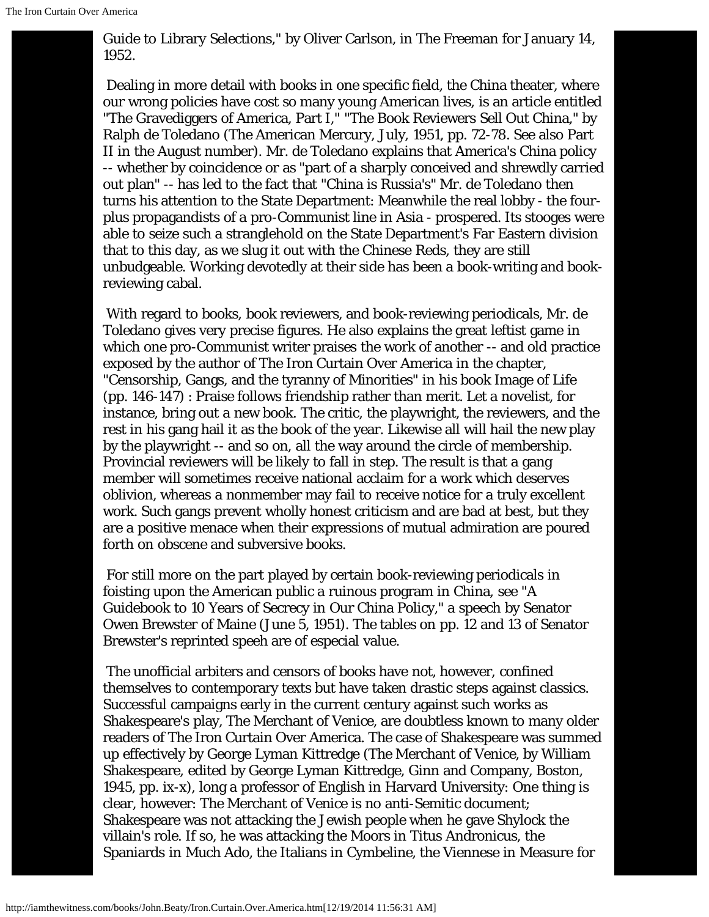Guide to Library Selections," by Oliver Carlson, in The Freeman for January 14, 1952.

Dealing in more detail with books in one specific field, the China theater, where our wrong policies have cost so many young American lives, is an article entitled "The Gravediggers of America, Part I," "The Book Reviewers Sell Out China," by Ralph de Toledano (The American Mercury, July, 1951, pp. 72-78. See also Part II in the August number). Mr. de Toledano explains that America's China policy -- whether by coincidence or as "part of a sharply conceived and shrewdly carried out plan" -- has led to the fact that "China is Russia's" Mr. de Toledano then turns his attention to the State Department: Meanwhile the real lobby - the four-plus propagandists of a pro-Communist line in Asia - prospered. Its stooges were able to seize such a stranglehold on the State Department's Far Eastern division that to this day, as we slug it out with the Chinese Reds, they are still unbudgeable. Working devotedly at their side has been a book-writing and book-reviewing cabal.

With regard to books, book reviewers, and book-reviewing periodicals, Mr. de Toledano gives very precise figures. He also explains the great leftist game in which one pro-Communist writer praises the work of another -- and old practice exposed by the author of The Iron Curtain Over America in the chapter, "Censorship, Gangs, and the tyranny of Minorities" in his book Image of Life (pp. 146-147) : Praise follows friendship rather than merit. Let a novelist, for instance, bring out a new book. The critic, the playwright, the reviewers, and the rest in his gang hail it as the book of the year. Likewise all will hail the new play by the playwright -- and so on, all the way around the circle of membership. Provincial reviewers will be likely to fall in step. The result is that a gang member will sometimes receive national acclaim for a work which deserves oblivion, whereas a nonmember may fail to receive notice for a truly excellent work. Such gangs prevent wholly honest criticism and are bad at best, but they are a positive menace when their expressions of mutual admiration are poured forth on obscene and subversive books.

For still more on the part played by certain book-reviewing periodicals in foisting upon the American public a ruinous program in China, see "A Guidebook to 10 Years of Secrecy in Our China Policy," a speech by Senator Owen Brewster of Maine (June 5, 1951). The tables on pp. 12 and 13 of Senator Brewster's reprinted speeh are of especial value.

The unofficial arbiters and censors of books have not, however, confined themselves to contemporary texts but have taken drastic steps against classics. Successful campaigns early in the current century against such works as Shakespeare's play, The Merchant of Venice, are doubtless known to many older readers of The Iron Curtain Over America. The case of Shakespeare was summed up effectively by George Lyman Kittredge (The Merchant of Venice, by William Shakespeare, edited by George Lyman Kittredge, Ginn and Company, Boston, 1945, pp. ix-x), long a professor of English in Harvard University: One thing is clear, however: The Merchant of Venice is no anti-Semitic document; Shakespeare was not attacking the Jewish people when he gave Shylock the villain's role. If so, he was attacking the Moors in Titus Andronicus, the Spaniards in Much Ado, the Italians in Cymbeline, the Viennese in Measure for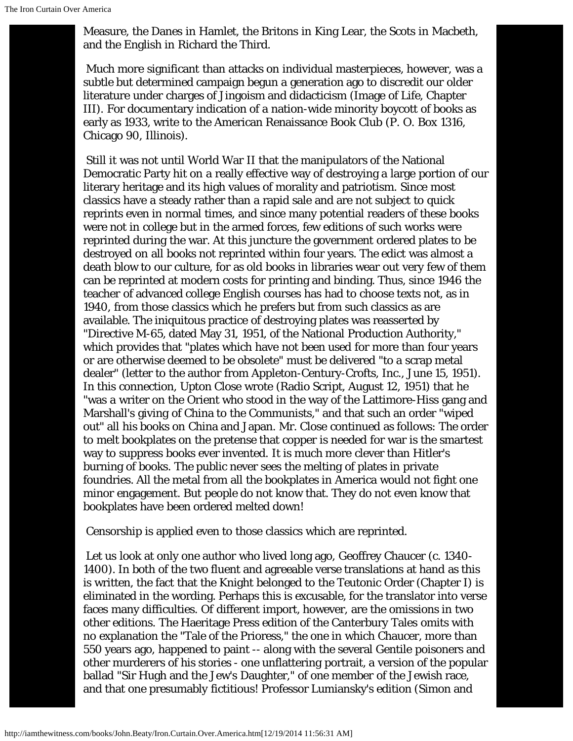Measure, the Danes in Hamlet, the Britons in King Lear, the Scots in Macbeth, and the English in Richard the Third.

Much more significant than attacks on individual masterpieces, however, was a subtle but determined campaign begun a generation ago to discredit our older literature under charges of Jingoism and didacticism (Image of Life, Chapter III). For documentary indication of a nation-wide minority boycott of books as early as 1933, write to the American Renaissance Book Club (P. O. Box 1316, Chicago 90, Illinois).

Still it was not until World War II that the manipulators of the National Democratic Party hit on a really effective way of destroying a large portion of our literary heritage and its high values of morality and patriotism. Since most classics have a steady rather than a rapid sale and are not subject to quick reprints even in normal times, and since many potential readers of these books were not in college but in the armed forces, few editions of such works were reprinted during the war. At this juncture the government ordered plates to be destroyed on all books not reprinted within four years. The edict was almost a death blow to our culture, for as old books in libraries wear out very few of them can be reprinted at modern costs for printing and binding. Thus, since 1946 the teacher of advanced college English courses has had to choose texts not, as in 1940, from those classics which he prefers but from such classics as are available. The iniquitous practice of destroying plates was reasserted by "Directive M-65, dated May 31, 1951, of the National Production Authority," which provides that "plates which have not been used for more than four years or are otherwise deemed to be obsolete" must be delivered "to a scrap metal dealer" (letter to the author from Appleton-Century-Crofts, Inc., June 15, 1951). In this connection, Upton Close wrote (Radio Script, August 12, 1951) that he "was a writer on the Orient who stood in the way of the Lattimore-Hiss gang and Marshall's giving of China to the Communists," and that such an order "wiped out" all his books on China and Japan. Mr. Close continued as follows: The order to melt bookplates on the pretense that copper is needed for war is the smartest way to suppress books ever invented. It is much more clever than Hitler's burning of books. The public never sees the melting of plates in private foundries. All the metal from all the bookplates in America would not fight one minor engagement. But people do not know that. They do not even know that bookplates have been ordered melted down!

Censorship is applied even to those classics which are reprinted.

Let us look at only one author who lived long ago, Geoffrey Chaucer (c. 1340-1400). In both of the two fluent and agreeable verse translations at hand as this is written, the fact that the Knight belonged to the Teutonic Order (Chapter I) is eliminated in the wording. Perhaps this is excusable, for the translator into verse faces many difficulties. Of different import, however, are the omissions in two other editions. The Haeritage Press edition of the Canterbury Tales omits with no explanation the "Tale of the Prioress," the one in which Chaucer, more than 550 years ago, happened to paint -- along with the several Gentile poisoners and other murderers of his stories - one unflattering portrait, a version of the popular ballad "Sir Hugh and the Jew's Daughter," of one member of the Jewish race, and that one presumably fictitious! Professor Lumiansky's edition (Simon and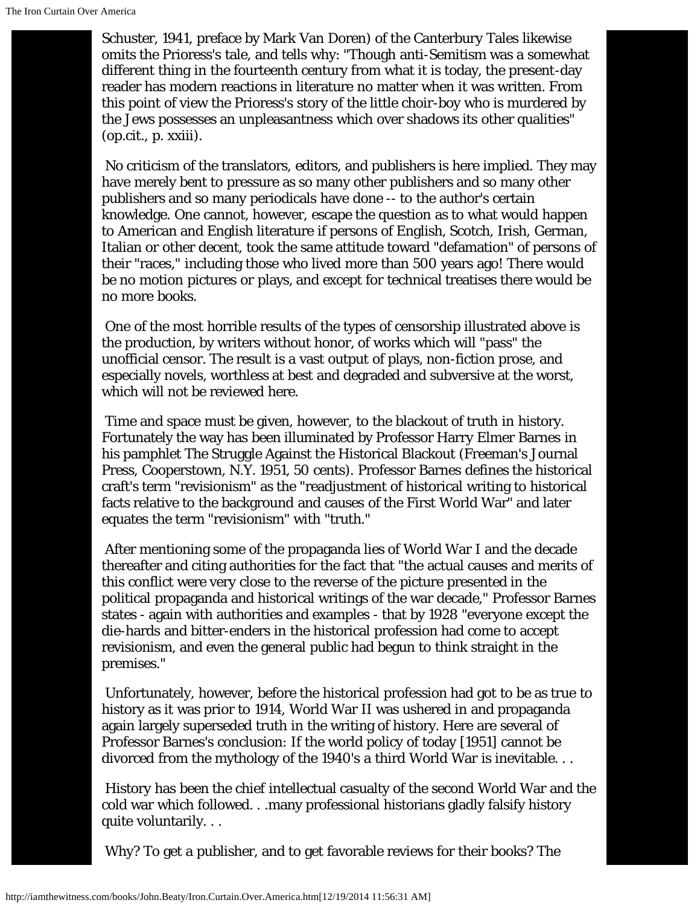Schuster, 1941, preface by Mark Van Doren) of the Canterbury Tales likewise omits the Prioress's tale, and tells why: "Though anti-Semitism was a somewhat different thing in the fourteenth century from what it is today, the present-day reader has modern reactions in literature no matter when it was written. From this point of view the Prioress's story of the little choir-boy who is murdered by the Jews possesses an unpleasantness which over shadows its other qualities" (op.cit., p. xxiii).

No criticism of the translators, editors, and publishers is here implied. They may have merely bent to pressure as so many other publishers and so many other publishers and so many periodicals have done -- to the author's certain knowledge. One cannot, however, escape the question as to what would happen to American and English literature if persons of English, Scotch, Irish, German, Italian or other decent, took the same attitude toward "defamation" of persons of their "races," including those who lived more than 500 years ago! There would be no motion pictures or plays, and except for technical treatises there would be no more books.

One of the most horrible results of the types of censorship illustrated above is the production, by writers without honor, of works which will "pass" the unofficial censor. The result is a vast output of plays, non-fiction prose, and especially novels, worthless at best and degraded and subversive at the worst, which will not be reviewed here.

Time and space must be given, however, to the blackout of truth in history. Fortunately the way has been illuminated by Professor Harry Elmer Barnes in his pamphlet The Struggle Against the Historical Blackout (Freeman's Journal Press, Cooperstown, N.Y. 1951, 50 cents). Professor Barnes defines the historical craft's term "revisionism" as the "readjustment of historical writing to historical facts relative to the background and causes of the First World War" and later equates the term "revisionism" with "truth."

After mentioning some of the propaganda lies of World War I and the decade thereafter and citing authorities for the fact that "the actual causes and merits of this conflict were very close to the reverse of the picture presented in the political propaganda and historical writings of the war decade," Professor Barnes states - again with authorities and examples - that by 1928 "everyone except the die-hards and bitter-enders in the historical profession had come to accept revisionism, and even the general public had begun to think straight in the premises."

Unfortunately, however, before the historical profession had got to be as true to history as it was prior to 1914, World War II was ushered in and propaganda again largely superseded truth in the writing of history. Here are several of Professor Barnes's conclusion: If the world policy of today [1951] cannot be divorced from the mythology of the 1940's a third World War is inevitable. . .

History has been the chief intellectual casualty of the second World War and the cold war which followed. . .many professional historians gladly falsify history quite voluntarily. . .

Why? To get a publisher, and to get favorable reviews for their books? The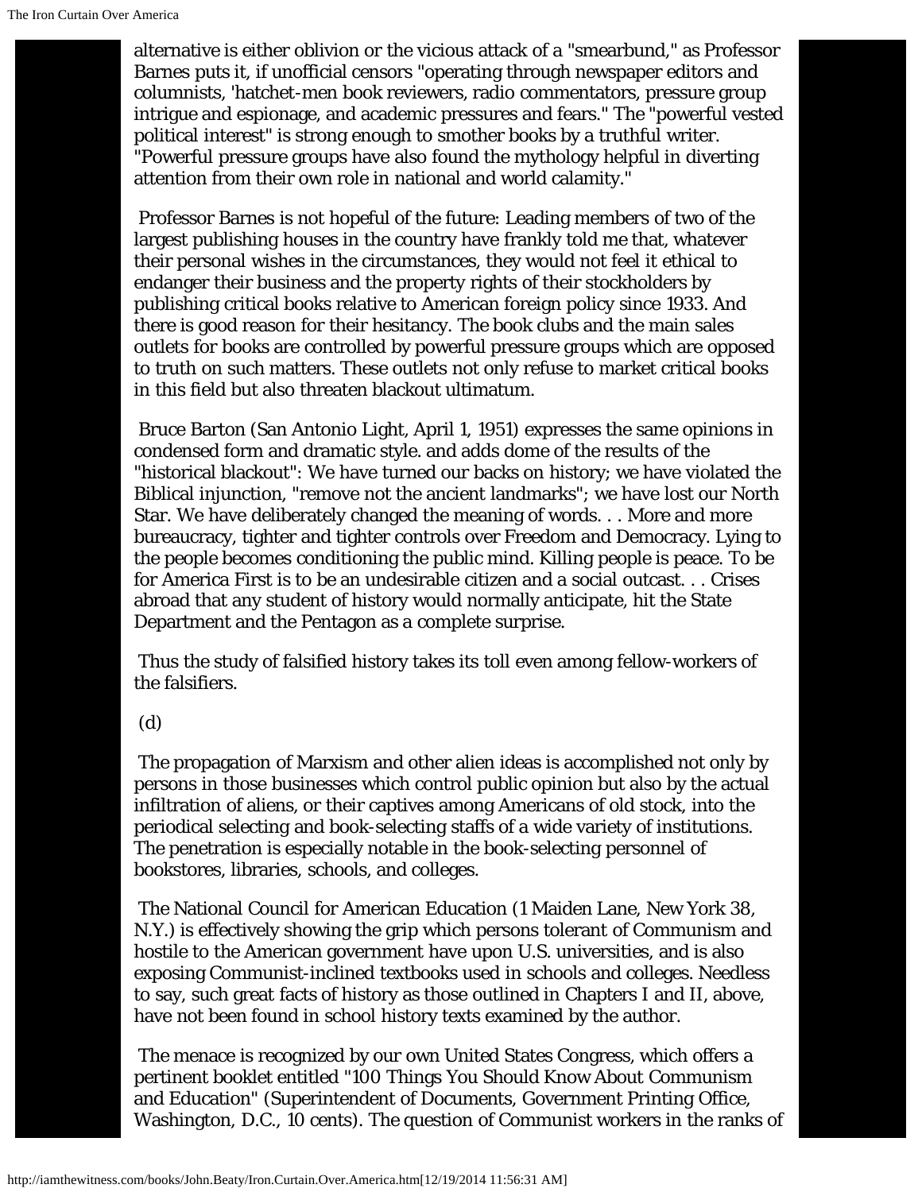alternative is either oblivion or the vicious attack of a "smearbund," as Professor Barnes puts it, if unofficial censors "operating through newspaper editors and columnists, 'hatchet-men book reviewers, radio commentators, pressure group intrigue and espionage, and academic pressures and fears." The "powerful vested political interest" is strong enough to smother books by a truthful writer. "Powerful pressure groups have also found the mythology helpful in diverting attention from their own role in national and world calamity."

Professor Barnes is not hopeful of the future: Leading members of two of the largest publishing houses in the country have frankly told me that, whatever their personal wishes in the circumstances, they would not feel it ethical to endanger their business and the property rights of their stockholders by publishing critical books relative to American foreign policy since 1933. And there is good reason for their hesitancy. The book clubs and the main sales outlets for books are controlled by powerful pressure groups which are opposed to truth on such matters. These outlets not only refuse to market critical books in this field but also threaten blackout ultimatum.

Bruce Barton (San Antonio Light, April 1, 1951) expresses the same opinions in condensed form and dramatic style. and adds dome of the results of the "historical blackout": We have turned our backs on history; we have violated the Biblical injunction, "remove not the ancient landmarks"; we have lost our North Star. We have deliberately changed the meaning of words. . . More and more bureaucracy, tighter and tighter controls over Freedom and Democracy. Lying to the people becomes conditioning the public mind. Killing people is peace. To be for America First is to be an undesirable citizen and a social outcast. . . Crises abroad that any student of history would normally anticipate, hit the State Department and the Pentagon as a complete surprise.

Thus the study of falsified history takes its toll even among fellow-workers of the falsifiers.

(d)

The propagation of Marxism and other alien ideas is accomplished not only by persons in those businesses which control public opinion but also by the actual infiltration of aliens, or their captives among Americans of old stock, into the periodical selecting and book-selecting staffs of a wide variety of institutions. The penetration is especially notable in the book-selecting personnel of bookstores, libraries, schools, and colleges.

The National Council for American Education (1 Maiden Lane, New York 38, N.Y.) is effectively showing the grip which persons tolerant of Communism and hostile to the American government have upon U.S. universities, and is also exposing Communist-inclined textbooks used in schools and colleges. Needless to say, such great facts of history as those outlined in Chapters I and II, above, have not been found in school history texts examined by the author.

The menace is recognized by our own United States Congress, which offers a pertinent booklet entitled "100 Things You Should Know About Communism and Education" (Superintendent of Documents, Government Printing Office, Washington, D.C., 10 cents). The question of Communist workers in the ranks of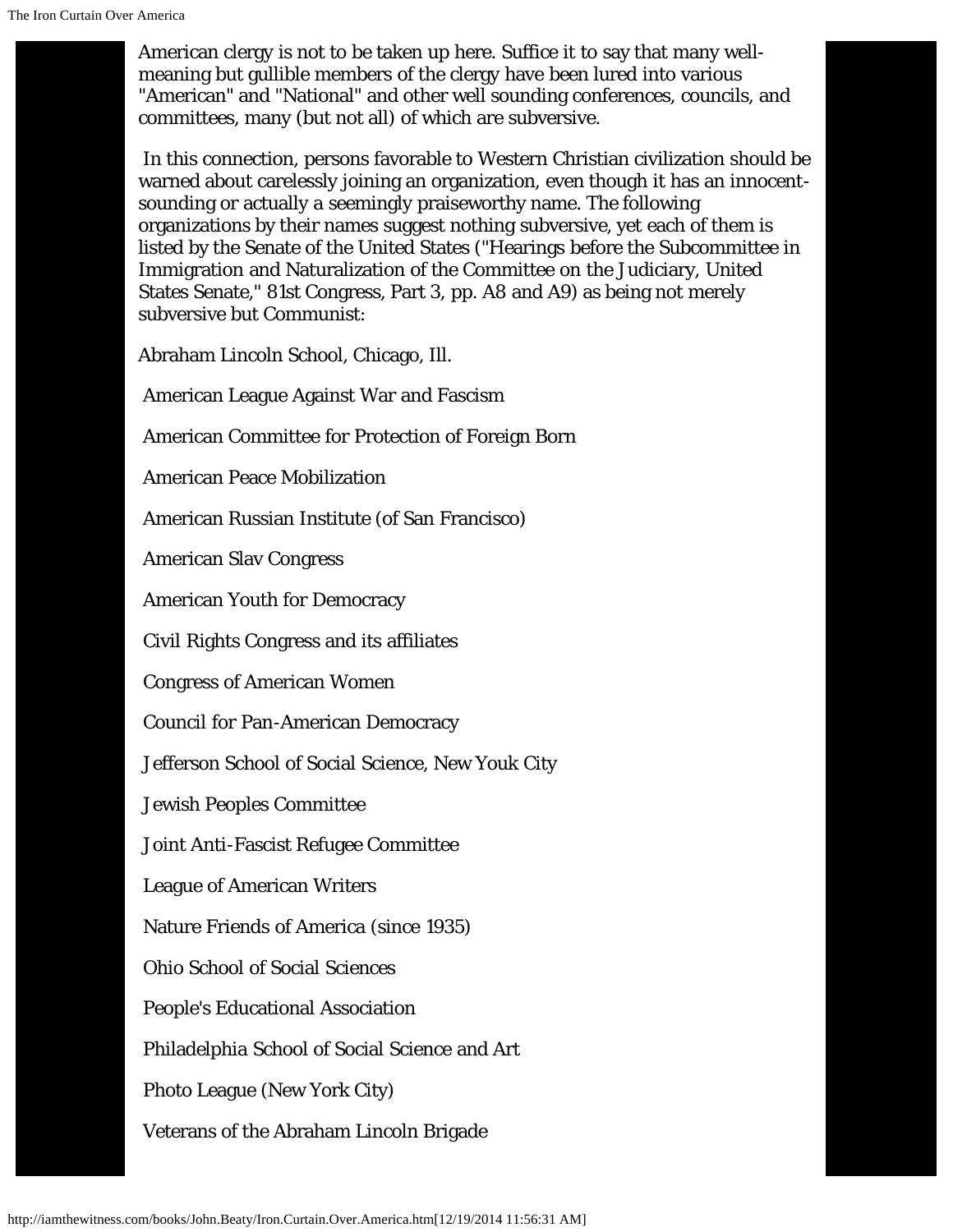American clergy is not to be taken up here. Suffice it to say that many well-meaning but gullible members of the clergy have been lured into various "American" and "National" and other well sounding conferences, councils, and committees, many (but not all) of which are subversive.

In this connection, persons favorable to Western Christian civilization should be warned about carelessly joining an organization, even though it has an innocent-sounding or actually a seemingly praiseworthy name. The following organizations by their names suggest nothing subversive, yet each of them is listed by the Senate of the United States ("Hearings before the Subcommittee in Immigration and Naturalization of the Committee on the Judiciary, United States Senate," 81st Congress, Part 3, pp. A8 and A9) as being not merely subversive but Communist:

Abraham Lincoln School, Chicago, Ill.

American League Against War and Fascism

American Committee for Protection of Foreign Born

American Peace Mobilization

American Russian Institute (of San Francisco)

American Slav Congress

American Youth for Democracy

Civil Rights Congress and its affiliates

Congress of American Women

Council for Pan-American Democracy

Jefferson School of Social Science, New Youk City

Jewish Peoples Committee

Joint Anti-Fascist Refugee Committee

League of American Writers

Nature Friends of America (since 1935)

Ohio School of Social Sciences

People's Educational Association

Philadelphia School of Social Science and Art

Photo League (New York City)

Veterans of the Abraham Lincoln Brigade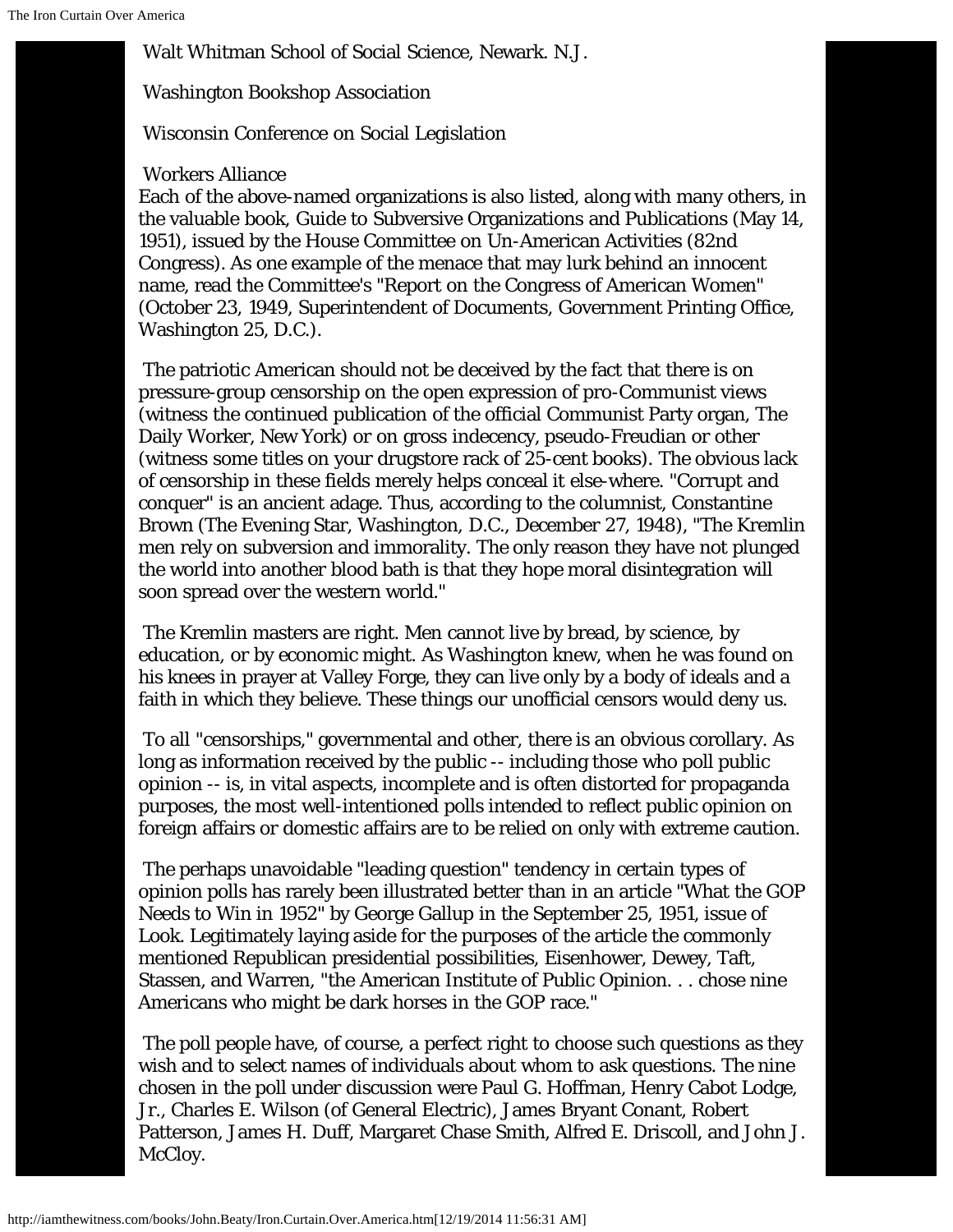Walt Whitman School of Social Science, Newark. N.J.

Washington Bookshop Association

Wisconsin Conference on Social Legislation

Workers Alliance

Each of the above-named organizations is also listed, along with many others, in the valuable book, Guide to Subversive Organizations and Publications (May 14, 1951), issued by the House Committee on Un-American Activities (82nd Congress). As one example of the menace that may lurk behind an innocent name, read the Committee's "Report on the Congress of American Women" (October 23, 1949, Superintendent of Documents, Government Printing Office, Washington 25, D.C.).

The patriotic American should not be deceived by the fact that there is on pressure-group censorship on the open expression of pro-Communist views (witness the continued publication of the official Communist Party organ, The Daily Worker, New York) or on gross indecency, pseudo-Freudian or other (witness some titles on your drugstore rack of 25-cent books). The obvious lack of censorship in these fields merely helps conceal it else-where. "Corrupt and conquer" is an ancient adage. Thus, according to the columnist, Constantine Brown (The Evening Star, Washington, D.C., December 27, 1948), "The Kremlin men rely on subversion and immorality. The only reason they have not plunged the world into another blood bath is that they hope moral disintegration will soon spread over the western world."

The Kremlin masters are right. Men cannot live by bread, by science, by education, or by economic might. As Washington knew, when he was found on his knees in prayer at Valley Forge, they can live only by a body of ideals and a faith in which they believe. These things our unofficial censors would deny us.

To all "censorships," governmental and other, there is an obvious corollary. As long as information received by the public -- including those who poll public opinion -- is, in vital aspects, incomplete and is often distorted for propaganda purposes, the most well-intentioned polls intended to reflect public opinion on foreign affairs or domestic affairs are to be relied on only with extreme caution.

The perhaps unavoidable "leading question" tendency in certain types of opinion polls has rarely been illustrated better than in an article "What the GOP Needs to Win in 1952" by George Gallup in the September 25, 1951, issue of Look. Legitimately laying aside for the purposes of the article the commonly mentioned Republican presidential possibilities, Eisenhower, Dewey, Taft, Stassen, and Warren, "the American Institute of Public Opinion. . . chose nine Americans who might be dark horses in the GOP race."

The poll people have, of course, a perfect right to choose such questions as they wish and to select names of individuals about whom to ask questions. The nine chosen in the poll under discussion were Paul G. Hoffman, Henry Cabot Lodge, Jr., Charles E. Wilson (of General Electric), James Bryant Conant, Robert Patterson, James H. Duff, Margaret Chase Smith, Alfred E. Driscoll, and John J. McCloy.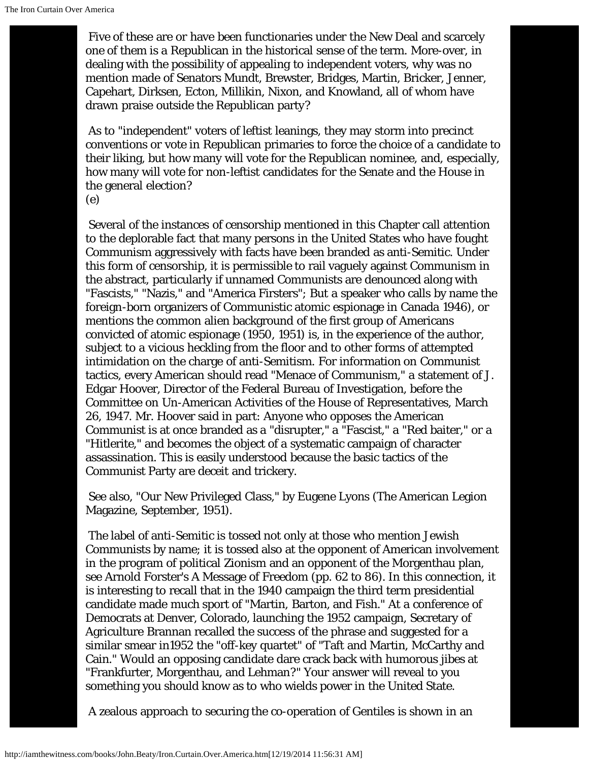Five of these are or have been functionaries under the New Deal and scarcely one of them is a Republican in the historical sense of the term. More-over, in dealing with the possibility of appealing to independent voters, why was no mention made of Senators Mundt, Brewster, Bridges, Martin, Bricker, Jenner, Capehart, Dirksen, Ecton, Millikin, Nixon, and Knowland, all of whom have drawn praise outside the Republican party?

As to "independent" voters of leftist leanings, they may storm into precinct conventions or vote in Republican primaries to force the choice of a candidate to their liking, but how many will vote for the Republican nominee, and, especially, how many will vote for non-leftist candidates for the Senate and the House in the general election?

(e)

Several of the instances of censorship mentioned in this Chapter call attention to the deplorable fact that many persons in the United States who have fought Communism aggressively with facts have been branded as anti-Semitic. Under this form of censorship, it is permissible to rail vaguely against Communism in the abstract, particularly if unnamed Communists are denounced along with "Fascists," "Nazis," and "America Firsters"; But a speaker who calls by name the foreign-born organizers of Communistic atomic espionage in Canada 1946), or mentions the common alien background of the first group of Americans convicted of atomic espionage (1950, 1951) is, in the experience of the author, subject to a vicious heckling from the floor and to other forms of attempted intimidation on the charge of anti-Semitism. For information on Communist tactics, every American should read "Menace of Communism," a statement of J. Edgar Hoover, Director of the Federal Bureau of Investigation, before the Committee on Un-American Activities of the House of Representatives, March 26, 1947. Mr. Hoover said in part: Anyone who opposes the American Communist is at once branded as a "disrupter," a "Fascist," a "Red baiter," or a "Hitlerite," and becomes the object of a systematic campaign of character assassination. This is easily understood because the basic tactics of the Communist Party are deceit and trickery.

See also, "Our New Privileged Class," by Eugene Lyons (The American Legion Magazine, September, 1951).

The label of anti-Semitic is tossed not only at those who mention Jewish Communists by name; it is tossed also at the opponent of American involvement in the program of political Zionism and an opponent of the Morgenthau plan, see Arnold Forster's A Message of Freedom (pp. 62 to 86). In this connection, it is interesting to recall that in the 1940 campaign the third term presidential candidate made much sport of "Martin, Barton, and Fish." At a conference of Democrats at Denver, Colorado, launching the 1952 campaign, Secretary of Agriculture Brannan recalled the success of the phrase and suggested for a similar smear in1952 the "off-key quartet" of "Taft and Martin, McCarthy and Cain." Would an opposing candidate dare crack back with humorous jibes at "Frankfurter, Morgenthau, and Lehman?" Your answer will reveal to you something you should know as to who wields power in the United State.

A zealous approach to securing the co-operation of Gentiles is shown in an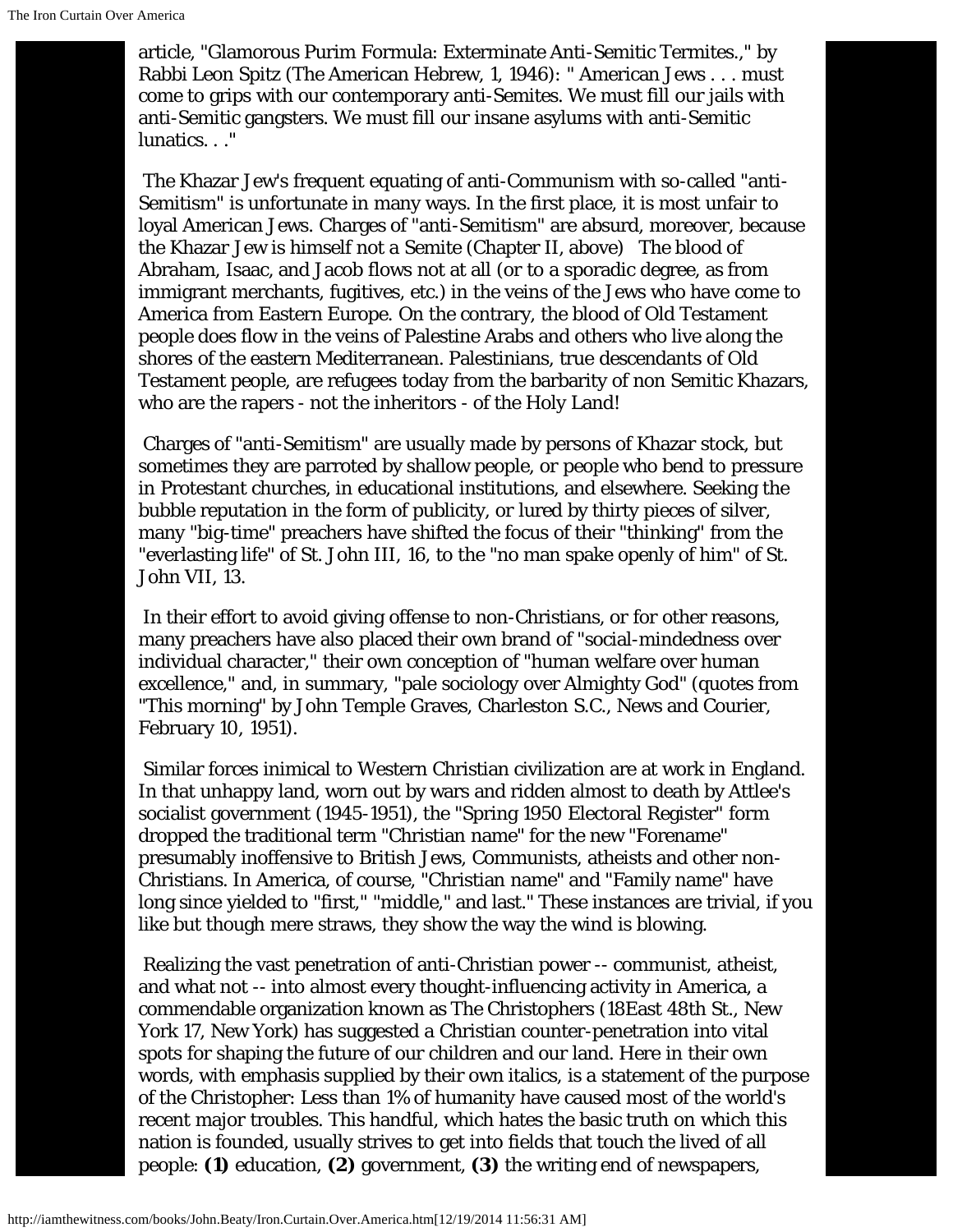article, "Glamorous Purim Formula: Exterminate Anti-Semitic Termites.," by Rabbi Leon Spitz (The American Hebrew, 1, 1946): " American Jews . . . must come to grips with our contemporary anti-Semites. We must fill our jails with anti-Semitic gangsters. We must fill our insane asylums with anti-Semitic lunatics. . ."

The Khazar Jew's frequent equating of anti-Communism with so-called "anti-Semitism" is unfortunate in many ways. In the first place, it is most unfair to loyal American Jews. Charges of "anti-Semitism" are absurd, moreover, because the Khazar Jew is himself not a Semite (Chapter II, above) The blood of Abraham, Isaac, and Jacob flows not at all (or to a sporadic degree, as from immigrant merchants, fugitives, etc.) in the veins of the Jews who have come to America from Eastern Europe. On the contrary, the blood of Old Testament people does flow in the veins of Palestine Arabs and others who live along the shores of the eastern Mediterranean. Palestinians, true descendants of Old Testament people, are refugees today from the barbarity of non Semitic Khazars, who are the rapers - not the inheritors - of the Holy Land!

Charges of "anti-Semitism" are usually made by persons of Khazar stock, but sometimes they are parroted by shallow people, or people who bend to pressure in Protestant churches, in educational institutions, and elsewhere. Seeking the bubble reputation in the form of publicity, or lured by thirty pieces of silver, many "big-time" preachers have shifted the focus of their "thinking" from the "everlasting life" of St. John III, 16, to the "no man spake openly of him" of St. John VII, 13.

In their effort to avoid giving offense to non-Christians, or for other reasons, many preachers have also placed their own brand of "social-mindedness over individual character," their own conception of "human welfare over human excellence," and, in summary, "pale sociology over Almighty God" (quotes from "This morning" by John Temple Graves, Charleston S.C., News and Courier, February 10, 1951).

Similar forces inimical to Western Christian civilization are at work in England. In that unhappy land, worn out by wars and ridden almost to death by Attlee's socialist government (1945-1951), the "Spring 1950 Electoral Register" form dropped the traditional term "Christian name" for the new "Forename" presumably inoffensive to British Jews, Communists, atheists and other non-Christians. In America, of course, "Christian name" and "Family name" have long since yielded to "first," "middle," and last." These instances are trivial, if you like but though mere straws, they show the way the wind is blowing.

Realizing the vast penetration of anti-Christian power -- communist, atheist, and what not -- into almost every thought-influencing activity in America, a commendable organization known as The Christophers (18East 48th St., New York 17, New York) has suggested a Christian counter-penetration into vital spots for shaping the future of our children and our land. Here in their own words, with emphasis supplied by their own italics, is a statement of the purpose of the Christopher: Less than 1% of humanity have caused most of the world's recent major troubles. This handful, which hates the basic truth on which this nation is founded, usually strives to get into fields that touch the lived of all people: **(1)** education, **(2)** government, **(3)** the writing end of newspapers,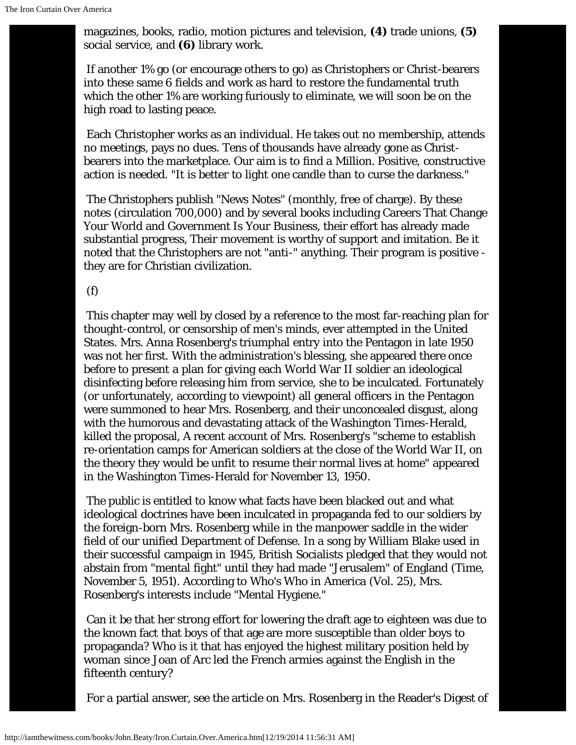magazines, books, radio, motion pictures and television, **(4)** trade unions, **(5)** social service, and **(6)** library work.

If another 1% go (or encourage others to go) as Christophers or Christ-bearers into these same 6 fields and work as hard to restore the fundamental truth which the other 1% are working furiously to eliminate, we will soon be on the high road to lasting peace.

Each Christopher works as an individual. He takes out no membership, attends no meetings, pays no dues. Tens of thousands have already gone as Christ-bearers into the marketplace. Our aim is to find a Million. Positive, constructive action is needed. "It is better to light one candle than to curse the darkness."

The Christophers publish "News Notes" (monthly, free of charge). By these notes (circulation 700,000) and by several books including Careers That Change Your World and Government Is Your Business, their effort has already made substantial progress, Their movement is worthy of support and imitation. Be it noted that the Christophers are not "anti-" anything. Their program is positive - they are for Christian civilization.

(f)

This chapter may well by closed by a reference to the most far-reaching plan for thought-control, or censorship of men's minds, ever attempted in the United States. Mrs. Anna Rosenberg's triumphal entry into the Pentagon in late 1950 was not her first. With the administration's blessing, she appeared there once before to present a plan for giving each World War II soldier an ideological disinfecting before releasing him from service, she to be inculcated. Fortunately (or unfortunately, according to viewpoint) all general officers in the Pentagon were summoned to hear Mrs. Rosenberg, and their unconcealed disgust, along with the humorous and devastating attack of the Washington Times-Herald, killed the proposal, A recent account of Mrs. Rosenberg's "scheme to establish re-orientation camps for American soldiers at the close of the World War II, on the theory they would be unfit to resume their normal lives at home" appeared in the Washington Times-Herald for November 13, 1950.

The public is entitled to know what facts have been blacked out and what ideological doctrines have been inculcated in propaganda fed to our soldiers by the foreign-born Mrs. Rosenberg while in the manpower saddle in the wider field of our unified Department of Defense. In a song by William Blake used in their successful campaign in 1945, British Socialists pledged that they would not abstain from "mental fight" until they had made "Jerusalem" of England (Time, November 5, 1951). According to Who's Who in America (Vol. 25), Mrs. Rosenberg's interests include "Mental Hygiene."

Can it be that her strong effort for lowering the draft age to eighteen was due to the known fact that boys of that age are more susceptible than older boys to propaganda? Who is it that has enjoyed the highest military position held by woman since Joan of Arc led the French armies against the English in the fifteenth century?

For a partial answer, see the article on Mrs. Rosenberg in the Reader's Digest of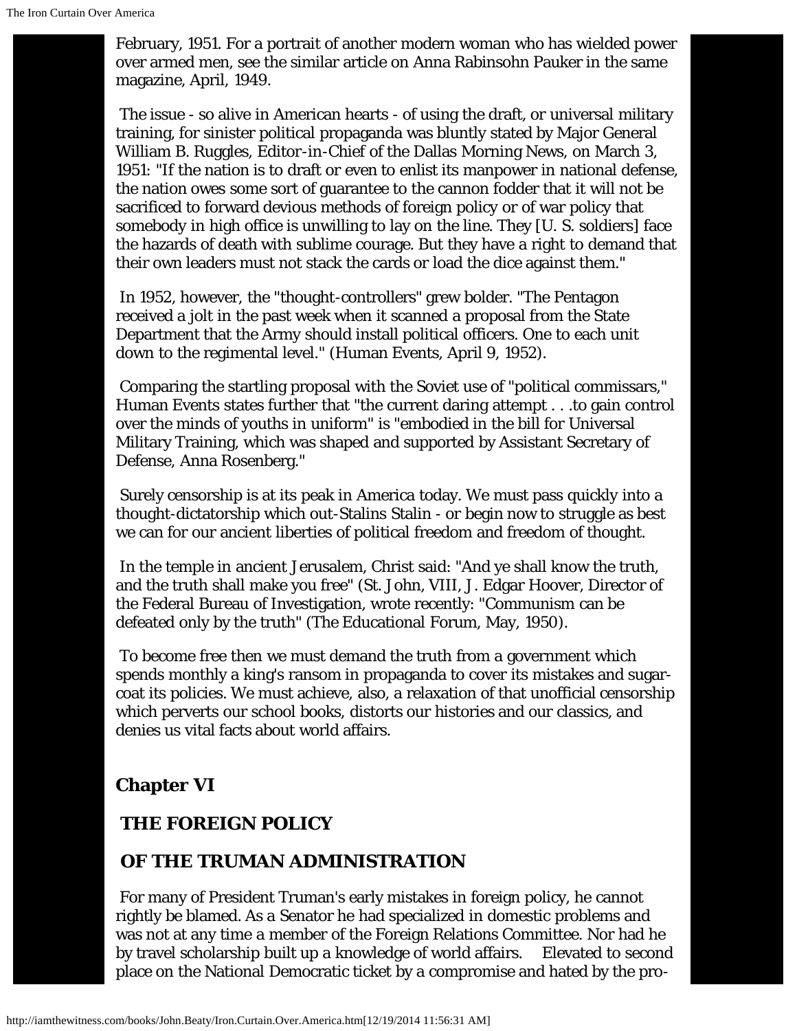February, 1951. For a portrait of another modern woman who has wielded power over armed men, see the similar article on Anna Rabinsohn Pauker in the same magazine, April, 1949.

The issue - so alive in American hearts - of using the draft, or universal military training, for sinister political propaganda was bluntly stated by Major General William B. Ruggles, Editor-in-Chief of the Dallas Morning News, on March 3, 1951: "If the nation is to draft or even to enlist its manpower in national defense, the nation owes some sort of guarantee to the cannon fodder that it will not be sacrificed to forward devious methods of foreign policy or of war policy that somebody in high office is unwilling to lay on the line. They [U. S. soldiers] face the hazards of death with sublime courage. But they have a right to demand that their own leaders must not stack the cards or load the dice against them."

In 1952, however, the "thought-controllers" grew bolder. "The Pentagon received a jolt in the past week when it scanned a proposal from the State Department that the Army should install political officers. One to each unit down to the regimental level." (Human Events, April 9, 1952).

Comparing the startling proposal with the Soviet use of "political commissars," Human Events states further that "the current daring attempt . . .to gain control over the minds of youths in uniform" is "embodied in the bill for Universal Military Training, which was shaped and supported by Assistant Secretary of Defense, Anna Rosenberg."

Surely censorship is at its peak in America today. We must pass quickly into a thought-dictatorship which out-Stalins Stalin - or begin now to struggle as best we can for our ancient liberties of political freedom and freedom of thought.

In the temple in ancient Jerusalem, Christ said: "And ye shall know the truth, and the truth shall make you free" (St. John, VIII, J. Edgar Hoover, Director of the Federal Bureau of Investigation, wrote recently: "Communism can be defeated only by the truth" (The Educational Forum, May, 1950).

To become free then we must demand the truth from a government which spends monthly a king's ransom in propaganda to cover its mistakes and sugar-coat its policies. We must achieve, also, a relaxation of that unofficial censorship which perverts our school books, distorts our histories and our classics, and denies us vital facts about world affairs.

## Chapter VI

## THE FOREIGN POLICY

## OF THE TRUMAN ADMINISTRATION

For many of President Truman's early mistakes in foreign policy, he cannot rightly be blamed. As a Senator he had specialized in domestic problems and was not at any time a member of the Foreign Relations Committee. Nor had he by travel scholarship built up a knowledge of world affairs. Elevated to second place on the National Democratic ticket by a compromise and hated by the pro-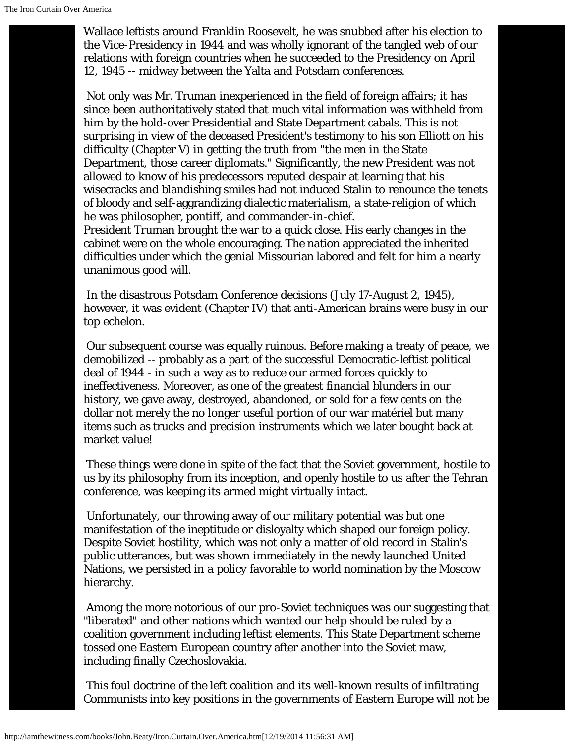Wallace leftists around Franklin Roosevelt, he was snubbed after his election to the Vice-Presidency in 1944 and was wholly ignorant of the tangled web of our relations with foreign countries when he succeeded to the Presidency on April 12, 1945 -- midway between the Yalta and Potsdam conferences.

Not only was Mr. Truman inexperienced in the field of foreign affairs; it has since been authoritatively stated that much vital information was withheld from him by the hold-over Presidential and State Department cabals. This is not surprising in view of the deceased President's testimony to his son Elliott on his difficulty (Chapter V) in getting the truth from "the men in the State Department, those career diplomats." Significantly, the new President was not allowed to know of his predecessors reputed despair at learning that his wisecracks and blandishing smiles had not induced Stalin to renounce the tenets of bloody and self-aggrandizing dialectic materialism, a state-religion of which he was philosopher, pontiff, and commander-in-chief.
President Truman brought the war to a quick close. His early changes in the cabinet were on the whole encouraging. The nation appreciated the inherited difficulties under which the genial Missourian labored and felt for him a nearly unanimous good will.

In the disastrous Potsdam Conference decisions (July 17-August 2, 1945), however, it was evident (Chapter IV) that anti-American brains were busy in our top echelon.

Our subsequent course was equally ruinous. Before making a treaty of peace, we demobilized -- probably as a part of the successful Democratic-leftist political deal of 1944 - in such a way as to reduce our armed forces quickly to ineffectiveness. Moreover, as one of the greatest financial blunders in our history, we gave away, destroyed, abandoned, or sold for a few cents on the dollar not merely the no longer useful portion of our war matériel but many items such as trucks and precision instruments which we later bought back at market value!

These things were done in spite of the fact that the Soviet government, hostile to us by its philosophy from its inception, and openly hostile to us after the Tehran conference, was keeping its armed might virtually intact.

Unfortunately, our throwing away of our military potential was but one manifestation of the ineptitude or disloyalty which shaped our foreign policy. Despite Soviet hostility, which was not only a matter of old record in Stalin's public utterances, but was shown immediately in the newly launched United Nations, we persisted in a policy favorable to world nomination by the Moscow hierarchy.

Among the more notorious of our pro-Soviet techniques was our suggesting that "liberated" and other nations which wanted our help should be ruled by a coalition government including leftist elements. This State Department scheme tossed one Eastern European country after another into the Soviet maw, including finally Czechoslovakia.

This foul doctrine of the left coalition and its well-known results of infiltrating Communists into key positions in the governments of Eastern Europe will not be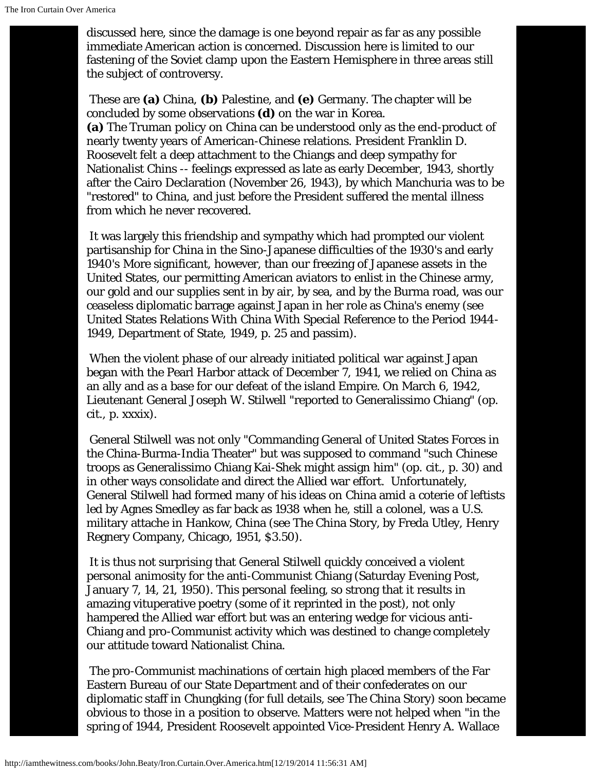discussed here, since the damage is one beyond repair as far as any possible immediate American action is concerned. Discussion here is limited to our fastening of the Soviet clamp upon the Eastern Hemisphere in three areas still the subject of controversy.

These are **(a)** China, **(b)** Palestine, and **(e)** Germany. The chapter will be concluded by some observations **(d)** on the war in Korea.

**(a)** The Truman policy on China can be understood only as the end-product of nearly twenty years of American-Chinese relations. President Franklin D. Roosevelt felt a deep attachment to the Chiangs and deep sympathy for Nationalist Chins -- feelings expressed as late as early December, 1943, shortly after the Cairo Declaration (November 26, 1943), by which Manchuria was to be "restored" to China, and just before the President suffered the mental illness from which he never recovered.

It was largely this friendship and sympathy which had prompted our violent partisanship for China in the Sino-Japanese difficulties of the 1930's and early 1940's More significant, however, than our freezing of Japanese assets in the United States, our permitting American aviators to enlist in the Chinese army, our gold and our supplies sent in by air, by sea, and by the Burma road, was our ceaseless diplomatic barrage against Japan in her role as China's enemy (see United States Relations With China With Special Reference to the Period 1944-1949, Department of State, 1949, p. 25 and passim).

When the violent phase of our already initiated political war against Japan began with the Pearl Harbor attack of December 7, 1941, we relied on China as an ally and as a base for our defeat of the island Empire. On March 6, 1942, Lieutenant General Joseph W. Stilwell "reported to Generalissimo Chiang" (op. cit., p. xxxix).

General Stilwell was not only "Commanding General of United States Forces in the China-Burma-India Theater" but was supposed to command "such Chinese troops as Generalissimo Chiang Kai-Shek might assign him" (op. cit., p. 30) and in other ways consolidate and direct the Allied war effort. Unfortunately, General Stilwell had formed many of his ideas on China amid a coterie of leftists led by Agnes Smedley as far back as 1938 when he, still a colonel, was a U.S. military attache in Hankow, China (see The China Story, by Freda Utley, Henry Regnery Company, Chicago, 1951, $3.50).

It is thus not surprising that General Stilwell quickly conceived a violent personal animosity for the anti-Communist Chiang (Saturday Evening Post, January 7, 14, 21, 1950). This personal feeling, so strong that it results in amazing vituperative poetry (some of it reprinted in the post), not only hampered the Allied war effort but was an entering wedge for vicious anti-Chiang and pro-Communist activity which was destined to change completely our attitude toward Nationalist China.

The pro-Communist machinations of certain high placed members of the Far Eastern Bureau of our State Department and of their confederates on our diplomatic staff in Chungking (for full details, see The China Story) soon became obvious to those in a position to observe. Matters were not helped when "in the spring of 1944, President Roosevelt appointed Vice-President Henry A. Wallace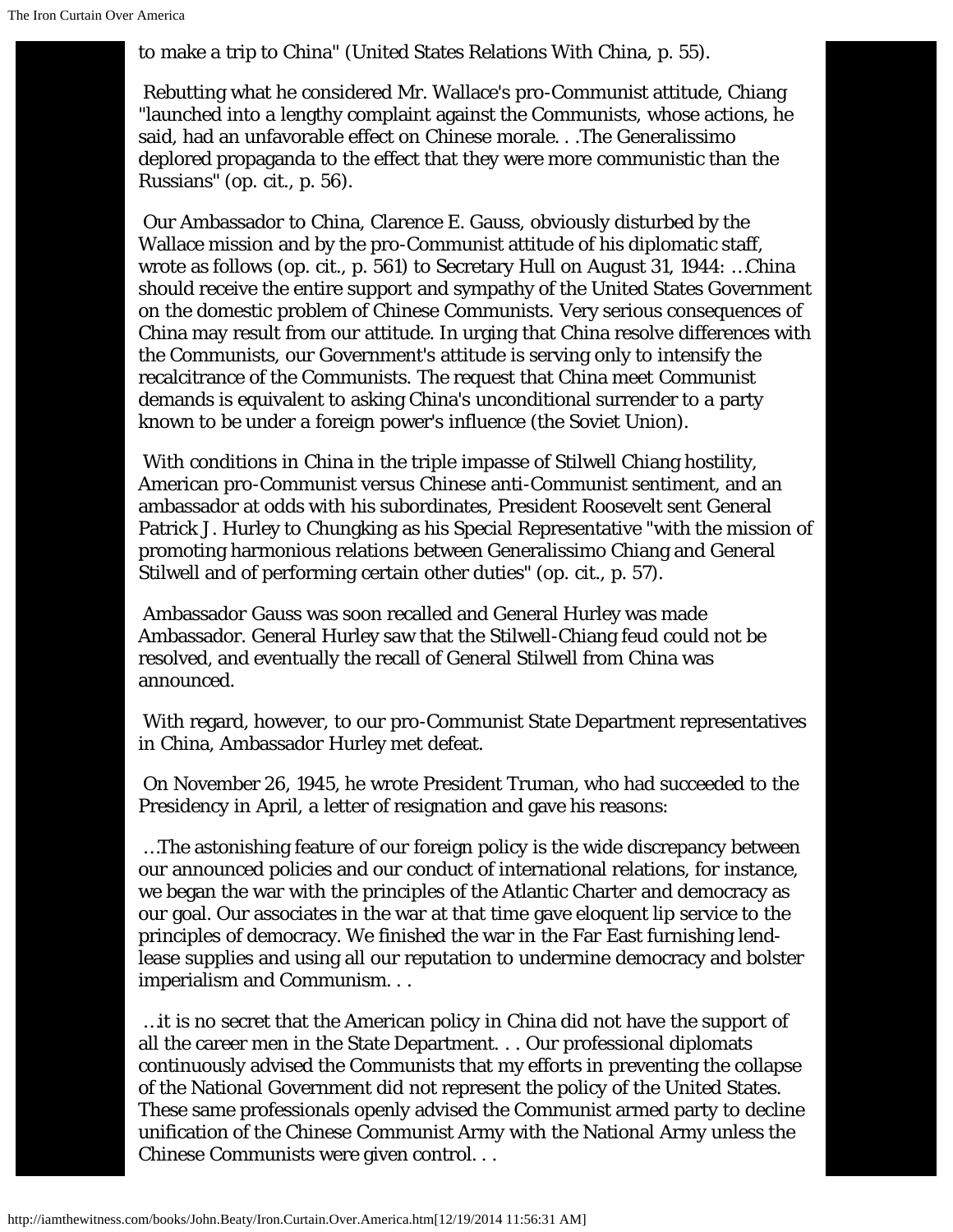to make a trip to China" (United States Relations With China, p. 55).

Rebutting what he considered Mr. Wallace's pro-Communist attitude, Chiang "launched into a lengthy complaint against the Communists, whose actions, he said, had an unfavorable effect on Chinese morale. . .The Generalissimo deplored propaganda to the effect that they were more communistic than the Russians" (op. cit., p. 56).

Our Ambassador to China, Clarence E. Gauss, obviously disturbed by the Wallace mission and by the pro-Communist attitude of his diplomatic staff, wrote as follows (op. cit., p. 561) to Secretary Hull on August 31, 1944: …China should receive the entire support and sympathy of the United States Government on the domestic problem of Chinese Communists. Very serious consequences of China may result from our attitude. In urging that China resolve differences with the Communists, our Government's attitude is serving only to intensify the recalcitrance of the Communists. The request that China meet Communist demands is equivalent to asking China's unconditional surrender to a party known to be under a foreign power's influence (the Soviet Union).

With conditions in China in the triple impasse of Stilwell Chiang hostility, American pro-Communist versus Chinese anti-Communist sentiment, and an ambassador at odds with his subordinates, President Roosevelt sent General Patrick J. Hurley to Chungking as his Special Representative "with the mission of promoting harmonious relations between Generalissimo Chiang and General Stilwell and of performing certain other duties" (op. cit., p. 57).

Ambassador Gauss was soon recalled and General Hurley was made Ambassador. General Hurley saw that the Stilwell-Chiang feud could not be resolved, and eventually the recall of General Stilwell from China was announced.

With regard, however, to our pro-Communist State Department representatives in China, Ambassador Hurley met defeat.

On November 26, 1945, he wrote President Truman, who had succeeded to the Presidency in April, a letter of resignation and gave his reasons:

…The astonishing feature of our foreign policy is the wide discrepancy between our announced policies and our conduct of international relations, for instance, we began the war with the principles of the Atlantic Charter and democracy as our goal. Our associates in the war at that time gave eloquent lip service to the principles of democracy. We finished the war in the Far East furnishing lend-lease supplies and using all our reputation to undermine democracy and bolster imperialism and Communism. . .

…it is no secret that the American policy in China did not have the support of all the career men in the State Department. . . Our professional diplomats continuously advised the Communists that my efforts in preventing the collapse of the National Government did not represent the policy of the United States. These same professionals openly advised the Communist armed party to decline unification of the Chinese Communist Army with the National Army unless the Chinese Communists were given control. . .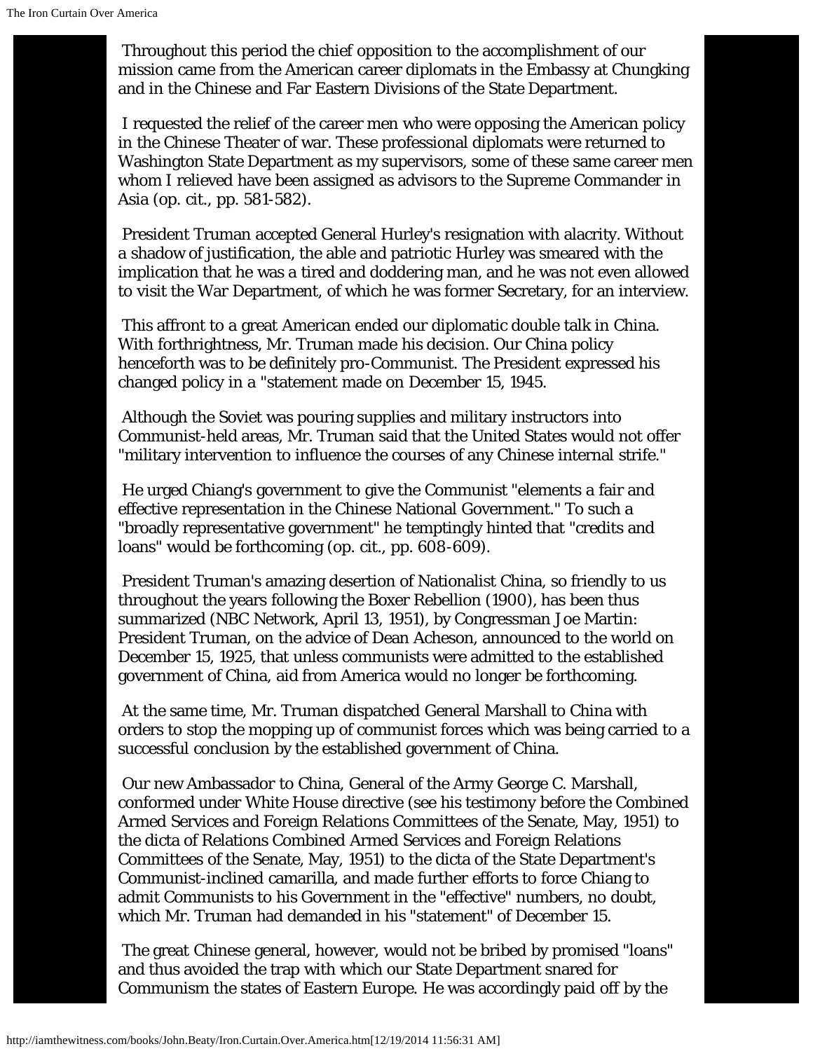Throughout this period the chief opposition to the accomplishment of our mission came from the American career diplomats in the Embassy at Chungking and in the Chinese and Far Eastern Divisions of the State Department.

I requested the relief of the career men who were opposing the American policy in the Chinese Theater of war. These professional diplomats were returned to Washington State Department as my supervisors, some of these same career men whom I relieved have been assigned as advisors to the Supreme Commander in Asia (op. cit., pp. 581-582).

President Truman accepted General Hurley's resignation with alacrity. Without a shadow of justification, the able and patriotic Hurley was smeared with the implication that he was a tired and doddering man, and he was not even allowed to visit the War Department, of which he was former Secretary, for an interview.

This affront to a great American ended our diplomatic double talk in China. With forthrightness, Mr. Truman made his decision. Our China policy henceforth was to be definitely pro-Communist. The President expressed his changed policy in a "statement made on December 15, 1945.

Although the Soviet was pouring supplies and military instructors into Communist-held areas, Mr. Truman said that the United States would not offer "military intervention to influence the courses of any Chinese internal strife."

He urged Chiang's government to give the Communist "elements a fair and effective representation in the Chinese National Government." To such a "broadly representative government" he temptingly hinted that "credits and loans" would be forthcoming (op. cit., pp. 608-609).

President Truman's amazing desertion of Nationalist China, so friendly to us throughout the years following the Boxer Rebellion (1900), has been thus summarized (NBC Network, April 13, 1951), by Congressman Joe Martin: President Truman, on the advice of Dean Acheson, announced to the world on December 15, 1925, that unless communists were admitted to the established government of China, aid from America would no longer be forthcoming.

At the same time, Mr. Truman dispatched General Marshall to China with orders to stop the mopping up of communist forces which was being carried to a successful conclusion by the established government of China.

Our new Ambassador to China, General of the Army George C. Marshall, conformed under White House directive (see his testimony before the Combined Armed Services and Foreign Relations Committees of the Senate, May, 1951) to the dicta of Relations Combined Armed Services and Foreign Relations Committees of the Senate, May, 1951) to the dicta of the State Department's Communist-inclined camarilla, and made further efforts to force Chiang to admit Communists to his Government in the "effective" numbers, no doubt, which Mr. Truman had demanded in his "statement" of December 15.

The great Chinese general, however, would not be bribed by promised "loans" and thus avoided the trap with which our State Department snared for Communism the states of Eastern Europe. He was accordingly paid off by the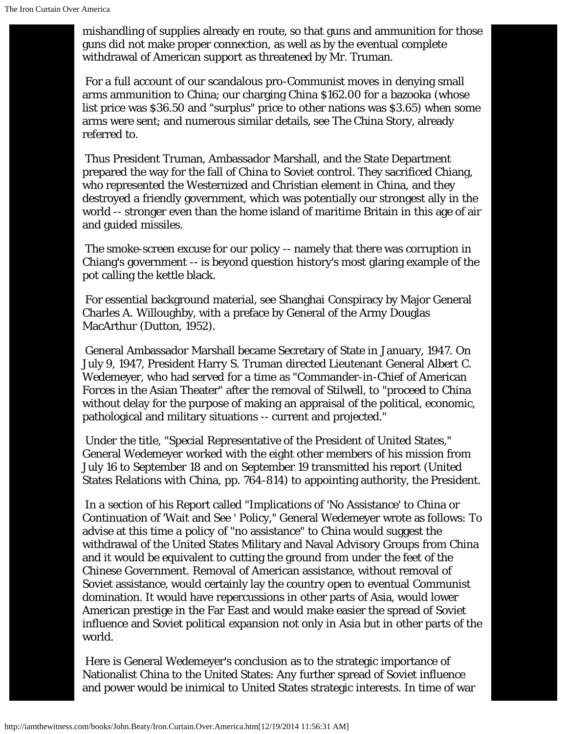mishandling of supplies already en route, so that guns and ammunition for those guns did not make proper connection, as well as by the eventual complete withdrawal of American support as threatened by Mr. Truman.

For a full account of our scandalous pro-Communist moves in denying small arms ammunition to China; our charging China $162.00 for a bazooka (whose list price was $36.50 and "surplus" price to other nations was $3.65) when some arms were sent; and numerous similar details, see The China Story, already referred to.

Thus President Truman, Ambassador Marshall, and the State Department prepared the way for the fall of China to Soviet control. They sacrificed Chiang, who represented the Westernized and Christian element in China, and they destroyed a friendly government, which was potentially our strongest ally in the world -- stronger even than the home island of maritime Britain in this age of air and guided missiles.

The smoke-screen excuse for our policy -- namely that there was corruption in Chiang's government -- is beyond question history's most glaring example of the pot calling the kettle black.

For essential background material, see Shanghai Conspiracy by Major General Charles A. Willoughby, with a preface by General of the Army Douglas MacArthur (Dutton, 1952).

General Ambassador Marshall became Secretary of State in January, 1947. On July 9, 1947, President Harry S. Truman directed Lieutenant General Albert C. Wedemeyer, who had served for a time as "Commander-in-Chief of American Forces in the Asian Theater" after the removal of Stilwell, to "proceed to China without delay for the purpose of making an appraisal of the political, economic, pathological and military situations -- current and projected."

Under the title, "Special Representative of the President of United States," General Wedemeyer worked with the eight other members of his mission from July 16 to September 18 and on September 19 transmitted his report (United States Relations with China, pp. 764-814) to appointing authority, the President.

In a section of his Report called "Implications of 'No Assistance' to China or Continuation of 'Wait and See ' Policy," General Wedemeyer wrote as follows: To advise at this time a policy of "no assistance" to China would suggest the withdrawal of the United States Military and Naval Advisory Groups from China and it would be equivalent to cutting the ground from under the feet of the Chinese Government. Removal of American assistance, without removal of Soviet assistance, would certainly lay the country open to eventual Communist domination. It would have repercussions in other parts of Asia, would lower American prestige in the Far East and would make easier the spread of Soviet influence and Soviet political expansion not only in Asia but in other parts of the world.

Here is General Wedemeyer's conclusion as to the strategic importance of Nationalist China to the United States: Any further spread of Soviet influence and power would be inimical to United States strategic interests. In time of war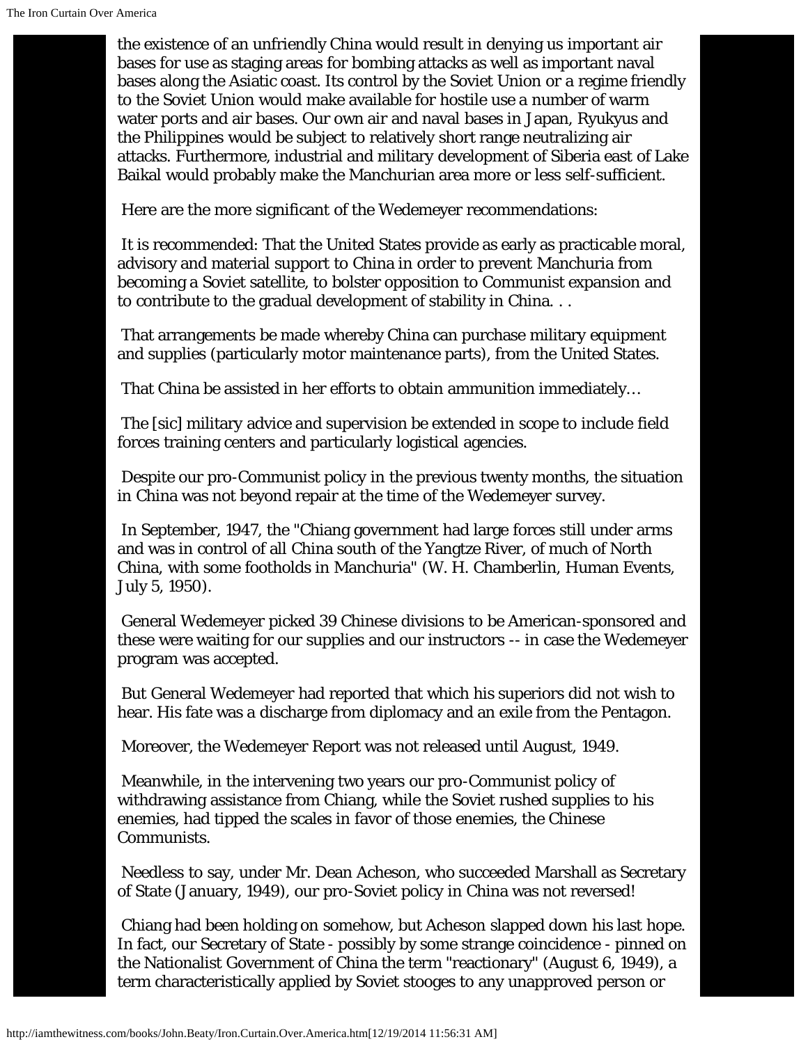the existence of an unfriendly China would result in denying us important air bases for use as staging areas for bombing attacks as well as important naval bases along the Asiatic coast. Its control by the Soviet Union or a regime friendly to the Soviet Union would make available for hostile use a number of warm water ports and air bases. Our own air and naval bases in Japan, Ryukyus and the Philippines would be subject to relatively short range neutralizing air attacks. Furthermore, industrial and military development of Siberia east of Lake Baikal would probably make the Manchurian area more or less self-sufficient.

Here are the more significant of the Wedemeyer recommendations:

It is recommended: That the United States provide as early as practicable moral, advisory and material support to China in order to prevent Manchuria from becoming a Soviet satellite, to bolster opposition to Communist expansion and to contribute to the gradual development of stability in China. . .

That arrangements be made whereby China can purchase military equipment and supplies (particularly motor maintenance parts), from the United States.

That China be assisted in her efforts to obtain ammunition immediately...

The [sic] military advice and supervision be extended in scope to include field forces training centers and particularly logistical agencies.

Despite our pro-Communist policy in the previous twenty months, the situation in China was not beyond repair at the time of the Wedemeyer survey.

In September, 1947, the "Chiang government had large forces still under arms and was in control of all China south of the Yangtze River, of much of North China, with some footholds in Manchuria" (W. H. Chamberlin, Human Events, July 5, 1950).

General Wedemeyer picked 39 Chinese divisions to be American-sponsored and these were waiting for our supplies and our instructors -- in case the Wedemeyer program was accepted.

But General Wedemeyer had reported that which his superiors did not wish to hear. His fate was a discharge from diplomacy and an exile from the Pentagon.

Moreover, the Wedemeyer Report was not released until August, 1949.

Meanwhile, in the intervening two years our pro-Communist policy of withdrawing assistance from Chiang, while the Soviet rushed supplies to his enemies, had tipped the scales in favor of those enemies, the Chinese Communists.

Needless to say, under Mr. Dean Acheson, who succeeded Marshall as Secretary of State (January, 1949), our pro-Soviet policy in China was not reversed!

Chiang had been holding on somehow, but Acheson slapped down his last hope. In fact, our Secretary of State - possibly by some strange coincidence - pinned on the Nationalist Government of China the term "reactionary" (August 6, 1949), a term characteristically applied by Soviet stooges to any unapproved person or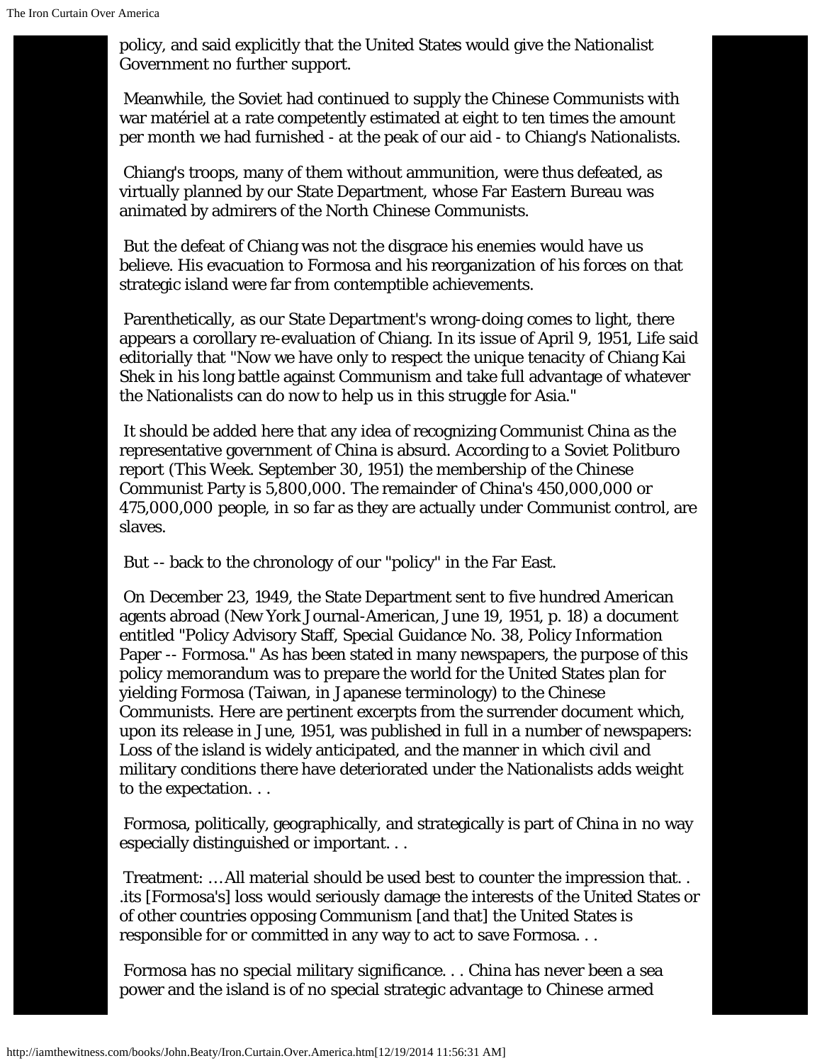policy, and said explicitly that the United States would give the Nationalist Government no further support.

Meanwhile, the Soviet had continued to supply the Chinese Communists with war matériel at a rate competently estimated at eight to ten times the amount per month we had furnished - at the peak of our aid - to Chiang's Nationalists.

Chiang's troops, many of them without ammunition, were thus defeated, as virtually planned by our State Department, whose Far Eastern Bureau was animated by admirers of the North Chinese Communists.

But the defeat of Chiang was not the disgrace his enemies would have us believe. His evacuation to Formosa and his reorganization of his forces on that strategic island were far from contemptible achievements.

Parenthetically, as our State Department's wrong-doing comes to light, there appears a corollary re-evaluation of Chiang. In its issue of April 9, 1951, Life said editorially that "Now we have only to respect the unique tenacity of Chiang Kai Shek in his long battle against Communism and take full advantage of whatever the Nationalists can do now to help us in this struggle for Asia."

It should be added here that any idea of recognizing Communist China as the representative government of China is absurd. According to a Soviet Politburo report (This Week. September 30, 1951) the membership of the Chinese Communist Party is 5,800,000. The remainder of China's 450,000,000 or 475,000,000 people, in so far as they are actually under Communist control, are slaves.

But -- back to the chronology of our "policy" in the Far East.

On December 23, 1949, the State Department sent to five hundred American agents abroad (New York Journal-American, June 19, 1951, p. 18) a document entitled "Policy Advisory Staff, Special Guidance No. 38, Policy Information Paper -- Formosa." As has been stated in many newspapers, the purpose of this policy memorandum was to prepare the world for the United States plan for yielding Formosa (Taiwan, in Japanese terminology) to the Chinese Communists. Here are pertinent excerpts from the surrender document which, upon its release in June, 1951, was published in full in a number of newspapers: Loss of the island is widely anticipated, and the manner in which civil and military conditions there have deteriorated under the Nationalists adds weight to the expectation. . .

Formosa, politically, geographically, and strategically is part of China in no way especially distinguished or important. . .

Treatment: …All material should be used best to counter the impression that. . .its [Formosa's] loss would seriously damage the interests of the United States or of other countries opposing Communism [and that] the United States is responsible for or committed in any way to act to save Formosa. . .

Formosa has no special military significance. . . China has never been a sea power and the island is of no special strategic advantage to Chinese armed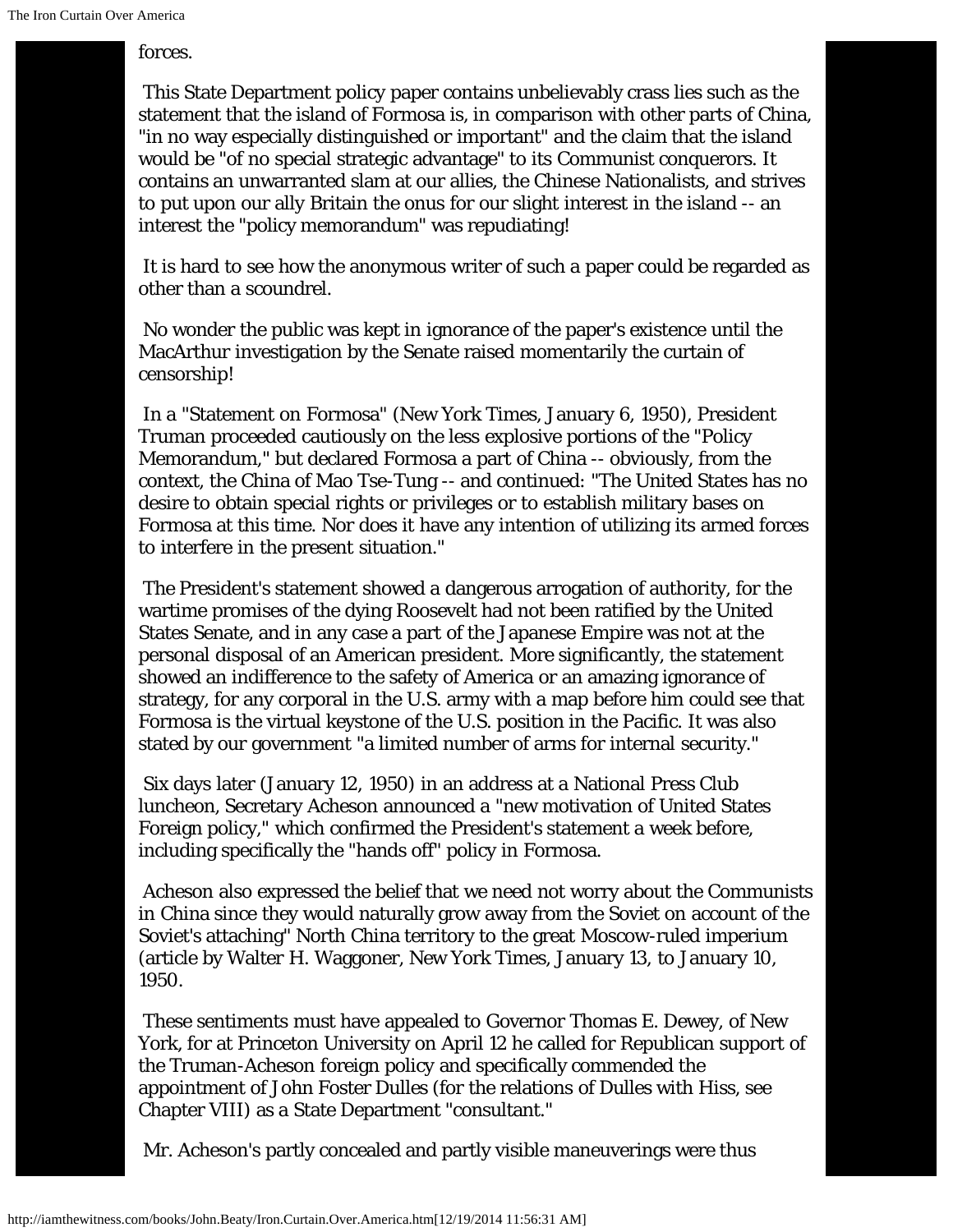forces.

This State Department policy paper contains unbelievably crass lies such as the statement that the island of Formosa is, in comparison with other parts of China, "in no way especially distinguished or important" and the claim that the island would be "of no special strategic advantage" to its Communist conquerors. It contains an unwarranted slam at our allies, the Chinese Nationalists, and strives to put upon our ally Britain the onus for our slight interest in the island -- an interest the "policy memorandum" was repudiating!

It is hard to see how the anonymous writer of such a paper could be regarded as other than a scoundrel.

No wonder the public was kept in ignorance of the paper's existence until the MacArthur investigation by the Senate raised momentarily the curtain of censorship!

In a "Statement on Formosa" (New York Times, January 6, 1950), President Truman proceeded cautiously on the less explosive portions of the "Policy Memorandum," but declared Formosa a part of China -- obviously, from the context, the China of Mao Tse-Tung -- and continued: "The United States has no desire to obtain special rights or privileges or to establish military bases on Formosa at this time. Nor does it have any intention of utilizing its armed forces to interfere in the present situation."

The President's statement showed a dangerous arrogation of authority, for the wartime promises of the dying Roosevelt had not been ratified by the United States Senate, and in any case a part of the Japanese Empire was not at the personal disposal of an American president. More significantly, the statement showed an indifference to the safety of America or an amazing ignorance of strategy, for any corporal in the U.S. army with a map before him could see that Formosa is the virtual keystone of the U.S. position in the Pacific. It was also stated by our government "a limited number of arms for internal security."

Six days later (January 12, 1950) in an address at a National Press Club luncheon, Secretary Acheson announced a "new motivation of United States Foreign policy," which confirmed the President's statement a week before, including specifically the "hands off" policy in Formosa.

Acheson also expressed the belief that we need not worry about the Communists in China since they would naturally grow away from the Soviet on account of the Soviet's attaching" North China territory to the great Moscow-ruled imperium (article by Walter H. Waggoner, New York Times, January 13, to January 10, 1950.

These sentiments must have appealed to Governor Thomas E. Dewey, of New York, for at Princeton University on April 12 he called for Republican support of the Truman-Acheson foreign policy and specifically commended the appointment of John Foster Dulles (for the relations of Dulles with Hiss, see Chapter VIII) as a State Department "consultant."

Mr. Acheson's partly concealed and partly visible maneuverings were thus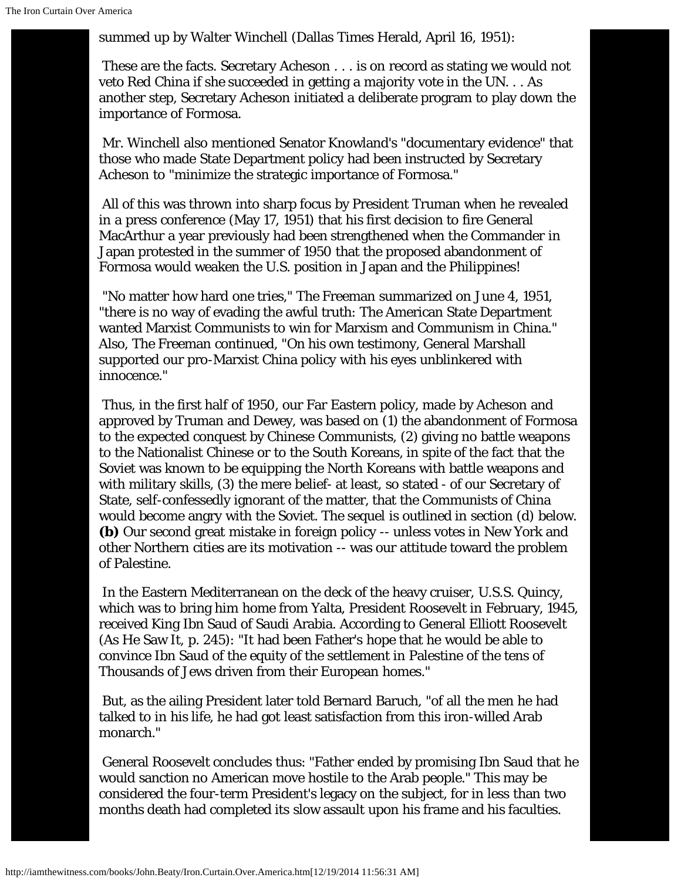summed up by Walter Winchell (Dallas Times Herald, April 16, 1951):

These are the facts. Secretary Acheson . . . is on record as stating we would not veto Red China if she succeeded in getting a majority vote in the UN. . . As another step, Secretary Acheson initiated a deliberate program to play down the importance of Formosa.

Mr. Winchell also mentioned Senator Knowland's "documentary evidence" that those who made State Department policy had been instructed by Secretary Acheson to "minimize the strategic importance of Formosa."

All of this was thrown into sharp focus by President Truman when he revealed in a press conference (May 17, 1951) that his first decision to fire General MacArthur a year previously had been strengthened when the Commander in Japan protested in the summer of 1950 that the proposed abandonment of Formosa would weaken the U.S. position in Japan and the Philippines!

"No matter how hard one tries," The Freeman summarized on June 4, 1951, "there is no way of evading the awful truth: The American State Department wanted Marxist Communists to win for Marxism and Communism in China." Also, The Freeman continued, "On his own testimony, General Marshall supported our pro-Marxist China policy with his eyes unblinkered with innocence."

Thus, in the first half of 1950, our Far Eastern policy, made by Acheson and approved by Truman and Dewey, was based on (1) the abandonment of Formosa to the expected conquest by Chinese Communists, (2) giving no battle weapons to the Nationalist Chinese or to the South Koreans, in spite of the fact that the Soviet was known to be equipping the North Koreans with battle weapons and with military skills, (3) the mere belief- at least, so stated - of our Secretary of State, self-confessedly ignorant of the matter, that the Communists of China would become angry with the Soviet. The sequel is outlined in section (d) below.

**(b)** Our second great mistake in foreign policy -- unless votes in New York and other Northern cities are its motivation -- was our attitude toward the problem of Palestine.

In the Eastern Mediterranean on the deck of the heavy cruiser, U.S.S. Quincy, which was to bring him home from Yalta, President Roosevelt in February, 1945, received King Ibn Saud of Saudi Arabia. According to General Elliott Roosevelt (As He Saw It, p. 245): "It had been Father's hope that he would be able to convince Ibn Saud of the equity of the settlement in Palestine of the tens of Thousands of Jews driven from their European homes."

But, as the ailing President later told Bernard Baruch, "of all the men he had talked to in his life, he had got least satisfaction from this iron-willed Arab monarch."

General Roosevelt concludes thus: "Father ended by promising Ibn Saud that he would sanction no American move hostile to the Arab people." This may be considered the four-term President's legacy on the subject, for in less than two months death had completed its slow assault upon his frame and his faculties.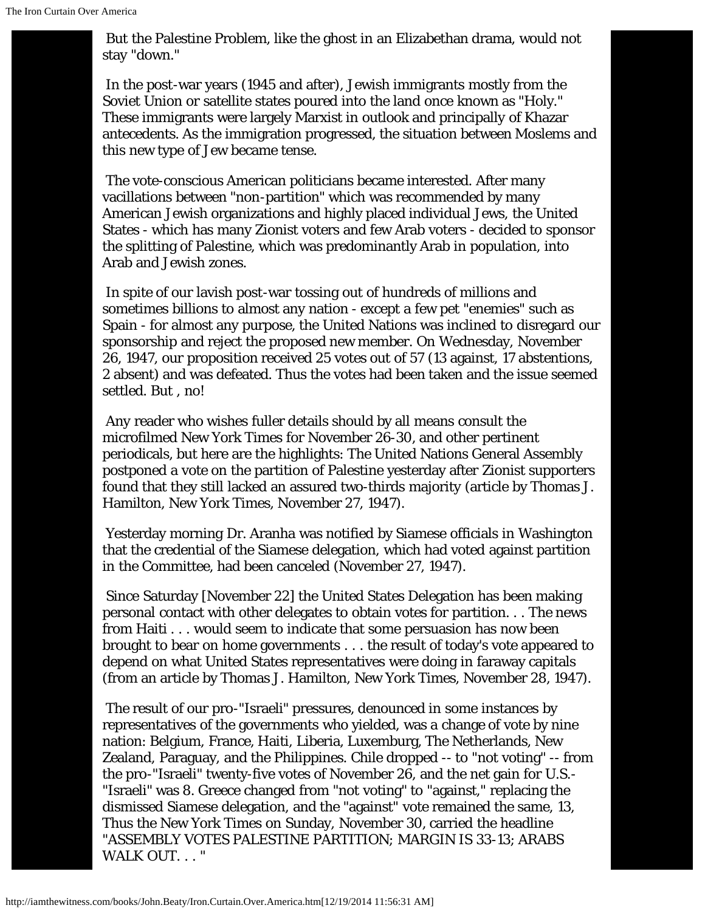But the Palestine Problem, like the ghost in an Elizabethan drama, would not stay "down."

In the post-war years (1945 and after), Jewish immigrants mostly from the Soviet Union or satellite states poured into the land once known as "Holy." These immigrants were largely Marxist in outlook and principally of Khazar antecedents. As the immigration progressed, the situation between Moslems and this new type of Jew became tense.

The vote-conscious American politicians became interested. After many vacillations between "non-partition" which was recommended by many American Jewish organizations and highly placed individual Jews, the United States - which has many Zionist voters and few Arab voters - decided to sponsor the splitting of Palestine, which was predominantly Arab in population, into Arab and Jewish zones.

In spite of our lavish post-war tossing out of hundreds of millions and sometimes billions to almost any nation - except a few pet "enemies" such as Spain - for almost any purpose, the United Nations was inclined to disregard our sponsorship and reject the proposed new member. On Wednesday, November 26, 1947, our proposition received 25 votes out of 57 (13 against, 17 abstentions, 2 absent) and was defeated. Thus the votes had been taken and the issue seemed settled. But , no!

Any reader who wishes fuller details should by all means consult the microfilmed New York Times for November 26-30, and other pertinent periodicals, but here are the highlights: The United Nations General Assembly postponed a vote on the partition of Palestine yesterday after Zionist supporters found that they still lacked an assured two-thirds majority (article by Thomas J. Hamilton, New York Times, November 27, 1947).

Yesterday morning Dr. Aranha was notified by Siamese officials in Washington that the credential of the Siamese delegation, which had voted against partition in the Committee, had been canceled (November 27, 1947).

Since Saturday [November 22] the United States Delegation has been making personal contact with other delegates to obtain votes for partition. . . The news from Haiti . . . would seem to indicate that some persuasion has now been brought to bear on home governments . . . the result of today's vote appeared to depend on what United States representatives were doing in faraway capitals (from an article by Thomas J. Hamilton, New York Times, November 28, 1947).

The result of our pro-"Israeli" pressures, denounced in some instances by representatives of the governments who yielded, was a change of vote by nine nation: Belgium, France, Haiti, Liberia, Luxemburg, The Netherlands, New Zealand, Paraguay, and the Philippines. Chile dropped -- to "not voting" -- from the pro-"Israeli" twenty-five votes of November 26, and the net gain for U.S.-"Israeli" was 8. Greece changed from "not voting" to "against," replacing the dismissed Siamese delegation, and the "against" vote remained the same, 13, Thus the New York Times on Sunday, November 30, carried the headline "ASSEMBLY VOTES PALESTINE PARTITION; MARGIN IS 33-13; ARABS WALK OUT. . . "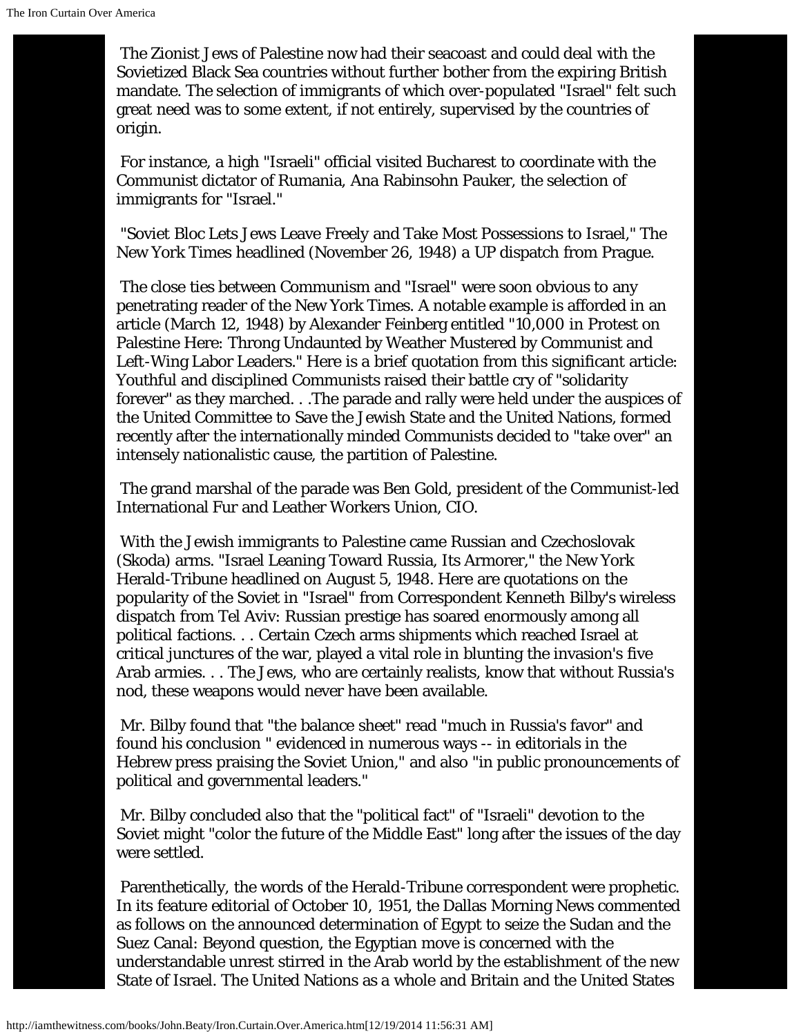The Zionist Jews of Palestine now had their seacoast and could deal with the Sovietized Black Sea countries without further bother from the expiring British mandate. The selection of immigrants of which over-populated "Israel" felt such great need was to some extent, if not entirely, supervised by the countries of origin.

For instance, a high "Israeli" official visited Bucharest to coordinate with the Communist dictator of Rumania, Ana Rabinsohn Pauker, the selection of immigrants for "Israel."

"Soviet Bloc Lets Jews Leave Freely and Take Most Possessions to Israel," The New York Times headlined (November 26, 1948) a UP dispatch from Prague.

The close ties between Communism and "Israel" were soon obvious to any penetrating reader of the New York Times. A notable example is afforded in an article (March 12, 1948) by Alexander Feinberg entitled "10,000 in Protest on Palestine Here: Throng Undaunted by Weather Mustered by Communist and Left-Wing Labor Leaders." Here is a brief quotation from this significant article: Youthful and disciplined Communists raised their battle cry of "solidarity forever" as they marched. . .The parade and rally were held under the auspices of the United Committee to Save the Jewish State and the United Nations, formed recently after the internationally minded Communists decided to "take over" an intensely nationalistic cause, the partition of Palestine.

The grand marshal of the parade was Ben Gold, president of the Communist-led International Fur and Leather Workers Union, CIO.

With the Jewish immigrants to Palestine came Russian and Czechoslovak (Skoda) arms. "Israel Leaning Toward Russia, Its Armorer," the New York Herald-Tribune headlined on August 5, 1948. Here are quotations on the popularity of the Soviet in "Israel" from Correspondent Kenneth Bilby's wireless dispatch from Tel Aviv: Russian prestige has soared enormously among all political factions. . . Certain Czech arms shipments which reached Israel at critical junctures of the war, played a vital role in blunting the invasion's five Arab armies. . . The Jews, who are certainly realists, know that without Russia's nod, these weapons would never have been available.

Mr. Bilby found that "the balance sheet" read "much in Russia's favor" and found his conclusion " evidenced in numerous ways -- in editorials in the Hebrew press praising the Soviet Union," and also "in public pronouncements of political and governmental leaders."

Mr. Bilby concluded also that the "political fact" of "Israeli" devotion to the Soviet might "color the future of the Middle East" long after the issues of the day were settled.

Parenthetically, the words of the Herald-Tribune correspondent were prophetic. In its feature editorial of October 10, 1951, the Dallas Morning News commented as follows on the announced determination of Egypt to seize the Sudan and the Suez Canal: Beyond question, the Egyptian move is concerned with the understandable unrest stirred in the Arab world by the establishment of the new State of Israel. The United Nations as a whole and Britain and the United States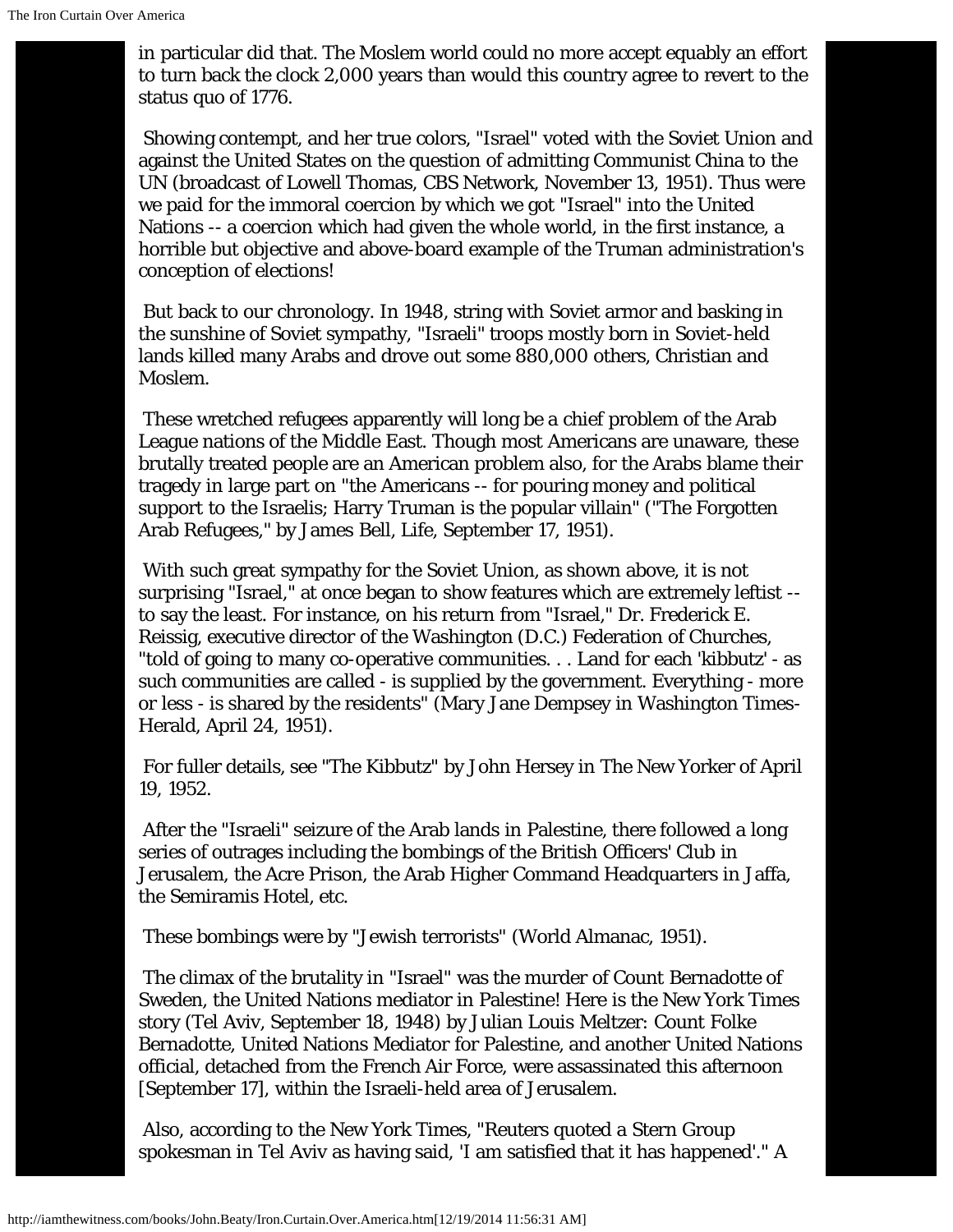in particular did that. The Moslem world could no more accept equably an effort to turn back the clock 2,000 years than would this country agree to revert to the status quo of 1776.

Showing contempt, and her true colors, "Israel" voted with the Soviet Union and against the United States on the question of admitting Communist China to the UN (broadcast of Lowell Thomas, CBS Network, November 13, 1951). Thus were we paid for the immoral coercion by which we got "Israel" into the United Nations -- a coercion which had given the whole world, in the first instance, a horrible but objective and above-board example of the Truman administration's conception of elections!

But back to our chronology. In 1948, string with Soviet armor and basking in the sunshine of Soviet sympathy, "Israeli" troops mostly born in Soviet-held lands killed many Arabs and drove out some 880,000 others, Christian and Moslem.

These wretched refugees apparently will long be a chief problem of the Arab League nations of the Middle East. Though most Americans are unaware, these brutally treated people are an American problem also, for the Arabs blame their tragedy in large part on "the Americans -- for pouring money and political support to the Israelis; Harry Truman is the popular villain" ("The Forgotten Arab Refugees," by James Bell, Life, September 17, 1951).

With such great sympathy for the Soviet Union, as shown above, it is not surprising "Israel," at once began to show features which are extremely leftist -- to say the least. For instance, on his return from "Israel," Dr. Frederick E. Reissig, executive director of the Washington (D.C.) Federation of Churches, "told of going to many co-operative communities. . . Land for each 'kibbutz' - as such communities are called - is supplied by the government. Everything - more or less - is shared by the residents" (Mary Jane Dempsey in Washington Times-Herald, April 24, 1951).

For fuller details, see "The Kibbutz" by John Hersey in The New Yorker of April 19, 1952.

After the "Israeli" seizure of the Arab lands in Palestine, there followed a long series of outrages including the bombings of the British Officers' Club in Jerusalem, the Acre Prison, the Arab Higher Command Headquarters in Jaffa, the Semiramis Hotel, etc.

These bombings were by "Jewish terrorists" (World Almanac, 1951).

The climax of the brutality in "Israel" was the murder of Count Bernadotte of Sweden, the United Nations mediator in Palestine! Here is the New York Times story (Tel Aviv, September 18, 1948) by Julian Louis Meltzer: Count Folke Bernadotte, United Nations Mediator for Palestine, and another United Nations official, detached from the French Air Force, were assassinated this afternoon [September 17], within the Israeli-held area of Jerusalem.

Also, according to the New York Times, "Reuters quoted a Stern Group spokesman in Tel Aviv as having said, 'I am satisfied that it has happened'." A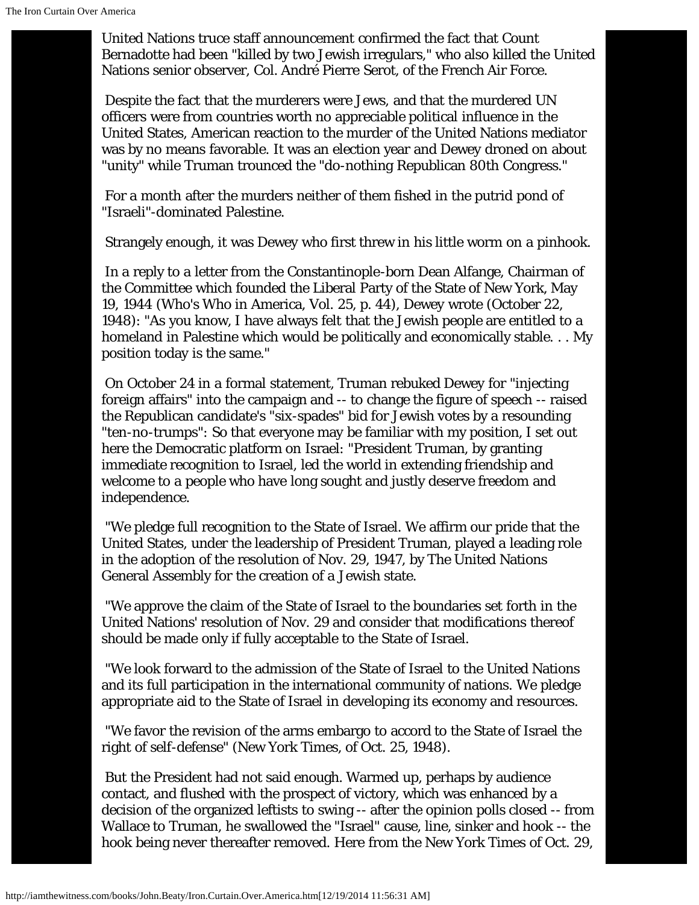United Nations truce staff announcement confirmed the fact that Count Bernadotte had been "killed by two Jewish irregulars," who also killed the United Nations senior observer, Col. André Pierre Serot, of the French Air Force.

Despite the fact that the murderers were Jews, and that the murdered UN officers were from countries worth no appreciable political influence in the United States, American reaction to the murder of the United Nations mediator was by no means favorable. It was an election year and Dewey droned on about "unity" while Truman trounced the "do-nothing Republican 80th Congress."

For a month after the murders neither of them fished in the putrid pond of "Israeli"-dominated Palestine.

Strangely enough, it was Dewey who first threw in his little worm on a pinhook.

In a reply to a letter from the Constantinople-born Dean Alfange, Chairman of the Committee which founded the Liberal Party of the State of New York, May 19, 1944 (Who's Who in America, Vol. 25, p. 44), Dewey wrote (October 22, 1948): "As you know, I have always felt that the Jewish people are entitled to a homeland in Palestine which would be politically and economically stable. . . My position today is the same."

On October 24 in a formal statement, Truman rebuked Dewey for "injecting foreign affairs" into the campaign and -- to change the figure of speech -- raised the Republican candidate's "six-spades" bid for Jewish votes by a resounding "ten-no-trumps": So that everyone may be familiar with my position, I set out here the Democratic platform on Israel: "President Truman, by granting immediate recognition to Israel, led the world in extending friendship and welcome to a people who have long sought and justly deserve freedom and independence.

"We pledge full recognition to the State of Israel. We affirm our pride that the United States, under the leadership of President Truman, played a leading role in the adoption of the resolution of Nov. 29, 1947, by The United Nations General Assembly for the creation of a Jewish state.

"We approve the claim of the State of Israel to the boundaries set forth in the United Nations' resolution of Nov. 29 and consider that modifications thereof should be made only if fully acceptable to the State of Israel.

"We look forward to the admission of the State of Israel to the United Nations and its full participation in the international community of nations. We pledge appropriate aid to the State of Israel in developing its economy and resources.

"We favor the revision of the arms embargo to accord to the State of Israel the right of self-defense" (New York Times, of Oct. 25, 1948).

But the President had not said enough. Warmed up, perhaps by audience contact, and flushed with the prospect of victory, which was enhanced by a decision of the organized leftists to swing -- after the opinion polls closed -- from Wallace to Truman, he swallowed the "Israel" cause, line, sinker and hook -- the hook being never thereafter removed. Here from the New York Times of Oct. 29,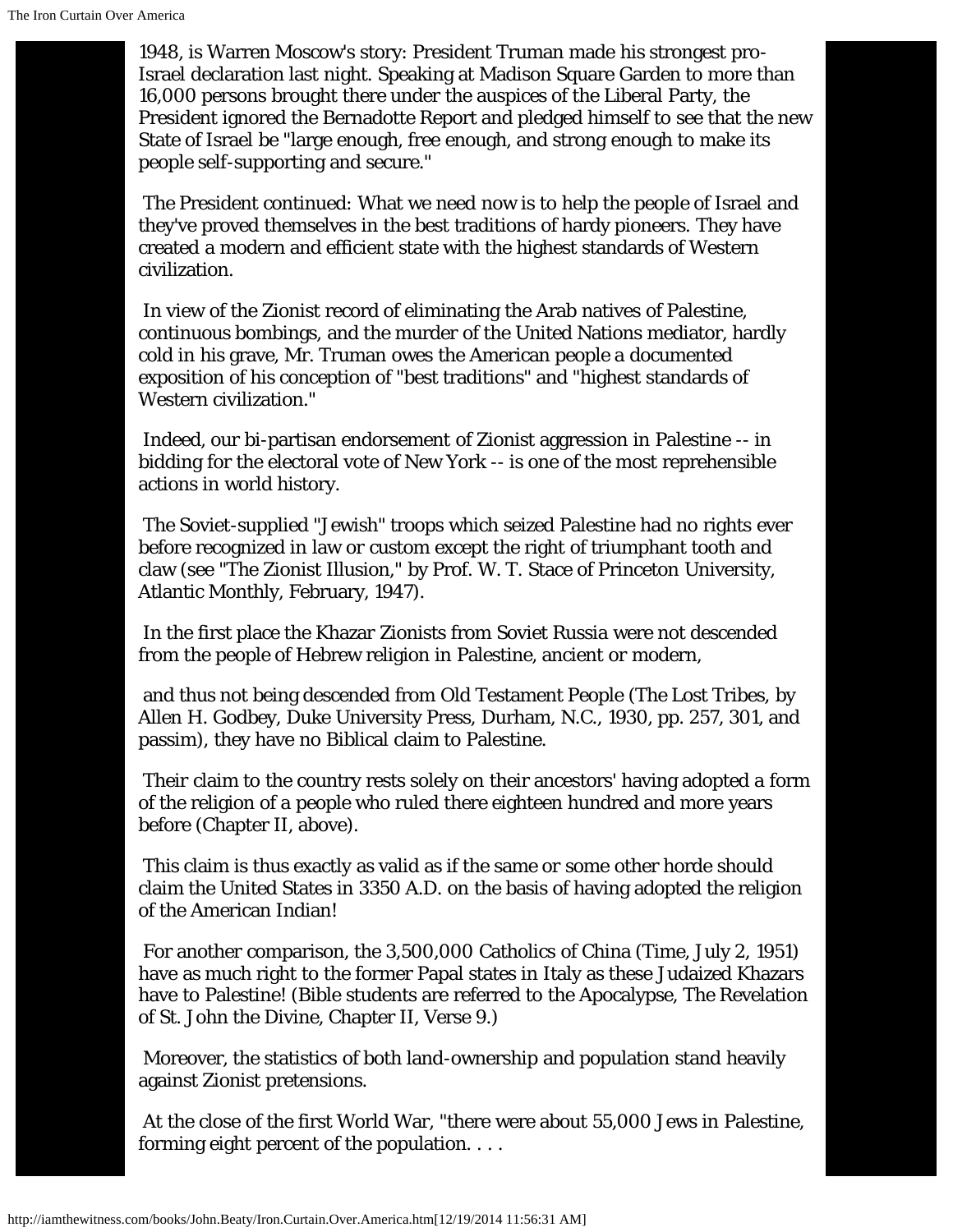1948, is Warren Moscow's story: President Truman made his strongest pro-Israel declaration last night. Speaking at Madison Square Garden to more than 16,000 persons brought there under the auspices of the Liberal Party, the President ignored the Bernadotte Report and pledged himself to see that the new State of Israel be "large enough, free enough, and strong enough to make its people self-supporting and secure."

The President continued: What we need now is to help the people of Israel and they've proved themselves in the best traditions of hardy pioneers. They have created a modern and efficient state with the highest standards of Western civilization.

In view of the Zionist record of eliminating the Arab natives of Palestine, continuous bombings, and the murder of the United Nations mediator, hardly cold in his grave, Mr. Truman owes the American people a documented exposition of his conception of "best traditions" and "highest standards of Western civilization."

Indeed, our bi-partisan endorsement of Zionist aggression in Palestine -- in bidding for the electoral vote of New York -- is one of the most reprehensible actions in world history.

The Soviet-supplied "Jewish" troops which seized Palestine had no rights ever before recognized in law or custom except the right of triumphant tooth and claw (see "The Zionist Illusion," by Prof. W. T. Stace of Princeton University, Atlantic Monthly, February, 1947).

In the first place the Khazar Zionists from Soviet Russia were not descended from the people of Hebrew religion in Palestine, ancient or modern,

and thus not being descended from Old Testament People (The Lost Tribes, by Allen H. Godbey, Duke University Press, Durham, N.C., 1930, pp. 257, 301, and passim), they have no Biblical claim to Palestine.

Their claim to the country rests solely on their ancestors' having adopted a form of the religion of a people who ruled there eighteen hundred and more years before (Chapter II, above).

This claim is thus exactly as valid as if the same or some other horde should claim the United States in 3350 A.D. on the basis of having adopted the religion of the American Indian!

For another comparison, the 3,500,000 Catholics of China (Time, July 2, 1951) have as much right to the former Papal states in Italy as these Judaized Khazars have to Palestine! (Bible students are referred to the Apocalypse, The Revelation of St. John the Divine, Chapter II, Verse 9.)

Moreover, the statistics of both land-ownership and population stand heavily against Zionist pretensions.

At the close of the first World War, "there were about 55,000 Jews in Palestine, forming eight percent of the population. . . .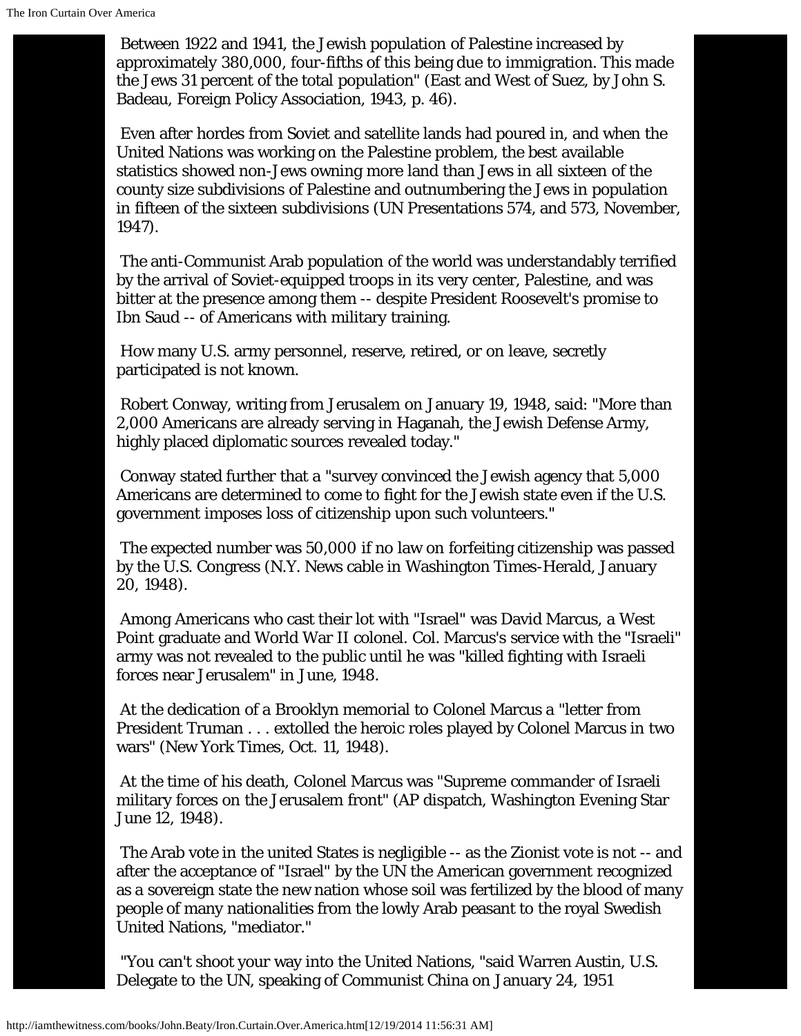Between 1922 and 1941, the Jewish population of Palestine increased by approximately 380,000, four-fifths of this being due to immigration. This made the Jews 31 percent of the total population" (East and West of Suez, by John S. Badeau, Foreign Policy Association, 1943, p. 46).

Even after hordes from Soviet and satellite lands had poured in, and when the United Nations was working on the Palestine problem, the best available statistics showed non-Jews owning more land than Jews in all sixteen of the county size subdivisions of Palestine and outnumbering the Jews in population in fifteen of the sixteen subdivisions (UN Presentations 574, and 573, November, 1947).

The anti-Communist Arab population of the world was understandably terrified by the arrival of Soviet-equipped troops in its very center, Palestine, and was bitter at the presence among them -- despite President Roosevelt's promise to Ibn Saud -- of Americans with military training.

How many U.S. army personnel, reserve, retired, or on leave, secretly participated is not known.

Robert Conway, writing from Jerusalem on January 19, 1948, said: "More than 2,000 Americans are already serving in Haganah, the Jewish Defense Army, highly placed diplomatic sources revealed today."

Conway stated further that a "survey convinced the Jewish agency that 5,000 Americans are determined to come to fight for the Jewish state even if the U.S. government imposes loss of citizenship upon such volunteers."

The expected number was 50,000 if no law on forfeiting citizenship was passed by the U.S. Congress (N.Y. News cable in Washington Times-Herald, January 20, 1948).

Among Americans who cast their lot with "Israel" was David Marcus, a West Point graduate and World War II colonel. Col. Marcus's service with the "Israeli" army was not revealed to the public until he was "killed fighting with Israeli forces near Jerusalem" in June, 1948.

At the dedication of a Brooklyn memorial to Colonel Marcus a "letter from President Truman . . . extolled the heroic roles played by Colonel Marcus in two wars" (New York Times, Oct. 11, 1948).

At the time of his death, Colonel Marcus was "Supreme commander of Israeli military forces on the Jerusalem front" (AP dispatch, Washington Evening Star June 12, 1948).

The Arab vote in the united States is negligible -- as the Zionist vote is not -- and after the acceptance of "Israel" by the UN the American government recognized as a sovereign state the new nation whose soil was fertilized by the blood of many people of many nationalities from the lowly Arab peasant to the royal Swedish United Nations, "mediator."

"You can't shoot your way into the United Nations, "said Warren Austin, U.S. Delegate to the UN, speaking of Communist China on January 24, 1951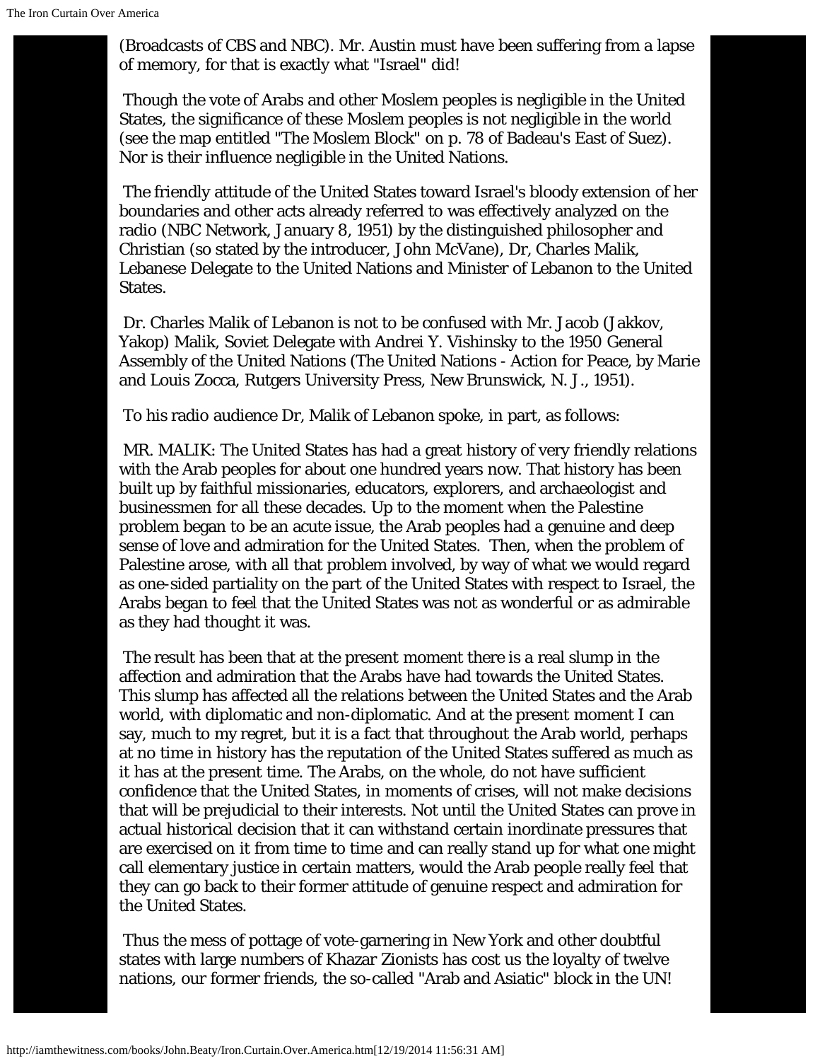(Broadcasts of CBS and NBC). Mr. Austin must have been suffering from a lapse of memory, for that is exactly what "Israel" did!

Though the vote of Arabs and other Moslem peoples is negligible in the United States, the significance of these Moslem peoples is not negligible in the world (see the map entitled "The Moslem Block" on p. 78 of Badeau's East of Suez). Nor is their influence negligible in the United Nations.

The friendly attitude of the United States toward Israel's bloody extension of her boundaries and other acts already referred to was effectively analyzed on the radio (NBC Network, January 8, 1951) by the distinguished philosopher and Christian (so stated by the introducer, John McVane), Dr, Charles Malik, Lebanese Delegate to the United Nations and Minister of Lebanon to the United States.

Dr. Charles Malik of Lebanon is not to be confused with Mr. Jacob (Jakkov, Yakop) Malik, Soviet Delegate with Andrei Y. Vishinsky to the 1950 General Assembly of the United Nations (The United Nations - Action for Peace, by Marie and Louis Zocca, Rutgers University Press, New Brunswick, N. J., 1951).

To his radio audience Dr, Malik of Lebanon spoke, in part, as follows:

MR. MALIK: The United States has had a great history of very friendly relations with the Arab peoples for about one hundred years now. That history has been built up by faithful missionaries, educators, explorers, and archaeologist and businessmen for all these decades. Up to the moment when the Palestine problem began to be an acute issue, the Arab peoples had a genuine and deep sense of love and admiration for the United States. Then, when the problem of Palestine arose, with all that problem involved, by way of what we would regard as one-sided partiality on the part of the United States with respect to Israel, the Arabs began to feel that the United States was not as wonderful or as admirable as they had thought it was.

The result has been that at the present moment there is a real slump in the affection and admiration that the Arabs have had towards the United States. This slump has affected all the relations between the United States and the Arab world, with diplomatic and non-diplomatic. And at the present moment I can say, much to my regret, but it is a fact that throughout the Arab world, perhaps at no time in history has the reputation of the United States suffered as much as it has at the present time. The Arabs, on the whole, do not have sufficient confidence that the United States, in moments of crises, will not make decisions that will be prejudicial to their interests. Not until the United States can prove in actual historical decision that it can withstand certain inordinate pressures that are exercised on it from time to time and can really stand up for what one might call elementary justice in certain matters, would the Arab people really feel that they can go back to their former attitude of genuine respect and admiration for the United States.

Thus the mess of pottage of vote-garnering in New York and other doubtful states with large numbers of Khazar Zionists has cost us the loyalty of twelve nations, our former friends, the so-called "Arab and Asiatic" block in the UN!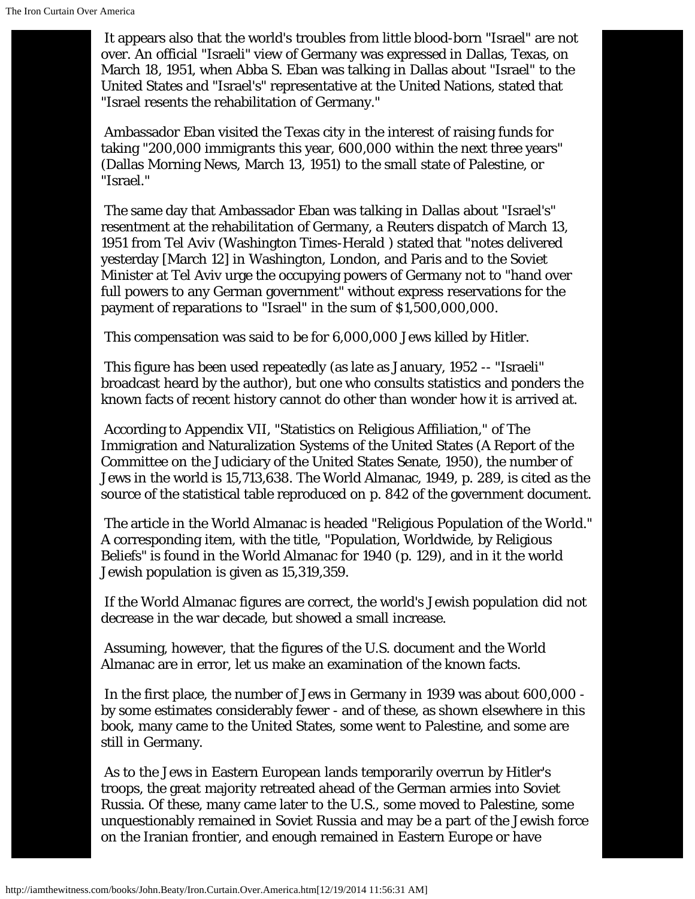It appears also that the world's troubles from little blood-born "Israel" are not over. An official "Israeli" view of Germany was expressed in Dallas, Texas, on March 18, 1951, when Abba S. Eban was talking in Dallas about "Israel" to the United States and "Israel's" representative at the United Nations, stated that "Israel resents the rehabilitation of Germany."

Ambassador Eban visited the Texas city in the interest of raising funds for taking "200,000 immigrants this year, 600,000 within the next three years" (Dallas Morning News, March 13, 1951) to the small state of Palestine, or "Israel."

The same day that Ambassador Eban was talking in Dallas about "Israel's" resentment at the rehabilitation of Germany, a Reuters dispatch of March 13, 1951 from Tel Aviv (Washington Times-Herald ) stated that "notes delivered yesterday [March 12] in Washington, London, and Paris and to the Soviet Minister at Tel Aviv urge the occupying powers of Germany not to "hand over full powers to any German government" without express reservations for the payment of reparations to "Israel" in the sum of $1,500,000,000.

This compensation was said to be for 6,000,000 Jews killed by Hitler.

This figure has been used repeatedly (as late as January, 1952 -- "Israeli" broadcast heard by the author), but one who consults statistics and ponders the known facts of recent history cannot do other than wonder how it is arrived at.

According to Appendix VII, "Statistics on Religious Affiliation," of The Immigration and Naturalization Systems of the United States (A Report of the Committee on the Judiciary of the United States Senate, 1950), the number of Jews in the world is 15,713,638. The World Almanac, 1949, p. 289, is cited as the source of the statistical table reproduced on p. 842 of the government document.

The article in the World Almanac is headed "Religious Population of the World." A corresponding item, with the title, "Population, Worldwide, by Religious Beliefs" is found in the World Almanac for 1940 (p. 129), and in it the world Jewish population is given as 15,319,359.

If the World Almanac figures are correct, the world's Jewish population did not decrease in the war decade, but showed a small increase.

Assuming, however, that the figures of the U.S. document and the World Almanac are in error, let us make an examination of the known facts.

In the first place, the number of Jews in Germany in 1939 was about 600,000 - by some estimates considerably fewer - and of these, as shown elsewhere in this book, many came to the United States, some went to Palestine, and some are still in Germany.

As to the Jews in Eastern European lands temporarily overrun by Hitler's troops, the great majority retreated ahead of the German armies into Soviet Russia. Of these, many came later to the U.S., some moved to Palestine, some unquestionably remained in Soviet Russia and may be a part of the Jewish force on the Iranian frontier, and enough remained in Eastern Europe or have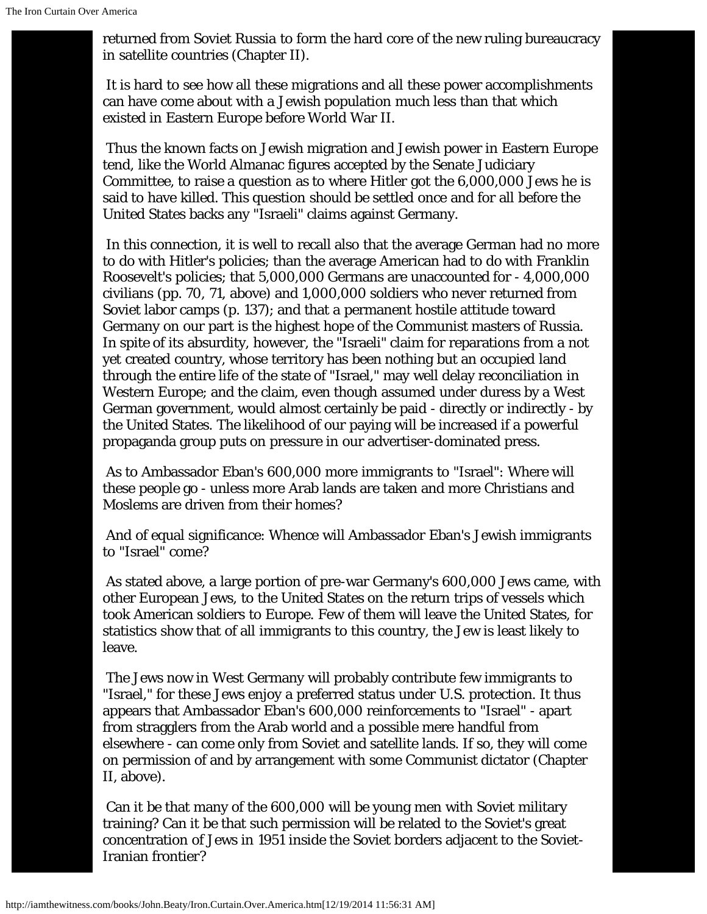returned from Soviet Russia to form the hard core of the new ruling bureaucracy in satellite countries (Chapter II).

It is hard to see how all these migrations and all these power accomplishments can have come about with a Jewish population much less than that which existed in Eastern Europe before World War II.

Thus the known facts on Jewish migration and Jewish power in Eastern Europe tend, like the World Almanac figures accepted by the Senate Judiciary Committee, to raise a question as to where Hitler got the 6,000,000 Jews he is said to have killed. This question should be settled once and for all before the United States backs any "Israeli" claims against Germany.

In this connection, it is well to recall also that the average German had no more to do with Hitler's policies; than the average American had to do with Franklin Roosevelt's policies; that 5,000,000 Germans are unaccounted for - 4,000,000 civilians (pp. 70, 71, above) and 1,000,000 soldiers who never returned from Soviet labor camps (p. 137); and that a permanent hostile attitude toward Germany on our part is the highest hope of the Communist masters of Russia. In spite of its absurdity, however, the "Israeli" claim for reparations from a not yet created country, whose territory has been nothing but an occupied land through the entire life of the state of "Israel," may well delay reconciliation in Western Europe; and the claim, even though assumed under duress by a West German government, would almost certainly be paid - directly or indirectly - by the United States. The likelihood of our paying will be increased if a powerful propaganda group puts on pressure in our advertiser-dominated press.

As to Ambassador Eban's 600,000 more immigrants to "Israel": Where will these people go - unless more Arab lands are taken and more Christians and Moslems are driven from their homes?

And of equal significance: Whence will Ambassador Eban's Jewish immigrants to "Israel" come?

As stated above, a large portion of pre-war Germany's 600,000 Jews came, with other European Jews, to the United States on the return trips of vessels which took American soldiers to Europe. Few of them will leave the United States, for statistics show that of all immigrants to this country, the Jew is least likely to leave.

The Jews now in West Germany will probably contribute few immigrants to "Israel," for these Jews enjoy a preferred status under U.S. protection. It thus appears that Ambassador Eban's 600,000 reinforcements to "Israel" - apart from stragglers from the Arab world and a possible mere handful from elsewhere - can come only from Soviet and satellite lands. If so, they will come on permission of and by arrangement with some Communist dictator (Chapter II, above).

Can it be that many of the 600,000 will be young men with Soviet military training? Can it be that such permission will be related to the Soviet's great concentration of Jews in 1951 inside the Soviet borders adjacent to the Soviet-Iranian frontier?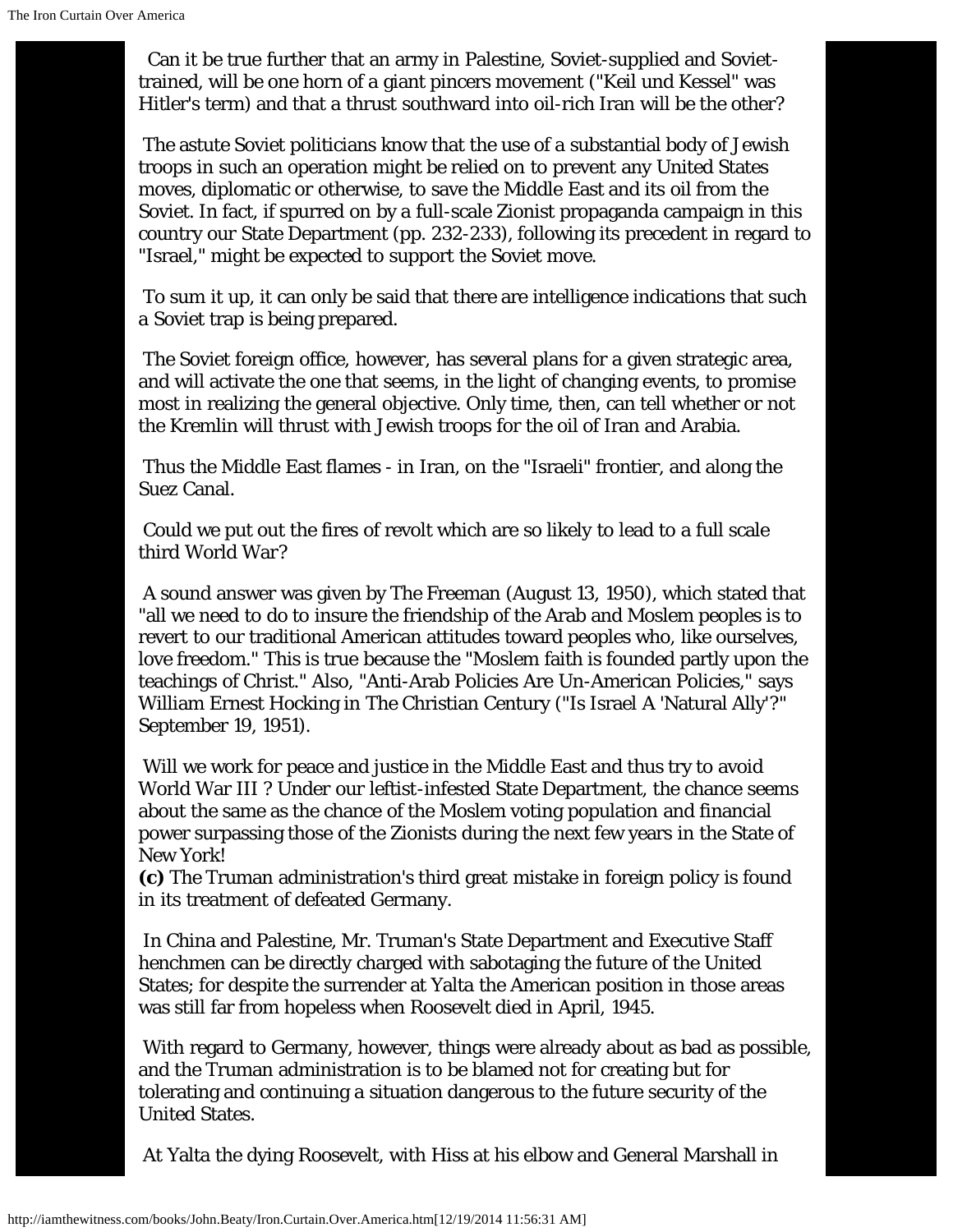Can it be true further that an army in Palestine, Soviet-supplied and Soviet-trained, will be one horn of a giant pincers movement ("Keil und Kessel" was Hitler's term) and that a thrust southward into oil-rich Iran will be the other?

The astute Soviet politicians know that the use of a substantial body of Jewish troops in such an operation might be relied on to prevent any United States moves, diplomatic or otherwise, to save the Middle East and its oil from the Soviet. In fact, if spurred on by a full-scale Zionist propaganda campaign in this country our State Department (pp. 232-233), following its precedent in regard to "Israel," might be expected to support the Soviet move.

To sum it up, it can only be said that there are intelligence indications that such a Soviet trap is being prepared.

The Soviet foreign office, however, has several plans for a given strategic area, and will activate the one that seems, in the light of changing events, to promise most in realizing the general objective. Only time, then, can tell whether or not the Kremlin will thrust with Jewish troops for the oil of Iran and Arabia.

Thus the Middle East flames - in Iran, on the "Israeli" frontier, and along the Suez Canal.

Could we put out the fires of revolt which are so likely to lead to a full scale third World War?

A sound answer was given by The Freeman (August 13, 1950), which stated that "all we need to do to insure the friendship of the Arab and Moslem peoples is to revert to our traditional American attitudes toward peoples who, like ourselves, love freedom." This is true because the "Moslem faith is founded partly upon the teachings of Christ." Also, "Anti-Arab Policies Are Un-American Policies," says William Ernest Hocking in The Christian Century ("Is Israel A 'Natural Ally'?" September 19, 1951).

Will we work for peace and justice in the Middle East and thus try to avoid World War III ? Under our leftist-infested State Department, the chance seems about the same as the chance of the Moslem voting population and financial power surpassing those of the Zionists during the next few years in the State of New York!

**(c)** The Truman administration's third great mistake in foreign policy is found in its treatment of defeated Germany.

In China and Palestine, Mr. Truman's State Department and Executive Staff henchmen can be directly charged with sabotaging the future of the United States; for despite the surrender at Yalta the American position in those areas was still far from hopeless when Roosevelt died in April, 1945.

With regard to Germany, however, things were already about as bad as possible, and the Truman administration is to be blamed not for creating but for tolerating and continuing a situation dangerous to the future security of the United States.

At Yalta the dying Roosevelt, with Hiss at his elbow and General Marshall in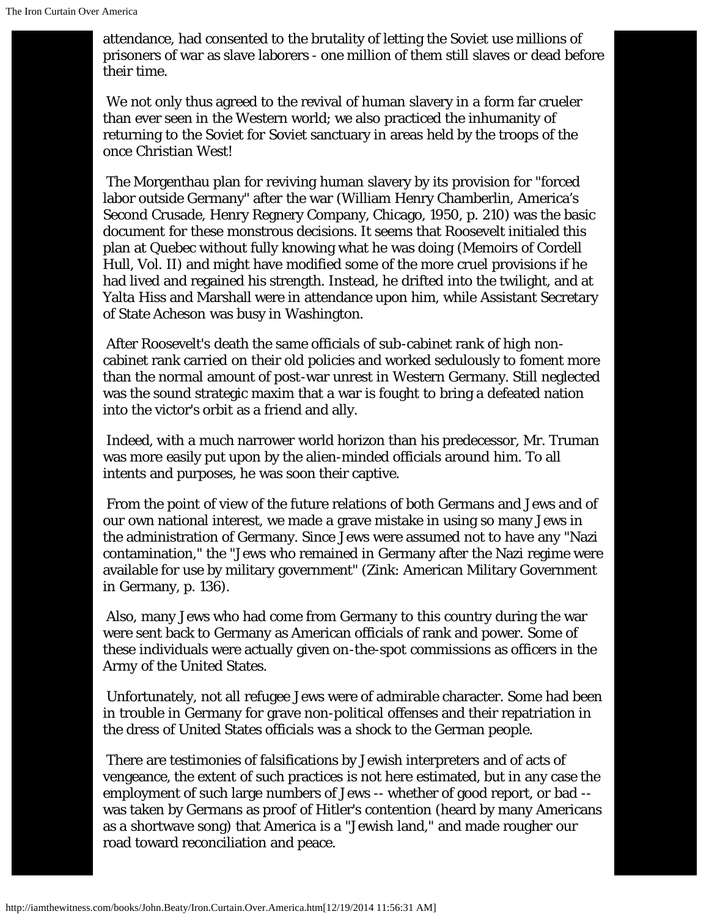attendance, had consented to the brutality of letting the Soviet use millions of prisoners of war as slave laborers - one million of them still slaves or dead before their time.

We not only thus agreed to the revival of human slavery in a form far crueler than ever seen in the Western world; we also practiced the inhumanity of returning to the Soviet for Soviet sanctuary in areas held by the troops of the once Christian West!

The Morgenthau plan for reviving human slavery by its provision for "forced labor outside Germany" after the war (William Henry Chamberlin, America's Second Crusade, Henry Regnery Company, Chicago, 1950, p. 210) was the basic document for these monstrous decisions. It seems that Roosevelt initialed this plan at Quebec without fully knowing what he was doing (Memoirs of Cordell Hull, Vol. II) and might have modified some of the more cruel provisions if he had lived and regained his strength. Instead, he drifted into the twilight, and at Yalta Hiss and Marshall were in attendance upon him, while Assistant Secretary of State Acheson was busy in Washington.

After Roosevelt's death the same officials of sub-cabinet rank of high non-cabinet rank carried on their old policies and worked sedulously to foment more than the normal amount of post-war unrest in Western Germany. Still neglected was the sound strategic maxim that a war is fought to bring a defeated nation into the victor's orbit as a friend and ally.

Indeed, with a much narrower world horizon than his predecessor, Mr. Truman was more easily put upon by the alien-minded officials around him. To all intents and purposes, he was soon their captive.

From the point of view of the future relations of both Germans and Jews and of our own national interest, we made a grave mistake in using so many Jews in the administration of Germany. Since Jews were assumed not to have any "Nazi contamination," the "Jews who remained in Germany after the Nazi regime were available for use by military government" (Zink: American Military Government in Germany, p. 136).

Also, many Jews who had come from Germany to this country during the war were sent back to Germany as American officials of rank and power. Some of these individuals were actually given on-the-spot commissions as officers in the Army of the United States.

Unfortunately, not all refugee Jews were of admirable character. Some had been in trouble in Germany for grave non-political offenses and their repatriation in the dress of United States officials was a shock to the German people.

There are testimonies of falsifications by Jewish interpreters and of acts of vengeance, the extent of such practices is not here estimated, but in any case the employment of such large numbers of Jews -- whether of good report, or bad -- was taken by Germans as proof of Hitler's contention (heard by many Americans as a shortwave song) that America is a "Jewish land," and made rougher our road toward reconciliation and peace.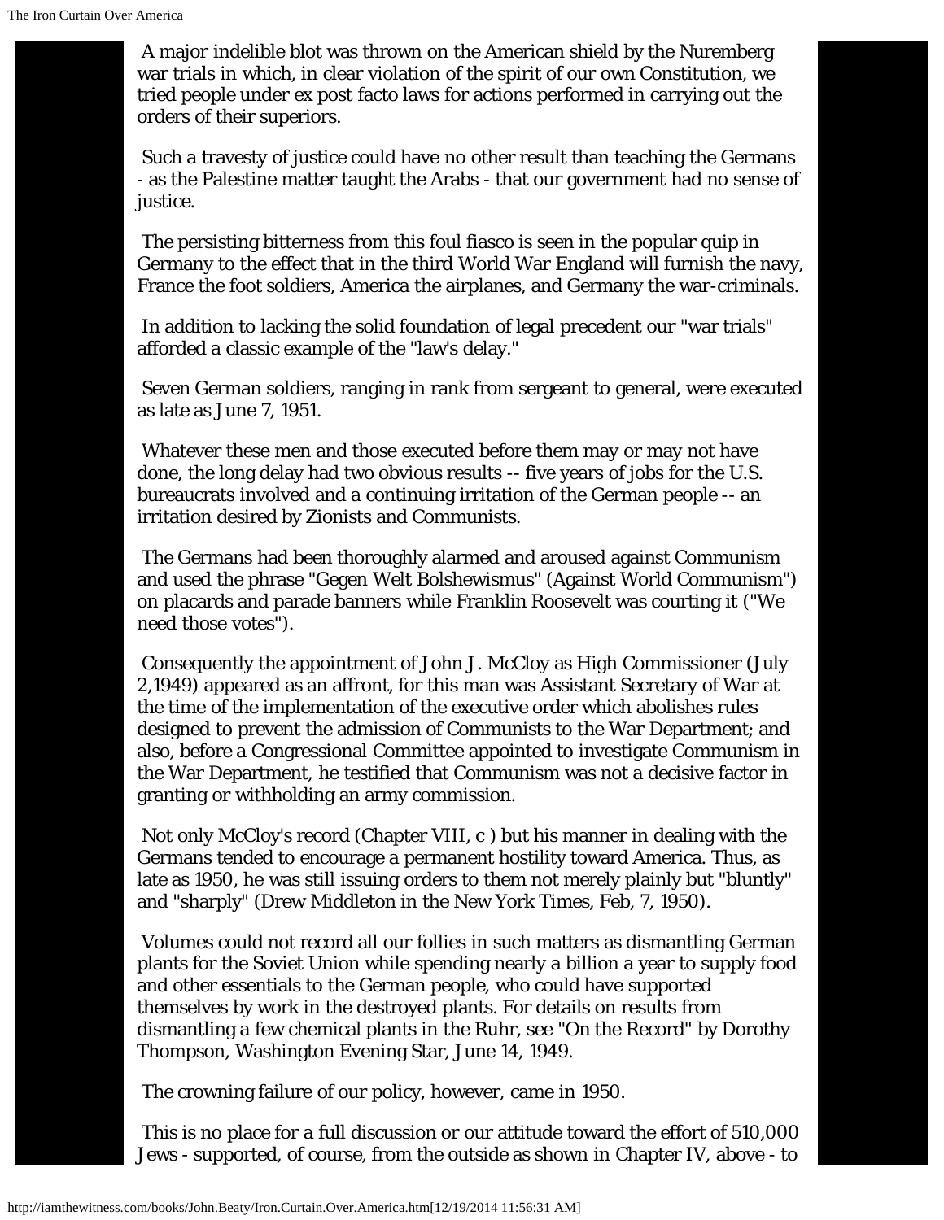A major indelible blot was thrown on the American shield by the Nuremberg war trials in which, in clear violation of the spirit of our own Constitution, we tried people under ex post facto laws for actions performed in carrying out the orders of their superiors.

Such a travesty of justice could have no other result than teaching the Germans - as the Palestine matter taught the Arabs - that our government had no sense of justice.

The persisting bitterness from this foul fiasco is seen in the popular quip in Germany to the effect that in the third World War England will furnish the navy, France the foot soldiers, America the airplanes, and Germany the war-criminals.

In addition to lacking the solid foundation of legal precedent our "war trials" afforded a classic example of the "law's delay."

Seven German soldiers, ranging in rank from sergeant to general, were executed as late as June 7, 1951.

Whatever these men and those executed before them may or may not have done, the long delay had two obvious results -- five years of jobs for the U.S. bureaucrats involved and a continuing irritation of the German people -- an irritation desired by Zionists and Communists.

The Germans had been thoroughly alarmed and aroused against Communism and used the phrase "Gegen Welt Bolshewismus" (Against World Communism") on placards and parade banners while Franklin Roosevelt was courting it ("We need those votes").

Consequently the appointment of John J. McCloy as High Commissioner (July 2,1949) appeared as an affront, for this man was Assistant Secretary of War at the time of the implementation of the executive order which abolishes rules designed to prevent the admission of Communists to the War Department; and also, before a Congressional Committee appointed to investigate Communism in the War Department, he testified that Communism was not a decisive factor in granting or withholding an army commission.

Not only McCloy's record (Chapter VIII, c ) but his manner in dealing with the Germans tended to encourage a permanent hostility toward America. Thus, as late as 1950, he was still issuing orders to them not merely plainly but "bluntly" and "sharply" (Drew Middleton in the New York Times, Feb, 7, 1950).

Volumes could not record all our follies in such matters as dismantling German plants for the Soviet Union while spending nearly a billion a year to supply food and other essentials to the German people, who could have supported themselves by work in the destroyed plants. For details on results from dismantling a few chemical plants in the Ruhr, see "On the Record" by Dorothy Thompson, Washington Evening Star, June 14, 1949.

The crowning failure of our policy, however, came in 1950.

This is no place for a full discussion or our attitude toward the effort of 510,000 Jews - supported, of course, from the outside as shown in Chapter IV, above - to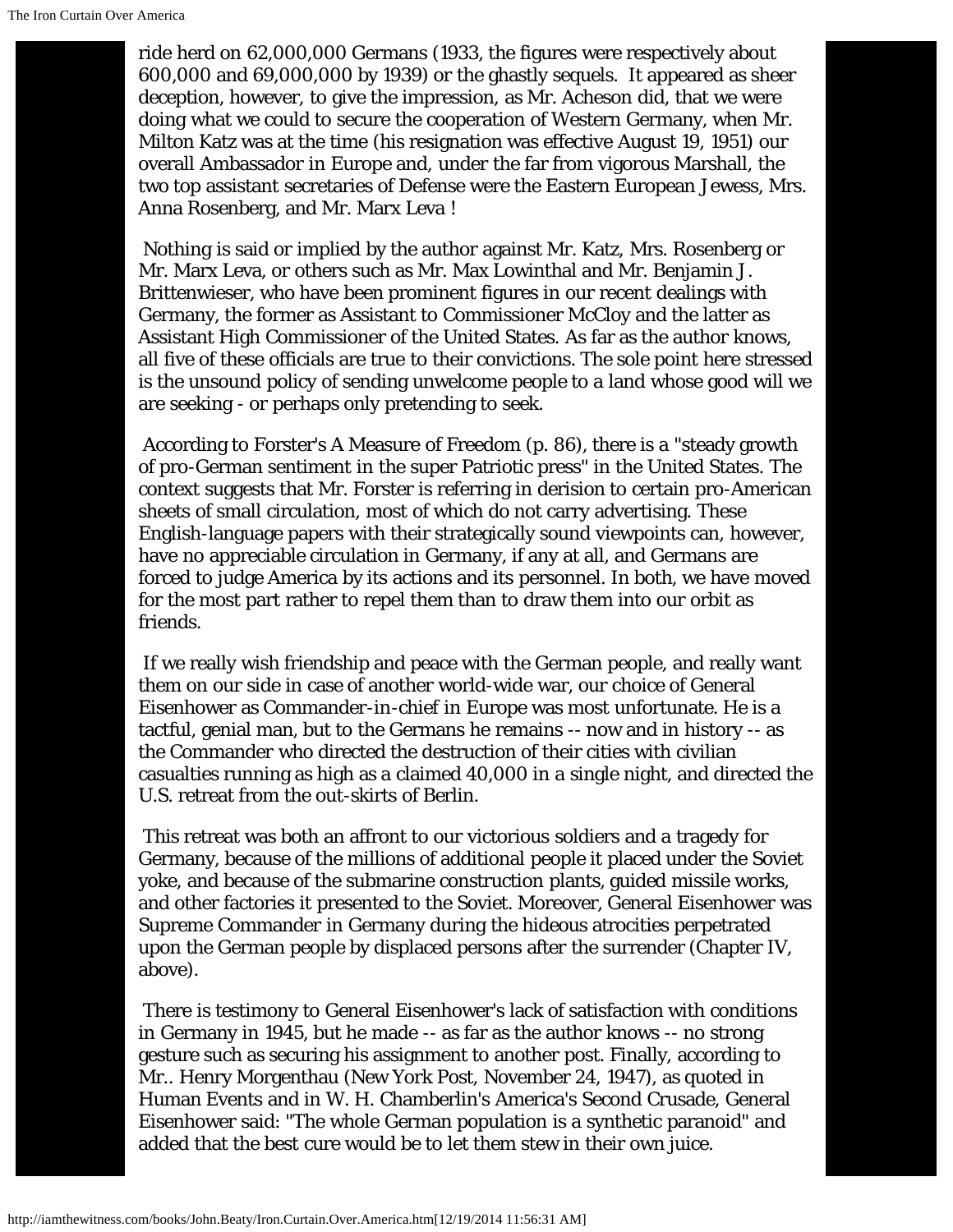ride herd on 62,000,000 Germans (1933, the figures were respectively about 600,000 and 69,000,000 by 1939) or the ghastly sequels. It appeared as sheer deception, however, to give the impression, as Mr. Acheson did, that we were doing what we could to secure the cooperation of Western Germany, when Mr. Milton Katz was at the time (his resignation was effective August 19, 1951) our overall Ambassador in Europe and, under the far from vigorous Marshall, the two top assistant secretaries of Defense were the Eastern European Jewess, Mrs. Anna Rosenberg, and Mr. Marx Leva !

Nothing is said or implied by the author against Mr. Katz, Mrs. Rosenberg or Mr. Marx Leva, or others such as Mr. Max Lowinthal and Mr. Benjamin J. Brittenwieser, who have been prominent figures in our recent dealings with Germany, the former as Assistant to Commissioner McCloy and the latter as Assistant High Commissioner of the United States. As far as the author knows, all five of these officials are true to their convictions. The sole point here stressed is the unsound policy of sending unwelcome people to a land whose good will we are seeking - or perhaps only pretending to seek.

According to Forster's A Measure of Freedom (p. 86), there is a "steady growth of pro-German sentiment in the super Patriotic press" in the United States. The context suggests that Mr. Forster is referring in derision to certain pro-American sheets of small circulation, most of which do not carry advertising. These English-language papers with their strategically sound viewpoints can, however, have no appreciable circulation in Germany, if any at all, and Germans are forced to judge America by its actions and its personnel. In both, we have moved for the most part rather to repel them than to draw them into our orbit as friends.

If we really wish friendship and peace with the German people, and really want them on our side in case of another world-wide war, our choice of General Eisenhower as Commander-in-chief in Europe was most unfortunate. He is a tactful, genial man, but to the Germans he remains -- now and in history -- as the Commander who directed the destruction of their cities with civilian casualties running as high as a claimed 40,000 in a single night, and directed the U.S. retreat from the out-skirts of Berlin.

This retreat was both an affront to our victorious soldiers and a tragedy for Germany, because of the millions of additional people it placed under the Soviet yoke, and because of the submarine construction plants, guided missile works, and other factories it presented to the Soviet. Moreover, General Eisenhower was Supreme Commander in Germany during the hideous atrocities perpetrated upon the German people by displaced persons after the surrender (Chapter IV, above).

There is testimony to General Eisenhower's lack of satisfaction with conditions in Germany in 1945, but he made -- as far as the author knows -- no strong gesture such as securing his assignment to another post. Finally, according to Mr.. Henry Morgenthau (New York Post, November 24, 1947), as quoted in Human Events and in W. H. Chamberlin's America's Second Crusade, General Eisenhower said: "The whole German population is a synthetic paranoid" and added that the best cure would be to let them stew in their own juice.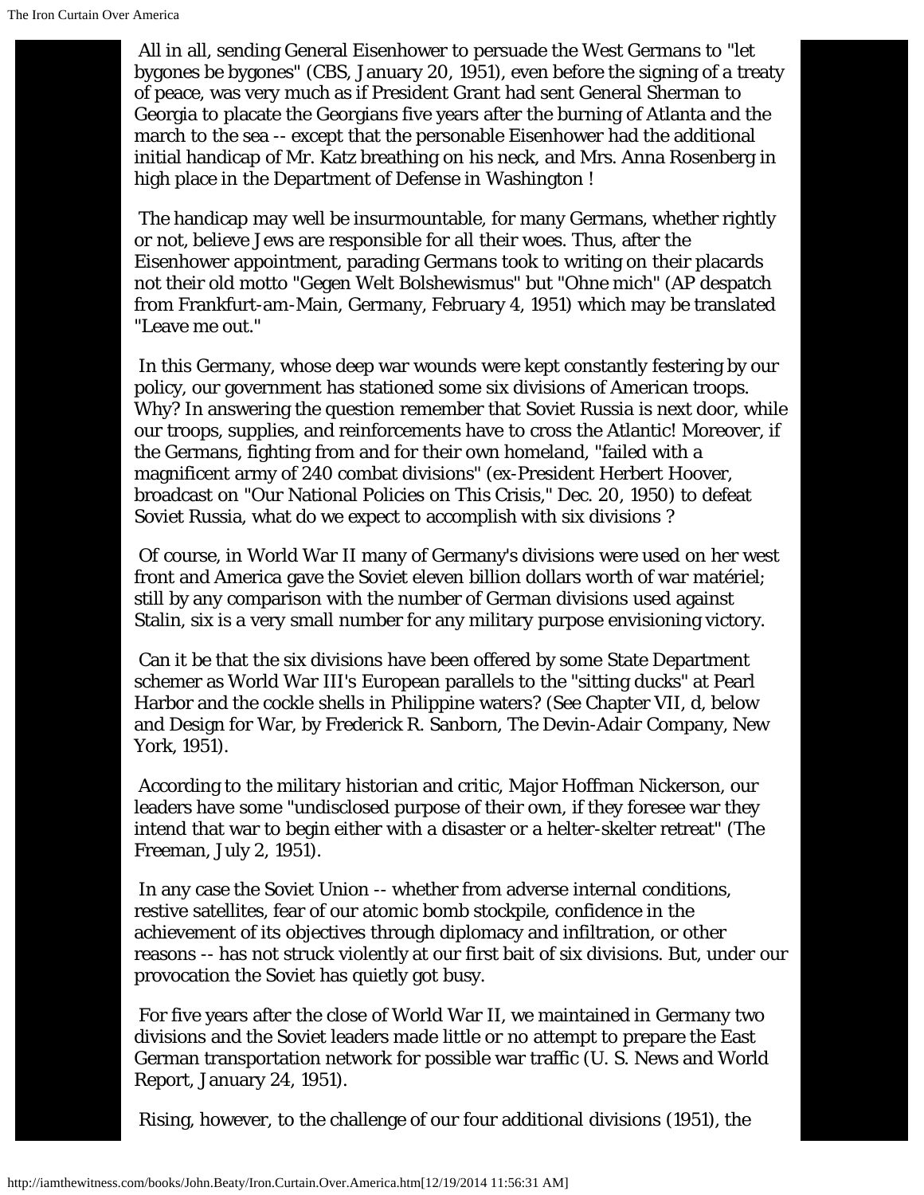All in all, sending General Eisenhower to persuade the West Germans to "let bygones be bygones" (CBS, January 20, 1951), even before the signing of a treaty of peace, was very much as if President Grant had sent General Sherman to Georgia to placate the Georgians five years after the burning of Atlanta and the march to the sea -- except that the personable Eisenhower had the additional initial handicap of Mr. Katz breathing on his neck, and Mrs. Anna Rosenberg in high place in the Department of Defense in Washington !

The handicap may well be insurmountable, for many Germans, whether rightly or not, believe Jews are responsible for all their woes. Thus, after the Eisenhower appointment, parading Germans took to writing on their placards not their old motto "Gegen Welt Bolshewismus" but "Ohne mich" (AP despatch from Frankfurt-am-Main, Germany, February 4, 1951) which may be translated "Leave me out."

In this Germany, whose deep war wounds were kept constantly festering by our policy, our government has stationed some six divisions of American troops. Why? In answering the question remember that Soviet Russia is next door, while our troops, supplies, and reinforcements have to cross the Atlantic! Moreover, if the Germans, fighting from and for their own homeland, "failed with a magnificent army of 240 combat divisions" (ex-President Herbert Hoover, broadcast on "Our National Policies on This Crisis," Dec. 20, 1950) to defeat Soviet Russia, what do we expect to accomplish with six divisions ?

Of course, in World War II many of Germany's divisions were used on her west front and America gave the Soviet eleven billion dollars worth of war matériel; still by any comparison with the number of German divisions used against Stalin, six is a very small number for any military purpose envisioning victory.

Can it be that the six divisions have been offered by some State Department schemer as World War III's European parallels to the "sitting ducks" at Pearl Harbor and the cockle shells in Philippine waters? (See Chapter VII, d, below and Design for War, by Frederick R. Sanborn, The Devin-Adair Company, New York, 1951).

According to the military historian and critic, Major Hoffman Nickerson, our leaders have some "undisclosed purpose of their own, if they foresee war they intend that war to begin either with a disaster or a helter-skelter retreat" (The Freeman, July 2, 1951).

In any case the Soviet Union -- whether from adverse internal conditions, restive satellites, fear of our atomic bomb stockpile, confidence in the achievement of its objectives through diplomacy and infiltration, or other reasons -- has not struck violently at our first bait of six divisions. But, under our provocation the Soviet has quietly got busy.

For five years after the close of World War II, we maintained in Germany two divisions and the Soviet leaders made little or no attempt to prepare the East German transportation network for possible war traffic (U. S. News and World Report, January 24, 1951).

Rising, however, to the challenge of our four additional divisions (1951), the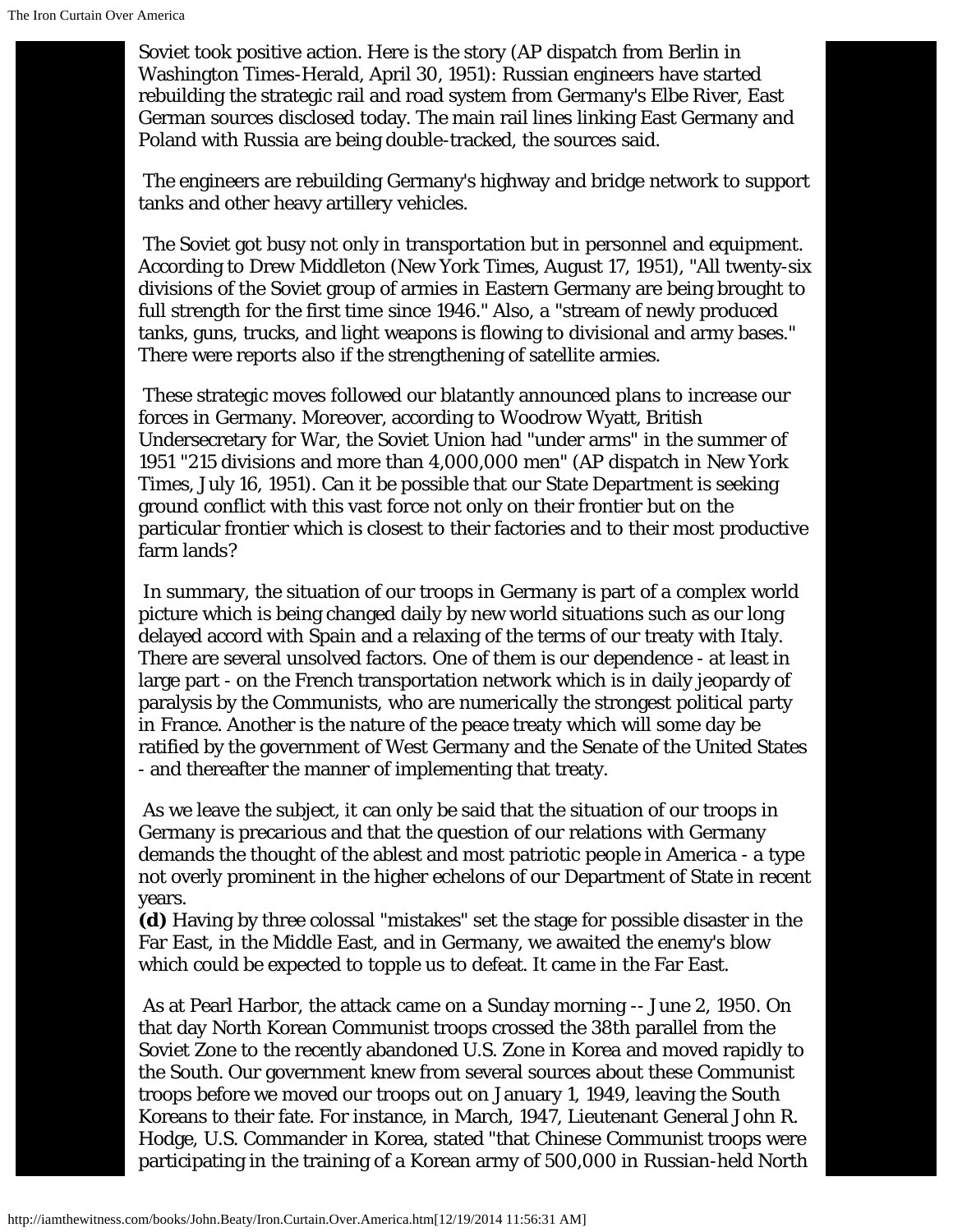Soviet took positive action. Here is the story (AP dispatch from Berlin in Washington Times-Herald, April 30, 1951): Russian engineers have started rebuilding the strategic rail and road system from Germany's Elbe River, East German sources disclosed today. The main rail lines linking East Germany and Poland with Russia are being double-tracked, the sources said.

The engineers are rebuilding Germany's highway and bridge network to support tanks and other heavy artillery vehicles.

The Soviet got busy not only in transportation but in personnel and equipment. According to Drew Middleton (New York Times, August 17, 1951), "All twenty-six divisions of the Soviet group of armies in Eastern Germany are being brought to full strength for the first time since 1946." Also, a "stream of newly produced tanks, guns, trucks, and light weapons is flowing to divisional and army bases." There were reports also if the strengthening of satellite armies.

These strategic moves followed our blatantly announced plans to increase our forces in Germany. Moreover, according to Woodrow Wyatt, British Undersecretary for War, the Soviet Union had "under arms" in the summer of 1951 "215 divisions and more than 4,000,000 men" (AP dispatch in New York Times, July 16, 1951). Can it be possible that our State Department is seeking ground conflict with this vast force not only on their frontier but on the particular frontier which is closest to their factories and to their most productive farm lands?

In summary, the situation of our troops in Germany is part of a complex world picture which is being changed daily by new world situations such as our long delayed accord with Spain and a relaxing of the terms of our treaty with Italy. There are several unsolved factors. One of them is our dependence - at least in large part - on the French transportation network which is in daily jeopardy of paralysis by the Communists, who are numerically the strongest political party in France. Another is the nature of the peace treaty which will some day be ratified by the government of West Germany and the Senate of the United States - and thereafter the manner of implementing that treaty.

As we leave the subject, it can only be said that the situation of our troops in Germany is precarious and that the question of our relations with Germany demands the thought of the ablest and most patriotic people in America - a type not overly prominent in the higher echelons of our Department of State in recent years.

**(d)** Having by three colossal "mistakes" set the stage for possible disaster in the Far East, in the Middle East, and in Germany, we awaited the enemy's blow which could be expected to topple us to defeat. It came in the Far East.

As at Pearl Harbor, the attack came on a Sunday morning -- June 2, 1950. On that day North Korean Communist troops crossed the 38th parallel from the Soviet Zone to the recently abandoned U.S. Zone in Korea and moved rapidly to the South. Our government knew from several sources about these Communist troops before we moved our troops out on January 1, 1949, leaving the South Koreans to their fate. For instance, in March, 1947, Lieutenant General John R. Hodge, U.S. Commander in Korea, stated "that Chinese Communist troops were participating in the training of a Korean army of 500,000 in Russian-held North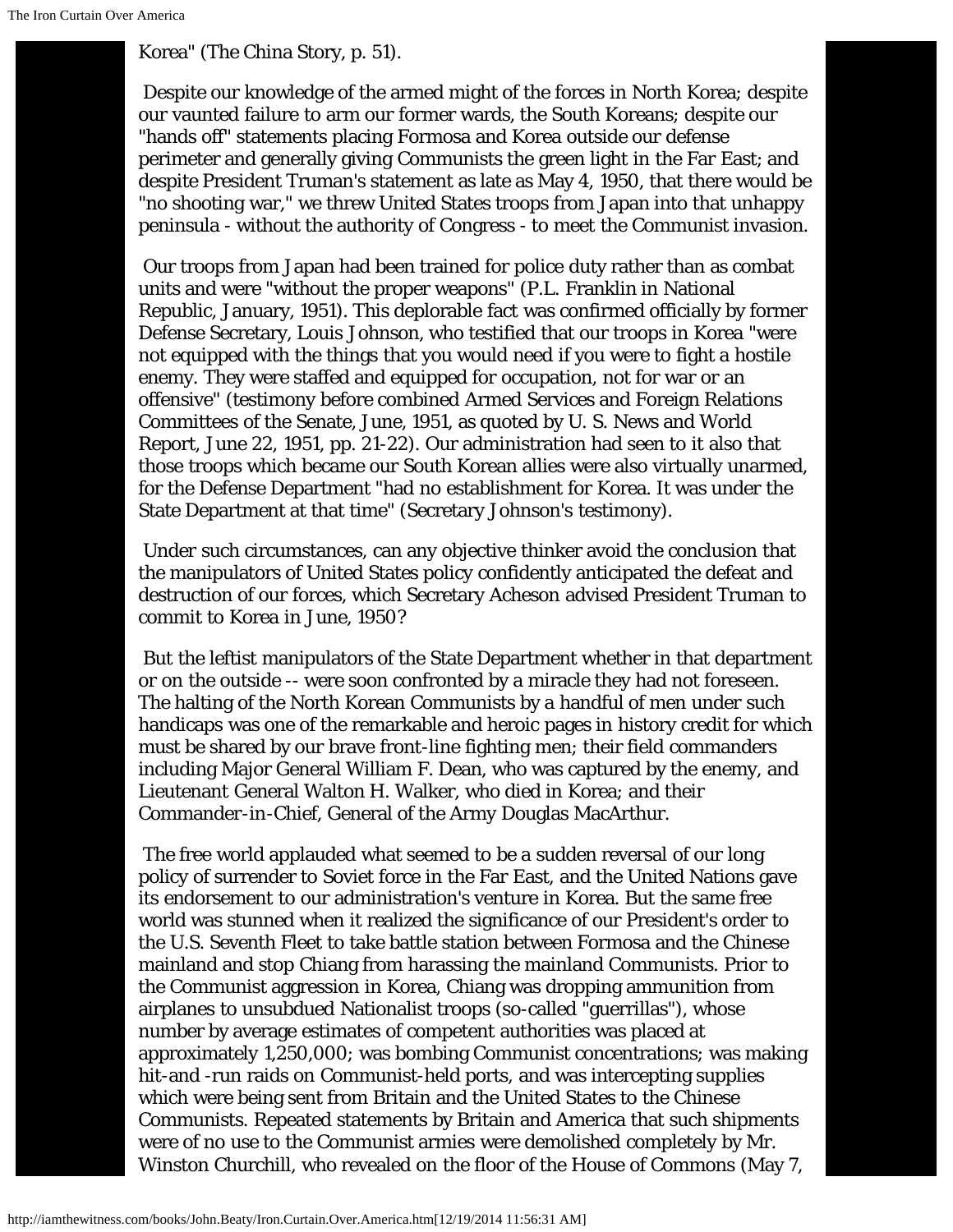Korea" (The China Story, p. 51).

Despite our knowledge of the armed might of the forces in North Korea; despite our vaunted failure to arm our former wards, the South Koreans; despite our "hands off" statements placing Formosa and Korea outside our defense perimeter and generally giving Communists the green light in the Far East; and despite President Truman's statement as late as May 4, 1950, that there would be "no shooting war," we threw United States troops from Japan into that unhappy peninsula - without the authority of Congress - to meet the Communist invasion.

Our troops from Japan had been trained for police duty rather than as combat units and were "without the proper weapons" (P.L. Franklin in National Republic, January, 1951). This deplorable fact was confirmed officially by former Defense Secretary, Louis Johnson, who testified that our troops in Korea "were not equipped with the things that you would need if you were to fight a hostile enemy. They were staffed and equipped for occupation, not for war or an offensive" (testimony before combined Armed Services and Foreign Relations Committees of the Senate, June, 1951, as quoted by U. S. News and World Report, June 22, 1951, pp. 21-22). Our administration had seen to it also that those troops which became our South Korean allies were also virtually unarmed, for the Defense Department "had no establishment for Korea. It was under the State Department at that time" (Secretary Johnson's testimony).

Under such circumstances, can any objective thinker avoid the conclusion that the manipulators of United States policy confidently anticipated the defeat and destruction of our forces, which Secretary Acheson advised President Truman to commit to Korea in June, 1950?

But the leftist manipulators of the State Department whether in that department or on the outside -- were soon confronted by a miracle they had not foreseen. The halting of the North Korean Communists by a handful of men under such handicaps was one of the remarkable and heroic pages in history credit for which must be shared by our brave front-line fighting men; their field commanders including Major General William F. Dean, who was captured by the enemy, and Lieutenant General Walton H. Walker, who died in Korea; and their Commander-in-Chief, General of the Army Douglas MacArthur.

The free world applauded what seemed to be a sudden reversal of our long policy of surrender to Soviet force in the Far East, and the United Nations gave its endorsement to our administration's venture in Korea. But the same free world was stunned when it realized the significance of our President's order to the U.S. Seventh Fleet to take battle station between Formosa and the Chinese mainland and stop Chiang from harassing the mainland Communists. Prior to the Communist aggression in Korea, Chiang was dropping ammunition from airplanes to unsubdued Nationalist troops (so-called "guerrillas"), whose number by average estimates of competent authorities was placed at approximately 1,250,000; was bombing Communist concentrations; was making hit-and -run raids on Communist-held ports, and was intercepting supplies which were being sent from Britain and the United States to the Chinese Communists. Repeated statements by Britain and America that such shipments were of no use to the Communist armies were demolished completely by Mr. Winston Churchill, who revealed on the floor of the House of Commons (May 7,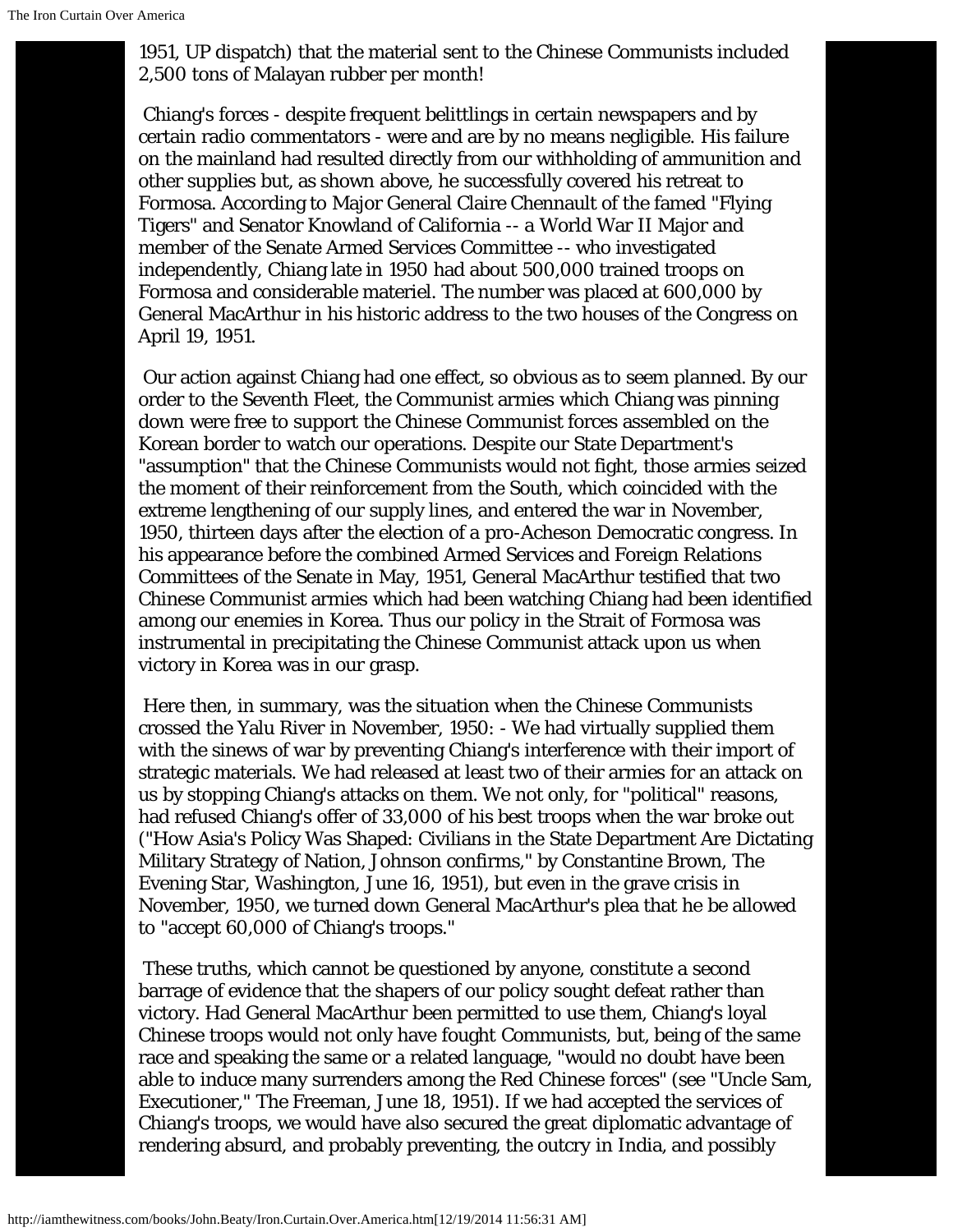1951, UP dispatch) that the material sent to the Chinese Communists included 2,500 tons of Malayan rubber per month!

Chiang's forces - despite frequent belittlings in certain newspapers and by certain radio commentators - were and are by no means negligible. His failure on the mainland had resulted directly from our withholding of ammunition and other supplies but, as shown above, he successfully covered his retreat to Formosa. According to Major General Claire Chennault of the famed "Flying Tigers" and Senator Knowland of California -- a World War II Major and member of the Senate Armed Services Committee -- who investigated independently, Chiang late in 1950 had about 500,000 trained troops on Formosa and considerable materiel. The number was placed at 600,000 by General MacArthur in his historic address to the two houses of the Congress on April 19, 1951.

Our action against Chiang had one effect, so obvious as to seem planned. By our order to the Seventh Fleet, the Communist armies which Chiang was pinning down were free to support the Chinese Communist forces assembled on the Korean border to watch our operations. Despite our State Department's "assumption" that the Chinese Communists would not fight, those armies seized the moment of their reinforcement from the South, which coincided with the extreme lengthening of our supply lines, and entered the war in November, 1950, thirteen days after the election of a pro-Acheson Democratic congress. In his appearance before the combined Armed Services and Foreign Relations Committees of the Senate in May, 1951, General MacArthur testified that two Chinese Communist armies which had been watching Chiang had been identified among our enemies in Korea. Thus our policy in the Strait of Formosa was instrumental in precipitating the Chinese Communist attack upon us when victory in Korea was in our grasp.

Here then, in summary, was the situation when the Chinese Communists crossed the Yalu River in November, 1950: - We had virtually supplied them with the sinews of war by preventing Chiang's interference with their import of strategic materials. We had released at least two of their armies for an attack on us by stopping Chiang's attacks on them. We not only, for "political" reasons, had refused Chiang's offer of 33,000 of his best troops when the war broke out ("How Asia's Policy Was Shaped: Civilians in the State Department Are Dictating Military Strategy of Nation, Johnson confirms," by Constantine Brown, The Evening Star, Washington, June 16, 1951), but even in the grave crisis in November, 1950, we turned down General MacArthur's plea that he be allowed to "accept 60,000 of Chiang's troops."

These truths, which cannot be questioned by anyone, constitute a second barrage of evidence that the shapers of our policy sought defeat rather than victory. Had General MacArthur been permitted to use them, Chiang's loyal Chinese troops would not only have fought Communists, but, being of the same race and speaking the same or a related language, "would no doubt have been able to induce many surrenders among the Red Chinese forces" (see "Uncle Sam, Executioner," The Freeman, June 18, 1951). If we had accepted the services of Chiang's troops, we would have also secured the great diplomatic advantage of rendering absurd, and probably preventing, the outcry in India, and possibly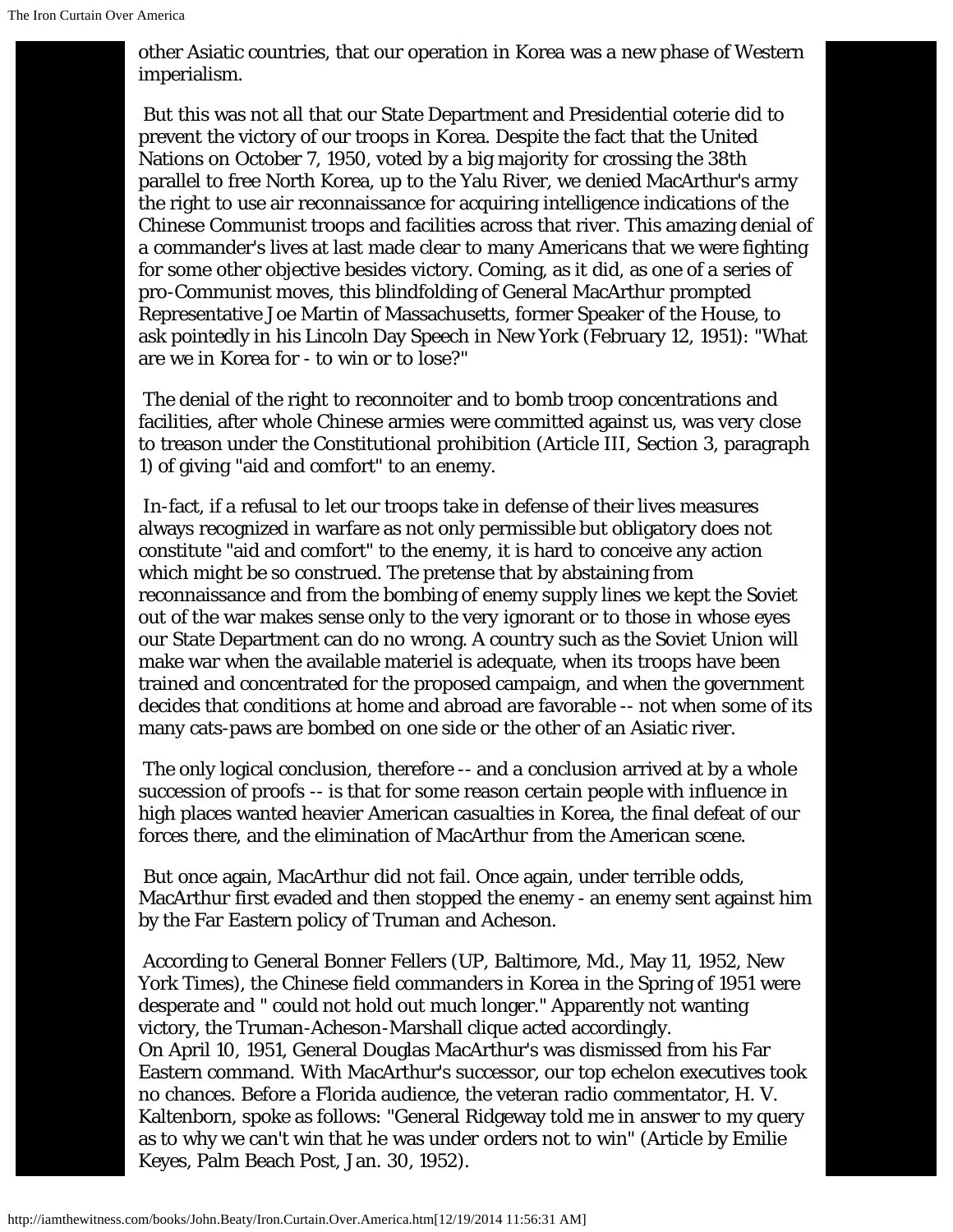other Asiatic countries, that our operation in Korea was a new phase of Western imperialism.

But this was not all that our State Department and Presidential coterie did to prevent the victory of our troops in Korea. Despite the fact that the United Nations on October 7, 1950, voted by a big majority for crossing the 38th parallel to free North Korea, up to the Yalu River, we denied MacArthur's army the right to use air reconnaissance for acquiring intelligence indications of the Chinese Communist troops and facilities across that river. This amazing denial of a commander's lives at last made clear to many Americans that we were fighting for some other objective besides victory. Coming, as it did, as one of a series of pro-Communist moves, this blindfolding of General MacArthur prompted Representative Joe Martin of Massachusetts, former Speaker of the House, to ask pointedly in his Lincoln Day Speech in New York (February 12, 1951): "What are we in Korea for - to win or to lose?"

The denial of the right to reconnoiter and to bomb troop concentrations and facilities, after whole Chinese armies were committed against us, was very close to treason under the Constitutional prohibition (Article III, Section 3, paragraph 1) of giving "aid and comfort" to an enemy.

In-fact, if a refusal to let our troops take in defense of their lives measures always recognized in warfare as not only permissible but obligatory does not constitute "aid and comfort" to the enemy, it is hard to conceive any action which might be so construed. The pretense that by abstaining from reconnaissance and from the bombing of enemy supply lines we kept the Soviet out of the war makes sense only to the very ignorant or to those in whose eyes our State Department can do no wrong. A country such as the Soviet Union will make war when the available materiel is adequate, when its troops have been trained and concentrated for the proposed campaign, and when the government decides that conditions at home and abroad are favorable -- not when some of its many cats-paws are bombed on one side or the other of an Asiatic river.

The only logical conclusion, therefore -- and a conclusion arrived at by a whole succession of proofs -- is that for some reason certain people with influence in high places wanted heavier American casualties in Korea, the final defeat of our forces there, and the elimination of MacArthur from the American scene.

But once again, MacArthur did not fail. Once again, under terrible odds, MacArthur first evaded and then stopped the enemy - an enemy sent against him by the Far Eastern policy of Truman and Acheson.

According to General Bonner Fellers (UP, Baltimore, Md., May 11, 1952, New York Times), the Chinese field commanders in Korea in the Spring of 1951 were desperate and " could not hold out much longer." Apparently not wanting victory, the Truman-Acheson-Marshall clique acted accordingly.
On April 10, 1951, General Douglas MacArthur's was dismissed from his Far Eastern command. With MacArthur's successor, our top echelon executives took no chances. Before a Florida audience, the veteran radio commentator, H. V. Kaltenborn, spoke as follows: "General Ridgeway told me in answer to my query as to why we can't win that he was under orders not to win" (Article by Emilie Keyes, Palm Beach Post, Jan. 30, 1952).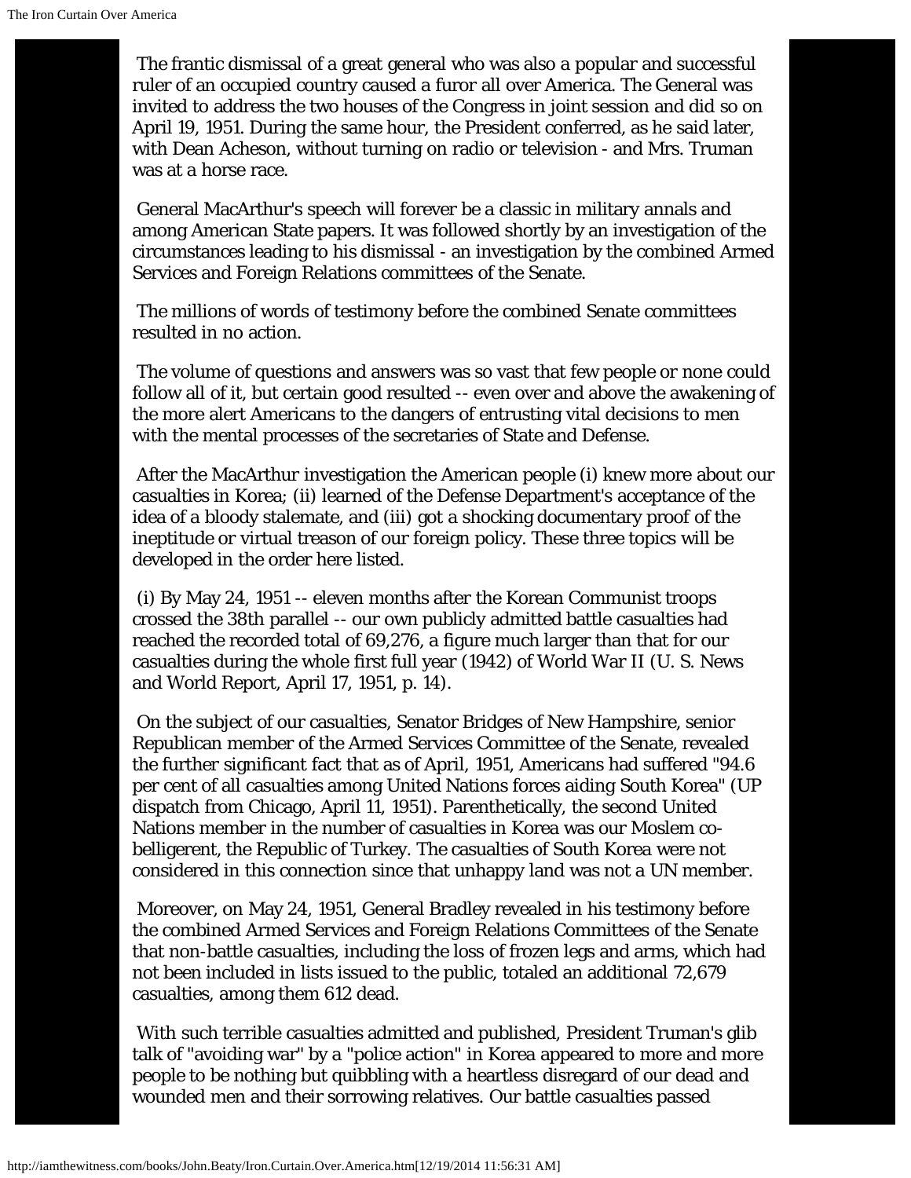The frantic dismissal of a great general who was also a popular and successful ruler of an occupied country caused a furor all over America. The General was invited to address the two houses of the Congress in joint session and did so on April 19, 1951. During the same hour, the President conferred, as he said later, with Dean Acheson, without turning on radio or television - and Mrs. Truman was at a horse race.

General MacArthur's speech will forever be a classic in military annals and among American State papers. It was followed shortly by an investigation of the circumstances leading to his dismissal - an investigation by the combined Armed Services and Foreign Relations committees of the Senate.

The millions of words of testimony before the combined Senate committees resulted in no action.

The volume of questions and answers was so vast that few people or none could follow all of it, but certain good resulted -- even over and above the awakening of the more alert Americans to the dangers of entrusting vital decisions to men with the mental processes of the secretaries of State and Defense.

After the MacArthur investigation the American people (i) knew more about our casualties in Korea; (ii) learned of the Defense Department's acceptance of the idea of a bloody stalemate, and (iii) got a shocking documentary proof of the ineptitude or virtual treason of our foreign policy. These three topics will be developed in the order here listed.

(i) By May 24, 1951 -- eleven months after the Korean Communist troops crossed the 38th parallel -- our own publicly admitted battle casualties had reached the recorded total of 69,276, a figure much larger than that for our casualties during the whole first full year (1942) of World War II (U. S. News and World Report, April 17, 1951, p. 14).

On the subject of our casualties, Senator Bridges of New Hampshire, senior Republican member of the Armed Services Committee of the Senate, revealed the further significant fact that as of April, 1951, Americans had suffered "94.6 per cent of all casualties among United Nations forces aiding South Korea" (UP dispatch from Chicago, April 11, 1951). Parenthetically, the second United Nations member in the number of casualties in Korea was our Moslem co-belligerent, the Republic of Turkey. The casualties of South Korea were not considered in this connection since that unhappy land was not a UN member.

Moreover, on May 24, 1951, General Bradley revealed in his testimony before the combined Armed Services and Foreign Relations Committees of the Senate that non-battle casualties, including the loss of frozen legs and arms, which had not been included in lists issued to the public, totaled an additional 72,679 casualties, among them 612 dead.

With such terrible casualties admitted and published, President Truman's glib talk of "avoiding war" by a "police action" in Korea appeared to more and more people to be nothing but quibbling with a heartless disregard of our dead and wounded men and their sorrowing relatives. Our battle casualties passed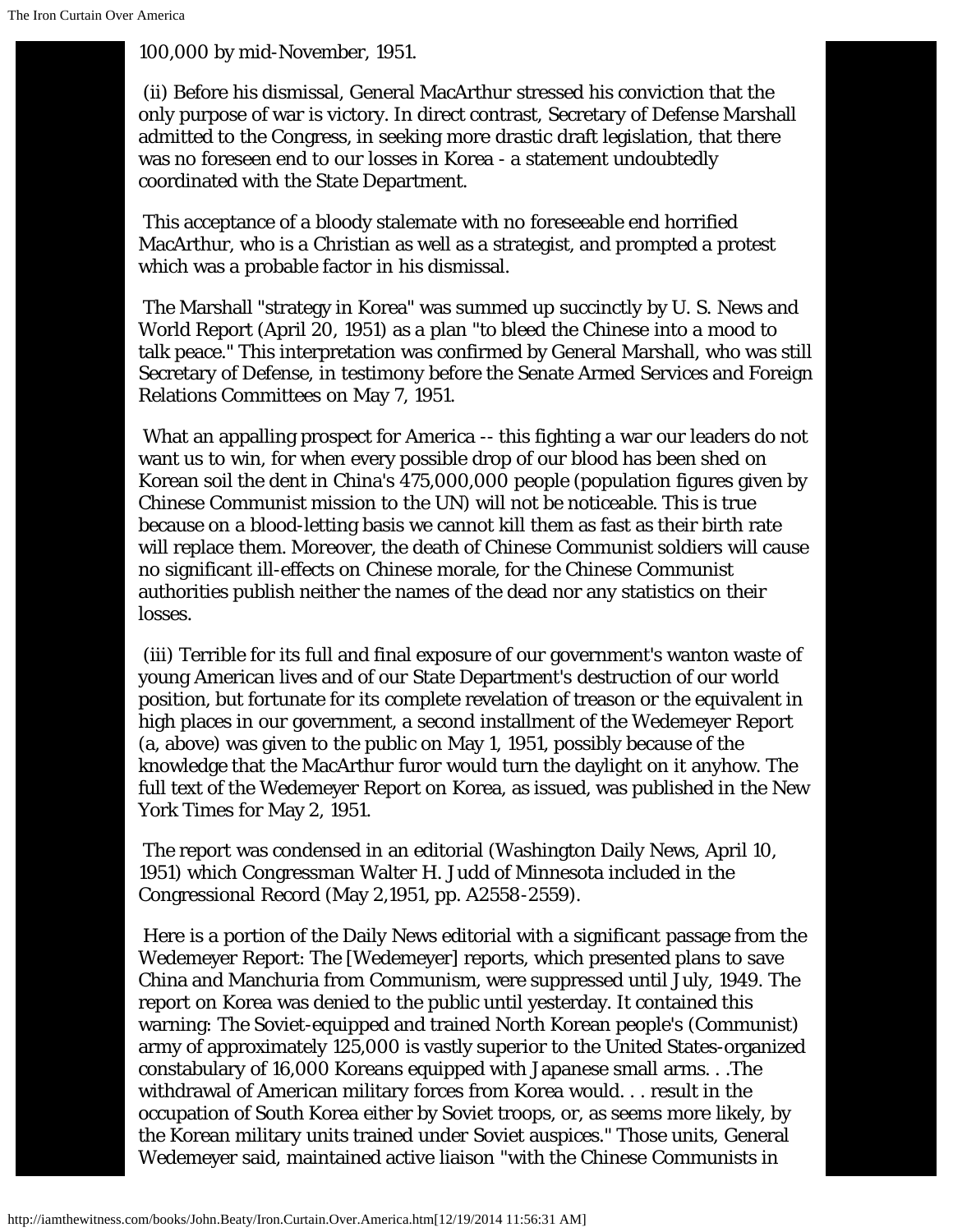100,000 by mid-November, 1951.

(ii) Before his dismissal, General MacArthur stressed his conviction that the only purpose of war is victory. In direct contrast, Secretary of Defense Marshall admitted to the Congress, in seeking more drastic draft legislation, that there was no foreseen end to our losses in Korea - a statement undoubtedly coordinated with the State Department.

This acceptance of a bloody stalemate with no foreseeable end horrified MacArthur, who is a Christian as well as a strategist, and prompted a protest which was a probable factor in his dismissal.

The Marshall "strategy in Korea" was summed up succinctly by U. S. News and World Report (April 20, 1951) as a plan "to bleed the Chinese into a mood to talk peace." This interpretation was confirmed by General Marshall, who was still Secretary of Defense, in testimony before the Senate Armed Services and Foreign Relations Committees on May 7, 1951.

What an appalling prospect for America -- this fighting a war our leaders do not want us to win, for when every possible drop of our blood has been shed on Korean soil the dent in China's 475,000,000 people (population figures given by Chinese Communist mission to the UN) will not be noticeable. This is true because on a blood-letting basis we cannot kill them as fast as their birth rate will replace them. Moreover, the death of Chinese Communist soldiers will cause no significant ill-effects on Chinese morale, for the Chinese Communist authorities publish neither the names of the dead nor any statistics on their losses.

(iii) Terrible for its full and final exposure of our government's wanton waste of young American lives and of our State Department's destruction of our world position, but fortunate for its complete revelation of treason or the equivalent in high places in our government, a second installment of the Wedemeyer Report (a, above) was given to the public on May 1, 1951, possibly because of the knowledge that the MacArthur furor would turn the daylight on it anyhow. The full text of the Wedemeyer Report on Korea, as issued, was published in the New York Times for May 2, 1951.

The report was condensed in an editorial (Washington Daily News, April 10, 1951) which Congressman Walter H. Judd of Minnesota included in the Congressional Record (May 2,1951, pp. A2558-2559).

Here is a portion of the Daily News editorial with a significant passage from the Wedemeyer Report: The [Wedemeyer] reports, which presented plans to save China and Manchuria from Communism, were suppressed until July, 1949. The report on Korea was denied to the public until yesterday. It contained this warning: The Soviet-equipped and trained North Korean people's (Communist) army of approximately 125,000 is vastly superior to the United States-organized constabulary of 16,000 Koreans equipped with Japanese small arms. . .The withdrawal of American military forces from Korea would. . . result in the occupation of South Korea either by Soviet troops, or, as seems more likely, by the Korean military units trained under Soviet auspices." Those units, General Wedemeyer said, maintained active liaison "with the Chinese Communists in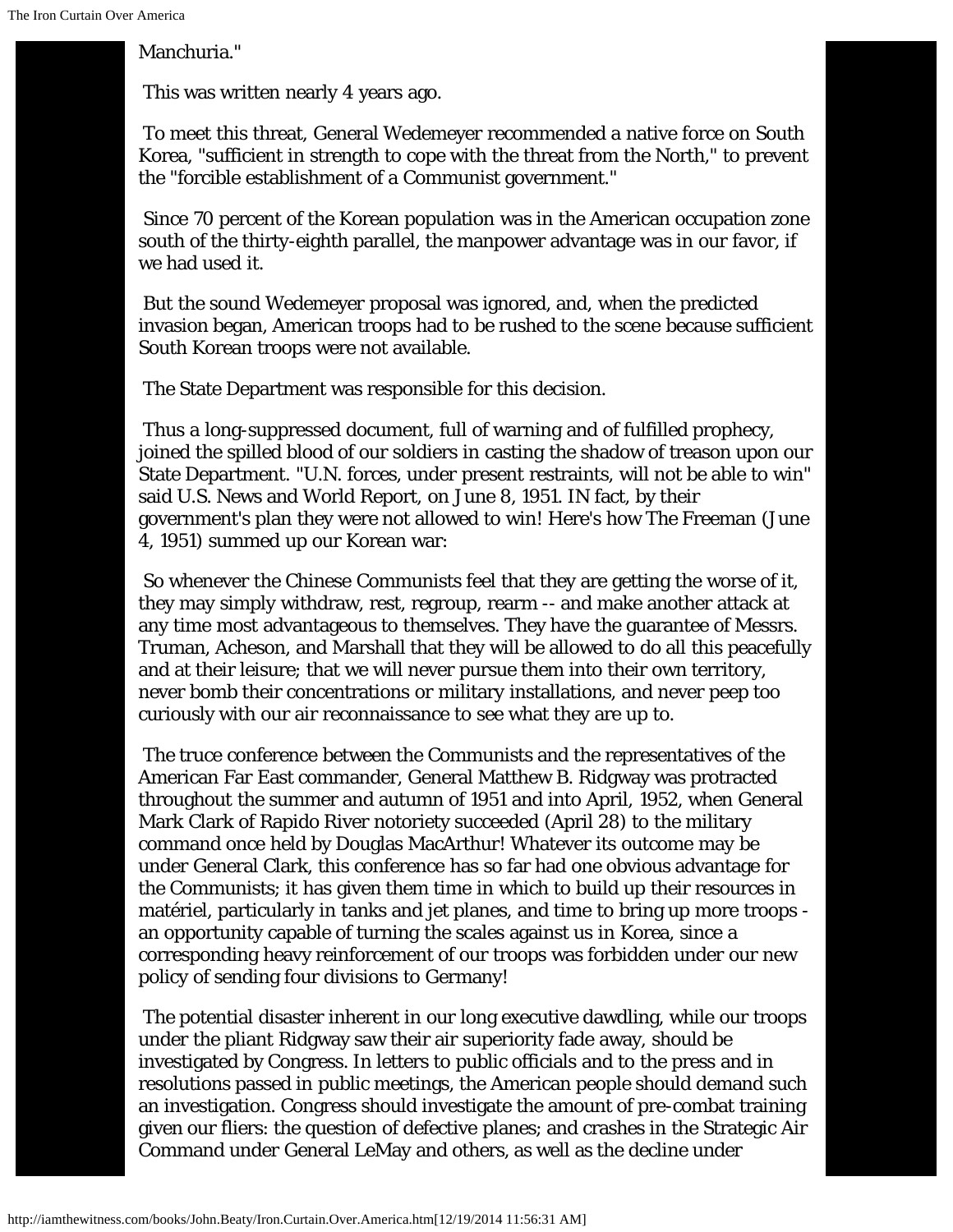Manchuria."

This was written nearly 4 years ago.

To meet this threat, General Wedemeyer recommended a native force on South Korea, "sufficient in strength to cope with the threat from the North," to prevent the "forcible establishment of a Communist government."

Since 70 percent of the Korean population was in the American occupation zone south of the thirty-eighth parallel, the manpower advantage was in our favor, if we had used it.

But the sound Wedemeyer proposal was ignored, and, when the predicted invasion began, American troops had to be rushed to the scene because sufficient South Korean troops were not available.

The State Department was responsible for this decision.

Thus a long-suppressed document, full of warning and of fulfilled prophecy, joined the spilled blood of our soldiers in casting the shadow of treason upon our State Department. "U.N. forces, under present restraints, will not be able to win" said U.S. News and World Report, on June 8, 1951. IN fact, by their government's plan they were not allowed to win! Here's how The Freeman (June 4, 1951) summed up our Korean war:

So whenever the Chinese Communists feel that they are getting the worse of it, they may simply withdraw, rest, regroup, rearm -- and make another attack at any time most advantageous to themselves. They have the guarantee of Messrs. Truman, Acheson, and Marshall that they will be allowed to do all this peacefully and at their leisure; that we will never pursue them into their own territory, never bomb their concentrations or military installations, and never peep too curiously with our air reconnaissance to see what they are up to.

The truce conference between the Communists and the representatives of the American Far East commander, General Matthew B. Ridgway was protracted throughout the summer and autumn of 1951 and into April, 1952, when General Mark Clark of Rapido River notoriety succeeded (April 28) to the military command once held by Douglas MacArthur! Whatever its outcome may be under General Clark, this conference has so far had one obvious advantage for the Communists; it has given them time in which to build up their resources in matériel, particularly in tanks and jet planes, and time to bring up more troops - an opportunity capable of turning the scales against us in Korea, since a corresponding heavy reinforcement of our troops was forbidden under our new policy of sending four divisions to Germany!

The potential disaster inherent in our long executive dawdling, while our troops under the pliant Ridgway saw their air superiority fade away, should be investigated by Congress. In letters to public officials and to the press and in resolutions passed in public meetings, the American people should demand such an investigation. Congress should investigate the amount of pre-combat training given our fliers: the question of defective planes; and crashes in the Strategic Air Command under General LeMay and others, as well as the decline under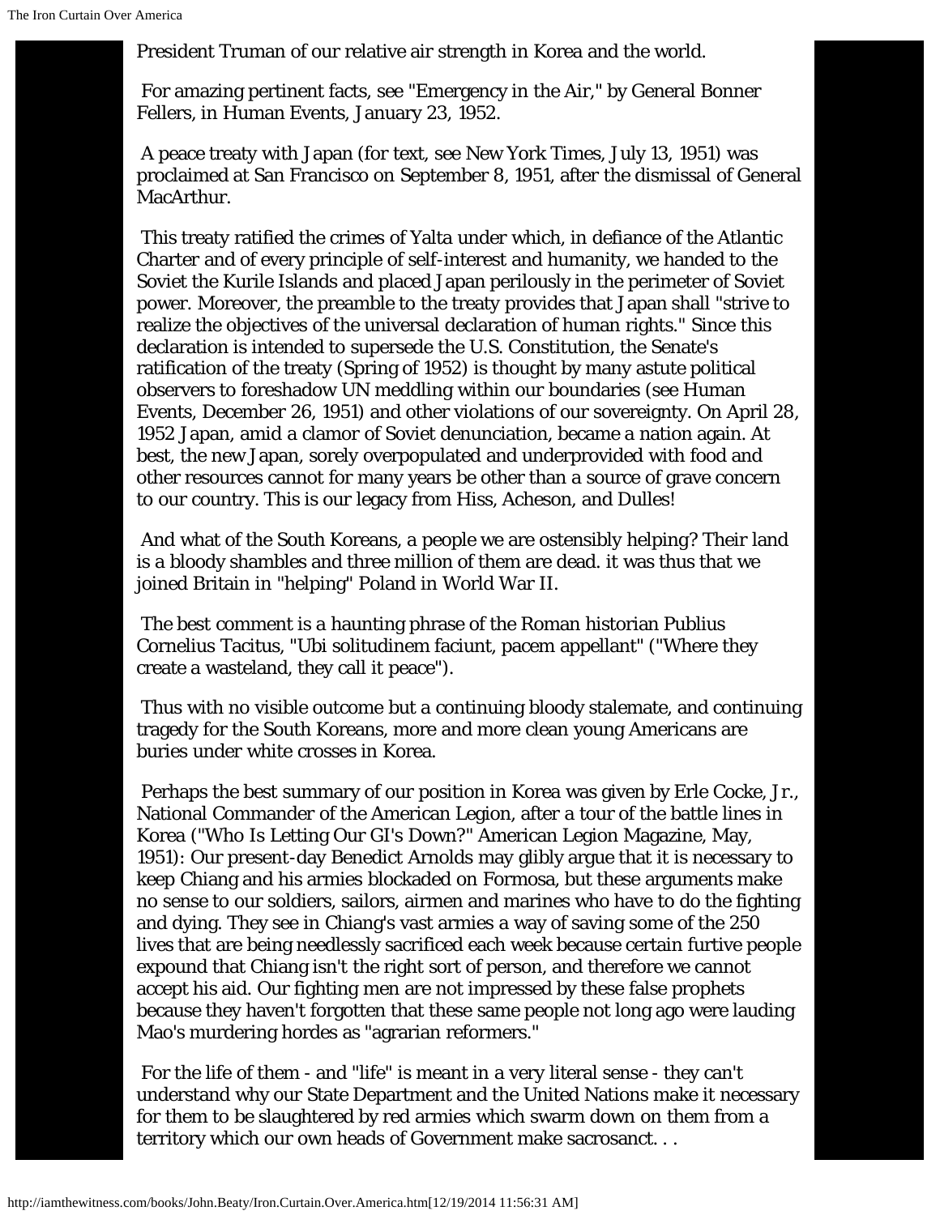President Truman of our relative air strength in Korea and the world.

For amazing pertinent facts, see "Emergency in the Air," by General Bonner Fellers, in Human Events, January 23, 1952.

A peace treaty with Japan (for text, see New York Times, July 13, 1951) was proclaimed at San Francisco on September 8, 1951, after the dismissal of General MacArthur.

This treaty ratified the crimes of Yalta under which, in defiance of the Atlantic Charter and of every principle of self-interest and humanity, we handed to the Soviet the Kurile Islands and placed Japan perilously in the perimeter of Soviet power. Moreover, the preamble to the treaty provides that Japan shall "strive to realize the objectives of the universal declaration of human rights." Since this declaration is intended to supersede the U.S. Constitution, the Senate's ratification of the treaty (Spring of 1952) is thought by many astute political observers to foreshadow UN meddling within our boundaries (see Human Events, December 26, 1951) and other violations of our sovereignty. On April 28, 1952 Japan, amid a clamor of Soviet denunciation, became a nation again. At best, the new Japan, sorely overpopulated and underprovided with food and other resources cannot for many years be other than a source of grave concern to our country. This is our legacy from Hiss, Acheson, and Dulles!

And what of the South Koreans, a people we are ostensibly helping? Their land is a bloody shambles and three million of them are dead. it was thus that we joined Britain in "helping" Poland in World War II.

The best comment is a haunting phrase of the Roman historian Publius Cornelius Tacitus, "Ubi solitudinem faciunt, pacem appellant" ("Where they create a wasteland, they call it peace").

Thus with no visible outcome but a continuing bloody stalemate, and continuing tragedy for the South Koreans, more and more clean young Americans are buries under white crosses in Korea.

Perhaps the best summary of our position in Korea was given by Erle Cocke, Jr., National Commander of the American Legion, after a tour of the battle lines in Korea ("Who Is Letting Our GI's Down?" American Legion Magazine, May, 1951): Our present-day Benedict Arnolds may glibly argue that it is necessary to keep Chiang and his armies blockaded on Formosa, but these arguments make no sense to our soldiers, sailors, airmen and marines who have to do the fighting and dying. They see in Chiang's vast armies a way of saving some of the 250 lives that are being needlessly sacrificed each week because certain furtive people expound that Chiang isn't the right sort of person, and therefore we cannot accept his aid. Our fighting men are not impressed by these false prophets because they haven't forgotten that these same people not long ago were lauding Mao's murdering hordes as "agrarian reformers."

For the life of them - and "life" is meant in a very literal sense - they can't understand why our State Department and the United Nations make it necessary for them to be slaughtered by red armies which swarm down on them from a territory which our own heads of Government make sacrosanct. . .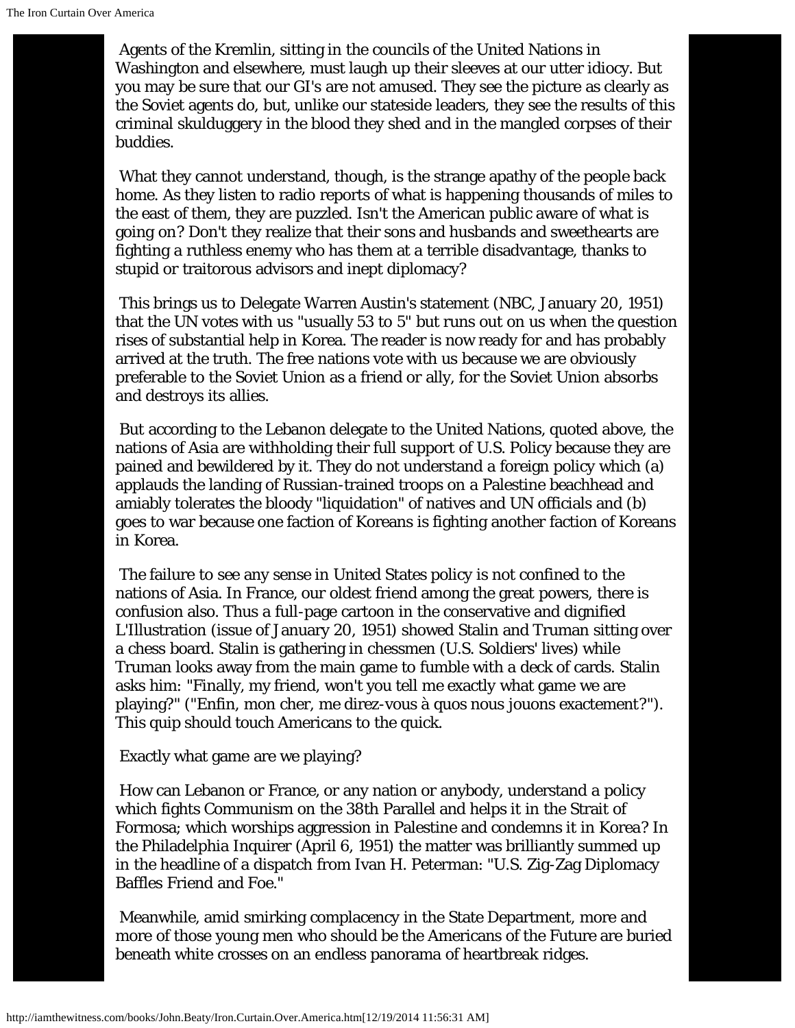Agents of the Kremlin, sitting in the councils of the United Nations in Washington and elsewhere, must laugh up their sleeves at our utter idiocy. But you may be sure that our GI's are not amused. They see the picture as clearly as the Soviet agents do, but, unlike our stateside leaders, they see the results of this criminal skulduggery in the blood they shed and in the mangled corpses of their buddies.

What they cannot understand, though, is the strange apathy of the people back home. As they listen to radio reports of what is happening thousands of miles to the east of them, they are puzzled. Isn't the American public aware of what is going on? Don't they realize that their sons and husbands and sweethearts are fighting a ruthless enemy who has them at a terrible disadvantage, thanks to stupid or traitorous advisors and inept diplomacy?

This brings us to Delegate Warren Austin's statement (NBC, January 20, 1951) that the UN votes with us "usually 53 to 5" but runs out on us when the question rises of substantial help in Korea. The reader is now ready for and has probably arrived at the truth. The free nations vote with us because we are obviously preferable to the Soviet Union as a friend or ally, for the Soviet Union absorbs and destroys its allies.

But according to the Lebanon delegate to the United Nations, quoted above, the nations of Asia are withholding their full support of U.S. Policy because they are pained and bewildered by it. They do not understand a foreign policy which (a) applauds the landing of Russian-trained troops on a Palestine beachhead and amiably tolerates the bloody "liquidation" of natives and UN officials and (b) goes to war because one faction of Koreans is fighting another faction of Koreans in Korea.

The failure to see any sense in United States policy is not confined to the nations of Asia. In France, our oldest friend among the great powers, there is confusion also. Thus a full-page cartoon in the conservative and dignified L'Illustration (issue of January 20, 1951) showed Stalin and Truman sitting over a chess board. Stalin is gathering in chessmen (U.S. Soldiers' lives) while Truman looks away from the main game to fumble with a deck of cards. Stalin asks him: "Finally, my friend, won't you tell me exactly what game we are playing?" ("Enfin, mon cher, me direz-vous à quos nous jouons exactement?"). This quip should touch Americans to the quick.

Exactly what game are we playing?

How can Lebanon or France, or any nation or anybody, understand a policy which fights Communism on the 38th Parallel and helps it in the Strait of Formosa; which worships aggression in Palestine and condemns it in Korea? In the Philadelphia Inquirer (April 6, 1951) the matter was brilliantly summed up in the headline of a dispatch from Ivan H. Peterman: "U.S. Zig-Zag Diplomacy Baffles Friend and Foe."

Meanwhile, amid smirking complacency in the State Department, more and more of those young men who should be the Americans of the Future are buried beneath white crosses on an endless panorama of heartbreak ridges.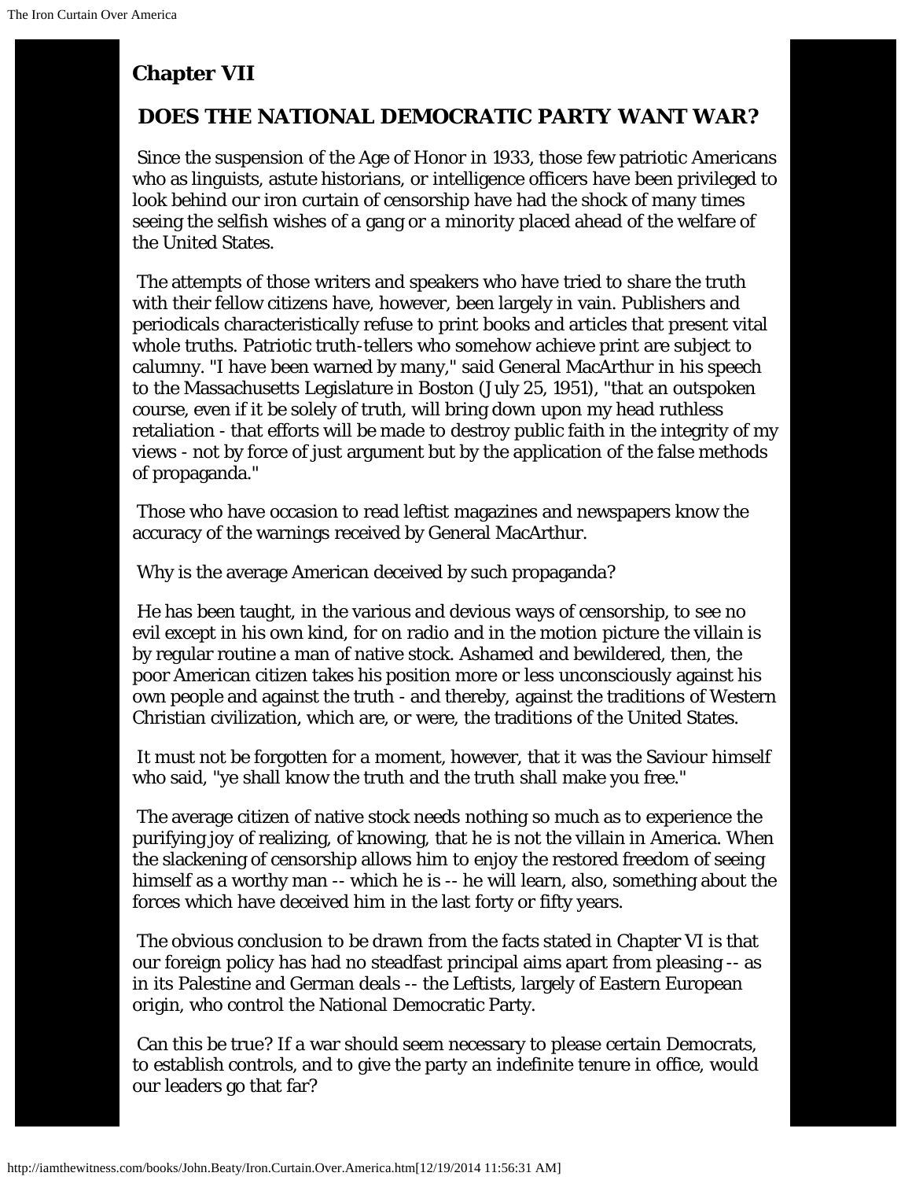## Chapter VII

## DOES THE NATIONAL DEMOCRATIC PARTY WANT WAR?

Since the suspension of the Age of Honor in 1933, those few patriotic Americans who as linguists, astute historians, or intelligence officers have been privileged to look behind our iron curtain of censorship have had the shock of many times seeing the selfish wishes of a gang or a minority placed ahead of the welfare of the United States.

The attempts of those writers and speakers who have tried to share the truth with their fellow citizens have, however, been largely in vain. Publishers and periodicals characteristically refuse to print books and articles that present vital whole truths. Patriotic truth-tellers who somehow achieve print are subject to calumny. "I have been warned by many," said General MacArthur in his speech to the Massachusetts Legislature in Boston (July 25, 1951), "that an outspoken course, even if it be solely of truth, will bring down upon my head ruthless retaliation - that efforts will be made to destroy public faith in the integrity of my views - not by force of just argument but by the application of the false methods of propaganda."

Those who have occasion to read leftist magazines and newspapers know the accuracy of the warnings received by General MacArthur.

Why is the average American deceived by such propaganda?

He has been taught, in the various and devious ways of censorship, to see no evil except in his own kind, for on radio and in the motion picture the villain is by regular routine a man of native stock. Ashamed and bewildered, then, the poor American citizen takes his position more or less unconsciously against his own people and against the truth - and thereby, against the traditions of Western Christian civilization, which are, or were, the traditions of the United States.

It must not be forgotten for a moment, however, that it was the Saviour himself who said, "ye shall know the truth and the truth shall make you free."

The average citizen of native stock needs nothing so much as to experience the purifying joy of realizing, of knowing, that he is not the villain in America. When the slackening of censorship allows him to enjoy the restored freedom of seeing himself as a worthy man -- which he is -- he will learn, also, something about the forces which have deceived him in the last forty or fifty years.

The obvious conclusion to be drawn from the facts stated in Chapter VI is that our foreign policy has had no steadfast principal aims apart from pleasing -- as in its Palestine and German deals -- the Leftists, largely of Eastern European origin, who control the National Democratic Party.

Can this be true? If a war should seem necessary to please certain Democrats, to establish controls, and to give the party an indefinite tenure in office, would our leaders go that far?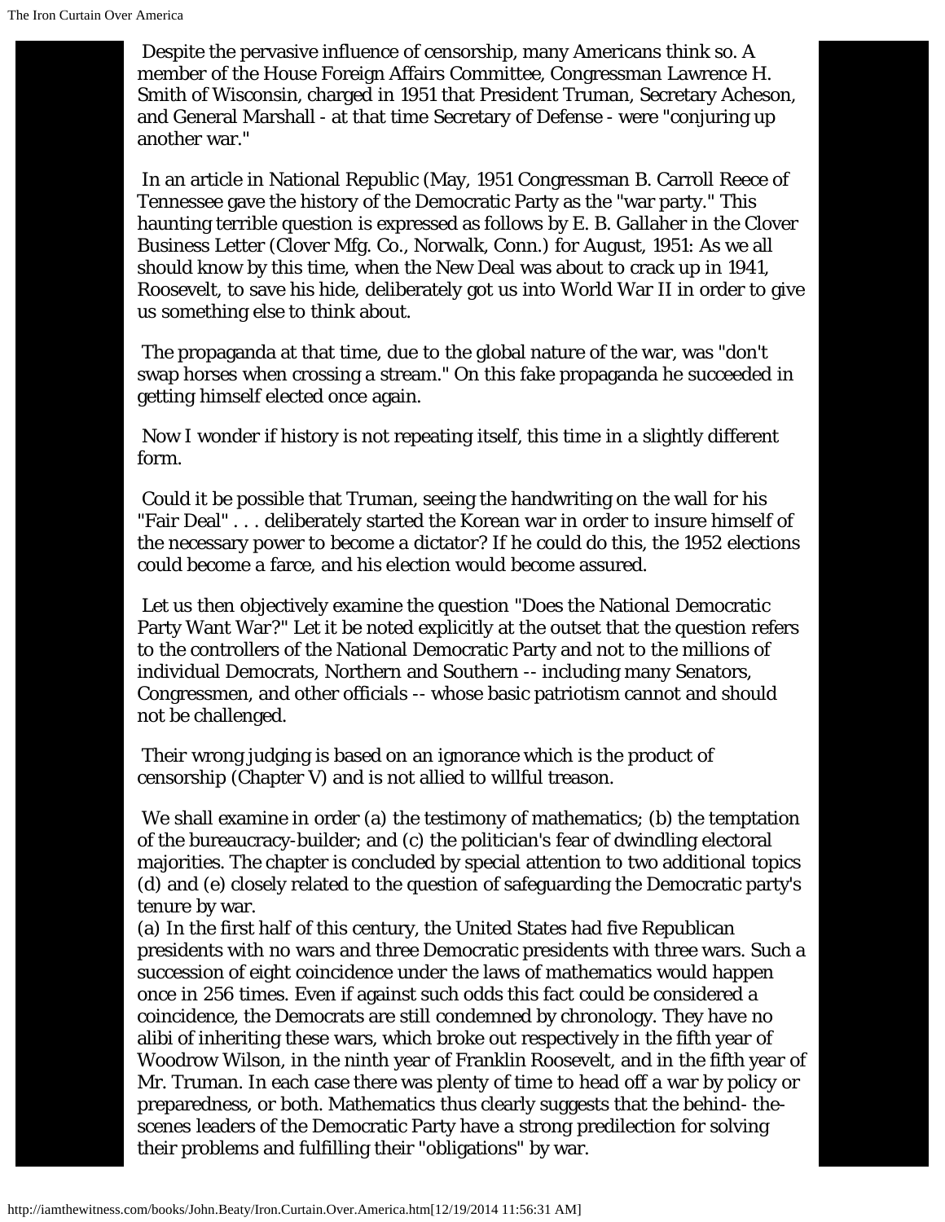Despite the pervasive influence of censorship, many Americans think so. A member of the House Foreign Affairs Committee, Congressman Lawrence H. Smith of Wisconsin, charged in 1951 that President Truman, Secretary Acheson, and General Marshall - at that time Secretary of Defense - were "conjuring up another war."

In an article in National Republic (May, 1951 Congressman B. Carroll Reece of Tennessee gave the history of the Democratic Party as the "war party." This haunting terrible question is expressed as follows by E. B. Gallaher in the Clover Business Letter (Clover Mfg. Co., Norwalk, Conn.) for August, 1951: As we all should know by this time, when the New Deal was about to crack up in 1941, Roosevelt, to save his hide, deliberately got us into World War II in order to give us something else to think about.

The propaganda at that time, due to the global nature of the war, was "don't swap horses when crossing a stream." On this fake propaganda he succeeded in getting himself elected once again.

Now I wonder if history is not repeating itself, this time in a slightly different form.

Could it be possible that Truman, seeing the handwriting on the wall for his "Fair Deal" . . . deliberately started the Korean war in order to insure himself of the necessary power to become a dictator? If he could do this, the 1952 elections could become a farce, and his election would become assured.

Let us then objectively examine the question "Does the National Democratic Party Want War?" Let it be noted explicitly at the outset that the question refers to the controllers of the National Democratic Party and not to the millions of individual Democrats, Northern and Southern -- including many Senators, Congressmen, and other officials -- whose basic patriotism cannot and should not be challenged.

Their wrong judging is based on an ignorance which is the product of censorship (Chapter V) and is not allied to willful treason.

We shall examine in order (a) the testimony of mathematics; (b) the temptation of the bureaucracy-builder; and (c) the politician's fear of dwindling electoral majorities. The chapter is concluded by special attention to two additional topics (d) and (e) closely related to the question of safeguarding the Democratic party's tenure by war.

(a) In the first half of this century, the United States had five Republican presidents with no wars and three Democratic presidents with three wars. Such a succession of eight coincidence under the laws of mathematics would happen once in 256 times. Even if against such odds this fact could be considered a coincidence, the Democrats are still condemned by chronology. They have no alibi of inheriting these wars, which broke out respectively in the fifth year of Woodrow Wilson, in the ninth year of Franklin Roosevelt, and in the fifth year of Mr. Truman. In each case there was plenty of time to head off a war by policy or preparedness, or both. Mathematics thus clearly suggests that the behind- the-scenes leaders of the Democratic Party have a strong predilection for solving their problems and fulfilling their "obligations" by war.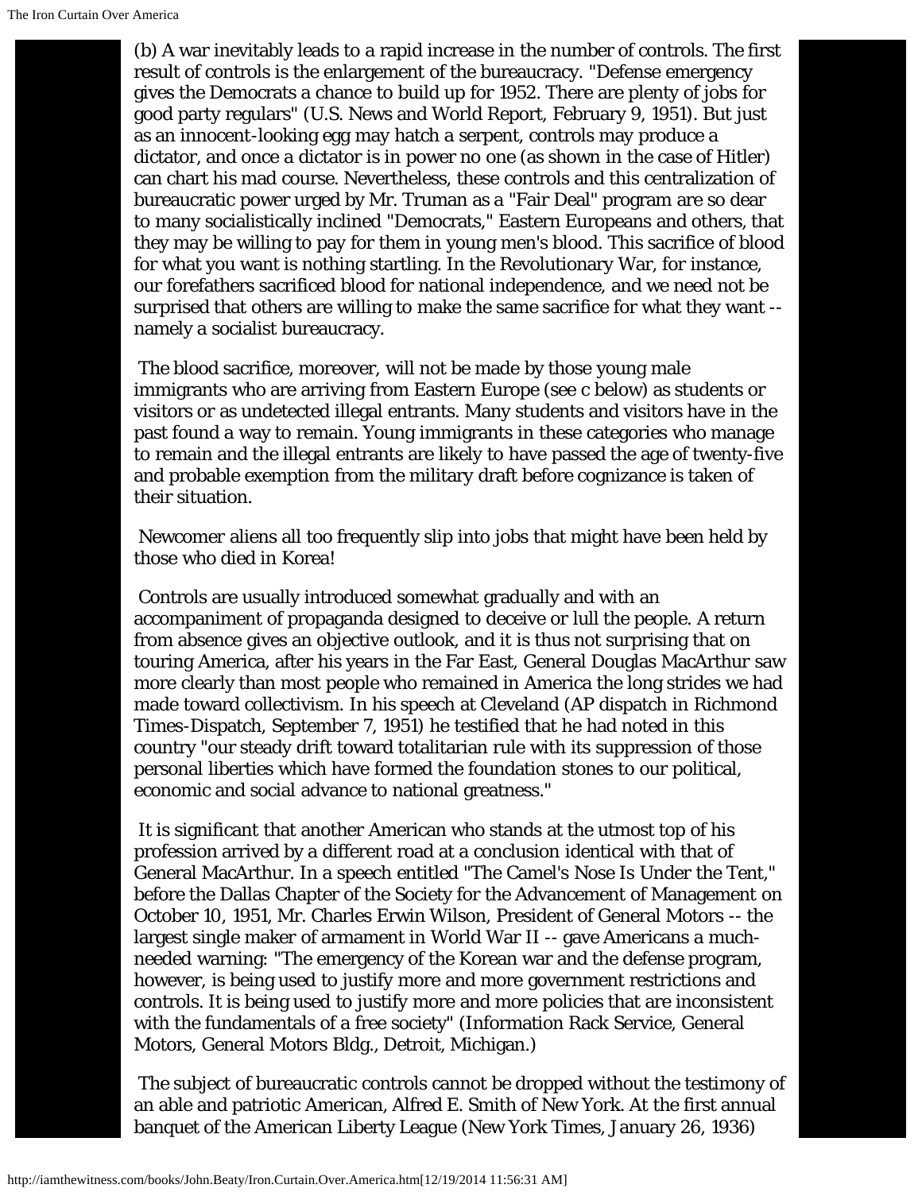(b) A war inevitably leads to a rapid increase in the number of controls. The first result of controls is the enlargement of the bureaucracy. "Defense emergency gives the Democrats a chance to build up for 1952. There are plenty of jobs for good party regulars" (U.S. News and World Report, February 9, 1951). But just as an innocent-looking egg may hatch a serpent, controls may produce a dictator, and once a dictator is in power no one (as shown in the case of Hitler) can chart his mad course. Nevertheless, these controls and this centralization of bureaucratic power urged by Mr. Truman as a "Fair Deal" program are so dear to many socialistically inclined "Democrats," Eastern Europeans and others, that they may be willing to pay for them in young men's blood. This sacrifice of blood for what you want is nothing startling. In the Revolutionary War, for instance, our forefathers sacrificed blood for national independence, and we need not be surprised that others are willing to make the same sacrifice for what they want -- namely a socialist bureaucracy.

The blood sacrifice, moreover, will not be made by those young male immigrants who are arriving from Eastern Europe (see c below) as students or visitors or as undetected illegal entrants. Many students and visitors have in the past found a way to remain. Young immigrants in these categories who manage to remain and the illegal entrants are likely to have passed the age of twenty-five and probable exemption from the military draft before cognizance is taken of their situation.

Newcomer aliens all too frequently slip into jobs that might have been held by those who died in Korea!

Controls are usually introduced somewhat gradually and with an accompaniment of propaganda designed to deceive or lull the people. A return from absence gives an objective outlook, and it is thus not surprising that on touring America, after his years in the Far East, General Douglas MacArthur saw more clearly than most people who remained in America the long strides we had made toward collectivism. In his speech at Cleveland (AP dispatch in Richmond Times-Dispatch, September 7, 1951) he testified that he had noted in this country "our steady drift toward totalitarian rule with its suppression of those personal liberties which have formed the foundation stones to our political, economic and social advance to national greatness."

It is significant that another American who stands at the utmost top of his profession arrived by a different road at a conclusion identical with that of General MacArthur. In a speech entitled "The Camel's Nose Is Under the Tent," before the Dallas Chapter of the Society for the Advancement of Management on October 10, 1951, Mr. Charles Erwin Wilson, President of General Motors -- the largest single maker of armament in World War II -- gave Americans a much-needed warning: "The emergency of the Korean war and the defense program, however, is being used to justify more and more government restrictions and controls. It is being used to justify more and more policies that are inconsistent with the fundamentals of a free society" (Information Rack Service, General Motors, General Motors Bldg., Detroit, Michigan.)

The subject of bureaucratic controls cannot be dropped without the testimony of an able and patriotic American, Alfred E. Smith of New York. At the first annual banquet of the American Liberty League (New York Times, January 26, 1936)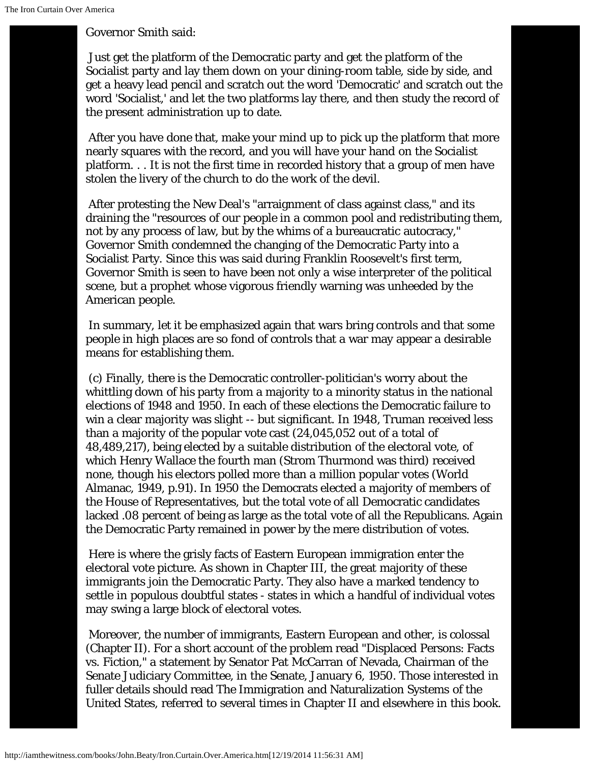Governor Smith said:

Just get the platform of the Democratic party and get the platform of the Socialist party and lay them down on your dining-room table, side by side, and get a heavy lead pencil and scratch out the word 'Democratic' and scratch out the word 'Socialist,' and let the two platforms lay there, and then study the record of the present administration up to date.

After you have done that, make your mind up to pick up the platform that more nearly squares with the record, and you will have your hand on the Socialist platform. . . It is not the first time in recorded history that a group of men have stolen the livery of the church to do the work of the devil.

After protesting the New Deal's "arraignment of class against class," and its draining the "resources of our people in a common pool and redistributing them, not by any process of law, but by the whims of a bureaucratic autocracy," Governor Smith condemned the changing of the Democratic Party into a Socialist Party. Since this was said during Franklin Roosevelt's first term, Governor Smith is seen to have been not only a wise interpreter of the political scene, but a prophet whose vigorous friendly warning was unheeded by the American people.

In summary, let it be emphasized again that wars bring controls and that some people in high places are so fond of controls that a war may appear a desirable means for establishing them.

(c) Finally, there is the Democratic controller-politician's worry about the whittling down of his party from a majority to a minority status in the national elections of 1948 and 1950. In each of these elections the Democratic failure to win a clear majority was slight -- but significant. In 1948, Truman received less than a majority of the popular vote cast (24,045,052 out of a total of 48,489,217), being elected by a suitable distribution of the electoral vote, of which Henry Wallace the fourth man (Strom Thurmond was third) received none, though his electors polled more than a million popular votes (World Almanac, 1949, p.91). In 1950 the Democrats elected a majority of members of the House of Representatives, but the total vote of all Democratic candidates lacked .08 percent of being as large as the total vote of all the Republicans. Again the Democratic Party remained in power by the mere distribution of votes.

Here is where the grisly facts of Eastern European immigration enter the electoral vote picture. As shown in Chapter III, the great majority of these immigrants join the Democratic Party. They also have a marked tendency to settle in populous doubtful states - states in which a handful of individual votes may swing a large block of electoral votes.

Moreover, the number of immigrants, Eastern European and other, is colossal (Chapter II). For a short account of the problem read "Displaced Persons: Facts vs. Fiction," a statement by Senator Pat McCarran of Nevada, Chairman of the Senate Judiciary Committee, in the Senate, January 6, 1950. Those interested in fuller details should read The Immigration and Naturalization Systems of the United States, referred to several times in Chapter II and elsewhere in this book.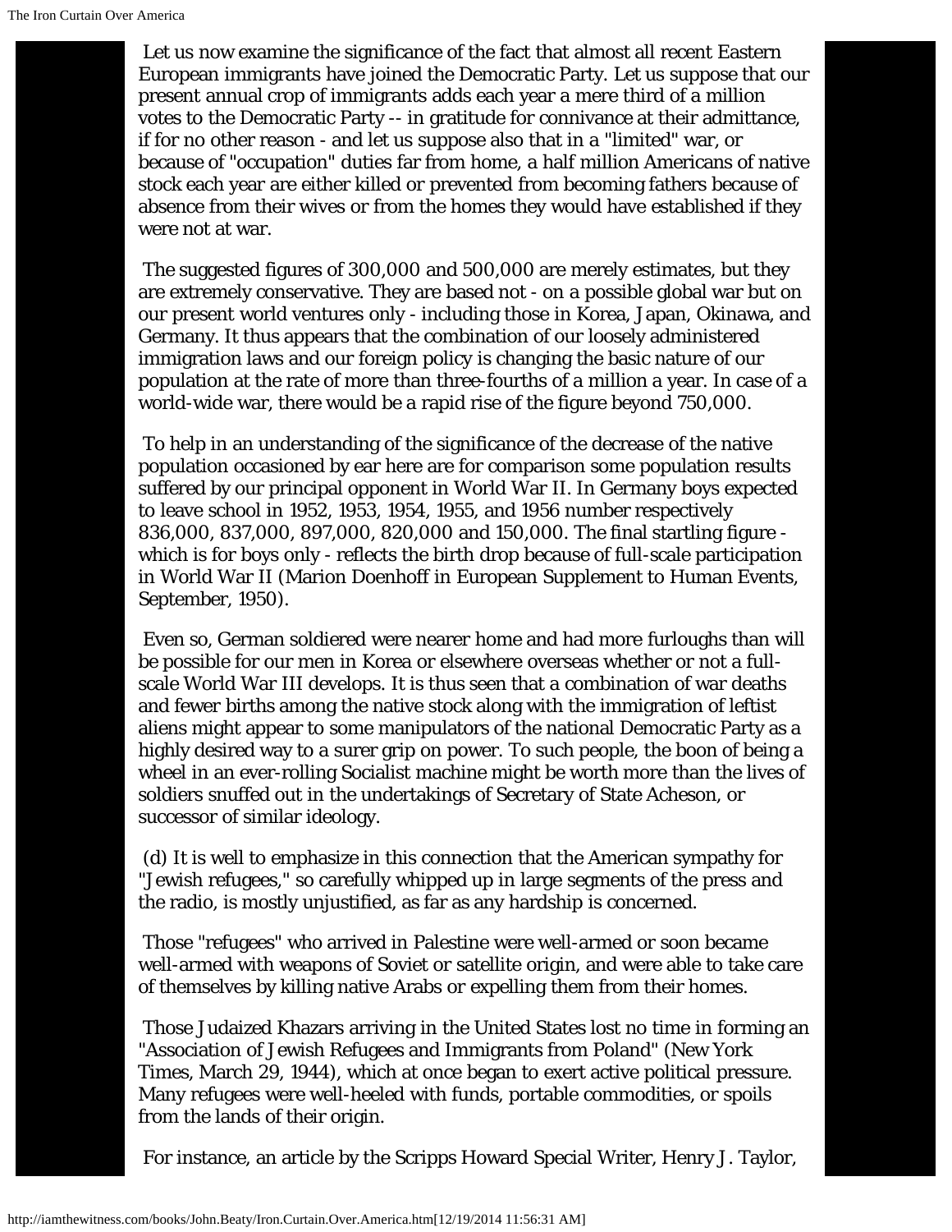Let us now examine the significance of the fact that almost all recent Eastern European immigrants have joined the Democratic Party. Let us suppose that our present annual crop of immigrants adds each year a mere third of a million votes to the Democratic Party -- in gratitude for connivance at their admittance, if for no other reason - and let us suppose also that in a "limited" war, or because of "occupation" duties far from home, a half million Americans of native stock each year are either killed or prevented from becoming fathers because of absence from their wives or from the homes they would have established if they were not at war.

The suggested figures of 300,000 and 500,000 are merely estimates, but they are extremely conservative. They are based not - on a possible global war but on our present world ventures only - including those in Korea, Japan, Okinawa, and Germany. It thus appears that the combination of our loosely administered immigration laws and our foreign policy is changing the basic nature of our population at the rate of more than three-fourths of a million a year. In case of a world-wide war, there would be a rapid rise of the figure beyond 750,000.

To help in an understanding of the significance of the decrease of the native population occasioned by ear here are for comparison some population results suffered by our principal opponent in World War II. In Germany boys expected to leave school in 1952, 1953, 1954, 1955, and 1956 number respectively 836,000, 837,000, 897,000, 820,000 and 150,000. The final startling figure - which is for boys only - reflects the birth drop because of full-scale participation in World War II (Marion Doenhoff in European Supplement to Human Events, September, 1950).

Even so, German soldiered were nearer home and had more furloughs than will be possible for our men in Korea or elsewhere overseas whether or not a full-scale World War III develops. It is thus seen that a combination of war deaths and fewer births among the native stock along with the immigration of leftist aliens might appear to some manipulators of the national Democratic Party as a highly desired way to a surer grip on power. To such people, the boon of being a wheel in an ever-rolling Socialist machine might be worth more than the lives of soldiers snuffed out in the undertakings of Secretary of State Acheson, or successor of similar ideology.

(d) It is well to emphasize in this connection that the American sympathy for "Jewish refugees," so carefully whipped up in large segments of the press and the radio, is mostly unjustified, as far as any hardship is concerned.

Those "refugees" who arrived in Palestine were well-armed or soon became well-armed with weapons of Soviet or satellite origin, and were able to take care of themselves by killing native Arabs or expelling them from their homes.

Those Judaized Khazars arriving in the United States lost no time in forming an "Association of Jewish Refugees and Immigrants from Poland" (New York Times, March 29, 1944), which at once began to exert active political pressure. Many refugees were well-heeled with funds, portable commodities, or spoils from the lands of their origin.

For instance, an article by the Scripps Howard Special Writer, Henry J. Taylor,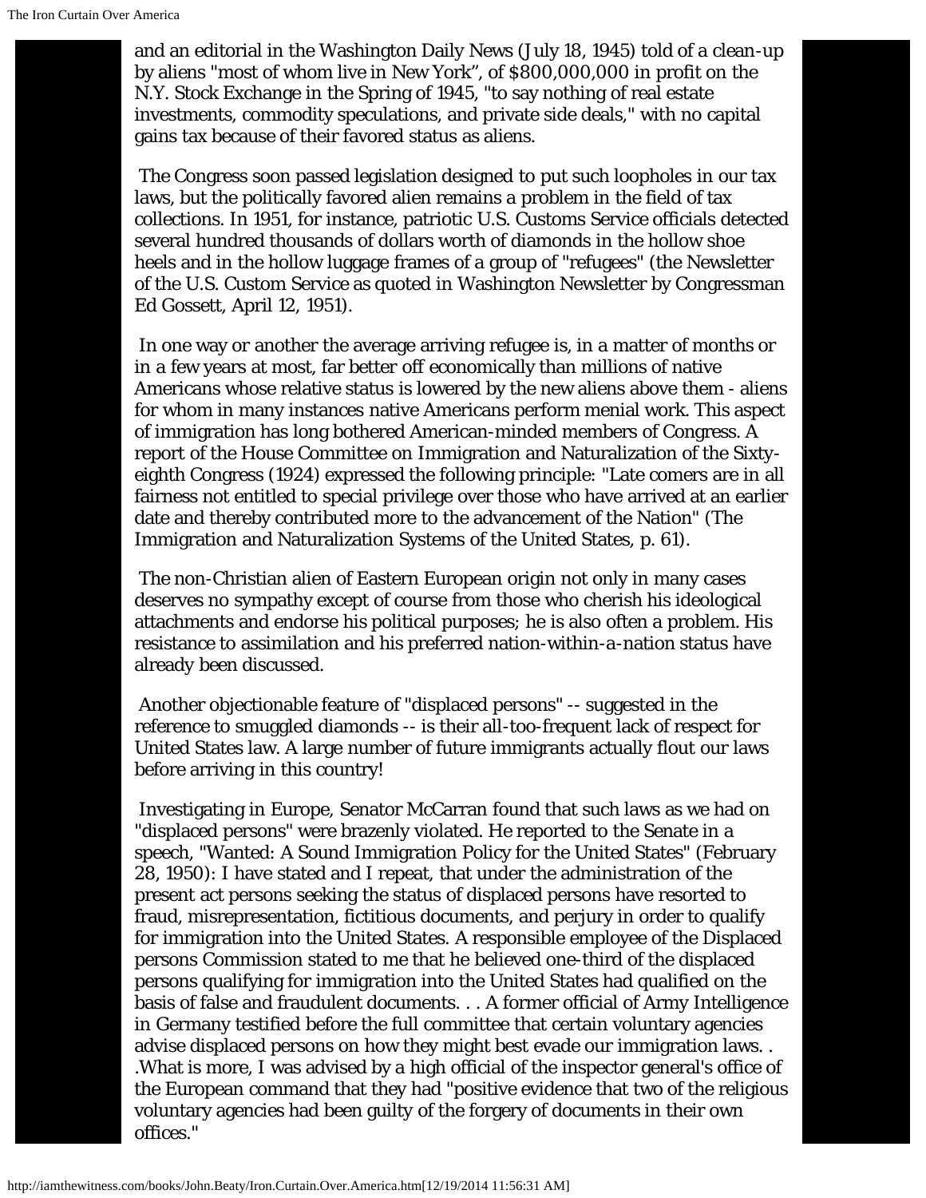and an editorial in the Washington Daily News (July 18, 1945) told of a clean-up by aliens "most of whom live in New York", of $800,000,000 in profit on the N.Y. Stock Exchange in the Spring of 1945, "to say nothing of real estate investments, commodity speculations, and private side deals," with no capital gains tax because of their favored status as aliens.

The Congress soon passed legislation designed to put such loopholes in our tax laws, but the politically favored alien remains a problem in the field of tax collections. In 1951, for instance, patriotic U.S. Customs Service officials detected several hundred thousands of dollars worth of diamonds in the hollow shoe heels and in the hollow luggage frames of a group of "refugees" (the Newsletter of the U.S. Custom Service as quoted in Washington Newsletter by Congressman Ed Gossett, April 12, 1951).

In one way or another the average arriving refugee is, in a matter of months or in a few years at most, far better off economically than millions of native Americans whose relative status is lowered by the new aliens above them - aliens for whom in many instances native Americans perform menial work. This aspect of immigration has long bothered American-minded members of Congress. A report of the House Committee on Immigration and Naturalization of the Sixty-eighth Congress (1924) expressed the following principle: "Late comers are in all fairness not entitled to special privilege over those who have arrived at an earlier date and thereby contributed more to the advancement of the Nation" (The Immigration and Naturalization Systems of the United States, p. 61).

The non-Christian alien of Eastern European origin not only in many cases deserves no sympathy except of course from those who cherish his ideological attachments and endorse his political purposes; he is also often a problem. His resistance to assimilation and his preferred nation-within-a-nation status have already been discussed.

Another objectionable feature of "displaced persons" -- suggested in the reference to smuggled diamonds -- is their all-too-frequent lack of respect for United States law. A large number of future immigrants actually flout our laws before arriving in this country!

Investigating in Europe, Senator McCarran found that such laws as we had on "displaced persons" were brazenly violated. He reported to the Senate in a speech, "Wanted: A Sound Immigration Policy for the United States" (February 28, 1950): I have stated and I repeat, that under the administration of the present act persons seeking the status of displaced persons have resorted to fraud, misrepresentation, fictitious documents, and perjury in order to qualify for immigration into the United States. A responsible employee of the Displaced persons Commission stated to me that he believed one-third of the displaced persons qualifying for immigration into the United States had qualified on the basis of false and fraudulent documents. . . A former official of Army Intelligence in Germany testified before the full committee that certain voluntary agencies advise displaced persons on how they might best evade our immigration laws. . .What is more, I was advised by a high official of the inspector general's office of the European command that they had "positive evidence that two of the religious voluntary agencies had been guilty of the forgery of documents in their own offices."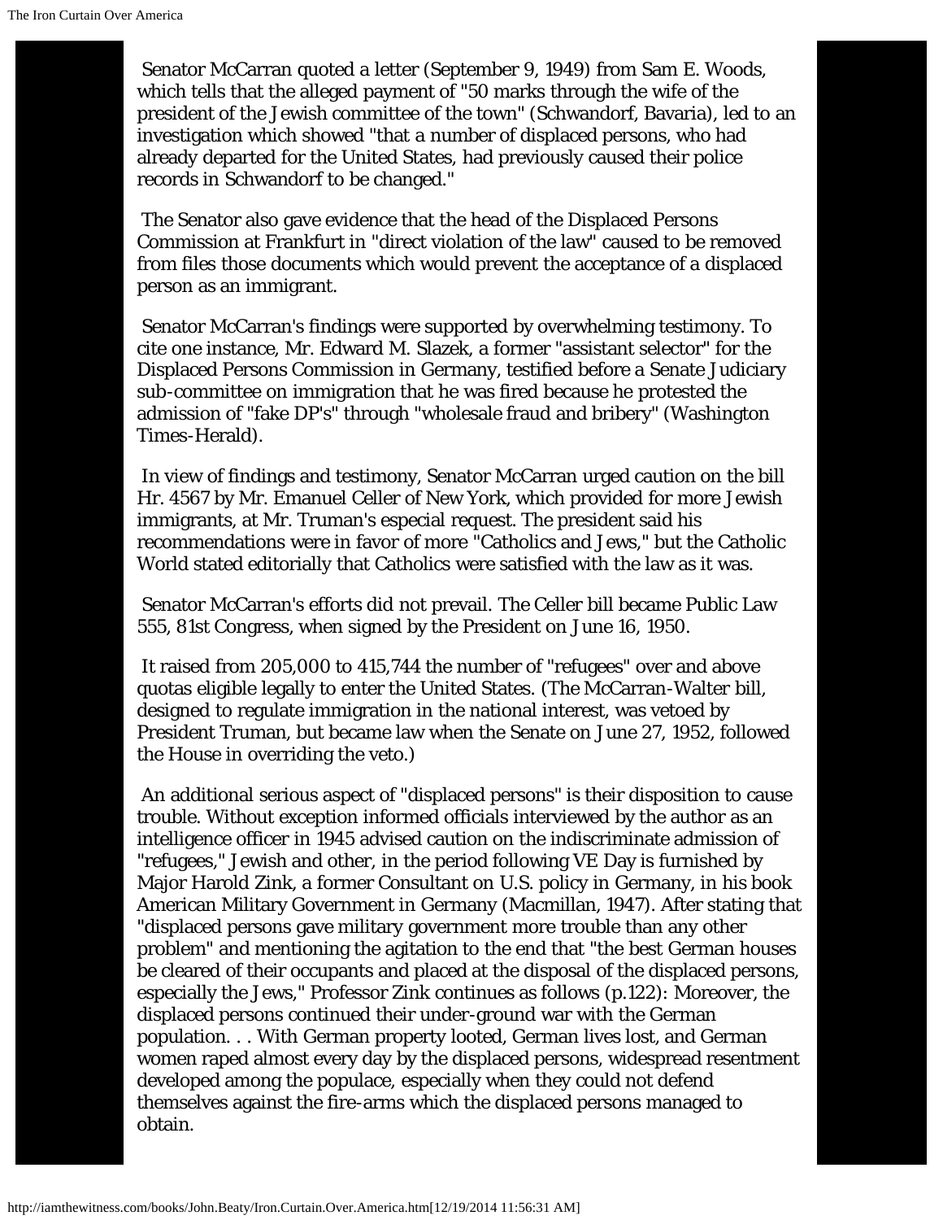Senator McCarran quoted a letter (September 9, 1949) from Sam E. Woods, which tells that the alleged payment of "50 marks through the wife of the president of the Jewish committee of the town" (Schwandorf, Bavaria), led to an investigation which showed "that a number of displaced persons, who had already departed for the United States, had previously caused their police records in Schwandorf to be changed."

The Senator also gave evidence that the head of the Displaced Persons Commission at Frankfurt in "direct violation of the law" caused to be removed from files those documents which would prevent the acceptance of a displaced person as an immigrant.

Senator McCarran's findings were supported by overwhelming testimony. To cite one instance, Mr. Edward M. Slazek, a former "assistant selector" for the Displaced Persons Commission in Germany, testified before a Senate Judiciary sub-committee on immigration that he was fired because he protested the admission of "fake DP's" through "wholesale fraud and bribery" (Washington Times-Herald).

In view of findings and testimony, Senator McCarran urged caution on the bill Hr. 4567 by Mr. Emanuel Celler of New York, which provided for more Jewish immigrants, at Mr. Truman's especial request. The president said his recommendations were in favor of more "Catholics and Jews," but the Catholic World stated editorially that Catholics were satisfied with the law as it was.

Senator McCarran's efforts did not prevail. The Celler bill became Public Law 555, 81st Congress, when signed by the President on June 16, 1950.

It raised from 205,000 to 415,744 the number of "refugees" over and above quotas eligible legally to enter the United States. (The McCarran-Walter bill, designed to regulate immigration in the national interest, was vetoed by President Truman, but became law when the Senate on June 27, 1952, followed the House in overriding the veto.)

An additional serious aspect of "displaced persons" is their disposition to cause trouble. Without exception informed officials interviewed by the author as an intelligence officer in 1945 advised caution on the indiscriminate admission of "refugees," Jewish and other, in the period following VE Day is furnished by Major Harold Zink, a former Consultant on U.S. policy in Germany, in his book American Military Government in Germany (Macmillan, 1947). After stating that "displaced persons gave military government more trouble than any other problem" and mentioning the agitation to the end that "the best German houses be cleared of their occupants and placed at the disposal of the displaced persons, especially the Jews," Professor Zink continues as follows (p.122): Moreover, the displaced persons continued their under-ground war with the German population. . . With German property looted, German lives lost, and German women raped almost every day by the displaced persons, widespread resentment developed among the populace, especially when they could not defend themselves against the fire-arms which the displaced persons managed to obtain.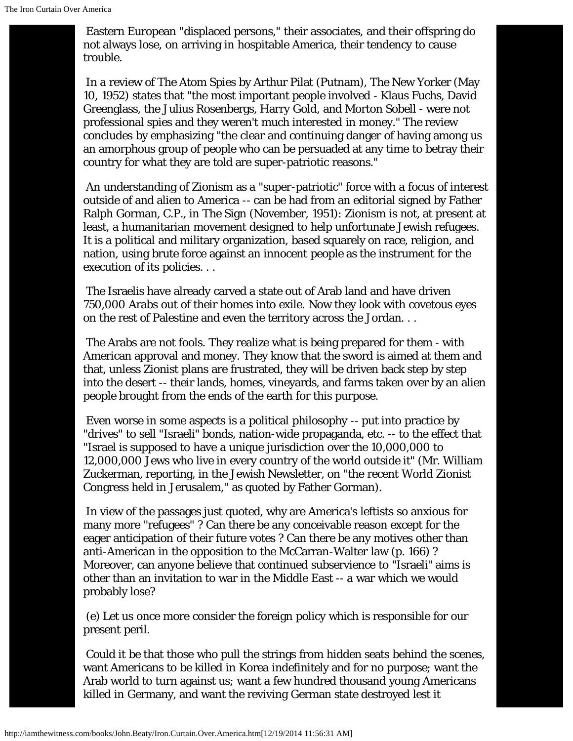Eastern European "displaced persons," their associates, and their offspring do not always lose, on arriving in hospitable America, their tendency to cause trouble.

In a review of The Atom Spies by Arthur Pilat (Putnam), The New Yorker (May 10, 1952) states that "the most important people involved - Klaus Fuchs, David Greenglass, the Julius Rosenbergs, Harry Gold, and Morton Sobell - were not professional spies and they weren't much interested in money." The review concludes by emphasizing "the clear and continuing danger of having among us an amorphous group of people who can be persuaded at any time to betray their country for what they are told are super-patriotic reasons."

An understanding of Zionism as a "super-patriotic" force with a focus of interest outside of and alien to America -- can be had from an editorial signed by Father Ralph Gorman, C.P., in The Sign (November, 1951): Zionism is not, at present at least, a humanitarian movement designed to help unfortunate Jewish refugees. It is a political and military organization, based squarely on race, religion, and nation, using brute force against an innocent people as the instrument for the execution of its policies. . .

The Israelis have already carved a state out of Arab land and have driven 750,000 Arabs out of their homes into exile. Now they look with covetous eyes on the rest of Palestine and even the territory across the Jordan. . .

The Arabs are not fools. They realize what is being prepared for them - with American approval and money. They know that the sword is aimed at them and that, unless Zionist plans are frustrated, they will be driven back step by step into the desert -- their lands, homes, vineyards, and farms taken over by an alien people brought from the ends of the earth for this purpose.

Even worse in some aspects is a political philosophy -- put into practice by "drives" to sell "Israeli" bonds, nation-wide propaganda, etc. -- to the effect that "Israel is supposed to have a unique jurisdiction over the 10,000,000 to 12,000,000 Jews who live in every country of the world outside it" (Mr. William Zuckerman, reporting, in the Jewish Newsletter, on "the recent World Zionist Congress held in Jerusalem," as quoted by Father Gorman).

In view of the passages just quoted, why are America's leftists so anxious for many more "refugees" ? Can there be any conceivable reason except for the eager anticipation of their future votes ? Can there be any motives other than anti-American in the opposition to the McCarran-Walter law (p. 166) ? Moreover, can anyone believe that continued subservience to "Israeli" aims is other than an invitation to war in the Middle East -- a war which we would probably lose?

(e) Let us once more consider the foreign policy which is responsible for our present peril.

Could it be that those who pull the strings from hidden seats behind the scenes, want Americans to be killed in Korea indefinitely and for no purpose; want the Arab world to turn against us; want a few hundred thousand young Americans killed in Germany, and want the reviving German state destroyed lest it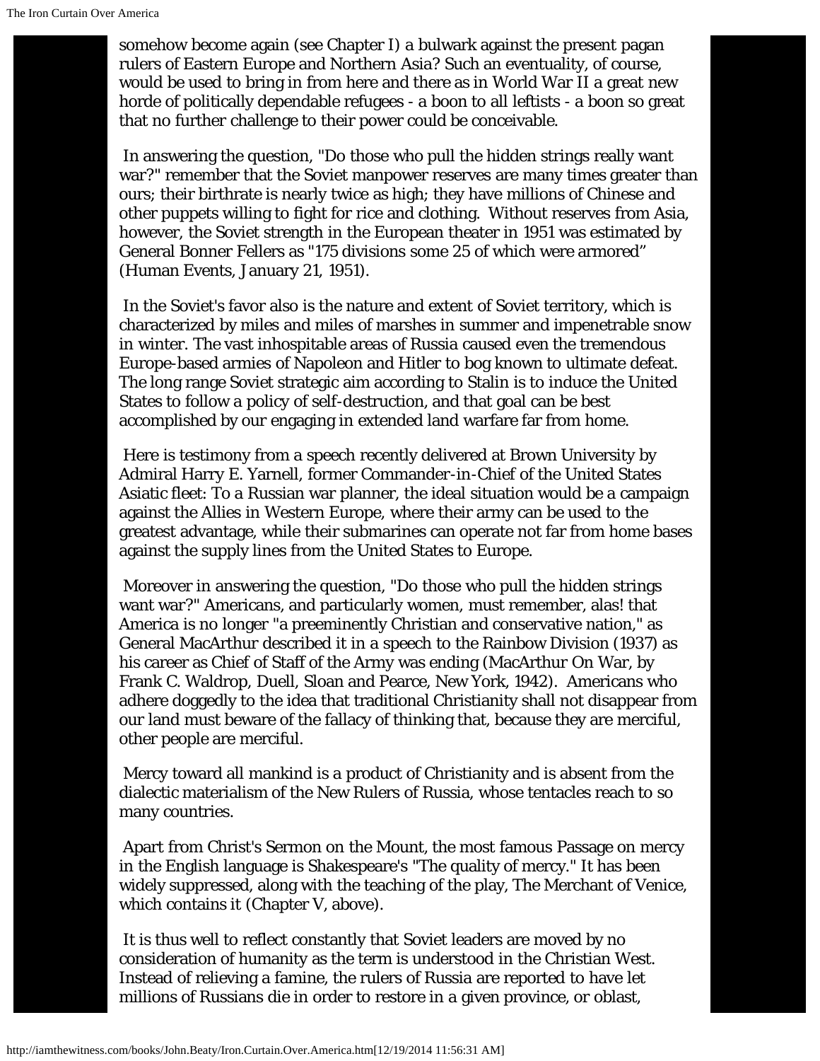somehow become again (see Chapter I) a bulwark against the present pagan rulers of Eastern Europe and Northern Asia? Such an eventuality, of course, would be used to bring in from here and there as in World War II a great new horde of politically dependable refugees - a boon to all leftists - a boon so great that no further challenge to their power could be conceivable.

In answering the question, "Do those who pull the hidden strings really want war?" remember that the Soviet manpower reserves are many times greater than ours; their birthrate is nearly twice as high; they have millions of Chinese and other puppets willing to fight for rice and clothing. Without reserves from Asia, however, the Soviet strength in the European theater in 1951 was estimated by General Bonner Fellers as "175 divisions some 25 of which were armored" (Human Events, January 21, 1951).

In the Soviet's favor also is the nature and extent of Soviet territory, which is characterized by miles and miles of marshes in summer and impenetrable snow in winter. The vast inhospitable areas of Russia caused even the tremendous Europe-based armies of Napoleon and Hitler to bog known to ultimate defeat. The long range Soviet strategic aim according to Stalin is to induce the United States to follow a policy of self-destruction, and that goal can be best accomplished by our engaging in extended land warfare far from home.

Here is testimony from a speech recently delivered at Brown University by Admiral Harry E. Yarnell, former Commander-in-Chief of the United States Asiatic fleet: To a Russian war planner, the ideal situation would be a campaign against the Allies in Western Europe, where their army can be used to the greatest advantage, while their submarines can operate not far from home bases against the supply lines from the United States to Europe.

Moreover in answering the question, "Do those who pull the hidden strings want war?" Americans, and particularly women, must remember, alas! that America is no longer "a preeminently Christian and conservative nation," as General MacArthur described it in a speech to the Rainbow Division (1937) as his career as Chief of Staff of the Army was ending (MacArthur On War, by Frank C. Waldrop, Duell, Sloan and Pearce, New York, 1942). Americans who adhere doggedly to the idea that traditional Christianity shall not disappear from our land must beware of the fallacy of thinking that, because they are merciful, other people are merciful.

Mercy toward all mankind is a product of Christianity and is absent from the dialectic materialism of the New Rulers of Russia, whose tentacles reach to so many countries.

Apart from Christ's Sermon on the Mount, the most famous Passage on mercy in the English language is Shakespeare's "The quality of mercy." It has been widely suppressed, along with the teaching of the play, The Merchant of Venice, which contains it (Chapter V, above).

It is thus well to reflect constantly that Soviet leaders are moved by no consideration of humanity as the term is understood in the Christian West. Instead of relieving a famine, the rulers of Russia are reported to have let millions of Russians die in order to restore in a given province, or oblast,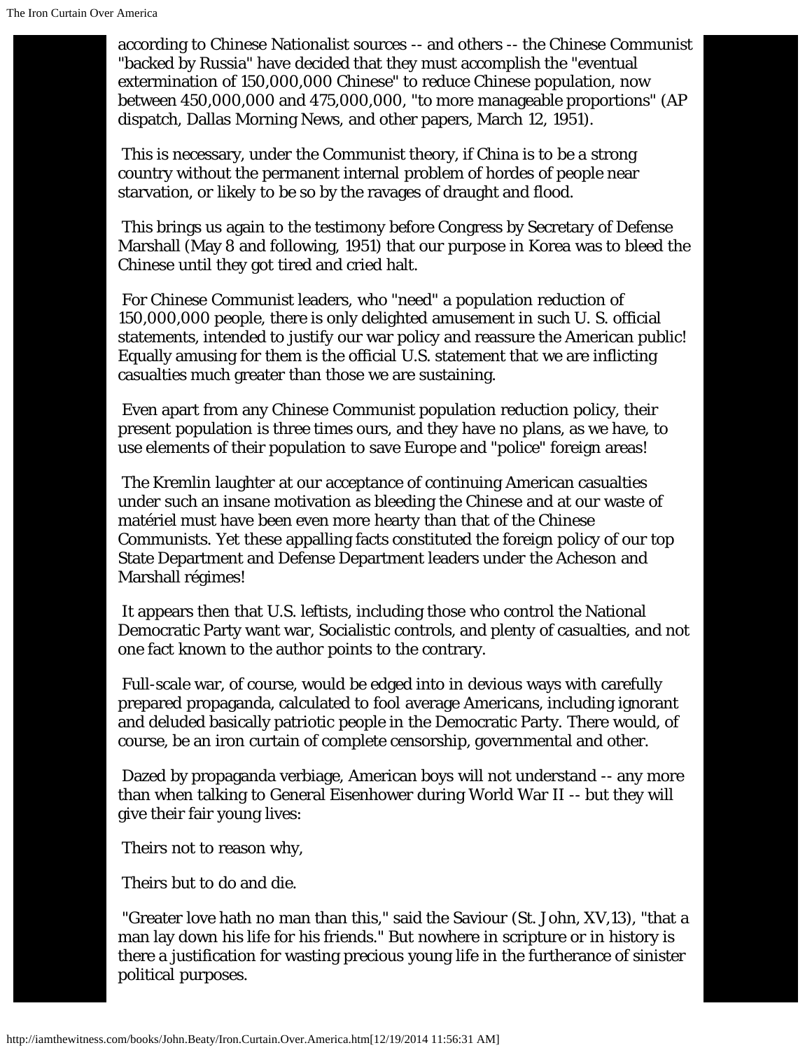according to Chinese Nationalist sources -- and others -- the Chinese Communist "backed by Russia" have decided that they must accomplish the "eventual extermination of 150,000,000 Chinese" to reduce Chinese population, now between 450,000,000 and 475,000,000, "to more manageable proportions" (AP dispatch, Dallas Morning News, and other papers, March 12, 1951).

This is necessary, under the Communist theory, if China is to be a strong country without the permanent internal problem of hordes of people near starvation, or likely to be so by the ravages of draught and flood.

This brings us again to the testimony before Congress by Secretary of Defense Marshall (May 8 and following, 1951) that our purpose in Korea was to bleed the Chinese until they got tired and cried halt.

For Chinese Communist leaders, who "need" a population reduction of 150,000,000 people, there is only delighted amusement in such U. S. official statements, intended to justify our war policy and reassure the American public! Equally amusing for them is the official U.S. statement that we are inflicting casualties much greater than those we are sustaining.

Even apart from any Chinese Communist population reduction policy, their present population is three times ours, and they have no plans, as we have, to use elements of their population to save Europe and "police" foreign areas!

The Kremlin laughter at our acceptance of continuing American casualties under such an insane motivation as bleeding the Chinese and at our waste of matériel must have been even more hearty than that of the Chinese Communists. Yet these appalling facts constituted the foreign policy of our top State Department and Defense Department leaders under the Acheson and Marshall régimes!

It appears then that U.S. leftists, including those who control the National Democratic Party want war, Socialistic controls, and plenty of casualties, and not one fact known to the author points to the contrary.

Full-scale war, of course, would be edged into in devious ways with carefully prepared propaganda, calculated to fool average Americans, including ignorant and deluded basically patriotic people in the Democratic Party. There would, of course, be an iron curtain of complete censorship, governmental and other.

Dazed by propaganda verbiage, American boys will not understand -- any more than when talking to General Eisenhower during World War II -- but they will give their fair young lives:

Theirs not to reason why,

Theirs but to do and die.

"Greater love hath no man than this," said the Saviour (St. John, XV,13), "that a man lay down his life for his friends." But nowhere in scripture or in history is there a justification for wasting precious young life in the furtherance of sinister political purposes.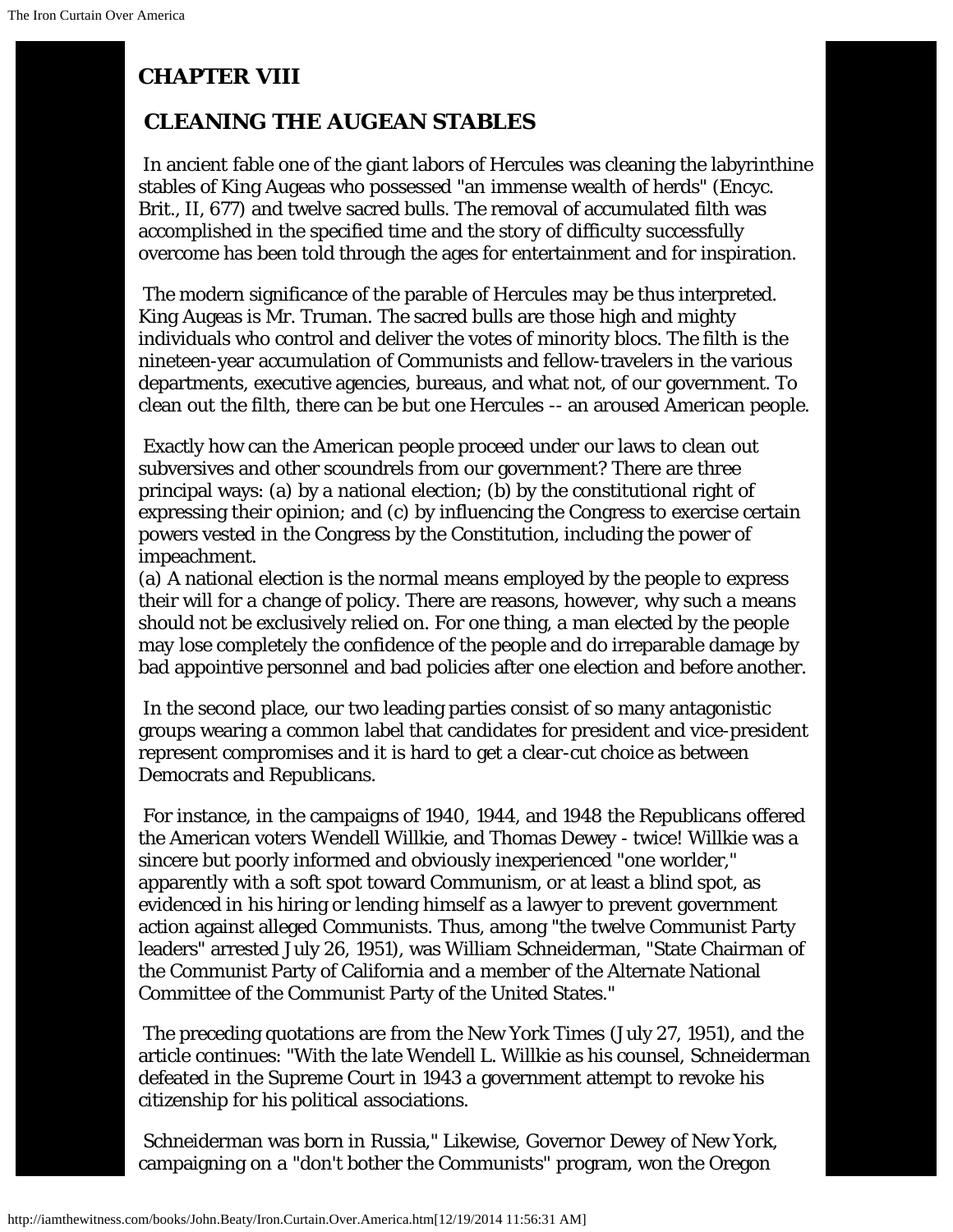## CHAPTER VIII

## CLEANING THE AUGEAN STABLES

In ancient fable one of the giant labors of Hercules was cleaning the labyrinthine stables of King Augeas who possessed "an immense wealth of herds" (Encyc. Brit., II, 677) and twelve sacred bulls. The removal of accumulated filth was accomplished in the specified time and the story of difficulty successfully overcome has been told through the ages for entertainment and for inspiration.

The modern significance of the parable of Hercules may be thus interpreted. King Augeas is Mr. Truman. The sacred bulls are those high and mighty individuals who control and deliver the votes of minority blocs. The filth is the nineteen-year accumulation of Communists and fellow-travelers in the various departments, executive agencies, bureaus, and what not, of our government. To clean out the filth, there can be but one Hercules -- an aroused American people.

Exactly how can the American people proceed under our laws to clean out subversives and other scoundrels from our government? There are three principal ways: (a) by a national election; (b) by the constitutional right of expressing their opinion; and (c) by influencing the Congress to exercise certain powers vested in the Congress by the Constitution, including the power of impeachment.

(a) A national election is the normal means employed by the people to express their will for a change of policy. There are reasons, however, why such a means should not be exclusively relied on. For one thing, a man elected by the people may lose completely the confidence of the people and do irreparable damage by bad appointive personnel and bad policies after one election and before another.

In the second place, our two leading parties consist of so many antagonistic groups wearing a common label that candidates for president and vice-president represent compromises and it is hard to get a clear-cut choice as between Democrats and Republicans.

For instance, in the campaigns of 1940, 1944, and 1948 the Republicans offered the American voters Wendell Willkie, and Thomas Dewey - twice! Willkie was a sincere but poorly informed and obviously inexperienced "one worlder," apparently with a soft spot toward Communism, or at least a blind spot, as evidenced in his hiring or lending himself as a lawyer to prevent government action against alleged Communists. Thus, among "the twelve Communist Party leaders" arrested July 26, 1951), was William Schneiderman, "State Chairman of the Communist Party of California and a member of the Alternate National Committee of the Communist Party of the United States."

The preceding quotations are from the New York Times (July 27, 1951), and the article continues: "With the late Wendell L. Willkie as his counsel, Schneiderman defeated in the Supreme Court in 1943 a government attempt to revoke his citizenship for his political associations.

Schneiderman was born in Russia," Likewise, Governor Dewey of New York, campaigning on a "don't bother the Communists" program, won the Oregon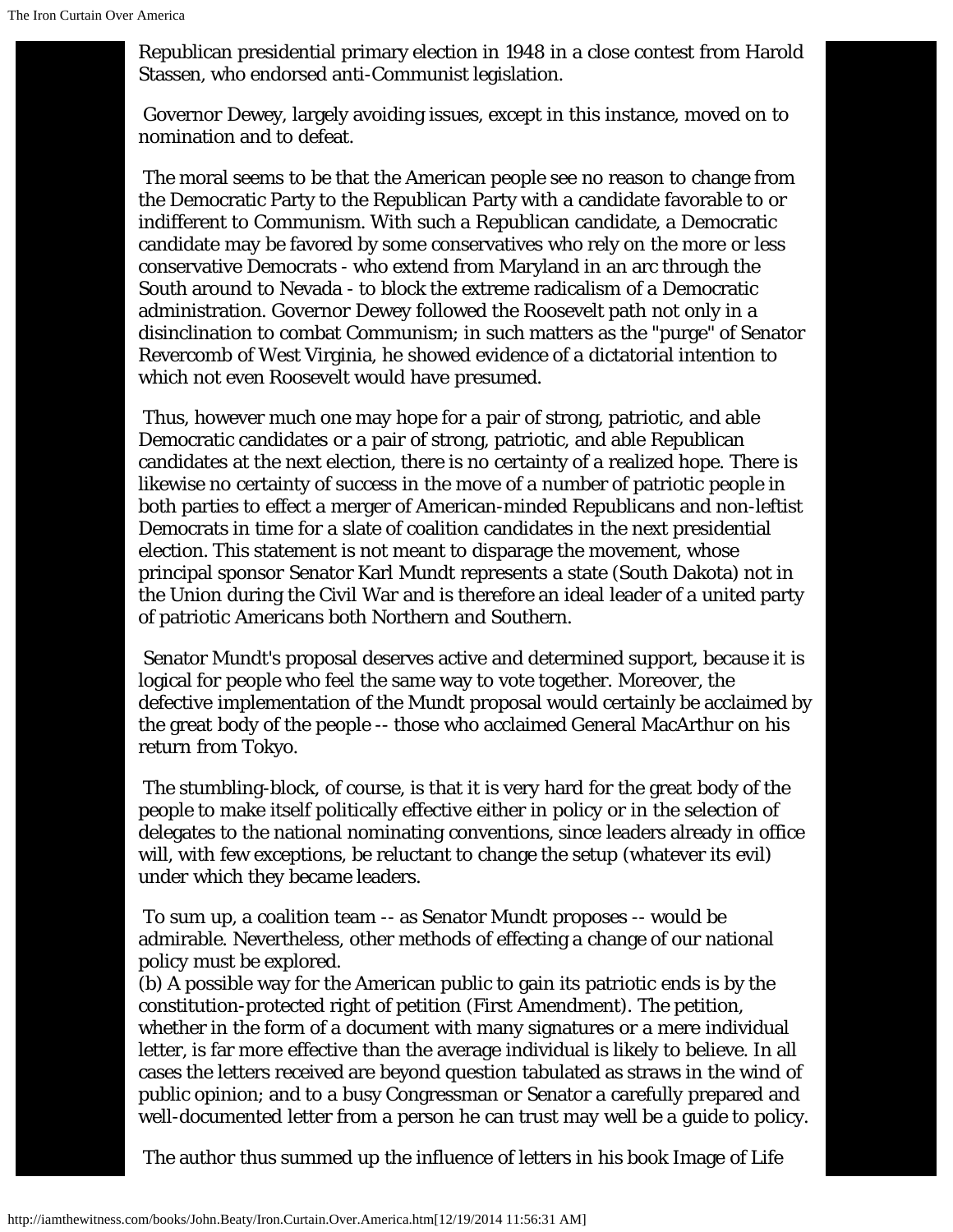Republican presidential primary election in 1948 in a close contest from Harold Stassen, who endorsed anti-Communist legislation.

Governor Dewey, largely avoiding issues, except in this instance, moved on to nomination and to defeat.

The moral seems to be that the American people see no reason to change from the Democratic Party to the Republican Party with a candidate favorable to or indifferent to Communism. With such a Republican candidate, a Democratic candidate may be favored by some conservatives who rely on the more or less conservative Democrats - who extend from Maryland in an arc through the South around to Nevada - to block the extreme radicalism of a Democratic administration. Governor Dewey followed the Roosevelt path not only in a disinclination to combat Communism; in such matters as the "purge" of Senator Revercomb of West Virginia, he showed evidence of a dictatorial intention to which not even Roosevelt would have presumed.

Thus, however much one may hope for a pair of strong, patriotic, and able Democratic candidates or a pair of strong, patriotic, and able Republican candidates at the next election, there is no certainty of a realized hope. There is likewise no certainty of success in the move of a number of patriotic people in both parties to effect a merger of American-minded Republicans and non-leftist Democrats in time for a slate of coalition candidates in the next presidential election. This statement is not meant to disparage the movement, whose principal sponsor Senator Karl Mundt represents a state (South Dakota) not in the Union during the Civil War and is therefore an ideal leader of a united party of patriotic Americans both Northern and Southern.

Senator Mundt's proposal deserves active and determined support, because it is logical for people who feel the same way to vote together. Moreover, the defective implementation of the Mundt proposal would certainly be acclaimed by the great body of the people -- those who acclaimed General MacArthur on his return from Tokyo.

The stumbling-block, of course, is that it is very hard for the great body of the people to make itself politically effective either in policy or in the selection of delegates to the national nominating conventions, since leaders already in office will, with few exceptions, be reluctant to change the setup (whatever its evil) under which they became leaders.

To sum up, a coalition team -- as Senator Mundt proposes -- would be admirable. Nevertheless, other methods of effecting a change of our national policy must be explored.

(b) A possible way for the American public to gain its patriotic ends is by the constitution-protected right of petition (First Amendment). The petition, whether in the form of a document with many signatures or a mere individual letter, is far more effective than the average individual is likely to believe. In all cases the letters received are beyond question tabulated as straws in the wind of public opinion; and to a busy Congressman or Senator a carefully prepared and well-documented letter from a person he can trust may well be a guide to policy.

The author thus summed up the influence of letters in his book Image of Life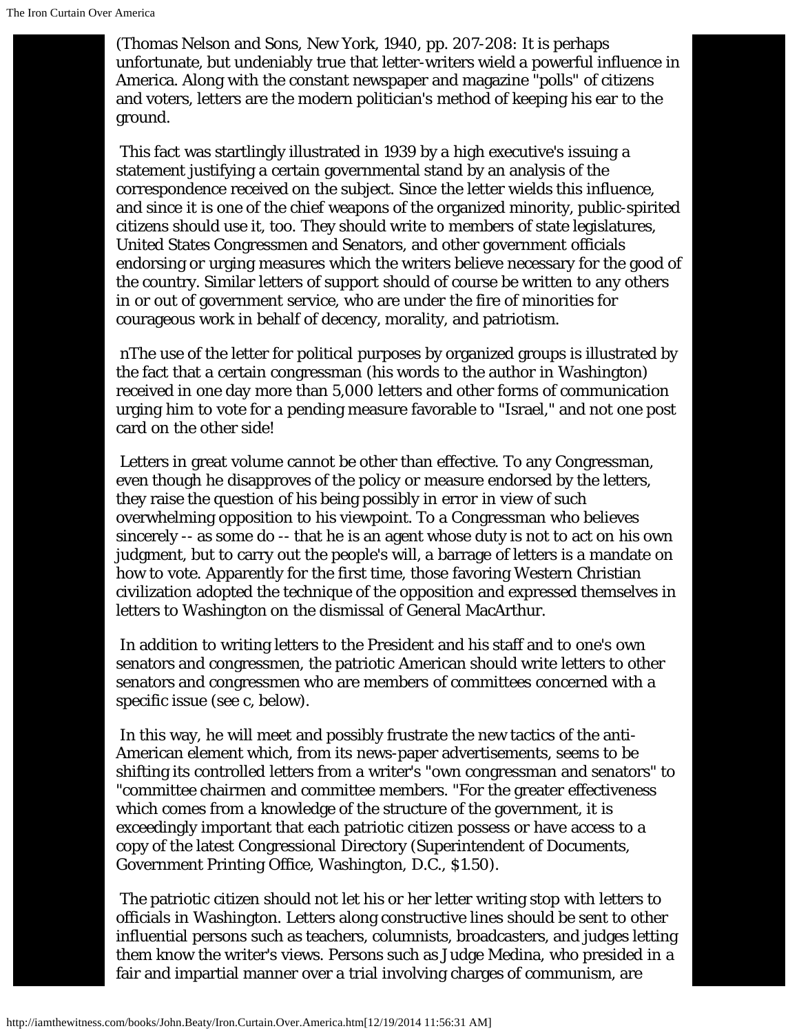(Thomas Nelson and Sons, New York, 1940, pp. 207-208: It is perhaps unfortunate, but undeniably true that letter-writers wield a powerful influence in America. Along with the constant newspaper and magazine "polls" of citizens and voters, letters are the modern politician's method of keeping his ear to the ground.

This fact was startlingly illustrated in 1939 by a high executive's issuing a statement justifying a certain governmental stand by an analysis of the correspondence received on the subject. Since the letter wields this influence, and since it is one of the chief weapons of the organized minority, public-spirited citizens should use it, too. They should write to members of state legislatures, United States Congressmen and Senators, and other government officials endorsing or urging measures which the writers believe necessary for the good of the country. Similar letters of support should of course be written to any others in or out of government service, who are under the fire of minorities for courageous work in behalf of decency, morality, and patriotism.

nThe use of the letter for political purposes by organized groups is illustrated by the fact that a certain congressman (his words to the author in Washington) received in one day more than 5,000 letters and other forms of communication urging him to vote for a pending measure favorable to "Israel," and not one post card on the other side!

Letters in great volume cannot be other than effective. To any Congressman, even though he disapproves of the policy or measure endorsed by the letters, they raise the question of his being possibly in error in view of such overwhelming opposition to his viewpoint. To a Congressman who believes sincerely -- as some do -- that he is an agent whose duty is not to act on his own judgment, but to carry out the people's will, a barrage of letters is a mandate on how to vote. Apparently for the first time, those favoring Western Christian civilization adopted the technique of the opposition and expressed themselves in letters to Washington on the dismissal of General MacArthur.

In addition to writing letters to the President and his staff and to one's own senators and congressmen, the patriotic American should write letters to other senators and congressmen who are members of committees concerned with a specific issue (see c, below).

In this way, he will meet and possibly frustrate the new tactics of the anti-American element which, from its news-paper advertisements, seems to be shifting its controlled letters from a writer's "own congressman and senators" to "committee chairmen and committee members. "For the greater effectiveness which comes from a knowledge of the structure of the government, it is exceedingly important that each patriotic citizen possess or have access to a copy of the latest Congressional Directory (Superintendent of Documents, Government Printing Office, Washington, D.C., $1.50).

The patriotic citizen should not let his or her letter writing stop with letters to officials in Washington. Letters along constructive lines should be sent to other influential persons such as teachers, columnists, broadcasters, and judges letting them know the writer's views. Persons such as Judge Medina, who presided in a fair and impartial manner over a trial involving charges of communism, are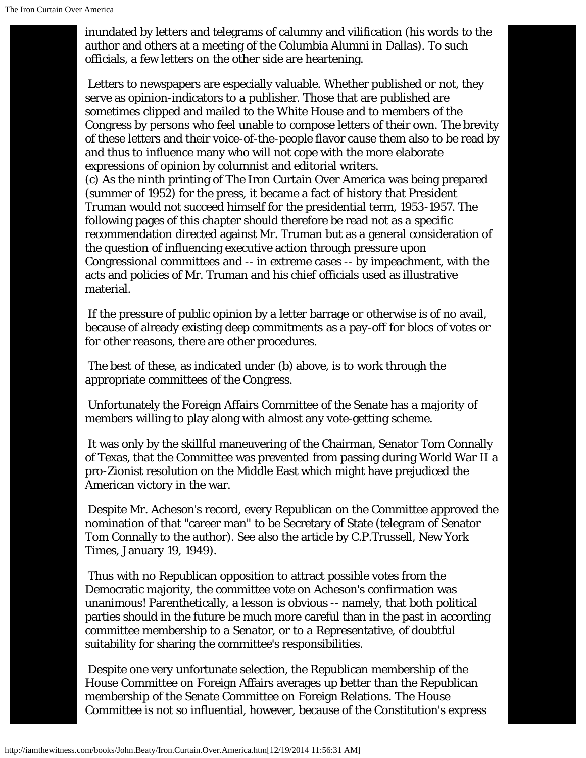inundated by letters and telegrams of calumny and vilification (his words to the author and others at a meeting of the Columbia Alumni in Dallas). To such officials, a few letters on the other side are heartening.

Letters to newspapers are especially valuable. Whether published or not, they serve as opinion-indicators to a publisher. Those that are published are sometimes clipped and mailed to the White House and to members of the Congress by persons who feel unable to compose letters of their own. The brevity of these letters and their voice-of-the-people flavor cause them also to be read by and thus to influence many who will not cope with the more elaborate expressions of opinion by columnist and editorial writers.

(c) As the ninth printing of The Iron Curtain Over America was being prepared (summer of 1952) for the press, it became a fact of history that President Truman would not succeed himself for the presidential term, 1953-1957. The following pages of this chapter should therefore be read not as a specific recommendation directed against Mr. Truman but as a general consideration of the question of influencing executive action through pressure upon Congressional committees and -- in extreme cases -- by impeachment, with the acts and policies of Mr. Truman and his chief officials used as illustrative material.

If the pressure of public opinion by a letter barrage or otherwise is of no avail, because of already existing deep commitments as a pay-off for blocs of votes or for other reasons, there are other procedures.

The best of these, as indicated under (b) above, is to work through the appropriate committees of the Congress.

Unfortunately the Foreign Affairs Committee of the Senate has a majority of members willing to play along with almost any vote-getting scheme.

It was only by the skillful maneuvering of the Chairman, Senator Tom Connally of Texas, that the Committee was prevented from passing during World War II a pro-Zionist resolution on the Middle East which might have prejudiced the American victory in the war.

Despite Mr. Acheson's record, every Republican on the Committee approved the nomination of that "career man" to be Secretary of State (telegram of Senator Tom Connally to the author). See also the article by C.P.Trussell, New York Times, January 19, 1949).

Thus with no Republican opposition to attract possible votes from the Democratic majority, the committee vote on Acheson's confirmation was unanimous! Parenthetically, a lesson is obvious -- namely, that both political parties should in the future be much more careful than in the past in according committee membership to a Senator, or to a Representative, of doubtful suitability for sharing the committee's responsibilities.

Despite one very unfortunate selection, the Republican membership of the House Committee on Foreign Affairs averages up better than the Republican membership of the Senate Committee on Foreign Relations. The House Committee is not so influential, however, because of the Constitution's express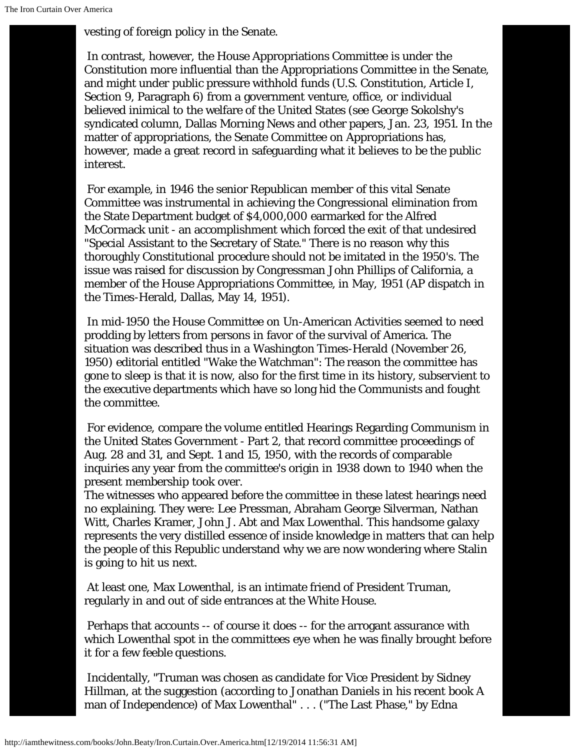vesting of foreign policy in the Senate.

In contrast, however, the House Appropriations Committee is under the Constitution more influential than the Appropriations Committee in the Senate, and might under public pressure withhold funds (U.S. Constitution, Article I, Section 9, Paragraph 6) from a government venture, office, or individual believed inimical to the welfare of the United States (see George Sokolshy's syndicated column, Dallas Morning News and other papers, Jan. 23, 1951. In the matter of appropriations, the Senate Committee on Appropriations has, however, made a great record in safeguarding what it believes to be the public interest.

For example, in 1946 the senior Republican member of this vital Senate Committee was instrumental in achieving the Congressional elimination from the State Department budget of $4,000,000 earmarked for the Alfred McCormack unit - an accomplishment which forced the exit of that undesired "Special Assistant to the Secretary of State." There is no reason why this thoroughly Constitutional procedure should not be imitated in the 1950's. The issue was raised for discussion by Congressman John Phillips of California, a member of the House Appropriations Committee, in May, 1951 (AP dispatch in the Times-Herald, Dallas, May 14, 1951).

In mid-1950 the House Committee on Un-American Activities seemed to need prodding by letters from persons in favor of the survival of America. The situation was described thus in a Washington Times-Herald (November 26, 1950) editorial entitled "Wake the Watchman": The reason the committee has gone to sleep is that it is now, also for the first time in its history, subservient to the executive departments which have so long hid the Communists and fought the committee.

For evidence, compare the volume entitled Hearings Regarding Communism in the United States Government - Part 2, that record committee proceedings of Aug. 28 and 31, and Sept. 1 and 15, 1950, with the records of comparable inquiries any year from the committee's origin in 1938 down to 1940 when the present membership took over.
The witnesses who appeared before the committee in these latest hearings need no explaining. They were: Lee Pressman, Abraham George Silverman, Nathan Witt, Charles Kramer, John J. Abt and Max Lowenthal. This handsome galaxy represents the very distilled essence of inside knowledge in matters that can help the people of this Republic understand why we are now wondering where Stalin is going to hit us next.

At least one, Max Lowenthal, is an intimate friend of President Truman, regularly in and out of side entrances at the White House.

Perhaps that accounts -- of course it does -- for the arrogant assurance with which Lowenthal spot in the committees eye when he was finally brought before it for a few feeble questions.

Incidentally, "Truman was chosen as candidate for Vice President by Sidney Hillman, at the suggestion (according to Jonathan Daniels in his recent book A man of Independence) of Max Lowenthal" . . . ("The Last Phase," by Edna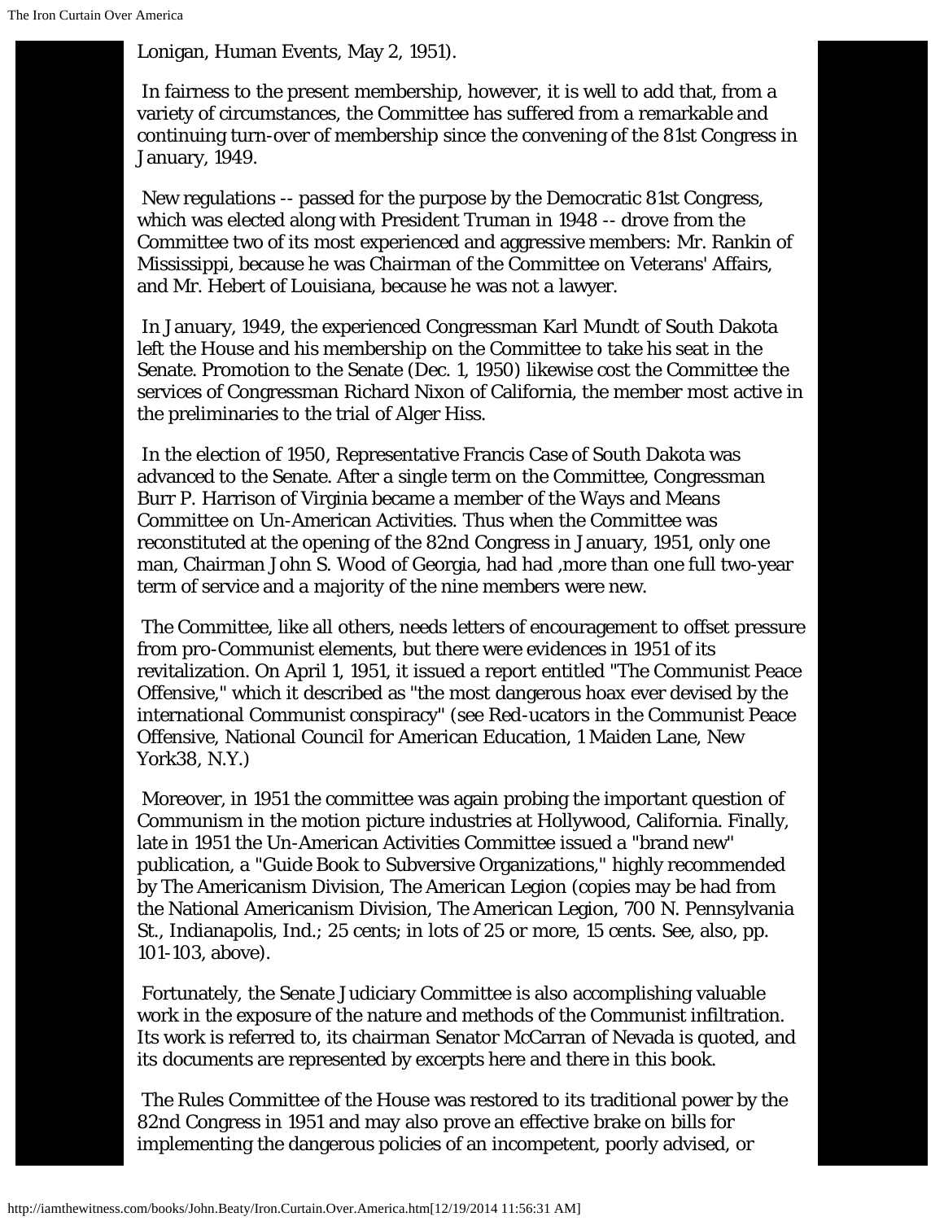Lonigan, Human Events, May 2, 1951).

In fairness to the present membership, however, it is well to add that, from a variety of circumstances, the Committee has suffered from a remarkable and continuing turn-over of membership since the convening of the 81st Congress in January, 1949.

New regulations -- passed for the purpose by the Democratic 81st Congress, which was elected along with President Truman in 1948 -- drove from the Committee two of its most experienced and aggressive members: Mr. Rankin of Mississippi, because he was Chairman of the Committee on Veterans' Affairs, and Mr. Hebert of Louisiana, because he was not a lawyer.

In January, 1949, the experienced Congressman Karl Mundt of South Dakota left the House and his membership on the Committee to take his seat in the Senate. Promotion to the Senate (Dec. 1, 1950) likewise cost the Committee the services of Congressman Richard Nixon of California, the member most active in the preliminaries to the trial of Alger Hiss.

In the election of 1950, Representative Francis Case of South Dakota was advanced to the Senate. After a single term on the Committee, Congressman Burr P. Harrison of Virginia became a member of the Ways and Means Committee on Un-American Activities. Thus when the Committee was reconstituted at the opening of the 82nd Congress in January, 1951, only one man, Chairman John S. Wood of Georgia, had had ,more than one full two-year term of service and a majority of the nine members were new.

The Committee, like all others, needs letters of encouragement to offset pressure from pro-Communist elements, but there were evidences in 1951 of its revitalization. On April 1, 1951, it issued a report entitled "The Communist Peace Offensive," which it described as "the most dangerous hoax ever devised by the international Communist conspiracy" (see Red-ucators in the Communist Peace Offensive, National Council for American Education, 1 Maiden Lane, New York38, N.Y.)

Moreover, in 1951 the committee was again probing the important question of Communism in the motion picture industries at Hollywood, California. Finally, late in 1951 the Un-American Activities Committee issued a "brand new" publication, a "Guide Book to Subversive Organizations," highly recommended by The Americanism Division, The American Legion (copies may be had from the National Americanism Division, The American Legion, 700 N. Pennsylvania St., Indianapolis, Ind.; 25 cents; in lots of 25 or more, 15 cents. See, also, pp. 101-103, above).

Fortunately, the Senate Judiciary Committee is also accomplishing valuable work in the exposure of the nature and methods of the Communist infiltration. Its work is referred to, its chairman Senator McCarran of Nevada is quoted, and its documents are represented by excerpts here and there in this book.

The Rules Committee of the House was restored to its traditional power by the 82nd Congress in 1951 and may also prove an effective brake on bills for implementing the dangerous policies of an incompetent, poorly advised, or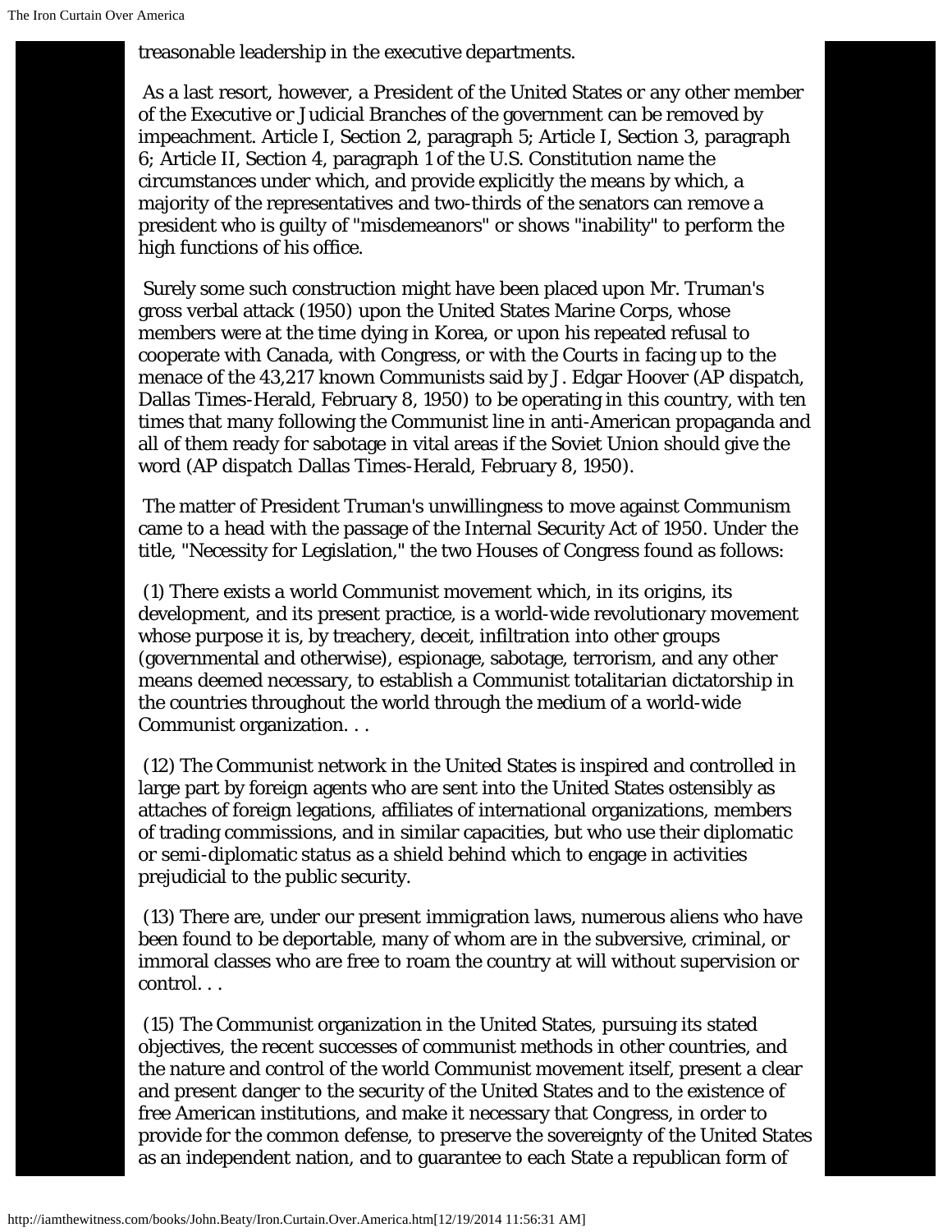treasonable leadership in the executive departments.

As a last resort, however, a President of the United States or any other member of the Executive or Judicial Branches of the government can be removed by impeachment. Article I, Section 2, paragraph 5; Article I, Section 3, paragraph 6; Article II, Section 4, paragraph 1 of the U.S. Constitution name the circumstances under which, and provide explicitly the means by which, a majority of the representatives and two-thirds of the senators can remove a president who is guilty of "misdemeanors" or shows "inability" to perform the high functions of his office.

Surely some such construction might have been placed upon Mr. Truman's gross verbal attack (1950) upon the United States Marine Corps, whose members were at the time dying in Korea, or upon his repeated refusal to cooperate with Canada, with Congress, or with the Courts in facing up to the menace of the 43,217 known Communists said by J. Edgar Hoover (AP dispatch, Dallas Times-Herald, February 8, 1950) to be operating in this country, with ten times that many following the Communist line in anti-American propaganda and all of them ready for sabotage in vital areas if the Soviet Union should give the word (AP dispatch Dallas Times-Herald, February 8, 1950).

The matter of President Truman's unwillingness to move against Communism came to a head with the passage of the Internal Security Act of 1950. Under the title, "Necessity for Legislation," the two Houses of Congress found as follows:

(1) There exists a world Communist movement which, in its origins, its development, and its present practice, is a world-wide revolutionary movement whose purpose it is, by treachery, deceit, infiltration into other groups (governmental and otherwise), espionage, sabotage, terrorism, and any other means deemed necessary, to establish a Communist totalitarian dictatorship in the countries throughout the world through the medium of a world-wide Communist organization. . .

(12) The Communist network in the United States is inspired and controlled in large part by foreign agents who are sent into the United States ostensibly as attaches of foreign legations, affiliates of international organizations, members of trading commissions, and in similar capacities, but who use their diplomatic or semi-diplomatic status as a shield behind which to engage in activities prejudicial to the public security.

(13) There are, under our present immigration laws, numerous aliens who have been found to be deportable, many of whom are in the subversive, criminal, or immoral classes who are free to roam the country at will without supervision or control. . .

(15) The Communist organization in the United States, pursuing its stated objectives, the recent successes of communist methods in other countries, and the nature and control of the world Communist movement itself, present a clear and present danger to the security of the United States and to the existence of free American institutions, and make it necessary that Congress, in order to provide for the common defense, to preserve the sovereignty of the United States as an independent nation, and to guarantee to each State a republican form of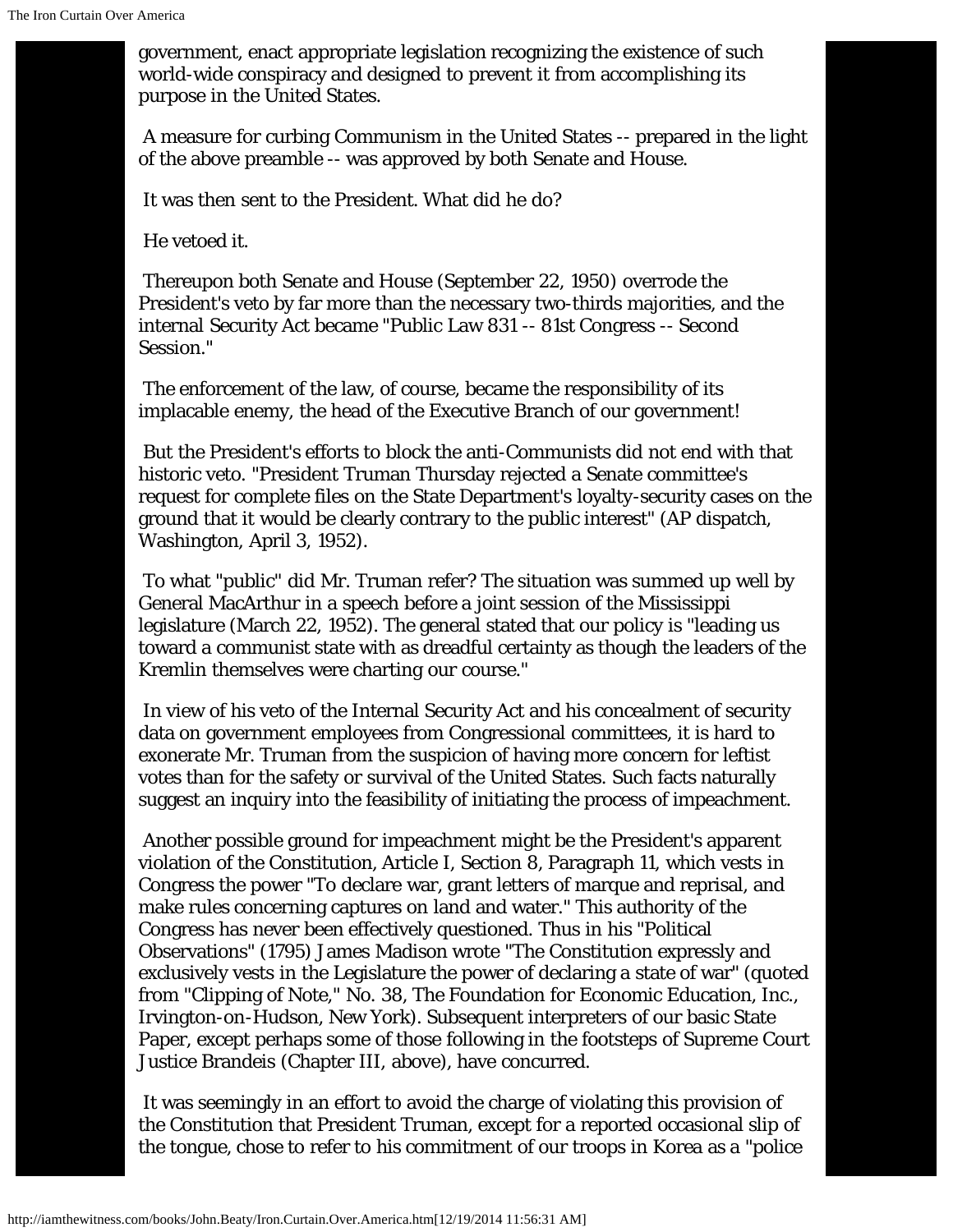government, enact appropriate legislation recognizing the existence of such world-wide conspiracy and designed to prevent it from accomplishing its purpose in the United States.

A measure for curbing Communism in the United States -- prepared in the light of the above preamble -- was approved by both Senate and House.

It was then sent to the President. What did he do?

He vetoed it.

Thereupon both Senate and House (September 22, 1950) overrode the President's veto by far more than the necessary two-thirds majorities, and the internal Security Act became "Public Law 831 -- 81st Congress -- Second Session."

The enforcement of the law, of course, became the responsibility of its implacable enemy, the head of the Executive Branch of our government!

But the President's efforts to block the anti-Communists did not end with that historic veto. "President Truman Thursday rejected a Senate committee's request for complete files on the State Department's loyalty-security cases on the ground that it would be clearly contrary to the public interest" (AP dispatch, Washington, April 3, 1952).

To what "public" did Mr. Truman refer? The situation was summed up well by General MacArthur in a speech before a joint session of the Mississippi legislature (March 22, 1952). The general stated that our policy is "leading us toward a communist state with as dreadful certainty as though the leaders of the Kremlin themselves were charting our course."

In view of his veto of the Internal Security Act and his concealment of security data on government employees from Congressional committees, it is hard to exonerate Mr. Truman from the suspicion of having more concern for leftist votes than for the safety or survival of the United States. Such facts naturally suggest an inquiry into the feasibility of initiating the process of impeachment.

Another possible ground for impeachment might be the President's apparent violation of the Constitution, Article I, Section 8, Paragraph 11, which vests in Congress the power "To declare war, grant letters of marque and reprisal, and make rules concerning captures on land and water." This authority of the Congress has never been effectively questioned. Thus in his "Political Observations" (1795) James Madison wrote "The Constitution expressly and exclusively vests in the Legislature the power of declaring a state of war" (quoted from "Clipping of Note," No. 38, The Foundation for Economic Education, Inc., Irvington-on-Hudson, New York). Subsequent interpreters of our basic State Paper, except perhaps some of those following in the footsteps of Supreme Court Justice Brandeis (Chapter III, above), have concurred.

It was seemingly in an effort to avoid the charge of violating this provision of the Constitution that President Truman, except for a reported occasional slip of the tongue, chose to refer to his commitment of our troops in Korea as a "police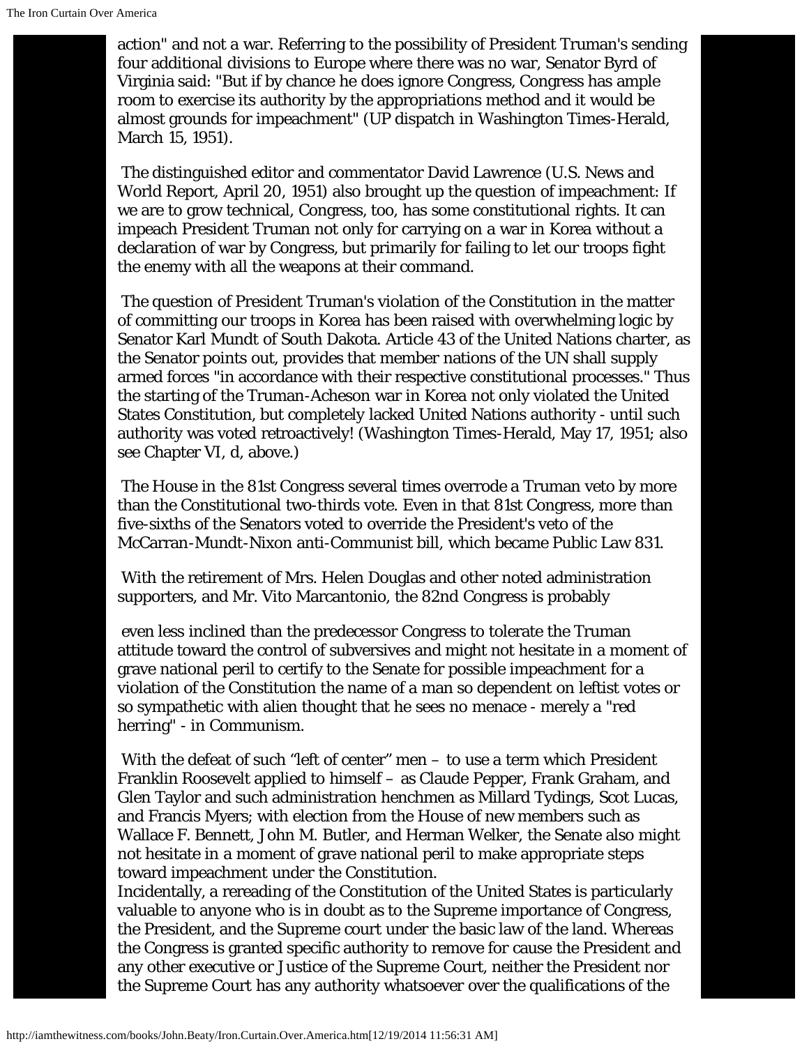action" and not a war. Referring to the possibility of President Truman's sending four additional divisions to Europe where there was no war, Senator Byrd of Virginia said: "But if by chance he does ignore Congress, Congress has ample room to exercise its authority by the appropriations method and it would be almost grounds for impeachment" (UP dispatch in Washington Times-Herald, March 15, 1951).

The distinguished editor and commentator David Lawrence (U.S. News and World Report, April 20, 1951) also brought up the question of impeachment: If we are to grow technical, Congress, too, has some constitutional rights. It can impeach President Truman not only for carrying on a war in Korea without a declaration of war by Congress, but primarily for failing to let our troops fight the enemy with all the weapons at their command.

The question of President Truman's violation of the Constitution in the matter of committing our troops in Korea has been raised with overwhelming logic by Senator Karl Mundt of South Dakota. Article 43 of the United Nations charter, as the Senator points out, provides that member nations of the UN shall supply armed forces "in accordance with their respective constitutional processes." Thus the starting of the Truman-Acheson war in Korea not only violated the United States Constitution, but completely lacked United Nations authority - until such authority was voted retroactively! (Washington Times-Herald, May 17, 1951; also see Chapter VI, d, above.)

The House in the 81st Congress several times overrode a Truman veto by more than the Constitutional two-thirds vote. Even in that 81st Congress, more than five-sixths of the Senators voted to override the President's veto of the McCarran-Mundt-Nixon anti-Communist bill, which became Public Law 831.

With the retirement of Mrs. Helen Douglas and other noted administration supporters, and Mr. Vito Marcantonio, the 82nd Congress is probably even less inclined than the predecessor Congress to tolerate the Truman attitude toward the control of subversives and might not hesitate in a moment of grave national peril to certify to the Senate for possible impeachment for a violation of the Constitution the name of a man so dependent on leftist votes or so sympathetic with alien thought that he sees no menace - merely a "red herring" - in Communism.

With the defeat of such "left of center" men – to use a term which President Franklin Roosevelt applied to himself – as Claude Pepper, Frank Graham, and Glen Taylor and such administration henchmen as Millard Tydings, Scot Lucas, and Francis Myers; with election from the House of new members such as Wallace F. Bennett, John M. Butler, and Herman Welker, the Senate also might not hesitate in a moment of grave national peril to make appropriate steps toward impeachment under the Constitution.

Incidentally, a rereading of the Constitution of the United States is particularly valuable to anyone who is in doubt as to the Supreme importance of Congress, the President, and the Supreme court under the basic law of the land. Whereas the Congress is granted specific authority to remove for cause the President and any other executive or Justice of the Supreme Court, neither the President nor the Supreme Court has any authority whatsoever over the qualifications of the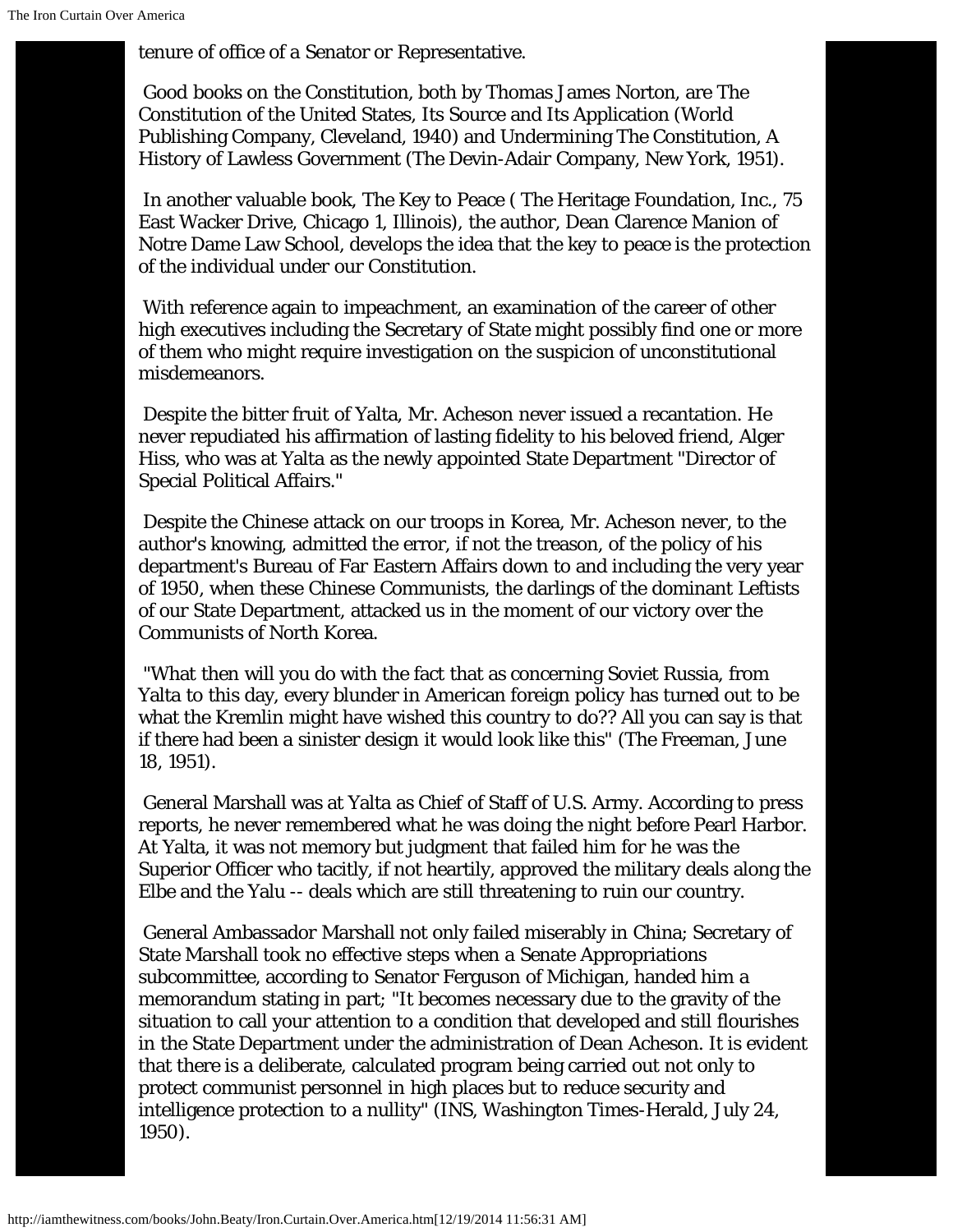tenure of office of a Senator or Representative.

Good books on the Constitution, both by Thomas James Norton, are The Constitution of the United States, Its Source and Its Application (World Publishing Company, Cleveland, 1940) and Undermining The Constitution, A History of Lawless Government (The Devin-Adair Company, New York, 1951).

In another valuable book, The Key to Peace ( The Heritage Foundation, Inc., 75 East Wacker Drive, Chicago 1, Illinois), the author, Dean Clarence Manion of Notre Dame Law School, develops the idea that the key to peace is the protection of the individual under our Constitution.

With reference again to impeachment, an examination of the career of other high executives including the Secretary of State might possibly find one or more of them who might require investigation on the suspicion of unconstitutional misdemeanors.

Despite the bitter fruit of Yalta, Mr. Acheson never issued a recantation. He never repudiated his affirmation of lasting fidelity to his beloved friend, Alger Hiss, who was at Yalta as the newly appointed State Department "Director of Special Political Affairs."

Despite the Chinese attack on our troops in Korea, Mr. Acheson never, to the author's knowing, admitted the error, if not the treason, of the policy of his department's Bureau of Far Eastern Affairs down to and including the very year of 1950, when these Chinese Communists, the darlings of the dominant Leftists of our State Department, attacked us in the moment of our victory over the Communists of North Korea.

"What then will you do with the fact that as concerning Soviet Russia, from Yalta to this day, every blunder in American foreign policy has turned out to be what the Kremlin might have wished this country to do?? All you can say is that if there had been a sinister design it would look like this" (The Freeman, June 18, 1951).

General Marshall was at Yalta as Chief of Staff of U.S. Army. According to press reports, he never remembered what he was doing the night before Pearl Harbor. At Yalta, it was not memory but judgment that failed him for he was the Superior Officer who tacitly, if not heartily, approved the military deals along the Elbe and the Yalu -- deals which are still threatening to ruin our country.

General Ambassador Marshall not only failed miserably in China; Secretary of State Marshall took no effective steps when a Senate Appropriations subcommittee, according to Senator Ferguson of Michigan, handed him a memorandum stating in part; "It becomes necessary due to the gravity of the situation to call your attention to a condition that developed and still flourishes in the State Department under the administration of Dean Acheson. It is evident that there is a deliberate, calculated program being carried out not only to protect communist personnel in high places but to reduce security and intelligence protection to a nullity" (INS, Washington Times-Herald, July 24, 1950).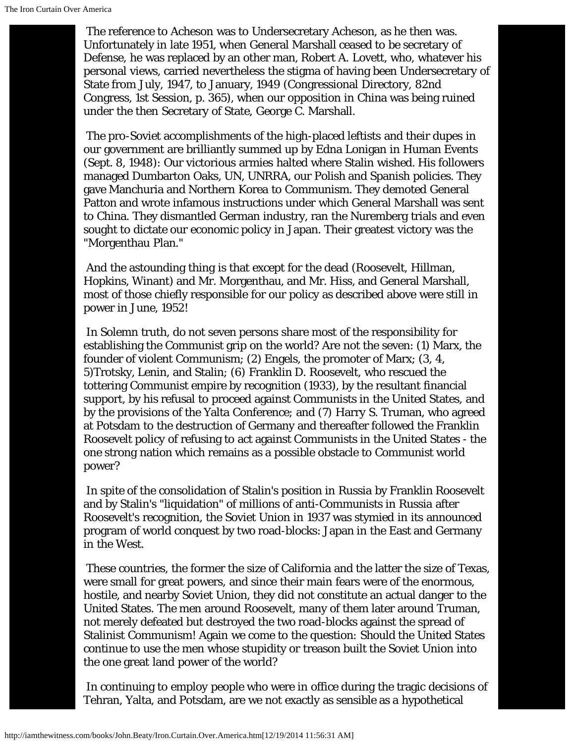The reference to Acheson was to Undersecretary Acheson, as he then was. Unfortunately in late 1951, when General Marshall ceased to be secretary of Defense, he was replaced by an other man, Robert A. Lovett, who, whatever his personal views, carried nevertheless the stigma of having been Undersecretary of State from July, 1947, to January, 1949 (Congressional Directory, 82nd Congress, 1st Session, p. 365), when our opposition in China was being ruined under the then Secretary of State, George C. Marshall.

The pro-Soviet accomplishments of the high-placed leftists and their dupes in our government are brilliantly summed up by Edna Lonigan in Human Events (Sept. 8, 1948): Our victorious armies halted where Stalin wished. His followers managed Dumbarton Oaks, UN, UNRRA, our Polish and Spanish policies. They gave Manchuria and Northern Korea to Communism. They demoted General Patton and wrote infamous instructions under which General Marshall was sent to China. They dismantled German industry, ran the Nuremberg trials and even sought to dictate our economic policy in Japan. Their greatest victory was the "Morgenthau Plan."

And the astounding thing is that except for the dead (Roosevelt, Hillman, Hopkins, Winant) and Mr. Morgenthau, and Mr. Hiss, and General Marshall, most of those chiefly responsible for our policy as described above were still in power in June, 1952!

In Solemn truth, do not seven persons share most of the responsibility for establishing the Communist grip on the world? Are not the seven: (1) Marx, the founder of violent Communism; (2) Engels, the promoter of Marx; (3, 4, 5)Trotsky, Lenin, and Stalin; (6) Franklin D. Roosevelt, who rescued the tottering Communist empire by recognition (1933), by the resultant financial support, by his refusal to proceed against Communists in the United States, and by the provisions of the Yalta Conference; and (7) Harry S. Truman, who agreed at Potsdam to the destruction of Germany and thereafter followed the Franklin Roosevelt policy of refusing to act against Communists in the United States - the one strong nation which remains as a possible obstacle to Communist world power?

In spite of the consolidation of Stalin's position in Russia by Franklin Roosevelt and by Stalin's "liquidation" of millions of anti-Communists in Russia after Roosevelt's recognition, the Soviet Union in 1937 was stymied in its announced program of world conquest by two road-blocks: Japan in the East and Germany in the West.

These countries, the former the size of California and the latter the size of Texas, were small for great powers, and since their main fears were of the enormous, hostile, and nearby Soviet Union, they did not constitute an actual danger to the United States. The men around Roosevelt, many of them later around Truman, not merely defeated but destroyed the two road-blocks against the spread of Stalinist Communism! Again we come to the question: Should the United States continue to use the men whose stupidity or treason built the Soviet Union into the one great land power of the world?

In continuing to employ people who were in office during the tragic decisions of Tehran, Yalta, and Potsdam, are we not exactly as sensible as a hypothetical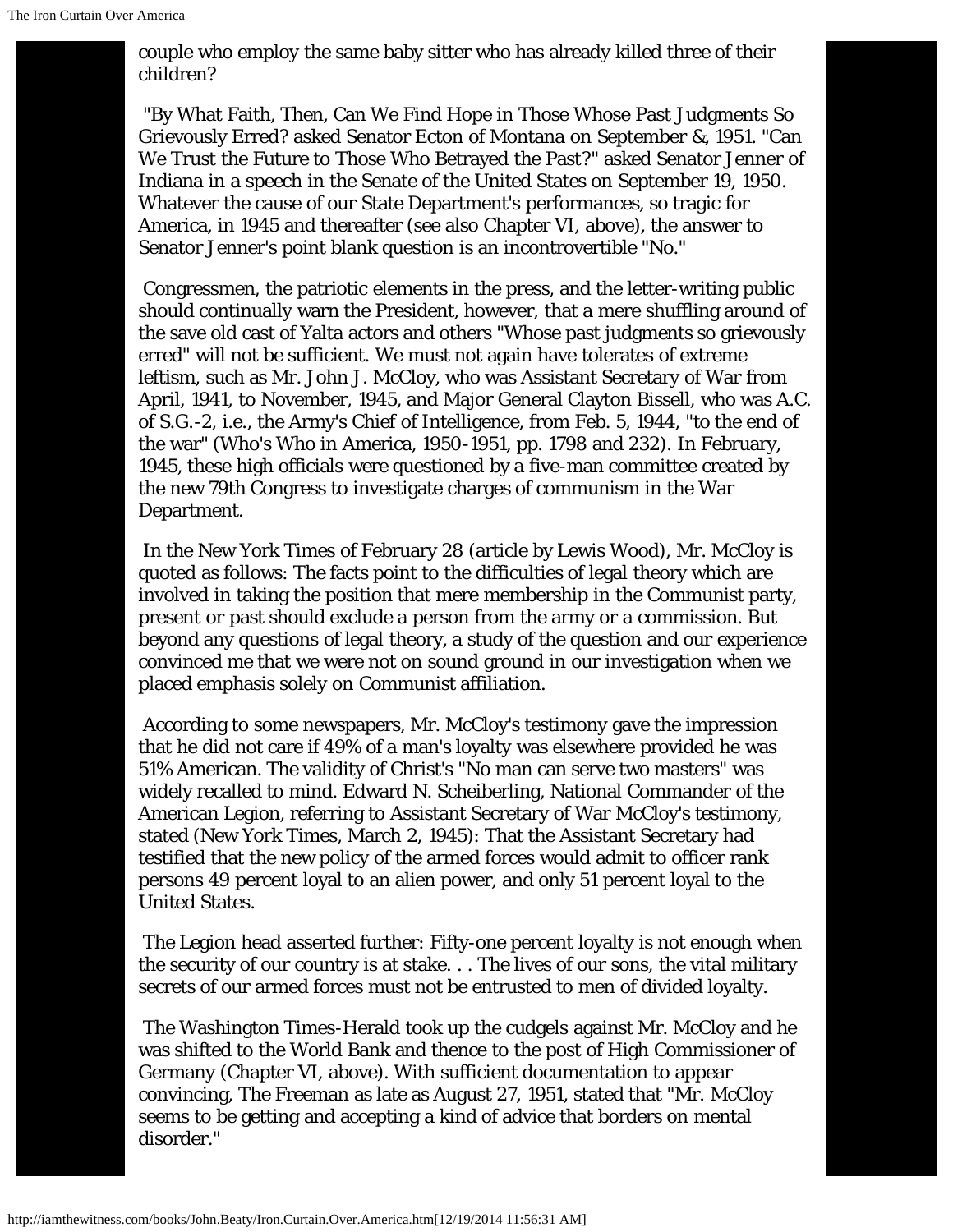couple who employ the same baby sitter who has already killed three of their children?

"By What Faith, Then, Can We Find Hope in Those Whose Past Judgments So Grievously Erred? asked Senator Ecton of Montana on September &, 1951. "Can We Trust the Future to Those Who Betrayed the Past?" asked Senator Jenner of Indiana in a speech in the Senate of the United States on September 19, 1950. Whatever the cause of our State Department's performances, so tragic for America, in 1945 and thereafter (see also Chapter VI, above), the answer to Senator Jenner's point blank question is an incontrovertible "No."

Congressmen, the patriotic elements in the press, and the letter-writing public should continually warn the President, however, that a mere shuffling around of the save old cast of Yalta actors and others "Whose past judgments so grievously erred" will not be sufficient. We must not again have tolerates of extreme leftism, such as Mr. John J. McCloy, who was Assistant Secretary of War from April, 1941, to November, 1945, and Major General Clayton Bissell, who was A.C. of S.G.-2, i.e., the Army's Chief of Intelligence, from Feb. 5, 1944, "to the end of the war" (Who's Who in America, 1950-1951, pp. 1798 and 232). In February, 1945, these high officials were questioned by a five-man committee created by the new 79th Congress to investigate charges of communism in the War Department.

In the New York Times of February 28 (article by Lewis Wood), Mr. McCloy is quoted as follows: The facts point to the difficulties of legal theory which are involved in taking the position that mere membership in the Communist party, present or past should exclude a person from the army or a commission. But beyond any questions of legal theory, a study of the question and our experience convinced me that we were not on sound ground in our investigation when we placed emphasis solely on Communist affiliation.

According to some newspapers, Mr. McCloy's testimony gave the impression that he did not care if 49% of a man's loyalty was elsewhere provided he was 51% American. The validity of Christ's "No man can serve two masters" was widely recalled to mind. Edward N. Scheiberling, National Commander of the American Legion, referring to Assistant Secretary of War McCloy's testimony, stated (New York Times, March 2, 1945): That the Assistant Secretary had testified that the new policy of the armed forces would admit to officer rank persons 49 percent loyal to an alien power, and only 51 percent loyal to the United States.

The Legion head asserted further: Fifty-one percent loyalty is not enough when the security of our country is at stake. . . The lives of our sons, the vital military secrets of our armed forces must not be entrusted to men of divided loyalty.

The Washington Times-Herald took up the cudgels against Mr. McCloy and he was shifted to the World Bank and thence to the post of High Commissioner of Germany (Chapter VI, above). With sufficient documentation to appear convincing, The Freeman as late as August 27, 1951, stated that "Mr. McCloy seems to be getting and accepting a kind of advice that borders on mental disorder."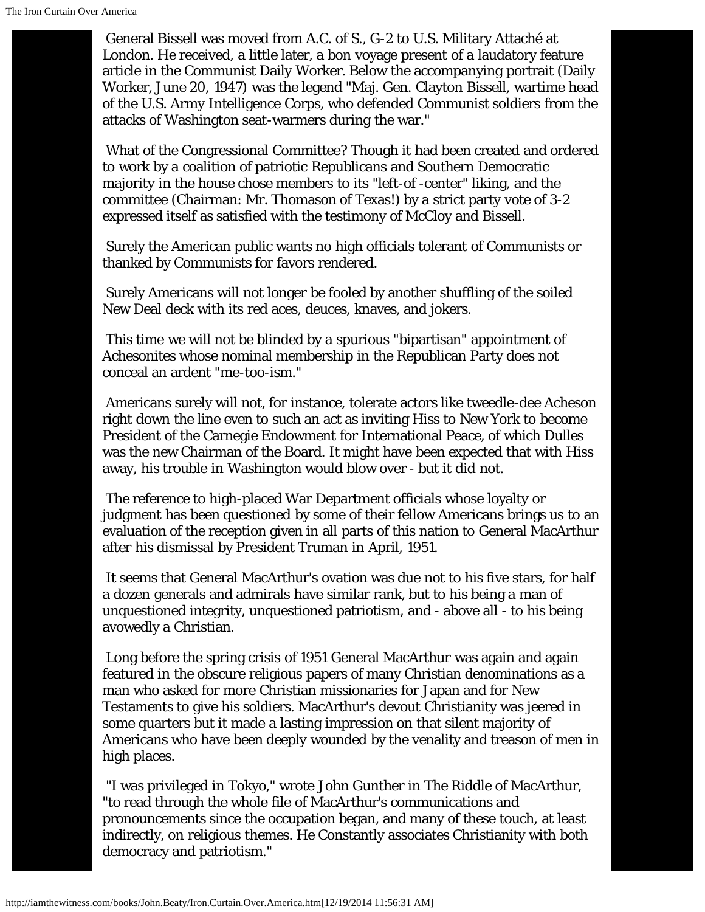General Bissell was moved from A.C. of S., G-2 to U.S. Military Attaché at London. He received, a little later, a bon voyage present of a laudatory feature article in the Communist Daily Worker. Below the accompanying portrait (Daily Worker, June 20, 1947) was the legend "Maj. Gen. Clayton Bissell, wartime head of the U.S. Army Intelligence Corps, who defended Communist soldiers from the attacks of Washington seat-warmers during the war."

What of the Congressional Committee? Though it had been created and ordered to work by a coalition of patriotic Republicans and Southern Democratic majority in the house chose members to its "left-of -center" liking, and the committee (Chairman: Mr. Thomason of Texas!) by a strict party vote of 3-2 expressed itself as satisfied with the testimony of McCloy and Bissell.

Surely the American public wants no high officials tolerant of Communists or thanked by Communists for favors rendered.

Surely Americans will not longer be fooled by another shuffling of the soiled New Deal deck with its red aces, deuces, knaves, and jokers.

This time we will not be blinded by a spurious "bipartisan" appointment of Achesonites whose nominal membership in the Republican Party does not conceal an ardent "me-too-ism."

Americans surely will not, for instance, tolerate actors like tweedle-dee Acheson right down the line even to such an act as inviting Hiss to New York to become President of the Carnegie Endowment for International Peace, of which Dulles was the new Chairman of the Board. It might have been expected that with Hiss away, his trouble in Washington would blow over - but it did not.

The reference to high-placed War Department officials whose loyalty or judgment has been questioned by some of their fellow Americans brings us to an evaluation of the reception given in all parts of this nation to General MacArthur after his dismissal by President Truman in April, 1951.

It seems that General MacArthur's ovation was due not to his five stars, for half a dozen generals and admirals have similar rank, but to his being a man of unquestioned integrity, unquestioned patriotism, and - above all - to his being avowedly a Christian.

Long before the spring crisis of 1951 General MacArthur was again and again featured in the obscure religious papers of many Christian denominations as a man who asked for more Christian missionaries for Japan and for New Testaments to give his soldiers. MacArthur's devout Christianity was jeered in some quarters but it made a lasting impression on that silent majority of Americans who have been deeply wounded by the venality and treason of men in high places.

"I was privileged in Tokyo," wrote John Gunther in The Riddle of MacArthur, "to read through the whole file of MacArthur's communications and pronouncements since the occupation began, and many of these touch, at least indirectly, on religious themes. He Constantly associates Christianity with both democracy and patriotism."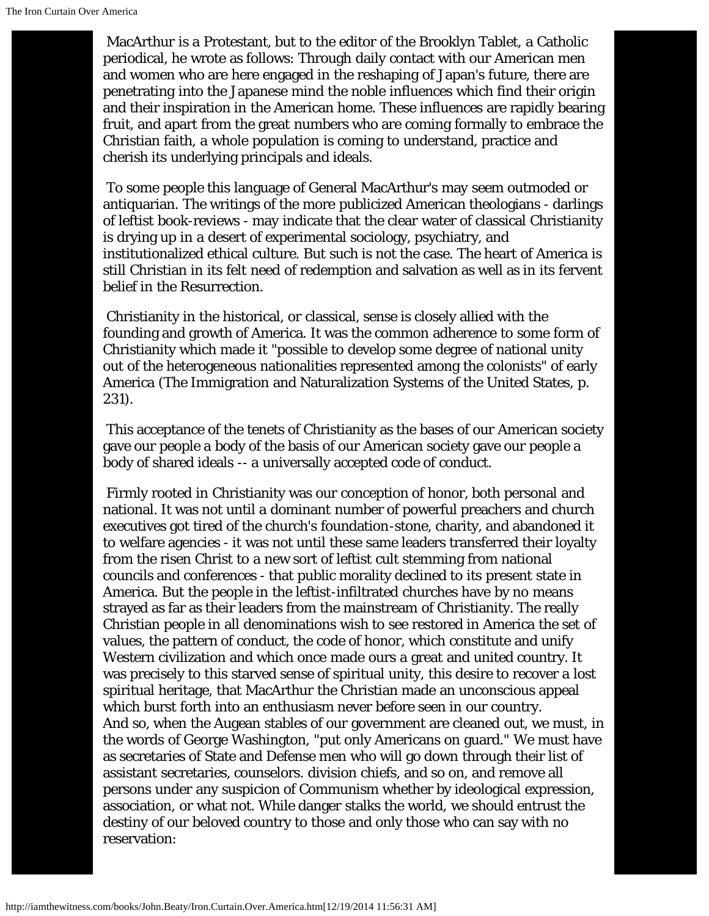MacArthur is a Protestant, but to the editor of the Brooklyn Tablet, a Catholic periodical, he wrote as follows: Through daily contact with our American men and women who are here engaged in the reshaping of Japan's future, there are penetrating into the Japanese mind the noble influences which find their origin and their inspiration in the American home. These influences are rapidly bearing fruit, and apart from the great numbers who are coming formally to embrace the Christian faith, a whole population is coming to understand, practice and cherish its underlying principals and ideals.

To some people this language of General MacArthur's may seem outmoded or antiquarian. The writings of the more publicized American theologians - darlings of leftist book-reviews - may indicate that the clear water of classical Christianity is drying up in a desert of experimental sociology, psychiatry, and institutionalized ethical culture. But such is not the case. The heart of America is still Christian in its felt need of redemption and salvation as well as in its fervent belief in the Resurrection.

Christianity in the historical, or classical, sense is closely allied with the founding and growth of America. It was the common adherence to some form of Christianity which made it "possible to develop some degree of national unity out of the heterogeneous nationalities represented among the colonists" of early America (The Immigration and Naturalization Systems of the United States, p. 231).

This acceptance of the tenets of Christianity as the bases of our American society gave our people a body of the basis of our American society gave our people a body of shared ideals -- a universally accepted code of conduct.

Firmly rooted in Christianity was our conception of honor, both personal and national. It was not until a dominant number of powerful preachers and church executives got tired of the church's foundation-stone, charity, and abandoned it to welfare agencies - it was not until these same leaders transferred their loyalty from the risen Christ to a new sort of leftist cult stemming from national councils and conferences - that public morality declined to its present state in America. But the people in the leftist-infiltrated churches have by no means strayed as far as their leaders from the mainstream of Christianity. The really Christian people in all denominations wish to see restored in America the set of values, the pattern of conduct, the code of honor, which constitute and unify Western civilization and which once made ours a great and united country. It was precisely to this starved sense of spiritual unity, this desire to recover a lost spiritual heritage, that MacArthur the Christian made an unconscious appeal which burst forth into an enthusiasm never before seen in our country.
And so, when the Augean stables of our government are cleaned out, we must, in the words of George Washington, "put only Americans on guard." We must have as secretaries of State and Defense men who will go down through their list of assistant secretaries, counselors. division chiefs, and so on, and remove all persons under any suspicion of Communism whether by ideological expression, association, or what not. While danger stalks the world, we should entrust the destiny of our beloved country to those and only those who can say with no reservation: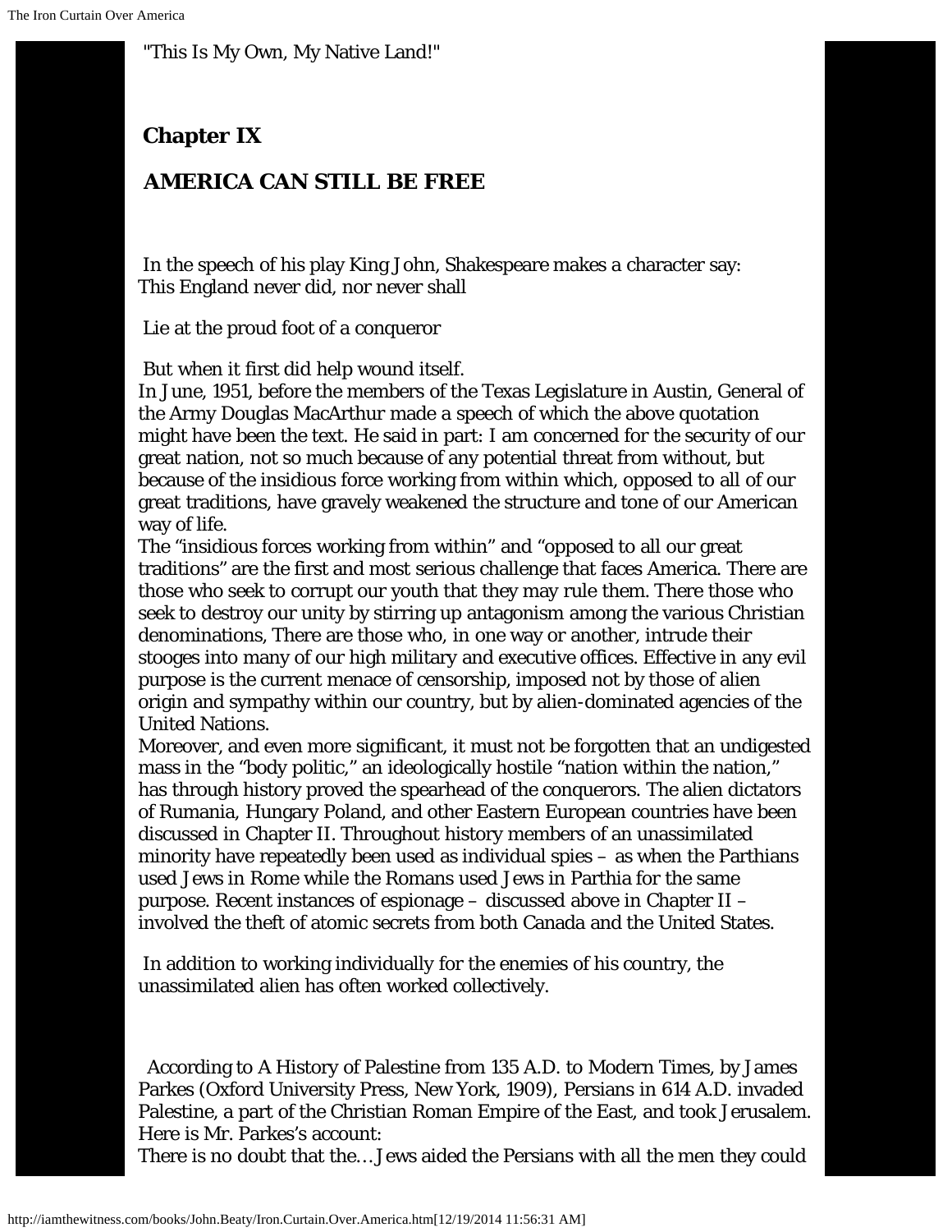"This Is My Own, My Native Land!"

## Chapter IX

## AMERICA CAN STILL BE FREE

In the speech of his play King John, Shakespeare makes a character say:

This England never did, nor never shall

Lie at the proud foot of a conqueror

But when it first did help wound itself.

In June, 1951, before the members of the Texas Legislature in Austin, General of the Army Douglas MacArthur made a speech of which the above quotation might have been the text. He said in part: I am concerned for the security of our great nation, not so much because of any potential threat from without, but because of the insidious force working from within which, opposed to all of our great traditions, have gravely weakened the structure and tone of our American way of life.

The "insidious forces working from within" and "opposed to all our great traditions" are the first and most serious challenge that faces America. There are those who seek to corrupt our youth that they may rule them. There those who seek to destroy our unity by stirring up antagonism among the various Christian denominations, There are those who, in one way or another, intrude their stooges into many of our high military and executive offices. Effective in any evil purpose is the current menace of censorship, imposed not by those of alien origin and sympathy within our country, but by alien-dominated agencies of the United Nations.

Moreover, and even more significant, it must not be forgotten that an undigested mass in the "body politic," an ideologically hostile "nation within the nation," has through history proved the spearhead of the conquerors. The alien dictators of Rumania, Hungary Poland, and other Eastern European countries have been discussed in Chapter II. Throughout history members of an unassimilated minority have repeatedly been used as individual spies – as when the Parthians used Jews in Rome while the Romans used Jews in Parthia for the same purpose. Recent instances of espionage – discussed above in Chapter II – involved the theft of atomic secrets from both Canada and the United States.

In addition to working individually for the enemies of his country, the unassimilated alien has often worked collectively.

According to A History of Palestine from 135 A.D. to Modern Times, by James Parkes (Oxford University Press, New York, 1909), Persians in 614 A.D. invaded Palestine, a part of the Christian Roman Empire of the East, and took Jerusalem. Here is Mr. Parkes's account:

There is no doubt that the… Jews aided the Persians with all the men they could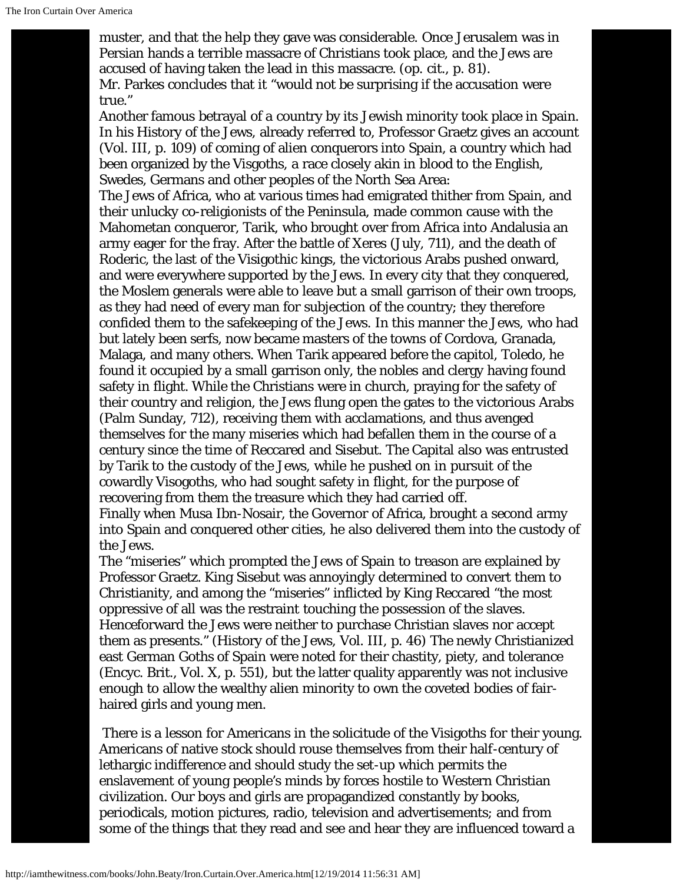muster, and that the help they gave was considerable. Once Jerusalem was in Persian hands a terrible massacre of Christians took place, and the Jews are accused of having taken the lead in this massacre. (op. cit., p. 81).
Mr. Parkes concludes that it "would not be surprising if the accusation were true."
Another famous betrayal of a country by its Jewish minority took place in Spain. In his History of the Jews, already referred to, Professor Graetz gives an account (Vol. III, p. 109) of coming of alien conquerors into Spain, a country which had been organized by the Visgoths, a race closely akin in blood to the English, Swedes, Germans and other peoples of the North Sea Area:
The Jews of Africa, who at various times had emigrated thither from Spain, and their unlucky co-religionists of the Peninsula, made common cause with the Mahometan conqueror, Tarik, who brought over from Africa into Andalusia an army eager for the fray. After the battle of Xeres (July, 711), and the death of Roderic, the last of the Visigothic kings, the victorious Arabs pushed onward, and were everywhere supported by the Jews. In every city that they conquered, the Moslem generals were able to leave but a small garrison of their own troops, as they had need of every man for subjection of the country; they therefore confided them to the safekeeping of the Jews. In this manner the Jews, who had but lately been serfs, now became masters of the towns of Cordova, Granada, Malaga, and many others. When Tarik appeared before the capitol, Toledo, he found it occupied by a small garrison only, the nobles and clergy having found safety in flight. While the Christians were in church, praying for the safety of their country and religion, the Jews flung open the gates to the victorious Arabs (Palm Sunday, 712), receiving them with acclamations, and thus avenged themselves for the many miseries which had befallen them in the course of a century since the time of Reccared and Sisebut. The Capital also was entrusted by Tarik to the custody of the Jews, while he pushed on in pursuit of the cowardly Visogoths, who had sought safety in flight, for the purpose of recovering from them the treasure which they had carried off.
Finally when Musa Ibn-Nosair, the Governor of Africa, brought a second army into Spain and conquered other cities, he also delivered them into the custody of the Jews.
The "miseries" which prompted the Jews of Spain to treason are explained by Professor Graetz. King Sisebut was annoyingly determined to convert them to Christianity, and among the "miseries" inflicted by King Reccared "the most oppressive of all was the restraint touching the possession of the slaves. Henceforward the Jews were neither to purchase Christian slaves nor accept them as presents." (History of the Jews, Vol. III, p. 46) The newly Christianized east German Goths of Spain were noted for their chastity, piety, and tolerance (Encyc. Brit., Vol. X, p. 551), but the latter quality apparently was not inclusive enough to allow the wealthy alien minority to own the coveted bodies of fair-haired girls and young men.

There is a lesson for Americans in the solicitude of the Visigoths for their young. Americans of native stock should rouse themselves from their half-century of lethargic indifference and should study the set-up which permits the enslavement of young people's minds by forces hostile to Western Christian civilization. Our boys and girls are propagandized constantly by books, periodicals, motion pictures, radio, television and advertisements; and from some of the things that they read and see and hear they are influenced toward a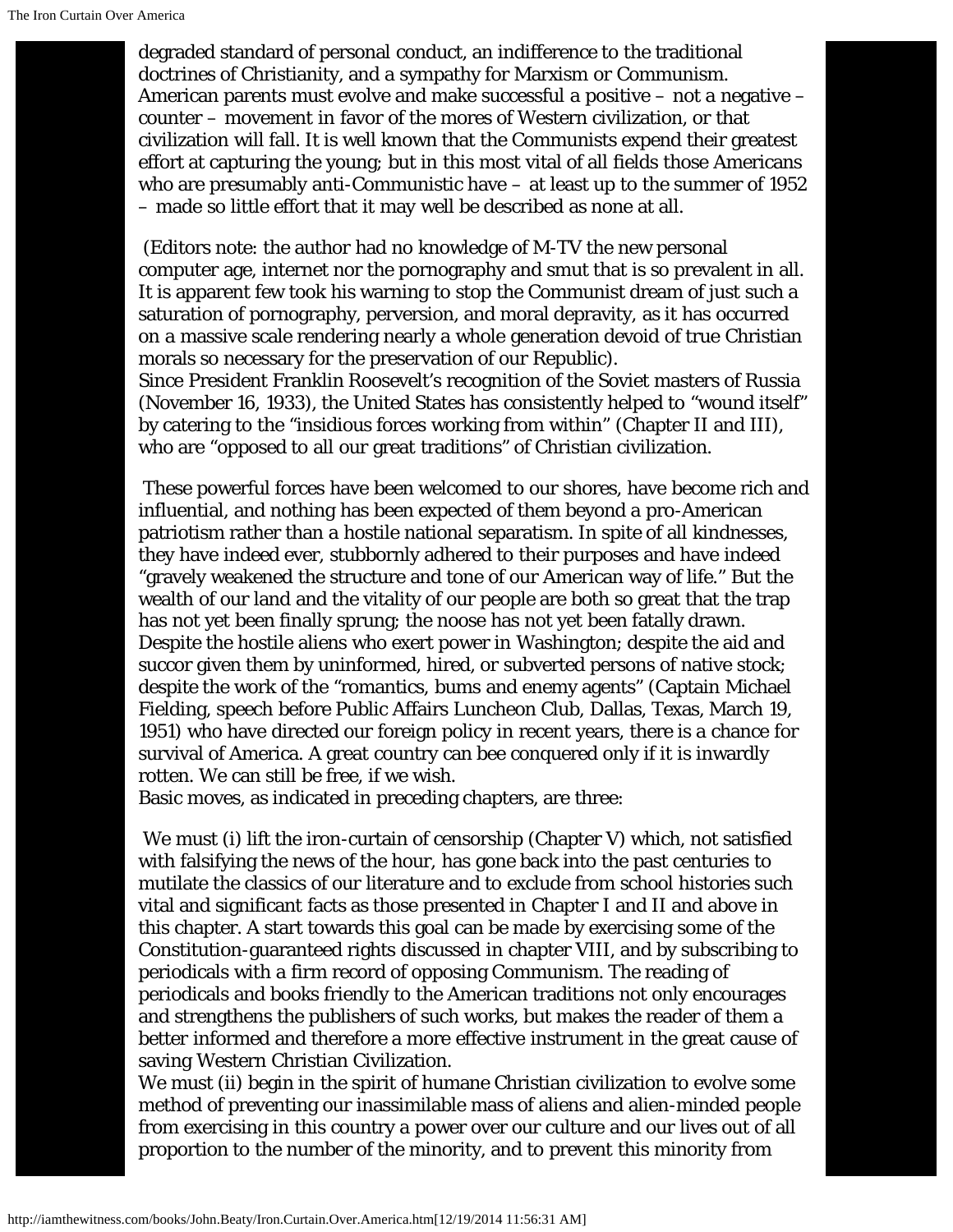degraded standard of personal conduct, an indifference to the traditional doctrines of Christianity, and a sympathy for Marxism or Communism. American parents must evolve and make successful a positive – not a negative – counter – movement in favor of the mores of Western civilization, or that civilization will fall. It is well known that the Communists expend their greatest effort at capturing the young; but in this most vital of all fields those Americans who are presumably anti-Communistic have – at least up to the summer of 1952 – made so little effort that it may well be described as none at all.

(Editors note: the author had no knowledge of M-TV the new personal computer age, internet nor the pornography and smut that is so prevalent in all. It is apparent few took his warning to stop the Communist dream of just such a saturation of pornography, perversion, and moral depravity, as it has occurred on a massive scale rendering nearly a whole generation devoid of true Christian morals so necessary for the preservation of our Republic).

Since President Franklin Roosevelt's recognition of the Soviet masters of Russia (November 16, 1933), the United States has consistently helped to "wound itself" by catering to the "insidious forces working from within" (Chapter II and III), who are "opposed to all our great traditions" of Christian civilization.

These powerful forces have been welcomed to our shores, have become rich and influential, and nothing has been expected of them beyond a pro-American patriotism rather than a hostile national separatism. In spite of all kindnesses, they have indeed ever, stubbornly adhered to their purposes and have indeed "gravely weakened the structure and tone of our American way of life." But the wealth of our land and the vitality of our people are both so great that the trap has not yet been finally sprung; the noose has not yet been fatally drawn. Despite the hostile aliens who exert power in Washington; despite the aid and succor given them by uninformed, hired, or subverted persons of native stock; despite the work of the "romantics, bums and enemy agents" (Captain Michael Fielding, speech before Public Affairs Luncheon Club, Dallas, Texas, March 19, 1951) who have directed our foreign policy in recent years, there is a chance for survival of America. A great country can bee conquered only if it is inwardly rotten. We can still be free, if we wish.

Basic moves, as indicated in preceding chapters, are three:

We must (i) lift the iron-curtain of censorship (Chapter V) which, not satisfied with falsifying the news of the hour, has gone back into the past centuries to mutilate the classics of our literature and to exclude from school histories such vital and significant facts as those presented in Chapter I and II and above in this chapter. A start towards this goal can be made by exercising some of the Constitution-guaranteed rights discussed in chapter VIII, and by subscribing to periodicals with a firm record of opposing Communism. The reading of periodicals and books friendly to the American traditions not only encourages and strengthens the publishers of such works, but makes the reader of them a better informed and therefore a more effective instrument in the great cause of saving Western Christian Civilization.

We must (ii) begin in the spirit of humane Christian civilization to evolve some method of preventing our inassimilable mass of aliens and alien-minded people from exercising in this country a power over our culture and our lives out of all proportion to the number of the minority, and to prevent this minority from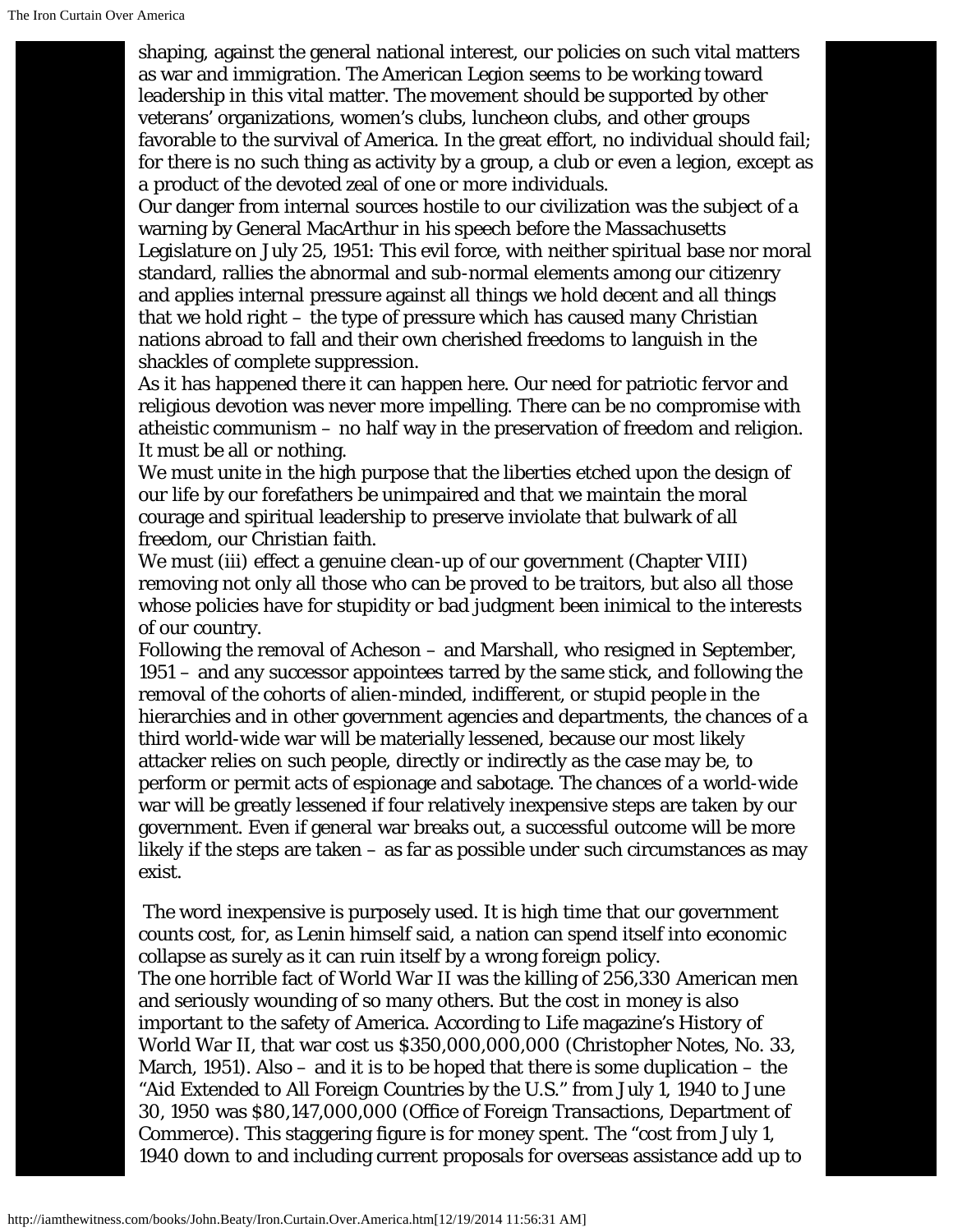shaping, against the general national interest, our policies on such vital matters as war and immigration. The American Legion seems to be working toward leadership in this vital matter. The movement should be supported by other veterans' organizations, women's clubs, luncheon clubs, and other groups favorable to the survival of America. In the great effort, no individual should fail; for there is no such thing as activity by a group, a club or even a legion, except as a product of the devoted zeal of one or more individuals.

Our danger from internal sources hostile to our civilization was the subject of a warning by General MacArthur in his speech before the Massachusetts Legislature on July 25, 1951: This evil force, with neither spiritual base nor moral standard, rallies the abnormal and sub-normal elements among our citizenry and applies internal pressure against all things we hold decent and all things that we hold right – the type of pressure which has caused many Christian nations abroad to fall and their own cherished freedoms to languish in the shackles of complete suppression.

As it has happened there it can happen here. Our need for patriotic fervor and religious devotion was never more impelling. There can be no compromise with atheistic communism – no half way in the preservation of freedom and religion. It must be all or nothing.

We must unite in the high purpose that the liberties etched upon the design of our life by our forefathers be unimpaired and that we maintain the moral courage and spiritual leadership to preserve inviolate that bulwark of all freedom, our Christian faith.

We must (iii) effect a genuine clean-up of our government (Chapter VIII) removing not only all those who can be proved to be traitors, but also all those whose policies have for stupidity or bad judgment been inimical to the interests of our country.

Following the removal of Acheson – and Marshall, who resigned in September, 1951 – and any successor appointees tarred by the same stick, and following the removal of the cohorts of alien-minded, indifferent, or stupid people in the hierarchies and in other government agencies and departments, the chances of a third world-wide war will be materially lessened, because our most likely attacker relies on such people, directly or indirectly as the case may be, to perform or permit acts of espionage and sabotage. The chances of a world-wide war will be greatly lessened if four relatively inexpensive steps are taken by our government. Even if general war breaks out, a successful outcome will be more likely if the steps are taken – as far as possible under such circumstances as may exist.

The word inexpensive is purposely used. It is high time that our government counts cost, for, as Lenin himself said, a nation can spend itself into economic collapse as surely as it can ruin itself by a wrong foreign policy.

The one horrible fact of World War II was the killing of 256,330 American men and seriously wounding of so many others. But the cost in money is also important to the safety of America. According to Life magazine's History of World War II, that war cost us $350,000,000,000 (Christopher Notes, No. 33, March, 1951). Also – and it is to be hoped that there is some duplication – the "Aid Extended to All Foreign Countries by the U.S." from July 1, 1940 to June 30, 1950 was $80,147,000,000 (Office of Foreign Transactions, Department of Commerce). This staggering figure is for money spent. The "cost from July 1, 1940 down to and including current proposals for overseas assistance add up to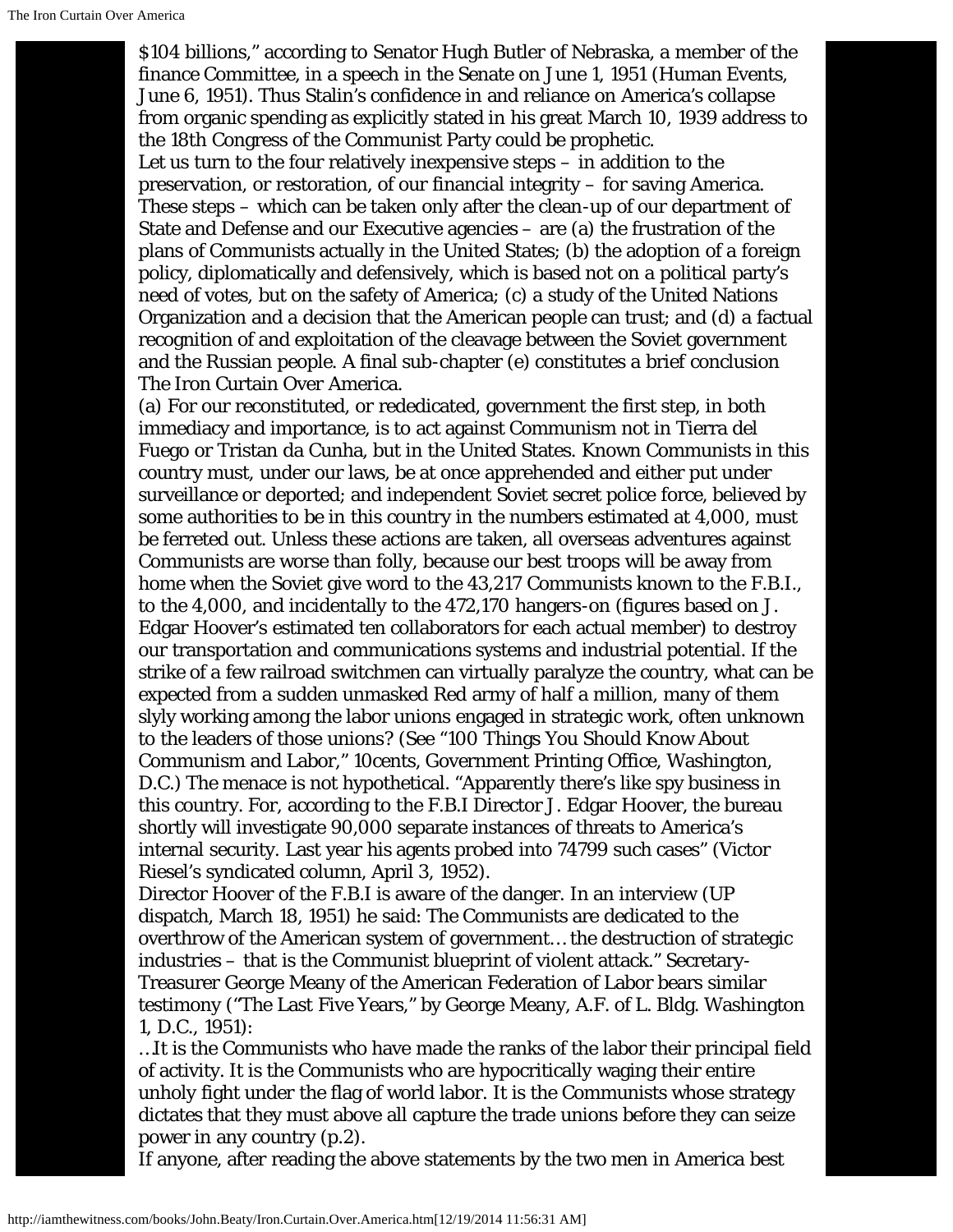$104 billions," according to Senator Hugh Butler of Nebraska, a member of the finance Committee, in a speech in the Senate on June 1, 1951 (Human Events, June 6, 1951). Thus Stalin's confidence in and reliance on America's collapse from organic spending as explicitly stated in his great March 10, 1939 address to the 18th Congress of the Communist Party could be prophetic.

Let us turn to the four relatively inexpensive steps – in addition to the preservation, or restoration, of our financial integrity – for saving America. These steps – which can be taken only after the clean-up of our department of State and Defense and our Executive agencies – are (a) the frustration of the plans of Communists actually in the United States; (b) the adoption of a foreign policy, diplomatically and defensively, which is based not on a political party's need of votes, but on the safety of America; (c) a study of the United Nations Organization and a decision that the American people can trust; and (d) a factual recognition of and exploitation of the cleavage between the Soviet government and the Russian people. A final sub-chapter (e) constitutes a brief conclusion The Iron Curtain Over America.

(a) For our reconstituted, or rededicated, government the first step, in both immediacy and importance, is to act against Communism not in Tierra del Fuego or Tristan da Cunha, but in the United States. Known Communists in this country must, under our laws, be at once apprehended and either put under surveillance or deported; and independent Soviet secret police force, believed by some authorities to be in this country in the numbers estimated at 4,000, must be ferreted out. Unless these actions are taken, all overseas adventures against Communists are worse than folly, because our best troops will be away from home when the Soviet give word to the 43,217 Communists known to the F.B.I., to the 4,000, and incidentally to the 472,170 hangers-on (figures based on J. Edgar Hoover's estimated ten collaborators for each actual member) to destroy our transportation and communications systems and industrial potential. If the strike of a few railroad switchmen can virtually paralyze the country, what can be expected from a sudden unmasked Red army of half a million, many of them slyly working among the labor unions engaged in strategic work, often unknown to the leaders of those unions? (See "100 Things You Should Know About Communism and Labor," 10cents, Government Printing Office, Washington, D.C.) The menace is not hypothetical. "Apparently there's like spy business in this country. For, according to the F.B.I Director J. Edgar Hoover, the bureau shortly will investigate 90,000 separate instances of threats to America's internal security. Last year his agents probed into 74799 such cases" (Victor Riesel's syndicated column, April 3, 1952).

Director Hoover of the F.B.I is aware of the danger. In an interview (UP dispatch, March 18, 1951) he said: The Communists are dedicated to the overthrow of the American system of government… the destruction of strategic industries – that is the Communist blueprint of violent attack." Secretary-Treasurer George Meany of the American Federation of Labor bears similar testimony ("The Last Five Years," by George Meany, A.F. of L. Bldg. Washington 1, D.C., 1951):

…It is the Communists who have made the ranks of the labor their principal field of activity. It is the Communists who are hypocritically waging their entire unholy fight under the flag of world labor. It is the Communists whose strategy dictates that they must above all capture the trade unions before they can seize power in any country (p.2).

If anyone, after reading the above statements by the two men in America best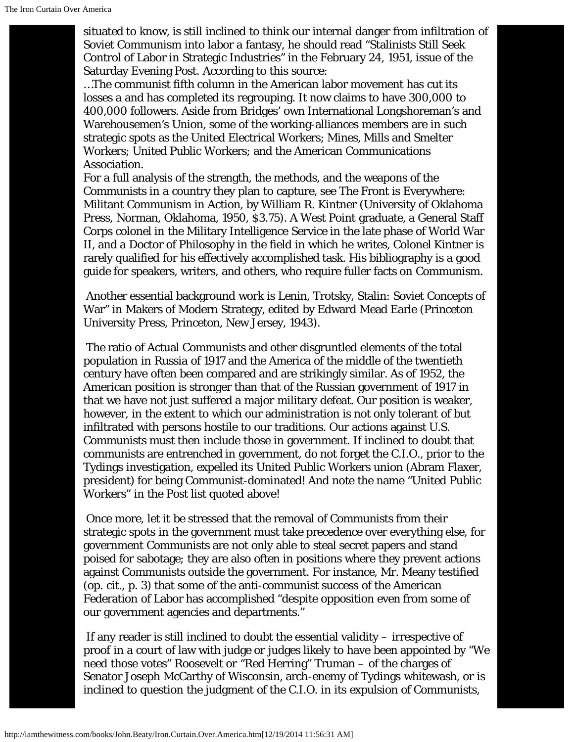situated to know, is still inclined to think our internal danger from infiltration of Soviet Communism into labor a fantasy, he should read “Stalinists Still Seek Control of Labor in Strategic Industries” in the February 24, 1951, issue of the Saturday Evening Post. According to this source:

…The communist fifth column in the American labor movement has cut its losses a and has completed its regrouping. It now claims to have 300,000 to 400,000 followers. Aside from Bridges’ own International Longshoreman’s and Warehousemen’s Union, some of the working-alliances members are in such strategic spots as the United Electrical Workers; Mines, Mills and Smelter Workers; United Public Workers; and the American Communications Association.

For a full analysis of the strength, the methods, and the weapons of the Communists in a country they plan to capture, see The Front is Everywhere: Militant Communism in Action, by William R. Kintner (University of Oklahoma Press, Norman, Oklahoma, 1950, $3.75). A West Point graduate, a General Staff Corps colonel in the Military Intelligence Service in the late phase of World War II, and a Doctor of Philosophy in the field in which he writes, Colonel Kintner is rarely qualified for his effectively accomplished task. His bibliography is a good guide for speakers, writers, and others, who require fuller facts on Communism.

Another essential background work is Lenin, Trotsky, Stalin: Soviet Concepts of War” in Makers of Modern Strategy, edited by Edward Mead Earle (Princeton University Press, Princeton, New Jersey, 1943).

The ratio of Actual Communists and other disgruntled elements of the total population in Russia of 1917 and the America of the middle of the twentieth century have often been compared and are strikingly similar. As of 1952, the American position is stronger than that of the Russian government of 1917 in that we have not just suffered a major military defeat. Our position is weaker, however, in the extent to which our administration is not only tolerant of but infiltrated with persons hostile to our traditions. Our actions against U.S. Communists must then include those in government. If inclined to doubt that communists are entrenched in government, do not forget the C.I.O., prior to the Tydings investigation, expelled its United Public Workers union (Abram Flaxer, president) for being Communist-dominated! And note the name “United Public Workers” in the Post list quoted above!

Once more, let it be stressed that the removal of Communists from their strategic spots in the government must take precedence over everything else, for government Communists are not only able to steal secret papers and stand poised for sabotage; they are also often in positions where they prevent actions against Communists outside the government. For instance, Mr. Meany testified (op. cit., p. 3) that some of the anti-communist success of the American Federation of Labor has accomplished “despite opposition even from some of our government agencies and departments.”

If any reader is still inclined to doubt the essential validity – irrespective of proof in a court of law with judge or judges likely to have been appointed by “We need those votes” Roosevelt or “Red Herring” Truman – of the charges of Senator Joseph McCarthy of Wisconsin, arch-enemy of Tydings whitewash, or is inclined to question the judgment of the C.I.O. in its expulsion of Communists,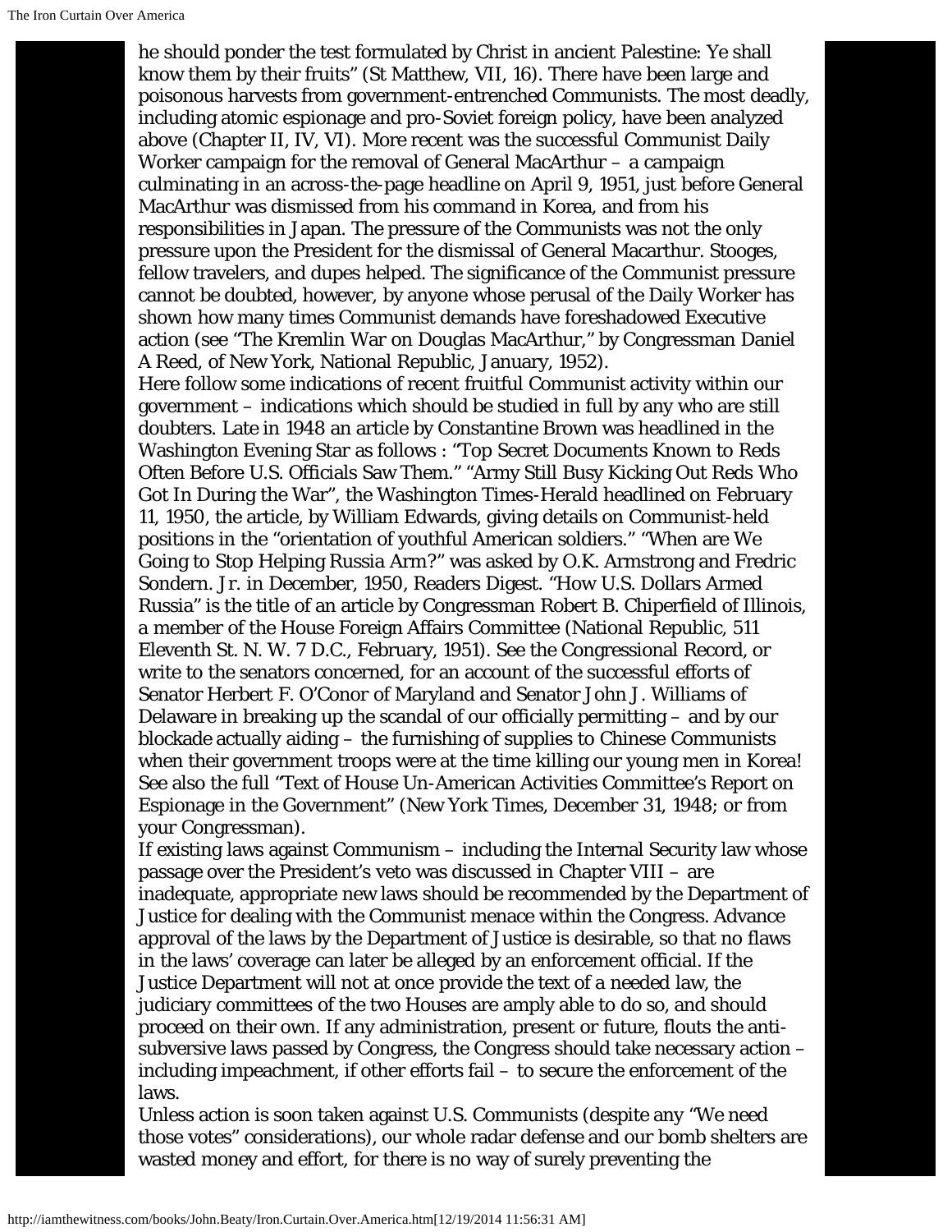he should ponder the test formulated by Christ in ancient Palestine: Ye shall know them by their fruits" (St Matthew, VII, 16). There have been large and poisonous harvests from government-entrenched Communists. The most deadly, including atomic espionage and pro-Soviet foreign policy, have been analyzed above (Chapter II, IV, VI). More recent was the successful Communist Daily Worker campaign for the removal of General MacArthur – a campaign culminating in an across-the-page headline on April 9, 1951, just before General MacArthur was dismissed from his command in Korea, and from his responsibilities in Japan. The pressure of the Communists was not the only pressure upon the President for the dismissal of General Macarthur. Stooges, fellow travelers, and dupes helped. The significance of the Communist pressure cannot be doubted, however, by anyone whose perusal of the Daily Worker has shown how many times Communist demands have foreshadowed Executive action (see "The Kremlin War on Douglas MacArthur," by Congressman Daniel A Reed, of New York, National Republic, January, 1952).

Here follow some indications of recent fruitful Communist activity within our government – indications which should be studied in full by any who are still doubters. Late in 1948 an article by Constantine Brown was headlined in the Washington Evening Star as follows : "Top Secret Documents Known to Reds Often Before U.S. Officials Saw Them." "Army Still Busy Kicking Out Reds Who Got In During the War", the Washington Times-Herald headlined on February 11, 1950, the article, by William Edwards, giving details on Communist-held positions in the "orientation of youthful American soldiers." "When are We Going to Stop Helping Russia Arm?" was asked by O.K. Armstrong and Fredric Sondern. Jr. in December, 1950, Readers Digest. "How U.S. Dollars Armed Russia" is the title of an article by Congressman Robert B. Chiperfield of Illinois, a member of the House Foreign Affairs Committee (National Republic, 511 Eleventh St. N. W. 7 D.C., February, 1951). See the Congressional Record, or write to the senators concerned, for an account of the successful efforts of Senator Herbert F. O'Conor of Maryland and Senator John J. Williams of Delaware in breaking up the scandal of our officially permitting – and by our blockade actually aiding – the furnishing of supplies to Chinese Communists when their government troops were at the time killing our young men in Korea! See also the full "Text of House Un-American Activities Committee's Report on Espionage in the Government" (New York Times, December 31, 1948; or from your Congressman).

If existing laws against Communism – including the Internal Security law whose passage over the President's veto was discussed in Chapter VIII – are inadequate, appropriate new laws should be recommended by the Department of Justice for dealing with the Communist menace within the Congress. Advance approval of the laws by the Department of Justice is desirable, so that no flaws in the laws' coverage can later be alleged by an enforcement official. If the Justice Department will not at once provide the text of a needed law, the judiciary committees of the two Houses are amply able to do so, and should proceed on their own. If any administration, present or future, flouts the anti-subversive laws passed by Congress, the Congress should take necessary action – including impeachment, if other efforts fail – to secure the enforcement of the laws.

Unless action is soon taken against U.S. Communists (despite any "We need those votes" considerations), our whole radar defense and our bomb shelters are wasted money and effort, for there is no way of surely preventing the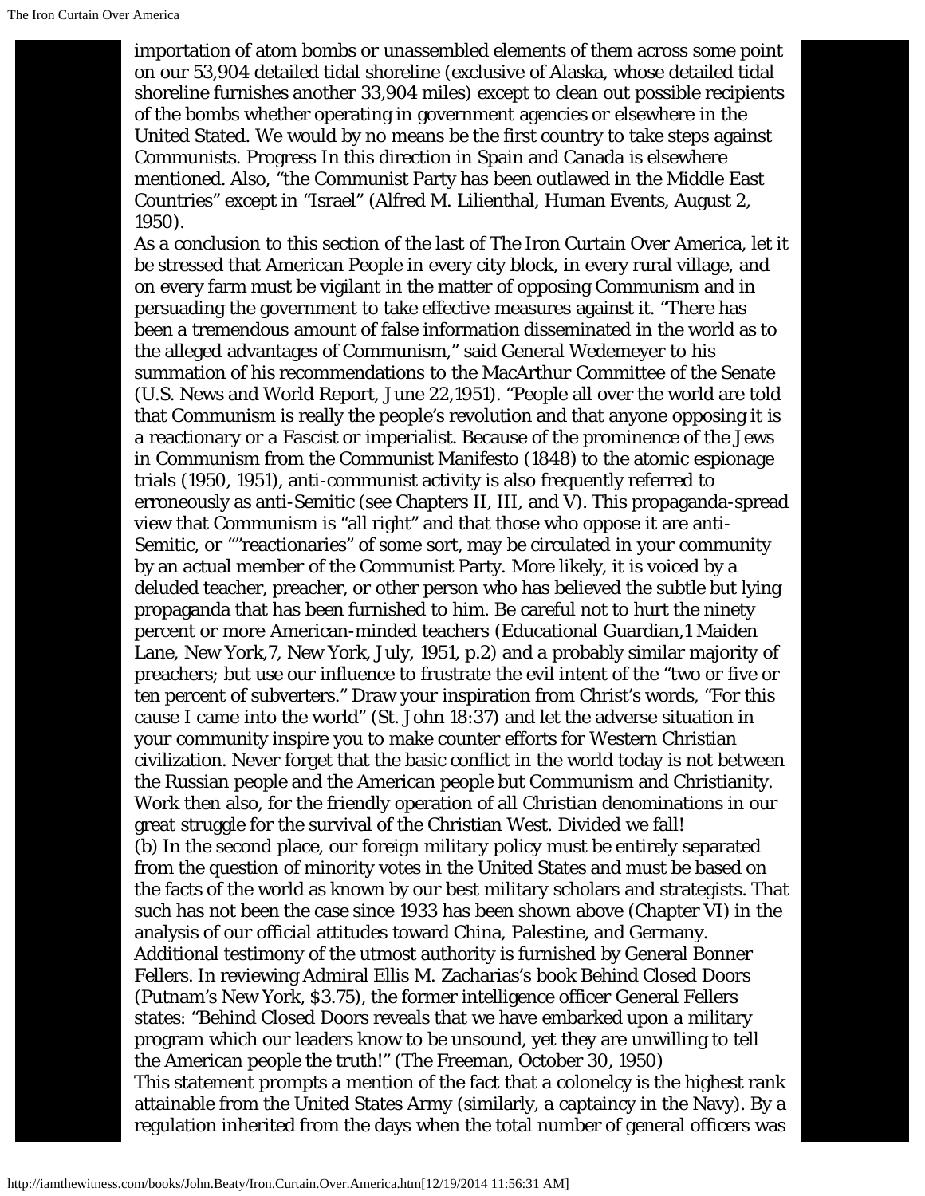importation of atom bombs or unassembled elements of them across some point on our 53,904 detailed tidal shoreline (exclusive of Alaska, whose detailed tidal shoreline furnishes another 33,904 miles) except to clean out possible recipients of the bombs whether operating in government agencies or elsewhere in the United Stated. We would by no means be the first country to take steps against Communists. Progress In this direction in Spain and Canada is elsewhere mentioned. Also, "the Communist Party has been outlawed in the Middle East Countries" except in "Israel" (Alfred M. Lilienthal, Human Events, August 2, 1950).

As a conclusion to this section of the last of The Iron Curtain Over America, let it be stressed that American People in every city block, in every rural village, and on every farm must be vigilant in the matter of opposing Communism and in persuading the government to take effective measures against it. "There has been a tremendous amount of false information disseminated in the world as to the alleged advantages of Communism," said General Wedemeyer to his summation of his recommendations to the MacArthur Committee of the Senate (U.S. News and World Report, June 22,1951). "People all over the world are told that Communism is really the people's revolution and that anyone opposing it is a reactionary or a Fascist or imperialist. Because of the prominence of the Jews in Communism from the Communist Manifesto (1848) to the atomic espionage trials (1950, 1951), anti-communist activity is also frequently referred to erroneously as anti-Semitic (see Chapters II, III, and V). This propaganda-spread view that Communism is "all right" and that those who oppose it are anti-Semitic, or ""reactionaries" of some sort, may be circulated in your community by an actual member of the Communist Party. More likely, it is voiced by a deluded teacher, preacher, or other person who has believed the subtle but lying propaganda that has been furnished to him. Be careful not to hurt the ninety percent or more American-minded teachers (Educational Guardian,1 Maiden Lane, New York,7, New York, July, 1951, p.2) and a probably similar majority of preachers; but use our influence to frustrate the evil intent of the "two or five or ten percent of subverters." Draw your inspiration from Christ's words, "For this cause I came into the world" (St. John 18:37) and let the adverse situation in your community inspire you to make counter efforts for Western Christian civilization. Never forget that the basic conflict in the world today is not between the Russian people and the American people but Communism and Christianity. Work then also, for the friendly operation of all Christian denominations in our great struggle for the survival of the Christian West. Divided we fall!

(b) In the second place, our foreign military policy must be entirely separated from the question of minority votes in the United States and must be based on the facts of the world as known by our best military scholars and strategists. That such has not been the case since 1933 has been shown above (Chapter VI) in the analysis of our official attitudes toward China, Palestine, and Germany. Additional testimony of the utmost authority is furnished by General Bonner Fellers. In reviewing Admiral Ellis M. Zacharias's book Behind Closed Doors (Putnam's New York, $3.75), the former intelligence officer General Fellers states: "Behind Closed Doors reveals that we have embarked upon a military program which our leaders know to be unsound, yet they are unwilling to tell the American people the truth!" (The Freeman, October 30, 1950)

This statement prompts a mention of the fact that a colonelcy is the highest rank attainable from the United States Army (similarly, a captaincy in the Navy). By a regulation inherited from the days when the total number of general officers was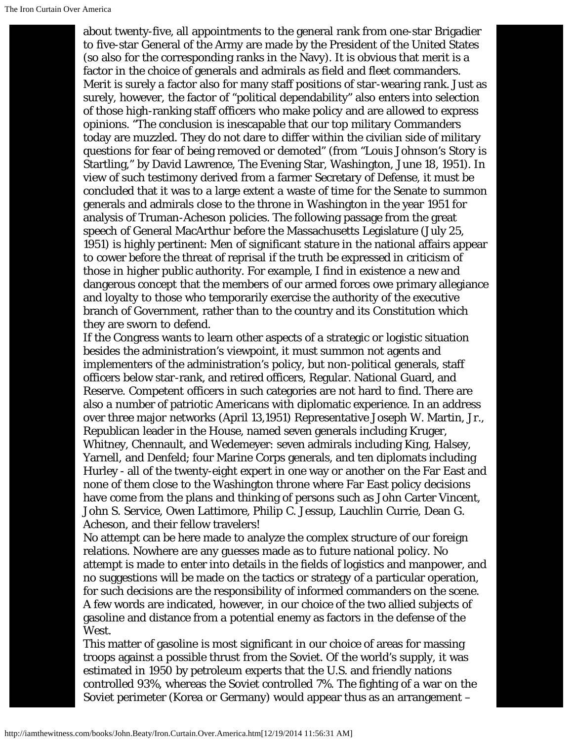about twenty-five, all appointments to the general rank from one-star Brigadier to five-star General of the Army are made by the President of the United States (so also for the corresponding ranks in the Navy). It is obvious that merit is a factor in the choice of generals and admirals as field and fleet commanders. Merit is surely a factor also for many staff positions of star-wearing rank. Just as surely, however, the factor of "political dependability" also enters into selection of those high-ranking staff officers who make policy and are allowed to express opinions. "The conclusion is inescapable that our top military Commanders today are muzzled. They do not dare to differ within the civilian side of military questions for fear of being removed or demoted" (from "Louis Johnson's Story is Startling," by David Lawrence, The Evening Star, Washington, June 18, 1951). In view of such testimony derived from a farmer Secretary of Defense, it must be concluded that it was to a large extent a waste of time for the Senate to summon generals and admirals close to the throne in Washington in the year 1951 for analysis of Truman-Acheson policies. The following passage from the great speech of General MacArthur before the Massachusetts Legislature (July 25, 1951) is highly pertinent: Men of significant stature in the national affairs appear to cower before the threat of reprisal if the truth be expressed in criticism of those in higher public authority. For example, I find in existence a new and dangerous concept that the members of our armed forces owe primary allegiance and loyalty to those who temporarily exercise the authority of the executive branch of Government, rather than to the country and its Constitution which they are sworn to defend.

If the Congress wants to learn other aspects of a strategic or logistic situation besides the administration's viewpoint, it must summon not agents and implementers of the administration's policy, but non-political generals, staff officers below star-rank, and retired officers, Regular. National Guard, and Reserve. Competent officers in such categories are not hard to find. There are also a number of patriotic Americans with diplomatic experience. In an address over three major networks (April 13,1951) Representative Joseph W. Martin, Jr., Republican leader in the House, named seven generals including Kruger, Whitney, Chennault, and Wedemeyer: seven admirals including King, Halsey, Yarnell, and Denfeld; four Marine Corps generals, and ten diplomats including Hurley - all of the twenty-eight expert in one way or another on the Far East and none of them close to the Washington throne where Far East policy decisions have come from the plans and thinking of persons such as John Carter Vincent, John S. Service, Owen Lattimore, Philip C. Jessup, Lauchlin Currie, Dean G. Acheson, and their fellow travelers!

No attempt can be here made to analyze the complex structure of our foreign relations. Nowhere are any guesses made as to future national policy. No attempt is made to enter into details in the fields of logistics and manpower, and no suggestions will be made on the tactics or strategy of a particular operation, for such decisions are the responsibility of informed commanders on the scene. A few words are indicated, however, in our choice of the two allied subjects of gasoline and distance from a potential enemy as factors in the defense of the West.

This matter of gasoline is most significant in our choice of areas for massing troops against a possible thrust from the Soviet. Of the world's supply, it was estimated in 1950 by petroleum experts that the U.S. and friendly nations controlled 93%, whereas the Soviet controlled 7%. The fighting of a war on the Soviet perimeter (Korea or Germany) would appear thus as an arrangement –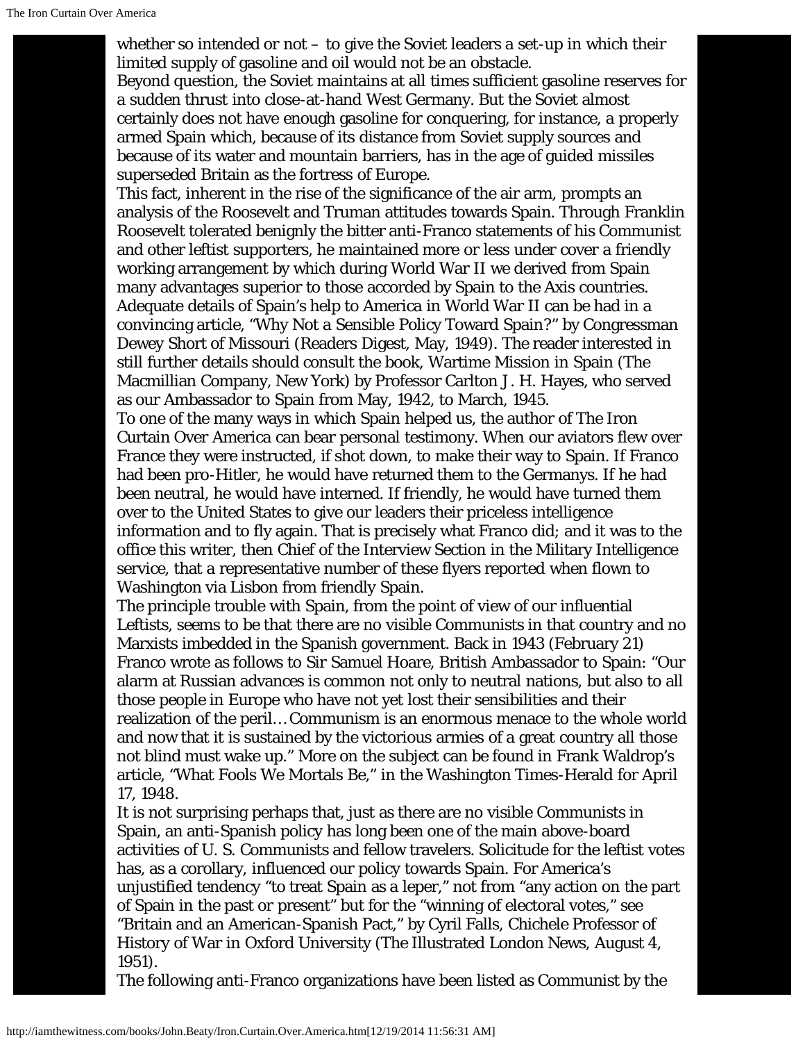whether so intended or not – to give the Soviet leaders a set-up in which their limited supply of gasoline and oil would not be an obstacle.

Beyond question, the Soviet maintains at all times sufficient gasoline reserves for a sudden thrust into close-at-hand West Germany. But the Soviet almost certainly does not have enough gasoline for conquering, for instance, a properly armed Spain which, because of its distance from Soviet supply sources and because of its water and mountain barriers, has in the age of guided missiles superseded Britain as the fortress of Europe.

This fact, inherent in the rise of the significance of the air arm, prompts an analysis of the Roosevelt and Truman attitudes towards Spain. Through Franklin Roosevelt tolerated benignly the bitter anti-Franco statements of his Communist and other leftist supporters, he maintained more or less under cover a friendly working arrangement by which during World War II we derived from Spain many advantages superior to those accorded by Spain to the Axis countries. Adequate details of Spain's help to America in World War II can be had in a convincing article, "Why Not a Sensible Policy Toward Spain?" by Congressman Dewey Short of Missouri (Readers Digest, May, 1949). The reader interested in still further details should consult the book, Wartime Mission in Spain (The Macmillian Company, New York) by Professor Carlton J. H. Hayes, who served as our Ambassador to Spain from May, 1942, to March, 1945.

To one of the many ways in which Spain helped us, the author of The Iron Curtain Over America can bear personal testimony. When our aviators flew over France they were instructed, if shot down, to make their way to Spain. If Franco had been pro-Hitler, he would have returned them to the Germanys. If he had been neutral, he would have interned. If friendly, he would have turned them over to the United States to give our leaders their priceless intelligence information and to fly again. That is precisely what Franco did; and it was to the office this writer, then Chief of the Interview Section in the Military Intelligence service, that a representative number of these flyers reported when flown to Washington via Lisbon from friendly Spain.

The principle trouble with Spain, from the point of view of our influential Leftists, seems to be that there are no visible Communists in that country and no Marxists imbedded in the Spanish government. Back in 1943 (February 21) Franco wrote as follows to Sir Samuel Hoare, British Ambassador to Spain: "Our alarm at Russian advances is common not only to neutral nations, but also to all those people in Europe who have not yet lost their sensibilities and their realization of the peril… Communism is an enormous menace to the whole world and now that it is sustained by the victorious armies of a great country all those not blind must wake up." More on the subject can be found in Frank Waldrop's article, "What Fools We Mortals Be," in the Washington Times-Herald for April 17, 1948.

It is not surprising perhaps that, just as there are no visible Communists in Spain, an anti-Spanish policy has long been one of the main above-board activities of U. S. Communists and fellow travelers. Solicitude for the leftist votes has, as a corollary, influenced our policy towards Spain. For America's unjustified tendency "to treat Spain as a leper," not from "any action on the part of Spain in the past or present" but for the "winning of electoral votes," see "Britain and an American-Spanish Pact," by Cyril Falls, Chichele Professor of History of War in Oxford University (The Illustrated London News, August 4, 1951).

The following anti-Franco organizations have been listed as Communist by the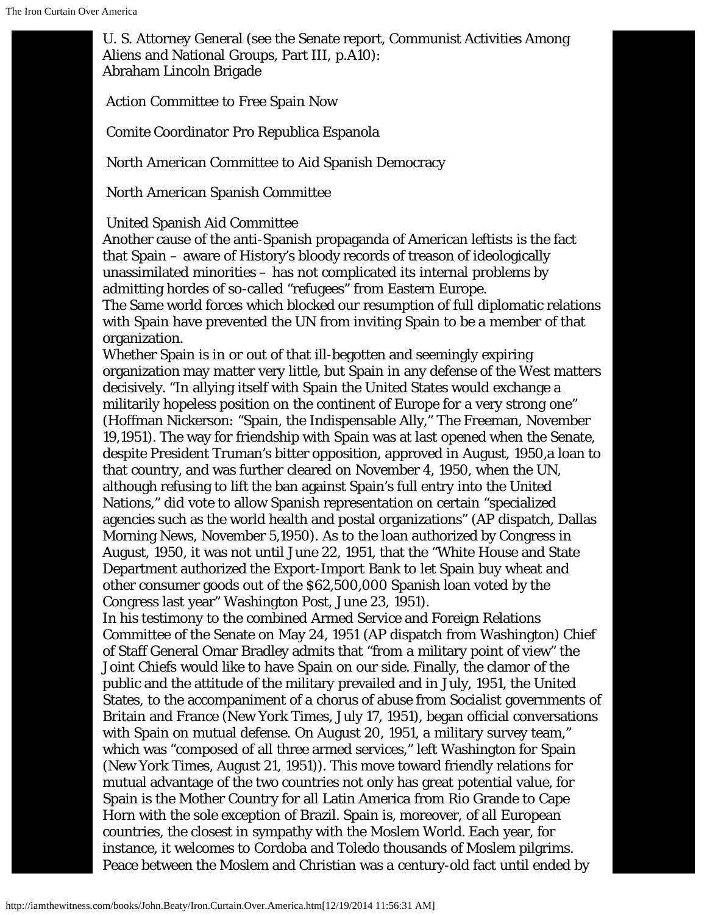U. S. Attorney General (see the Senate report, Communist Activities Among Aliens and National Groups, Part III, p.A10):
Abraham Lincoln Brigade

Action Committee to Free Spain Now

Comite Coordinator Pro Republica Espanola

North American Committee to Aid Spanish Democracy

North American Spanish Committee

United Spanish Aid Committee

Another cause of the anti-Spanish propaganda of American leftists is the fact that Spain – aware of History's bloody records of treason of ideologically unassimilated minorities – has not complicated its internal problems by admitting hordes of so-called "refugees" from Eastern Europe.

The Same world forces which blocked our resumption of full diplomatic relations with Spain have prevented the UN from inviting Spain to be a member of that organization.

Whether Spain is in or out of that ill-begotten and seemingly expiring organization may matter very little, but Spain in any defense of the West matters decisively. "In allying itself with Spain the United States would exchange a militarily hopeless position on the continent of Europe for a very strong one" (Hoffman Nickerson: "Spain, the Indispensable Ally," The Freeman, November 19,1951). The way for friendship with Spain was at last opened when the Senate, despite President Truman's bitter opposition, approved in August, 1950,a loan to that country, and was further cleared on November 4, 1950, when the UN, although refusing to lift the ban against Spain's full entry into the United Nations," did vote to allow Spanish representation on certain "specialized agencies such as the world health and postal organizations" (AP dispatch, Dallas Morning News, November 5,1950). As to the loan authorized by Congress in August, 1950, it was not until June 22, 1951, that the "White House and State Department authorized the Export-Import Bank to let Spain buy wheat and other consumer goods out of the $62,500,000 Spanish loan voted by the Congress last year" Washington Post, June 23, 1951).

In his testimony to the combined Armed Service and Foreign Relations Committee of the Senate on May 24, 1951 (AP dispatch from Washington) Chief of Staff General Omar Bradley admits that "from a military point of view" the Joint Chiefs would like to have Spain on our side. Finally, the clamor of the public and the attitude of the military prevailed and in July, 1951, the United States, to the accompaniment of a chorus of abuse from Socialist governments of Britain and France (New York Times, July 17, 1951), began official conversations with Spain on mutual defense. On August 20, 1951, a military survey team," which was "composed of all three armed services," left Washington for Spain (New York Times, August 21, 1951)). This move toward friendly relations for mutual advantage of the two countries not only has great potential value, for Spain is the Mother Country for all Latin America from Rio Grande to Cape Horn with the sole exception of Brazil. Spain is, moreover, of all European countries, the closest in sympathy with the Moslem World. Each year, for instance, it welcomes to Cordoba and Toledo thousands of Moslem pilgrims. Peace between the Moslem and Christian was a century-old fact until ended by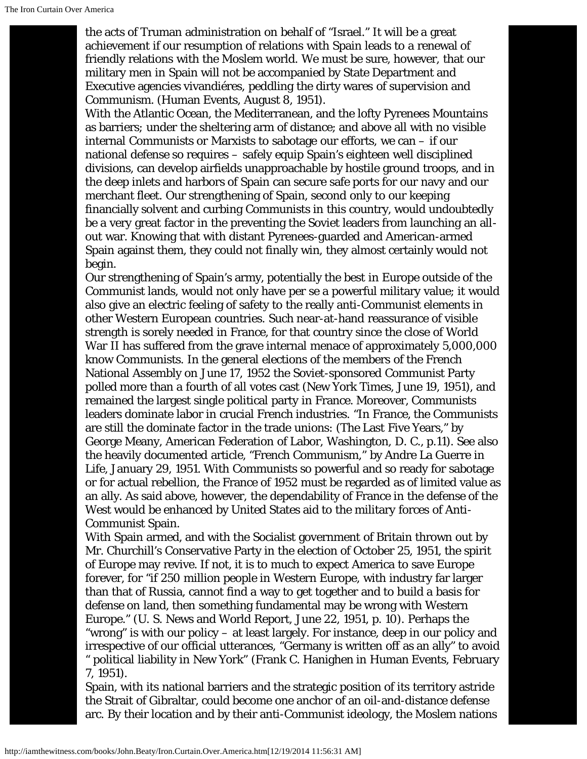the acts of Truman administration on behalf of "Israel." It will be a great achievement if our resumption of relations with Spain leads to a renewal of friendly relations with the Moslem world. We must be sure, however, that our military men in Spain will not be accompanied by State Department and Executive agencies vivandiéres, peddling the dirty wares of supervision and Communism. (Human Events, August 8, 1951).

With the Atlantic Ocean, the Mediterranean, and the lofty Pyrenees Mountains as barriers; under the sheltering arm of distance; and above all with no visible internal Communists or Marxists to sabotage our efforts, we can – if our national defense so requires – safely equip Spain's eighteen well disciplined divisions, can develop airfields unapproachable by hostile ground troops, and in the deep inlets and harbors of Spain can secure safe ports for our navy and our merchant fleet. Our strengthening of Spain, second only to our keeping financially solvent and curbing Communists in this country, would undoubtedly be a very great factor in the preventing the Soviet leaders from launching an all-out war. Knowing that with distant Pyrenees-guarded and American-armed Spain against them, they could not finally win, they almost certainly would not begin.

Our strengthening of Spain's army, potentially the best in Europe outside of the Communist lands, would not only have per se a powerful military value; it would also give an electric feeling of safety to the really anti-Communist elements in other Western European countries. Such near-at-hand reassurance of visible strength is sorely needed in France, for that country since the close of World War II has suffered from the grave internal menace of approximately 5,000,000 know Communists. In the general elections of the members of the French National Assembly on June 17, 1952 the Soviet-sponsored Communist Party polled more than a fourth of all votes cast (New York Times, June 19, 1951), and remained the largest single political party in France. Moreover, Communists leaders dominate labor in crucial French industries. "In France, the Communists are still the dominate factor in the trade unions: (The Last Five Years," by George Meany, American Federation of Labor, Washington, D. C., p.11). See also the heavily documented article, "French Communism," by Andre La Guerre in Life, January 29, 1951. With Communists so powerful and so ready for sabotage or for actual rebellion, the France of 1952 must be regarded as of limited value as an ally. As said above, however, the dependability of France in the defense of the West would be enhanced by United States aid to the military forces of Anti-Communist Spain.

With Spain armed, and with the Socialist government of Britain thrown out by Mr. Churchill's Conservative Party in the election of October 25, 1951, the spirit of Europe may revive. If not, it is to much to expect America to save Europe forever, for "if 250 million people in Western Europe, with industry far larger than that of Russia, cannot find a way to get together and to build a basis for defense on land, then something fundamental may be wrong with Western Europe." (U. S. News and World Report, June 22, 1951, p. 10). Perhaps the "wrong" is with our policy – at least largely. For instance, deep in our policy and irrespective of our official utterances, "Germany is written off as an ally" to avoid " political liability in New York" (Frank C. Hanighen in Human Events, February 7, 1951).

Spain, with its national barriers and the strategic position of its territory astride the Strait of Gibraltar, could become one anchor of an oil-and-distance defense arc. By their location and by their anti-Communist ideology, the Moslem nations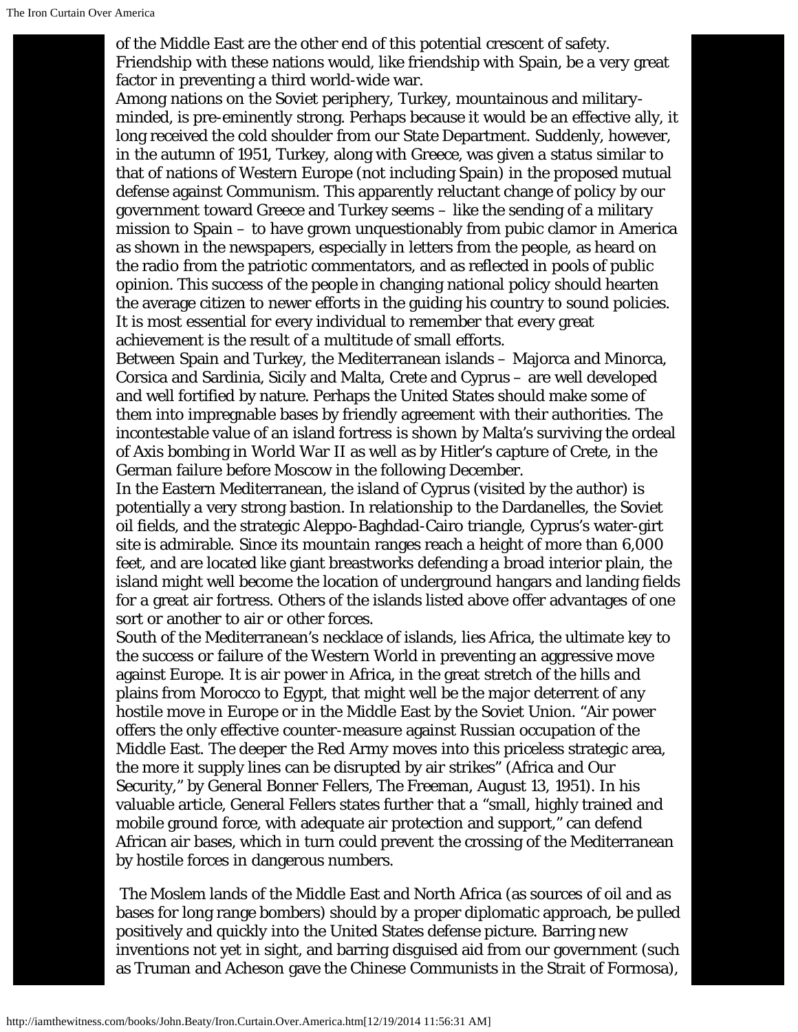of the Middle East are the other end of this potential crescent of safety. Friendship with these nations would, like friendship with Spain, be a very great factor in preventing a third world-wide war.

Among nations on the Soviet periphery, Turkey, mountainous and military-minded, is pre-eminently strong. Perhaps because it would be an effective ally, it long received the cold shoulder from our State Department. Suddenly, however, in the autumn of 1951, Turkey, along with Greece, was given a status similar to that of nations of Western Europe (not including Spain) in the proposed mutual defense against Communism. This apparently reluctant change of policy by our government toward Greece and Turkey seems – like the sending of a military mission to Spain – to have grown unquestionably from pubic clamor in America as shown in the newspapers, especially in letters from the people, as heard on the radio from the patriotic commentators, and as reflected in pools of public opinion. This success of the people in changing national policy should hearten the average citizen to newer efforts in the guiding his country to sound policies. It is most essential for every individual to remember that every great achievement is the result of a multitude of small efforts.

Between Spain and Turkey, the Mediterranean islands – Majorca and Minorca, Corsica and Sardinia, Sicily and Malta, Crete and Cyprus – are well developed and well fortified by nature. Perhaps the United States should make some of them into impregnable bases by friendly agreement with their authorities. The incontestable value of an island fortress is shown by Malta's surviving the ordeal of Axis bombing in World War II as well as by Hitler's capture of Crete, in the German failure before Moscow in the following December.

In the Eastern Mediterranean, the island of Cyprus (visited by the author) is potentially a very strong bastion. In relationship to the Dardanelles, the Soviet oil fields, and the strategic Aleppo-Baghdad-Cairo triangle, Cyprus's water-girt site is admirable. Since its mountain ranges reach a height of more than 6,000 feet, and are located like giant breastworks defending a broad interior plain, the island might well become the location of underground hangars and landing fields for a great air fortress. Others of the islands listed above offer advantages of one sort or another to air or other forces.

South of the Mediterranean's necklace of islands, lies Africa, the ultimate key to the success or failure of the Western World in preventing an aggressive move against Europe. It is air power in Africa, in the great stretch of the hills and plains from Morocco to Egypt, that might well be the major deterrent of any hostile move in Europe or in the Middle East by the Soviet Union. "Air power offers the only effective counter-measure against Russian occupation of the Middle East. The deeper the Red Army moves into this priceless strategic area, the more it supply lines can be disrupted by air strikes" (Africa and Our Security," by General Bonner Fellers, The Freeman, August 13, 1951). In his valuable article, General Fellers states further that a "small, highly trained and mobile ground force, with adequate air protection and support," can defend African air bases, which in turn could prevent the crossing of the Mediterranean by hostile forces in dangerous numbers.

The Moslem lands of the Middle East and North Africa (as sources of oil and as bases for long range bombers) should by a proper diplomatic approach, be pulled positively and quickly into the United States defense picture. Barring new inventions not yet in sight, and barring disguised aid from our government (such as Truman and Acheson gave the Chinese Communists in the Strait of Formosa),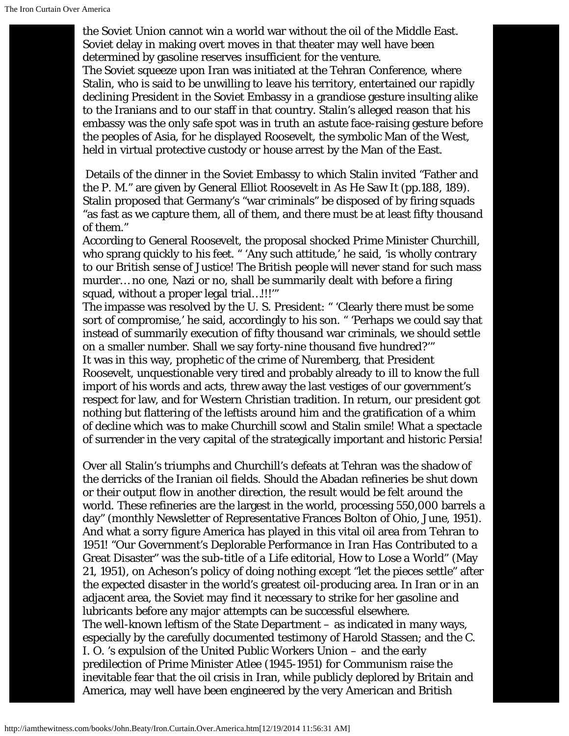the Soviet Union cannot win a world war without the oil of the Middle East. Soviet delay in making overt moves in that theater may well have been determined by gasoline reserves insufficient for the venture.
The Soviet squeeze upon Iran was initiated at the Tehran Conference, where Stalin, who is said to be unwilling to leave his territory, entertained our rapidly declining President in the Soviet Embassy in a grandiose gesture insulting alike to the Iranians and to our staff in that country. Stalin's alleged reason that his embassy was the only safe spot was in truth an astute face-raising gesture before the peoples of Asia, for he displayed Roosevelt, the symbolic Man of the West, held in virtual protective custody or house arrest by the Man of the East.

Details of the dinner in the Soviet Embassy to which Stalin invited "Father and the P. M." are given by General Elliot Roosevelt in As He Saw It (pp.188, 189). Stalin proposed that Germany's "war criminals" be disposed of by firing squads "as fast as we capture them, all of them, and there must be at least fifty thousand of them."
According to General Roosevelt, the proposal shocked Prime Minister Churchill, who sprang quickly to his feet. " 'Any such attitude,' he said, 'is wholly contrary to our British sense of Justice! The British people will never stand for such mass murder… no one, Nazi or no, shall be summarily dealt with before a firing squad, without a proper legal trial…!!!'"
The impasse was resolved by the U. S. President: " 'Clearly there must be some sort of compromise,' he said, accordingly to his son. " 'Perhaps we could say that instead of summarily execution of fifty thousand war criminals, we should settle on a smaller number. Shall we say forty-nine thousand five hundred?'"
It was in this way, prophetic of the crime of Nuremberg, that President Roosevelt, unquestionable very tired and probably already to ill to know the full import of his words and acts, threw away the last vestiges of our government's respect for law, and for Western Christian tradition. In return, our president got nothing but flattering of the leftists around him and the gratification of a whim of decline which was to make Churchill scowl and Stalin smile! What a spectacle of surrender in the very capital of the strategically important and historic Persia!

Over all Stalin's triumphs and Churchill's defeats at Tehran was the shadow of the derricks of the Iranian oil fields. Should the Abadan refineries be shut down or their output flow in another direction, the result would be felt around the world. These refineries are the largest in the world, processing 550,000 barrels a day" (monthly Newsletter of Representative Frances Bolton of Ohio, June, 1951). And what a sorry figure America has played in this vital oil area from Tehran to 1951! "Our Government's Deplorable Performance in Iran Has Contributed to a Great Disaster" was the sub-title of a Life editorial, How to Lose a World" (May 21, 1951), on Acheson's policy of doing nothing except "let the pieces settle" after the expected disaster in the world's greatest oil-producing area. In Iran or in an adjacent area, the Soviet may find it necessary to strike for her gasoline and lubricants before any major attempts can be successful elsewhere.
The well-known leftism of the State Department – as indicated in many ways, especially by the carefully documented testimony of Harold Stassen; and the C. I. O. 's expulsion of the United Public Workers Union – and the early predilection of Prime Minister Atlee (1945-1951) for Communism raise the inevitable fear that the oil crisis in Iran, while publicly deplored by Britain and America, may well have been engineered by the very American and British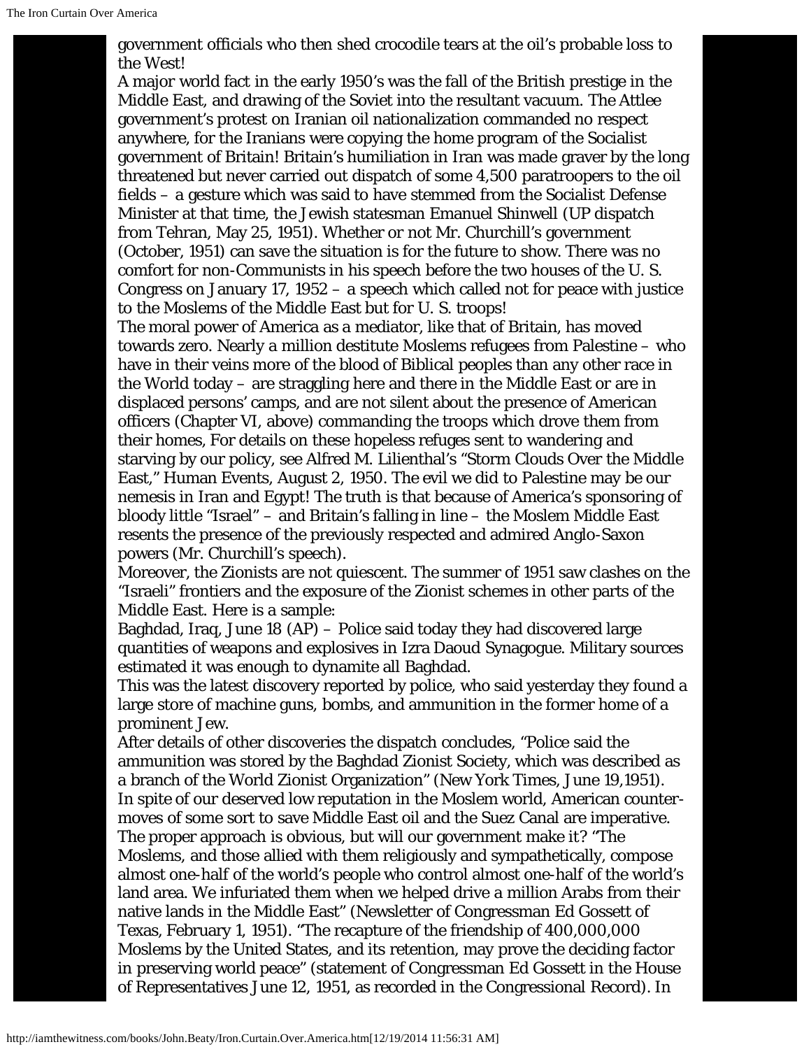government officials who then shed crocodile tears at the oil's probable loss to the West!

A major world fact in the early 1950's was the fall of the British prestige in the Middle East, and drawing of the Soviet into the resultant vacuum. The Attlee government's protest on Iranian oil nationalization commanded no respect anywhere, for the Iranians were copying the home program of the Socialist government of Britain! Britain's humiliation in Iran was made graver by the long threatened but never carried out dispatch of some 4,500 paratroopers to the oil fields – a gesture which was said to have stemmed from the Socialist Defense Minister at that time, the Jewish statesman Emanuel Shinwell (UP dispatch from Tehran, May 25, 1951). Whether or not Mr. Churchill's government (October, 1951) can save the situation is for the future to show. There was no comfort for non-Communists in his speech before the two houses of the U. S. Congress on January 17, 1952 – a speech which called not for peace with justice to the Moslems of the Middle East but for U. S. troops!

The moral power of America as a mediator, like that of Britain, has moved towards zero. Nearly a million destitute Moslems refugees from Palestine – who have in their veins more of the blood of Biblical peoples than any other race in the World today – are straggling here and there in the Middle East or are in displaced persons' camps, and are not silent about the presence of American officers (Chapter VI, above) commanding the troops which drove them from their homes, For details on these hopeless refuges sent to wandering and starving by our policy, see Alfred M. Lilienthal's "Storm Clouds Over the Middle East," Human Events, August 2, 1950. The evil we did to Palestine may be our nemesis in Iran and Egypt! The truth is that because of America's sponsoring of bloody little "Israel" – and Britain's falling in line – the Moslem Middle East resents the presence of the previously respected and admired Anglo-Saxon powers (Mr. Churchill's speech).

Moreover, the Zionists are not quiescent. The summer of 1951 saw clashes on the "Israeli" frontiers and the exposure of the Zionist schemes in other parts of the Middle East. Here is a sample:

Baghdad, Iraq, June 18 (AP) – Police said today they had discovered large quantities of weapons and explosives in Izra Daoud Synagogue. Military sources estimated it was enough to dynamite all Baghdad.

This was the latest discovery reported by police, who said yesterday they found a large store of machine guns, bombs, and ammunition in the former home of a prominent Jew.

After details of other discoveries the dispatch concludes, "Police said the ammunition was stored by the Baghdad Zionist Society, which was described as a branch of the World Zionist Organization" (New York Times, June 19,1951).

In spite of our deserved low reputation in the Moslem world, American counter-moves of some sort to save Middle East oil and the Suez Canal are imperative. The proper approach is obvious, but will our government make it? "The Moslems, and those allied with them religiously and sympathetically, compose almost one-half of the world's people who control almost one-half of the world's land area. We infuriated them when we helped drive a million Arabs from their native lands in the Middle East" (Newsletter of Congressman Ed Gossett of Texas, February 1, 1951). "The recapture of the friendship of 400,000,000 Moslems by the United States, and its retention, may prove the deciding factor in preserving world peace" (statement of Congressman Ed Gossett in the House of Representatives June 12, 1951, as recorded in the Congressional Record). In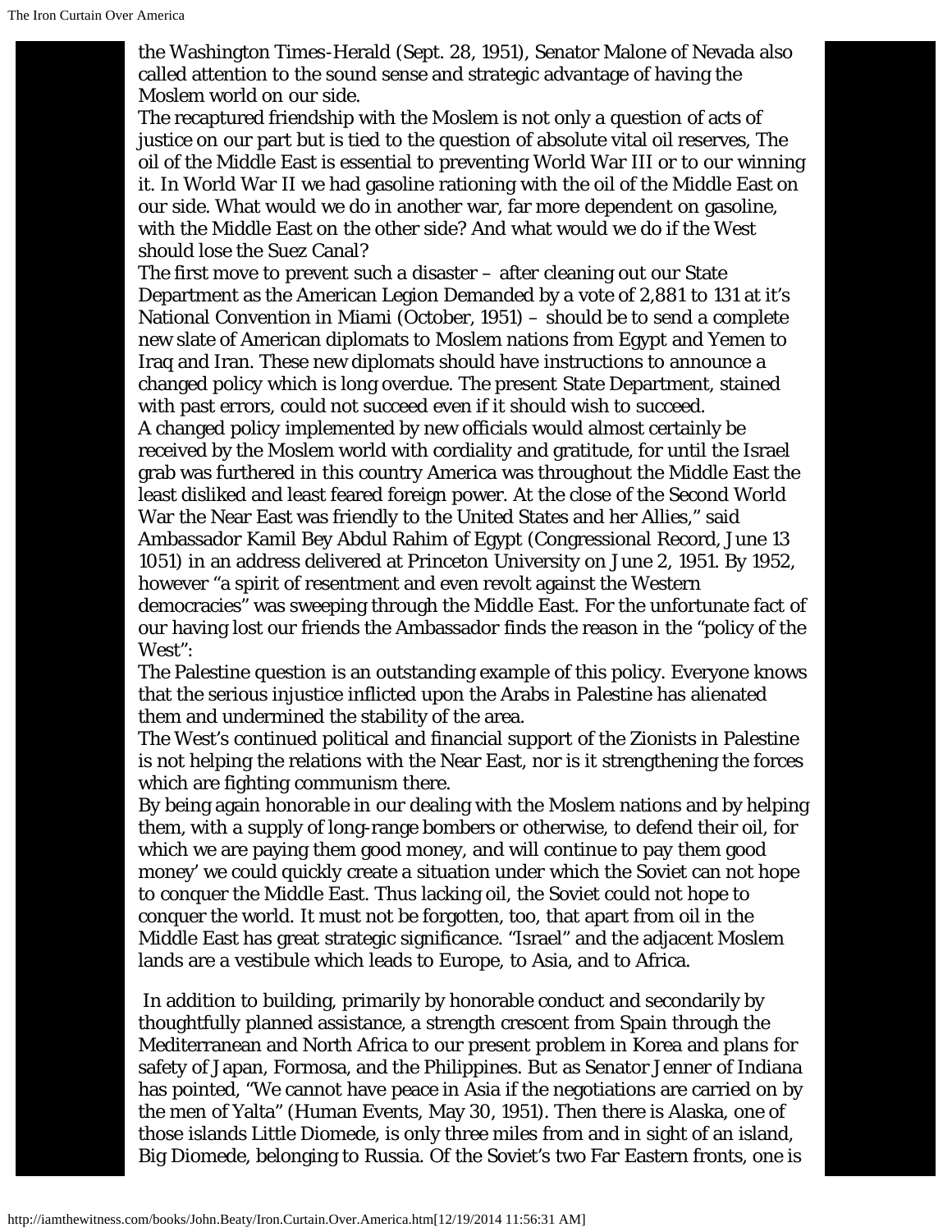the Washington Times-Herald (Sept. 28, 1951), Senator Malone of Nevada also called attention to the sound sense and strategic advantage of having the Moslem world on our side.

The recaptured friendship with the Moslem is not only a question of acts of justice on our part but is tied to the question of absolute vital oil reserves, The oil of the Middle East is essential to preventing World War III or to our winning it. In World War II we had gasoline rationing with the oil of the Middle East on our side. What would we do in another war, far more dependent on gasoline, with the Middle East on the other side? And what would we do if the West should lose the Suez Canal?

The first move to prevent such a disaster – after cleaning out our State Department as the American Legion Demanded by a vote of 2,881 to 131 at it's National Convention in Miami (October, 1951) – should be to send a complete new slate of American diplomats to Moslem nations from Egypt and Yemen to Iraq and Iran. These new diplomats should have instructions to announce a changed policy which is long overdue. The present State Department, stained with past errors, could not succeed even if it should wish to succeed.

A changed policy implemented by new officials would almost certainly be received by the Moslem world with cordiality and gratitude, for until the Israel grab was furthered in this country America was throughout the Middle East the least disliked and least feared foreign power. At the close of the Second World War the Near East was friendly to the United States and her Allies," said Ambassador Kamil Bey Abdul Rahim of Egypt (Congressional Record, June 13 1051) in an address delivered at Princeton University on June 2, 1951. By 1952, however "a spirit of resentment and even revolt against the Western democracies" was sweeping through the Middle East. For the unfortunate fact of our having lost our friends the Ambassador finds the reason in the "policy of the West":

The Palestine question is an outstanding example of this policy. Everyone knows that the serious injustice inflicted upon the Arabs in Palestine has alienated them and undermined the stability of the area.

The West's continued political and financial support of the Zionists in Palestine is not helping the relations with the Near East, nor is it strengthening the forces which are fighting communism there.

By being again honorable in our dealing with the Moslem nations and by helping them, with a supply of long-range bombers or otherwise, to defend their oil, for which we are paying them good money, and will continue to pay them good money' we could quickly create a situation under which the Soviet can not hope to conquer the Middle East. Thus lacking oil, the Soviet could not hope to conquer the world. It must not be forgotten, too, that apart from oil in the Middle East has great strategic significance. "Israel" and the adjacent Moslem lands are a vestibule which leads to Europe, to Asia, and to Africa.

In addition to building, primarily by honorable conduct and secondarily by thoughtfully planned assistance, a strength crescent from Spain through the Mediterranean and North Africa to our present problem in Korea and plans for safety of Japan, Formosa, and the Philippines. But as Senator Jenner of Indiana has pointed, "We cannot have peace in Asia if the negotiations are carried on by the men of Yalta" (Human Events, May 30, 1951). Then there is Alaska, one of those islands Little Diomede, is only three miles from and in sight of an island, Big Diomede, belonging to Russia. Of the Soviet's two Far Eastern fronts, one is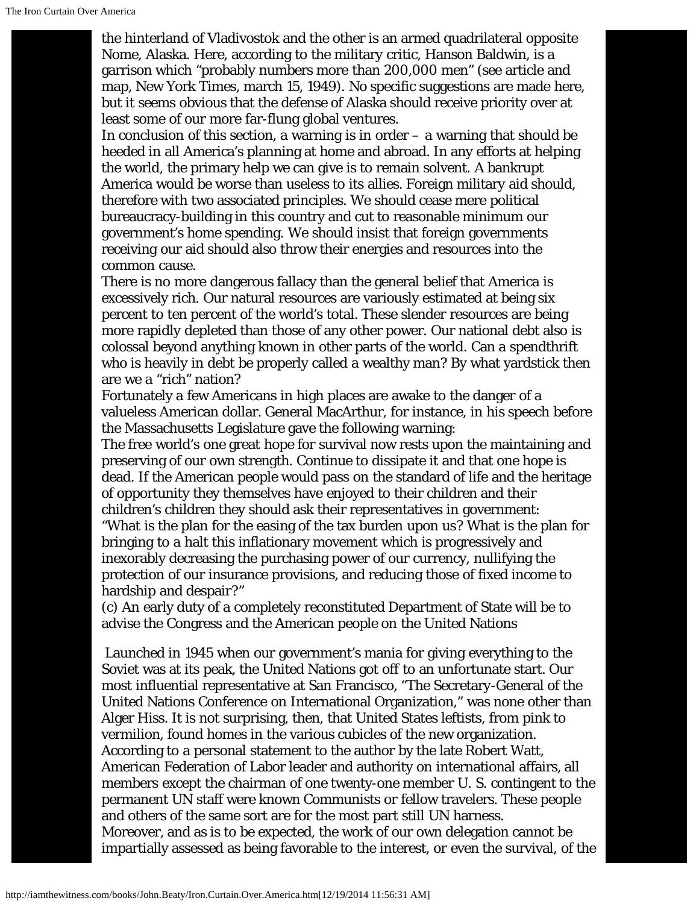the hinterland of Vladivostok and the other is an armed quadrilateral opposite Nome, Alaska. Here, according to the military critic, Hanson Baldwin, is a garrison which "probably numbers more than 200,000 men" (see article and map, New York Times, march 15, 1949). No specific suggestions are made here, but it seems obvious that the defense of Alaska should receive priority over at least some of our more far-flung global ventures.

In conclusion of this section, a warning is in order – a warning that should be heeded in all America's planning at home and abroad. In any efforts at helping the world, the primary help we can give is to remain solvent. A bankrupt America would be worse than useless to its allies. Foreign military aid should, therefore with two associated principles. We should cease mere political bureaucracy-building in this country and cut to reasonable minimum our government's home spending. We should insist that foreign governments receiving our aid should also throw their energies and resources into the common cause.

There is no more dangerous fallacy than the general belief that America is excessively rich. Our natural resources are variously estimated at being six percent to ten percent of the world's total. These slender resources are being more rapidly depleted than those of any other power. Our national debt also is colossal beyond anything known in other parts of the world. Can a spendthrift who is heavily in debt be properly called a wealthy man? By what yardstick then are we a "rich" nation?

Fortunately a few Americans in high places are awake to the danger of a valueless American dollar. General MacArthur, for instance, in his speech before the Massachusetts Legislature gave the following warning:

The free world's one great hope for survival now rests upon the maintaining and preserving of our own strength. Continue to dissipate it and that one hope is dead. If the American people would pass on the standard of life and the heritage of opportunity they themselves have enjoyed to their children and their children's children they should ask their representatives in government: "What is the plan for the easing of the tax burden upon us? What is the plan for bringing to a halt this inflationary movement which is progressively and inexorably decreasing the purchasing power of our currency, nullifying the protection of our insurance provisions, and reducing those of fixed income to hardship and despair?"

(c) An early duty of a completely reconstituted Department of State will be to advise the Congress and the American people on the United Nations

Launched in 1945 when our government's mania for giving everything to the Soviet was at its peak, the United Nations got off to an unfortunate start. Our most influential representative at San Francisco, "The Secretary-General of the United Nations Conference on International Organization," was none other than Alger Hiss. It is not surprising, then, that United States leftists, from pink to vermilion, found homes in the various cubicles of the new organization. According to a personal statement to the author by the late Robert Watt, American Federation of Labor leader and authority on international affairs, all members except the chairman of one twenty-one member U. S. contingent to the permanent UN staff were known Communists or fellow travelers. These people and others of the same sort are for the most part still UN harness.

Moreover, and as is to be expected, the work of our own delegation cannot be impartially assessed as being favorable to the interest, or even the survival, of the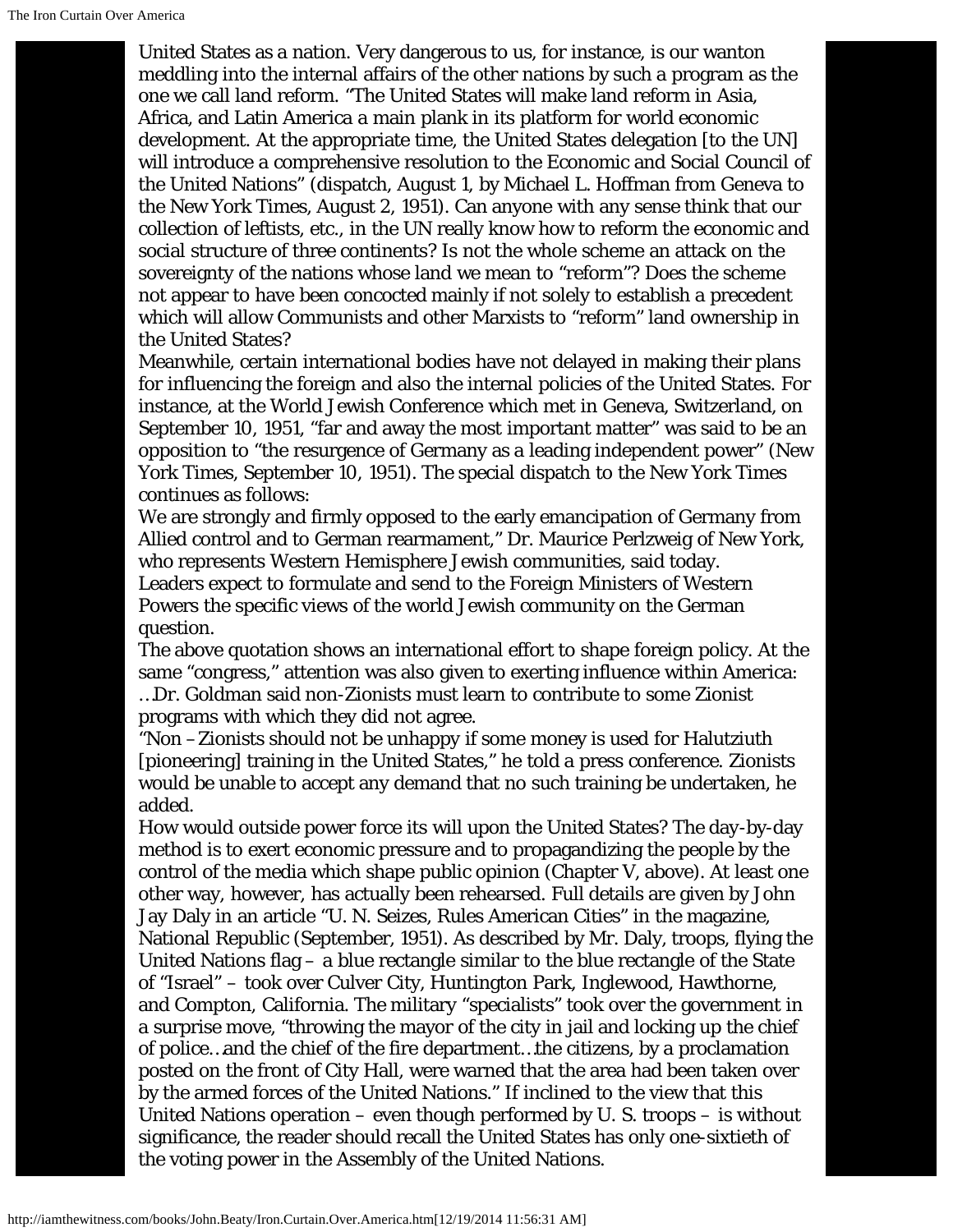United States as a nation. Very dangerous to us, for instance, is our wanton meddling into the internal affairs of the other nations by such a program as the one we call land reform. "The United States will make land reform in Asia, Africa, and Latin America a main plank in its platform for world economic development. At the appropriate time, the United States delegation [to the UN] will introduce a comprehensive resolution to the Economic and Social Council of the United Nations" (dispatch, August 1, by Michael L. Hoffman from Geneva to the New York Times, August 2, 1951). Can anyone with any sense think that our collection of leftists, etc., in the UN really know how to reform the economic and social structure of three continents? Is not the whole scheme an attack on the sovereignty of the nations whose land we mean to "reform"? Does the scheme not appear to have been concocted mainly if not solely to establish a precedent which will allow Communists and other Marxists to "reform" land ownership in the United States?

Meanwhile, certain international bodies have not delayed in making their plans for influencing the foreign and also the internal policies of the United States. For instance, at the World Jewish Conference which met in Geneva, Switzerland, on September 10, 1951, "far and away the most important matter" was said to be an opposition to "the resurgence of Germany as a leading independent power" (New York Times, September 10, 1951). The special dispatch to the New York Times continues as follows:

We are strongly and firmly opposed to the early emancipation of Germany from Allied control and to German rearmament," Dr. Maurice Perlzweig of New York, who represents Western Hemisphere Jewish communities, said today.

Leaders expect to formulate and send to the Foreign Ministers of Western Powers the specific views of the world Jewish community on the German question.

The above quotation shows an international effort to shape foreign policy. At the same "congress," attention was also given to exerting influence within America:

…Dr. Goldman said non-Zionists must learn to contribute to some Zionist programs with which they did not agree.

"Non –Zionists should not be unhappy if some money is used for Halutziuth [pioneering] training in the United States," he told a press conference. Zionists would be unable to accept any demand that no such training be undertaken, he added.

How would outside power force its will upon the United States? The day-by-day method is to exert economic pressure and to propagandizing the people by the control of the media which shape public opinion (Chapter V, above). At least one other way, however, has actually been rehearsed. Full details are given by John Jay Daly in an article "U. N. Seizes, Rules American Cities" in the magazine, National Republic (September, 1951). As described by Mr. Daly, troops, flying the United Nations flag – a blue rectangle similar to the blue rectangle of the State of "Israel" – took over Culver City, Huntington Park, Inglewood, Hawthorne, and Compton, California. The military "specialists" took over the government in a surprise move, "throwing the mayor of the city in jail and locking up the chief of police…and the chief of the fire department…the citizens, by a proclamation posted on the front of City Hall, were warned that the area had been taken over by the armed forces of the United Nations." If inclined to the view that this United Nations operation – even though performed by U. S. troops – is without significance, the reader should recall the United States has only one-sixtieth of the voting power in the Assembly of the United Nations.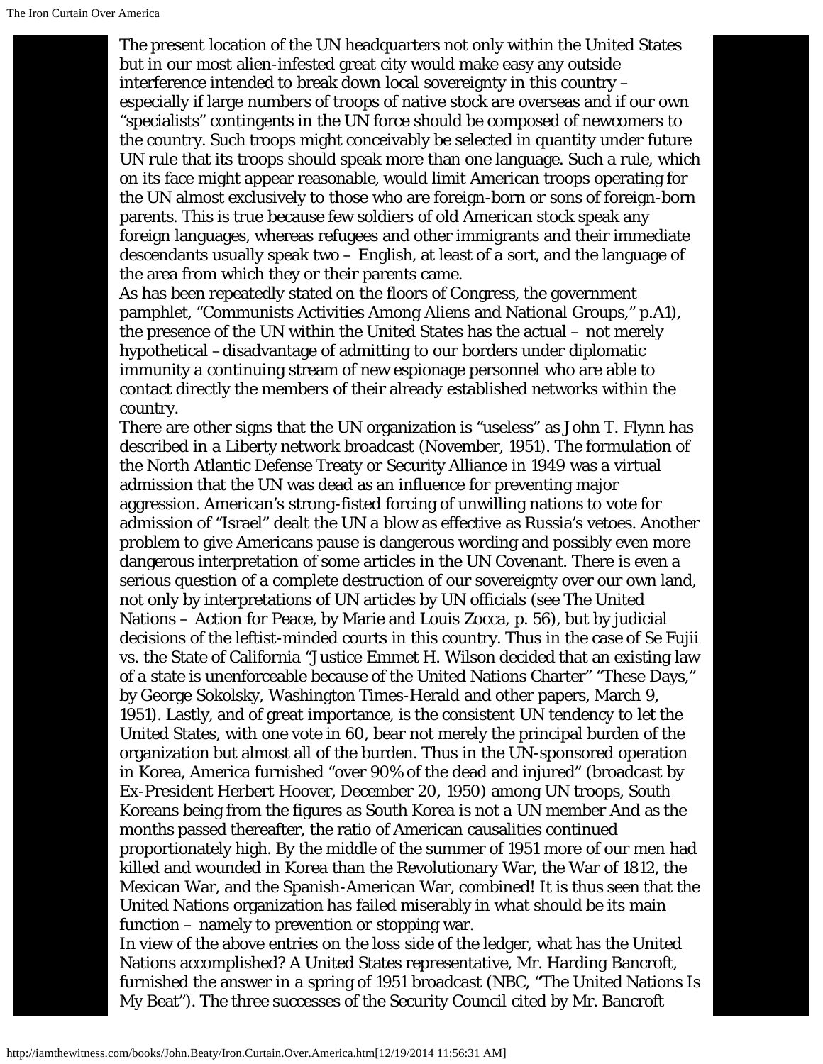The present location of the UN headquarters not only within the United States but in our most alien-infested great city would make easy any outside interference intended to break down local sovereignty in this country – especially if large numbers of troops of native stock are overseas and if our own "specialists" contingents in the UN force should be composed of newcomers to the country. Such troops might conceivably be selected in quantity under future UN rule that its troops should speak more than one language. Such a rule, which on its face might appear reasonable, would limit American troops operating for the UN almost exclusively to those who are foreign-born or sons of foreign-born parents. This is true because few soldiers of old American stock speak any foreign languages, whereas refugees and other immigrants and their immediate descendants usually speak two – English, at least of a sort, and the language of the area from which they or their parents came.

As has been repeatedly stated on the floors of Congress, the government pamphlet, "Communists Activities Among Aliens and National Groups," p.A1), the presence of the UN within the United States has the actual – not merely hypothetical – disadvantage of admitting to our borders under diplomatic immunity a continuing stream of new espionage personnel who are able to contact directly the members of their already established networks within the country.

There are other signs that the UN organization is "useless" as John T. Flynn has described in a Liberty network broadcast (November, 1951). The formulation of the North Atlantic Defense Treaty or Security Alliance in 1949 was a virtual admission that the UN was dead as an influence for preventing major aggression. American's strong-fisted forcing of unwilling nations to vote for admission of "Israel" dealt the UN a blow as effective as Russia's vetoes. Another problem to give Americans pause is dangerous wording and possibly even more dangerous interpretation of some articles in the UN Covenant. There is even a serious question of a complete destruction of our sovereignty over our own land, not only by interpretations of UN articles by UN officials (see The United Nations – Action for Peace, by Marie and Louis Zocca, p. 56), but by judicial decisions of the leftist-minded courts in this country. Thus in the case of Se Fujii vs. the State of California "Justice Emmet H. Wilson decided that an existing law of a state is unenforceable because of the United Nations Charter" "These Days," by George Sokolsky, Washington Times-Herald and other papers, March 9, 1951). Lastly, and of great importance, is the consistent UN tendency to let the United States, with one vote in 60, bear not merely the principal burden of the organization but almost all of the burden. Thus in the UN-sponsored operation in Korea, America furnished "over 90% of the dead and injured" (broadcast by Ex-President Herbert Hoover, December 20, 1950) among UN troops, South Koreans being from the figures as South Korea is not a UN member And as the months passed thereafter, the ratio of American causalities continued proportionately high. By the middle of the summer of 1951 more of our men had killed and wounded in Korea than the Revolutionary War, the War of 1812, the Mexican War, and the Spanish-American War, combined! It is thus seen that the United Nations organization has failed miserably in what should be its main function – namely to prevention or stopping war.

In view of the above entries on the loss side of the ledger, what has the United Nations accomplished? A United States representative, Mr. Harding Bancroft, furnished the answer in a spring of 1951 broadcast (NBC, "The United Nations Is My Beat"). The three successes of the Security Council cited by Mr. Bancroft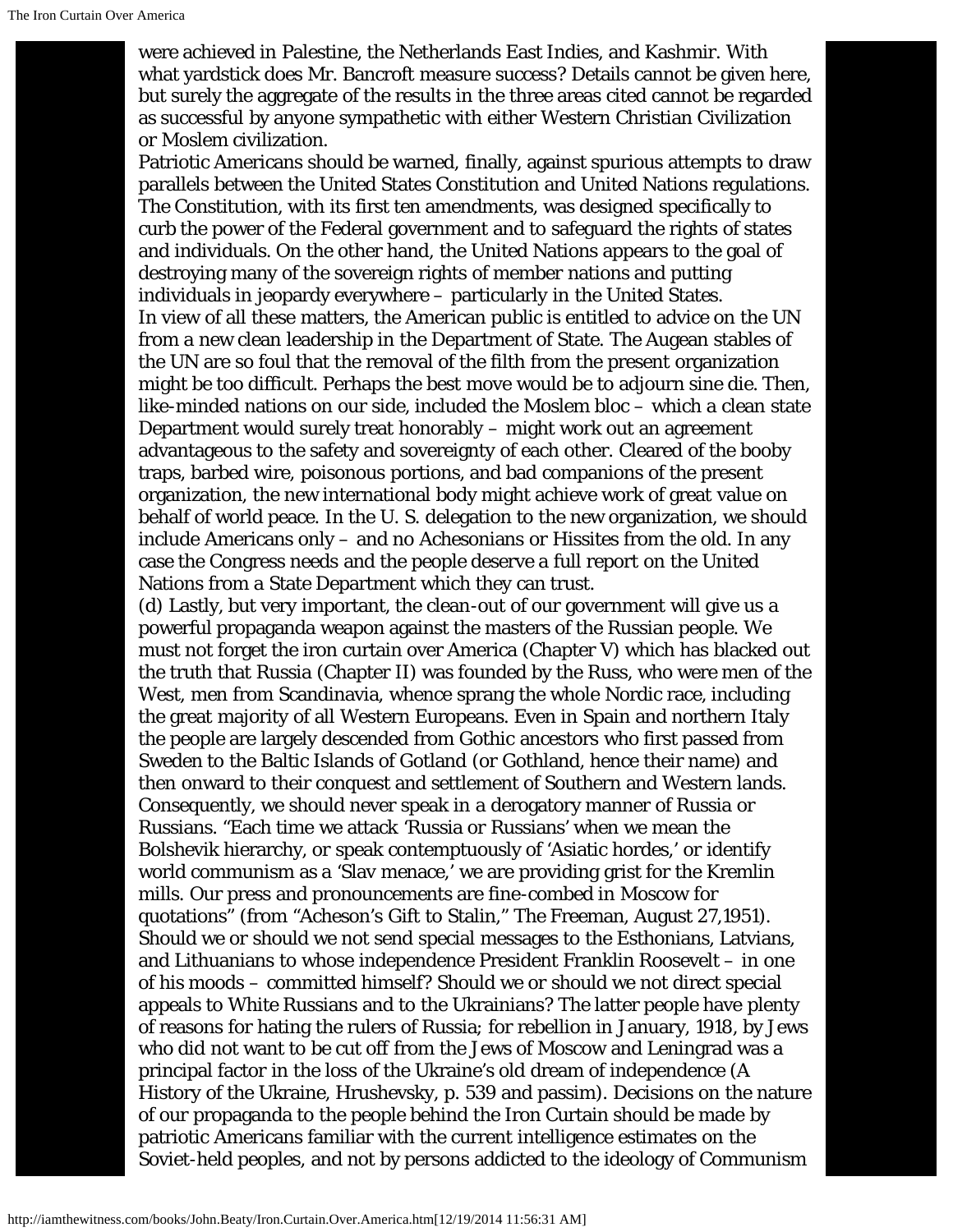were achieved in Palestine, the Netherlands East Indies, and Kashmir. With what yardstick does Mr. Bancroft measure success? Details cannot be given here, but surely the aggregate of the results in the three areas cited cannot be regarded as successful by anyone sympathetic with either Western Christian Civilization or Moslem civilization.

Patriotic Americans should be warned, finally, against spurious attempts to draw parallels between the United States Constitution and United Nations regulations. The Constitution, with its first ten amendments, was designed specifically to curb the power of the Federal government and to safeguard the rights of states and individuals. On the other hand, the United Nations appears to the goal of destroying many of the sovereign rights of member nations and putting individuals in jeopardy everywhere – particularly in the United States.

In view of all these matters, the American public is entitled to advice on the UN from a new clean leadership in the Department of State. The Augean stables of the UN are so foul that the removal of the filth from the present organization might be too difficult. Perhaps the best move would be to adjourn sine die. Then, like-minded nations on our side, included the Moslem bloc – which a clean state Department would surely treat honorably – might work out an agreement advantageous to the safety and sovereignty of each other. Cleared of the booby traps, barbed wire, poisonous portions, and bad companions of the present organization, the new international body might achieve work of great value on behalf of world peace. In the U. S. delegation to the new organization, we should include Americans only – and no Achesonians or Hissites from the old. In any case the Congress needs and the people deserve a full report on the United Nations from a State Department which they can trust.

(d) Lastly, but very important, the clean-out of our government will give us a powerful propaganda weapon against the masters of the Russian people. We must not forget the iron curtain over America (Chapter V) which has blacked out the truth that Russia (Chapter II) was founded by the Russ, who were men of the West, men from Scandinavia, whence sprang the whole Nordic race, including the great majority of all Western Europeans. Even in Spain and northern Italy the people are largely descended from Gothic ancestors who first passed from Sweden to the Baltic Islands of Gotland (or Gothland, hence their name) and then onward to their conquest and settlement of Southern and Western lands. Consequently, we should never speak in a derogatory manner of Russia or Russians. "Each time we attack 'Russia or Russians' when we mean the Bolshevik hierarchy, or speak contemptuously of 'Asiatic hordes,' or identify world communism as a 'Slav menace,' we are providing grist for the Kremlin mills. Our press and pronouncements are fine-combed in Moscow for quotations" (from "Acheson's Gift to Stalin," The Freeman, August 27,1951). Should we or should we not send special messages to the Esthonians, Latvians, and Lithuanians to whose independence President Franklin Roosevelt – in one of his moods – committed himself? Should we or should we not direct special appeals to White Russians and to the Ukrainians? The latter people have plenty of reasons for hating the rulers of Russia; for rebellion in January, 1918, by Jews who did not want to be cut off from the Jews of Moscow and Leningrad was a principal factor in the loss of the Ukraine's old dream of independence (A History of the Ukraine, Hrushevsky, p. 539 and passim). Decisions on the nature of our propaganda to the people behind the Iron Curtain should be made by patriotic Americans familiar with the current intelligence estimates on the Soviet-held peoples, and not by persons addicted to the ideology of Communism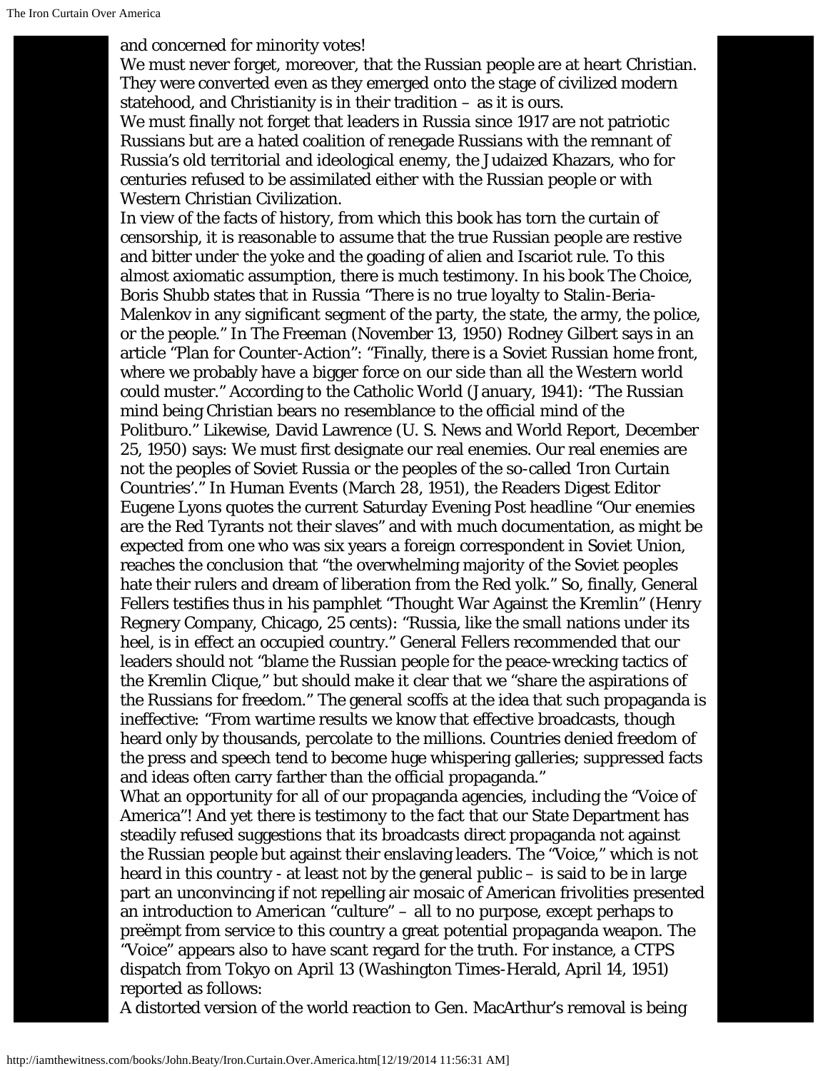and concerned for minority votes!

We must never forget, moreover, that the Russian people are at heart Christian. They were converted even as they emerged onto the stage of civilized modern statehood, and Christianity is in their tradition – as it is ours.

We must finally not forget that leaders in Russia since 1917 are not patriotic Russians but are a hated coalition of renegade Russians with the remnant of Russia's old territorial and ideological enemy, the Judaized Khazars, who for centuries refused to be assimilated either with the Russian people or with Western Christian Civilization.

In view of the facts of history, from which this book has torn the curtain of censorship, it is reasonable to assume that the true Russian people are restive and bitter under the yoke and the goading of alien and Iscariot rule. To this almost axiomatic assumption, there is much testimony. In his book The Choice, Boris Shubb states that in Russia "There is no true loyalty to Stalin-Beria-Malenkov in any significant segment of the party, the state, the army, the police, or the people." In The Freeman (November 13, 1950) Rodney Gilbert says in an article "Plan for Counter-Action": "Finally, there is a Soviet Russian home front, where we probably have a bigger force on our side than all the Western world could muster." According to the Catholic World (January, 1941): "The Russian mind being Christian bears no resemblance to the official mind of the Politburo." Likewise, David Lawrence (U. S. News and World Report, December 25, 1950) says: We must first designate our real enemies. Our real enemies are not the peoples of Soviet Russia or the peoples of the so-called 'Iron Curtain Countries'." In Human Events (March 28, 1951), the Readers Digest Editor Eugene Lyons quotes the current Saturday Evening Post headline "Our enemies are the Red Tyrants not their slaves" and with much documentation, as might be expected from one who was six years a foreign correspondent in Soviet Union, reaches the conclusion that "the overwhelming majority of the Soviet peoples hate their rulers and dream of liberation from the Red yolk." So, finally, General Fellers testifies thus in his pamphlet "Thought War Against the Kremlin" (Henry Regnery Company, Chicago, 25 cents): "Russia, like the small nations under its heel, is in effect an occupied country." General Fellers recommended that our leaders should not "blame the Russian people for the peace-wrecking tactics of the Kremlin Clique," but should make it clear that we "share the aspirations of the Russians for freedom." The general scoffs at the idea that such propaganda is ineffective: "From wartime results we know that effective broadcasts, though heard only by thousands, percolate to the millions. Countries denied freedom of the press and speech tend to become huge whispering galleries; suppressed facts and ideas often carry farther than the official propaganda."

What an opportunity for all of our propaganda agencies, including the "Voice of America"! And yet there is testimony to the fact that our State Department has steadily refused suggestions that its broadcasts direct propaganda not against the Russian people but against their enslaving leaders. The "Voice," which is not heard in this country - at least not by the general public – is said to be in large part an unconvincing if not repelling air mosaic of American frivolities presented an introduction to American "culture" – all to no purpose, except perhaps to preëmpt from service to this country a great potential propaganda weapon. The "Voice" appears also to have scant regard for the truth. For instance, a CTPS dispatch from Tokyo on April 13 (Washington Times-Herald, April 14, 1951) reported as follows:

A distorted version of the world reaction to Gen. MacArthur's removal is being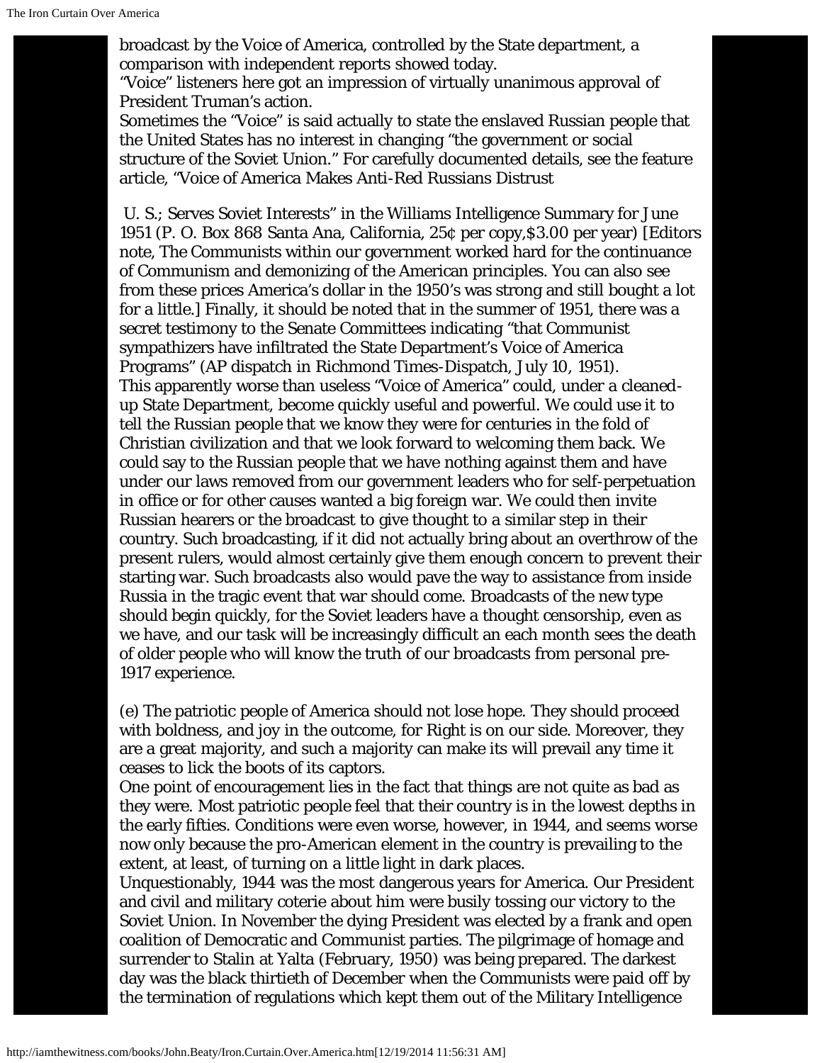broadcast by the Voice of America, controlled by the State department, a comparison with independent reports showed today.

"Voice" listeners here got an impression of virtually unanimous approval of President Truman's action.

Sometimes the "Voice" is said actually to state the enslaved Russian people that the United States has no interest in changing "the government or social structure of the Soviet Union." For carefully documented details, see the feature article, "Voice of America Makes Anti-Red Russians Distrust

U. S.; Serves Soviet Interests" in the Williams Intelligence Summary for June 1951 (P. O. Box 868 Santa Ana, California, 25¢ per copy,$3.00 per year) [Editors note, The Communists within our government worked hard for the continuance of Communism and demonizing of the American principles. You can also see from these prices America's dollar in the 1950's was strong and still bought a lot for a little.] Finally, it should be noted that in the summer of 1951, there was a secret testimony to the Senate Committees indicating "that Communist sympathizers have infiltrated the State Department's Voice of America Programs" (AP dispatch in Richmond Times-Dispatch, July 10, 1951).

This apparently worse than useless "Voice of America" could, under a cleaned-up State Department, become quickly useful and powerful. We could use it to tell the Russian people that we know they were for centuries in the fold of Christian civilization and that we look forward to welcoming them back. We could say to the Russian people that we have nothing against them and have under our laws removed from our government leaders who for self-perpetuation in office or for other causes wanted a big foreign war. We could then invite Russian hearers or the broadcast to give thought to a similar step in their country. Such broadcasting, if it did not actually bring about an overthrow of the present rulers, would almost certainly give them enough concern to prevent their starting war. Such broadcasts also would pave the way to assistance from inside Russia in the tragic event that war should come. Broadcasts of the new type should begin quickly, for the Soviet leaders have a thought censorship, even as we have, and our task will be increasingly difficult an each month sees the death of older people who will know the truth of our broadcasts from personal pre-1917 experience.

(e) The patriotic people of America should not lose hope. They should proceed with boldness, and joy in the outcome, for Right is on our side. Moreover, they are a great majority, and such a majority can make its will prevail any time it ceases to lick the boots of its captors.

One point of encouragement lies in the fact that things are not quite as bad as they were. Most patriotic people feel that their country is in the lowest depths in the early fifties. Conditions were even worse, however, in 1944, and seems worse now only because the pro-American element in the country is prevailing to the extent, at least, of turning on a little light in dark places.

Unquestionably, 1944 was the most dangerous years for America. Our President and civil and military coterie about him were busily tossing our victory to the Soviet Union. In November the dying President was elected by a frank and open coalition of Democratic and Communist parties. The pilgrimage of homage and surrender to Stalin at Yalta (February, 1950) was being prepared. The darkest day was the black thirtieth of December when the Communists were paid off by the termination of regulations which kept them out of the Military Intelligence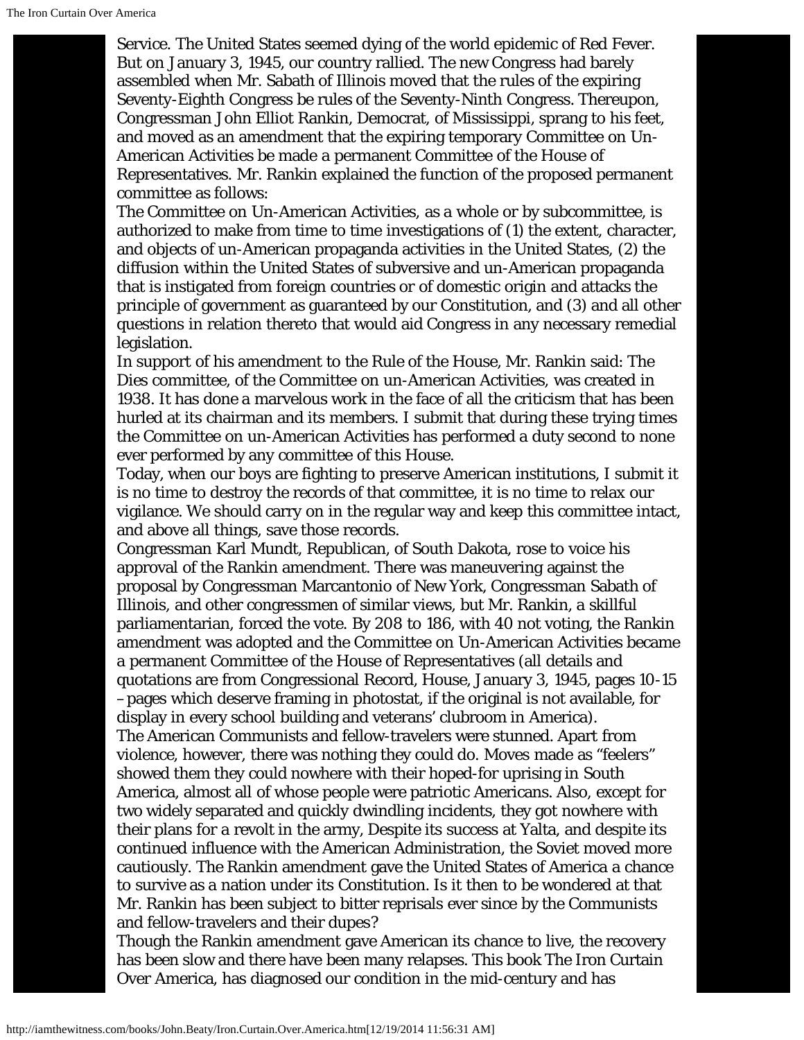Service. The United States seemed dying of the world epidemic of Red Fever. But on January 3, 1945, our country rallied. The new Congress had barely assembled when Mr. Sabath of Illinois moved that the rules of the expiring Seventy-Eighth Congress be rules of the Seventy-Ninth Congress. Thereupon, Congressman John Elliot Rankin, Democrat, of Mississippi, sprang to his feet, and moved as an amendment that the expiring temporary Committee on Un-American Activities be made a permanent Committee of the House of Representatives. Mr. Rankin explained the function of the proposed permanent committee as follows:

The Committee on Un-American Activities, as a whole or by subcommittee, is authorized to make from time to time investigations of (1) the extent, character, and objects of un-American propaganda activities in the United States, (2) the diffusion within the United States of subversive and un-American propaganda that is instigated from foreign countries or of domestic origin and attacks the principle of government as guaranteed by our Constitution, and (3) and all other questions in relation thereto that would aid Congress in any necessary remedial legislation.

In support of his amendment to the Rule of the House, Mr. Rankin said: The Dies committee, of the Committee on un-American Activities, was created in 1938. It has done a marvelous work in the face of all the criticism that has been hurled at its chairman and its members. I submit that during these trying times the Committee on un-American Activities has performed a duty second to none ever performed by any committee of this House.

Today, when our boys are fighting to preserve American institutions, I submit it is no time to destroy the records of that committee, it is no time to relax our vigilance. We should carry on in the regular way and keep this committee intact, and above all things, save those records.

Congressman Karl Mundt, Republican, of South Dakota, rose to voice his approval of the Rankin amendment. There was maneuvering against the proposal by Congressman Marcantonio of New York, Congressman Sabath of Illinois, and other congressmen of similar views, but Mr. Rankin, a skillful parliamentarian, forced the vote. By 208 to 186, with 40 not voting, the Rankin amendment was adopted and the Committee on Un-American Activities became a permanent Committee of the House of Representatives (all details and quotations are from Congressional Record, House, January 3, 1945, pages 10-15 –pages which deserve framing in photostat, if the original is not available, for display in every school building and veterans' clubroom in America).

The American Communists and fellow-travelers were stunned. Apart from violence, however, there was nothing they could do. Moves made as "feelers" showed them they could nowhere with their hoped-for uprising in South America, almost all of whose people were patriotic Americans. Also, except for two widely separated and quickly dwindling incidents, they got nowhere with their plans for a revolt in the army, Despite its success at Yalta, and despite its continued influence with the American Administration, the Soviet moved more cautiously. The Rankin amendment gave the United States of America a chance to survive as a nation under its Constitution. Is it then to be wondered at that Mr. Rankin has been subject to bitter reprisals ever since by the Communists and fellow-travelers and their dupes?

Though the Rankin amendment gave American its chance to live, the recovery has been slow and there have been many relapses. This book The Iron Curtain Over America, has diagnosed our condition in the mid-century and has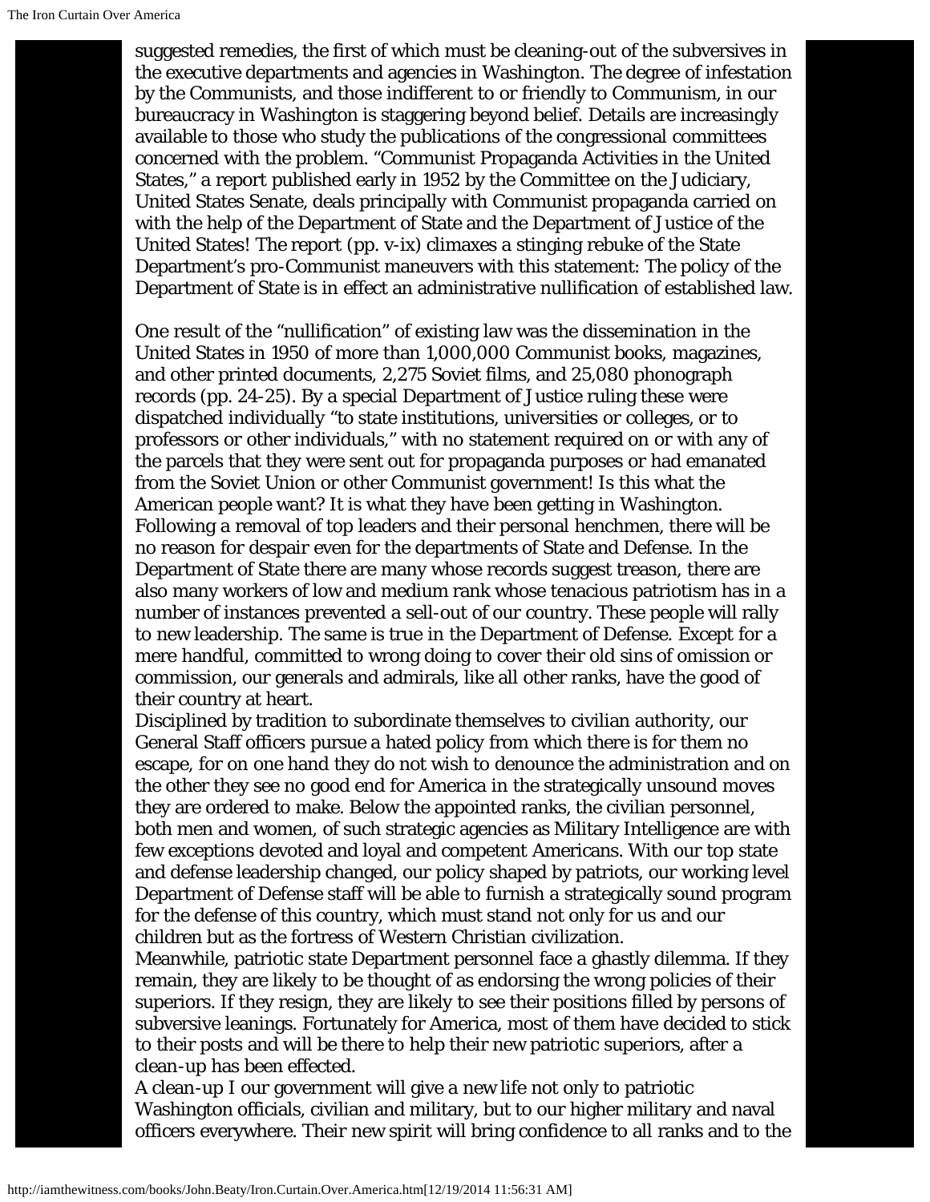suggested remedies, the first of which must be cleaning-out of the subversives in the executive departments and agencies in Washington. The degree of infestation by the Communists, and those indifferent to or friendly to Communism, in our bureaucracy in Washington is staggering beyond belief. Details are increasingly available to those who study the publications of the congressional committees concerned with the problem. "Communist Propaganda Activities in the United States," a report published early in 1952 by the Committee on the Judiciary, United States Senate, deals principally with Communist propaganda carried on with the help of the Department of State and the Department of Justice of the United States! The report (pp. v-ix) climaxes a stinging rebuke of the State Department's pro-Communist maneuvers with this statement: The policy of the Department of State is in effect an administrative nullification of established law.

One result of the "nullification" of existing law was the dissemination in the United States in 1950 of more than 1,000,000 Communist books, magazines, and other printed documents, 2,275 Soviet films, and 25,080 phonograph records (pp. 24-25). By a special Department of Justice ruling these were dispatched individually "to state institutions, universities or colleges, or to professors or other individuals," with no statement required on or with any of the parcels that they were sent out for propaganda purposes or had emanated from the Soviet Union or other Communist government! Is this what the American people want? It is what they have been getting in Washington. Following a removal of top leaders and their personal henchmen, there will be no reason for despair even for the departments of State and Defense. In the Department of State there are many whose records suggest treason, there are also many workers of low and medium rank whose tenacious patriotism has in a number of instances prevented a sell-out of our country. These people will rally to new leadership. The same is true in the Department of Defense. Except for a mere handful, committed to wrong doing to cover their old sins of omission or commission, our generals and admirals, like all other ranks, have the good of their country at heart.

Disciplined by tradition to subordinate themselves to civilian authority, our General Staff officers pursue a hated policy from which there is for them no escape, for on one hand they do not wish to denounce the administration and on the other they see no good end for America in the strategically unsound moves they are ordered to make. Below the appointed ranks, the civilian personnel, both men and women, of such strategic agencies as Military Intelligence are with few exceptions devoted and loyal and competent Americans. With our top state and defense leadership changed, our policy shaped by patriots, our working level Department of Defense staff will be able to furnish a strategically sound program for the defense of this country, which must stand not only for us and our children but as the fortress of Western Christian civilization.

Meanwhile, patriotic state Department personnel face a ghastly dilemma. If they remain, they are likely to be thought of as endorsing the wrong policies of their superiors. If they resign, they are likely to see their positions filled by persons of subversive leanings. Fortunately for America, most of them have decided to stick to their posts and will be there to help their new patriotic superiors, after a clean-up has been effected.

A clean-up I our government will give a new life not only to patriotic Washington officials, civilian and military, but to our higher military and naval officers everywhere. Their new spirit will bring confidence to all ranks and to the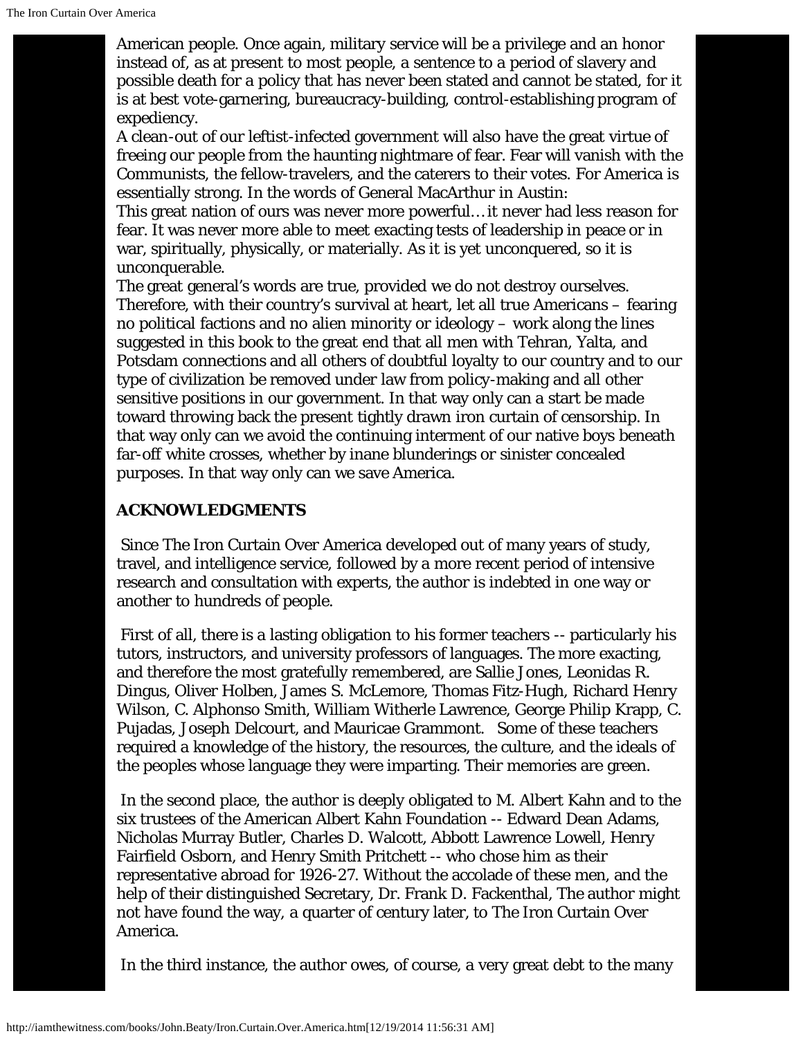American people. Once again, military service will be a privilege and an honor instead of, as at present to most people, a sentence to a period of slavery and possible death for a policy that has never been stated and cannot be stated, for it is at best vote-garnering, bureaucracy-building, control-establishing program of expediency.

A clean-out of our leftist-infected government will also have the great virtue of freeing our people from the haunting nightmare of fear. Fear will vanish with the Communists, the fellow-travelers, and the caterers to their votes. For America is essentially strong. In the words of General MacArthur in Austin:

This great nation of ours was never more powerful… it never had less reason for fear. It was never more able to meet exacting tests of leadership in peace or in war, spiritually, physically, or materially. As it is yet unconquered, so it is unconquerable.

The great general's words are true, provided we do not destroy ourselves. Therefore, with their country's survival at heart, let all true Americans – fearing no political factions and no alien minority or ideology – work along the lines suggested in this book to the great end that all men with Tehran, Yalta, and Potsdam connections and all others of doubtful loyalty to our country and to our type of civilization be removed under law from policy-making and all other sensitive positions in our government. In that way only can a start be made toward throwing back the present tightly drawn iron curtain of censorship. In that way only can we avoid the continuing interment of our native boys beneath far-off white crosses, whether by inane blunderings or sinister concealed purposes. In that way only can we save America.

**ACKNOWLEDGMENTS**

Since The Iron Curtain Over America developed out of many years of study, travel, and intelligence service, followed by a more recent period of intensive research and consultation with experts, the author is indebted in one way or another to hundreds of people.

First of all, there is a lasting obligation to his former teachers -- particularly his tutors, instructors, and university professors of languages. The more exacting, and therefore the most gratefully remembered, are Sallie Jones, Leonidas R. Dingus, Oliver Holben, James S. McLemore, Thomas Fitz-Hugh, Richard Henry Wilson, C. Alphonso Smith, William Witherle Lawrence, George Philip Krapp, C. Pujadas, Joseph Delcourt, and Mauricae Grammont. Some of these teachers required a knowledge of the history, the resources, the culture, and the ideals of the peoples whose language they were imparting. Their memories are green.

In the second place, the author is deeply obligated to M. Albert Kahn and to the six trustees of the American Albert Kahn Foundation -- Edward Dean Adams, Nicholas Murray Butler, Charles D. Walcott, Abbott Lawrence Lowell, Henry Fairfield Osborn, and Henry Smith Pritchett -- who chose him as their representative abroad for 1926-27. Without the accolade of these men, and the help of their distinguished Secretary, Dr. Frank D. Fackenthal, The author might not have found the way, a quarter of century later, to The Iron Curtain Over America.

In the third instance, the author owes, of course, a very great debt to the many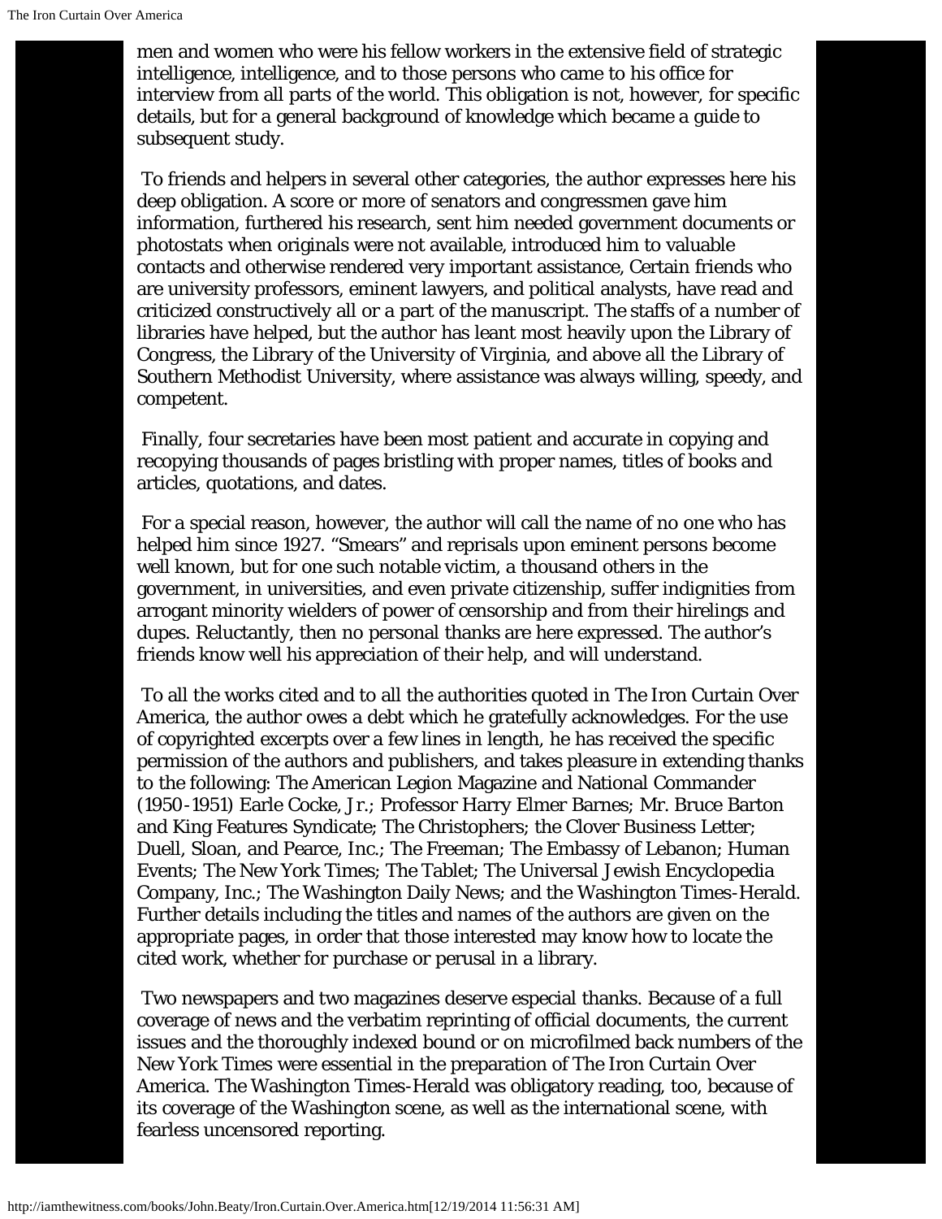men and women who were his fellow workers in the extensive field of strategic intelligence, intelligence, and to those persons who came to his office for interview from all parts of the world. This obligation is not, however, for specific details, but for a general background of knowledge which became a guide to subsequent study.

To friends and helpers in several other categories, the author expresses here his deep obligation. A score or more of senators and congressmen gave him information, furthered his research, sent him needed government documents or photostats when originals were not available, introduced him to valuable contacts and otherwise rendered very important assistance, Certain friends who are university professors, eminent lawyers, and political analysts, have read and criticized constructively all or a part of the manuscript. The staffs of a number of libraries have helped, but the author has leant most heavily upon the Library of Congress, the Library of the University of Virginia, and above all the Library of Southern Methodist University, where assistance was always willing, speedy, and competent.

Finally, four secretaries have been most patient and accurate in copying and recopying thousands of pages bristling with proper names, titles of books and articles, quotations, and dates.

For a special reason, however, the author will call the name of no one who has helped him since 1927. "Smears" and reprisals upon eminent persons become well known, but for one such notable victim, a thousand others in the government, in universities, and even private citizenship, suffer indignities from arrogant minority wielders of power of censorship and from their hirelings and dupes. Reluctantly, then no personal thanks are here expressed. The author's friends know well his appreciation of their help, and will understand.

To all the works cited and to all the authorities quoted in The Iron Curtain Over America, the author owes a debt which he gratefully acknowledges. For the use of copyrighted excerpts over a few lines in length, he has received the specific permission of the authors and publishers, and takes pleasure in extending thanks to the following: The American Legion Magazine and National Commander (1950-1951) Earle Cocke, Jr.; Professor Harry Elmer Barnes; Mr. Bruce Barton and King Features Syndicate; The Christophers; the Clover Business Letter; Duell, Sloan, and Pearce, Inc.; The Freeman; The Embassy of Lebanon; Human Events; The New York Times; The Tablet; The Universal Jewish Encyclopedia Company, Inc.; The Washington Daily News; and the Washington Times-Herald. Further details including the titles and names of the authors are given on the appropriate pages, in order that those interested may know how to locate the cited work, whether for purchase or perusal in a library.

Two newspapers and two magazines deserve especial thanks. Because of a full coverage of news and the verbatim reprinting of official documents, the current issues and the thoroughly indexed bound or on microfilmed back numbers of the New York Times were essential in the preparation of The Iron Curtain Over America. The Washington Times-Herald was obligatory reading, too, because of its coverage of the Washington scene, as well as the international scene, with fearless uncensored reporting.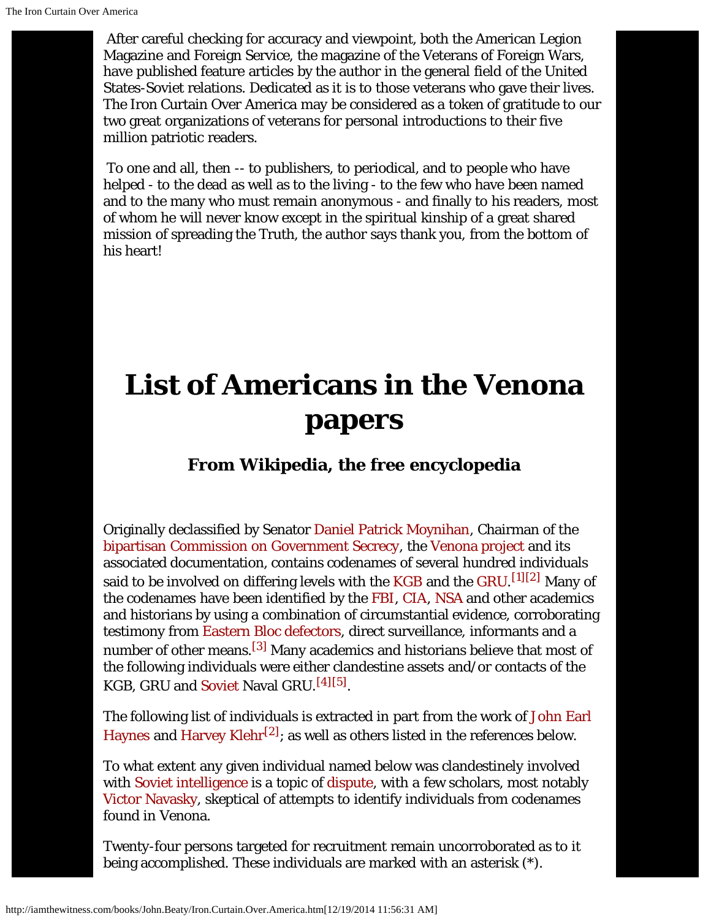After careful checking for accuracy and viewpoint, both the American Legion Magazine and Foreign Service, the magazine of the Veterans of Foreign Wars, have published feature articles by the author in the general field of the United States-Soviet relations. Dedicated as it is to those veterans who gave their lives. The Iron Curtain Over America may be considered as a token of gratitude to our two great organizations of veterans for personal introductions to their five million patriotic readers.

To one and all, then -- to publishers, to periodical, and to people who have helped - to the dead as well as to the living - to the few who have been named and to the many who must remain anonymous - and finally to his readers, most of whom he will never know except in the spiritual kinship of a great shared mission of spreading the Truth, the author says thank you, from the bottom of his heart!

# List of Americans in the Venona papers

### From Wikipedia, the free encyclopedia

Originally declassified by Senator Daniel Patrick Moynihan, Chairman of the bipartisan Commission on Government Secrecy, the Venona project and its associated documentation, contains codenames of several hundred individuals said to be involved on differing levels with the KGB and the GRU.[1][2] Many of the codenames have been identified by the FBI, CIA, NSA and other academics and historians by using a combination of circumstantial evidence, corroborating testimony from Eastern Bloc defectors, direct surveillance, informants and a number of other means.[3] Many academics and historians believe that most of the following individuals were either clandestine assets and/or contacts of the KGB, GRU and Soviet Naval GRU.[4][5].

The following list of individuals is extracted in part from the work of John Earl Haynes and Harvey Klehr[2]; as well as others listed in the references below.

To what extent any given individual named below was clandestinely involved with Soviet intelligence is a topic of dispute, with a few scholars, most notably Victor Navasky, skeptical of attempts to identify individuals from codenames found in Venona.

Twenty-four persons targeted for recruitment remain uncorroborated as to it being accomplished. These individuals are marked with an asterisk (*).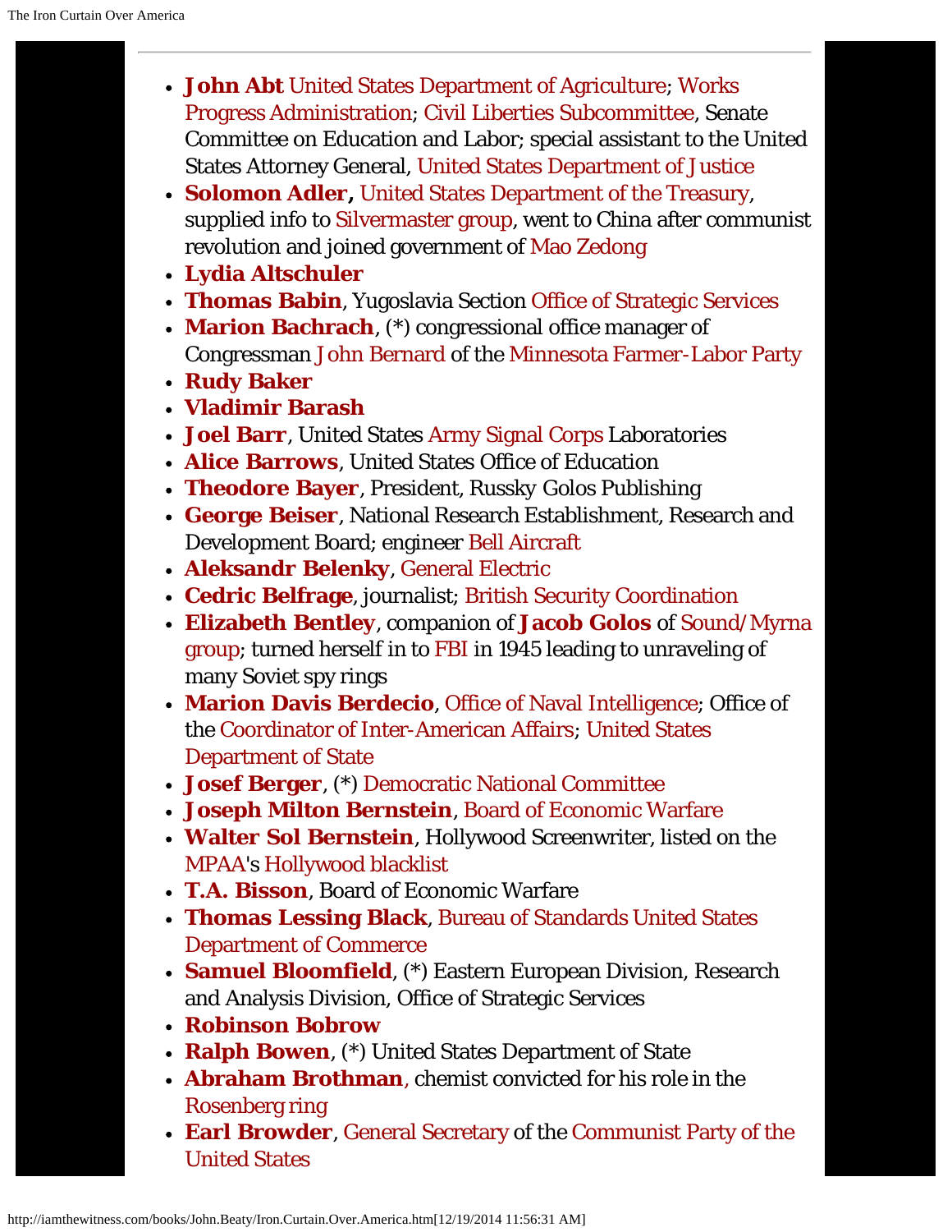- **John Abt** United States Department of Agriculture; Works Progress Administration; Civil Liberties Subcommittee, Senate Committee on Education and Labor; special assistant to the United States Attorney General, United States Department of Justice
- **Solomon Adler,** United States Department of the Treasury, supplied info to Silvermaster group, went to China after communist revolution and joined government of Mao Zedong
- **Lydia Altschuler**
- **Thomas Babin**, Yugoslavia Section Office of Strategic Services
- **Marion Bachrach**, (*) congressional office manager of Congressman John Bernard of the Minnesota Farmer-Labor Party
- **Rudy Baker**
- **Vladimir Barash**
- **Joel Barr**, United States Army Signal Corps Laboratories
- **Alice Barrows**, United States Office of Education
- **Theodore Bayer**, President, Russky Golos Publishing
- **George Beiser**, National Research Establishment, Research and Development Board; engineer Bell Aircraft
- **Aleksandr Belenky**, General Electric
- **Cedric Belfrage**, journalist; British Security Coordination
- **Elizabeth Bentley**, companion of **Jacob Golos** of Sound/Myrna group; turned herself in to FBI in 1945 leading to unraveling of many Soviet spy rings
- **Marion Davis Berdecio**, Office of Naval Intelligence; Office of the Coordinator of Inter-American Affairs; United States Department of State
- **Josef Berger**, (*) Democratic National Committee
- **Joseph Milton Bernstein**, Board of Economic Warfare
- **Walter Sol Bernstein**, Hollywood Screenwriter, listed on the MPAA's Hollywood blacklist
- **T.A. Bisson**, Board of Economic Warfare
- **Thomas Lessing Black**, Bureau of Standards United States Department of Commerce
- **Samuel Bloomfield**, (*) Eastern European Division, Research and Analysis Division, Office of Strategic Services
- **Robinson Bobrow**
- **Ralph Bowen**, (*) United States Department of State
- **Abraham Brothman**, chemist convicted for his role in the Rosenberg ring
- **Earl Browder**, General Secretary of the Communist Party of the United States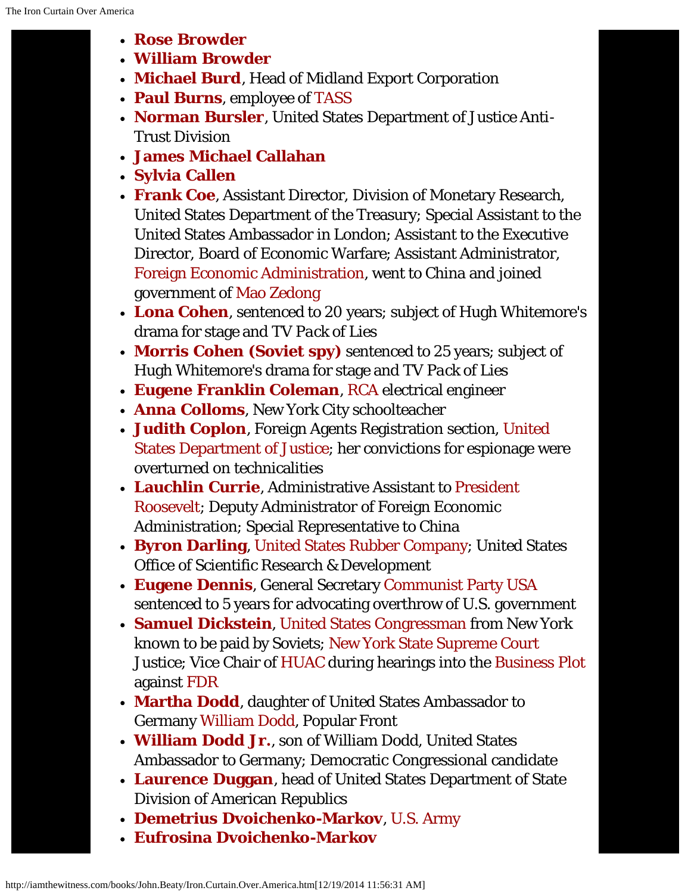- **Rose Browder**
- **William Browder**
- **Michael Burd**, Head of Midland Export Corporation
- **Paul Burns**, employee of TASS
- **Norman Bursler**, United States Department of Justice Anti-Trust Division
- **James Michael Callahan**
- **Sylvia Callen**
- **Frank Coe**, Assistant Director, Division of Monetary Research, United States Department of the Treasury; Special Assistant to the United States Ambassador in London; Assistant to the Executive Director, Board of Economic Warfare; Assistant Administrator, Foreign Economic Administration, went to China and joined government of Mao Zedong
- **Lona Cohen**, sentenced to 20 years; subject of Hugh Whitemore's drama for stage and TV *Pack of Lies*
- **Morris Cohen (Soviet spy)** sentenced to 25 years; subject of Hugh Whitemore's drama for stage and TV *Pack of Lies*
- **Eugene Franklin Coleman**, RCA electrical engineer
- **Anna Colloms**, New York City schoolteacher
- **Judith Coplon**, Foreign Agents Registration section, United States Department of Justice; her convictions for espionage were overturned on technicalities
- **Lauchlin Currie**, Administrative Assistant to President Roosevelt; Deputy Administrator of Foreign Economic Administration; Special Representative to China
- **Byron Darling**, United States Rubber Company; United States Office of Scientific Research & Development
- **Eugene Dennis**, General Secretary Communist Party USA sentenced to 5 years for advocating overthrow of U.S. government
- **Samuel Dickstein**, United States Congressman from New York known to be paid by Soviets; New York State Supreme Court Justice; Vice Chair of HUAC during hearings into the Business Plot against FDR
- **Martha Dodd**, daughter of United States Ambassador to Germany William Dodd, Popular Front
- **William Dodd Jr.**, son of William Dodd, United States Ambassador to Germany; Democratic Congressional candidate
- **Laurence Duggan**, head of United States Department of State Division of American Republics
- **Demetrius Dvoichenko-Markov**, U.S. Army
- **Eufrosina Dvoichenko-Markov**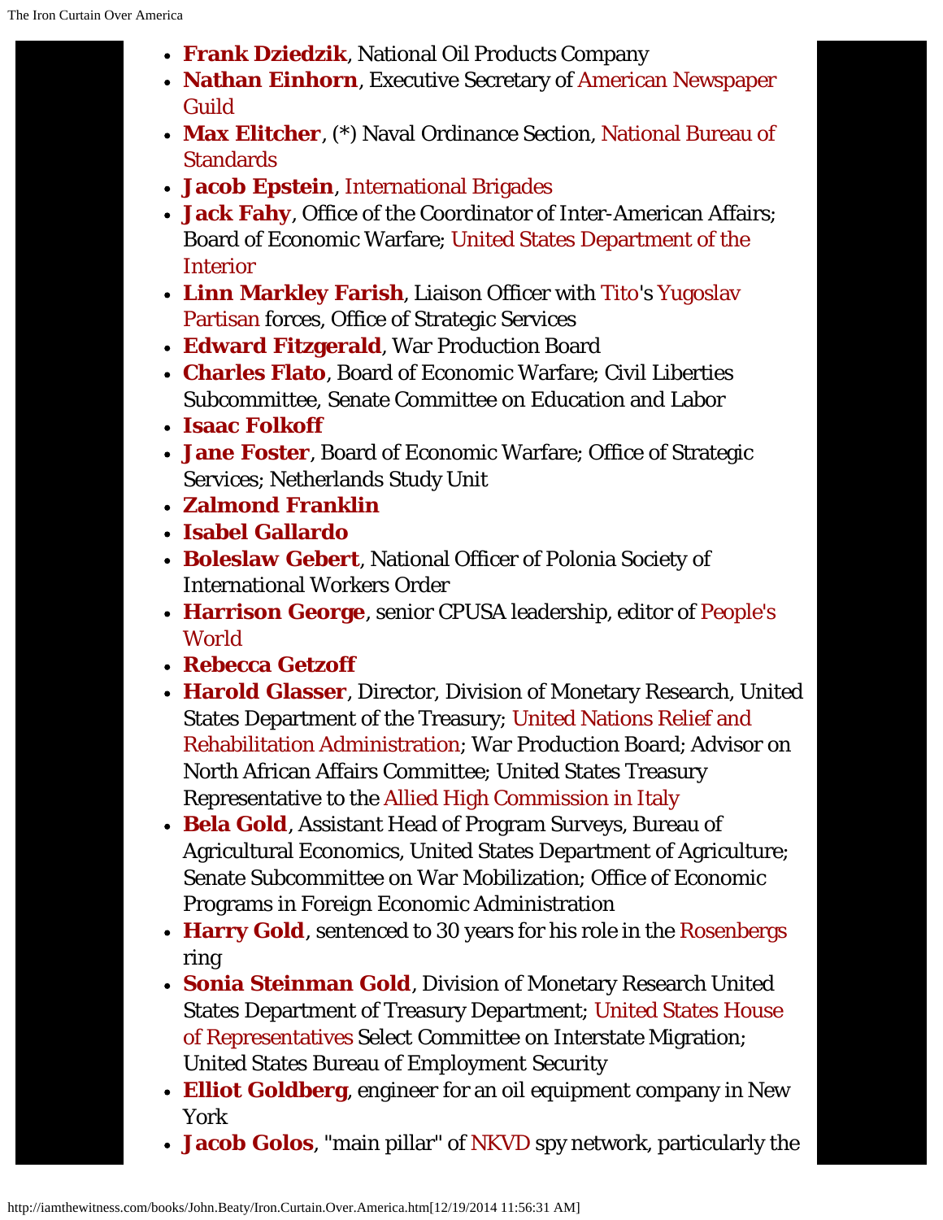- **Frank Dziedzik**, National Oil Products Company
- **Nathan Einhorn**, Executive Secretary of American Newspaper Guild
- **Max Elitcher**, (*) Naval Ordinance Section, National Bureau of Standards
- **Jacob Epstein**, International Brigades
- **Jack Fahy**, Office of the Coordinator of Inter-American Affairs; Board of Economic Warfare; United States Department of the Interior
- **Linn Markley Farish**, Liaison Officer with Tito's Yugoslav Partisan forces, Office of Strategic Services
- **Edward Fitzgerald**, War Production Board
- **Charles Flato**, Board of Economic Warfare; Civil Liberties Subcommittee, Senate Committee on Education and Labor
- **Isaac Folkoff**
- **Jane Foster**, Board of Economic Warfare; Office of Strategic Services; Netherlands Study Unit
- **Zalmond Franklin**
- **Isabel Gallardo**
- **Boleslaw Gebert**, National Officer of Polonia Society of International Workers Order
- **Harrison George**, senior CPUSA leadership, editor of People's World
- **Rebecca Getzoff**
- **Harold Glasser**, Director, Division of Monetary Research, United States Department of the Treasury; United Nations Relief and Rehabilitation Administration; War Production Board; Advisor on North African Affairs Committee; United States Treasury Representative to the Allied High Commission in Italy
- **Bela Gold**, Assistant Head of Program Surveys, Bureau of Agricultural Economics, United States Department of Agriculture; Senate Subcommittee on War Mobilization; Office of Economic Programs in Foreign Economic Administration
- **Harry Gold**, sentenced to 30 years for his role in the Rosenbergs ring
- **Sonia Steinman Gold**, Division of Monetary Research United States Department of Treasury Department; United States House of Representatives Select Committee on Interstate Migration; United States Bureau of Employment Security
- **Elliot Goldberg**, engineer for an oil equipment company in New York
- **Jacob Golos**, "main pillar" of NKVD spy network, particularly the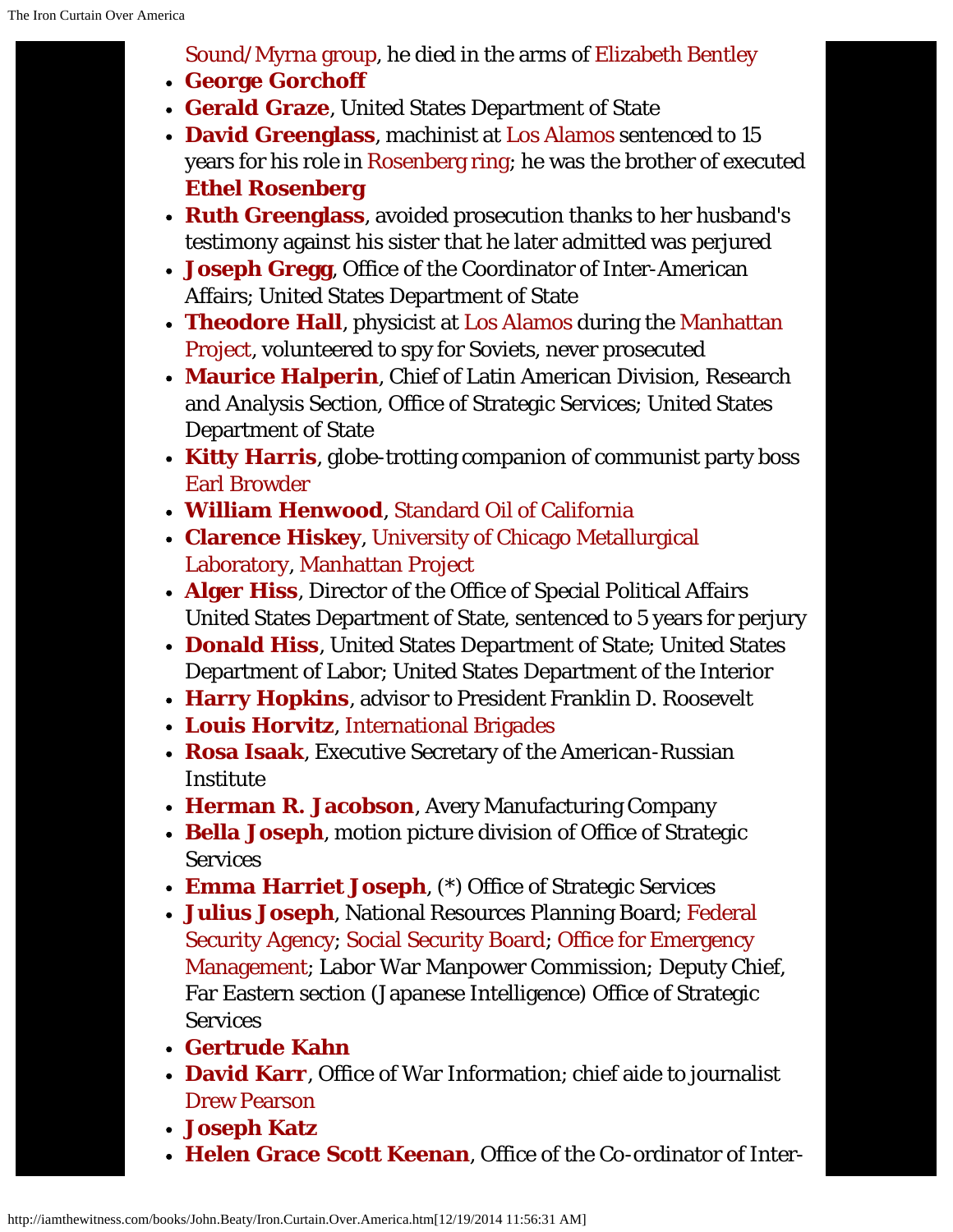Sound/Myrna group, he died in the arms of Elizabeth Bentley

- **George Gorchoff**
- **Gerald Graze**, United States Department of State
- **David Greenglass**, machinist at Los Alamos sentenced to 15 years for his role in Rosenberg ring; he was the brother of executed **Ethel Rosenberg**
- **Ruth Greenglass**, avoided prosecution thanks to her husband's testimony against his sister that he later admitted was perjured
- **Joseph Gregg**, Office of the Coordinator of Inter-American Affairs; United States Department of State
- **Theodore Hall**, physicist at Los Alamos during the Manhattan Project, volunteered to spy for Soviets, never prosecuted
- **Maurice Halperin**, Chief of Latin American Division, Research and Analysis Section, Office of Strategic Services; United States Department of State
- **Kitty Harris**, globe-trotting companion of communist party boss Earl Browder
- **William Henwood**, Standard Oil of California
- **Clarence Hiskey**, University of Chicago Metallurgical Laboratory, Manhattan Project
- **Alger Hiss**, Director of the Office of Special Political Affairs United States Department of State, sentenced to 5 years for perjury
- **Donald Hiss**, United States Department of State; United States Department of Labor; United States Department of the Interior
- **Harry Hopkins**, advisor to President Franklin D. Roosevelt
- **Louis Horvitz**, International Brigades
- **Rosa Isaak**, Executive Secretary of the American-Russian Institute
- **Herman R. Jacobson**, Avery Manufacturing Company
- **Bella Joseph**, motion picture division of Office of Strategic Services
- **Emma Harriet Joseph**, (*) Office of Strategic Services
- **Julius Joseph**, National Resources Planning Board; Federal Security Agency; Social Security Board; Office for Emergency Management; Labor War Manpower Commission; Deputy Chief, Far Eastern section (Japanese Intelligence) Office of Strategic Services
- **Gertrude Kahn**
- **David Karr**, Office of War Information; chief aide to journalist Drew Pearson
- **Joseph Katz**
- **Helen Grace Scott Keenan**, Office of the Co-ordinator of Inter-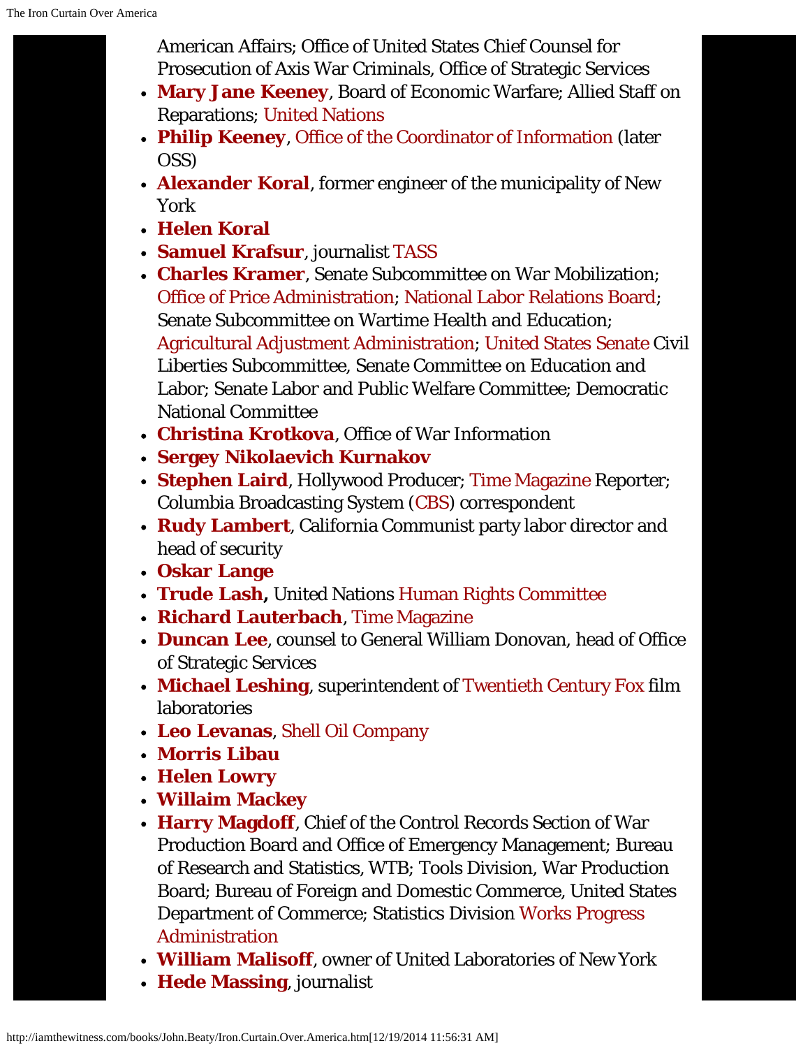American Affairs; Office of United States Chief Counsel for Prosecution of Axis War Criminals, Office of Strategic Services

- **Mary Jane Keeney**, Board of Economic Warfare; Allied Staff on Reparations; United Nations
- **Philip Keeney**, Office of the Coordinator of Information (later OSS)
- **Alexander Koral**, former engineer of the municipality of New York
- **Helen Koral**
- **Samuel Krafsur**, journalist TASS
- **Charles Kramer**, Senate Subcommittee on War Mobilization; Office of Price Administration; National Labor Relations Board; Senate Subcommittee on Wartime Health and Education; Agricultural Adjustment Administration; United States Senate Civil Liberties Subcommittee, Senate Committee on Education and Labor; Senate Labor and Public Welfare Committee; Democratic National Committee
- **Christina Krotkova**, Office of War Information
- **Sergey Nikolaevich Kurnakov**
- **Stephen Laird**, Hollywood Producer; Time Magazine Reporter; Columbia Broadcasting System (CBS) correspondent
- **Rudy Lambert**, California Communist party labor director and head of security
- **Oskar Lange**
- **Trude Lash,** United Nations Human Rights Committee
- **Richard Lauterbach**, Time Magazine
- **Duncan Lee**, counsel to General William Donovan, head of Office of Strategic Services
- **Michael Leshing**, superintendent of Twentieth Century Fox film laboratories
- **Leo Levanas**, Shell Oil Company
- **Morris Libau**
- **Helen Lowry**
- **Willaim Mackey**
- **Harry Magdoff**, Chief of the Control Records Section of War Production Board and Office of Emergency Management; Bureau of Research and Statistics, WTB; Tools Division, War Production Board; Bureau of Foreign and Domestic Commerce, United States Department of Commerce; Statistics Division Works Progress Administration
- **William Malisoff**, owner of United Laboratories of New York
- **Hede Massing**, journalist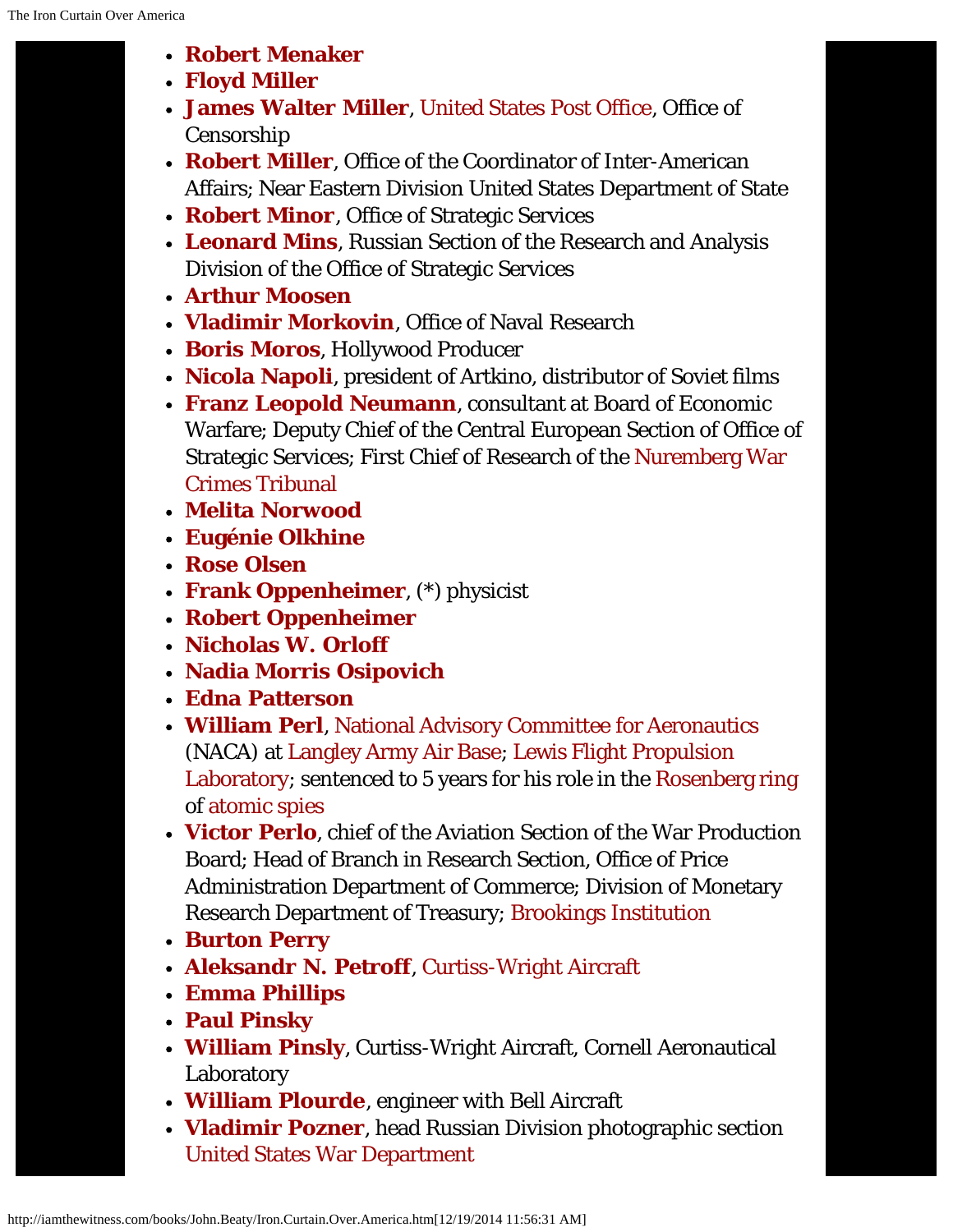- **Robert Menaker**
- **Floyd Miller**
- **James Walter Miller**, United States Post Office, Office of Censorship
- **Robert Miller**, Office of the Coordinator of Inter-American Affairs; Near Eastern Division United States Department of State
- **Robert Minor**, Office of Strategic Services
- **Leonard Mins**, Russian Section of the Research and Analysis Division of the Office of Strategic Services
- **Arthur Moosen**
- **Vladimir Morkovin**, Office of Naval Research
- **Boris Moros**, Hollywood Producer
- **Nicola Napoli**, president of Artkino, distributor of Soviet films
- **Franz Leopold Neumann**, consultant at Board of Economic Warfare; Deputy Chief of the Central European Section of Office of Strategic Services; First Chief of Research of the Nuremberg War Crimes Tribunal
- **Melita Norwood**
- **Eugénie Olkhine**
- **Rose Olsen**
- **Frank Oppenheimer**, (*) physicist
- **Robert Oppenheimer**
- **Nicholas W. Orloff**
- **Nadia Morris Osipovich**
- **Edna Patterson**
- **William Perl**, National Advisory Committee for Aeronautics (NACA) at Langley Army Air Base; Lewis Flight Propulsion Laboratory; sentenced to 5 years for his role in the Rosenberg ring of atomic spies
- **Victor Perlo**, chief of the Aviation Section of the War Production Board; Head of Branch in Research Section, Office of Price Administration Department of Commerce; Division of Monetary Research Department of Treasury; Brookings Institution
- **Burton Perry**
- **Aleksandr N. Petroff**, Curtiss-Wright Aircraft
- **Emma Phillips**
- **Paul Pinsky**
- **William Pinsly**, Curtiss-Wright Aircraft, Cornell Aeronautical Laboratory
- **William Plourde**, engineer with Bell Aircraft
- **Vladimir Pozner**, head Russian Division photographic section United States War Department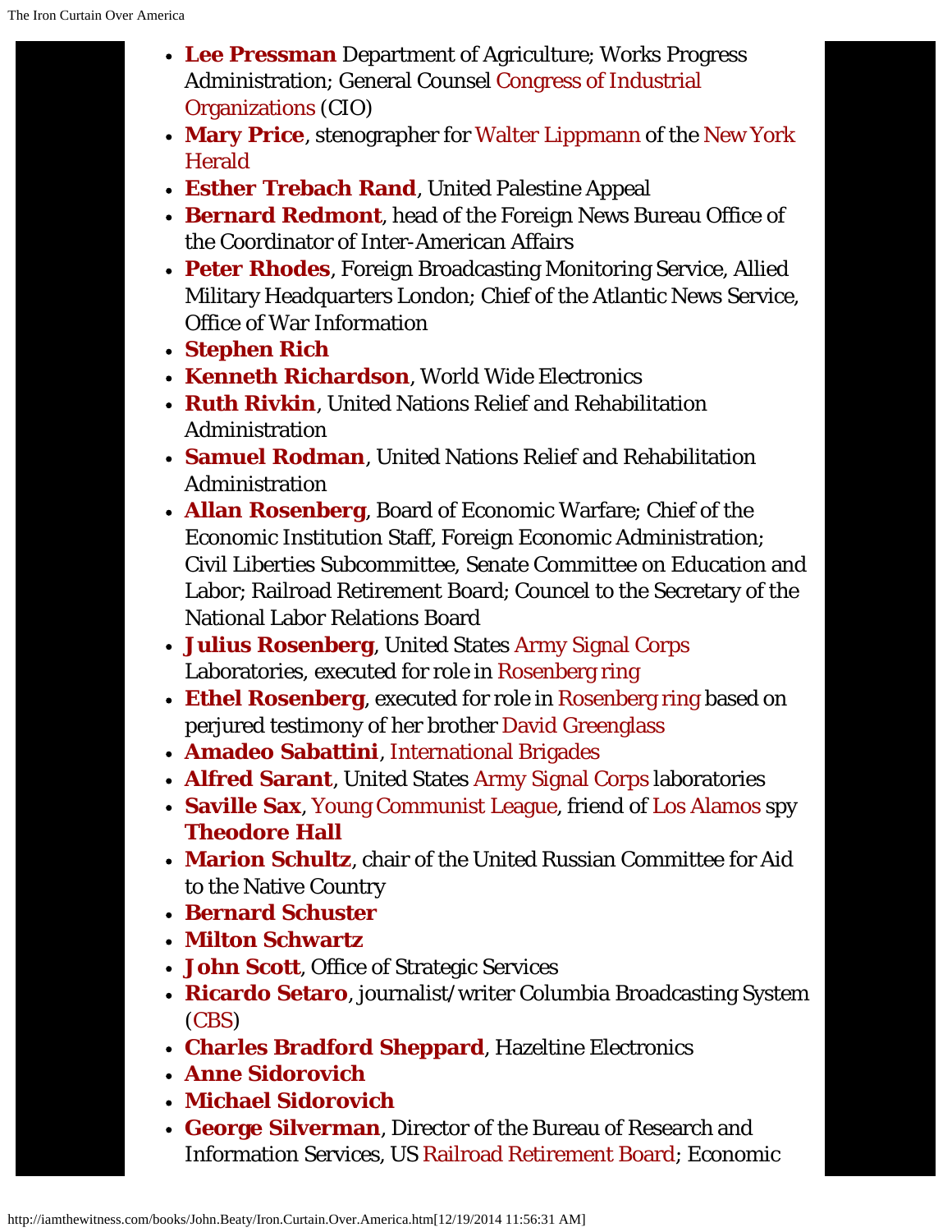- **Lee Pressman** Department of Agriculture; Works Progress Administration; General Counsel Congress of Industrial Organizations (CIO)
- **Mary Price**, stenographer for Walter Lippmann of the New York Herald
- **Esther Trebach Rand**, United Palestine Appeal
- **Bernard Redmont**, head of the Foreign News Bureau Office of the Coordinator of Inter-American Affairs
- **Peter Rhodes**, Foreign Broadcasting Monitoring Service, Allied Military Headquarters London; Chief of the Atlantic News Service, Office of War Information
- **Stephen Rich**
- **Kenneth Richardson**, World Wide Electronics
- **Ruth Rivkin**, United Nations Relief and Rehabilitation Administration
- **Samuel Rodman**, United Nations Relief and Rehabilitation Administration
- **Allan Rosenberg**, Board of Economic Warfare; Chief of the Economic Institution Staff, Foreign Economic Administration; Civil Liberties Subcommittee, Senate Committee on Education and Labor; Railroad Retirement Board; Councel to the Secretary of the National Labor Relations Board
- **Julius Rosenberg**, United States Army Signal Corps Laboratories, executed for role in Rosenberg ring
- **Ethel Rosenberg**, executed for role in Rosenberg ring based on perjured testimony of her brother David Greenglass
- **Amadeo Sabattini**, International Brigades
- **Alfred Sarant**, United States Army Signal Corps laboratories
- **Saville Sax**, Young Communist League, friend of Los Alamos spy **Theodore Hall**
- **Marion Schultz**, chair of the United Russian Committee for Aid to the Native Country
- **Bernard Schuster**
- **Milton Schwartz**
- **John Scott**, Office of Strategic Services
- **Ricardo Setaro**, journalist/writer Columbia Broadcasting System (CBS)
- **Charles Bradford Sheppard**, Hazeltine Electronics
- **Anne Sidorovich**
- **Michael Sidorovich**
- **George Silverman**, Director of the Bureau of Research and Information Services, US Railroad Retirement Board; Economic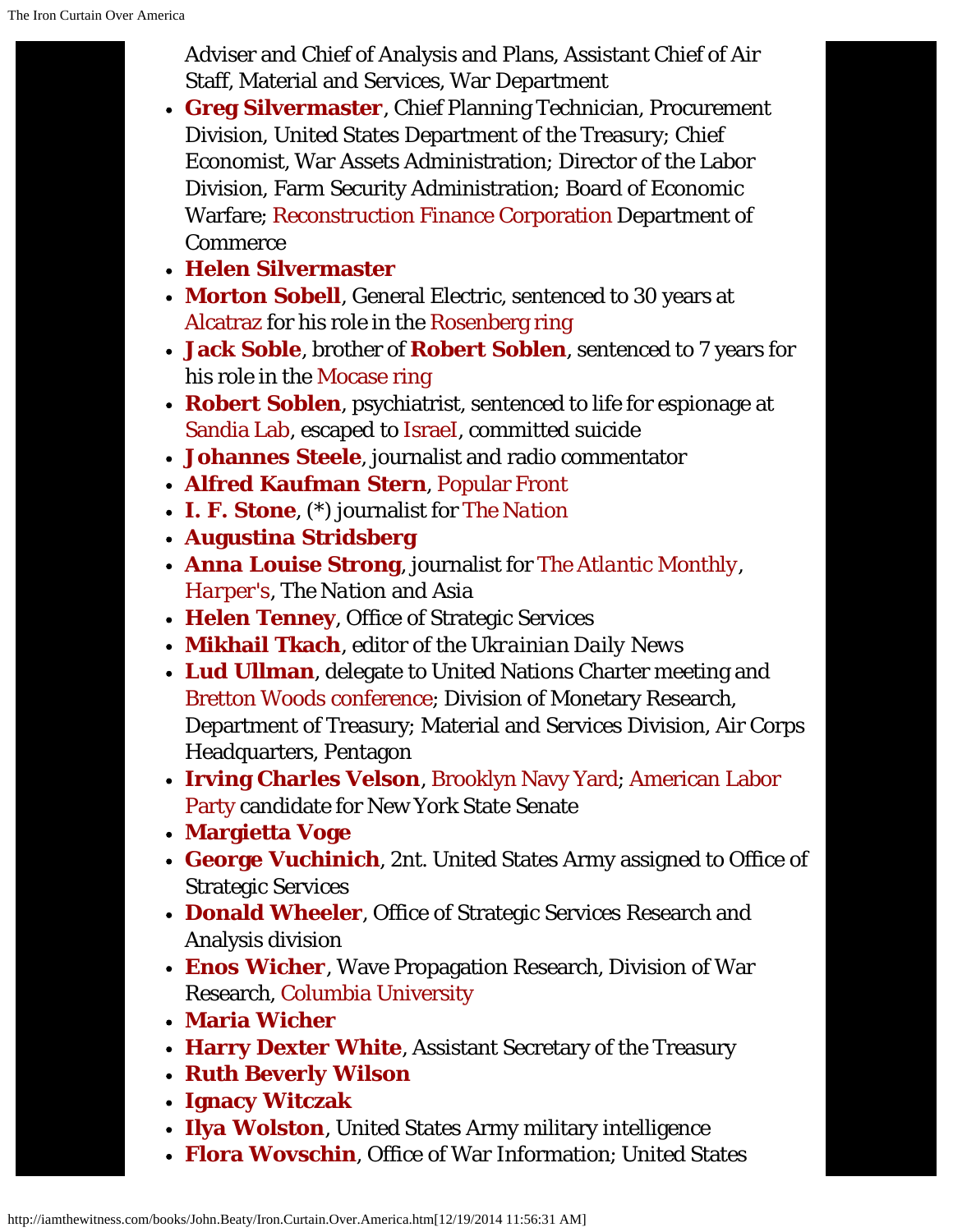Adviser and Chief of Analysis and Plans, Assistant Chief of Air Staff, Material and Services, War Department

- **Greg Silvermaster**, Chief Planning Technician, Procurement Division, United States Department of the Treasury; Chief Economist, War Assets Administration; Director of the Labor Division, Farm Security Administration; Board of Economic Warfare; Reconstruction Finance Corporation Department of Commerce
- **Helen Silvermaster**
- **Morton Sobell**, General Electric, sentenced to 30 years at Alcatraz for his role in the Rosenberg ring
- **Jack Soble**, brother of **Robert Soblen**, sentenced to 7 years for his role in the Mocase ring
- **Robert Soblen**, psychiatrist, sentenced to life for espionage at Sandia Lab, escaped to IsraeI, committed suicide
- **Johannes Steele**, journalist and radio commentator
- **Alfred Kaufman Stern**, Popular Front
- **I. F. Stone**, (*) journalist for *The Nation*
- **Augustina Stridsberg**
- **Anna Louise Strong**, journalist for *The Atlantic Monthly*, *Harper's*, The Nation and Asia
- **Helen Tenney**, Office of Strategic Services
- **Mikhail Tkach**, editor of the *Ukrainian Daily News*
- **Lud Ullman**, delegate to United Nations Charter meeting and Bretton Woods conference; Division of Monetary Research, Department of Treasury; Material and Services Division, Air Corps Headquarters, Pentagon
- **Irving Charles Velson**, Brooklyn Navy Yard; American Labor Party candidate for New York State Senate
- **Margietta Voge**
- **George Vuchinich**, 2nt. United States Army assigned to Office of Strategic Services
- **Donald Wheeler**, Office of Strategic Services Research and Analysis division
- **Enos Wicher**, Wave Propagation Research, Division of War Research, Columbia University
- **Maria Wicher**
- **Harry Dexter White**, Assistant Secretary of the Treasury
- **Ruth Beverly Wilson**
- **Ignacy Witczak**
- **Ilya Wolston**, United States Army military intelligence
- **Flora Wovschin**, Office of War Information; United States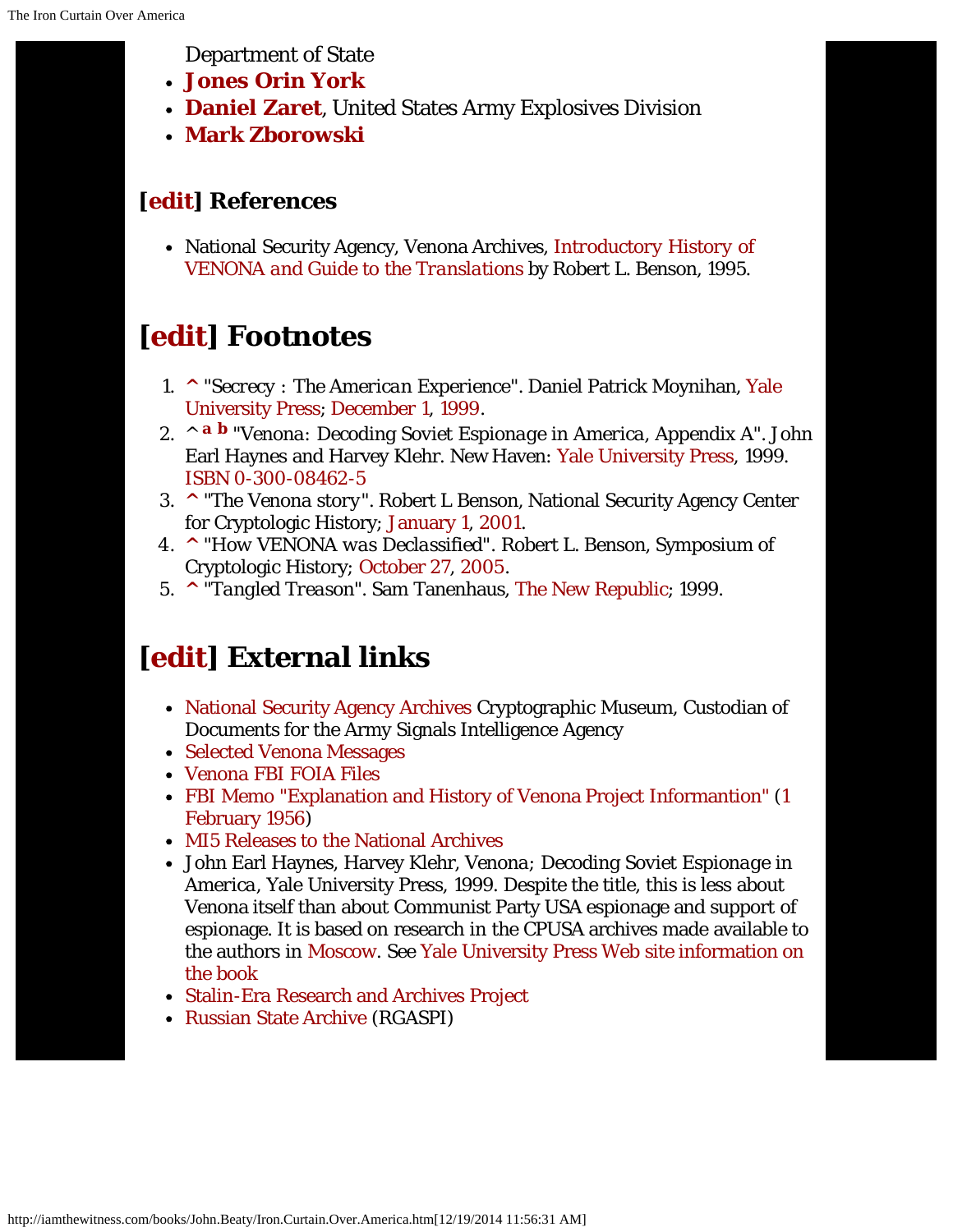Department of State

- **Jones Orin York**
- **Daniel Zaret**, United States Army Explosives Division
- **Mark Zborowski**

### [edit] References

- National Security Agency, Venona Archives, Introductory History of VENONA and Guide to the Translations by Robert L. Benson, 1995.

## [edit] Footnotes

1. ^ "Secrecy : The American Experience". Daniel Patrick Moynihan, Yale University Press; December 1, 1999.
2. ^ a b "Venona: Decoding Soviet Espionage in America, Appendix A". John Earl Haynes and Harvey Klehr. New Haven: Yale University Press, 1999. ISBN 0-300-08462-5
3. ^ "The Venona story". Robert L Benson, National Security Agency Center for Cryptologic History; January 1, 2001.
4. ^ "How VENONA was Declassified". Robert L. Benson, Symposium of Cryptologic History; October 27, 2005.
5. ^ "Tangled Treason". Sam Tanenhaus, The New Republic; 1999.

## [edit] External links

- National Security Agency Archives Cryptographic Museum, Custodian of Documents for the Army Signals Intelligence Agency
- Selected Venona Messages
- Venona FBI FOIA Files
- FBI Memo "Explanation and History of Venona Project Informantion" (1 February 1956)
- MI5 Releases to the National Archives
- John Earl Haynes, Harvey Klehr, Venona; Decoding Soviet Espionage in America, Yale University Press, 1999. Despite the title, this is less about Venona itself than about Communist Party USA espionage and support of espionage. It is based on research in the CPUSA archives made available to the authors in Moscow. See Yale University Press Web site information on the book
- Stalin-Era Research and Archives Project
- Russian State Archive (RGASPI)